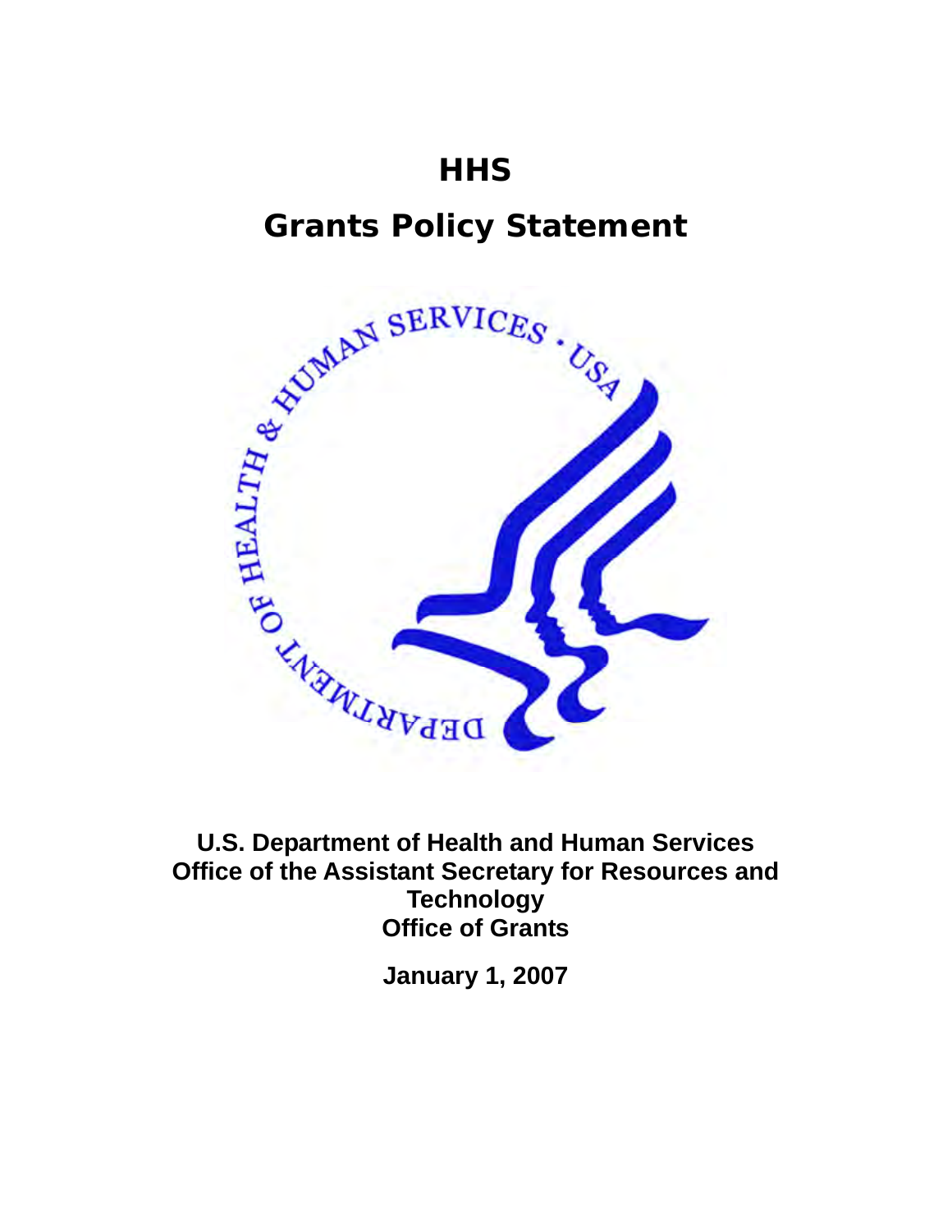# HHS

# Grants Policy Statement

**U.S. Department of Health and Human Services**
**Office of the Assistant Secretary for Resources and Technology**
**Office of Grants**

**January 1, 2007**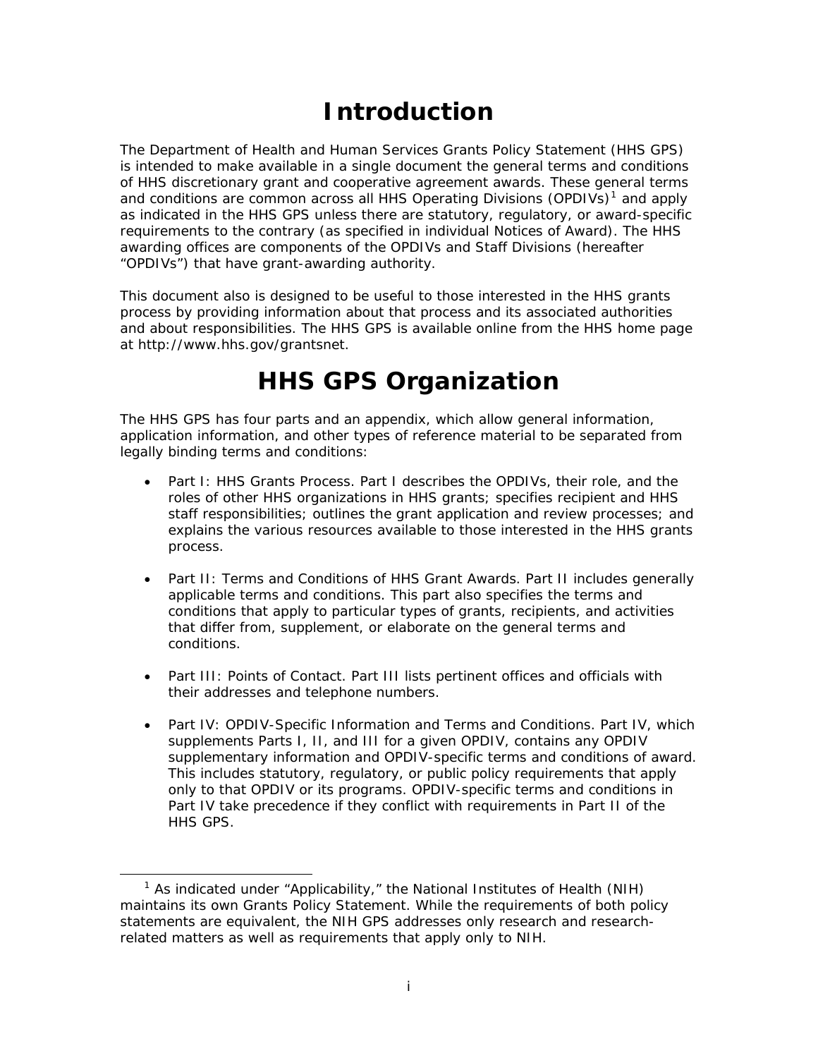# Introduction

The Department of Health and Human Services Grants Policy Statement (HHS GPS) is intended to make available in a single document the general terms and conditions of HHS discretionary grant and cooperative agreement awards. These general terms and conditions are common across all HHS Operating Divisions (OPDIVs)[1] and apply as indicated in the HHS GPS unless there are statutory, regulatory, or award-specific requirements to the contrary (as specified in individual Notices of Award). The HHS awarding offices are components of the OPDIVs and Staff Divisions (hereafter "OPDIVs") that have grant-awarding authority.

This document also is designed to be useful to those interested in the HHS grants process by providing information about that process and its associated authorities and about responsibilities. The HHS GPS is available online from the HHS home page at http://www.hhs.gov/grantsnet.

# HHS GPS Organization

The HHS GPS has four parts and an appendix, which allow general information, application information, and other types of reference material to be separated from legally binding terms and conditions:

- Part I: HHS Grants Process. Part I describes the OPDIVs, their role, and the roles of other HHS organizations in HHS grants; specifies recipient and HHS staff responsibilities; outlines the grant application and review processes; and explains the various resources available to those interested in the HHS grants process.

- Part II: Terms and Conditions of HHS Grant Awards. Part II includes generally applicable terms and conditions. This part also specifies the terms and conditions that apply to particular types of grants, recipients, and activities that differ from, supplement, or elaborate on the general terms and conditions.

- Part III: Points of Contact. Part III lists pertinent offices and officials with their addresses and telephone numbers.

- Part IV: OPDIV-Specific Information and Terms and Conditions. Part IV, which supplements Parts I, II, and III for a given OPDIV, contains any OPDIV supplementary information and OPDIV-specific terms and conditions of award. This includes statutory, regulatory, or public policy requirements that apply only to that OPDIV or its programs. OPDIV-specific terms and conditions in Part IV take precedence if they conflict with requirements in Part II of the HHS GPS.

---

[1] As indicated under "Applicability," the National Institutes of Health (NIH) maintains its own Grants Policy Statement. While the requirements of both policy statements are equivalent, the NIH GPS addresses only research and research-related matters as well as requirements that apply only to NIH.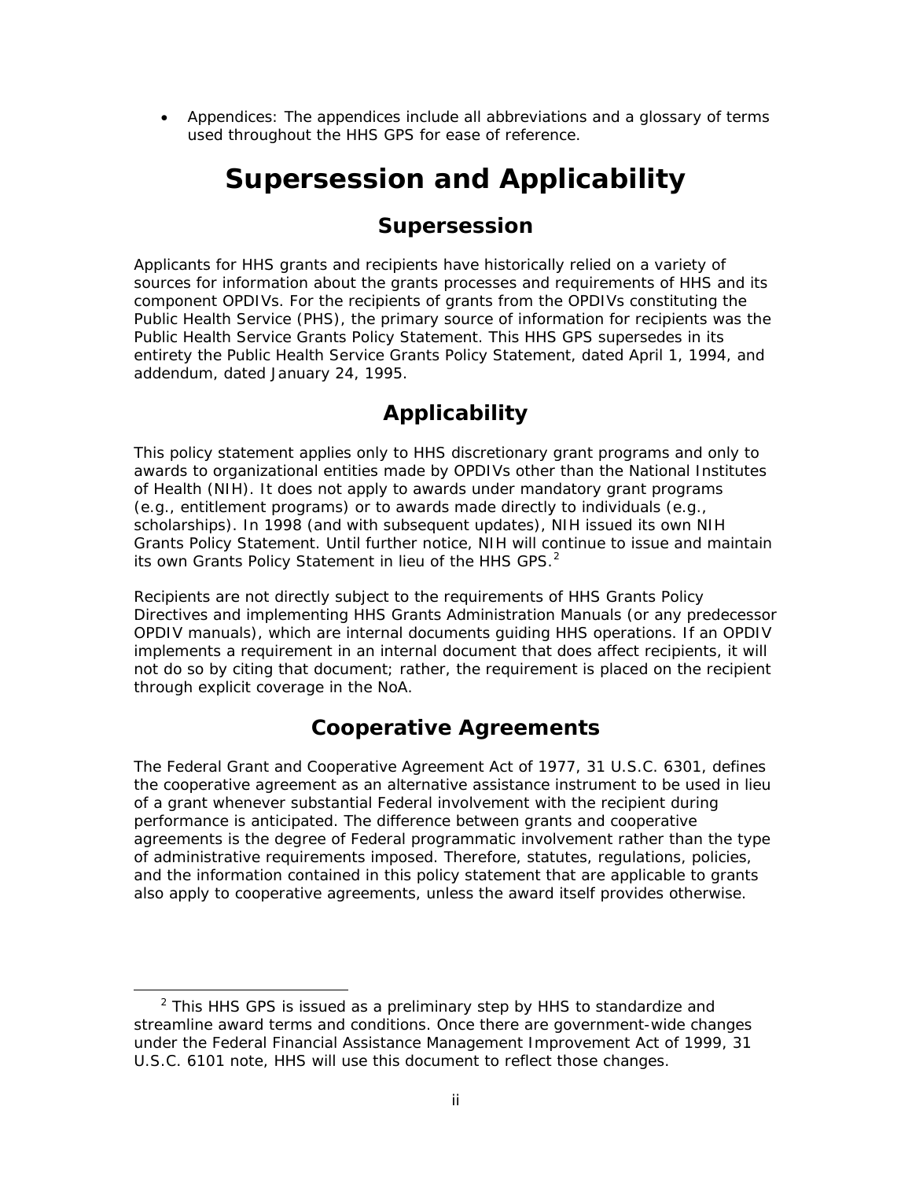- Appendices: The appendices include all abbreviations and a glossary of terms used throughout the HHS GPS for ease of reference.

# Supersession and Applicability

## Supersession

Applicants for HHS grants and recipients have historically relied on a variety of sources for information about the grants processes and requirements of HHS and its component OPDIVs. For the recipients of grants from the OPDIVs constituting the Public Health Service (PHS), the primary source of information for recipients was the Public Health Service Grants Policy Statement. This HHS GPS supersedes in its entirety the Public Health Service Grants Policy Statement, dated April 1, 1994, and addendum, dated January 24, 1995.

## Applicability

This policy statement applies only to HHS discretionary grant programs and only to awards to organizational entities made by OPDIVs other than the National Institutes of Health (NIH). It does not apply to awards under mandatory grant programs (e.g., entitlement programs) or to awards made directly to individuals (e.g., scholarships). In 1998 (and with subsequent updates), NIH issued its own NIH Grants Policy Statement. Until further notice, NIH will continue to issue and maintain its own Grants Policy Statement in lieu of the HHS GPS.[2]

Recipients are not directly subject to the requirements of HHS Grants Policy Directives and implementing HHS Grants Administration Manuals (or any predecessor OPDIV manuals), which are internal documents guiding HHS operations. If an OPDIV implements a requirement in an internal document that does affect recipients, it will not do so by citing that document; rather, the requirement is placed on the recipient through explicit coverage in the NoA.

## Cooperative Agreements

The Federal Grant and Cooperative Agreement Act of 1977, 31 U.S.C. 6301, defines the cooperative agreement as an alternative assistance instrument to be used in lieu of a grant whenever substantial Federal involvement with the recipient during performance is anticipated. The difference between grants and cooperative agreements is the degree of Federal programmatic involvement rather than the type of administrative requirements imposed. Therefore, statutes, regulations, policies, and the information contained in this policy statement that are applicable to grants also apply to cooperative agreements, unless the award itself provides otherwise.

---

[2] This HHS GPS is issued as a preliminary step by HHS to standardize and streamline award terms and conditions. Once there are government-wide changes under the Federal Financial Assistance Management Improvement Act of 1999, 31 U.S.C. 6101 note, HHS will use this document to reflect those changes.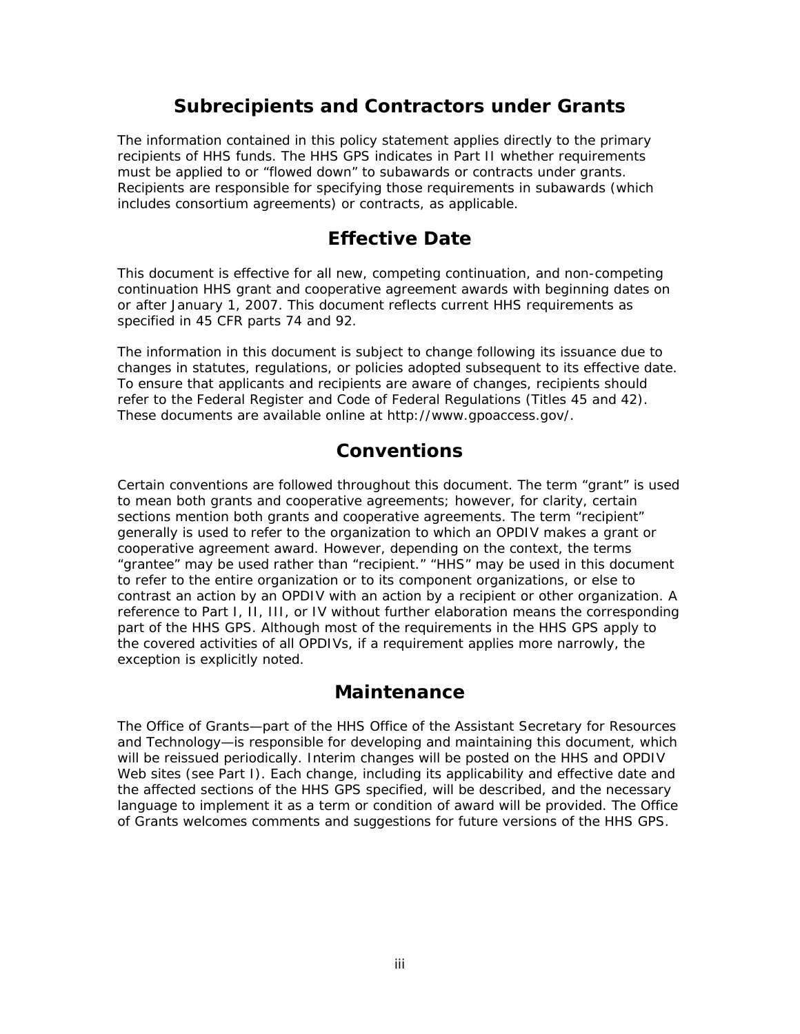## Subrecipients and Contractors under Grants

The information contained in this policy statement applies directly to the primary recipients of HHS funds. The HHS GPS indicates in Part II whether requirements must be applied to or "flowed down" to subawards or contracts under grants. Recipients are responsible for specifying those requirements in subawards (which includes consortium agreements) or contracts, as applicable.

## Effective Date

This document is effective for all new, competing continuation, and non-competing continuation HHS grant and cooperative agreement awards with beginning dates on or after January 1, 2007. This document reflects current HHS requirements as specified in 45 CFR parts 74 and 92.

The information in this document is subject to change following its issuance due to changes in statutes, regulations, or policies adopted subsequent to its effective date. To ensure that applicants and recipients are aware of changes, recipients should refer to the Federal Register and Code of Federal Regulations (Titles 45 and 42). These documents are available online at http://www.gpoaccess.gov/.

## Conventions

Certain conventions are followed throughout this document. The term "grant" is used to mean both grants and cooperative agreements; however, for clarity, certain sections mention both grants and cooperative agreements. The term "recipient" generally is used to refer to the organization to which an OPDIV makes a grant or cooperative agreement award. However, depending on the context, the terms "grantee" may be used rather than "recipient." "HHS" may be used in this document to refer to the entire organization or to its component organizations, or else to contrast an action by an OPDIV with an action by a recipient or other organization. A reference to Part I, II, III, or IV without further elaboration means the corresponding part of the HHS GPS. Although most of the requirements in the HHS GPS apply to the covered activities of all OPDIVs, if a requirement applies more narrowly, the exception is explicitly noted.

## Maintenance

The Office of Grants—part of the HHS Office of the Assistant Secretary for Resources and Technology—is responsible for developing and maintaining this document, which will be reissued periodically. Interim changes will be posted on the HHS and OPDIV Web sites (see Part I). Each change, including its applicability and effective date and the affected sections of the HHS GPS specified, will be described, and the necessary language to implement it as a term or condition of award will be provided. The Office of Grants welcomes comments and suggestions for future versions of the HHS GPS.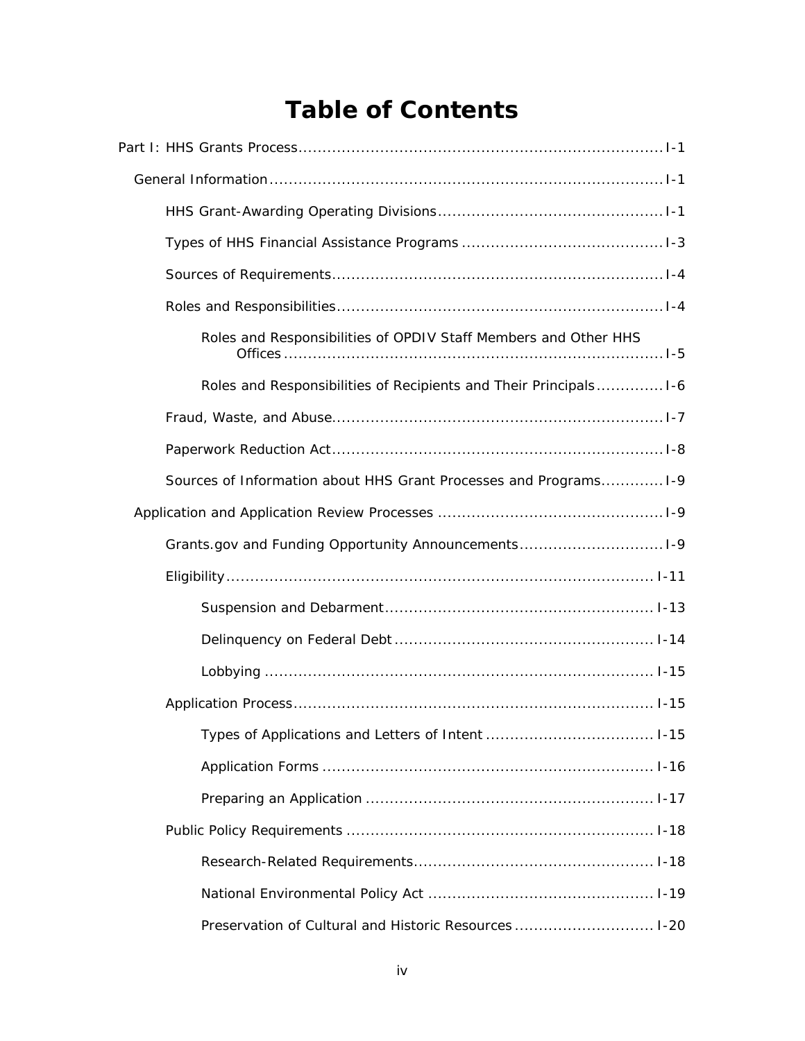# Table of Contents

- Part I: HHS Grants Process ..... I-1
  - General Information ..... I-1
    - HHS Grant-Awarding Operating Divisions ..... I-1
    - Types of HHS Financial Assistance Programs ..... I-3
    - Sources of Requirements ..... I-4
    - Roles and Responsibilities ..... I-4
      - Roles and Responsibilities of OPDIV Staff Members and Other HHS Offices ..... I-5
      - Roles and Responsibilities of Recipients and Their Principals ..... I-6
    - Fraud, Waste, and Abuse ..... I-7
    - Paperwork Reduction Act ..... I-8
    - Sources of Information about HHS Grant Processes and Programs ..... I-9
  - Application and Application Review Processes ..... I-9
    - Grants.gov and Funding Opportunity Announcements ..... I-9
    - Eligibility ..... I-11
      - Suspension and Debarment ..... I-13
      - Delinquency on Federal Debt ..... I-14
      - Lobbying ..... I-15
    - Application Process ..... I-15
      - Types of Applications and Letters of Intent ..... I-15
      - Application Forms ..... I-16
      - Preparing an Application ..... I-17
    - Public Policy Requirements ..... I-18
      - Research-Related Requirements ..... I-18
      - National Environmental Policy Act ..... I-19
      - Preservation of Cultural and Historic Resources ..... I-20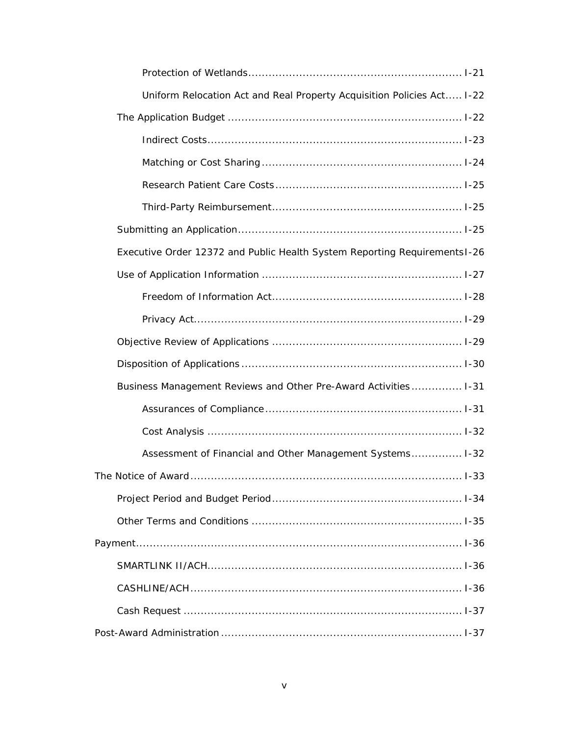- Protection of Wetlands .......... I-21
- Uniform Relocation Act and Real Property Acquisition Policies Act .......... I-22

- The Application Budget .......... I-22
  - Indirect Costs .......... I-23
  - Matching or Cost Sharing .......... I-24
  - Research Patient Care Costs .......... I-25
  - Third-Party Reimbursement .......... I-25
- Submitting an Application .......... I-25
- Executive Order 12372 and Public Health System Reporting Requirements .......... I-26
- Use of Application Information .......... I-27
  - Freedom of Information Act .......... I-28
  - Privacy Act .......... I-29
- Objective Review of Applications .......... I-29
- Disposition of Applications .......... I-30
- Business Management Reviews and Other Pre-Award Activities .......... I-31
  - Assurances of Compliance .......... I-31
  - Cost Analysis .......... I-32
  - Assessment of Financial and Other Management Systems .......... I-32

The Notice of Award .......... I-33

- Project Period and Budget Period .......... I-34
- Other Terms and Conditions .......... I-35

Payment .......... I-36

- SMARTLINK II/ACH .......... I-36
- CASHLINE/ACH .......... I-36
- Cash Request .......... I-37

Post-Award Administration .......... I-37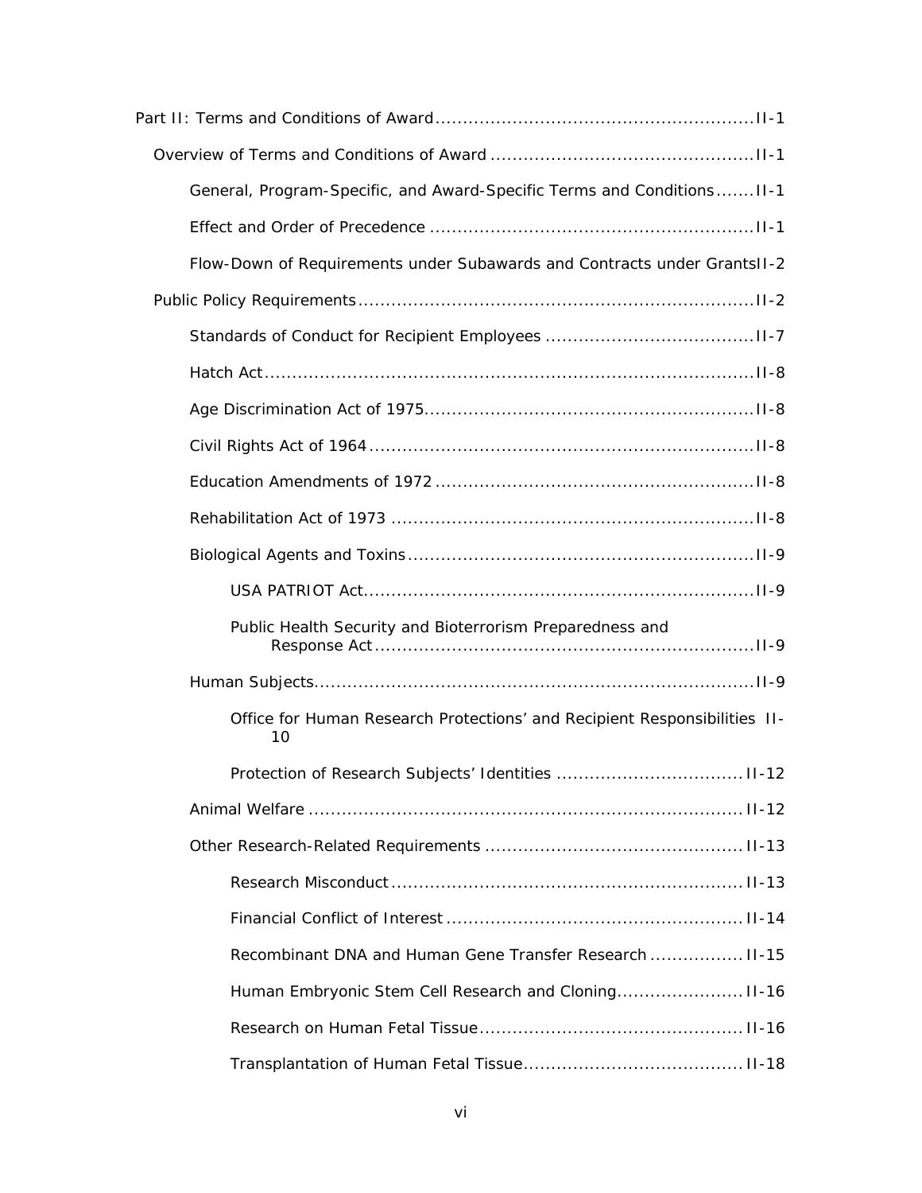Part II: Terms and Conditions of Award ........................................................ II-1

- Overview of Terms and Conditions of Award ............................................... II-1
  - General, Program-Specific, and Award-Specific Terms and Conditions....... II-1
  - Effect and Order of Precedence .......................................................... II-1
  - Flow-Down of Requirements under Subawards and Contracts under Grants II-2
- Public Policy Requirements ....................................................................... II-2
  - Standards of Conduct for Recipient Employees ...................................... II-7
  - Hatch Act ......................................................................................... II-8
  - Age Discrimination Act of 1975 ........................................................... II-8
  - Civil Rights Act of 1964 ...................................................................... II-8
  - Education Amendments of 1972 .......................................................... II-8
  - Rehabilitation Act of 1973 .................................................................. II-8
  - Biological Agents and Toxins .............................................................. II-9
    - USA PATRIOT Act ........................................................................ II-9
    - Public Health Security and Bioterrorism Preparedness and Response Act ..................................................................... II-9
  - Human Subjects ................................................................................ II-9
    - Office for Human Research Protections' and Recipient Responsibilities II-10
    - Protection of Research Subjects' Identities ................................. II-12
  - Animal Welfare ............................................................................... II-12
  - Other Research-Related Requirements .............................................. II-13
    - Research Misconduct ................................................................ II-13
    - Financial Conflict of Interest ..................................................... II-14
    - Recombinant DNA and Human Gene Transfer Research ................. II-15
    - Human Embryonic Stem Cell Research and Cloning ....................... II-16
    - Research on Human Fetal Tissue ................................................ II-16
    - Transplantation of Human Fetal Tissue ........................................ II-18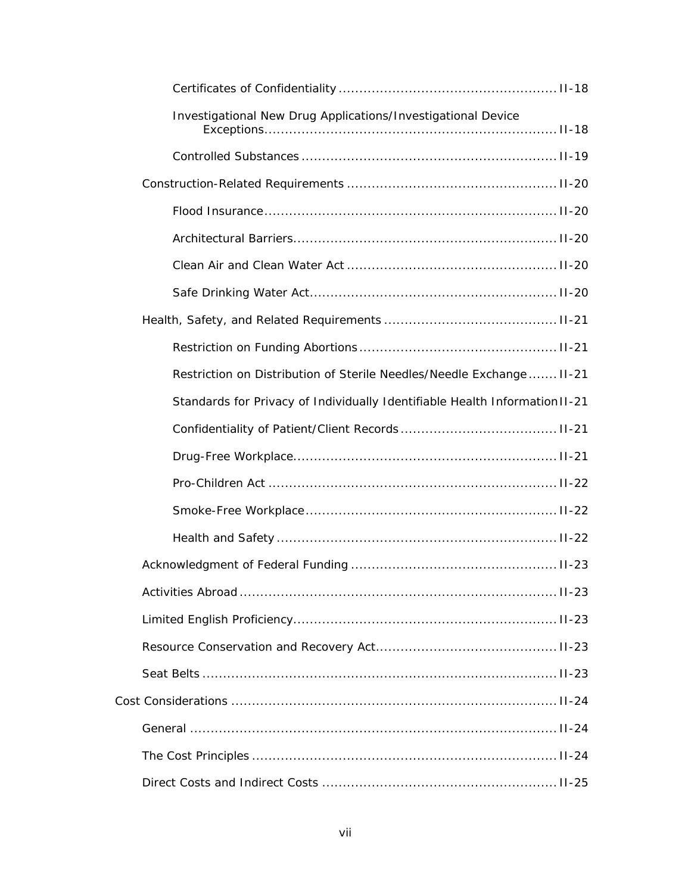- Certificates of Confidentiality .................................................... II-18
- Investigational New Drug Applications/Investigational Device Exceptions...................................................................... II-18
- Controlled Substances ............................................................. II-19

Construction-Related Requirements .................................................. II-20

- Flood Insurance...................................................................... II-20
- Architectural Barriers............................................................... II-20
- Clean Air and Clean Water Act .................................................. II-20
- Safe Drinking Water Act........................................................... II-20

Health, Safety, and Related Requirements ......................................... II-21

- Restriction on Funding Abortions ............................................... II-21
- Restriction on Distribution of Sterile Needles/Needle Exchange....... II-21
- Standards for Privacy of Individually Identifiable Health Information II-21
- Confidentiality of Patient/Client Records ..................................... II-21
- Drug-Free Workplace............................................................... II-21
- Pro-Children Act ..................................................................... II-22
- Smoke-Free Workplace............................................................ II-22
- Health and Safety ................................................................... II-22

Acknowledgment of Federal Funding ................................................. II-23

Activities Abroad ............................................................................ II-23

Limited English Proficiency............................................................... II-23

Resource Conservation and Recovery Act........................................... II-23

Seat Belts .................................................................................... II-23

Cost Considerations .............................................................................. II-24

General ........................................................................................ II-24

The Cost Principles ......................................................................... II-24

Direct Costs and Indirect Costs ........................................................ II-25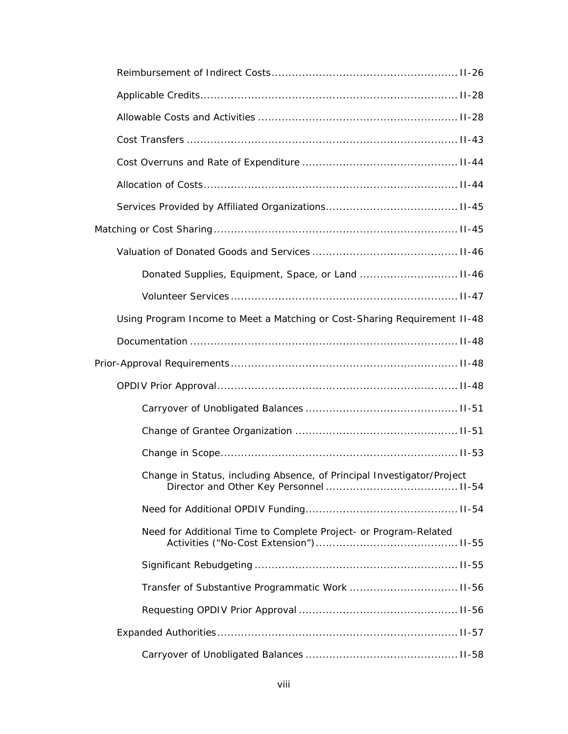- Reimbursement of Indirect Costs ..... II-26
- Applicable Credits ..... II-28
- Allowable Costs and Activities ..... II-28
- Cost Transfers ..... II-43
- Cost Overruns and Rate of Expenditure ..... II-44
- Allocation of Costs ..... II-44
- Services Provided by Affiliated Organizations ..... II-45

Matching or Cost Sharing ..... II-45

- Valuation of Donated Goods and Services ..... II-46
  - Donated Supplies, Equipment, Space, or Land ..... II-46
  - Volunteer Services ..... II-47
- Using Program Income to Meet a Matching or Cost-Sharing Requirement II-48
- Documentation ..... II-48

Prior-Approval Requirements ..... II-48

- OPDIV Prior Approval ..... II-48
  - Carryover of Unobligated Balances ..... II-51
  - Change of Grantee Organization ..... II-51
  - Change in Scope ..... II-53
  - Change in Status, including Absence, of Principal Investigator/Project Director and Other Key Personnel ..... II-54
  - Need for Additional OPDIV Funding ..... II-54
  - Need for Additional Time to Complete Project- or Program-Related Activities ("No-Cost Extension") ..... II-55
  - Significant Rebudgeting ..... II-55
  - Transfer of Substantive Programmatic Work ..... II-56
  - Requesting OPDIV Prior Approval ..... II-56
- Expanded Authorities ..... II-57
  - Carryover of Unobligated Balances ..... II-58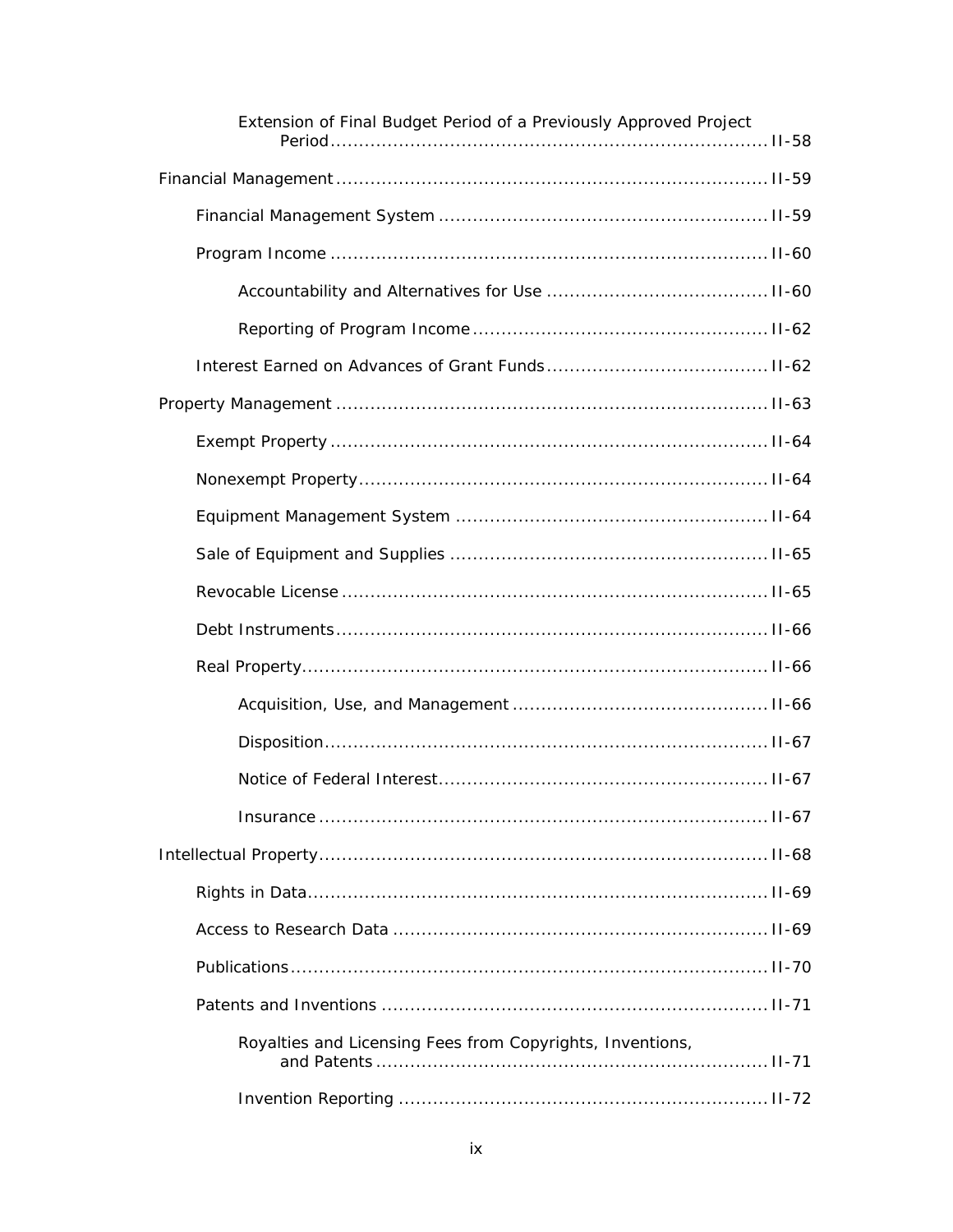- Extension of Final Budget Period of a Previously Approved Project Period ..... II-58

Financial Management ..... II-59

- Financial Management System ..... II-59
- Program Income ..... II-60
  - Accountability and Alternatives for Use ..... II-60
  - Reporting of Program Income ..... II-62
- Interest Earned on Advances of Grant Funds ..... II-62

Property Management ..... II-63

- Exempt Property ..... II-64
- Nonexempt Property ..... II-64
- Equipment Management System ..... II-64
- Sale of Equipment and Supplies ..... II-65
- Revocable License ..... II-65
- Debt Instruments ..... II-66
- Real Property ..... II-66
  - Acquisition, Use, and Management ..... II-66
  - Disposition ..... II-67
  - Notice of Federal Interest ..... II-67
  - Insurance ..... II-67

Intellectual Property ..... II-68

- Rights in Data ..... II-69
- Access to Research Data ..... II-69
- Publications ..... II-70
- Patents and Inventions ..... II-71
  - Royalties and Licensing Fees from Copyrights, Inventions, and Patents ..... II-71
  - Invention Reporting ..... II-72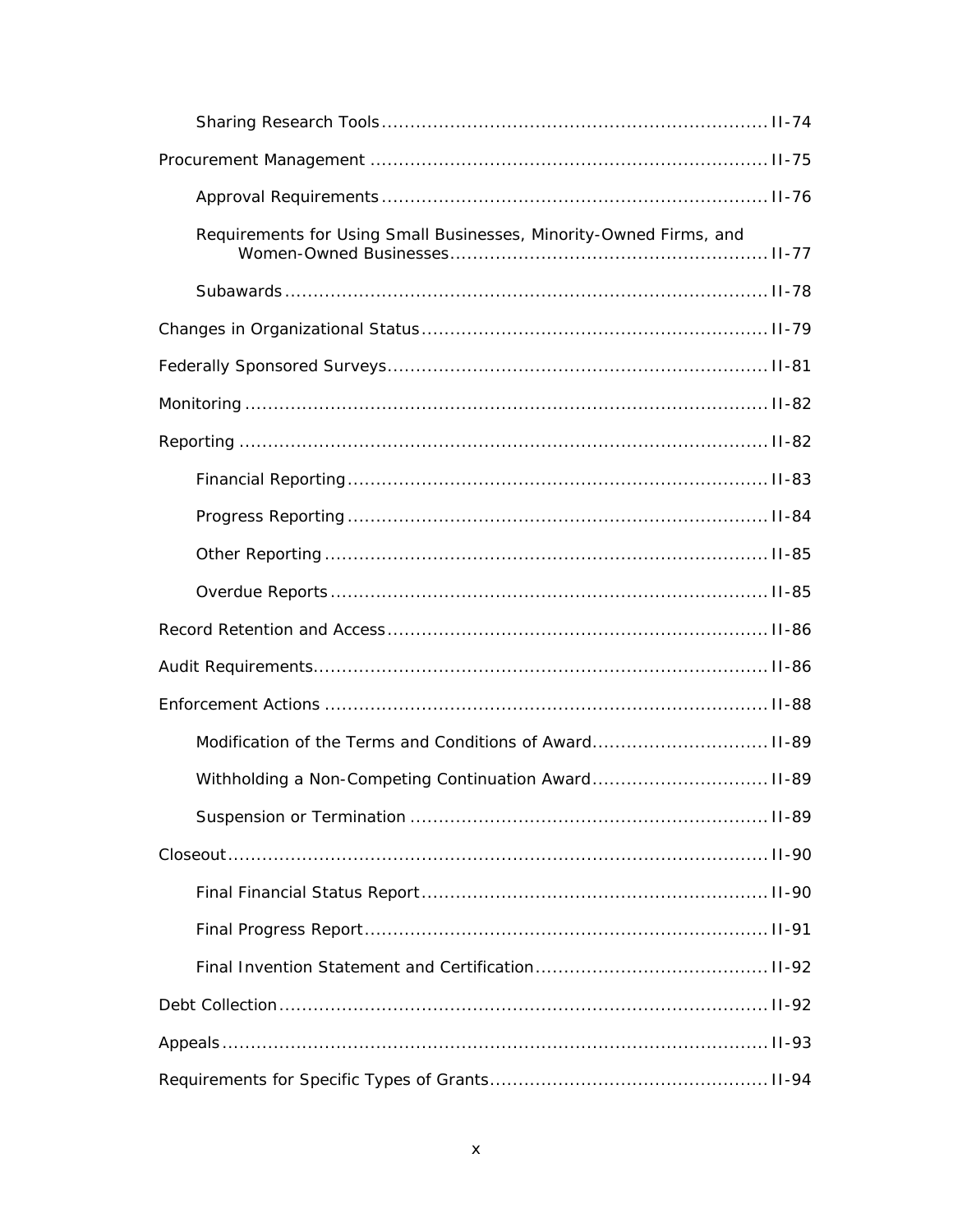Sharing Research Tools ............................................................. II-74

Procurement Management ............................................................. II-75

Approval Requirements ............................................................. II-76

Requirements for Using Small Businesses, Minority-Owned Firms, and Women-Owned Businesses ............................................................. II-77

Subawards ............................................................. II-78

Changes in Organizational Status ............................................................. II-79

Federally Sponsored Surveys ............................................................. II-81

Monitoring ............................................................. II-82

Reporting ............................................................. II-82

Financial Reporting ............................................................. II-83

Progress Reporting ............................................................. II-84

Other Reporting ............................................................. II-85

Overdue Reports ............................................................. II-85

Record Retention and Access ............................................................. II-86

Audit Requirements ............................................................. II-86

Enforcement Actions ............................................................. II-88

Modification of the Terms and Conditions of Award ............................................................. II-89

Withholding a Non-Competing Continuation Award ............................................................. II-89

Suspension or Termination ............................................................. II-89

Closeout ............................................................. II-90

Final Financial Status Report ............................................................. II-90

Final Progress Report ............................................................. II-91

Final Invention Statement and Certification ............................................................. II-92

Debt Collection ............................................................. II-92

Appeals ............................................................. II-93

Requirements for Specific Types of Grants ............................................................. II-94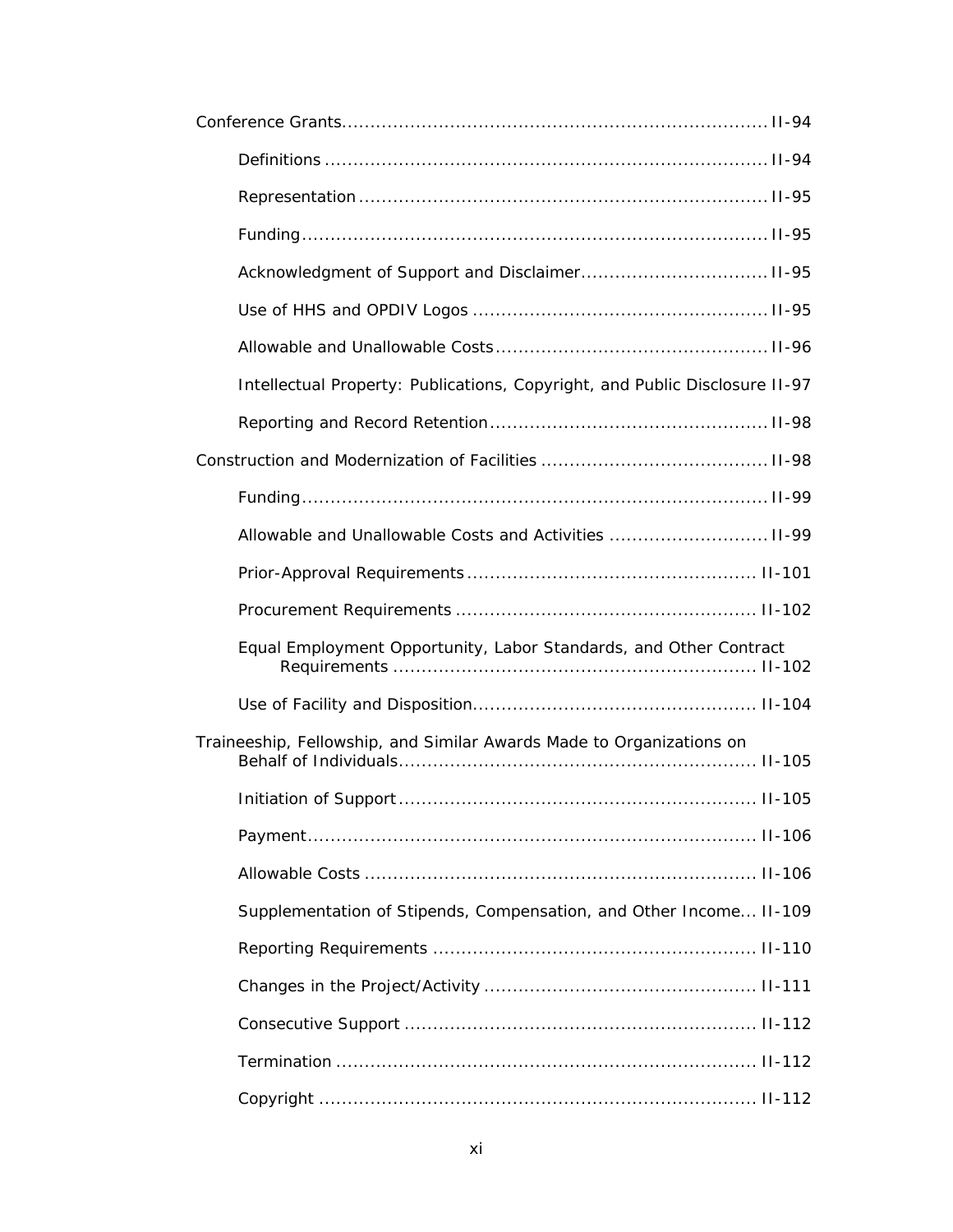Conference Grants........................................................................II-94

- Definitions ..........................................................................II-94
- Representation.....................................................................II-95
- Funding...............................................................................II-95
- Acknowledgment of Support and Disclaimer...............................II-95
- Use of HHS and OPDIV Logos ..................................................II-95
- Allowable and Unallowable Costs..............................................II-96
- Intellectual Property: Publications, Copyright, and Public Disclosure II-97
- Reporting and Record Retention...............................................II-98

Construction and Modernization of Facilities .......................................II-98

- Funding...............................................................................II-99
- Allowable and Unallowable Costs and Activities ...........................II-99
- Prior-Approval Requirements................................................. II-101
- Procurement Requirements ................................................... II-102
- Equal Employment Opportunity, Labor Standards, and Other Contract Requirements ............................................................... II-102
- Use of Facility and Disposition................................................ II-104

Traineeship, Fellowship, and Similar Awards Made to Organizations on Behalf of Individuals............................................................. II-105

- Initiation of Support............................................................. II-105
- Payment............................................................................. II-106
- Allowable Costs ................................................................... II-106
- Supplementation of Stipends, Compensation, and Other Income... II-109
- Reporting Requirements ....................................................... II-110
- Changes in the Project/Activity .............................................. II-111
- Consecutive Support ............................................................ II-112
- Termination ........................................................................ II-112
- Copyright ........................................................................... II-112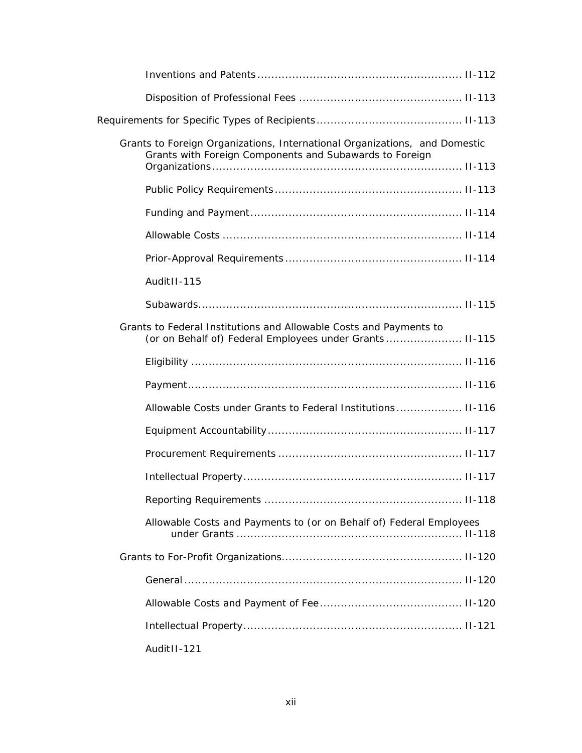Inventions and Patents ........................................................ II-112

Disposition of Professional Fees ............................................ II-113

Requirements for Specific Types of Recipients ......................................... II-113

Grants to Foreign Organizations, International Organizations, and Domestic Grants with Foreign Components and Subawards to Foreign Organizations ...................................................................... II-113

Public Policy Requirements .................................................... II-113

Funding and Payment ........................................................... II-114

Allowable Costs .................................................................. II-114

Prior-Approval Requirements ................................................. II-114

AuditII-115

Subawards .......................................................................... II-115

Grants to Federal Institutions and Allowable Costs and Payments to (or on Behalf of) Federal Employees under Grants ..................... II-115

Eligibility ........................................................................... II-116

Payment ............................................................................. II-116

Allowable Costs under Grants to Federal Institutions .................. II-116

Equipment Accountability ...................................................... II-117

Procurement Requirements ................................................... II-117

Intellectual Property ............................................................. II-117

Reporting Requirements ....................................................... II-118

Allowable Costs and Payments to (or on Behalf of) Federal Employees under Grants ............................................................... II-118

Grants to For-Profit Organizations .................................................. II-120

General .............................................................................. II-120

Allowable Costs and Payment of Fee ........................................ II-120

Intellectual Property ............................................................. II-121

AuditII-121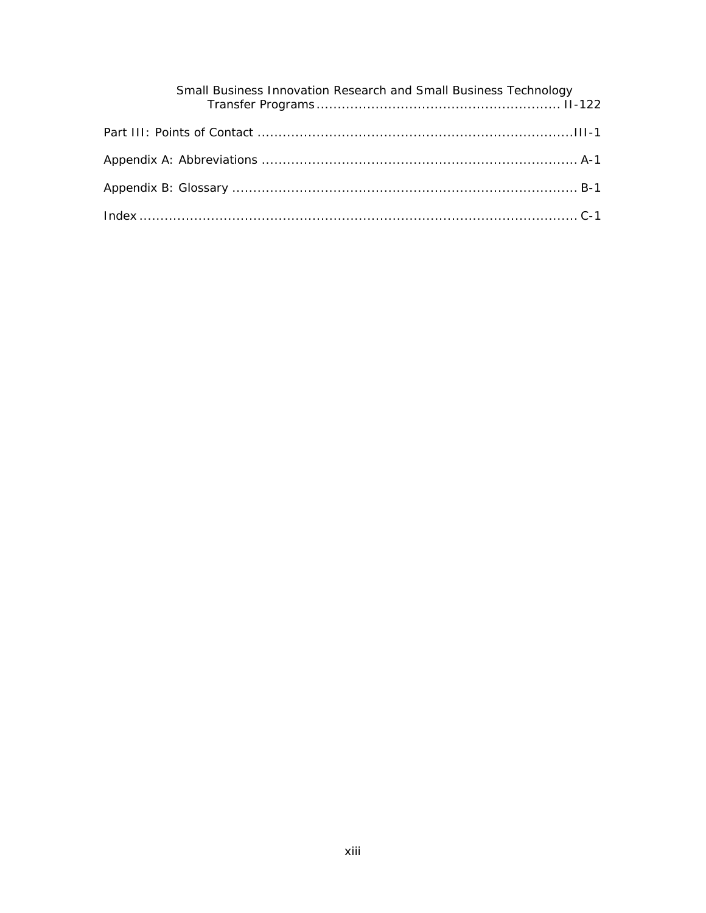Small Business Innovation Research and Small Business Technology Transfer Programs ........................................................ II-122

Part III: Points of Contact .........................................................................III-1

Appendix A: Abbreviations .......................................................................... A-1

Appendix B: Glossary ................................................................................ B-1

Index ........................................................................................................ C-1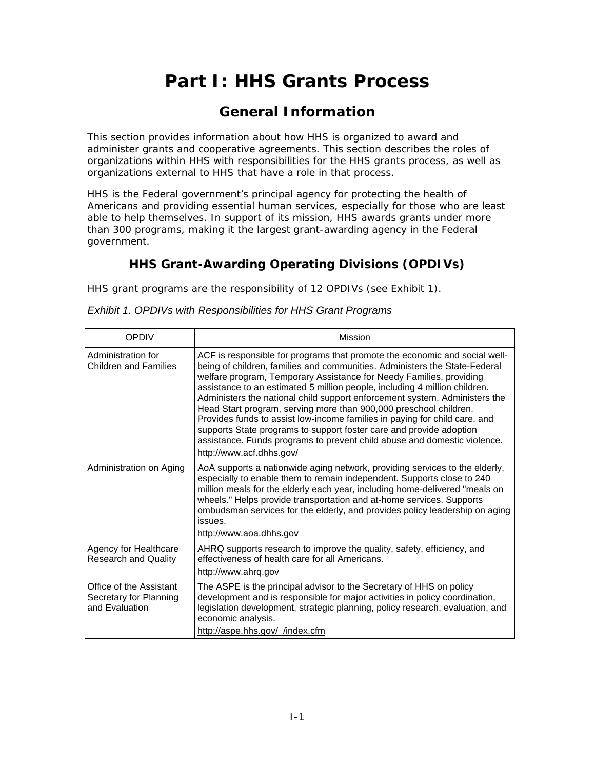# Part I: HHS Grants Process

## General Information

This section provides information about how HHS is organized to award and administer grants and cooperative agreements. This section describes the roles of organizations within HHS with responsibilities for the HHS grants process, as well as organizations external to HHS that have a role in that process.

HHS is the Federal government's principal agency for protecting the health of Americans and providing essential human services, especially for those who are least able to help themselves. In support of its mission, HHS awards grants under more than 300 programs, making it the largest grant-awarding agency in the Federal government.

### HHS Grant-Awarding Operating Divisions (OPDIVs)

HHS grant programs are the responsibility of 12 OPDIVs (see Exhibit 1).

*Exhibit 1. OPDIVs with Responsibilities for HHS Grant Programs*

| OPDIV | Mission |
|---|---|
| Administration for Children and Families | ACF is responsible for programs that promote the economic and social well-being of children, families and communities. Administers the State-Federal welfare program, Temporary Assistance for Needy Families, providing assistance to an estimated 5 million people, including 4 million children. Administers the national child support enforcement system. Administers the Head Start program, serving more than 900,000 preschool children. Provides funds to assist low-income families in paying for child care, and supports State programs to support foster care and provide adoption assistance. Funds programs to prevent child abuse and domestic violence. http://www.acf.dhhs.gov/ |
| Administration on Aging | AoA supports a nationwide aging network, providing services to the elderly, especially to enable them to remain independent. Supports close to 240 million meals for the elderly each year, including home-delivered "meals on wheels." Helps provide transportation and at-home services. Supports ombudsman services for the elderly, and provides policy leadership on aging issues. http://www.aoa.dhhs.gov |
| Agency for Healthcare Research and Quality | AHRQ supports research to improve the quality, safety, efficiency, and effectiveness of health care for all Americans. http://www.ahrq.gov |
| Office of the Assistant Secretary for Planning and Evaluation | The ASPE is the principal advisor to the Secretary of HHS on policy development and is responsible for major activities in policy coordination, legislation development, strategic planning, policy research, evaluation, and economic analysis. http://aspe.hhs.gov/_/index.cfm |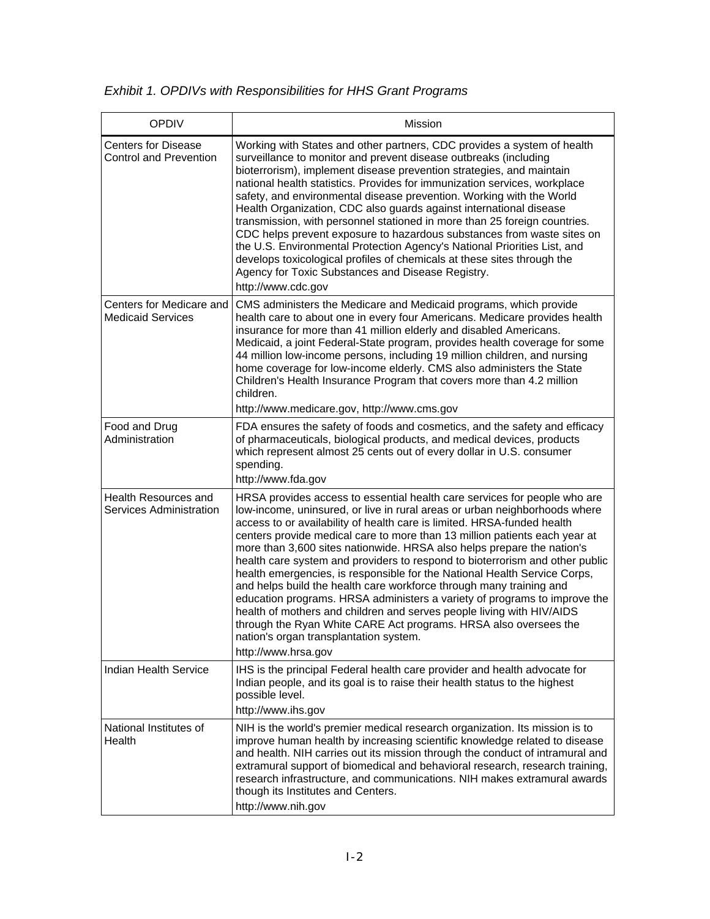*Exhibit 1. OPDIVs with Responsibilities for HHS Grant Programs*

| OPDIV | Mission |
|---|---|
| Centers for Disease Control and Prevention | Working with States and other partners, CDC provides a system of health surveillance to monitor and prevent disease outbreaks (including bioterrorism), implement disease prevention strategies, and maintain national health statistics. Provides for immunization services, workplace safety, and environmental disease prevention. Working with the World Health Organization, CDC also guards against international disease transmission, with personnel stationed in more than 25 foreign countries. CDC helps prevent exposure to hazardous substances from waste sites on the U.S. Environmental Protection Agency's National Priorities List, and develops toxicological profiles of chemicals at these sites through the Agency for Toxic Substances and Disease Registry.<br>http://www.cdc.gov |
| Centers for Medicare and Medicaid Services | CMS administers the Medicare and Medicaid programs, which provide health care to about one in every four Americans. Medicare provides health insurance for more than 41 million elderly and disabled Americans. Medicaid, a joint Federal-State program, provides health coverage for some 44 million low-income persons, including 19 million children, and nursing home coverage for low-income elderly. CMS also administers the State Children's Health Insurance Program that covers more than 4.2 million children.<br>http://www.medicare.gov, http://www.cms.gov |
| Food and Drug Administration | FDA ensures the safety of foods and cosmetics, and the safety and efficacy of pharmaceuticals, biological products, and medical devices, products which represent almost 25 cents out of every dollar in U.S. consumer spending.<br>http://www.fda.gov |
| Health Resources and Services Administration | HRSA provides access to essential health care services for people who are low-income, uninsured, or live in rural areas or urban neighborhoods where access to or availability of health care is limited. HRSA-funded health centers provide medical care to more than 13 million patients each year at more than 3,600 sites nationwide. HRSA also helps prepare the nation's health care system and providers to respond to bioterrorism and other public health emergencies, is responsible for the National Health Service Corps, and helps build the health care workforce through many training and education programs. HRSA administers a variety of programs to improve the health of mothers and children and serves people living with HIV/AIDS through the Ryan White CARE Act programs. HRSA also oversees the nation's organ transplantation system.<br>http://www.hrsa.gov |
| Indian Health Service | IHS is the principal Federal health care provider and health advocate for Indian people, and its goal is to raise their health status to the highest possible level.<br>http://www.ihs.gov |
| National Institutes of Health | NIH is the world's premier medical research organization. Its mission is to improve human health by increasing scientific knowledge related to disease and health. NIH carries out its mission through the conduct of intramural and extramural support of biomedical and behavioral research, research training, research infrastructure, and communications. NIH makes extramural awards though its Institutes and Centers.<br>http://www.nih.gov |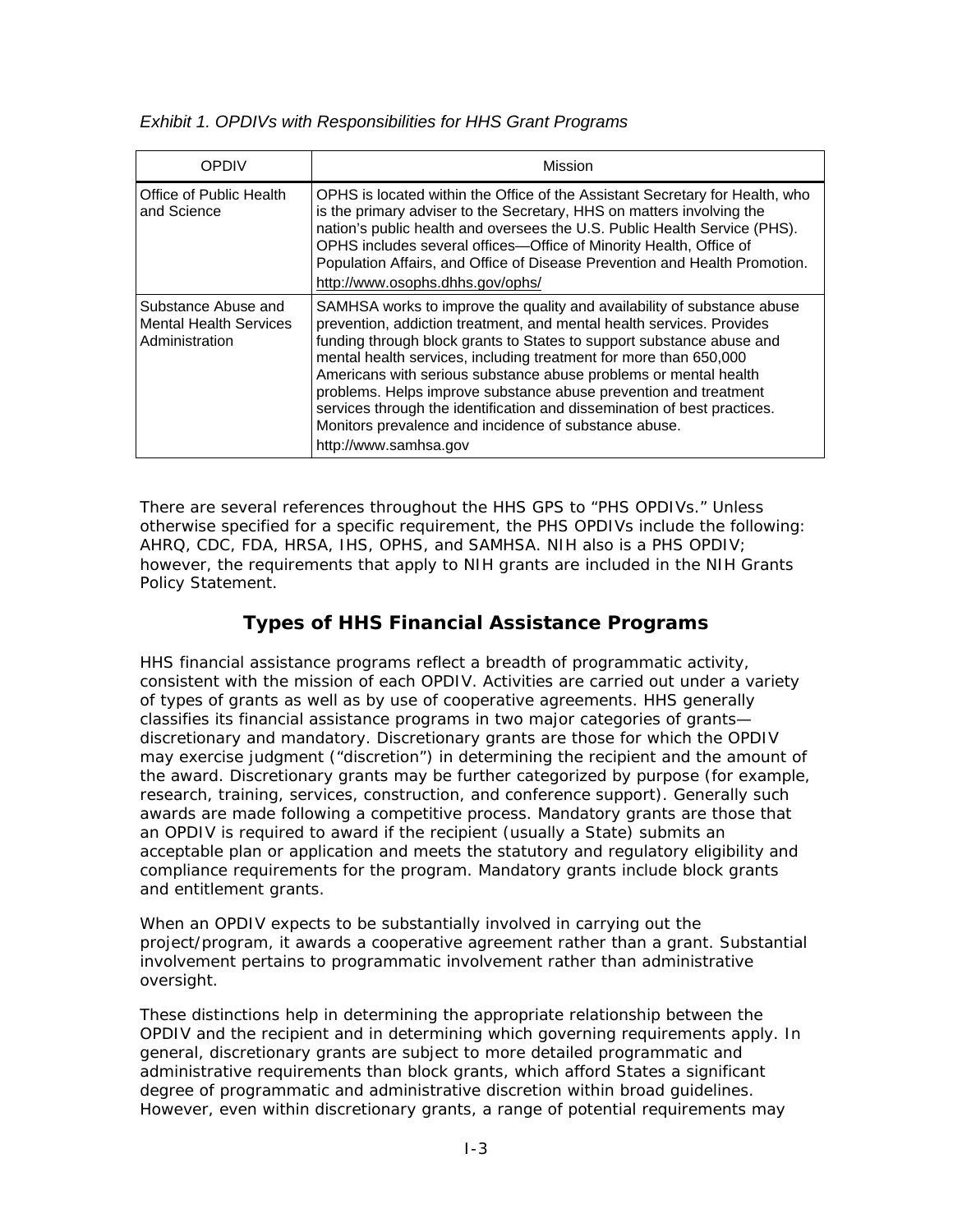*Exhibit 1. OPDIVs with Responsibilities for HHS Grant Programs*

| OPDIV | Mission |
|---|---|
| Office of Public Health and Science | OPHS is located within the Office of the Assistant Secretary for Health, who is the primary adviser to the Secretary, HHS on matters involving the nation's public health and oversees the U.S. Public Health Service (PHS). OPHS includes several offices—Office of Minority Health, Office of Population Affairs, and Office of Disease Prevention and Health Promotion. http://www.osophs.dhhs.gov/ophs/ |
| Substance Abuse and Mental Health Services Administration | SAMHSA works to improve the quality and availability of substance abuse prevention, addiction treatment, and mental health services. Provides funding through block grants to States to support substance abuse and mental health services, including treatment for more than 650,000 Americans with serious substance abuse problems or mental health problems. Helps improve substance abuse prevention and treatment services through the identification and dissemination of best practices. Monitors prevalence and incidence of substance abuse. http://www.samhsa.gov |

There are several references throughout the HHS GPS to "PHS OPDIVs." Unless otherwise specified for a specific requirement, the PHS OPDIVs include the following: AHRQ, CDC, FDA, HRSA, IHS, OPHS, and SAMHSA. NIH also is a PHS OPDIV; however, the requirements that apply to NIH grants are included in the NIH Grants Policy Statement.

## Types of HHS Financial Assistance Programs

HHS financial assistance programs reflect a breadth of programmatic activity, consistent with the mission of each OPDIV. Activities are carried out under a variety of types of grants as well as by use of cooperative agreements. HHS generally classifies its financial assistance programs in two major categories of grants—discretionary and mandatory. Discretionary grants are those for which the OPDIV may exercise judgment ("discretion") in determining the recipient and the amount of the award. Discretionary grants may be further categorized by purpose (for example, research, training, services, construction, and conference support). Generally such awards are made following a competitive process. Mandatory grants are those that an OPDIV is required to award if the recipient (usually a State) submits an acceptable plan or application and meets the statutory and regulatory eligibility and compliance requirements for the program. Mandatory grants include block grants and entitlement grants.

When an OPDIV expects to be substantially involved in carrying out the project/program, it awards a cooperative agreement rather than a grant. Substantial involvement pertains to programmatic involvement rather than administrative oversight.

These distinctions help in determining the appropriate relationship between the OPDIV and the recipient and in determining which governing requirements apply. In general, discretionary grants are subject to more detailed programmatic and administrative requirements than block grants, which afford States a significant degree of programmatic and administrative discretion within broad guidelines. However, even within discretionary grants, a range of potential requirements may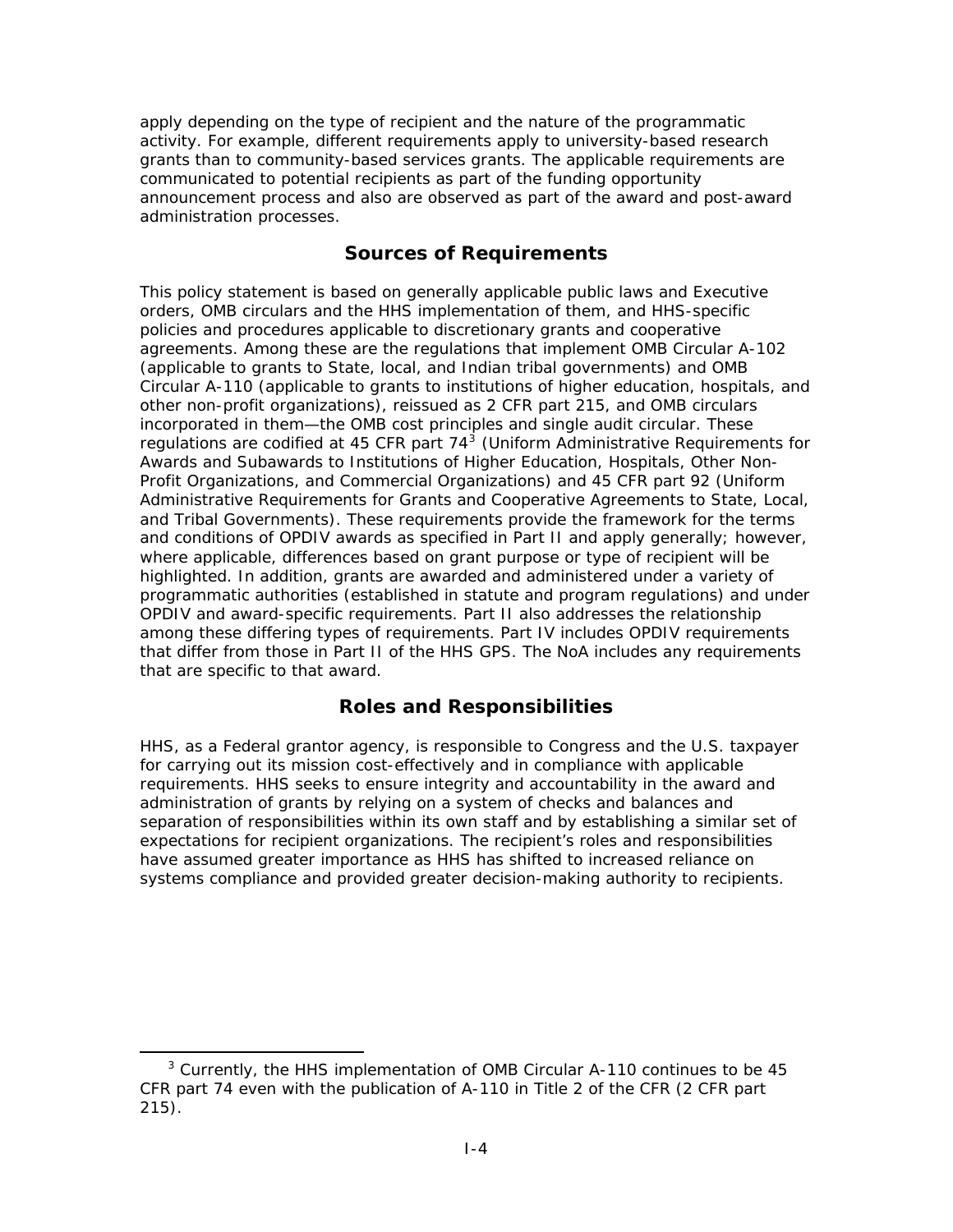apply depending on the type of recipient and the nature of the programmatic activity. For example, different requirements apply to university-based research grants than to community-based services grants. The applicable requirements are communicated to potential recipients as part of the funding opportunity announcement process and also are observed as part of the award and post-award administration processes.

## Sources of Requirements

This policy statement is based on generally applicable public laws and Executive orders, OMB circulars and the HHS implementation of them, and HHS-specific policies and procedures applicable to discretionary grants and cooperative agreements. Among these are the regulations that implement OMB Circular A-102 (applicable to grants to State, local, and Indian tribal governments) and OMB Circular A-110 (applicable to grants to institutions of higher education, hospitals, and other non-profit organizations), reissued as 2 CFR part 215, and OMB circulars incorporated in them—the OMB cost principles and single audit circular. These regulations are codified at 45 CFR part 74[3] (Uniform Administrative Requirements for Awards and Subawards to Institutions of Higher Education, Hospitals, Other Non-Profit Organizations, and Commercial Organizations) and 45 CFR part 92 (Uniform Administrative Requirements for Grants and Cooperative Agreements to State, Local, and Tribal Governments). These requirements provide the framework for the terms and conditions of OPDIV awards as specified in Part II and apply generally; however, where applicable, differences based on grant purpose or type of recipient will be highlighted. In addition, grants are awarded and administered under a variety of programmatic authorities (established in statute and program regulations) and under OPDIV and award-specific requirements. Part II also addresses the relationship among these differing types of requirements. Part IV includes OPDIV requirements that differ from those in Part II of the HHS GPS. The NoA includes any requirements that are specific to that award.

## Roles and Responsibilities

HHS, as a Federal grantor agency, is responsible to Congress and the U.S. taxpayer for carrying out its mission cost-effectively and in compliance with applicable requirements. HHS seeks to ensure integrity and accountability in the award and administration of grants by relying on a system of checks and balances and separation of responsibilities within its own staff and by establishing a similar set of expectations for recipient organizations. The recipient's roles and responsibilities have assumed greater importance as HHS has shifted to increased reliance on systems compliance and provided greater decision-making authority to recipients.

[3] Currently, the HHS implementation of OMB Circular A-110 continues to be 45 CFR part 74 even with the publication of A-110 in Title 2 of the CFR (2 CFR part 215).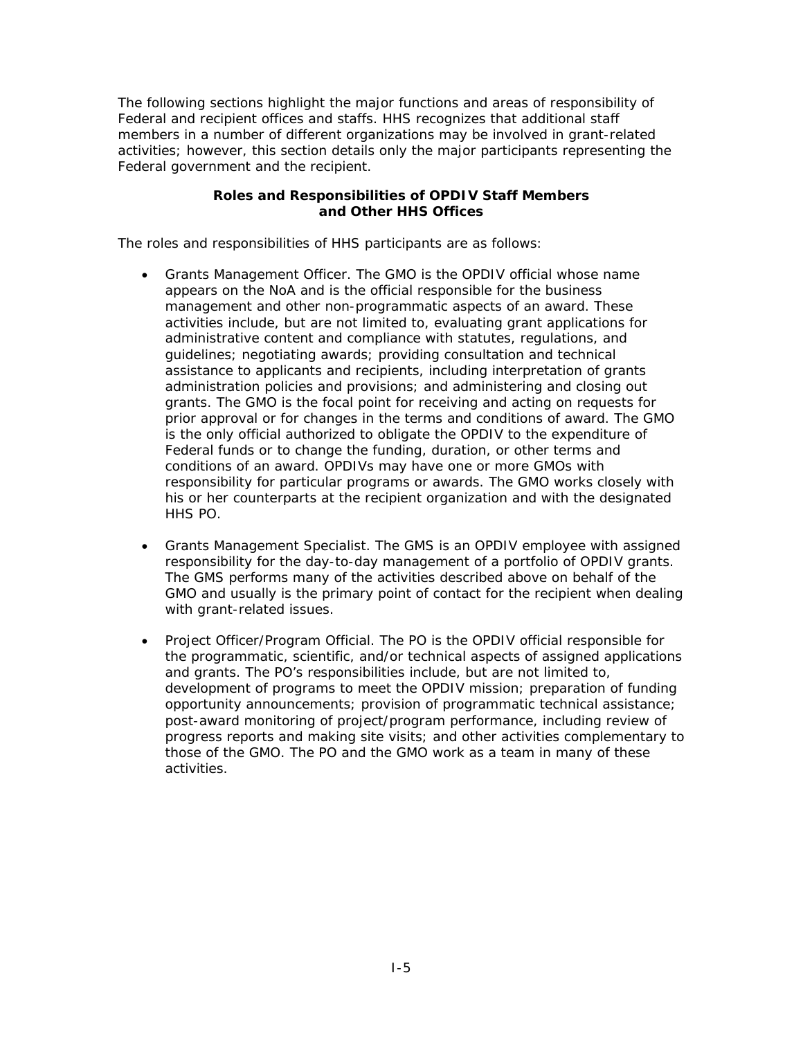The following sections highlight the major functions and areas of responsibility of Federal and recipient offices and staffs. HHS recognizes that additional staff members in a number of different organizations may be involved in grant-related activities; however, this section details only the major participants representing the Federal government and the recipient.

**Roles and Responsibilities of OPDIV Staff Members and Other HHS Offices**

The roles and responsibilities of HHS participants are as follows:

- Grants Management Officer. The GMO is the OPDIV official whose name appears on the NoA and is the official responsible for the business management and other non-programmatic aspects of an award. These activities include, but are not limited to, evaluating grant applications for administrative content and compliance with statutes, regulations, and guidelines; negotiating awards; providing consultation and technical assistance to applicants and recipients, including interpretation of grants administration policies and provisions; and administering and closing out grants. The GMO is the focal point for receiving and acting on requests for prior approval or for changes in the terms and conditions of award. The GMO is the only official authorized to obligate the OPDIV to the expenditure of Federal funds or to change the funding, duration, or other terms and conditions of an award. OPDIVs may have one or more GMOs with responsibility for particular programs or awards. The GMO works closely with his or her counterparts at the recipient organization and with the designated HHS PO.

- Grants Management Specialist. The GMS is an OPDIV employee with assigned responsibility for the day-to-day management of a portfolio of OPDIV grants. The GMS performs many of the activities described above on behalf of the GMO and usually is the primary point of contact for the recipient when dealing with grant-related issues.

- Project Officer/Program Official. The PO is the OPDIV official responsible for the programmatic, scientific, and/or technical aspects of assigned applications and grants. The PO's responsibilities include, but are not limited to, development of programs to meet the OPDIV mission; preparation of funding opportunity announcements; provision of programmatic technical assistance; post-award monitoring of project/program performance, including review of progress reports and making site visits; and other activities complementary to those of the GMO. The PO and the GMO work as a team in many of these activities.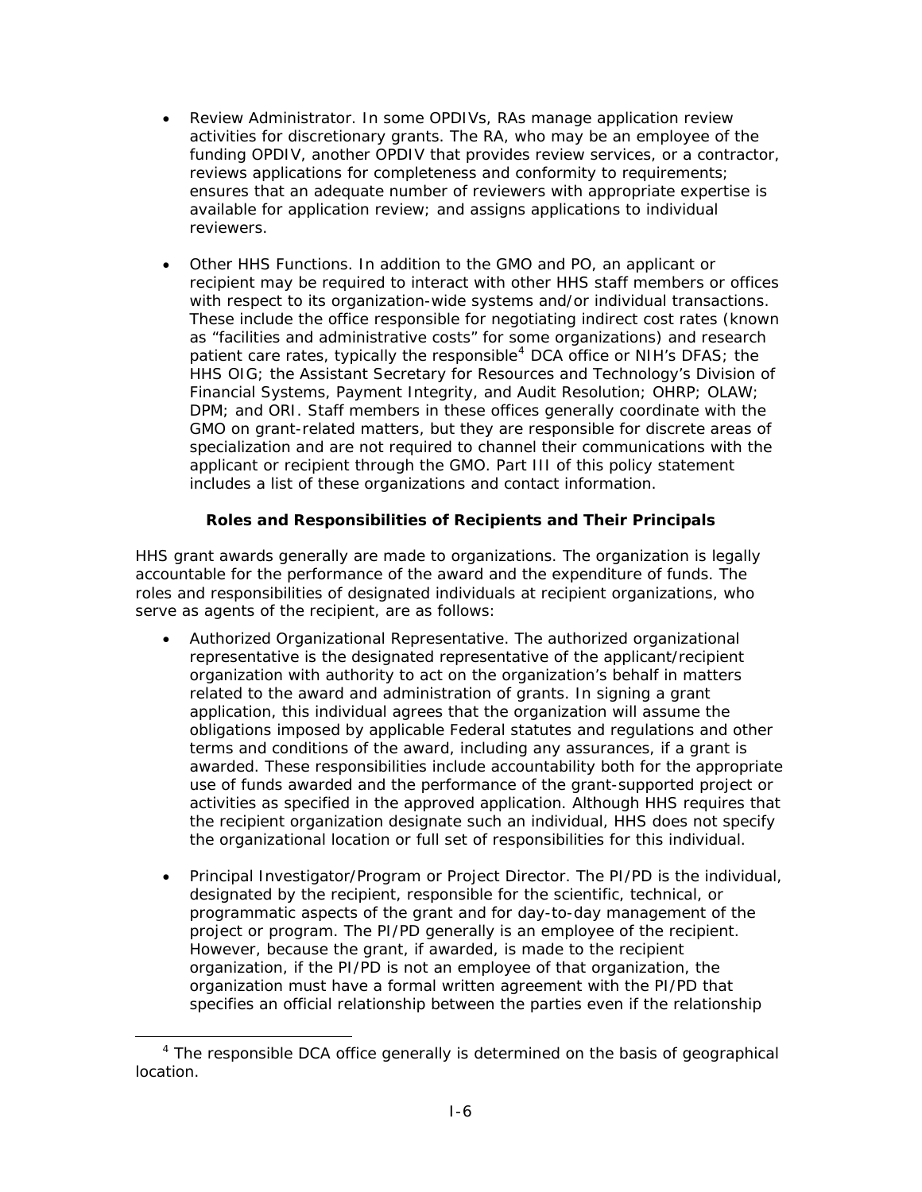- Review Administrator. In some OPDIVs, RAs manage application review activities for discretionary grants. The RA, who may be an employee of the funding OPDIV, another OPDIV that provides review services, or a contractor, reviews applications for completeness and conformity to requirements; ensures that an adequate number of reviewers with appropriate expertise is available for application review; and assigns applications to individual reviewers.

- Other HHS Functions. In addition to the GMO and PO, an applicant or recipient may be required to interact with other HHS staff members or offices with respect to its organization-wide systems and/or individual transactions. These include the office responsible for negotiating indirect cost rates (known as "facilities and administrative costs" for some organizations) and research patient care rates, typically the responsible[4] DCA office or NIH's DFAS; the HHS OIG; the Assistant Secretary for Resources and Technology's Division of Financial Systems, Payment Integrity, and Audit Resolution; OHRP; OLAW; DPM; and ORI. Staff members in these offices generally coordinate with the GMO on grant-related matters, but they are responsible for discrete areas of specialization and are not required to channel their communications with the applicant or recipient through the GMO. Part III of this policy statement includes a list of these organizations and contact information.

### Roles and Responsibilities of Recipients and Their Principals

HHS grant awards generally are made to organizations. The organization is legally accountable for the performance of the award and the expenditure of funds. The roles and responsibilities of designated individuals at recipient organizations, who serve as agents of the recipient, are as follows:

- Authorized Organizational Representative. The authorized organizational representative is the designated representative of the applicant/recipient organization with authority to act on the organization's behalf in matters related to the award and administration of grants. In signing a grant application, this individual agrees that the organization will assume the obligations imposed by applicable Federal statutes and regulations and other terms and conditions of the award, including any assurances, if a grant is awarded. These responsibilities include accountability both for the appropriate use of funds awarded and the performance of the grant-supported project or activities as specified in the approved application. Although HHS requires that the recipient organization designate such an individual, HHS does not specify the organizational location or full set of responsibilities for this individual.

- Principal Investigator/Program or Project Director. The PI/PD is the individual, designated by the recipient, responsible for the scientific, technical, or programmatic aspects of the grant and for day-to-day management of the project or program. The PI/PD generally is an employee of the recipient. However, because the grant, if awarded, is made to the recipient organization, if the PI/PD is not an employee of that organization, the organization must have a formal written agreement with the PI/PD that specifies an official relationship between the parties even if the relationship

[4] The responsible DCA office generally is determined on the basis of geographical location.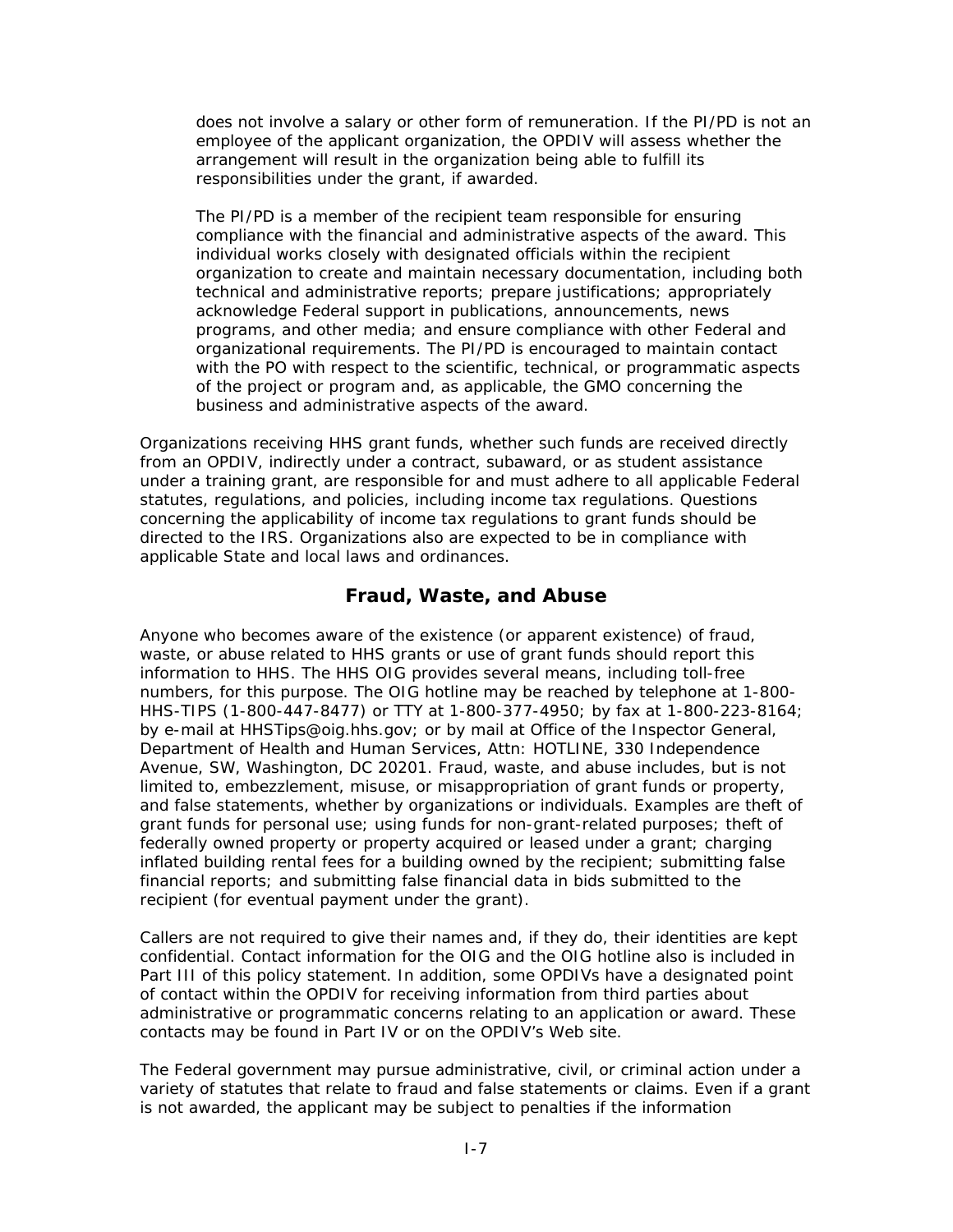does not involve a salary or other form of remuneration. If the PI/PD is not an employee of the applicant organization, the OPDIV will assess whether the arrangement will result in the organization being able to fulfill its responsibilities under the grant, if awarded.

The PI/PD is a member of the recipient team responsible for ensuring compliance with the financial and administrative aspects of the award. This individual works closely with designated officials within the recipient organization to create and maintain necessary documentation, including both technical and administrative reports; prepare justifications; appropriately acknowledge Federal support in publications, announcements, news programs, and other media; and ensure compliance with other Federal and organizational requirements. The PI/PD is encouraged to maintain contact with the PO with respect to the scientific, technical, or programmatic aspects of the project or program and, as applicable, the GMO concerning the business and administrative aspects of the award.

Organizations receiving HHS grant funds, whether such funds are received directly from an OPDIV, indirectly under a contract, subaward, or as student assistance under a training grant, are responsible for and must adhere to all applicable Federal statutes, regulations, and policies, including income tax regulations. Questions concerning the applicability of income tax regulations to grant funds should be directed to the IRS. Organizations also are expected to be in compliance with applicable State and local laws and ordinances.

## Fraud, Waste, and Abuse

Anyone who becomes aware of the existence (or apparent existence) of fraud, waste, or abuse related to HHS grants or use of grant funds should report this information to HHS. The HHS OIG provides several means, including toll-free numbers, for this purpose. The OIG hotline may be reached by telephone at 1-800-HHS-TIPS (1-800-447-8477) or TTY at 1-800-377-4950; by fax at 1-800-223-8164; by e-mail at HHSTips@oig.hhs.gov; or by mail at Office of the Inspector General, Department of Health and Human Services, Attn: HOTLINE, 330 Independence Avenue, SW, Washington, DC 20201. Fraud, waste, and abuse includes, but is not limited to, embezzlement, misuse, or misappropriation of grant funds or property, and false statements, whether by organizations or individuals. Examples are theft of grant funds for personal use; using funds for non-grant-related purposes; theft of federally owned property or property acquired or leased under a grant; charging inflated building rental fees for a building owned by the recipient; submitting false financial reports; and submitting false financial data in bids submitted to the recipient (for eventual payment under the grant).

Callers are not required to give their names and, if they do, their identities are kept confidential. Contact information for the OIG and the OIG hotline also is included in Part III of this policy statement. In addition, some OPDIVs have a designated point of contact within the OPDIV for receiving information from third parties about administrative or programmatic concerns relating to an application or award. These contacts may be found in Part IV or on the OPDIV's Web site.

The Federal government may pursue administrative, civil, or criminal action under a variety of statutes that relate to fraud and false statements or claims. Even if a grant is not awarded, the applicant may be subject to penalties if the information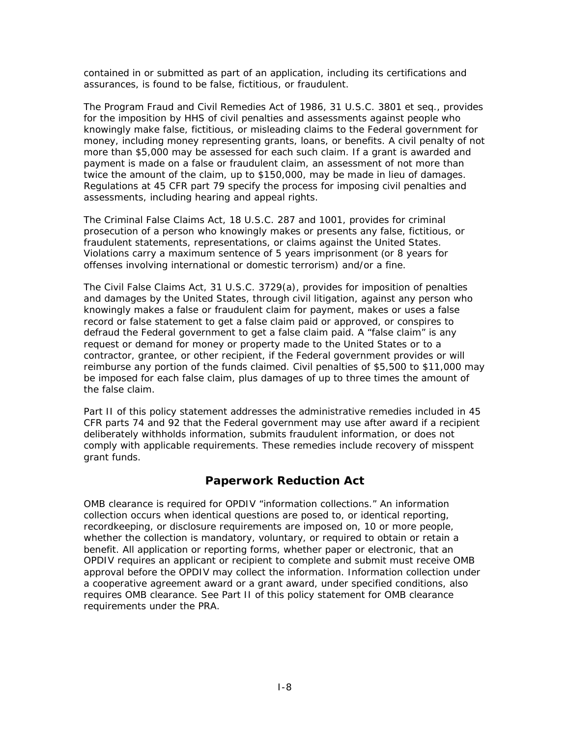contained in or submitted as part of an application, including its certifications and assurances, is found to be false, fictitious, or fraudulent.

The Program Fraud and Civil Remedies Act of 1986, 31 U.S.C. 3801 et seq., provides for the imposition by HHS of civil penalties and assessments against people who knowingly make false, fictitious, or misleading claims to the Federal government for money, including money representing grants, loans, or benefits. A civil penalty of not more than $5,000 may be assessed for each such claim. If a grant is awarded and payment is made on a false or fraudulent claim, an assessment of not more than twice the amount of the claim, up to $150,000, may be made in lieu of damages. Regulations at 45 CFR part 79 specify the process for imposing civil penalties and assessments, including hearing and appeal rights.

The Criminal False Claims Act, 18 U.S.C. 287 and 1001, provides for criminal prosecution of a person who knowingly makes or presents any false, fictitious, or fraudulent statements, representations, or claims against the United States. Violations carry a maximum sentence of 5 years imprisonment (or 8 years for offenses involving international or domestic terrorism) and/or a fine.

The Civil False Claims Act, 31 U.S.C. 3729(a), provides for imposition of penalties and damages by the United States, through civil litigation, against any person who knowingly makes a false or fraudulent claim for payment, makes or uses a false record or false statement to get a false claim paid or approved, or conspires to defraud the Federal government to get a false claim paid. A "false claim" is any request or demand for money or property made to the United States or to a contractor, grantee, or other recipient, if the Federal government provides or will reimburse any portion of the funds claimed. Civil penalties of $5,500 to $11,000 may be imposed for each false claim, plus damages of up to three times the amount of the false claim.

Part II of this policy statement addresses the administrative remedies included in 45 CFR parts 74 and 92 that the Federal government may use after award if a recipient deliberately withholds information, submits fraudulent information, or does not comply with applicable requirements. These remedies include recovery of misspent grant funds.

## Paperwork Reduction Act

OMB clearance is required for OPDIV "information collections." An information collection occurs when identical questions are posed to, or identical reporting, recordkeeping, or disclosure requirements are imposed on, 10 or more people, whether the collection is mandatory, voluntary, or required to obtain or retain a benefit. All application or reporting forms, whether paper or electronic, that an OPDIV requires an applicant or recipient to complete and submit must receive OMB approval before the OPDIV may collect the information. Information collection under a cooperative agreement award or a grant award, under specified conditions, also requires OMB clearance. See Part II of this policy statement for OMB clearance requirements under the PRA.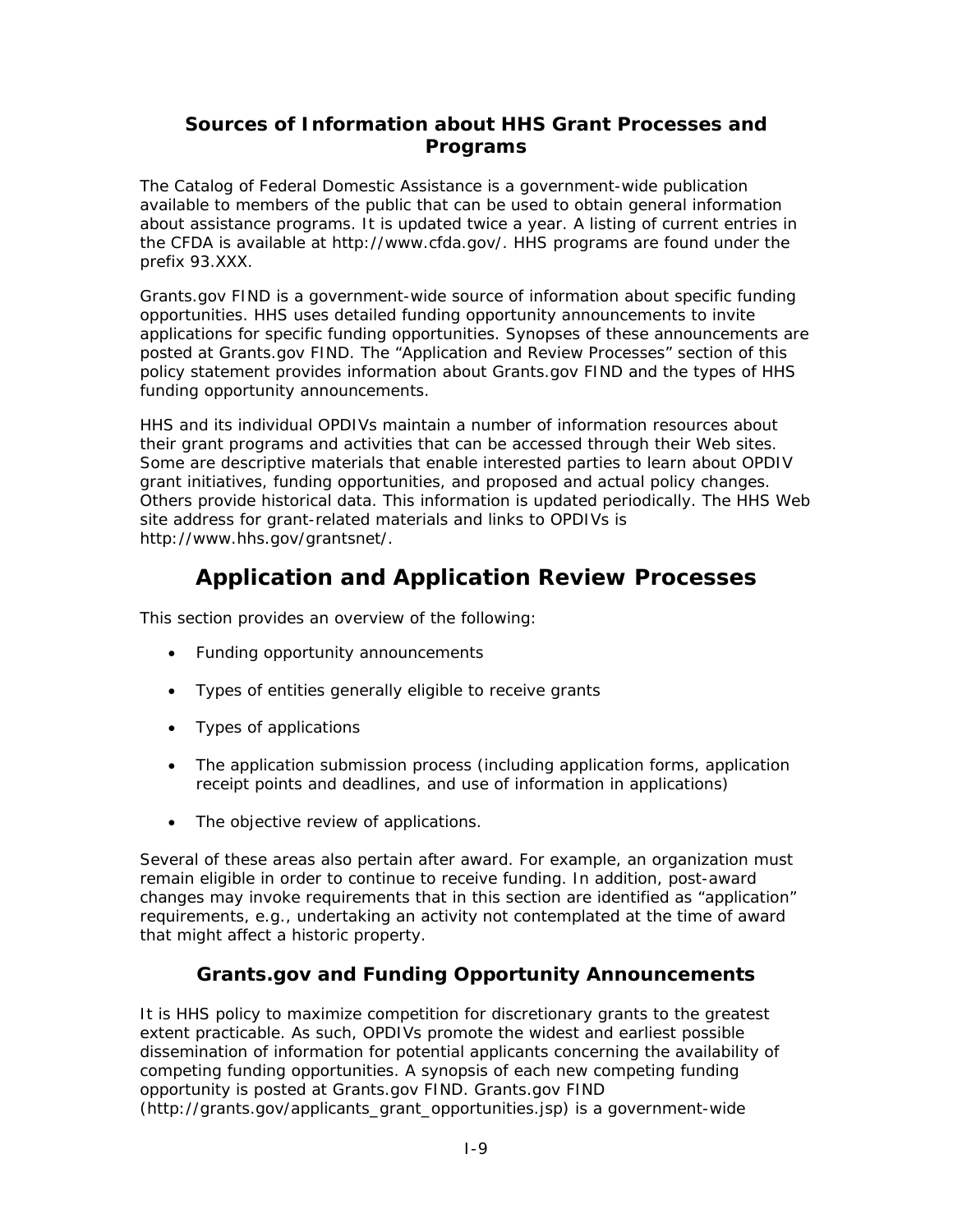### Sources of Information about HHS Grant Processes and Programs

The Catalog of Federal Domestic Assistance is a government-wide publication available to members of the public that can be used to obtain general information about assistance programs. It is updated twice a year. A listing of current entries in the CFDA is available at http://www.cfda.gov/. HHS programs are found under the prefix 93.XXX.

Grants.gov FIND is a government-wide source of information about specific funding opportunities. HHS uses detailed funding opportunity announcements to invite applications for specific funding opportunities. Synopses of these announcements are posted at Grants.gov FIND. The "Application and Review Processes" section of this policy statement provides information about Grants.gov FIND and the types of HHS funding opportunity announcements.

HHS and its individual OPDIVs maintain a number of information resources about their grant programs and activities that can be accessed through their Web sites. Some are descriptive materials that enable interested parties to learn about OPDIV grant initiatives, funding opportunities, and proposed and actual policy changes. Others provide historical data. This information is updated periodically. The HHS Web site address for grant-related materials and links to OPDIVs is http://www.hhs.gov/grantsnet/.

## Application and Application Review Processes

This section provides an overview of the following:

- Funding opportunity announcements
- Types of entities generally eligible to receive grants
- Types of applications
- The application submission process (including application forms, application receipt points and deadlines, and use of information in applications)
- The objective review of applications.

Several of these areas also pertain after award. For example, an organization must remain eligible in order to continue to receive funding. In addition, post-award changes may invoke requirements that in this section are identified as "application" requirements, e.g., undertaking an activity not contemplated at the time of award that might affect a historic property.

### Grants.gov and Funding Opportunity Announcements

It is HHS policy to maximize competition for discretionary grants to the greatest extent practicable. As such, OPDIVs promote the widest and earliest possible dissemination of information for potential applicants concerning the availability of competing funding opportunities. A synopsis of each new competing funding opportunity is posted at Grants.gov FIND. Grants.gov FIND (http://grants.gov/applicants_grant_opportunities.jsp) is a government-wide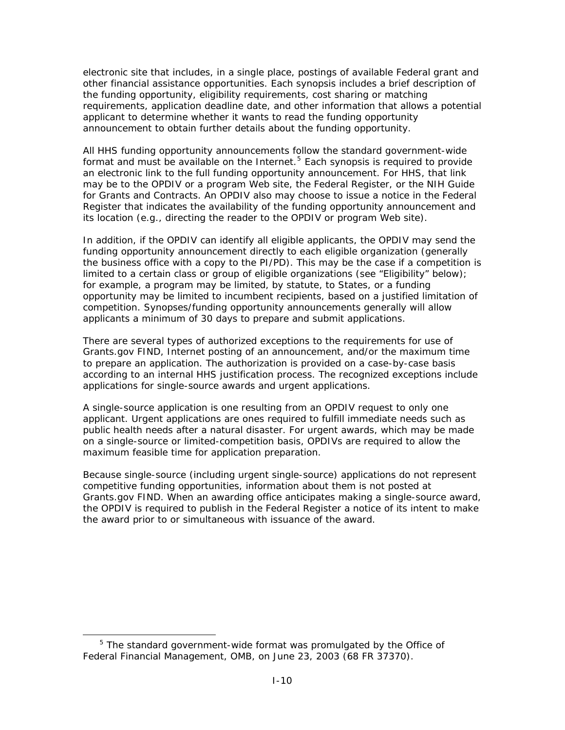electronic site that includes, in a single place, postings of available Federal grant and other financial assistance opportunities. Each synopsis includes a brief description of the funding opportunity, eligibility requirements, cost sharing or matching requirements, application deadline date, and other information that allows a potential applicant to determine whether it wants to read the funding opportunity announcement to obtain further details about the funding opportunity.

All HHS funding opportunity announcements follow the standard government-wide format and must be available on the Internet.[5] Each synopsis is required to provide an electronic link to the full funding opportunity announcement. For HHS, that link may be to the OPDIV or a program Web site, the Federal Register, or the NIH Guide for Grants and Contracts. An OPDIV also may choose to issue a notice in the Federal Register that indicates the availability of the funding opportunity announcement and its location (e.g., directing the reader to the OPDIV or program Web site).

In addition, if the OPDIV can identify all eligible applicants, the OPDIV may send the funding opportunity announcement directly to each eligible organization (generally the business office with a copy to the PI/PD). This may be the case if a competition is limited to a certain class or group of eligible organizations (see "Eligibility" below); for example, a program may be limited, by statute, to States, or a funding opportunity may be limited to incumbent recipients, based on a justified limitation of competition. Synopses/funding opportunity announcements generally will allow applicants a minimum of 30 days to prepare and submit applications.

There are several types of authorized exceptions to the requirements for use of Grants.gov FIND, Internet posting of an announcement, and/or the maximum time to prepare an application. The authorization is provided on a case-by-case basis according to an internal HHS justification process. The recognized exceptions include applications for single-source awards and urgent applications.

A single-source application is one resulting from an OPDIV request to only one applicant. Urgent applications are ones required to fulfill immediate needs such as public health needs after a natural disaster. For urgent awards, which may be made on a single-source or limited-competition basis, OPDIVs are required to allow the maximum feasible time for application preparation.

Because single-source (including urgent single-source) applications do not represent competitive funding opportunities, information about them is not posted at Grants.gov FIND. When an awarding office anticipates making a single-source award, the OPDIV is required to publish in the Federal Register a notice of its intent to make the award prior to or simultaneous with issuance of the award.

---

[5] The standard government-wide format was promulgated by the Office of Federal Financial Management, OMB, on June 23, 2003 (68 FR 37370).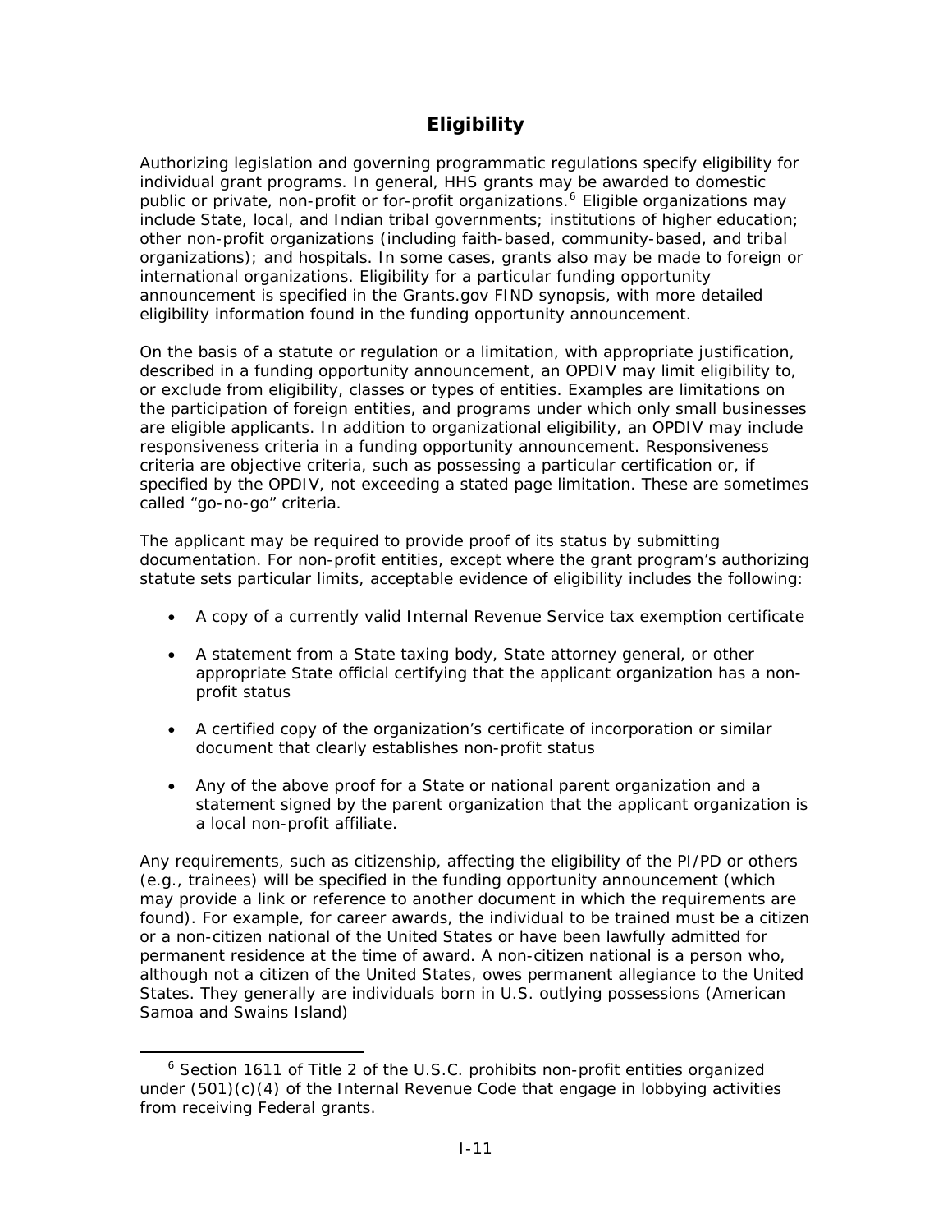## Eligibility

Authorizing legislation and governing programmatic regulations specify eligibility for individual grant programs. In general, HHS grants may be awarded to domestic public or private, non-profit or for-profit organizations.[6] Eligible organizations may include State, local, and Indian tribal governments; institutions of higher education; other non-profit organizations (including faith-based, community-based, and tribal organizations); and hospitals. In some cases, grants also may be made to foreign or international organizations. Eligibility for a particular funding opportunity announcement is specified in the Grants.gov FIND synopsis, with more detailed eligibility information found in the funding opportunity announcement.

On the basis of a statute or regulation or a limitation, with appropriate justification, described in a funding opportunity announcement, an OPDIV may limit eligibility to, or exclude from eligibility, classes or types of entities. Examples are limitations on the participation of foreign entities, and programs under which only small businesses are eligible applicants. In addition to organizational eligibility, an OPDIV may include responsiveness criteria in a funding opportunity announcement. Responsiveness criteria are objective criteria, such as possessing a particular certification or, if specified by the OPDIV, not exceeding a stated page limitation. These are sometimes called "go-no-go" criteria.

The applicant may be required to provide proof of its status by submitting documentation. For non-profit entities, except where the grant program's authorizing statute sets particular limits, acceptable evidence of eligibility includes the following:

- A copy of a currently valid Internal Revenue Service tax exemption certificate
- A statement from a State taxing body, State attorney general, or other appropriate State official certifying that the applicant organization has a non-profit status
- A certified copy of the organization's certificate of incorporation or similar document that clearly establishes non-profit status
- Any of the above proof for a State or national parent organization and a statement signed by the parent organization that the applicant organization is a local non-profit affiliate.

Any requirements, such as citizenship, affecting the eligibility of the PI/PD or others (e.g., trainees) will be specified in the funding opportunity announcement (which may provide a link or reference to another document in which the requirements are found). For example, for career awards, the individual to be trained must be a citizen or a non-citizen national of the United States or have been lawfully admitted for permanent residence at the time of award. A non-citizen national is a person who, although not a citizen of the United States, owes permanent allegiance to the United States. They generally are individuals born in U.S. outlying possessions (American Samoa and Swains Island)

---

[6] Section 1611 of Title 2 of the U.S.C. prohibits non-profit entities organized under (501)(c)(4) of the Internal Revenue Code that engage in lobbying activities from receiving Federal grants.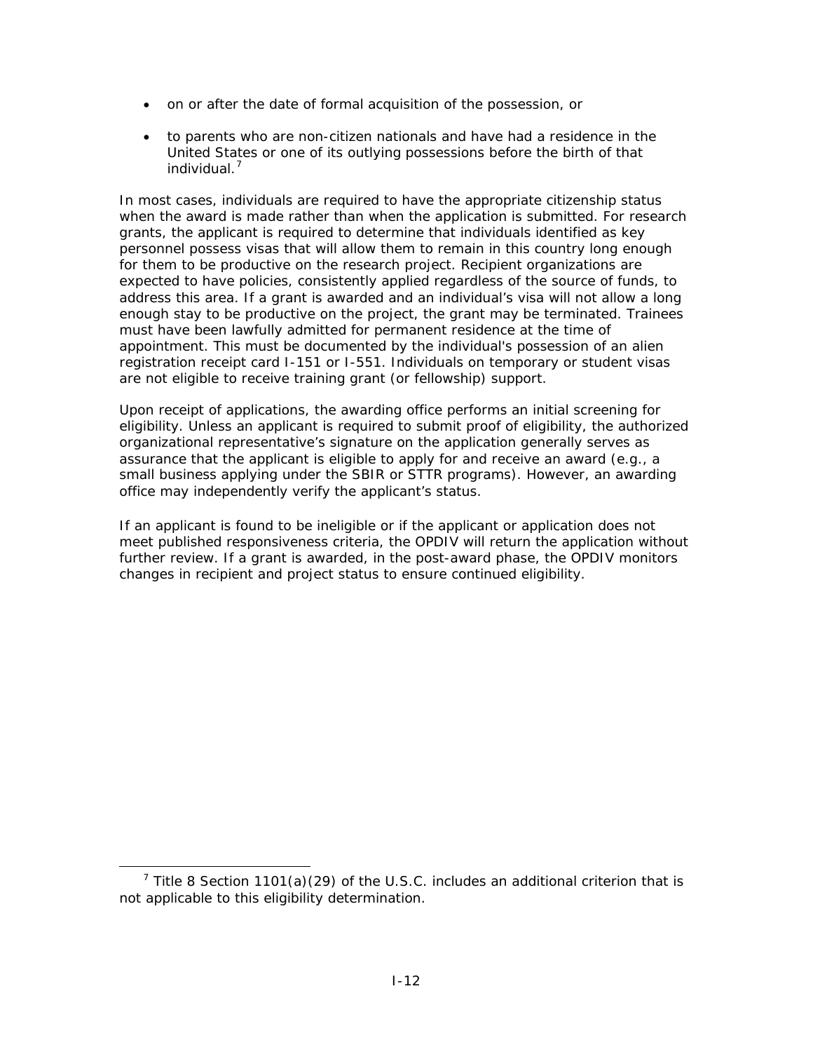- on or after the date of formal acquisition of the possession, or
- to parents who are non-citizen nationals and have had a residence in the United States or one of its outlying possessions before the birth of that individual.[7]

In most cases, individuals are required to have the appropriate citizenship status when the award is made rather than when the application is submitted. For research grants, the applicant is required to determine that individuals identified as key personnel possess visas that will allow them to remain in this country long enough for them to be productive on the research project. Recipient organizations are expected to have policies, consistently applied regardless of the source of funds, to address this area. If a grant is awarded and an individual's visa will not allow a long enough stay to be productive on the project, the grant may be terminated. Trainees must have been lawfully admitted for permanent residence at the time of appointment. This must be documented by the individual's possession of an alien registration receipt card I-151 or I-551. Individuals on temporary or student visas are not eligible to receive training grant (or fellowship) support.

Upon receipt of applications, the awarding office performs an initial screening for eligibility. Unless an applicant is required to submit proof of eligibility, the authorized organizational representative's signature on the application generally serves as assurance that the applicant is eligible to apply for and receive an award (e.g., a small business applying under the SBIR or STTR programs). However, an awarding office may independently verify the applicant's status.

If an applicant is found to be ineligible or if the applicant or application does not meet published responsiveness criteria, the OPDIV will return the application without further review. If a grant is awarded, in the post-award phase, the OPDIV monitors changes in recipient and project status to ensure continued eligibility.

[7] Title 8 Section 1101(a)(29) of the U.S.C. includes an additional criterion that is not applicable to this eligibility determination.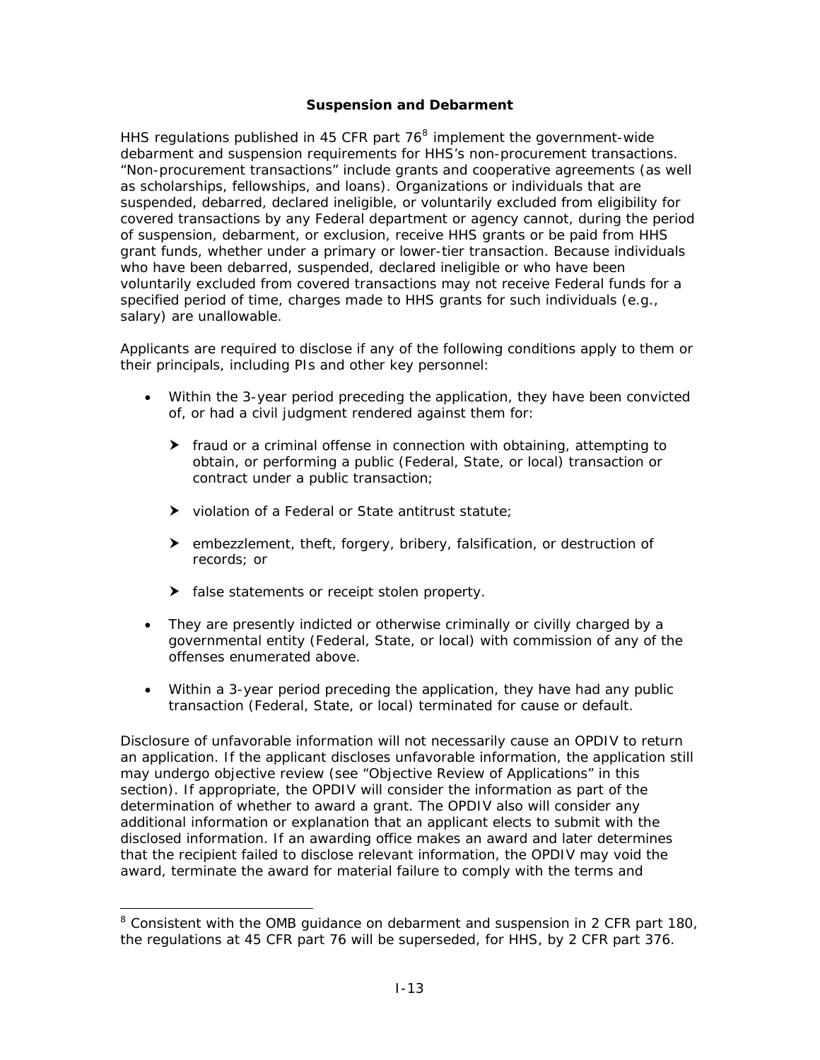**Suspension and Debarment**

HHS regulations published in 45 CFR part 76[8] implement the government-wide debarment and suspension requirements for HHS's non-procurement transactions. "Non-procurement transactions" include grants and cooperative agreements (as well as scholarships, fellowships, and loans). Organizations or individuals that are suspended, debarred, declared ineligible, or voluntarily excluded from eligibility for covered transactions by any Federal department or agency cannot, during the period of suspension, debarment, or exclusion, receive HHS grants or be paid from HHS grant funds, whether under a primary or lower-tier transaction. Because individuals who have been debarred, suspended, declared ineligible or who have been voluntarily excluded from covered transactions may not receive Federal funds for a specified period of time, charges made to HHS grants for such individuals (e.g., salary) are unallowable.

Applicants are required to disclose if any of the following conditions apply to them or their principals, including PIs and other key personnel:

- Within the 3-year period preceding the application, they have been convicted of, or had a civil judgment rendered against them for:
  - fraud or a criminal offense in connection with obtaining, attempting to obtain, or performing a public (Federal, State, or local) transaction or contract under a public transaction;
  - violation of a Federal or State antitrust statute;
  - embezzlement, theft, forgery, bribery, falsification, or destruction of records; or
  - false statements or receipt stolen property.
- They are presently indicted or otherwise criminally or civilly charged by a governmental entity (Federal, State, or local) with commission of any of the offenses enumerated above.
- Within a 3-year period preceding the application, they have had any public transaction (Federal, State, or local) terminated for cause or default.

Disclosure of unfavorable information will not necessarily cause an OPDIV to return an application. If the applicant discloses unfavorable information, the application still may undergo objective review (see "Objective Review of Applications" in this section). If appropriate, the OPDIV will consider the information as part of the determination of whether to award a grant. The OPDIV also will consider any additional information or explanation that an applicant elects to submit with the disclosed information. If an awarding office makes an award and later determines that the recipient failed to disclose relevant information, the OPDIV may void the award, terminate the award for material failure to comply with the terms and

[8] Consistent with the OMB guidance on debarment and suspension in 2 CFR part 180, the regulations at 45 CFR part 76 will be superseded, for HHS, by 2 CFR part 376.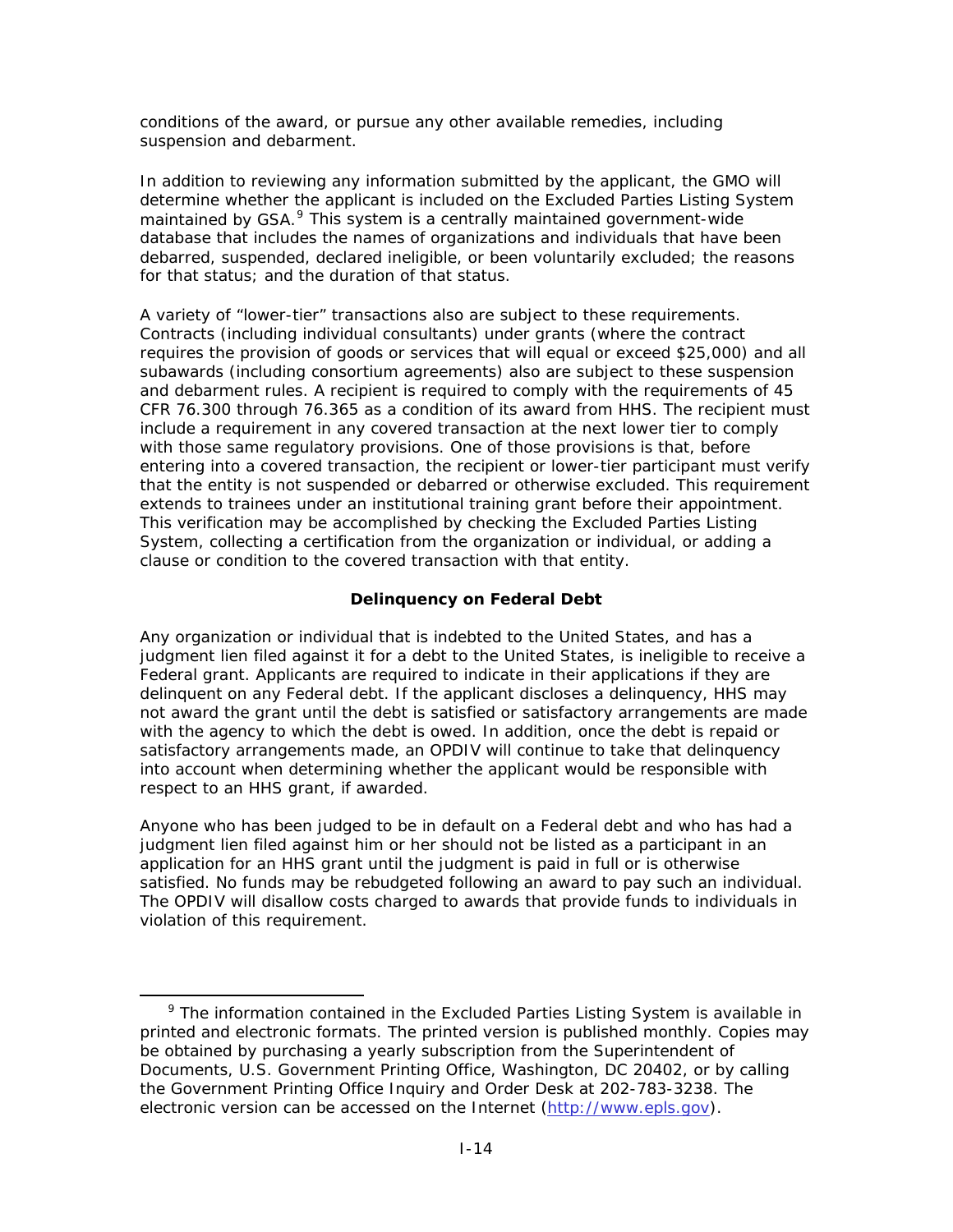conditions of the award, or pursue any other available remedies, including suspension and debarment.

In addition to reviewing any information submitted by the applicant, the GMO will determine whether the applicant is included on the Excluded Parties Listing System maintained by GSA.[9] This system is a centrally maintained government-wide database that includes the names of organizations and individuals that have been debarred, suspended, declared ineligible, or been voluntarily excluded; the reasons for that status; and the duration of that status.

A variety of "lower-tier" transactions also are subject to these requirements. Contracts (including individual consultants) under grants (where the contract requires the provision of goods or services that will equal or exceed $25,000) and all subawards (including consortium agreements) also are subject to these suspension and debarment rules. A recipient is required to comply with the requirements of 45 CFR 76.300 through 76.365 as a condition of its award from HHS. The recipient must include a requirement in any covered transaction at the next lower tier to comply with those same regulatory provisions. One of those provisions is that, before entering into a covered transaction, the recipient or lower-tier participant must verify that the entity is not suspended or debarred or otherwise excluded. This requirement extends to trainees under an institutional training grant before their appointment. This verification may be accomplished by checking the Excluded Parties Listing System, collecting a certification from the organization or individual, or adding a clause or condition to the covered transaction with that entity.

### Delinquency on Federal Debt

Any organization or individual that is indebted to the United States, and has a judgment lien filed against it for a debt to the United States, is ineligible to receive a Federal grant. Applicants are required to indicate in their applications if they are delinquent on any Federal debt. If the applicant discloses a delinquency, HHS may not award the grant until the debt is satisfied or satisfactory arrangements are made with the agency to which the debt is owed. In addition, once the debt is repaid or satisfactory arrangements made, an OPDIV will continue to take that delinquency into account when determining whether the applicant would be responsible with respect to an HHS grant, if awarded.

Anyone who has been judged to be in default on a Federal debt and who has had a judgment lien filed against him or her should not be listed as a participant in an application for an HHS grant until the judgment is paid in full or is otherwise satisfied. No funds may be rebudgeted following an award to pay such an individual. The OPDIV will disallow costs charged to awards that provide funds to individuals in violation of this requirement.

---

[9] The information contained in the Excluded Parties Listing System is available in printed and electronic formats. The printed version is published monthly. Copies may be obtained by purchasing a yearly subscription from the Superintendent of Documents, U.S. Government Printing Office, Washington, DC 20402, or by calling the Government Printing Office Inquiry and Order Desk at 202-783-3238. The electronic version can be accessed on the Internet (http://www.epls.gov).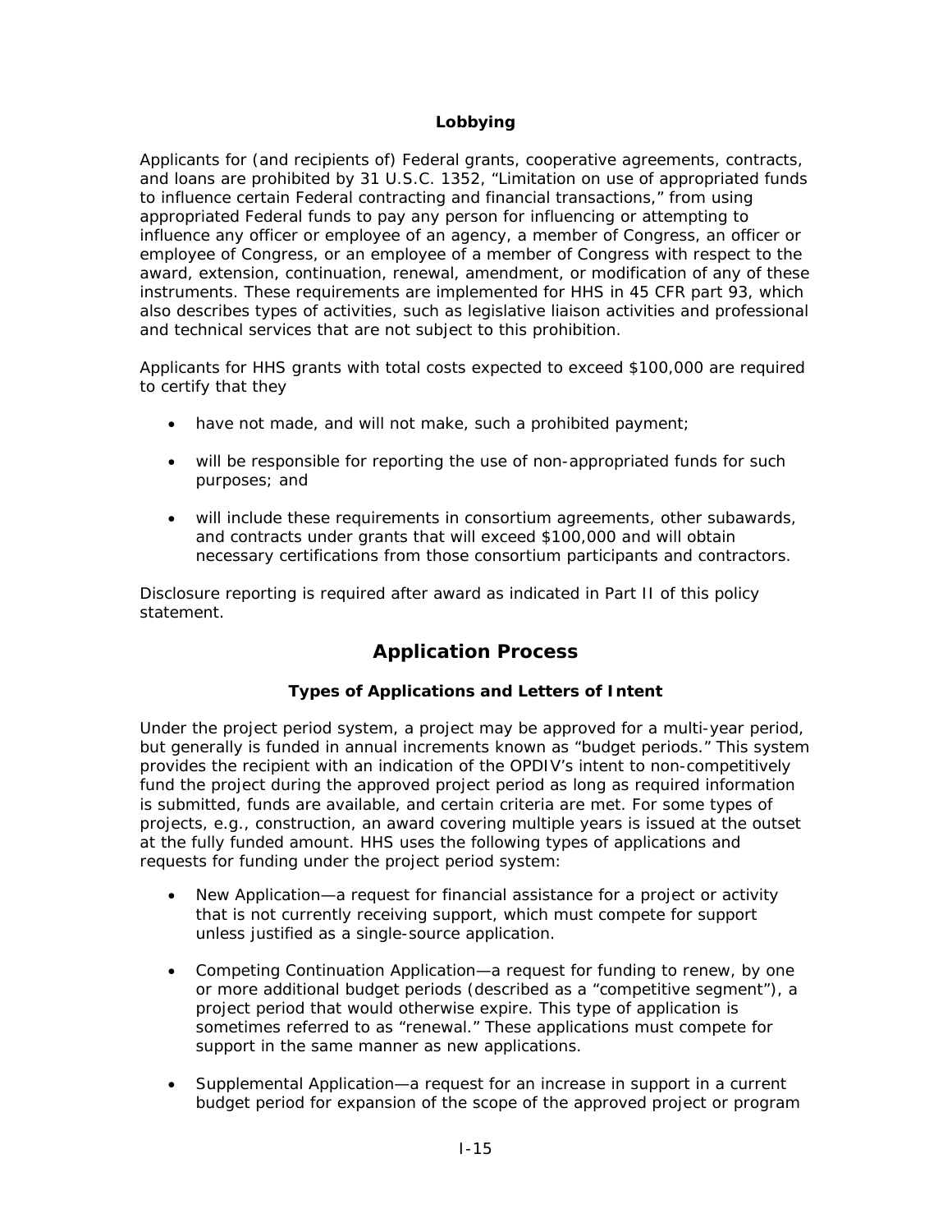### Lobbying

Applicants for (and recipients of) Federal grants, cooperative agreements, contracts, and loans are prohibited by 31 U.S.C. 1352, "Limitation on use of appropriated funds to influence certain Federal contracting and financial transactions," from using appropriated Federal funds to pay any person for influencing or attempting to influence any officer or employee of an agency, a member of Congress, an officer or employee of Congress, or an employee of a member of Congress with respect to the award, extension, continuation, renewal, amendment, or modification of any of these instruments. These requirements are implemented for HHS in 45 CFR part 93, which also describes types of activities, such as legislative liaison activities and professional and technical services that are not subject to this prohibition.

Applicants for HHS grants with total costs expected to exceed $100,000 are required to certify that they

- have not made, and will not make, such a prohibited payment;
- will be responsible for reporting the use of non-appropriated funds for such purposes; and
- will include these requirements in consortium agreements, other subawards, and contracts under grants that will exceed $100,000 and will obtain necessary certifications from those consortium participants and contractors.

Disclosure reporting is required after award as indicated in Part II of this policy statement.

## Application Process

### Types of Applications and Letters of Intent

Under the project period system, a project may be approved for a multi-year period, but generally is funded in annual increments known as "budget periods." This system provides the recipient with an indication of the OPDIV's intent to non-competitively fund the project during the approved project period as long as required information is submitted, funds are available, and certain criteria are met. For some types of projects, e.g., construction, an award covering multiple years is issued at the outset at the fully funded amount. HHS uses the following types of applications and requests for funding under the project period system:

- New Application—a request for financial assistance for a project or activity that is not currently receiving support, which must compete for support unless justified as a single-source application.
- Competing Continuation Application—a request for funding to renew, by one or more additional budget periods (described as a "competitive segment"), a project period that would otherwise expire. This type of application is sometimes referred to as "renewal." These applications must compete for support in the same manner as new applications.
- Supplemental Application—a request for an increase in support in a current budget period for expansion of the scope of the approved project or program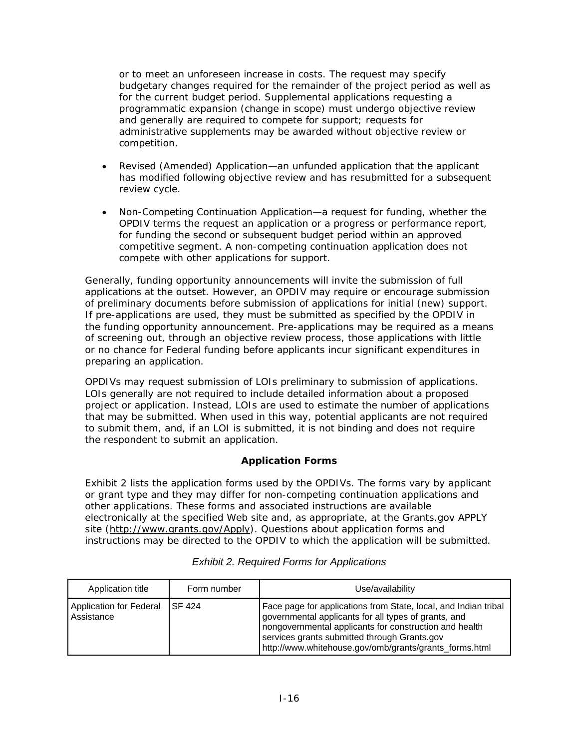or to meet an unforeseen increase in costs. The request may specify budgetary changes required for the remainder of the project period as well as for the current budget period. Supplemental applications requesting a programmatic expansion (change in scope) must undergo objective review and generally are required to compete for support; requests for administrative supplements may be awarded without objective review or competition.

- Revised (Amended) Application—an unfunded application that the applicant has modified following objective review and has resubmitted for a subsequent review cycle.

- Non-Competing Continuation Application—a request for funding, whether the OPDIV terms the request an application or a progress or performance report, for funding the second or subsequent budget period within an approved competitive segment. A non-competing continuation application does not compete with other applications for support.

Generally, funding opportunity announcements will invite the submission of full applications at the outset. However, an OPDIV may require or encourage submission of preliminary documents before submission of applications for initial (new) support. If pre-applications are used, they must be submitted as specified by the OPDIV in the funding opportunity announcement. Pre-applications may be required as a means of screening out, through an objective review process, those applications with little or no chance for Federal funding before applicants incur significant expenditures in preparing an application.

OPDIVs may request submission of LOIs preliminary to submission of applications. LOIs generally are not required to include detailed information about a proposed project or application. Instead, LOIs are used to estimate the number of applications that may be submitted. When used in this way, potential applicants are not required to submit them, and, if an LOI is submitted, it is not binding and does not require the respondent to submit an application.

**Application Forms**

Exhibit 2 lists the application forms used by the OPDIVs. The forms vary by applicant or grant type and they may differ for non-competing continuation applications and other applications. These forms and associated instructions are available electronically at the specified Web site and, as appropriate, at the Grants.gov APPLY site (http://www.grants.gov/Apply). Questions about application forms and instructions may be directed to the OPDIV to which the application will be submitted.

*Exhibit 2. Required Forms for Applications*

| Application title | Form number | Use/availability |
|---|---|---|
| Application for Federal Assistance | SF 424 | Face page for applications from State, local, and Indian tribal governmental applicants for all types of grants, and nongovernmental applicants for construction and health services grants submitted through Grants.gov http://www.whitehouse.gov/omb/grants/grants_forms.html |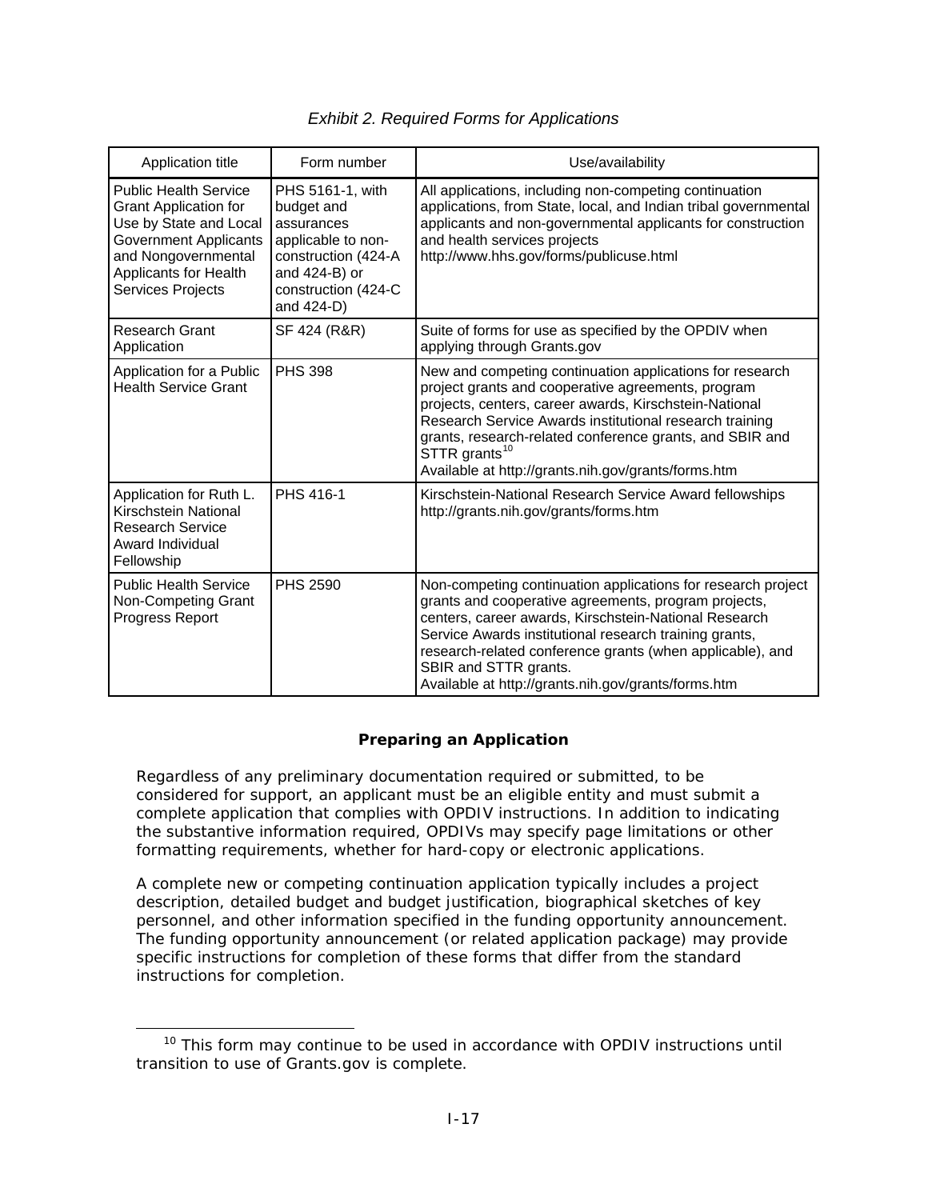*Exhibit 2. Required Forms for Applications*

| Application title | Form number | Use/availability |
|---|---|---|
| Public Health Service Grant Application for Use by State and Local Government Applicants and Nongovernmental Applicants for Health Services Projects | PHS 5161-1, with budget and assurances applicable to non-construction (424-A and 424-B) or construction (424-C and 424-D) | All applications, including non-competing continuation applications, from State, local, and Indian tribal governmental applicants and non-governmental applicants for construction and health services projects http://www.hhs.gov/forms/publicuse.html |
| Research Grant Application | SF 424 (R&R) | Suite of forms for use as specified by the OPDIV when applying through Grants.gov |
| Application for a Public Health Service Grant | PHS 398 | New and competing continuation applications for research project grants and cooperative agreements, program projects, centers, career awards, Kirschstein-National Research Service Awards institutional research training grants, research-related conference grants, and SBIR and STTR grants[10] Available at http://grants.nih.gov/grants/forms.htm |
| Application for Ruth L. Kirschstein National Research Service Award Individual Fellowship | PHS 416-1 | Kirschstein-National Research Service Award fellowships http://grants.nih.gov/grants/forms.htm |
| Public Health Service Non-Competing Grant Progress Report | PHS 2590 | Non-competing continuation applications for research project grants and cooperative agreements, program projects, centers, career awards, Kirschstein-National Research Service Awards institutional research training grants, research-related conference grants (when applicable), and SBIR and STTR grants. Available at http://grants.nih.gov/grants/forms.htm |

## Preparing an Application

Regardless of any preliminary documentation required or submitted, to be considered for support, an applicant must be an eligible entity and must submit a complete application that complies with OPDIV instructions. In addition to indicating the substantive information required, OPDIVs may specify page limitations or other formatting requirements, whether for hard-copy or electronic applications.

A complete new or competing continuation application typically includes a project description, detailed budget and budget justification, biographical sketches of key personnel, and other information specified in the funding opportunity announcement. The funding opportunity announcement (or related application package) may provide specific instructions for completion of these forms that differ from the standard instructions for completion.

[10] This form may continue to be used in accordance with OPDIV instructions until transition to use of Grants.gov is complete.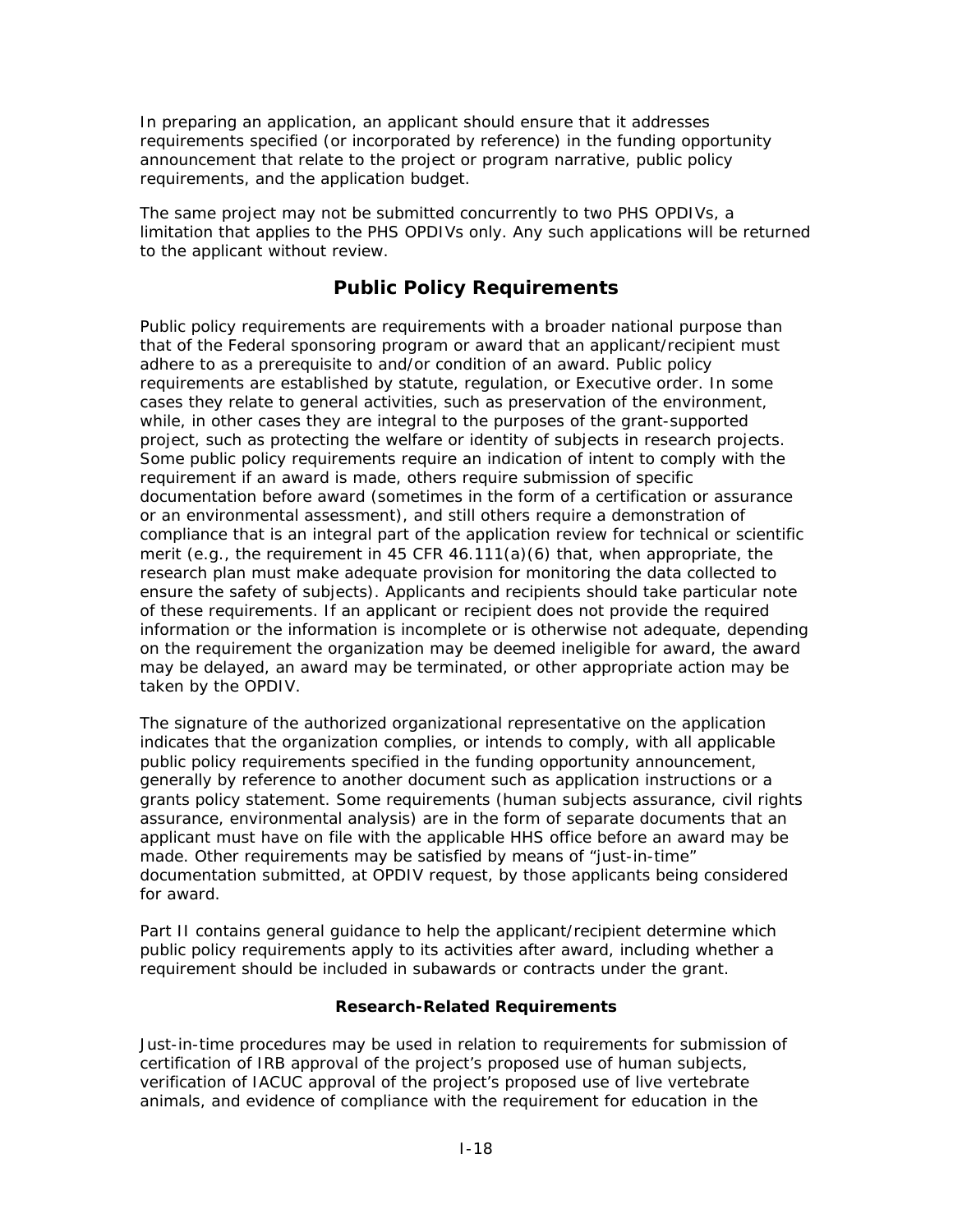In preparing an application, an applicant should ensure that it addresses requirements specified (or incorporated by reference) in the funding opportunity announcement that relate to the project or program narrative, public policy requirements, and the application budget.

The same project may not be submitted concurrently to two PHS OPDIVs, a limitation that applies to the PHS OPDIVs only. Any such applications will be returned to the applicant without review.

## Public Policy Requirements

Public policy requirements are requirements with a broader national purpose than that of the Federal sponsoring program or award that an applicant/recipient must adhere to as a prerequisite to and/or condition of an award. Public policy requirements are established by statute, regulation, or Executive order. In some cases they relate to general activities, such as preservation of the environment, while, in other cases they are integral to the purposes of the grant-supported project, such as protecting the welfare or identity of subjects in research projects. Some public policy requirements require an indication of intent to comply with the requirement if an award is made, others require submission of specific documentation before award (sometimes in the form of a certification or assurance or an environmental assessment), and still others require a demonstration of compliance that is an integral part of the application review for technical or scientific merit (e.g., the requirement in 45 CFR 46.111(a)(6) that, when appropriate, the research plan must make adequate provision for monitoring the data collected to ensure the safety of subjects). Applicants and recipients should take particular note of these requirements. If an applicant or recipient does not provide the required information or the information is incomplete or is otherwise not adequate, depending on the requirement the organization may be deemed ineligible for award, the award may be delayed, an award may be terminated, or other appropriate action may be taken by the OPDIV.

The signature of the authorized organizational representative on the application indicates that the organization complies, or intends to comply, with all applicable public policy requirements specified in the funding opportunity announcement, generally by reference to another document such as application instructions or a grants policy statement. Some requirements (human subjects assurance, civil rights assurance, environmental analysis) are in the form of separate documents that an applicant must have on file with the applicable HHS office before an award may be made. Other requirements may be satisfied by means of "just-in-time" documentation submitted, at OPDIV request, by those applicants being considered for award.

Part II contains general guidance to help the applicant/recipient determine which public policy requirements apply to its activities after award, including whether a requirement should be included in subawards or contracts under the grant.

#### Research-Related Requirements

Just-in-time procedures may be used in relation to requirements for submission of certification of IRB approval of the project's proposed use of human subjects, verification of IACUC approval of the project's proposed use of live vertebrate animals, and evidence of compliance with the requirement for education in the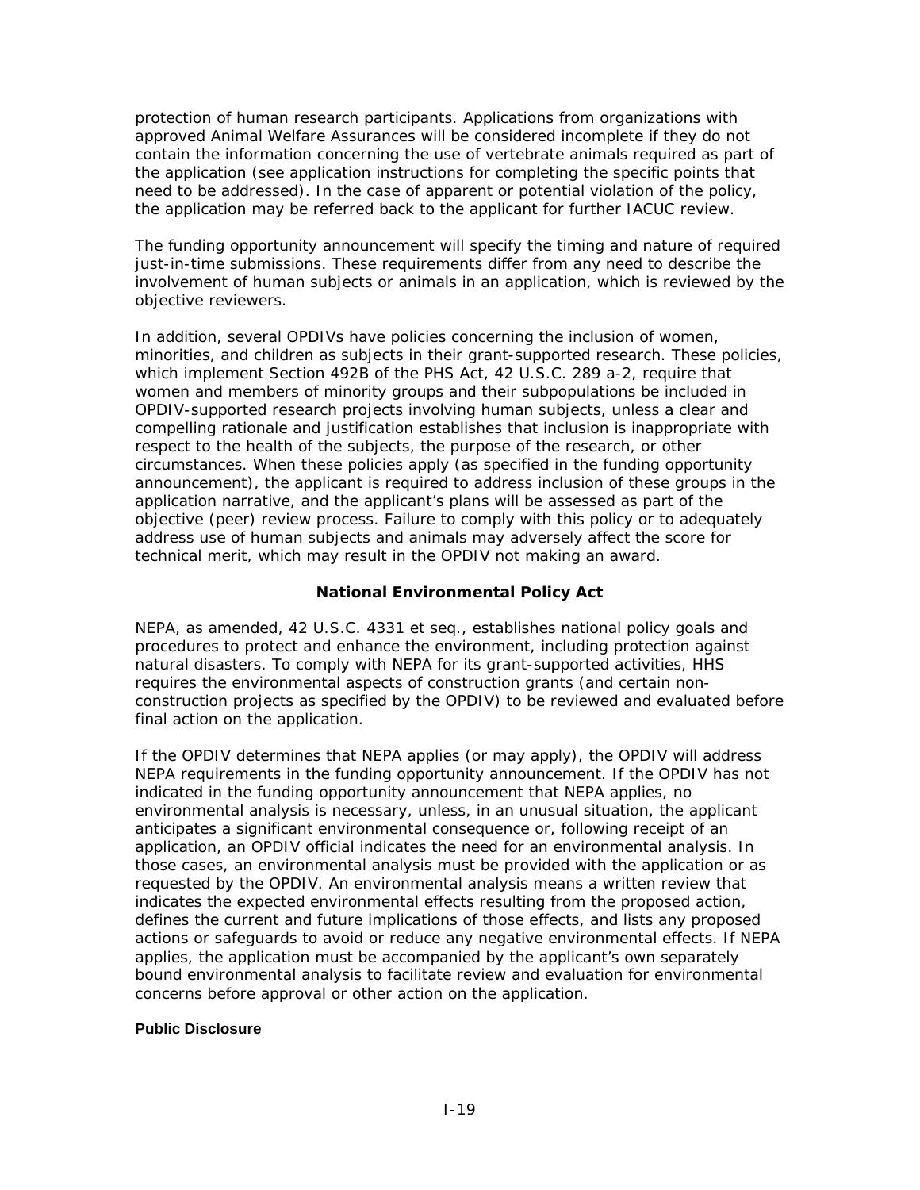protection of human research participants. Applications from organizations with approved Animal Welfare Assurances will be considered incomplete if they do not contain the information concerning the use of vertebrate animals required as part of the application (see application instructions for completing the specific points that need to be addressed). In the case of apparent or potential violation of the policy, the application may be referred back to the applicant for further IACUC review.

The funding opportunity announcement will specify the timing and nature of required just-in-time submissions. These requirements differ from any need to describe the involvement of human subjects or animals in an application, which is reviewed by the objective reviewers.

In addition, several OPDIVs have policies concerning the inclusion of women, minorities, and children as subjects in their grant-supported research. These policies, which implement Section 492B of the PHS Act, 42 U.S.C. 289 a-2, require that women and members of minority groups and their subpopulations be included in OPDIV-supported research projects involving human subjects, unless a clear and compelling rationale and justification establishes that inclusion is inappropriate with respect to the health of the subjects, the purpose of the research, or other circumstances. When these policies apply (as specified in the funding opportunity announcement), the applicant is required to address inclusion of these groups in the application narrative, and the applicant's plans will be assessed as part of the objective (peer) review process. Failure to comply with this policy or to adequately address use of human subjects and animals may adversely affect the score for technical merit, which may result in the OPDIV not making an award.

### National Environmental Policy Act

NEPA, as amended, 42 U.S.C. 4331 et seq., establishes national policy goals and procedures to protect and enhance the environment, including protection against natural disasters. To comply with NEPA for its grant-supported activities, HHS requires the environmental aspects of construction grants (and certain non-construction projects as specified by the OPDIV) to be reviewed and evaluated before final action on the application.

If the OPDIV determines that NEPA applies (or may apply), the OPDIV will address NEPA requirements in the funding opportunity announcement. If the OPDIV has not indicated in the funding opportunity announcement that NEPA applies, no environmental analysis is necessary, unless, in an unusual situation, the applicant anticipates a significant environmental consequence or, following receipt of an application, an OPDIV official indicates the need for an environmental analysis. In those cases, an environmental analysis must be provided with the application or as requested by the OPDIV. An environmental analysis means a written review that indicates the expected environmental effects resulting from the proposed action, defines the current and future implications of those effects, and lists any proposed actions or safeguards to avoid or reduce any negative environmental effects. If NEPA applies, the application must be accompanied by the applicant's own separately bound environmental analysis to facilitate review and evaluation for environmental concerns before approval or other action on the application.

#### Public Disclosure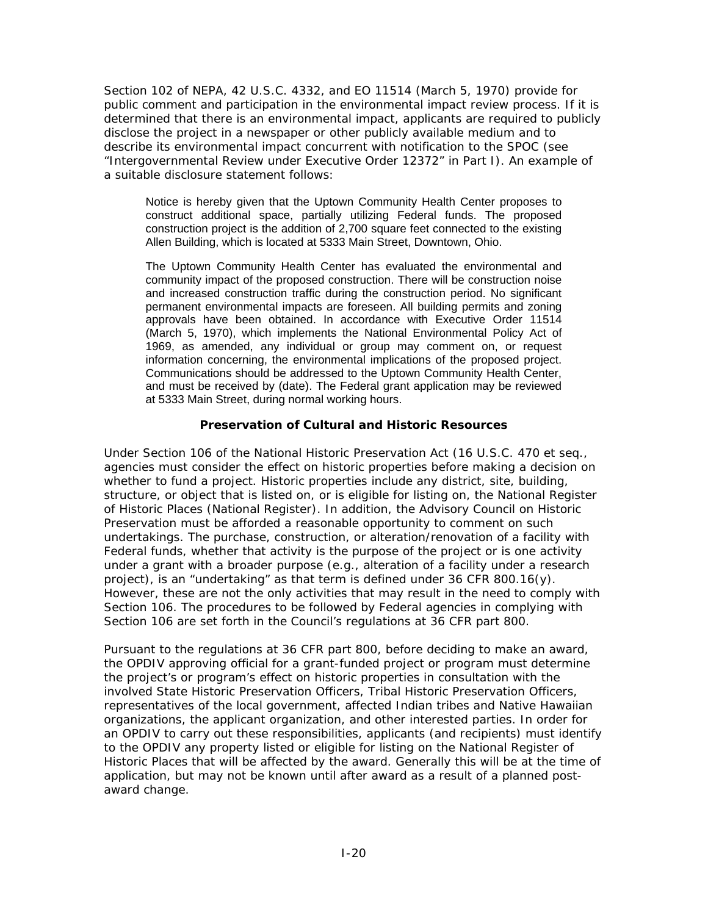Section 102 of NEPA, 42 U.S.C. 4332, and EO 11514 (March 5, 1970) provide for public comment and participation in the environmental impact review process. If it is determined that there is an environmental impact, applicants are required to publicly disclose the project in a newspaper or other publicly available medium and to describe its environmental impact concurrent with notification to the SPOC (see "Intergovernmental Review under Executive Order 12372" in Part I). An example of a suitable disclosure statement follows:

> Notice is hereby given that the Uptown Community Health Center proposes to construct additional space, partially utilizing Federal funds. The proposed construction project is the addition of 2,700 square feet connected to the existing Allen Building, which is located at 5333 Main Street, Downtown, Ohio.
>
> The Uptown Community Health Center has evaluated the environmental and community impact of the proposed construction. There will be construction noise and increased construction traffic during the construction period. No significant permanent environmental impacts are foreseen. All building permits and zoning approvals have been obtained. In accordance with Executive Order 11514 (March 5, 1970), which implements the National Environmental Policy Act of 1969, as amended, any individual or group may comment on, or request information concerning, the environmental implications of the proposed project. Communications should be addressed to the Uptown Community Health Center, and must be received by (date). The Federal grant application may be reviewed at 5333 Main Street, during normal working hours.

### Preservation of Cultural and Historic Resources

Under Section 106 of the National Historic Preservation Act (16 U.S.C. 470 et seq., agencies must consider the effect on historic properties before making a decision on whether to fund a project. Historic properties include any district, site, building, structure, or object that is listed on, or is eligible for listing on, the National Register of Historic Places (National Register). In addition, the Advisory Council on Historic Preservation must be afforded a reasonable opportunity to comment on such undertakings. The purchase, construction, or alteration/renovation of a facility with Federal funds, whether that activity is the purpose of the project or is one activity under a grant with a broader purpose (e.g., alteration of a facility under a research project), is an "undertaking" as that term is defined under 36 CFR 800.16(y). However, these are not the only activities that may result in the need to comply with Section 106. The procedures to be followed by Federal agencies in complying with Section 106 are set forth in the Council's regulations at 36 CFR part 800.

Pursuant to the regulations at 36 CFR part 800, before deciding to make an award, the OPDIV approving official for a grant-funded project or program must determine the project's or program's effect on historic properties in consultation with the involved State Historic Preservation Officers, Tribal Historic Preservation Officers, representatives of the local government, affected Indian tribes and Native Hawaiian organizations, the applicant organization, and other interested parties. In order for an OPDIV to carry out these responsibilities, applicants (and recipients) must identify to the OPDIV any property listed or eligible for listing on the National Register of Historic Places that will be affected by the award. Generally this will be at the time of application, but may not be known until after award as a result of a planned post-award change.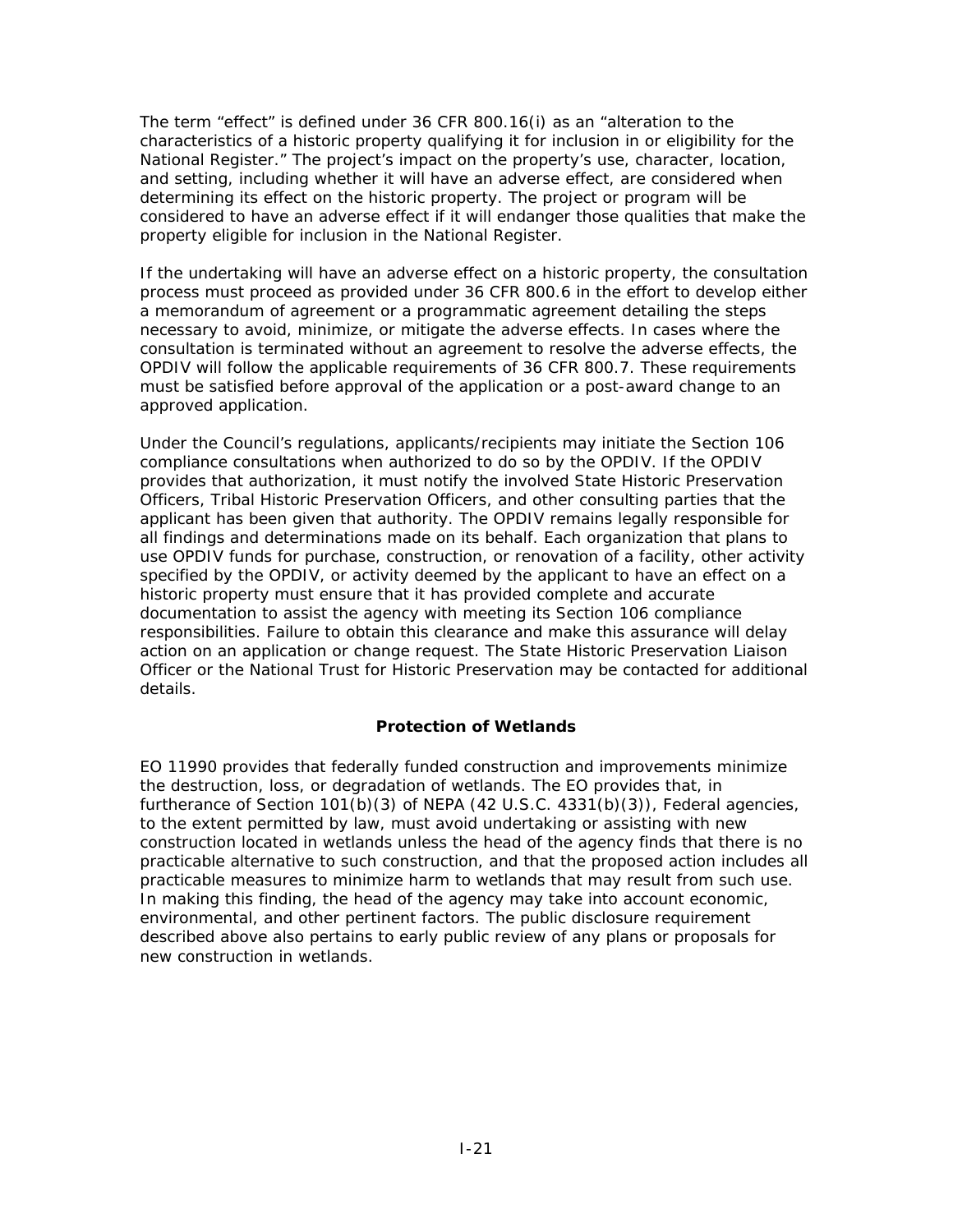The term "effect" is defined under 36 CFR 800.16(i) as an "alteration to the characteristics of a historic property qualifying it for inclusion in or eligibility for the National Register." The project's impact on the property's use, character, location, and setting, including whether it will have an adverse effect, are considered when determining its effect on the historic property. The project or program will be considered to have an adverse effect if it will endanger those qualities that make the property eligible for inclusion in the National Register.

If the undertaking will have an adverse effect on a historic property, the consultation process must proceed as provided under 36 CFR 800.6 in the effort to develop either a memorandum of agreement or a programmatic agreement detailing the steps necessary to avoid, minimize, or mitigate the adverse effects. In cases where the consultation is terminated without an agreement to resolve the adverse effects, the OPDIV will follow the applicable requirements of 36 CFR 800.7. These requirements must be satisfied before approval of the application or a post-award change to an approved application.

Under the Council's regulations, applicants/recipients may initiate the Section 106 compliance consultations when authorized to do so by the OPDIV. If the OPDIV provides that authorization, it must notify the involved State Historic Preservation Officers, Tribal Historic Preservation Officers, and other consulting parties that the applicant has been given that authority. The OPDIV remains legally responsible for all findings and determinations made on its behalf. Each organization that plans to use OPDIV funds for purchase, construction, or renovation of a facility, other activity specified by the OPDIV, or activity deemed by the applicant to have an effect on a historic property must ensure that it has provided complete and accurate documentation to assist the agency with meeting its Section 106 compliance responsibilities. Failure to obtain this clearance and make this assurance will delay action on an application or change request. The State Historic Preservation Liaison Officer or the National Trust for Historic Preservation may be contacted for additional details.

### Protection of Wetlands

EO 11990 provides that federally funded construction and improvements minimize the destruction, loss, or degradation of wetlands. The EO provides that, in furtherance of Section 101(b)(3) of NEPA (42 U.S.C. 4331(b)(3)), Federal agencies, to the extent permitted by law, must avoid undertaking or assisting with new construction located in wetlands unless the head of the agency finds that there is no practicable alternative to such construction, and that the proposed action includes all practicable measures to minimize harm to wetlands that may result from such use. In making this finding, the head of the agency may take into account economic, environmental, and other pertinent factors. The public disclosure requirement described above also pertains to early public review of any plans or proposals for new construction in wetlands.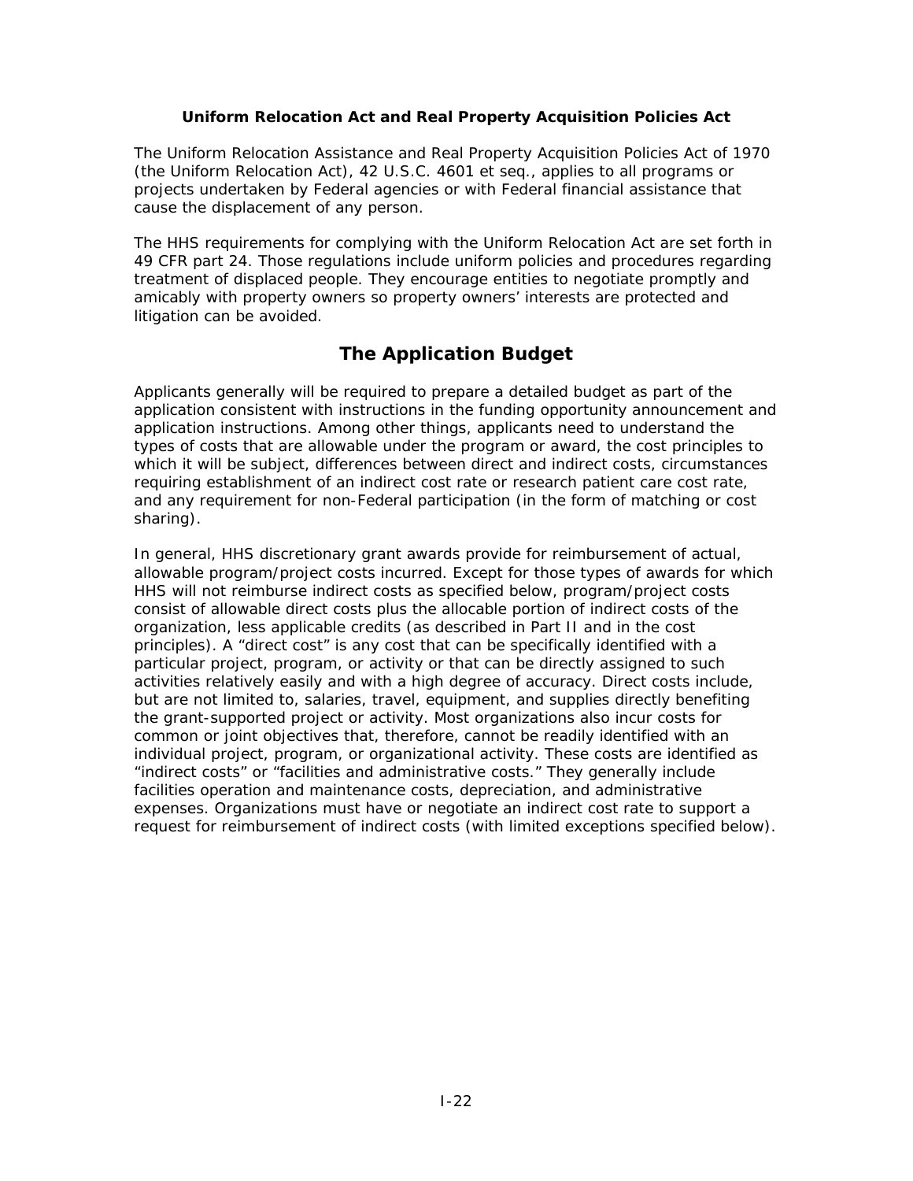### Uniform Relocation Act and Real Property Acquisition Policies Act

The Uniform Relocation Assistance and Real Property Acquisition Policies Act of 1970 (the Uniform Relocation Act), 42 U.S.C. 4601 et seq., applies to all programs or projects undertaken by Federal agencies or with Federal financial assistance that cause the displacement of any person.

The HHS requirements for complying with the Uniform Relocation Act are set forth in 49 CFR part 24. Those regulations include uniform policies and procedures regarding treatment of displaced people. They encourage entities to negotiate promptly and amicably with property owners so property owners' interests are protected and litigation can be avoided.

## The Application Budget

Applicants generally will be required to prepare a detailed budget as part of the application consistent with instructions in the funding opportunity announcement and application instructions. Among other things, applicants need to understand the types of costs that are allowable under the program or award, the cost principles to which it will be subject, differences between direct and indirect costs, circumstances requiring establishment of an indirect cost rate or research patient care cost rate, and any requirement for non-Federal participation (in the form of matching or cost sharing).

In general, HHS discretionary grant awards provide for reimbursement of actual, allowable program/project costs incurred. Except for those types of awards for which HHS will not reimburse indirect costs as specified below, program/project costs consist of allowable direct costs plus the allocable portion of indirect costs of the organization, less applicable credits (as described in Part II and in the cost principles). A "direct cost" is any cost that can be specifically identified with a particular project, program, or activity or that can be directly assigned to such activities relatively easily and with a high degree of accuracy. Direct costs include, but are not limited to, salaries, travel, equipment, and supplies directly benefiting the grant-supported project or activity. Most organizations also incur costs for common or joint objectives that, therefore, cannot be readily identified with an individual project, program, or organizational activity. These costs are identified as "indirect costs" or "facilities and administrative costs." They generally include facilities operation and maintenance costs, depreciation, and administrative expenses. Organizations must have or negotiate an indirect cost rate to support a request for reimbursement of indirect costs (with limited exceptions specified below).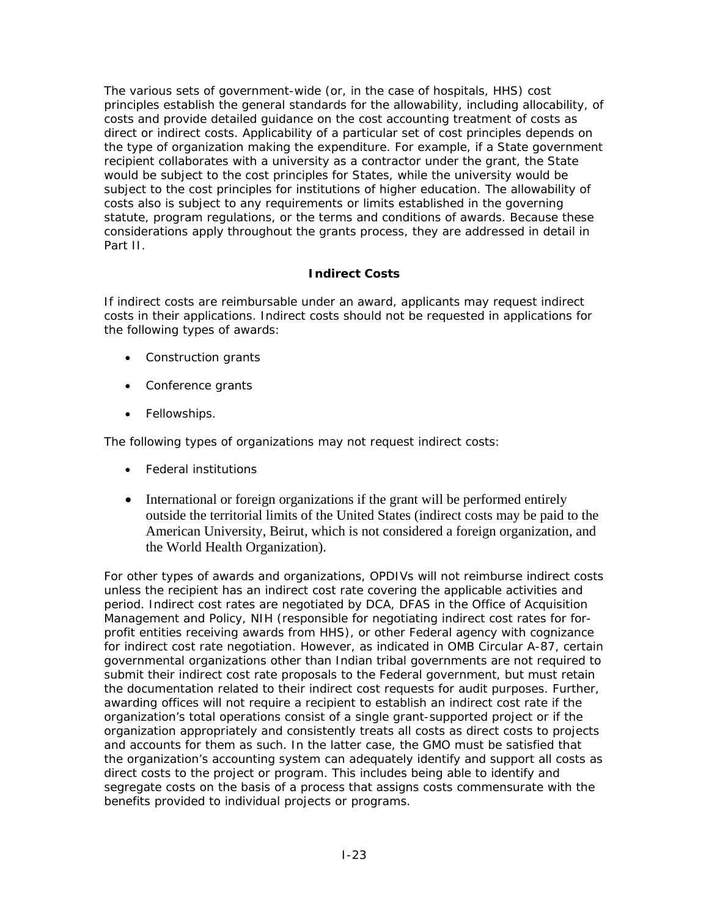The various sets of government-wide (or, in the case of hospitals, HHS) cost principles establish the general standards for the allowability, including allocability, of costs and provide detailed guidance on the cost accounting treatment of costs as direct or indirect costs. Applicability of a particular set of cost principles depends on the type of organization making the expenditure. For example, if a State government recipient collaborates with a university as a contractor under the grant, the State would be subject to the cost principles for States, while the university would be subject to the cost principles for institutions of higher education. The allowability of costs also is subject to any requirements or limits established in the governing statute, program regulations, or the terms and conditions of awards. Because these considerations apply throughout the grants process, they are addressed in detail in Part II.

## Indirect Costs

If indirect costs are reimbursable under an award, applicants may request indirect costs in their applications. Indirect costs should not be requested in applications for the following types of awards:

- Construction grants
- Conference grants
- Fellowships.

The following types of organizations may not request indirect costs:

- Federal institutions
- International or foreign organizations if the grant will be performed entirely outside the territorial limits of the United States (indirect costs may be paid to the American University, Beirut, which is not considered a foreign organization, and the World Health Organization).

For other types of awards and organizations, OPDIVs will not reimburse indirect costs unless the recipient has an indirect cost rate covering the applicable activities and period. Indirect cost rates are negotiated by DCA, DFAS in the Office of Acquisition Management and Policy, NIH (responsible for negotiating indirect cost rates for for-profit entities receiving awards from HHS), or other Federal agency with cognizance for indirect cost rate negotiation. However, as indicated in OMB Circular A-87, certain governmental organizations other than Indian tribal governments are not required to submit their indirect cost rate proposals to the Federal government, but must retain the documentation related to their indirect cost requests for audit purposes. Further, awarding offices will not require a recipient to establish an indirect cost rate if the organization's total operations consist of a single grant-supported project or if the organization appropriately and consistently treats all costs as direct costs to projects and accounts for them as such. In the latter case, the GMO must be satisfied that the organization's accounting system can adequately identify and support all costs as direct costs to the project or program. This includes being able to identify and segregate costs on the basis of a process that assigns costs commensurate with the benefits provided to individual projects or programs.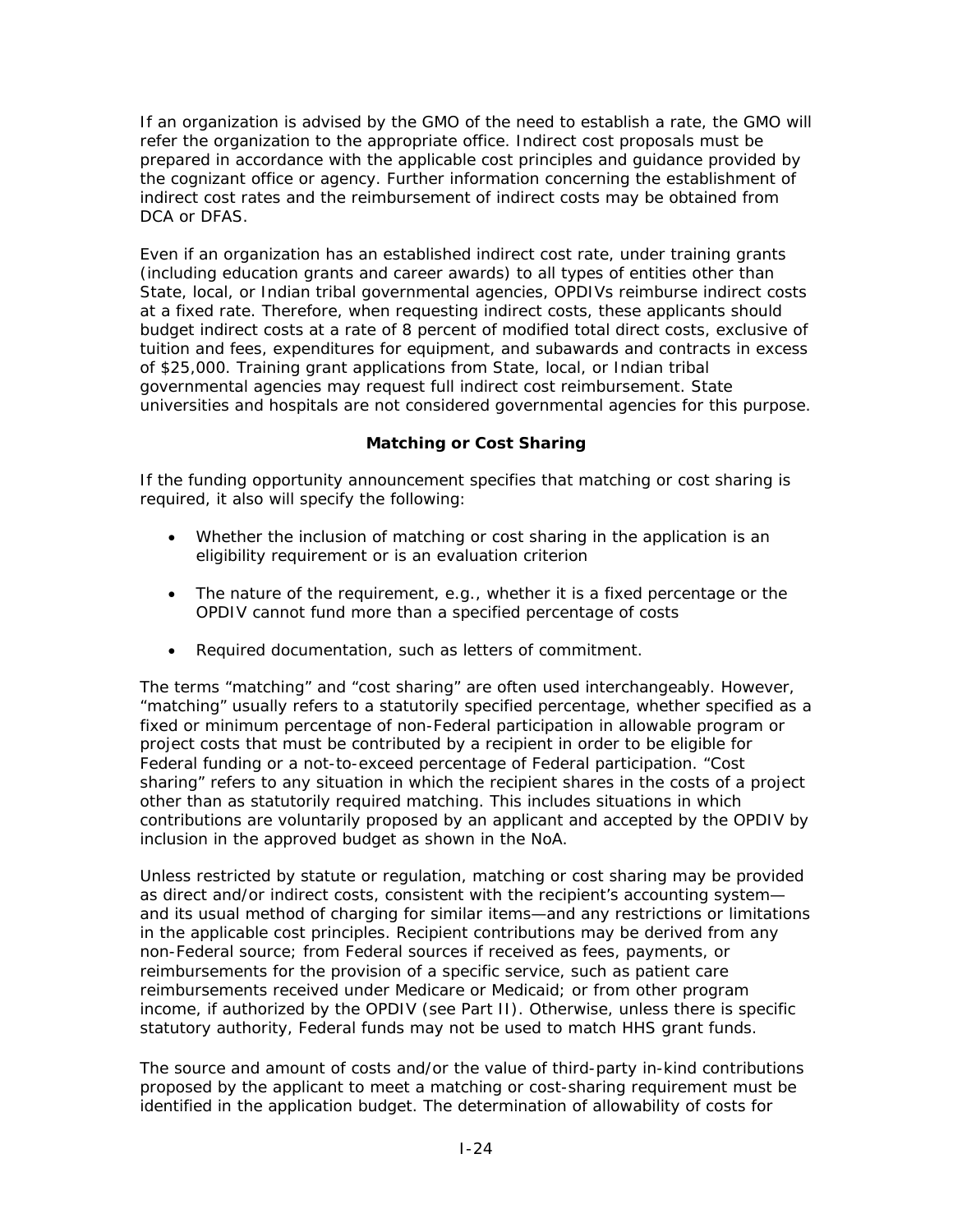If an organization is advised by the GMO of the need to establish a rate, the GMO will refer the organization to the appropriate office. Indirect cost proposals must be prepared in accordance with the applicable cost principles and guidance provided by the cognizant office or agency. Further information concerning the establishment of indirect cost rates and the reimbursement of indirect costs may be obtained from DCA or DFAS.

Even if an organization has an established indirect cost rate, under training grants (including education grants and career awards) to all types of entities other than State, local, or Indian tribal governmental agencies, OPDIVs reimburse indirect costs at a fixed rate. Therefore, when requesting indirect costs, these applicants should budget indirect costs at a rate of 8 percent of modified total direct costs, exclusive of tuition and fees, expenditures for equipment, and subawards and contracts in excess of $25,000. Training grant applications from State, local, or Indian tribal governmental agencies may request full indirect cost reimbursement. State universities and hospitals are not considered governmental agencies for this purpose.

### Matching or Cost Sharing

If the funding opportunity announcement specifies that matching or cost sharing is required, it also will specify the following:

- Whether the inclusion of matching or cost sharing in the application is an eligibility requirement or is an evaluation criterion
- The nature of the requirement, e.g., whether it is a fixed percentage or the OPDIV cannot fund more than a specified percentage of costs
- Required documentation, such as letters of commitment.

The terms "matching" and "cost sharing" are often used interchangeably. However, "matching" usually refers to a statutorily specified percentage, whether specified as a fixed or minimum percentage of non-Federal participation in allowable program or project costs that must be contributed by a recipient in order to be eligible for Federal funding or a not-to-exceed percentage of Federal participation. "Cost sharing" refers to any situation in which the recipient shares in the costs of a project other than as statutorily required matching. This includes situations in which contributions are voluntarily proposed by an applicant and accepted by the OPDIV by inclusion in the approved budget as shown in the NoA.

Unless restricted by statute or regulation, matching or cost sharing may be provided as direct and/or indirect costs, consistent with the recipient's accounting system—and its usual method of charging for similar items—and any restrictions or limitations in the applicable cost principles. Recipient contributions may be derived from any non-Federal source; from Federal sources if received as fees, payments, or reimbursements for the provision of a specific service, such as patient care reimbursements received under Medicare or Medicaid; or from other program income, if authorized by the OPDIV (see Part II). Otherwise, unless there is specific statutory authority, Federal funds may not be used to match HHS grant funds.

The source and amount of costs and/or the value of third-party in-kind contributions proposed by the applicant to meet a matching or cost-sharing requirement must be identified in the application budget. The determination of allowability of costs for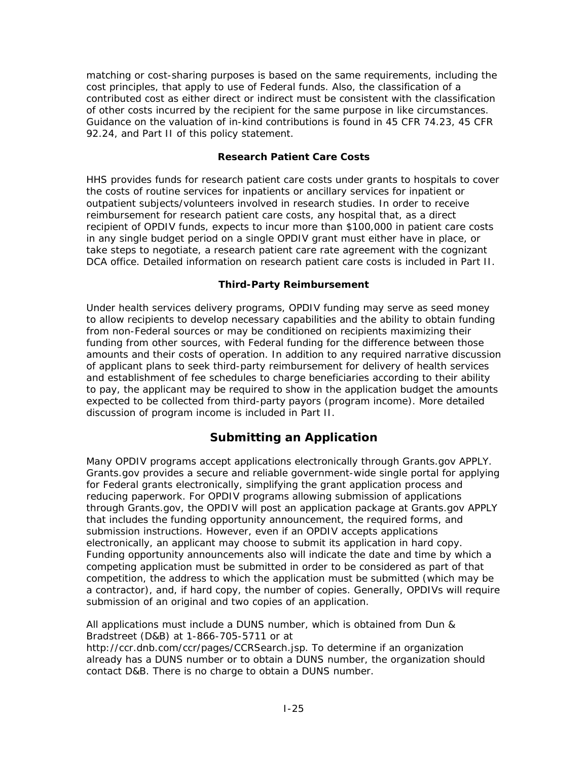matching or cost-sharing purposes is based on the same requirements, including the cost principles, that apply to use of Federal funds. Also, the classification of a contributed cost as either direct or indirect must be consistent with the classification of other costs incurred by the recipient for the same purpose in like circumstances. Guidance on the valuation of in-kind contributions is found in 45 CFR 74.23, 45 CFR 92.24, and Part II of this policy statement.

### Research Patient Care Costs

HHS provides funds for research patient care costs under grants to hospitals to cover the costs of routine services for inpatients or ancillary services for inpatient or outpatient subjects/volunteers involved in research studies. In order to receive reimbursement for research patient care costs, any hospital that, as a direct recipient of OPDIV funds, expects to incur more than $100,000 in patient care costs in any single budget period on a single OPDIV grant must either have in place, or take steps to negotiate, a research patient care rate agreement with the cognizant DCA office. Detailed information on research patient care costs is included in Part II.

### Third-Party Reimbursement

Under health services delivery programs, OPDIV funding may serve as seed money to allow recipients to develop necessary capabilities and the ability to obtain funding from non-Federal sources or may be conditioned on recipients maximizing their funding from other sources, with Federal funding for the difference between those amounts and their costs of operation. In addition to any required narrative discussion of applicant plans to seek third-party reimbursement for delivery of health services and establishment of fee schedules to charge beneficiaries according to their ability to pay, the applicant may be required to show in the application budget the amounts expected to be collected from third-party payors (program income). More detailed discussion of program income is included in Part II.

## Submitting an Application

Many OPDIV programs accept applications electronically through Grants.gov APPLY. Grants.gov provides a secure and reliable government-wide single portal for applying for Federal grants electronically, simplifying the grant application process and reducing paperwork. For OPDIV programs allowing submission of applications through Grants.gov, the OPDIV will post an application package at Grants.gov APPLY that includes the funding opportunity announcement, the required forms, and submission instructions. However, even if an OPDIV accepts applications electronically, an applicant may choose to submit its application in hard copy. Funding opportunity announcements also will indicate the date and time by which a competing application must be submitted in order to be considered as part of that competition, the address to which the application must be submitted (which may be a contractor), and, if hard copy, the number of copies. Generally, OPDIVs will require submission of an original and two copies of an application.

All applications must include a DUNS number, which is obtained from Dun & Bradstreet (D&B) at 1-866-705-5711 or at http://ccr.dnb.com/ccr/pages/CCRSearch.jsp. To determine if an organization already has a DUNS number or to obtain a DUNS number, the organization should contact D&B. There is no charge to obtain a DUNS number.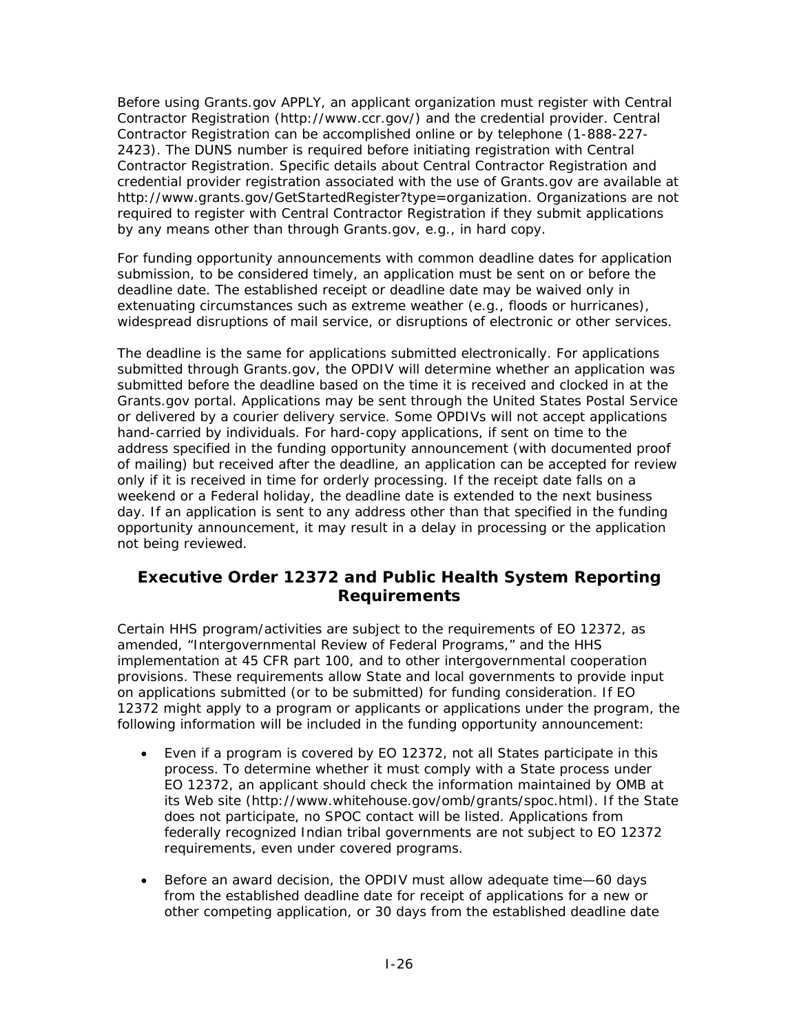Before using Grants.gov APPLY, an applicant organization must register with Central Contractor Registration (http://www.ccr.gov/) and the credential provider. Central Contractor Registration can be accomplished online or by telephone (1-888-227-2423). The DUNS number is required before initiating registration with Central Contractor Registration. Specific details about Central Contractor Registration and credential provider registration associated with the use of Grants.gov are available at http://www.grants.gov/GetStartedRegister?type=organization. Organizations are not required to register with Central Contractor Registration if they submit applications by any means other than through Grants.gov, e.g., in hard copy.

For funding opportunity announcements with common deadline dates for application submission, to be considered timely, an application must be sent on or before the deadline date. The established receipt or deadline date may be waived only in extenuating circumstances such as extreme weather (e.g., floods or hurricanes), widespread disruptions of mail service, or disruptions of electronic or other services.

The deadline is the same for applications submitted electronically. For applications submitted through Grants.gov, the OPDIV will determine whether an application was submitted before the deadline based on the time it is received and clocked in at the Grants.gov portal. Applications may be sent through the United States Postal Service or delivered by a courier delivery service. Some OPDIVs will not accept applications hand-carried by individuals. For hard-copy applications, if sent on time to the address specified in the funding opportunity announcement (with documented proof of mailing) but received after the deadline, an application can be accepted for review only if it is received in time for orderly processing. If the receipt date falls on a weekend or a Federal holiday, the deadline date is extended to the next business day. If an application is sent to any address other than that specified in the funding opportunity announcement, it may result in a delay in processing or the application not being reviewed.

## Executive Order 12372 and Public Health System Reporting Requirements

Certain HHS program/activities are subject to the requirements of EO 12372, as amended, "Intergovernmental Review of Federal Programs," and the HHS implementation at 45 CFR part 100, and to other intergovernmental cooperation provisions. These requirements allow State and local governments to provide input on applications submitted (or to be submitted) for funding consideration. If EO 12372 might apply to a program or applicants or applications under the program, the following information will be included in the funding opportunity announcement:

- Even if a program is covered by EO 12372, not all States participate in this process. To determine whether it must comply with a State process under EO 12372, an applicant should check the information maintained by OMB at its Web site (http://www.whitehouse.gov/omb/grants/spoc.html). If the State does not participate, no SPOC contact will be listed. Applications from federally recognized Indian tribal governments are not subject to EO 12372 requirements, even under covered programs.

- Before an award decision, the OPDIV must allow adequate time—60 days from the established deadline date for receipt of applications for a new or other competing application, or 30 days from the established deadline date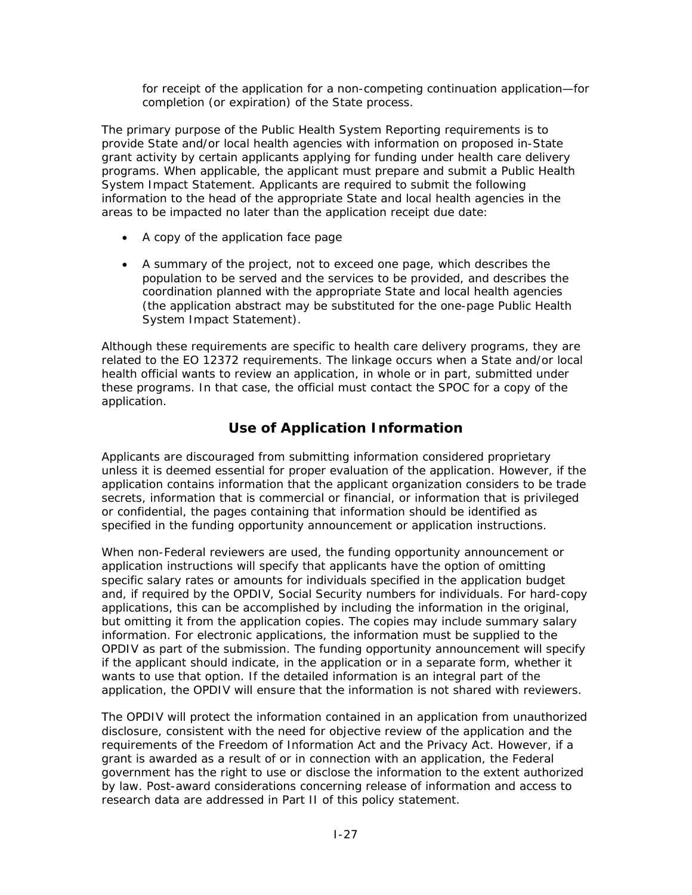for receipt of the application for a non-competing continuation application—for completion (or expiration) of the State process.

The primary purpose of the Public Health System Reporting requirements is to provide State and/or local health agencies with information on proposed in-State grant activity by certain applicants applying for funding under health care delivery programs. When applicable, the applicant must prepare and submit a Public Health System Impact Statement. Applicants are required to submit the following information to the head of the appropriate State and local health agencies in the areas to be impacted no later than the application receipt due date:

- A copy of the application face page
- A summary of the project, not to exceed one page, which describes the population to be served and the services to be provided, and describes the coordination planned with the appropriate State and local health agencies (the application abstract may be substituted for the one-page Public Health System Impact Statement).

Although these requirements are specific to health care delivery programs, they are related to the EO 12372 requirements. The linkage occurs when a State and/or local health official wants to review an application, in whole or in part, submitted under these programs. In that case, the official must contact the SPOC for a copy of the application.

## Use of Application Information

Applicants are discouraged from submitting information considered proprietary unless it is deemed essential for proper evaluation of the application. However, if the application contains information that the applicant organization considers to be trade secrets, information that is commercial or financial, or information that is privileged or confidential, the pages containing that information should be identified as specified in the funding opportunity announcement or application instructions.

When non-Federal reviewers are used, the funding opportunity announcement or application instructions will specify that applicants have the option of omitting specific salary rates or amounts for individuals specified in the application budget and, if required by the OPDIV, Social Security numbers for individuals. For hard-copy applications, this can be accomplished by including the information in the original, but omitting it from the application copies. The copies may include summary salary information. For electronic applications, the information must be supplied to the OPDIV as part of the submission. The funding opportunity announcement will specify if the applicant should indicate, in the application or in a separate form, whether it wants to use that option. If the detailed information is an integral part of the application, the OPDIV will ensure that the information is not shared with reviewers.

The OPDIV will protect the information contained in an application from unauthorized disclosure, consistent with the need for objective review of the application and the requirements of the Freedom of Information Act and the Privacy Act. However, if a grant is awarded as a result of or in connection with an application, the Federal government has the right to use or disclose the information to the extent authorized by law. Post-award considerations concerning release of information and access to research data are addressed in Part II of this policy statement.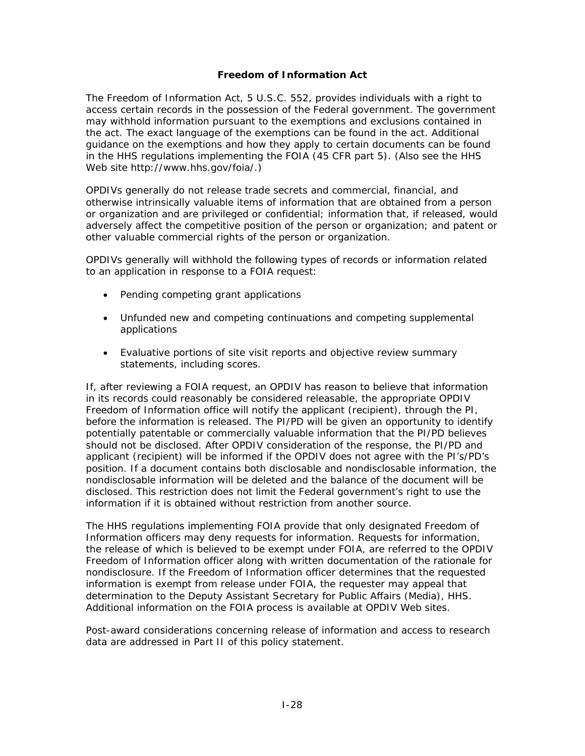## Freedom of Information Act

The Freedom of Information Act, 5 U.S.C. 552, provides individuals with a right to access certain records in the possession of the Federal government. The government may withhold information pursuant to the exemptions and exclusions contained in the act. The exact language of the exemptions can be found in the act. Additional guidance on the exemptions and how they apply to certain documents can be found in the HHS regulations implementing the FOIA (45 CFR part 5). (Also see the HHS Web site http://www.hhs.gov/foia/.)

OPDIVs generally do not release trade secrets and commercial, financial, and otherwise intrinsically valuable items of information that are obtained from a person or organization and are privileged or confidential; information that, if released, would adversely affect the competitive position of the person or organization; and patent or other valuable commercial rights of the person or organization.

OPDIVs generally will withhold the following types of records or information related to an application in response to a FOIA request:

- Pending competing grant applications
- Unfunded new and competing continuations and competing supplemental applications
- Evaluative portions of site visit reports and objective review summary statements, including scores.

If, after reviewing a FOIA request, an OPDIV has reason to believe that information in its records could reasonably be considered releasable, the appropriate OPDIV Freedom of Information office will notify the applicant (recipient), through the PI, before the information is released. The PI/PD will be given an opportunity to identify potentially patentable or commercially valuable information that the PI/PD believes should not be disclosed. After OPDIV consideration of the response, the PI/PD and applicant (recipient) will be informed if the OPDIV does not agree with the PI's/PD's position. If a document contains both disclosable and nondisclosable information, the nondisclosable information will be deleted and the balance of the document will be disclosed. This restriction does not limit the Federal government's right to use the information if it is obtained without restriction from another source.

The HHS regulations implementing FOIA provide that only designated Freedom of Information officers may deny requests for information. Requests for information, the release of which is believed to be exempt under FOIA, are referred to the OPDIV Freedom of Information officer along with written documentation of the rationale for nondisclosure. If the Freedom of Information officer determines that the requested information is exempt from release under FOIA, the requester may appeal that determination to the Deputy Assistant Secretary for Public Affairs (Media), HHS. Additional information on the FOIA process is available at OPDIV Web sites.

Post-award considerations concerning release of information and access to research data are addressed in Part II of this policy statement.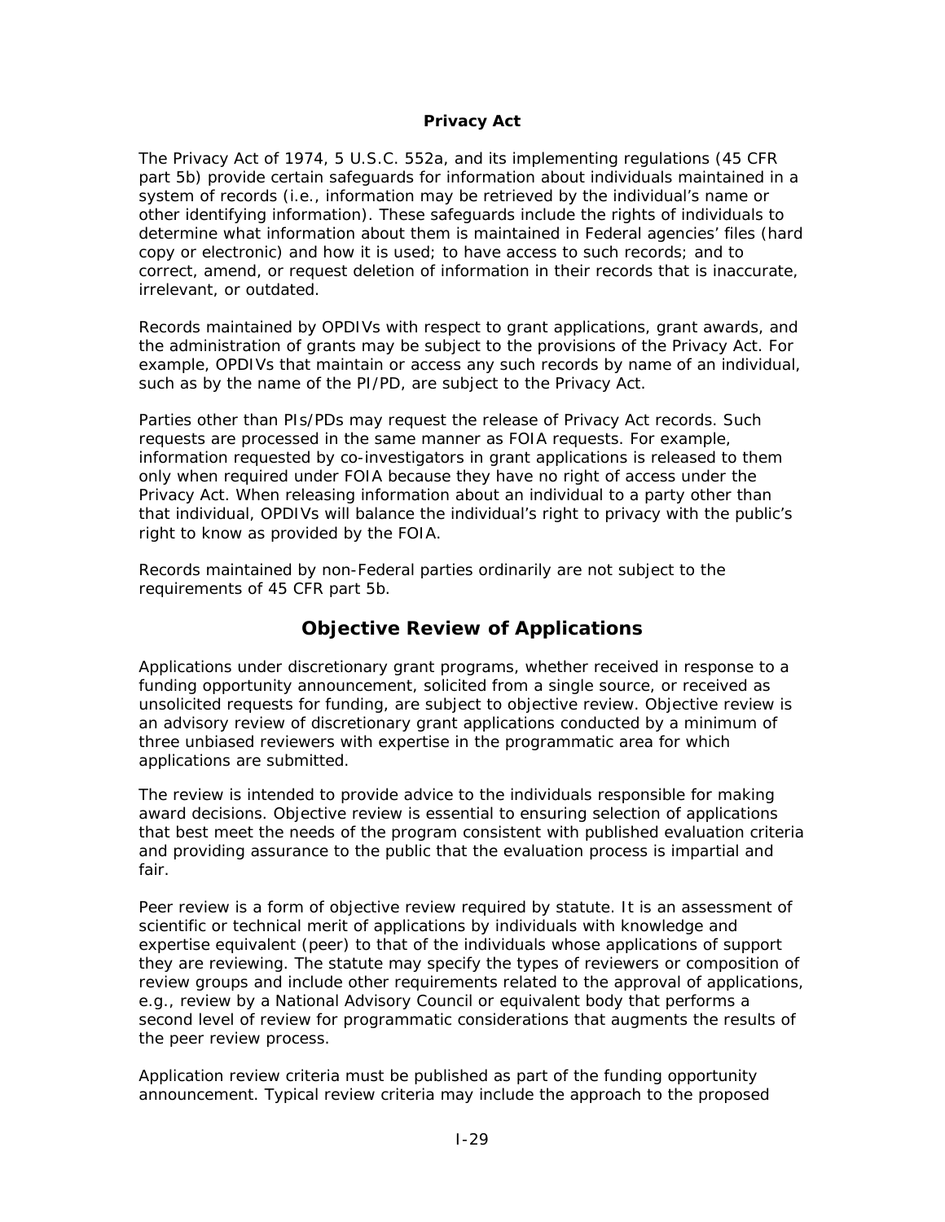### Privacy Act

The Privacy Act of 1974, 5 U.S.C. 552a, and its implementing regulations (45 CFR part 5b) provide certain safeguards for information about individuals maintained in a system of records (i.e., information may be retrieved by the individual's name or other identifying information). These safeguards include the rights of individuals to determine what information about them is maintained in Federal agencies' files (hard copy or electronic) and how it is used; to have access to such records; and to correct, amend, or request deletion of information in their records that is inaccurate, irrelevant, or outdated.

Records maintained by OPDIVs with respect to grant applications, grant awards, and the administration of grants may be subject to the provisions of the Privacy Act. For example, OPDIVs that maintain or access any such records by name of an individual, such as by the name of the PI/PD, are subject to the Privacy Act.

Parties other than PIs/PDs may request the release of Privacy Act records. Such requests are processed in the same manner as FOIA requests. For example, information requested by co-investigators in grant applications is released to them only when required under FOIA because they have no right of access under the Privacy Act. When releasing information about an individual to a party other than that individual, OPDIVs will balance the individual's right to privacy with the public's right to know as provided by the FOIA.

Records maintained by non-Federal parties ordinarily are not subject to the requirements of 45 CFR part 5b.

## Objective Review of Applications

Applications under discretionary grant programs, whether received in response to a funding opportunity announcement, solicited from a single source, or received as unsolicited requests for funding, are subject to objective review. Objective review is an advisory review of discretionary grant applications conducted by a minimum of three unbiased reviewers with expertise in the programmatic area for which applications are submitted.

The review is intended to provide advice to the individuals responsible for making award decisions. Objective review is essential to ensuring selection of applications that best meet the needs of the program consistent with published evaluation criteria and providing assurance to the public that the evaluation process is impartial and fair.

Peer review is a form of objective review required by statute. It is an assessment of scientific or technical merit of applications by individuals with knowledge and expertise equivalent (peer) to that of the individuals whose applications of support they are reviewing. The statute may specify the types of reviewers or composition of review groups and include other requirements related to the approval of applications, e.g., review by a National Advisory Council or equivalent body that performs a second level of review for programmatic considerations that augments the results of the peer review process.

Application review criteria must be published as part of the funding opportunity announcement. Typical review criteria may include the approach to the proposed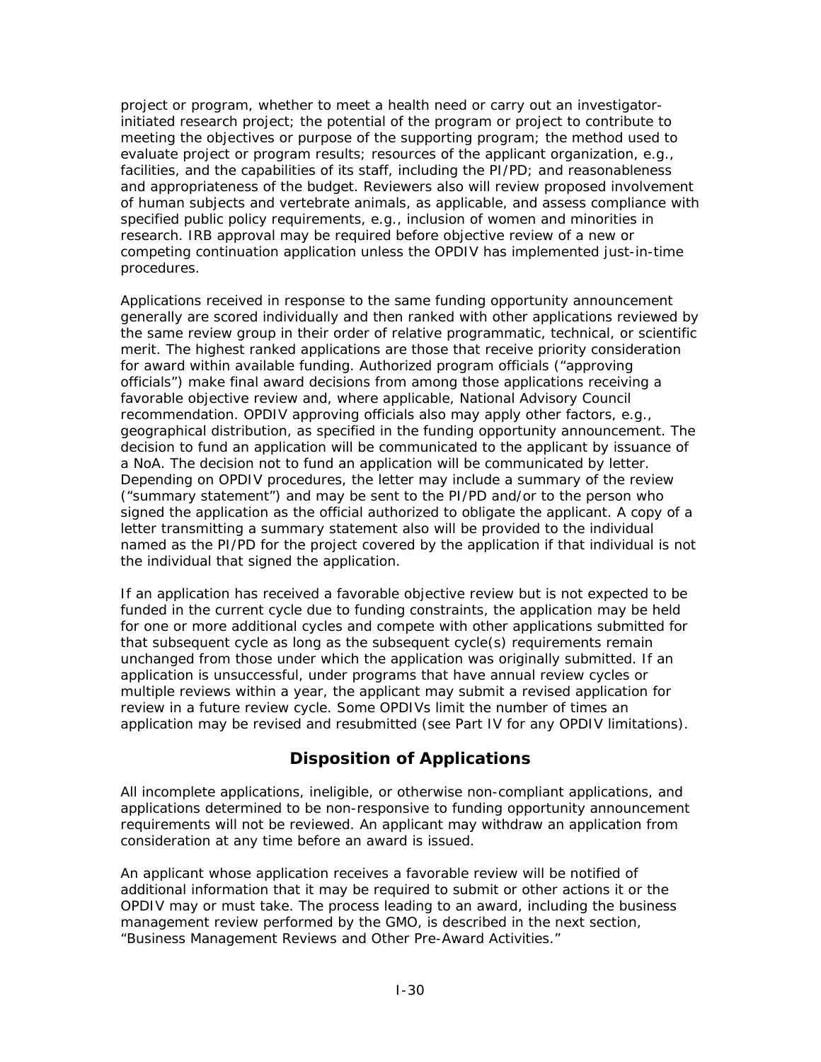project or program, whether to meet a health need or carry out an investigator-initiated research project; the potential of the program or project to contribute to meeting the objectives or purpose of the supporting program; the method used to evaluate project or program results; resources of the applicant organization, e.g., facilities, and the capabilities of its staff, including the PI/PD; and reasonableness and appropriateness of the budget. Reviewers also will review proposed involvement of human subjects and vertebrate animals, as applicable, and assess compliance with specified public policy requirements, e.g., inclusion of women and minorities in research. IRB approval may be required before objective review of a new or competing continuation application unless the OPDIV has implemented just-in-time procedures.

Applications received in response to the same funding opportunity announcement generally are scored individually and then ranked with other applications reviewed by the same review group in their order of relative programmatic, technical, or scientific merit. The highest ranked applications are those that receive priority consideration for award within available funding. Authorized program officials ("approving officials") make final award decisions from among those applications receiving a favorable objective review and, where applicable, National Advisory Council recommendation. OPDIV approving officials also may apply other factors, e.g., geographical distribution, as specified in the funding opportunity announcement. The decision to fund an application will be communicated to the applicant by issuance of a NoA. The decision not to fund an application will be communicated by letter. Depending on OPDIV procedures, the letter may include a summary of the review ("summary statement") and may be sent to the PI/PD and/or to the person who signed the application as the official authorized to obligate the applicant. A copy of a letter transmitting a summary statement also will be provided to the individual named as the PI/PD for the project covered by the application if that individual is not the individual that signed the application.

If an application has received a favorable objective review but is not expected to be funded in the current cycle due to funding constraints, the application may be held for one or more additional cycles and compete with other applications submitted for that subsequent cycle as long as the subsequent cycle(s) requirements remain unchanged from those under which the application was originally submitted. If an application is unsuccessful, under programs that have annual review cycles or multiple reviews within a year, the applicant may submit a revised application for review in a future review cycle. Some OPDIVs limit the number of times an application may be revised and resubmitted (see Part IV for any OPDIV limitations).

## Disposition of Applications

All incomplete applications, ineligible, or otherwise non-compliant applications, and applications determined to be non-responsive to funding opportunity announcement requirements will not be reviewed. An applicant may withdraw an application from consideration at any time before an award is issued.

An applicant whose application receives a favorable review will be notified of additional information that it may be required to submit or other actions it or the OPDIV may or must take. The process leading to an award, including the business management review performed by the GMO, is described in the next section, "Business Management Reviews and Other Pre-Award Activities."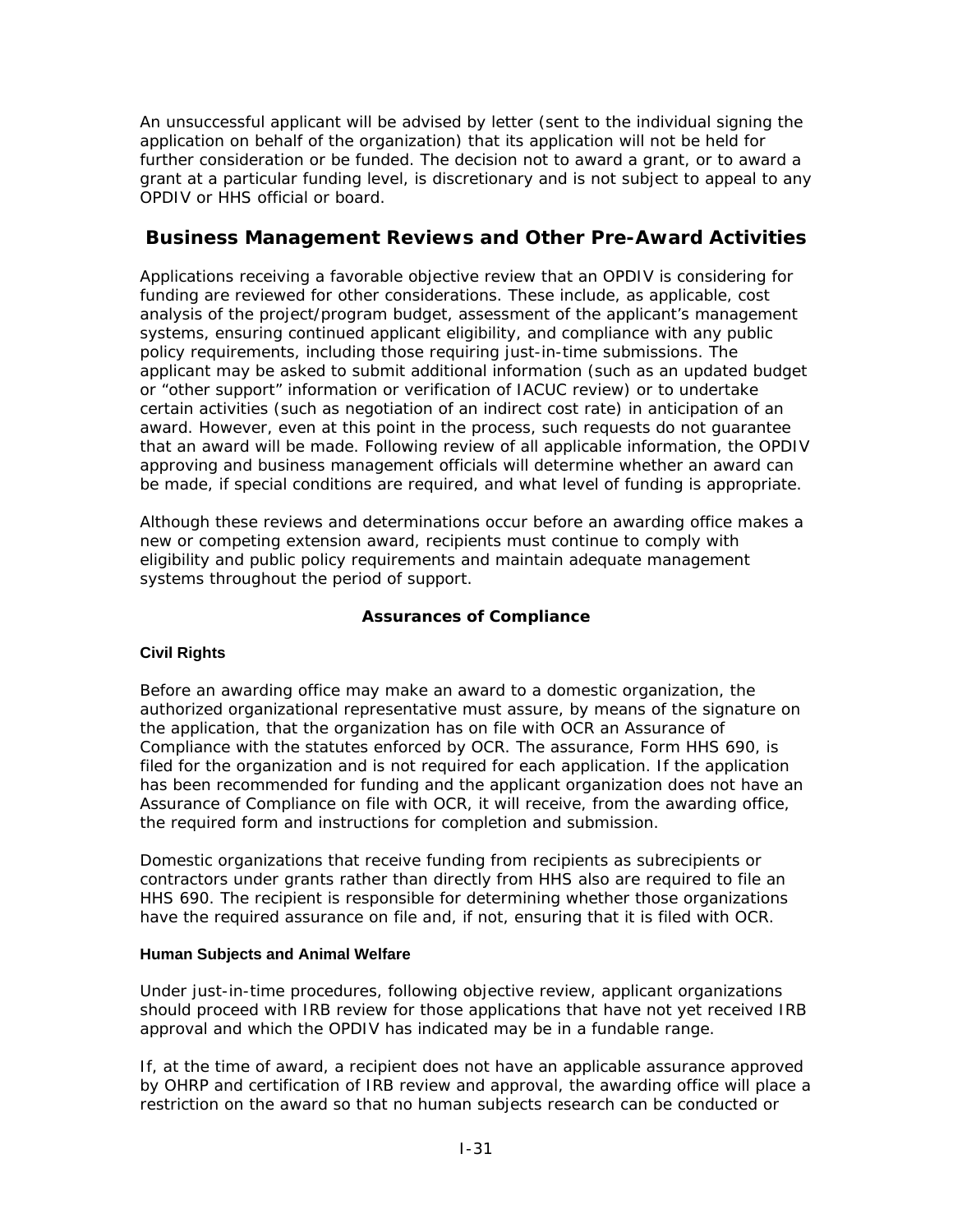An unsuccessful applicant will be advised by letter (sent to the individual signing the application on behalf of the organization) that its application will not be held for further consideration or be funded. The decision not to award a grant, or to award a grant at a particular funding level, is discretionary and is not subject to appeal to any OPDIV or HHS official or board.

## Business Management Reviews and Other Pre-Award Activities

Applications receiving a favorable objective review that an OPDIV is considering for funding are reviewed for other considerations. These include, as applicable, cost analysis of the project/program budget, assessment of the applicant's management systems, ensuring continued applicant eligibility, and compliance with any public policy requirements, including those requiring just-in-time submissions. The applicant may be asked to submit additional information (such as an updated budget or "other support" information or verification of IACUC review) or to undertake certain activities (such as negotiation of an indirect cost rate) in anticipation of an award. However, even at this point in the process, such requests do not guarantee that an award will be made. Following review of all applicable information, the OPDIV approving and business management officials will determine whether an award can be made, if special conditions are required, and what level of funding is appropriate.

Although these reviews and determinations occur before an awarding office makes a new or competing extension award, recipients must continue to comply with eligibility and public policy requirements and maintain adequate management systems throughout the period of support.

### Assurances of Compliance

#### Civil Rights

Before an awarding office may make an award to a domestic organization, the authorized organizational representative must assure, by means of the signature on the application, that the organization has on file with OCR an Assurance of Compliance with the statutes enforced by OCR. The assurance, Form HHS 690, is filed for the organization and is not required for each application. If the application has been recommended for funding and the applicant organization does not have an Assurance of Compliance on file with OCR, it will receive, from the awarding office, the required form and instructions for completion and submission.

Domestic organizations that receive funding from recipients as subrecipients or contractors under grants rather than directly from HHS also are required to file an HHS 690. The recipient is responsible for determining whether those organizations have the required assurance on file and, if not, ensuring that it is filed with OCR.

#### Human Subjects and Animal Welfare

Under just-in-time procedures, following objective review, applicant organizations should proceed with IRB review for those applications that have not yet received IRB approval and which the OPDIV has indicated may be in a fundable range.

If, at the time of award, a recipient does not have an applicable assurance approved by OHRP and certification of IRB review and approval, the awarding office will place a restriction on the award so that no human subjects research can be conducted or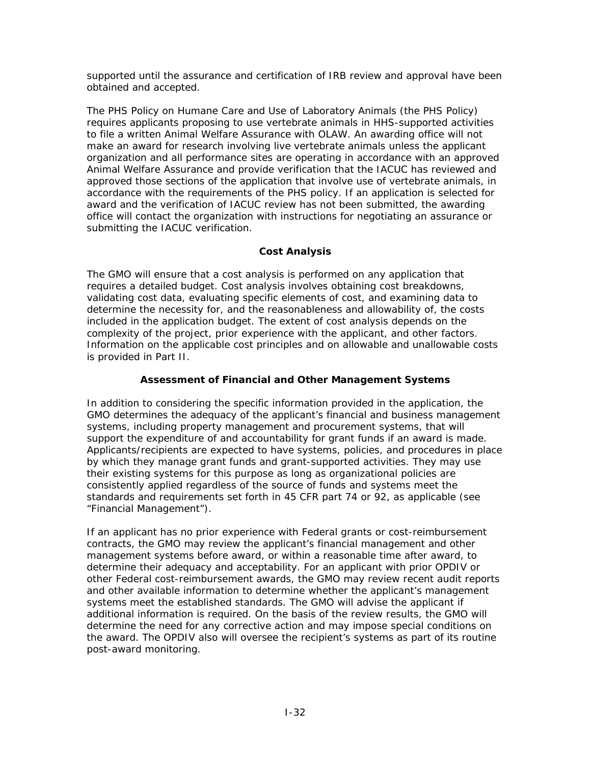supported until the assurance and certification of IRB review and approval have been obtained and accepted.

The PHS Policy on Humane Care and Use of Laboratory Animals (the PHS Policy) requires applicants proposing to use vertebrate animals in HHS-supported activities to file a written Animal Welfare Assurance with OLAW. An awarding office will not make an award for research involving live vertebrate animals unless the applicant organization and all performance sites are operating in accordance with an approved Animal Welfare Assurance and provide verification that the IACUC has reviewed and approved those sections of the application that involve use of vertebrate animals, in accordance with the requirements of the PHS policy. If an application is selected for award and the verification of IACUC review has not been submitted, the awarding office will contact the organization with instructions for negotiating an assurance or submitting the IACUC verification.

### Cost Analysis

The GMO will ensure that a cost analysis is performed on any application that requires a detailed budget. Cost analysis involves obtaining cost breakdowns, validating cost data, evaluating specific elements of cost, and examining data to determine the necessity for, and the reasonableness and allowability of, the costs included in the application budget. The extent of cost analysis depends on the complexity of the project, prior experience with the applicant, and other factors. Information on the applicable cost principles and on allowable and unallowable costs is provided in Part II.

### Assessment of Financial and Other Management Systems

In addition to considering the specific information provided in the application, the GMO determines the adequacy of the applicant's financial and business management systems, including property management and procurement systems, that will support the expenditure of and accountability for grant funds if an award is made. Applicants/recipients are expected to have systems, policies, and procedures in place by which they manage grant funds and grant-supported activities. They may use their existing systems for this purpose as long as organizational policies are consistently applied regardless of the source of funds and systems meet the standards and requirements set forth in 45 CFR part 74 or 92, as applicable (see "Financial Management").

If an applicant has no prior experience with Federal grants or cost-reimbursement contracts, the GMO may review the applicant's financial management and other management systems before award, or within a reasonable time after award, to determine their adequacy and acceptability. For an applicant with prior OPDIV or other Federal cost-reimbursement awards, the GMO may review recent audit reports and other available information to determine whether the applicant's management systems meet the established standards. The GMO will advise the applicant if additional information is required. On the basis of the review results, the GMO will determine the need for any corrective action and may impose special conditions on the award. The OPDIV also will oversee the recipient's systems as part of its routine post-award monitoring.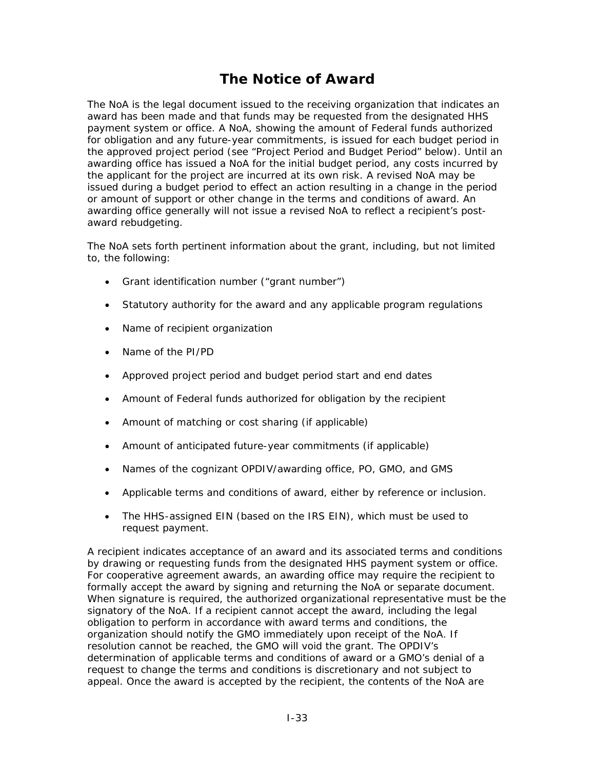# The Notice of Award

The NoA is the legal document issued to the receiving organization that indicates an award has been made and that funds may be requested from the designated HHS payment system or office. A NoA, showing the amount of Federal funds authorized for obligation and any future-year commitments, is issued for each budget period in the approved project period (see "Project Period and Budget Period" below). Until an awarding office has issued a NoA for the initial budget period, any costs incurred by the applicant for the project are incurred at its own risk. A revised NoA may be issued during a budget period to effect an action resulting in a change in the period or amount of support or other change in the terms and conditions of award. An awarding office generally will not issue a revised NoA to reflect a recipient's post-award rebudgeting.

The NoA sets forth pertinent information about the grant, including, but not limited to, the following:

- Grant identification number ("grant number")
- Statutory authority for the award and any applicable program regulations
- Name of recipient organization
- Name of the PI/PD
- Approved project period and budget period start and end dates
- Amount of Federal funds authorized for obligation by the recipient
- Amount of matching or cost sharing (if applicable)
- Amount of anticipated future-year commitments (if applicable)
- Names of the cognizant OPDIV/awarding office, PO, GMO, and GMS
- Applicable terms and conditions of award, either by reference or inclusion.
- The HHS-assigned EIN (based on the IRS EIN), which must be used to request payment.

A recipient indicates acceptance of an award and its associated terms and conditions by drawing or requesting funds from the designated HHS payment system or office. For cooperative agreement awards, an awarding office may require the recipient to formally accept the award by signing and returning the NoA or separate document. When signature is required, the authorized organizational representative must be the signatory of the NoA. If a recipient cannot accept the award, including the legal obligation to perform in accordance with award terms and conditions, the organization should notify the GMO immediately upon receipt of the NoA. If resolution cannot be reached, the GMO will void the grant. The OPDIV's determination of applicable terms and conditions of award or a GMO's denial of a request to change the terms and conditions is discretionary and not subject to appeal. Once the award is accepted by the recipient, the contents of the NoA are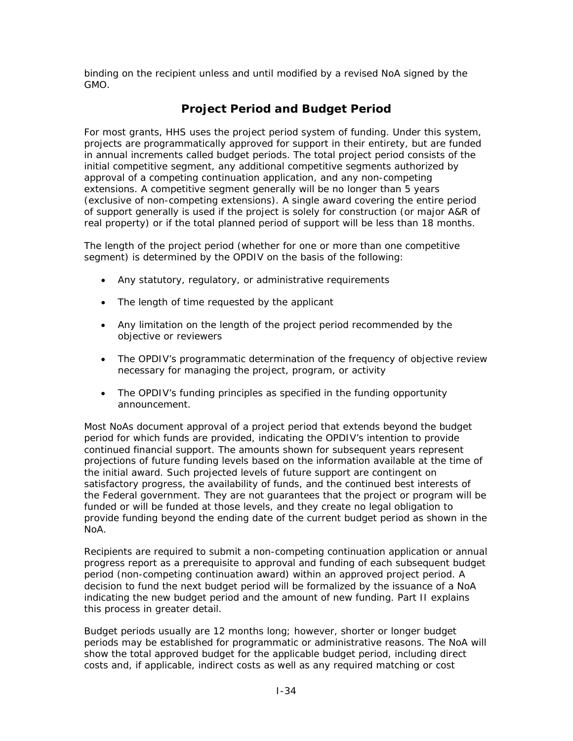binding on the recipient unless and until modified by a revised NoA signed by the GMO.

## Project Period and Budget Period

For most grants, HHS uses the project period system of funding. Under this system, projects are programmatically approved for support in their entirety, but are funded in annual increments called budget periods. The total project period consists of the initial competitive segment, any additional competitive segments authorized by approval of a competing continuation application, and any non-competing extensions. A competitive segment generally will be no longer than 5 years (exclusive of non-competing extensions). A single award covering the entire period of support generally is used if the project is solely for construction (or major A&R of real property) or if the total planned period of support will be less than 18 months.

The length of the project period (whether for one or more than one competitive segment) is determined by the OPDIV on the basis of the following:

- Any statutory, regulatory, or administrative requirements
- The length of time requested by the applicant
- Any limitation on the length of the project period recommended by the objective or reviewers
- The OPDIV's programmatic determination of the frequency of objective review necessary for managing the project, program, or activity
- The OPDIV's funding principles as specified in the funding opportunity announcement.

Most NoAs document approval of a project period that extends beyond the budget period for which funds are provided, indicating the OPDIV's intention to provide continued financial support. The amounts shown for subsequent years represent projections of future funding levels based on the information available at the time of the initial award. Such projected levels of future support are contingent on satisfactory progress, the availability of funds, and the continued best interests of the Federal government. They are not guarantees that the project or program will be funded or will be funded at those levels, and they create no legal obligation to provide funding beyond the ending date of the current budget period as shown in the NoA.

Recipients are required to submit a non-competing continuation application or annual progress report as a prerequisite to approval and funding of each subsequent budget period (non-competing continuation award) within an approved project period. A decision to fund the next budget period will be formalized by the issuance of a NoA indicating the new budget period and the amount of new funding. Part II explains this process in greater detail.

Budget periods usually are 12 months long; however, shorter or longer budget periods may be established for programmatic or administrative reasons. The NoA will show the total approved budget for the applicable budget period, including direct costs and, if applicable, indirect costs as well as any required matching or cost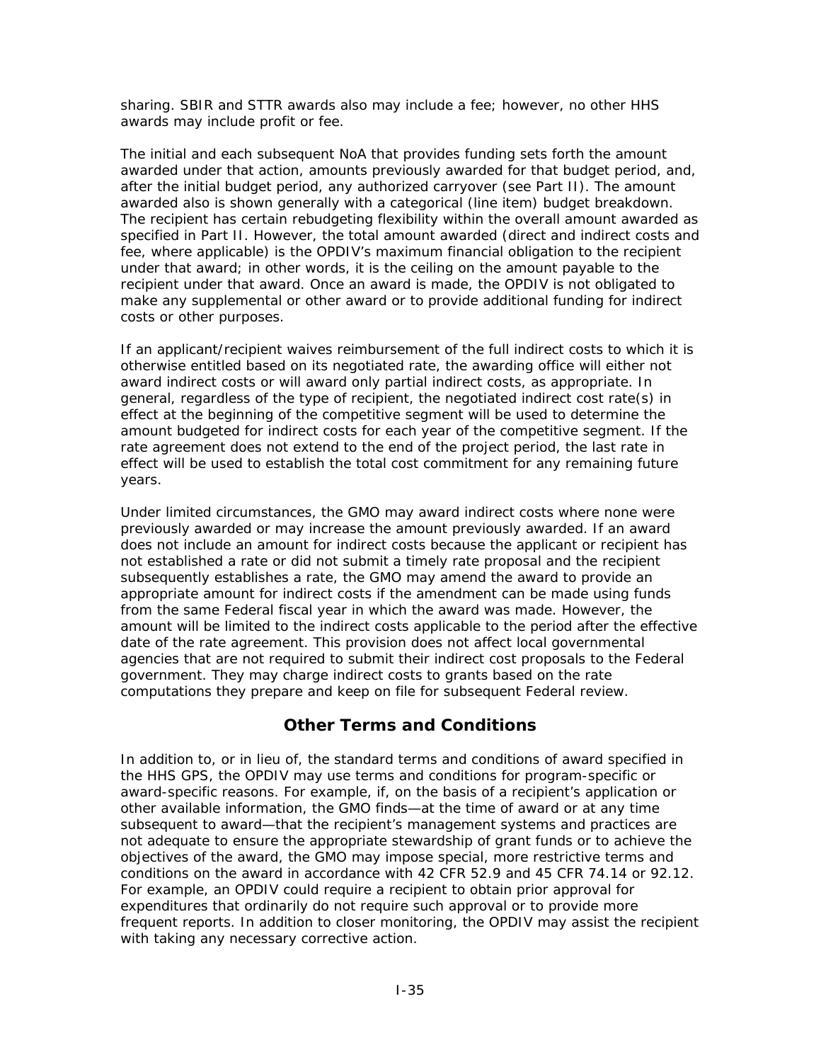sharing. SBIR and STTR awards also may include a fee; however, no other HHS awards may include profit or fee.

The initial and each subsequent NoA that provides funding sets forth the amount awarded under that action, amounts previously awarded for that budget period, and, after the initial budget period, any authorized carryover (see Part II). The amount awarded also is shown generally with a categorical (line item) budget breakdown. The recipient has certain rebudgeting flexibility within the overall amount awarded as specified in Part II. However, the total amount awarded (direct and indirect costs and fee, where applicable) is the OPDIV's maximum financial obligation to the recipient under that award; in other words, it is the ceiling on the amount payable to the recipient under that award. Once an award is made, the OPDIV is not obligated to make any supplemental or other award or to provide additional funding for indirect costs or other purposes.

If an applicant/recipient waives reimbursement of the full indirect costs to which it is otherwise entitled based on its negotiated rate, the awarding office will either not award indirect costs or will award only partial indirect costs, as appropriate. In general, regardless of the type of recipient, the negotiated indirect cost rate(s) in effect at the beginning of the competitive segment will be used to determine the amount budgeted for indirect costs for each year of the competitive segment. If the rate agreement does not extend to the end of the project period, the last rate in effect will be used to establish the total cost commitment for any remaining future years.

Under limited circumstances, the GMO may award indirect costs where none were previously awarded or may increase the amount previously awarded. If an award does not include an amount for indirect costs because the applicant or recipient has not established a rate or did not submit a timely rate proposal and the recipient subsequently establishes a rate, the GMO may amend the award to provide an appropriate amount for indirect costs if the amendment can be made using funds from the same Federal fiscal year in which the award was made. However, the amount will be limited to the indirect costs applicable to the period after the effective date of the rate agreement. This provision does not affect local governmental agencies that are not required to submit their indirect cost proposals to the Federal government. They may charge indirect costs to grants based on the rate computations they prepare and keep on file for subsequent Federal review.

## Other Terms and Conditions

In addition to, or in lieu of, the standard terms and conditions of award specified in the HHS GPS, the OPDIV may use terms and conditions for program-specific or award-specific reasons. For example, if, on the basis of a recipient's application or other available information, the GMO finds—at the time of award or at any time subsequent to award—that the recipient's management systems and practices are not adequate to ensure the appropriate stewardship of grant funds or to achieve the objectives of the award, the GMO may impose special, more restrictive terms and conditions on the award in accordance with 42 CFR 52.9 and 45 CFR 74.14 or 92.12. For example, an OPDIV could require a recipient to obtain prior approval for expenditures that ordinarily do not require such approval or to provide more frequent reports. In addition to closer monitoring, the OPDIV may assist the recipient with taking any necessary corrective action.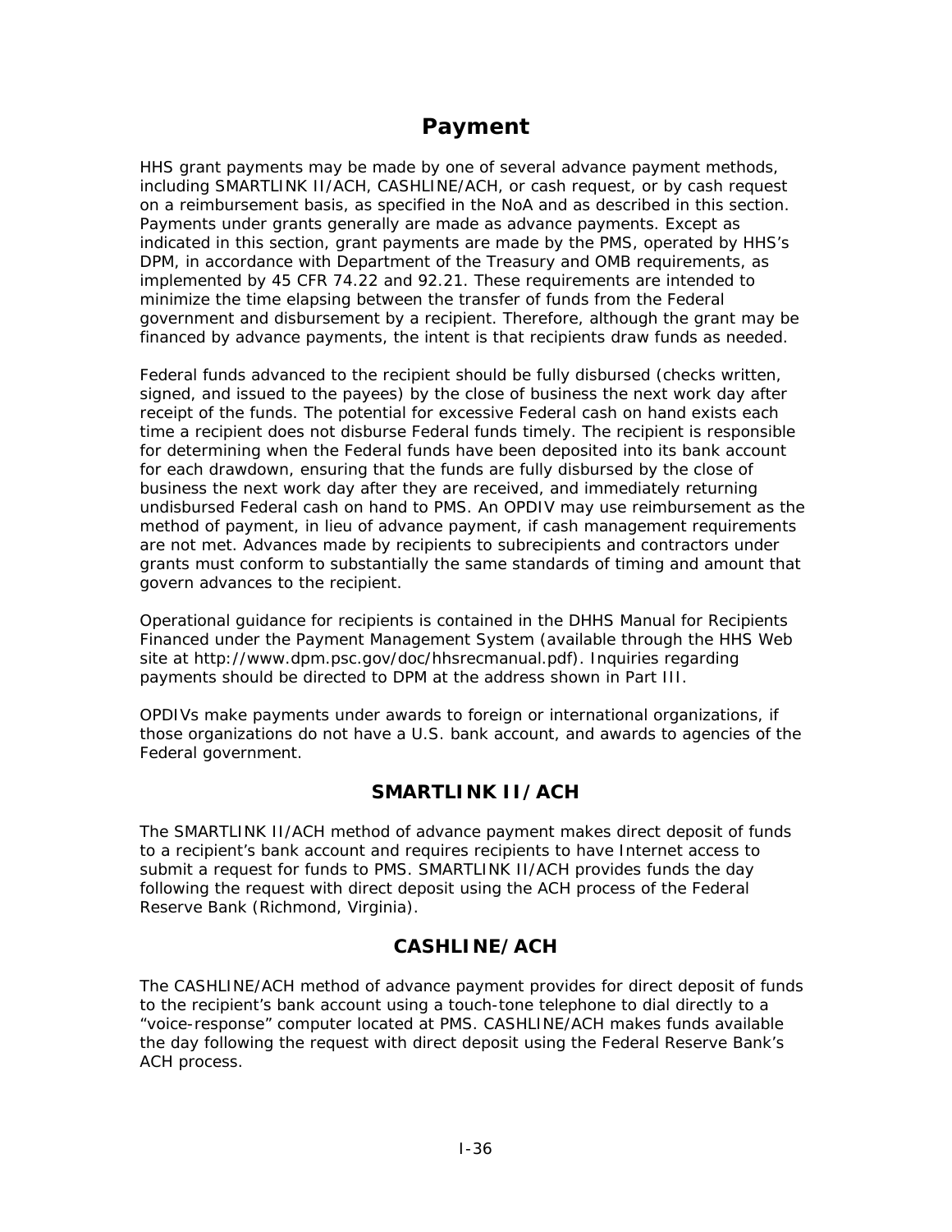# Payment

HHS grant payments may be made by one of several advance payment methods, including SMARTLINK II/ACH, CASHLINE/ACH, or cash request, or by cash request on a reimbursement basis, as specified in the NoA and as described in this section. Payments under grants generally are made as advance payments. Except as indicated in this section, grant payments are made by the PMS, operated by HHS's DPM, in accordance with Department of the Treasury and OMB requirements, as implemented by 45 CFR 74.22 and 92.21. These requirements are intended to minimize the time elapsing between the transfer of funds from the Federal government and disbursement by a recipient. Therefore, although the grant may be financed by advance payments, the intent is that recipients draw funds as needed.

Federal funds advanced to the recipient should be fully disbursed (checks written, signed, and issued to the payees) by the close of business the next work day after receipt of the funds. The potential for excessive Federal cash on hand exists each time a recipient does not disburse Federal funds timely. The recipient is responsible for determining when the Federal funds have been deposited into its bank account for each drawdown, ensuring that the funds are fully disbursed by the close of business the next work day after they are received, and immediately returning undisbursed Federal cash on hand to PMS. An OPDIV may use reimbursement as the method of payment, in lieu of advance payment, if cash management requirements are not met. Advances made by recipients to subrecipients and contractors under grants must conform to substantially the same standards of timing and amount that govern advances to the recipient.

Operational guidance for recipients is contained in the DHHS Manual for Recipients Financed under the Payment Management System (available through the HHS Web site at http://www.dpm.psc.gov/doc/hhsrecmanual.pdf). Inquiries regarding payments should be directed to DPM at the address shown in Part III.

OPDIVs make payments under awards to foreign or international organizations, if those organizations do not have a U.S. bank account, and awards to agencies of the Federal government.

## SMARTLINK II/ACH

The SMARTLINK II/ACH method of advance payment makes direct deposit of funds to a recipient's bank account and requires recipients to have Internet access to submit a request for funds to PMS. SMARTLINK II/ACH provides funds the day following the request with direct deposit using the ACH process of the Federal Reserve Bank (Richmond, Virginia).

## CASHLINE/ACH

The CASHLINE/ACH method of advance payment provides for direct deposit of funds to the recipient's bank account using a touch-tone telephone to dial directly to a "voice-response" computer located at PMS. CASHLINE/ACH makes funds available the day following the request with direct deposit using the Federal Reserve Bank's ACH process.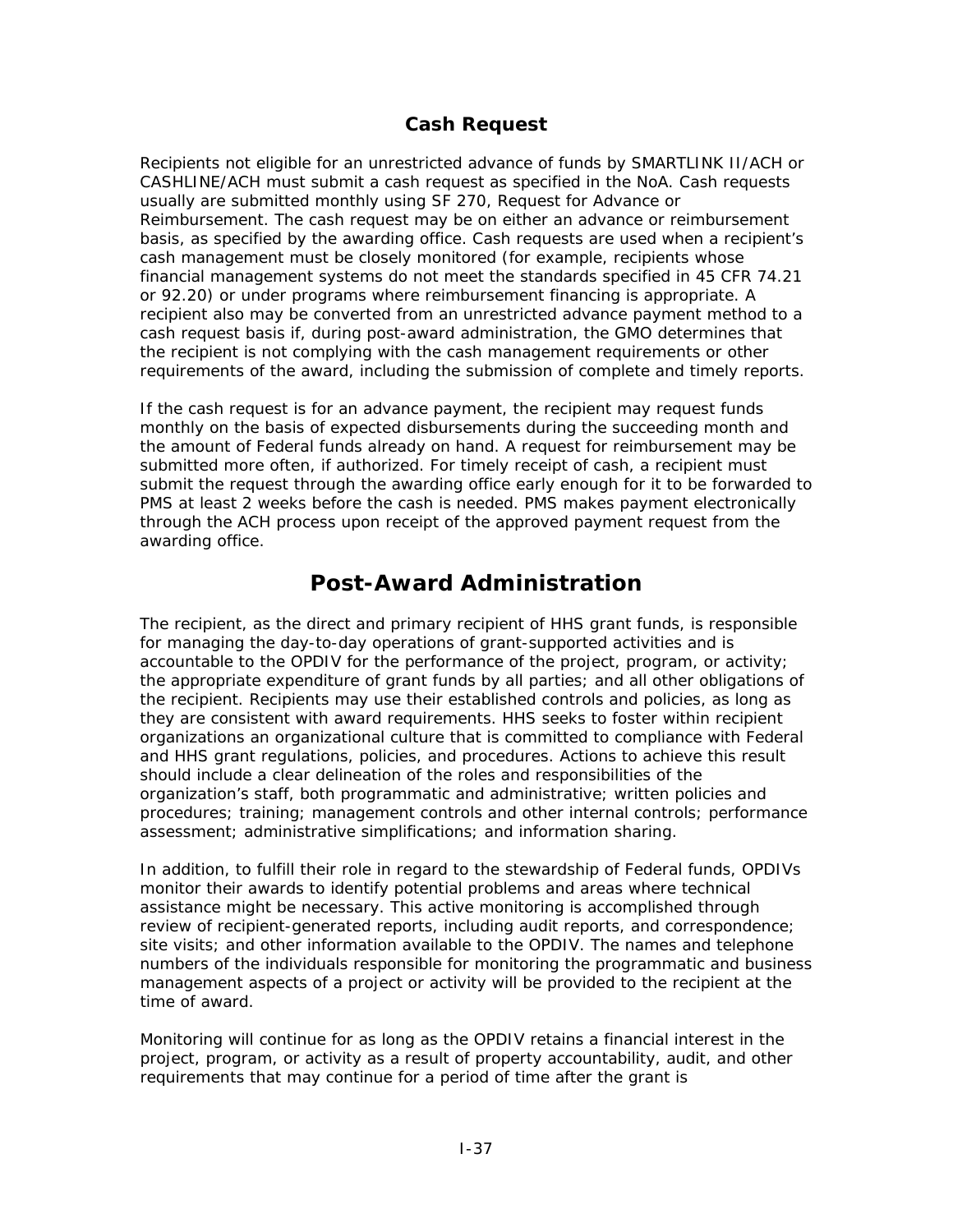### Cash Request

Recipients not eligible for an unrestricted advance of funds by SMARTLINK II/ACH or CASHLINE/ACH must submit a cash request as specified in the NoA. Cash requests usually are submitted monthly using SF 270, Request for Advance or Reimbursement. The cash request may be on either an advance or reimbursement basis, as specified by the awarding office. Cash requests are used when a recipient's cash management must be closely monitored (for example, recipients whose financial management systems do not meet the standards specified in 45 CFR 74.21 or 92.20) or under programs where reimbursement financing is appropriate. A recipient also may be converted from an unrestricted advance payment method to a cash request basis if, during post-award administration, the GMO determines that the recipient is not complying with the cash management requirements or other requirements of the award, including the submission of complete and timely reports.

If the cash request is for an advance payment, the recipient may request funds monthly on the basis of expected disbursements during the succeeding month and the amount of Federal funds already on hand. A request for reimbursement may be submitted more often, if authorized. For timely receipt of cash, a recipient must submit the request through the awarding office early enough for it to be forwarded to PMS at least 2 weeks before the cash is needed. PMS makes payment electronically through the ACH process upon receipt of the approved payment request from the awarding office.

## Post-Award Administration

The recipient, as the direct and primary recipient of HHS grant funds, is responsible for managing the day-to-day operations of grant-supported activities and is accountable to the OPDIV for the performance of the project, program, or activity; the appropriate expenditure of grant funds by all parties; and all other obligations of the recipient. Recipients may use their established controls and policies, as long as they are consistent with award requirements. HHS seeks to foster within recipient organizations an organizational culture that is committed to compliance with Federal and HHS grant regulations, policies, and procedures. Actions to achieve this result should include a clear delineation of the roles and responsibilities of the organization's staff, both programmatic and administrative; written policies and procedures; training; management controls and other internal controls; performance assessment; administrative simplifications; and information sharing.

In addition, to fulfill their role in regard to the stewardship of Federal funds, OPDIVs monitor their awards to identify potential problems and areas where technical assistance might be necessary. This active monitoring is accomplished through review of recipient-generated reports, including audit reports, and correspondence; site visits; and other information available to the OPDIV. The names and telephone numbers of the individuals responsible for monitoring the programmatic and business management aspects of a project or activity will be provided to the recipient at the time of award.

Monitoring will continue for as long as the OPDIV retains a financial interest in the project, program, or activity as a result of property accountability, audit, and other requirements that may continue for a period of time after the grant is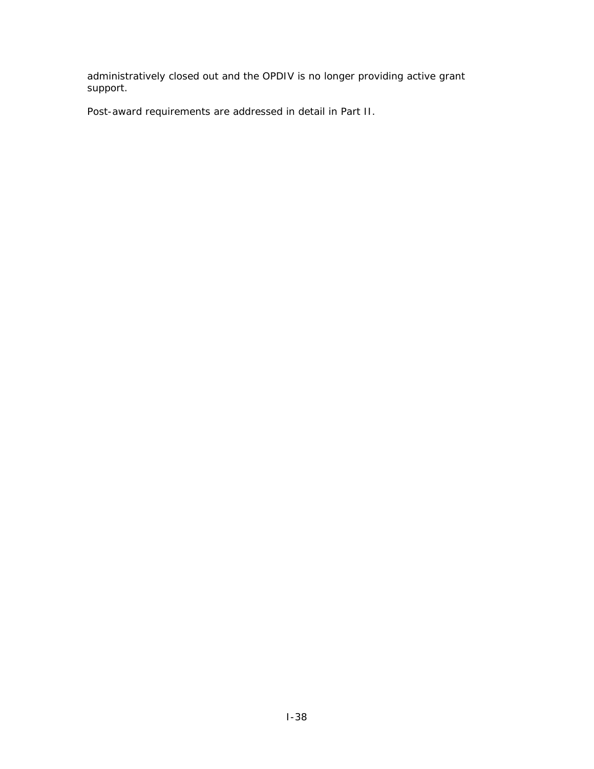administratively closed out and the OPDIV is no longer providing active grant support.

Post-award requirements are addressed in detail in Part II.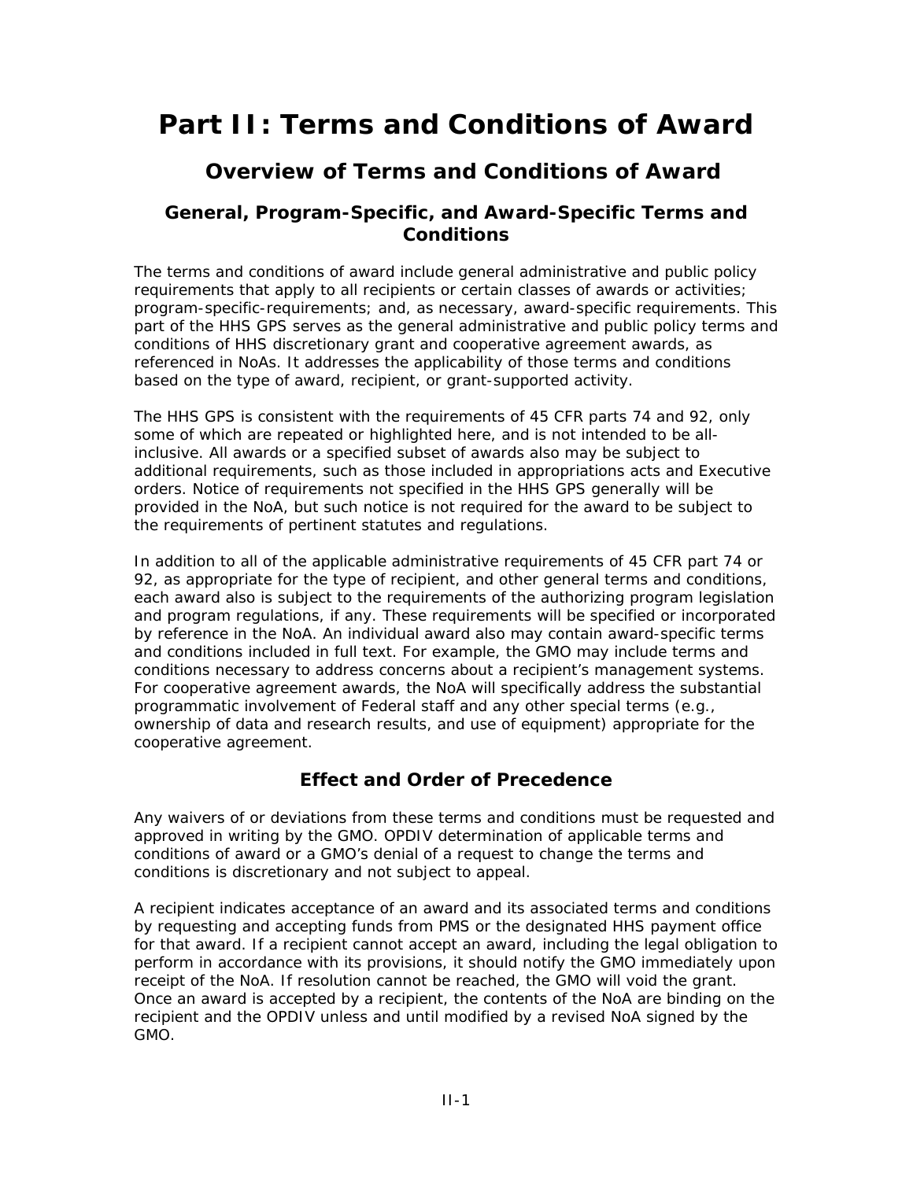# Part II: Terms and Conditions of Award

## Overview of Terms and Conditions of Award

### General, Program-Specific, and Award-Specific Terms and Conditions

The terms and conditions of award include general administrative and public policy requirements that apply to all recipients or certain classes of awards or activities; program-specific-requirements; and, as necessary, award-specific requirements. This part of the HHS GPS serves as the general administrative and public policy terms and conditions of HHS discretionary grant and cooperative agreement awards, as referenced in NoAs. It addresses the applicability of those terms and conditions based on the type of award, recipient, or grant-supported activity.

The HHS GPS is consistent with the requirements of 45 CFR parts 74 and 92, only some of which are repeated or highlighted here, and is not intended to be all-inclusive. All awards or a specified subset of awards also may be subject to additional requirements, such as those included in appropriations acts and Executive orders. Notice of requirements not specified in the HHS GPS generally will be provided in the NoA, but such notice is not required for the award to be subject to the requirements of pertinent statutes and regulations.

In addition to all of the applicable administrative requirements of 45 CFR part 74 or 92, as appropriate for the type of recipient, and other general terms and conditions, each award also is subject to the requirements of the authorizing program legislation and program regulations, if any. These requirements will be specified or incorporated by reference in the NoA. An individual award also may contain award-specific terms and conditions included in full text. For example, the GMO may include terms and conditions necessary to address concerns about a recipient's management systems. For cooperative agreement awards, the NoA will specifically address the substantial programmatic involvement of Federal staff and any other special terms (e.g., ownership of data and research results, and use of equipment) appropriate for the cooperative agreement.

### Effect and Order of Precedence

Any waivers of or deviations from these terms and conditions must be requested and approved in writing by the GMO. OPDIV determination of applicable terms and conditions of award or a GMO's denial of a request to change the terms and conditions is discretionary and not subject to appeal.

A recipient indicates acceptance of an award and its associated terms and conditions by requesting and accepting funds from PMS or the designated HHS payment office for that award. If a recipient cannot accept an award, including the legal obligation to perform in accordance with its provisions, it should notify the GMO immediately upon receipt of the NoA. If resolution cannot be reached, the GMO will void the grant. Once an award is accepted by a recipient, the contents of the NoA are binding on the recipient and the OPDIV unless and until modified by a revised NoA signed by the GMO.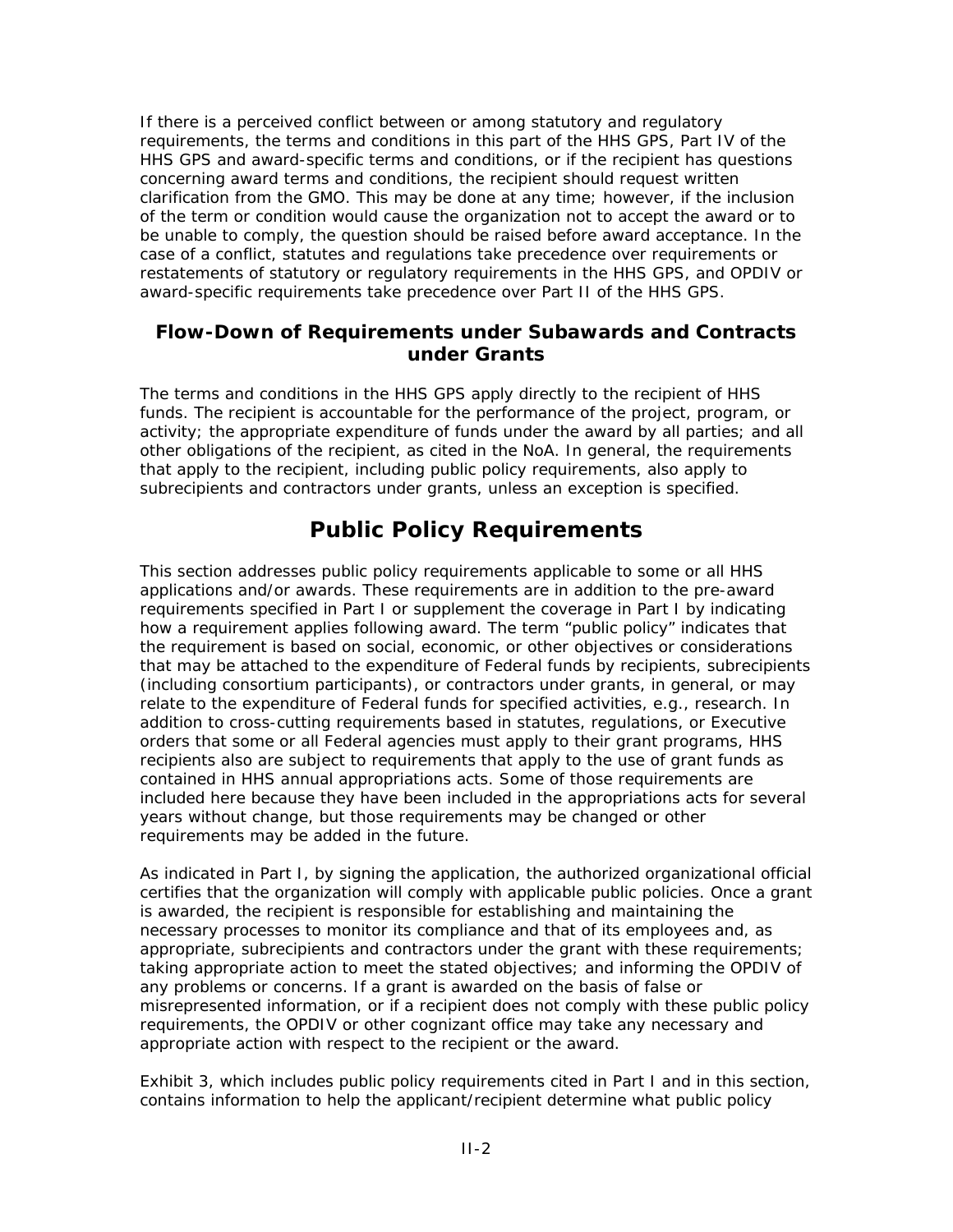If there is a perceived conflict between or among statutory and regulatory requirements, the terms and conditions in this part of the HHS GPS, Part IV of the HHS GPS and award-specific terms and conditions, or if the recipient has questions concerning award terms and conditions, the recipient should request written clarification from the GMO. This may be done at any time; however, if the inclusion of the term or condition would cause the organization not to accept the award or to be unable to comply, the question should be raised before award acceptance. In the case of a conflict, statutes and regulations take precedence over requirements or restatements of statutory or regulatory requirements in the HHS GPS, and OPDIV or award-specific requirements take precedence over Part II of the HHS GPS.

### Flow-Down of Requirements under Subawards and Contracts under Grants

The terms and conditions in the HHS GPS apply directly to the recipient of HHS funds. The recipient is accountable for the performance of the project, program, or activity; the appropriate expenditure of funds under the award by all parties; and all other obligations of the recipient, as cited in the NoA. In general, the requirements that apply to the recipient, including public policy requirements, also apply to subrecipients and contractors under grants, unless an exception is specified.

## Public Policy Requirements

This section addresses public policy requirements applicable to some or all HHS applications and/or awards. These requirements are in addition to the pre-award requirements specified in Part I or supplement the coverage in Part I by indicating how a requirement applies following award. The term "public policy" indicates that the requirement is based on social, economic, or other objectives or considerations that may be attached to the expenditure of Federal funds by recipients, subrecipients (including consortium participants), or contractors under grants, in general, or may relate to the expenditure of Federal funds for specified activities, e.g., research. In addition to cross-cutting requirements based in statutes, regulations, or Executive orders that some or all Federal agencies must apply to their grant programs, HHS recipients also are subject to requirements that apply to the use of grant funds as contained in HHS annual appropriations acts. Some of those requirements are included here because they have been included in the appropriations acts for several years without change, but those requirements may be changed or other requirements may be added in the future.

As indicated in Part I, by signing the application, the authorized organizational official certifies that the organization will comply with applicable public policies. Once a grant is awarded, the recipient is responsible for establishing and maintaining the necessary processes to monitor its compliance and that of its employees and, as appropriate, subrecipients and contractors under the grant with these requirements; taking appropriate action to meet the stated objectives; and informing the OPDIV of any problems or concerns. If a grant is awarded on the basis of false or misrepresented information, or if a recipient does not comply with these public policy requirements, the OPDIV or other cognizant office may take any necessary and appropriate action with respect to the recipient or the award.

Exhibit 3, which includes public policy requirements cited in Part I and in this section, contains information to help the applicant/recipient determine what public policy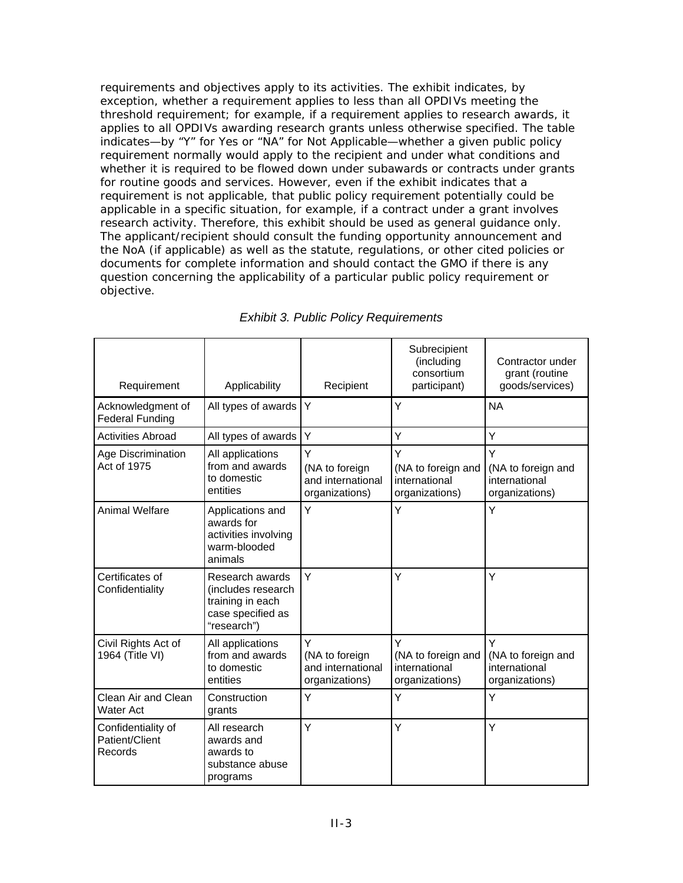requirements and objectives apply to its activities. The exhibit indicates, by exception, whether a requirement applies to less than all OPDIVs meeting the threshold requirement; for example, if a requirement applies to research awards, it applies to all OPDIVs awarding research grants unless otherwise specified. The table indicates—by "Y" for Yes or "NA" for Not Applicable—whether a given public policy requirement normally would apply to the recipient and under what conditions and whether it is required to be flowed down under subawards or contracts under grants for routine goods and services. However, even if the exhibit indicates that a requirement is not applicable, that public policy requirement potentially could be applicable in a specific situation, for example, if a contract under a grant involves research activity. Therefore, this exhibit should be used as general guidance only. The applicant/recipient should consult the funding opportunity announcement and the NoA (if applicable) as well as the statute, regulations, or other cited policies or documents for complete information and should contact the GMO if there is any question concerning the applicability of a particular public policy requirement or objective.

*Exhibit 3. Public Policy Requirements*

| Requirement | Applicability | Recipient | Subrecipient (including consortium participant) | Contractor under grant (routine goods/services) |
|---|---|---|---|---|
| Acknowledgment of Federal Funding | All types of awards | Y | Y | NA |
| Activities Abroad | All types of awards | Y | Y | Y |
| Age Discrimination Act of 1975 | All applications from and awards to domestic entities | Y (NA to foreign and international organizations) | Y (NA to foreign and international organizations) | Y (NA to foreign and international organizations) |
| Animal Welfare | Applications and awards for activities involving warm-blooded animals | Y | Y | Y |
| Certificates of Confidentiality | Research awards (includes research training in each case specified as "research") | Y | Y | Y |
| Civil Rights Act of 1964 (Title VI) | All applications from and awards to domestic entities | Y (NA to foreign and international organizations) | Y (NA to foreign and international organizations) | Y (NA to foreign and international organizations) |
| Clean Air and Clean Water Act | Construction grants | Y | Y | Y |
| Confidentiality of Patient/Client Records | All research awards and awards to substance abuse programs | Y | Y | Y |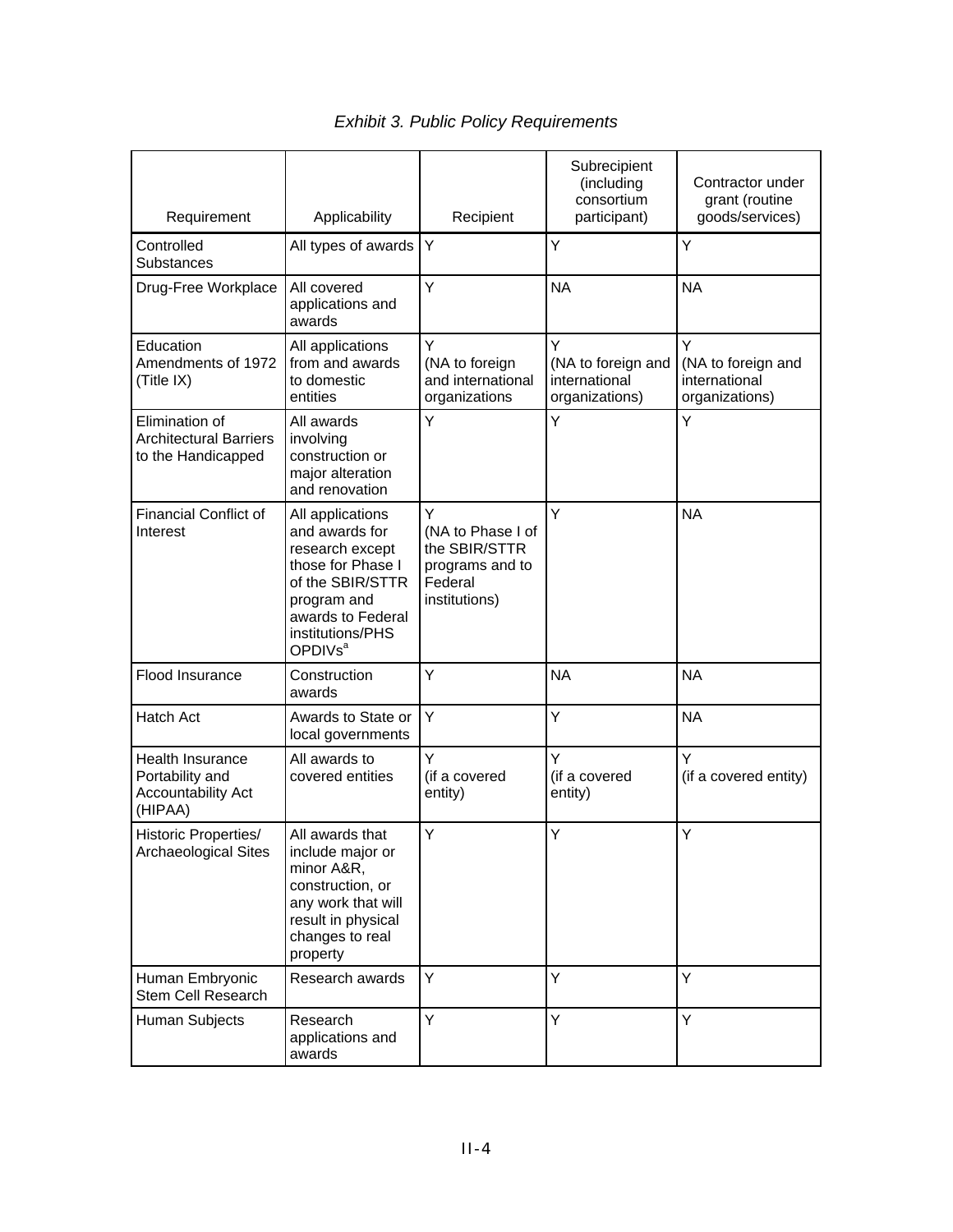*Exhibit 3. Public Policy Requirements*

| Requirement | Applicability | Recipient | Subrecipient (including consortium participant) | Contractor under grant (routine goods/services) |
|---|---|---|---|---|
| Controlled Substances | All types of awards | Y | Y | Y |
| Drug-Free Workplace | All covered applications and awards | Y | NA | NA |
| Education Amendments of 1972 (Title IX) | All applications from and awards to domestic entities | Y (NA to foreign and international organizations | Y (NA to foreign and international organizations) | Y (NA to foreign and international organizations) |
| Elimination of Architectural Barriers to the Handicapped | All awards involving construction or major alteration and renovation | Y | Y | Y |
| Financial Conflict of Interest | All applications and awards for research except those for Phase I of the SBIR/STTR program and awards to Federal institutions/PHS OPDIVs[a] | Y (NA to Phase I of the SBIR/STTR programs and to Federal institutions) | Y | NA |
| Flood Insurance | Construction awards | Y | NA | NA |
| Hatch Act | Awards to State or local governments | Y | Y | NA |
| Health Insurance Portability and Accountability Act (HIPAA) | All awards to covered entities | Y (if a covered entity) | Y (if a covered entity) | Y (if a covered entity) |
| Historic Properties/ Archaeological Sites | All awards that include major or minor A&R, construction, or any work that will result in physical changes to real property | Y | Y | Y |
| Human Embryonic Stem Cell Research | Research awards | Y | Y | Y |
| Human Subjects | Research applications and awards | Y | Y | Y |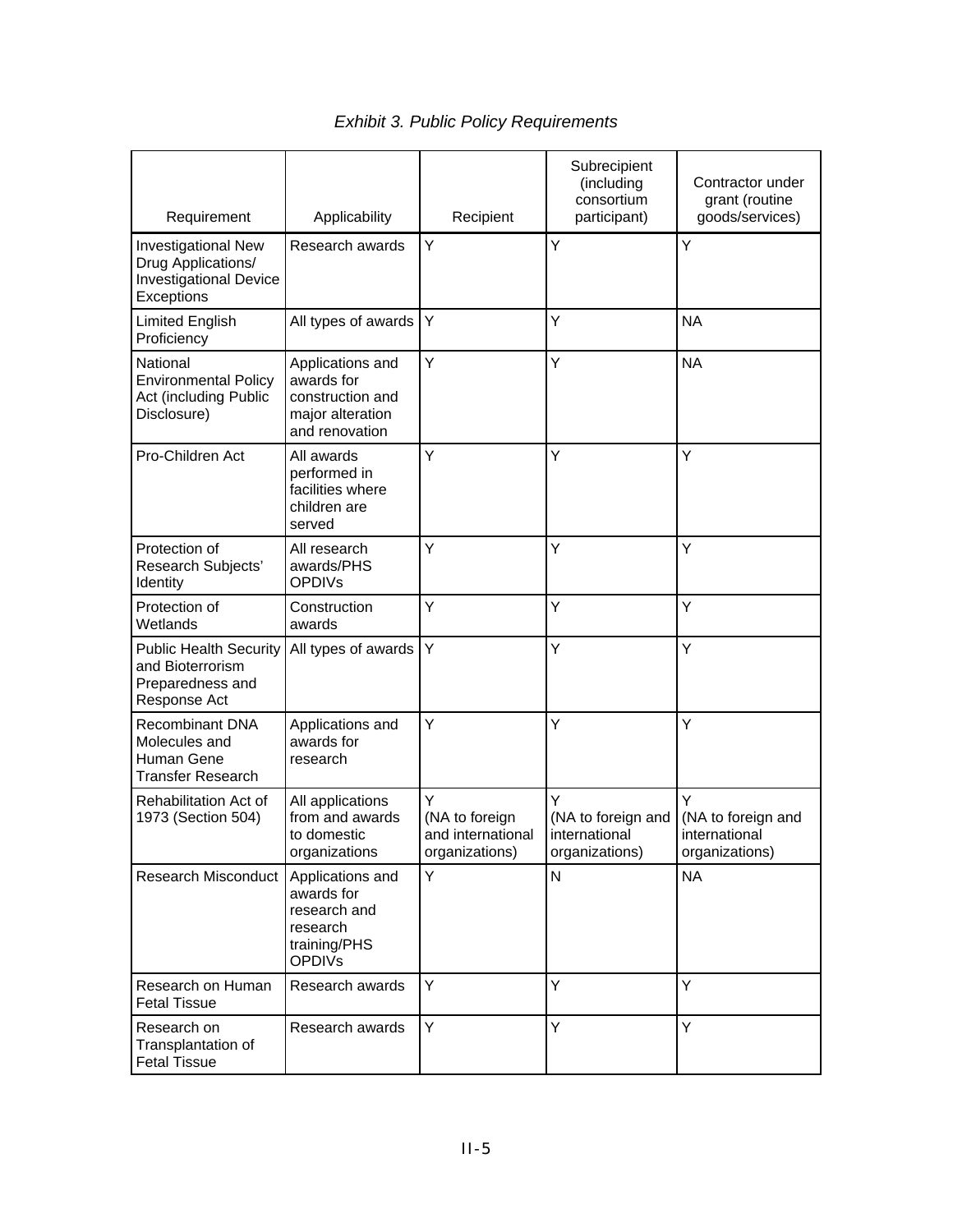*Exhibit 3. Public Policy Requirements*

| Requirement | Applicability | Recipient | Subrecipient (including consortium participant) | Contractor under grant (routine goods/services) |
|---|---|---|---|---|
| Investigational New Drug Applications/ Investigational Device Exceptions | Research awards | Y | Y | Y |
| Limited English Proficiency | All types of awards | Y | Y | NA |
| National Environmental Policy Act (including Public Disclosure) | Applications and awards for construction and major alteration and renovation | Y | Y | NA |
| Pro-Children Act | All awards performed in facilities where children are served | Y | Y | Y |
| Protection of Research Subjects' Identity | All research awards/PHS OPDIVs | Y | Y | Y |
| Protection of Wetlands | Construction awards | Y | Y | Y |
| Public Health Security and Bioterrorism Preparedness and Response Act | All types of awards | Y | Y | Y |
| Recombinant DNA Molecules and Human Gene Transfer Research | Applications and awards for research | Y | Y | Y |
| Rehabilitation Act of 1973 (Section 504) | All applications from and awards to domestic organizations | Y (NA to foreign and international organizations) | Y (NA to foreign and international organizations) | Y (NA to foreign and international organizations) |
| Research Misconduct | Applications and awards for research and research training/PHS OPDIVs | Y | N | NA |
| Research on Human Fetal Tissue | Research awards | Y | Y | Y |
| Research on Transplantation of Fetal Tissue | Research awards | Y | Y | Y |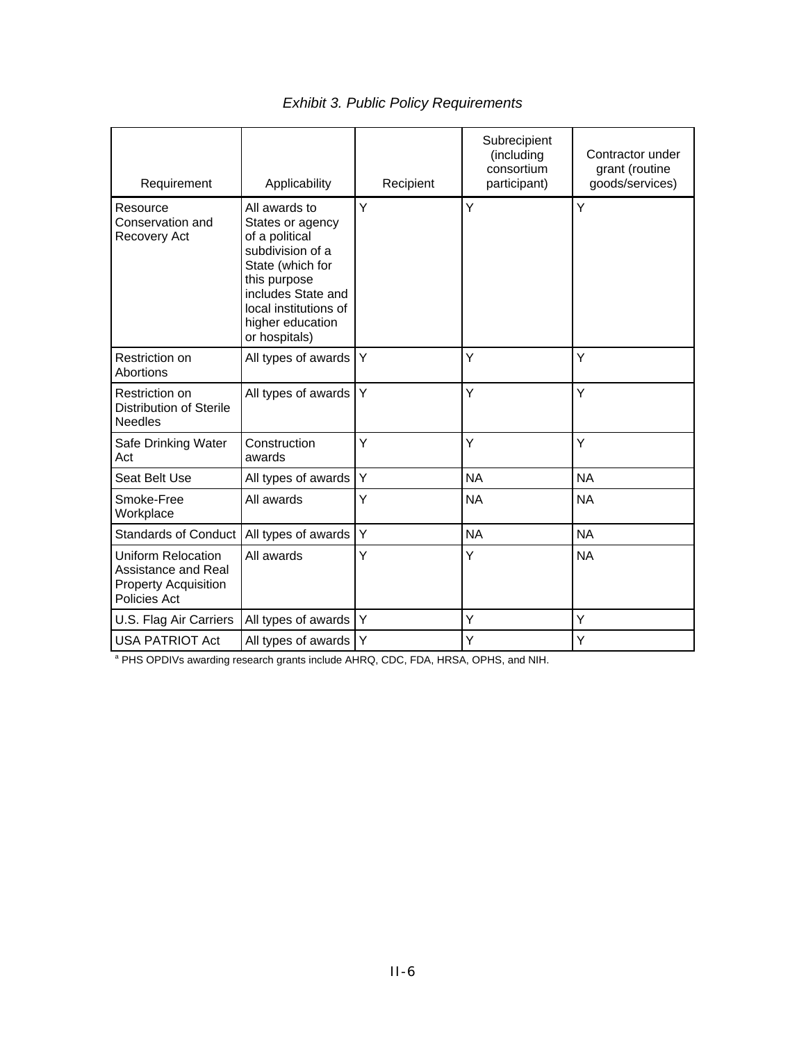*Exhibit 3. Public Policy Requirements*

| Requirement | Applicability | Recipient | Subrecipient (including consortium participant) | Contractor under grant (routine goods/services) |
|---|---|---|---|---|
| Resource Conservation and Recovery Act | All awards to States or agency of a political subdivision of a State (which for this purpose includes State and local institutions of higher education or hospitals) | Y | Y | Y |
| Restriction on Abortions | All types of awards | Y | Y | Y |
| Restriction on Distribution of Sterile Needles | All types of awards | Y | Y | Y |
| Safe Drinking Water Act | Construction awards | Y | Y | Y |
| Seat Belt Use | All types of awards | Y | NA | NA |
| Smoke-Free Workplace | All awards | Y | NA | NA |
| Standards of Conduct | All types of awards | Y | NA | NA |
| Uniform Relocation Assistance and Real Property Acquisition Policies Act | All awards | Y | Y | NA |
| U.S. Flag Air Carriers | All types of awards | Y | Y | Y |
| USA PATRIOT Act | All types of awards | Y | Y | Y |

[a] PHS OPDIVs awarding research grants include AHRQ, CDC, FDA, HRSA, OPHS, and NIH.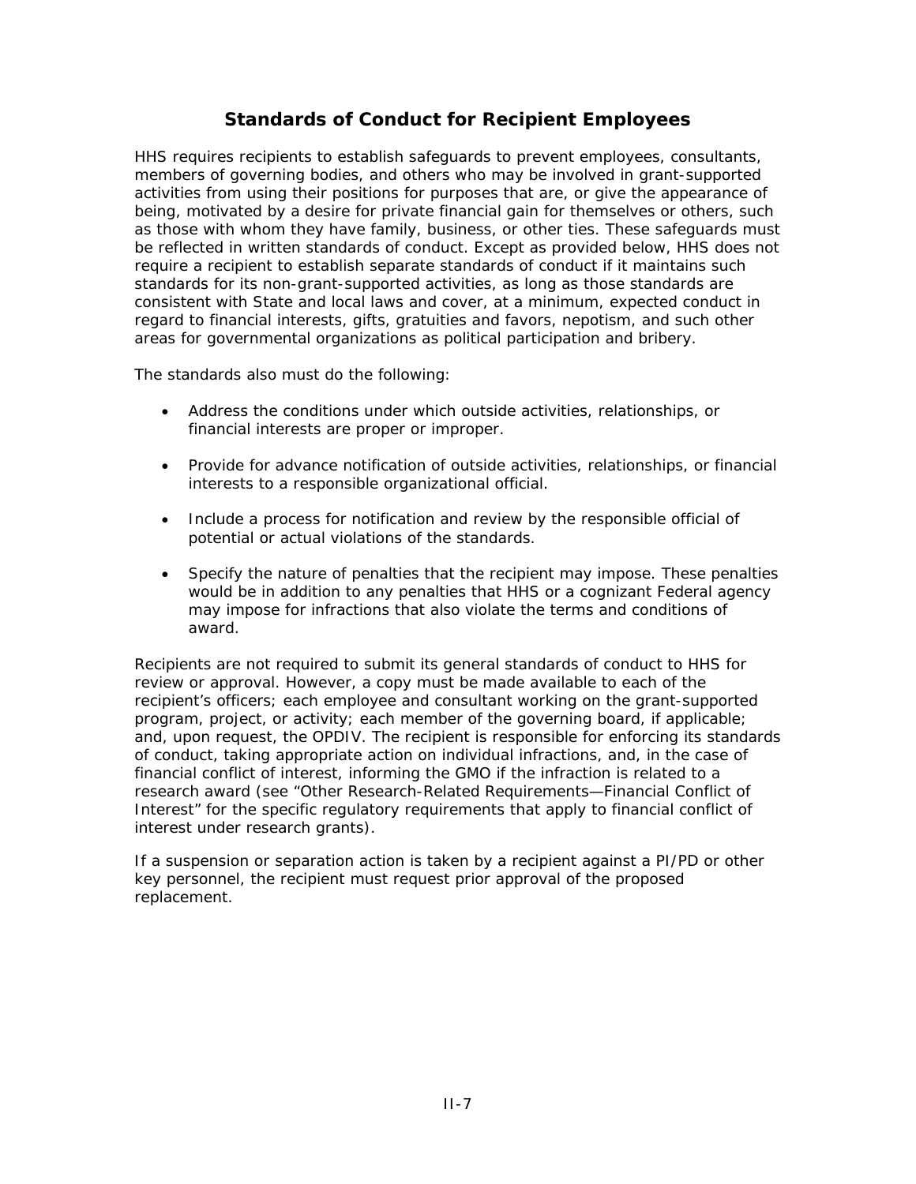## Standards of Conduct for Recipient Employees

HHS requires recipients to establish safeguards to prevent employees, consultants, members of governing bodies, and others who may be involved in grant-supported activities from using their positions for purposes that are, or give the appearance of being, motivated by a desire for private financial gain for themselves or others, such as those with whom they have family, business, or other ties. These safeguards must be reflected in written standards of conduct. Except as provided below, HHS does not require a recipient to establish separate standards of conduct if it maintains such standards for its non-grant-supported activities, as long as those standards are consistent with State and local laws and cover, at a minimum, expected conduct in regard to financial interests, gifts, gratuities and favors, nepotism, and such other areas for governmental organizations as political participation and bribery.

The standards also must do the following:

- Address the conditions under which outside activities, relationships, or financial interests are proper or improper.
- Provide for advance notification of outside activities, relationships, or financial interests to a responsible organizational official.
- Include a process for notification and review by the responsible official of potential or actual violations of the standards.
- Specify the nature of penalties that the recipient may impose. These penalties would be in addition to any penalties that HHS or a cognizant Federal agency may impose for infractions that also violate the terms and conditions of award.

Recipients are not required to submit its general standards of conduct to HHS for review or approval. However, a copy must be made available to each of the recipient's officers; each employee and consultant working on the grant-supported program, project, or activity; each member of the governing board, if applicable; and, upon request, the OPDIV. The recipient is responsible for enforcing its standards of conduct, taking appropriate action on individual infractions, and, in the case of financial conflict of interest, informing the GMO if the infraction is related to a research award (see "Other Research-Related Requirements—Financial Conflict of Interest" for the specific regulatory requirements that apply to financial conflict of interest under research grants).

If a suspension or separation action is taken by a recipient against a PI/PD or other key personnel, the recipient must request prior approval of the proposed replacement.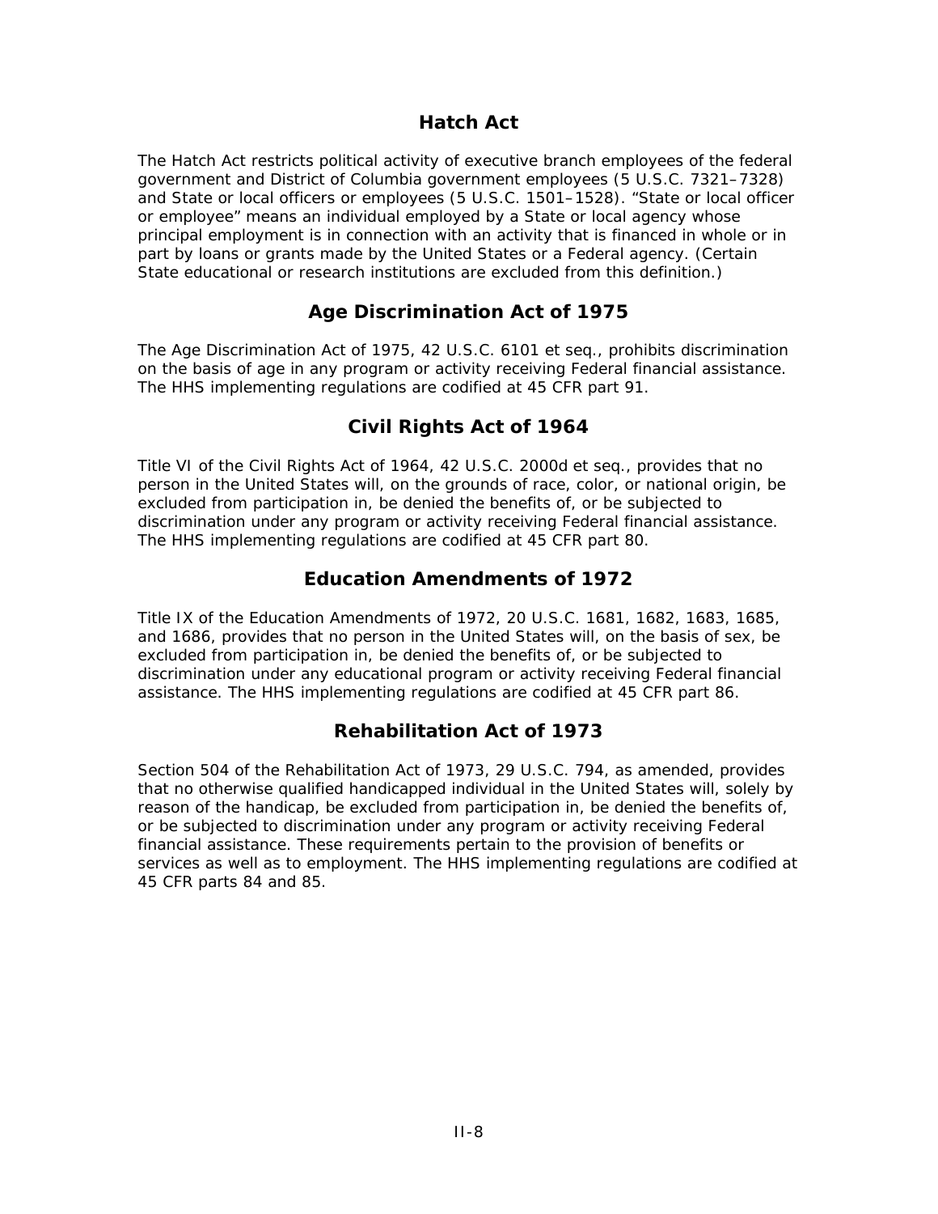## Hatch Act

The Hatch Act restricts political activity of executive branch employees of the federal government and District of Columbia government employees (5 U.S.C. 7321–7328) and State or local officers or employees (5 U.S.C. 1501–1528). "State or local officer or employee" means an individual employed by a State or local agency whose principal employment is in connection with an activity that is financed in whole or in part by loans or grants made by the United States or a Federal agency. (Certain State educational or research institutions are excluded from this definition.)

## Age Discrimination Act of 1975

The Age Discrimination Act of 1975, 42 U.S.C. 6101 et seq., prohibits discrimination on the basis of age in any program or activity receiving Federal financial assistance. The HHS implementing regulations are codified at 45 CFR part 91.

## Civil Rights Act of 1964

Title VI of the Civil Rights Act of 1964, 42 U.S.C. 2000d et seq., provides that no person in the United States will, on the grounds of race, color, or national origin, be excluded from participation in, be denied the benefits of, or be subjected to discrimination under any program or activity receiving Federal financial assistance. The HHS implementing regulations are codified at 45 CFR part 80.

## Education Amendments of 1972

Title IX of the Education Amendments of 1972, 20 U.S.C. 1681, 1682, 1683, 1685, and 1686, provides that no person in the United States will, on the basis of sex, be excluded from participation in, be denied the benefits of, or be subjected to discrimination under any educational program or activity receiving Federal financial assistance. The HHS implementing regulations are codified at 45 CFR part 86.

## Rehabilitation Act of 1973

Section 504 of the Rehabilitation Act of 1973, 29 U.S.C. 794, as amended, provides that no otherwise qualified handicapped individual in the United States will, solely by reason of the handicap, be excluded from participation in, be denied the benefits of, or be subjected to discrimination under any program or activity receiving Federal financial assistance. These requirements pertain to the provision of benefits or services as well as to employment. The HHS implementing regulations are codified at 45 CFR parts 84 and 85.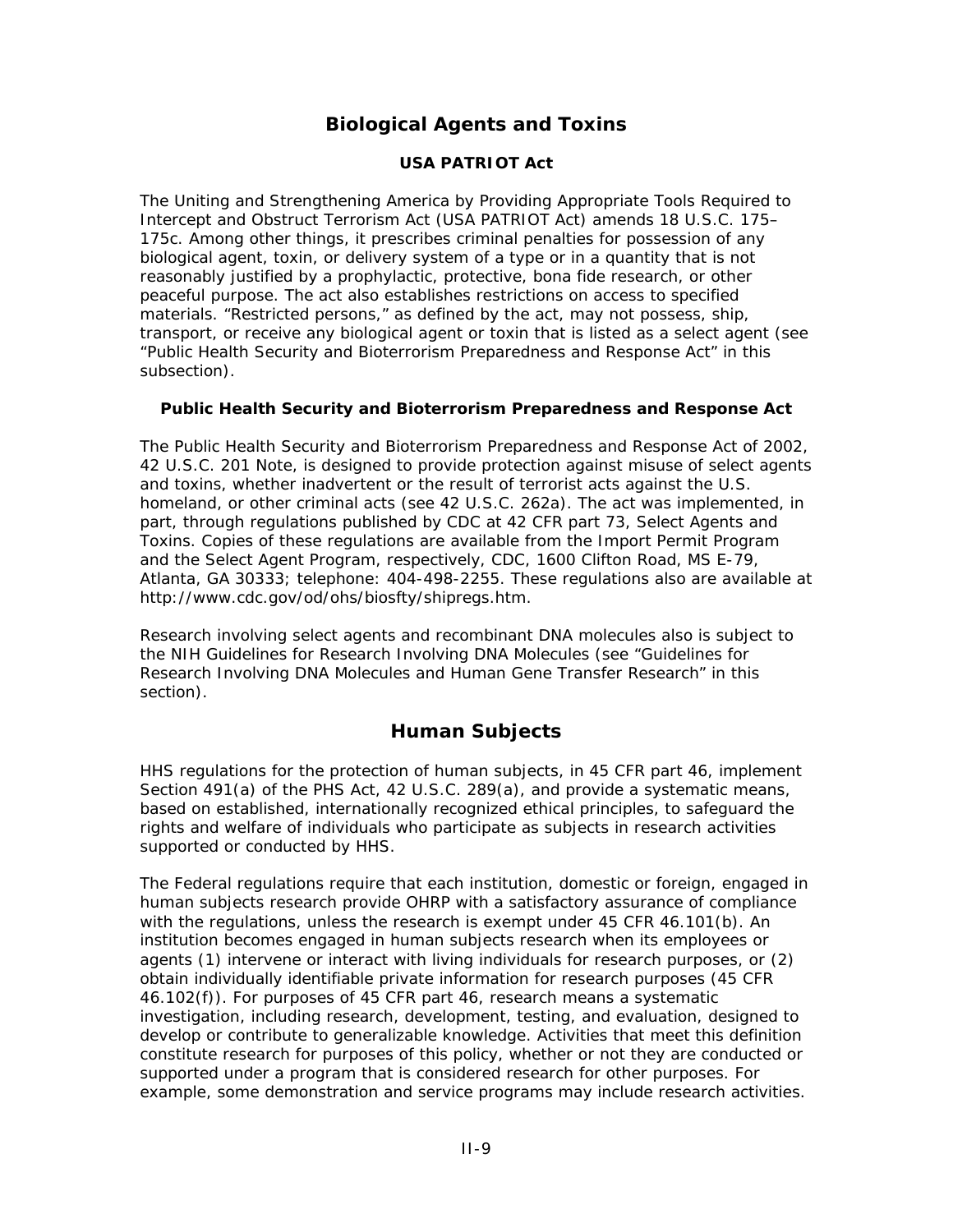## Biological Agents and Toxins

### USA PATRIOT Act

The Uniting and Strengthening America by Providing Appropriate Tools Required to Intercept and Obstruct Terrorism Act (USA PATRIOT Act) amends 18 U.S.C. 175–175c. Among other things, it prescribes criminal penalties for possession of any biological agent, toxin, or delivery system of a type or in a quantity that is not reasonably justified by a prophylactic, protective, bona fide research, or other peaceful purpose. The act also establishes restrictions on access to specified materials. "Restricted persons," as defined by the act, may not possess, ship, transport, or receive any biological agent or toxin that is listed as a select agent (see "Public Health Security and Bioterrorism Preparedness and Response Act" in this subsection).

### Public Health Security and Bioterrorism Preparedness and Response Act

The Public Health Security and Bioterrorism Preparedness and Response Act of 2002, 42 U.S.C. 201 Note, is designed to provide protection against misuse of select agents and toxins, whether inadvertent or the result of terrorist acts against the U.S. homeland, or other criminal acts (see 42 U.S.C. 262a). The act was implemented, in part, through regulations published by CDC at 42 CFR part 73, Select Agents and Toxins. Copies of these regulations are available from the Import Permit Program and the Select Agent Program, respectively, CDC, 1600 Clifton Road, MS E-79, Atlanta, GA 30333; telephone: 404-498-2255. These regulations also are available at http://www.cdc.gov/od/ohs/biosfty/shipregs.htm.

Research involving select agents and recombinant DNA molecules also is subject to the NIH Guidelines for Research Involving DNA Molecules (see "Guidelines for Research Involving DNA Molecules and Human Gene Transfer Research" in this section).

## Human Subjects

HHS regulations for the protection of human subjects, in 45 CFR part 46, implement Section 491(a) of the PHS Act, 42 U.S.C. 289(a), and provide a systematic means, based on established, internationally recognized ethical principles, to safeguard the rights and welfare of individuals who participate as subjects in research activities supported or conducted by HHS.

The Federal regulations require that each institution, domestic or foreign, engaged in human subjects research provide OHRP with a satisfactory assurance of compliance with the regulations, unless the research is exempt under 45 CFR 46.101(b). An institution becomes engaged in human subjects research when its employees or agents (1) intervene or interact with living individuals for research purposes, or (2) obtain individually identifiable private information for research purposes (45 CFR 46.102(f)). For purposes of 45 CFR part 46, research means a systematic investigation, including research, development, testing, and evaluation, designed to develop or contribute to generalizable knowledge. Activities that meet this definition constitute research for purposes of this policy, whether or not they are conducted or supported under a program that is considered research for other purposes. For example, some demonstration and service programs may include research activities.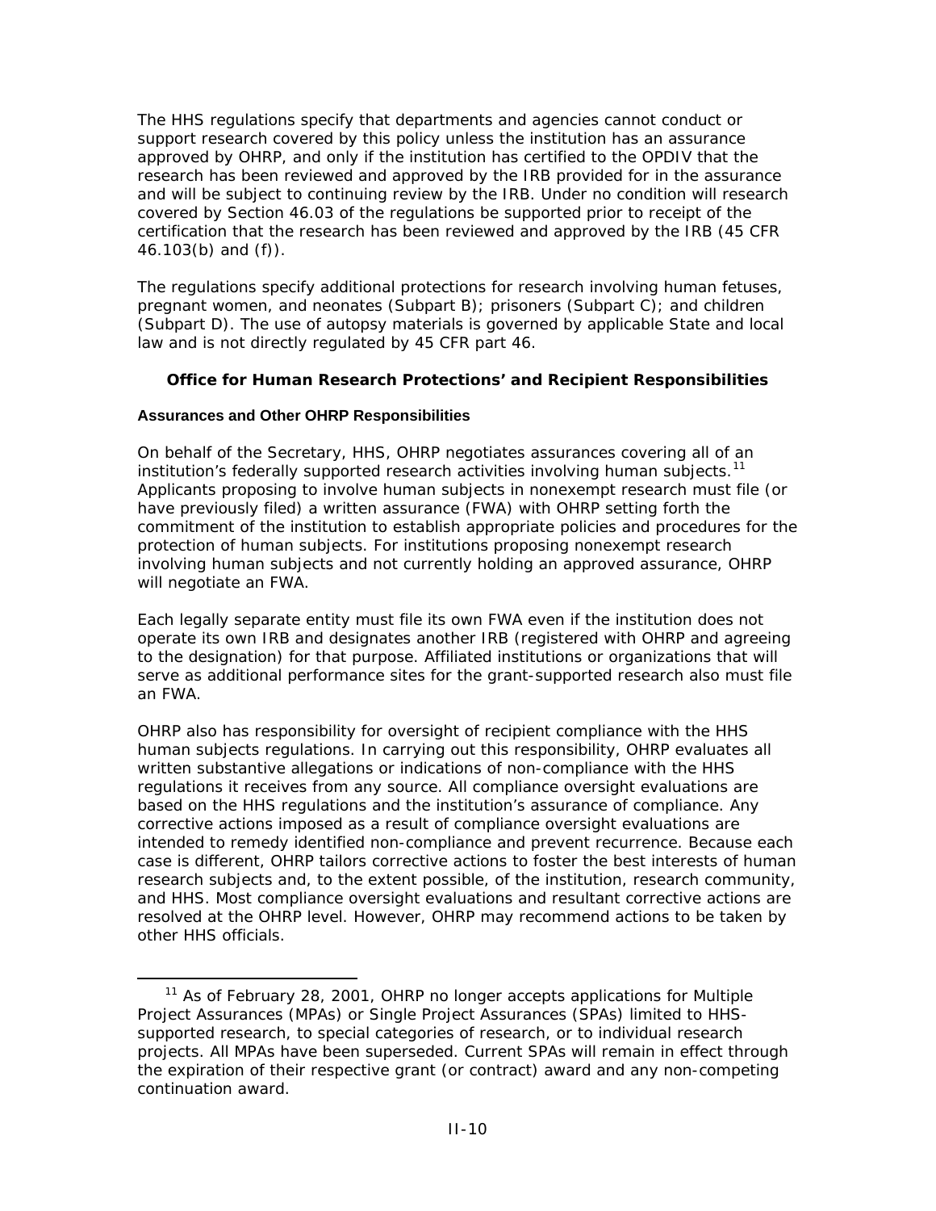The HHS regulations specify that departments and agencies cannot conduct or support research covered by this policy unless the institution has an assurance approved by OHRP, and only if the institution has certified to the OPDIV that the research has been reviewed and approved by the IRB provided for in the assurance and will be subject to continuing review by the IRB. Under no condition will research covered by Section 46.03 of the regulations be supported prior to receipt of the certification that the research has been reviewed and approved by the IRB (45 CFR 46.103(b) and (f)).

The regulations specify additional protections for research involving human fetuses, pregnant women, and neonates (Subpart B); prisoners (Subpart C); and children (Subpart D). The use of autopsy materials is governed by applicable State and local law and is not directly regulated by 45 CFR part 46.

## Office for Human Research Protections' and Recipient Responsibilities

### Assurances and Other OHRP Responsibilities

On behalf of the Secretary, HHS, OHRP negotiates assurances covering all of an institution's federally supported research activities involving human subjects.[11] Applicants proposing to involve human subjects in nonexempt research must file (or have previously filed) a written assurance (FWA) with OHRP setting forth the commitment of the institution to establish appropriate policies and procedures for the protection of human subjects. For institutions proposing nonexempt research involving human subjects and not currently holding an approved assurance, OHRP will negotiate an FWA.

Each legally separate entity must file its own FWA even if the institution does not operate its own IRB and designates another IRB (registered with OHRP and agreeing to the designation) for that purpose. Affiliated institutions or organizations that will serve as additional performance sites for the grant-supported research also must file an FWA.

OHRP also has responsibility for oversight of recipient compliance with the HHS human subjects regulations. In carrying out this responsibility, OHRP evaluates all written substantive allegations or indications of non-compliance with the HHS regulations it receives from any source. All compliance oversight evaluations are based on the HHS regulations and the institution's assurance of compliance. Any corrective actions imposed as a result of compliance oversight evaluations are intended to remedy identified non-compliance and prevent recurrence. Because each case is different, OHRP tailors corrective actions to foster the best interests of human research subjects and, to the extent possible, of the institution, research community, and HHS. Most compliance oversight evaluations and resultant corrective actions are resolved at the OHRP level. However, OHRP may recommend actions to be taken by other HHS officials.

---

[11] As of February 28, 2001, OHRP no longer accepts applications for Multiple Project Assurances (MPAs) or Single Project Assurances (SPAs) limited to HHS-supported research, to special categories of research, or to individual research projects. All MPAs have been superseded. Current SPAs will remain in effect through the expiration of their respective grant (or contract) award and any non-competing continuation award.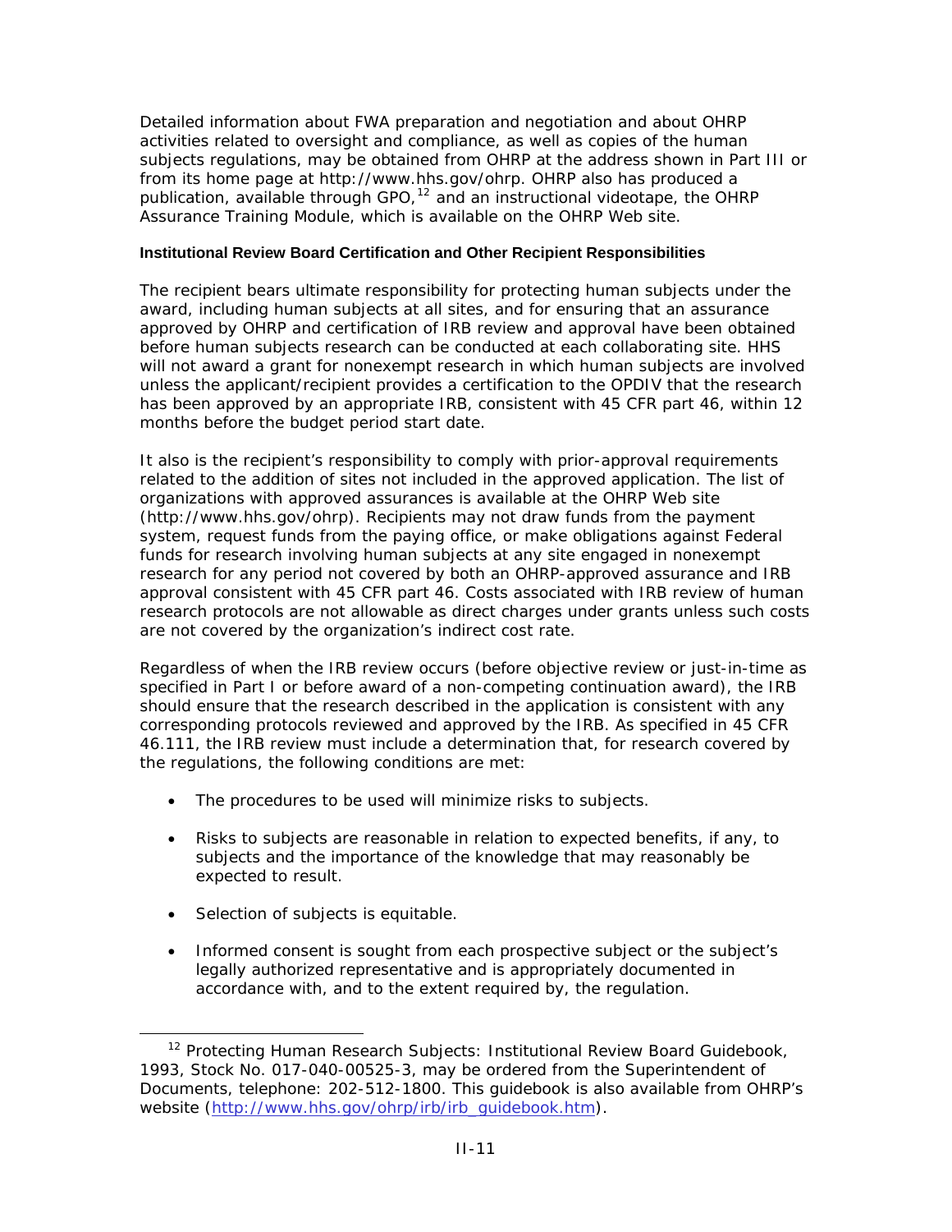Detailed information about FWA preparation and negotiation and about OHRP activities related to oversight and compliance, as well as copies of the human subjects regulations, may be obtained from OHRP at the address shown in Part III or from its home page at http://www.hhs.gov/ohrp. OHRP also has produced a publication, available through GPO,[12] and an instructional videotape, the OHRP Assurance Training Module, which is available on the OHRP Web site.

#### Institutional Review Board Certification and Other Recipient Responsibilities

The recipient bears ultimate responsibility for protecting human subjects under the award, including human subjects at all sites, and for ensuring that an assurance approved by OHRP and certification of IRB review and approval have been obtained before human subjects research can be conducted at each collaborating site. HHS will not award a grant for nonexempt research in which human subjects are involved unless the applicant/recipient provides a certification to the OPDIV that the research has been approved by an appropriate IRB, consistent with 45 CFR part 46, within 12 months before the budget period start date.

It also is the recipient's responsibility to comply with prior-approval requirements related to the addition of sites not included in the approved application. The list of organizations with approved assurances is available at the OHRP Web site (http://www.hhs.gov/ohrp). Recipients may not draw funds from the payment system, request funds from the paying office, or make obligations against Federal funds for research involving human subjects at any site engaged in nonexempt research for any period not covered by both an OHRP-approved assurance and IRB approval consistent with 45 CFR part 46. Costs associated with IRB review of human research protocols are not allowable as direct charges under grants unless such costs are not covered by the organization's indirect cost rate.

Regardless of when the IRB review occurs (before objective review or just-in-time as specified in Part I or before award of a non-competing continuation award), the IRB should ensure that the research described in the application is consistent with any corresponding protocols reviewed and approved by the IRB. As specified in 45 CFR 46.111, the IRB review must include a determination that, for research covered by the regulations, the following conditions are met:

- The procedures to be used will minimize risks to subjects.
- Risks to subjects are reasonable in relation to expected benefits, if any, to subjects and the importance of the knowledge that may reasonably be expected to result.
- Selection of subjects is equitable.
- Informed consent is sought from each prospective subject or the subject's legally authorized representative and is appropriately documented in accordance with, and to the extent required by, the regulation.

---

[12] Protecting Human Research Subjects: Institutional Review Board Guidebook, 1993, Stock No. 017-040-00525-3, may be ordered from the Superintendent of Documents, telephone: 202-512-1800. This guidebook is also available from OHRP's website (http://www.hhs.gov/ohrp/irb/irb_guidebook.htm).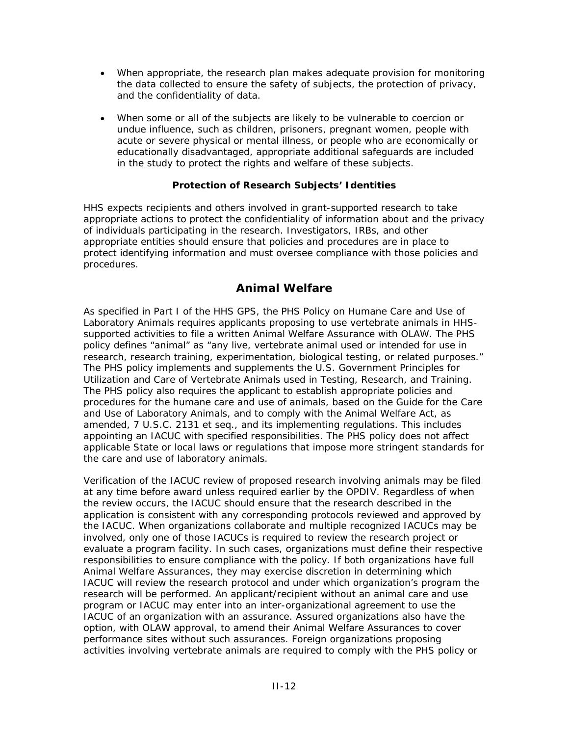- When appropriate, the research plan makes adequate provision for monitoring the data collected to ensure the safety of subjects, the protection of privacy, and the confidentiality of data.
- When some or all of the subjects are likely to be vulnerable to coercion or undue influence, such as children, prisoners, pregnant women, people with acute or severe physical or mental illness, or people who are economically or educationally disadvantaged, appropriate additional safeguards are included in the study to protect the rights and welfare of these subjects.

**Protection of Research Subjects' Identities**

HHS expects recipients and others involved in grant-supported research to take appropriate actions to protect the confidentiality of information about and the privacy of individuals participating in the research. Investigators, IRBs, and other appropriate entities should ensure that policies and procedures are in place to protect identifying information and must oversee compliance with those policies and procedures.

## Animal Welfare

As specified in Part I of the HHS GPS, the PHS Policy on Humane Care and Use of Laboratory Animals requires applicants proposing to use vertebrate animals in HHS-supported activities to file a written Animal Welfare Assurance with OLAW. The PHS policy defines "animal" as "any live, vertebrate animal used or intended for use in research, research training, experimentation, biological testing, or related purposes." The PHS policy implements and supplements the U.S. Government Principles for Utilization and Care of Vertebrate Animals used in Testing, Research, and Training. The PHS policy also requires the applicant to establish appropriate policies and procedures for the humane care and use of animals, based on the Guide for the Care and Use of Laboratory Animals, and to comply with the Animal Welfare Act, as amended, 7 U.S.C. 2131 et seq., and its implementing regulations. This includes appointing an IACUC with specified responsibilities. The PHS policy does not affect applicable State or local laws or regulations that impose more stringent standards for the care and use of laboratory animals.

Verification of the IACUC review of proposed research involving animals may be filed at any time before award unless required earlier by the OPDIV. Regardless of when the review occurs, the IACUC should ensure that the research described in the application is consistent with any corresponding protocols reviewed and approved by the IACUC. When organizations collaborate and multiple recognized IACUCs may be involved, only one of those IACUCs is required to review the research project or evaluate a program facility. In such cases, organizations must define their respective responsibilities to ensure compliance with the policy. If both organizations have full Animal Welfare Assurances, they may exercise discretion in determining which IACUC will review the research protocol and under which organization's program the research will be performed. An applicant/recipient without an animal care and use program or IACUC may enter into an inter-organizational agreement to use the IACUC of an organization with an assurance. Assured organizations also have the option, with OLAW approval, to amend their Animal Welfare Assurances to cover performance sites without such assurances. Foreign organizations proposing activities involving vertebrate animals are required to comply with the PHS policy or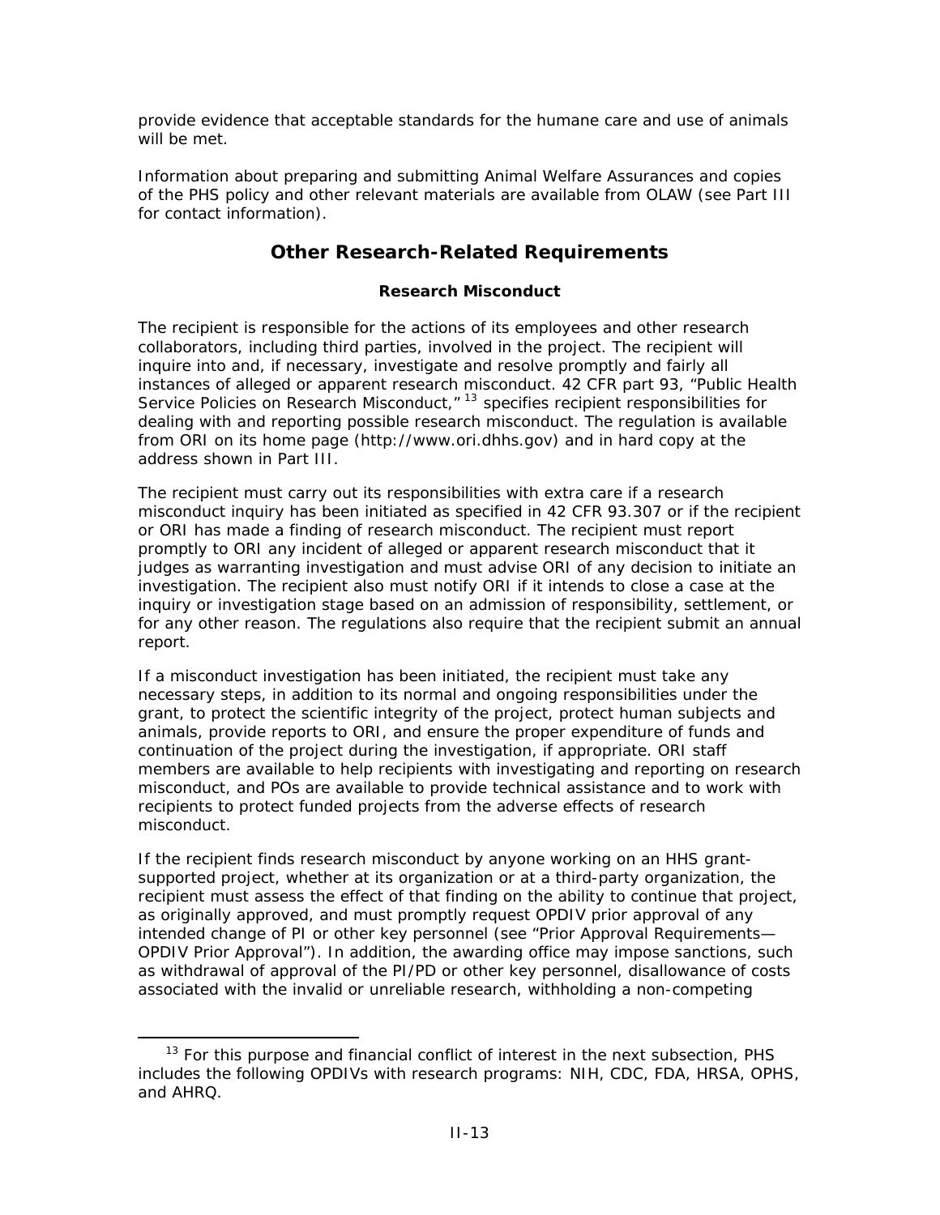provide evidence that acceptable standards for the humane care and use of animals will be met.

Information about preparing and submitting Animal Welfare Assurances and copies of the PHS policy and other relevant materials are available from OLAW (see Part III for contact information).

## Other Research-Related Requirements

### Research Misconduct

The recipient is responsible for the actions of its employees and other research collaborators, including third parties, involved in the project. The recipient will inquire into and, if necessary, investigate and resolve promptly and fairly all instances of alleged or apparent research misconduct. 42 CFR part 93, "Public Health Service Policies on Research Misconduct,"[13] specifies recipient responsibilities for dealing with and reporting possible research misconduct. The regulation is available from ORI on its home page (http://www.ori.dhhs.gov) and in hard copy at the address shown in Part III.

The recipient must carry out its responsibilities with extra care if a research misconduct inquiry has been initiated as specified in 42 CFR 93.307 or if the recipient or ORI has made a finding of research misconduct. The recipient must report promptly to ORI any incident of alleged or apparent research misconduct that it judges as warranting investigation and must advise ORI of any decision to initiate an investigation. The recipient also must notify ORI if it intends to close a case at the inquiry or investigation stage based on an admission of responsibility, settlement, or for any other reason. The regulations also require that the recipient submit an annual report.

If a misconduct investigation has been initiated, the recipient must take any necessary steps, in addition to its normal and ongoing responsibilities under the grant, to protect the scientific integrity of the project, protect human subjects and animals, provide reports to ORI, and ensure the proper expenditure of funds and continuation of the project during the investigation, if appropriate. ORI staff members are available to help recipients with investigating and reporting on research misconduct, and POs are available to provide technical assistance and to work with recipients to protect funded projects from the adverse effects of research misconduct.

If the recipient finds research misconduct by anyone working on an HHS grant-supported project, whether at its organization or at a third-party organization, the recipient must assess the effect of that finding on the ability to continue that project, as originally approved, and must promptly request OPDIV prior approval of any intended change of PI or other key personnel (see "Prior Approval Requirements—OPDIV Prior Approval"). In addition, the awarding office may impose sanctions, such as withdrawal of approval of the PI/PD or other key personnel, disallowance of costs associated with the invalid or unreliable research, withholding a non-competing

---

[13] For this purpose and financial conflict of interest in the next subsection, PHS includes the following OPDIVs with research programs: NIH, CDC, FDA, HRSA, OPHS, and AHRQ.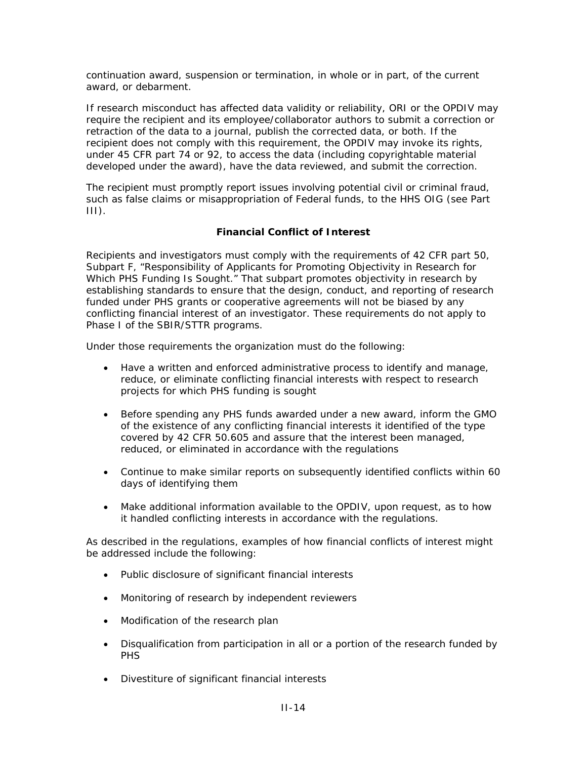continuation award, suspension or termination, in whole or in part, of the current award, or debarment.

If research misconduct has affected data validity or reliability, ORI or the OPDIV may require the recipient and its employee/collaborator authors to submit a correction or retraction of the data to a journal, publish the corrected data, or both. If the recipient does not comply with this requirement, the OPDIV may invoke its rights, under 45 CFR part 74 or 92, to access the data (including copyrightable material developed under the award), have the data reviewed, and submit the correction.

The recipient must promptly report issues involving potential civil or criminal fraud, such as false claims or misappropriation of Federal funds, to the HHS OIG (see Part III).

### Financial Conflict of Interest

Recipients and investigators must comply with the requirements of 42 CFR part 50, Subpart F, “Responsibility of Applicants for Promoting Objectivity in Research for Which PHS Funding Is Sought.” That subpart promotes objectivity in research by establishing standards to ensure that the design, conduct, and reporting of research funded under PHS grants or cooperative agreements will not be biased by any conflicting financial interest of an investigator. These requirements do not apply to Phase I of the SBIR/STTR programs.

Under those requirements the organization must do the following:

- Have a written and enforced administrative process to identify and manage, reduce, or eliminate conflicting financial interests with respect to research projects for which PHS funding is sought
- Before spending any PHS funds awarded under a new award, inform the GMO of the existence of any conflicting financial interests it identified of the type covered by 42 CFR 50.605 and assure that the interest been managed, reduced, or eliminated in accordance with the regulations
- Continue to make similar reports on subsequently identified conflicts within 60 days of identifying them
- Make additional information available to the OPDIV, upon request, as to how it handled conflicting interests in accordance with the regulations.

As described in the regulations, examples of how financial conflicts of interest might be addressed include the following:

- Public disclosure of significant financial interests
- Monitoring of research by independent reviewers
- Modification of the research plan
- Disqualification from participation in all or a portion of the research funded by PHS
- Divestiture of significant financial interests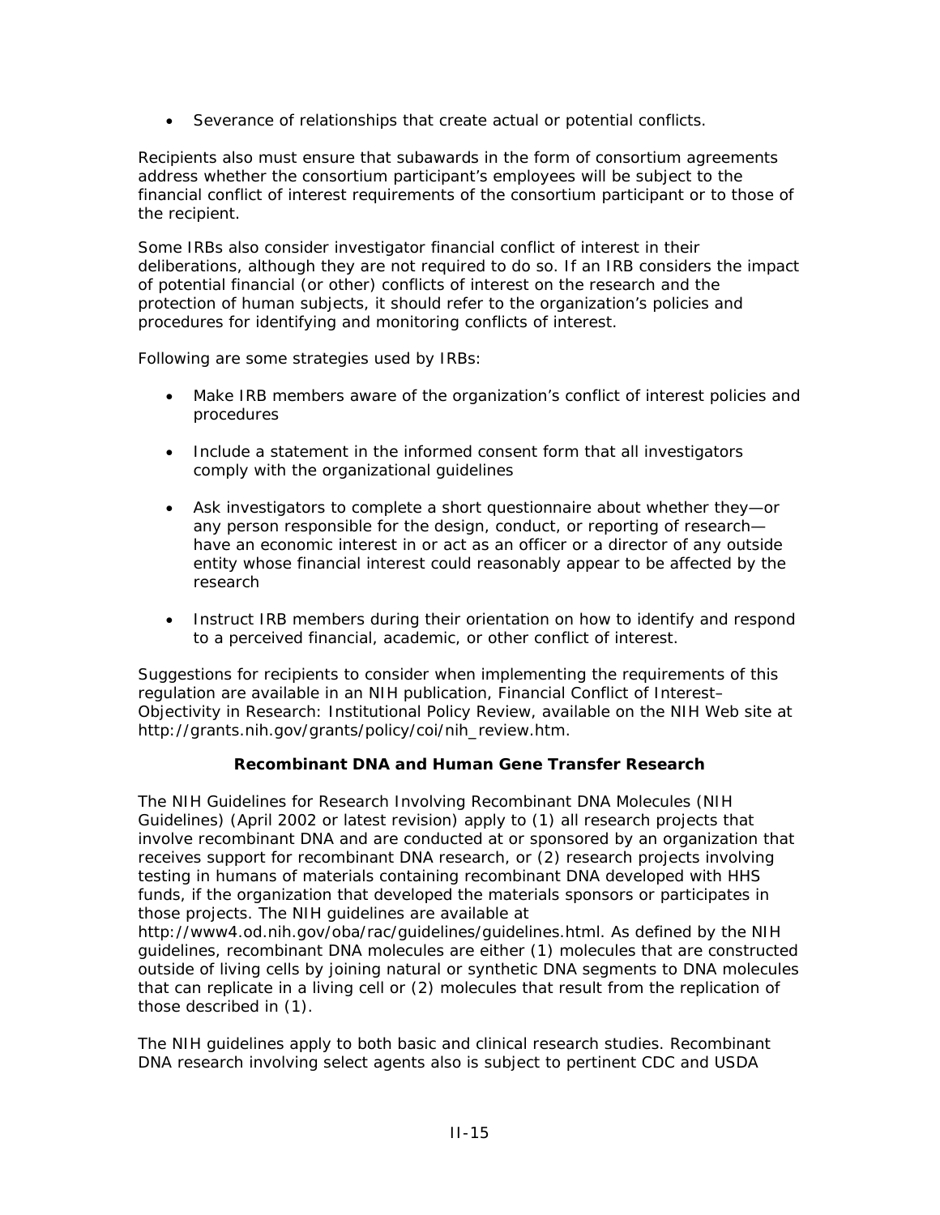- Severance of relationships that create actual or potential conflicts.

Recipients also must ensure that subawards in the form of consortium agreements address whether the consortium participant's employees will be subject to the financial conflict of interest requirements of the consortium participant or to those of the recipient.

Some IRBs also consider investigator financial conflict of interest in their deliberations, although they are not required to do so. If an IRB considers the impact of potential financial (or other) conflicts of interest on the research and the protection of human subjects, it should refer to the organization's policies and procedures for identifying and monitoring conflicts of interest.

Following are some strategies used by IRBs:

- Make IRB members aware of the organization's conflict of interest policies and procedures
- Include a statement in the informed consent form that all investigators comply with the organizational guidelines
- Ask investigators to complete a short questionnaire about whether they—or any person responsible for the design, conduct, or reporting of research—have an economic interest in or act as an officer or a director of any outside entity whose financial interest could reasonably appear to be affected by the research
- Instruct IRB members during their orientation on how to identify and respond to a perceived financial, academic, or other conflict of interest.

Suggestions for recipients to consider when implementing the requirements of this regulation are available in an NIH publication, Financial Conflict of Interest–Objectivity in Research: Institutional Policy Review, available on the NIH Web site at http://grants.nih.gov/grants/policy/coi/nih_review.htm.

## Recombinant DNA and Human Gene Transfer Research

The NIH Guidelines for Research Involving Recombinant DNA Molecules (NIH Guidelines) (April 2002 or latest revision) apply to (1) all research projects that involve recombinant DNA and are conducted at or sponsored by an organization that receives support for recombinant DNA research, or (2) research projects involving testing in humans of materials containing recombinant DNA developed with HHS funds, if the organization that developed the materials sponsors or participates in those projects. The NIH guidelines are available at http://www4.od.nih.gov/oba/rac/guidelines/guidelines.html. As defined by the NIH guidelines, recombinant DNA molecules are either (1) molecules that are constructed outside of living cells by joining natural or synthetic DNA segments to DNA molecules that can replicate in a living cell or (2) molecules that result from the replication of those described in (1).

The NIH guidelines apply to both basic and clinical research studies. Recombinant DNA research involving select agents also is subject to pertinent CDC and USDA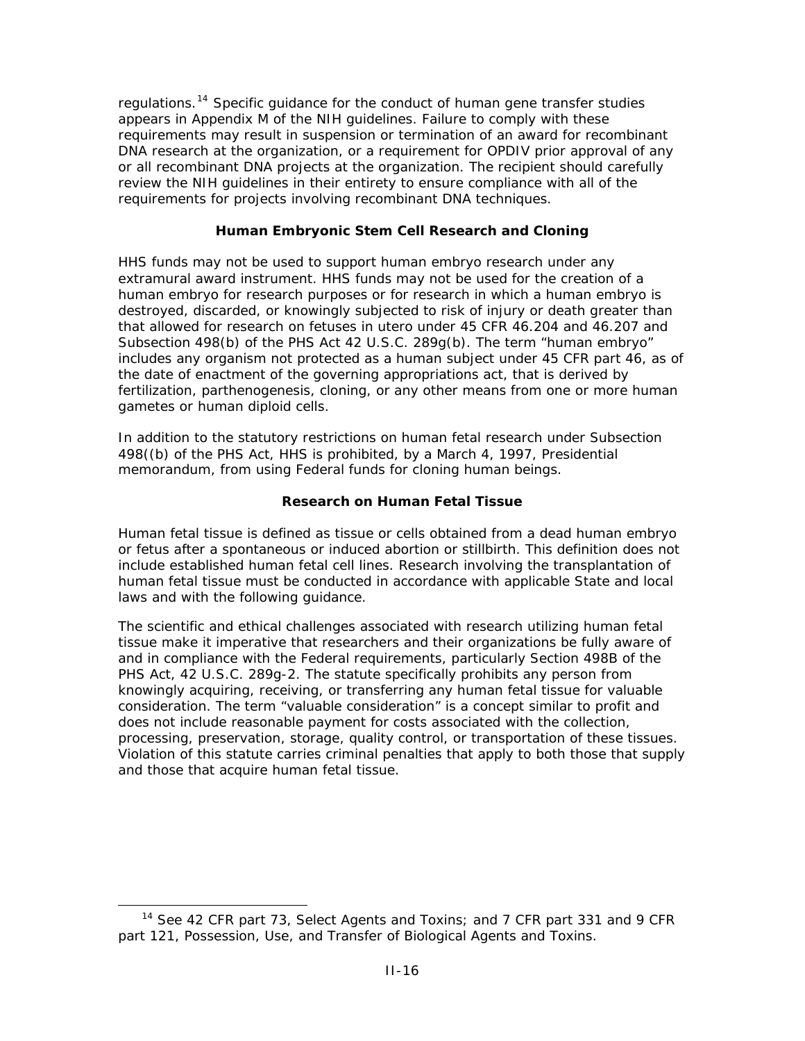regulations.[14] Specific guidance for the conduct of human gene transfer studies appears in Appendix M of the NIH guidelines. Failure to comply with these requirements may result in suspension or termination of an award for recombinant DNA research at the organization, or a requirement for OPDIV prior approval of any or all recombinant DNA projects at the organization. The recipient should carefully review the NIH guidelines in their entirety to ensure compliance with all of the requirements for projects involving recombinant DNA techniques.

### Human Embryonic Stem Cell Research and Cloning

HHS funds may not be used to support human embryo research under any extramural award instrument. HHS funds may not be used for the creation of a human embryo for research purposes or for research in which a human embryo is destroyed, discarded, or knowingly subjected to risk of injury or death greater than that allowed for research on fetuses in utero under 45 CFR 46.204 and 46.207 and Subsection 498(b) of the PHS Act 42 U.S.C. 289g(b). The term "human embryo" includes any organism not protected as a human subject under 45 CFR part 46, as of the date of enactment of the governing appropriations act, that is derived by fertilization, parthenogenesis, cloning, or any other means from one or more human gametes or human diploid cells.

In addition to the statutory restrictions on human fetal research under Subsection 498((b) of the PHS Act, HHS is prohibited, by a March 4, 1997, Presidential memorandum, from using Federal funds for cloning human beings.

### Research on Human Fetal Tissue

Human fetal tissue is defined as tissue or cells obtained from a dead human embryo or fetus after a spontaneous or induced abortion or stillbirth. This definition does not include established human fetal cell lines. Research involving the transplantation of human fetal tissue must be conducted in accordance with applicable State and local laws and with the following guidance.

The scientific and ethical challenges associated with research utilizing human fetal tissue make it imperative that researchers and their organizations be fully aware of and in compliance with the Federal requirements, particularly Section 498B of the PHS Act, 42 U.S.C. 289g-2. The statute specifically prohibits any person from knowingly acquiring, receiving, or transferring any human fetal tissue for valuable consideration. The term "valuable consideration" is a concept similar to profit and does not include reasonable payment for costs associated with the collection, processing, preservation, storage, quality control, or transportation of these tissues. Violation of this statute carries criminal penalties that apply to both those that supply and those that acquire human fetal tissue.

---

[14] See 42 CFR part 73, Select Agents and Toxins; and 7 CFR part 331 and 9 CFR part 121, Possession, Use, and Transfer of Biological Agents and Toxins.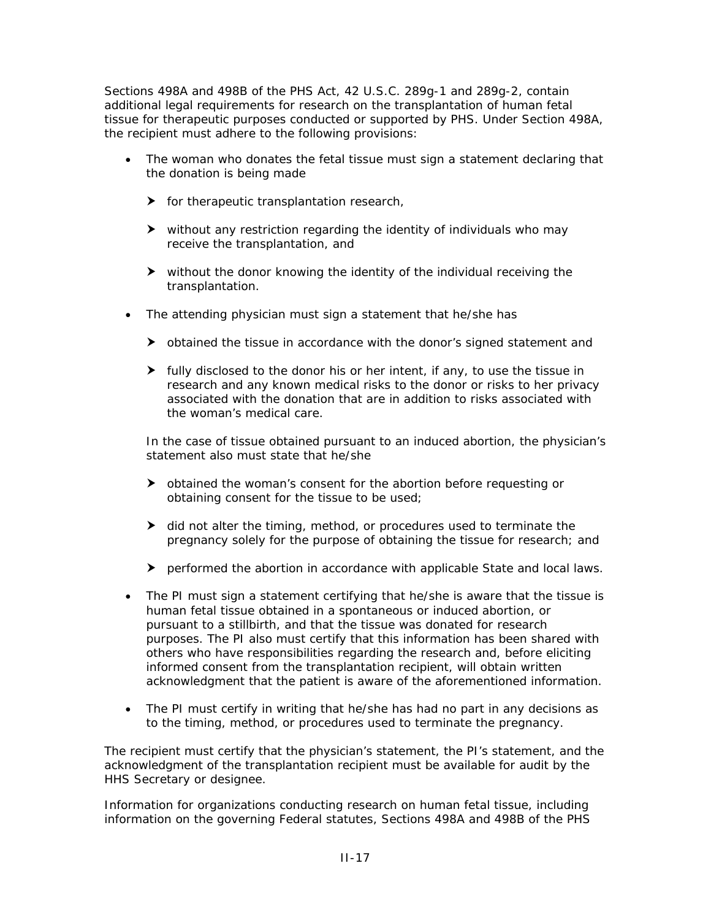Sections 498A and 498B of the PHS Act, 42 U.S.C. 289g-1 and 289g-2, contain additional legal requirements for research on the transplantation of human fetal tissue for therapeutic purposes conducted or supported by PHS. Under Section 498A, the recipient must adhere to the following provisions:

- The woman who donates the fetal tissue must sign a statement declaring that the donation is being made
  - for therapeutic transplantation research,
  - without any restriction regarding the identity of individuals who may receive the transplantation, and
  - without the donor knowing the identity of the individual receiving the transplantation.
- The attending physician must sign a statement that he/she has
  - obtained the tissue in accordance with the donor's signed statement and
  - fully disclosed to the donor his or her intent, if any, to use the tissue in research and any known medical risks to the donor or risks to her privacy associated with the donation that are in addition to risks associated with the woman's medical care.

  In the case of tissue obtained pursuant to an induced abortion, the physician's statement also must state that he/she

  - obtained the woman's consent for the abortion before requesting or obtaining consent for the tissue to be used;
  - did not alter the timing, method, or procedures used to terminate the pregnancy solely for the purpose of obtaining the tissue for research; and
  - performed the abortion in accordance with applicable State and local laws.
- The PI must sign a statement certifying that he/she is aware that the tissue is human fetal tissue obtained in a spontaneous or induced abortion, or pursuant to a stillbirth, and that the tissue was donated for research purposes. The PI also must certify that this information has been shared with others who have responsibilities regarding the research and, before eliciting informed consent from the transplantation recipient, will obtain written acknowledgment that the patient is aware of the aforementioned information.
- The PI must certify in writing that he/she has had no part in any decisions as to the timing, method, or procedures used to terminate the pregnancy.

The recipient must certify that the physician's statement, the PI's statement, and the acknowledgment of the transplantation recipient must be available for audit by the HHS Secretary or designee.

Information for organizations conducting research on human fetal tissue, including information on the governing Federal statutes, Sections 498A and 498B of the PHS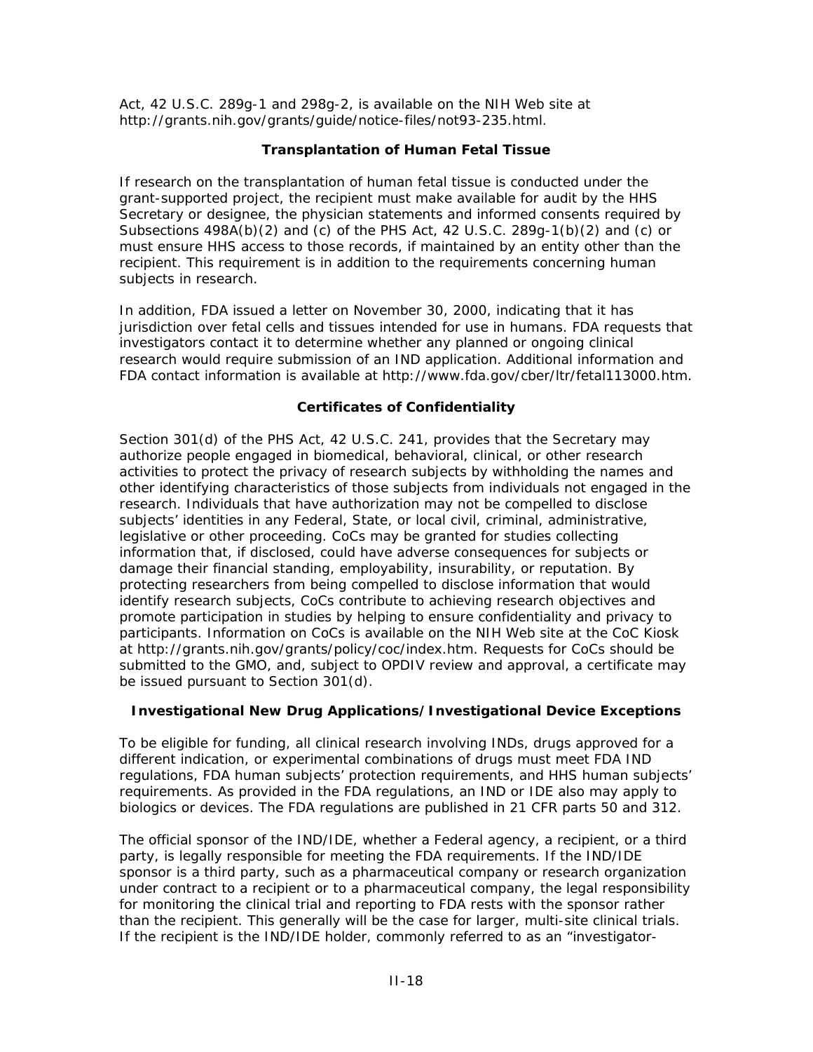Act, 42 U.S.C. 289g-1 and 298g-2, is available on the NIH Web site at http://grants.nih.gov/grants/guide/notice-files/not93-235.html.

### Transplantation of Human Fetal Tissue

If research on the transplantation of human fetal tissue is conducted under the grant-supported project, the recipient must make available for audit by the HHS Secretary or designee, the physician statements and informed consents required by Subsections 498A(b)(2) and (c) of the PHS Act, 42 U.S.C. 289g-1(b)(2) and (c) or must ensure HHS access to those records, if maintained by an entity other than the recipient. This requirement is in addition to the requirements concerning human subjects in research.

In addition, FDA issued a letter on November 30, 2000, indicating that it has jurisdiction over fetal cells and tissues intended for use in humans. FDA requests that investigators contact it to determine whether any planned or ongoing clinical research would require submission of an IND application. Additional information and FDA contact information is available at http://www.fda.gov/cber/ltr/fetal113000.htm.

### Certificates of Confidentiality

Section 301(d) of the PHS Act, 42 U.S.C. 241, provides that the Secretary may authorize people engaged in biomedical, behavioral, clinical, or other research activities to protect the privacy of research subjects by withholding the names and other identifying characteristics of those subjects from individuals not engaged in the research. Individuals that have authorization may not be compelled to disclose subjects' identities in any Federal, State, or local civil, criminal, administrative, legislative or other proceeding. CoCs may be granted for studies collecting information that, if disclosed, could have adverse consequences for subjects or damage their financial standing, employability, insurability, or reputation. By protecting researchers from being compelled to disclose information that would identify research subjects, CoCs contribute to achieving research objectives and promote participation in studies by helping to ensure confidentiality and privacy to participants. Information on CoCs is available on the NIH Web site at the CoC Kiosk at http://grants.nih.gov/grants/policy/coc/index.htm. Requests for CoCs should be submitted to the GMO, and, subject to OPDIV review and approval, a certificate may be issued pursuant to Section 301(d).

### Investigational New Drug Applications/Investigational Device Exceptions

To be eligible for funding, all clinical research involving INDs, drugs approved for a different indication, or experimental combinations of drugs must meet FDA IND regulations, FDA human subjects' protection requirements, and HHS human subjects' requirements. As provided in the FDA regulations, an IND or IDE also may apply to biologics or devices. The FDA regulations are published in 21 CFR parts 50 and 312.

The official sponsor of the IND/IDE, whether a Federal agency, a recipient, or a third party, is legally responsible for meeting the FDA requirements. If the IND/IDE sponsor is a third party, such as a pharmaceutical company or research organization under contract to a recipient or to a pharmaceutical company, the legal responsibility for monitoring the clinical trial and reporting to FDA rests with the sponsor rather than the recipient. This generally will be the case for larger, multi-site clinical trials. If the recipient is the IND/IDE holder, commonly referred to as an "investigator-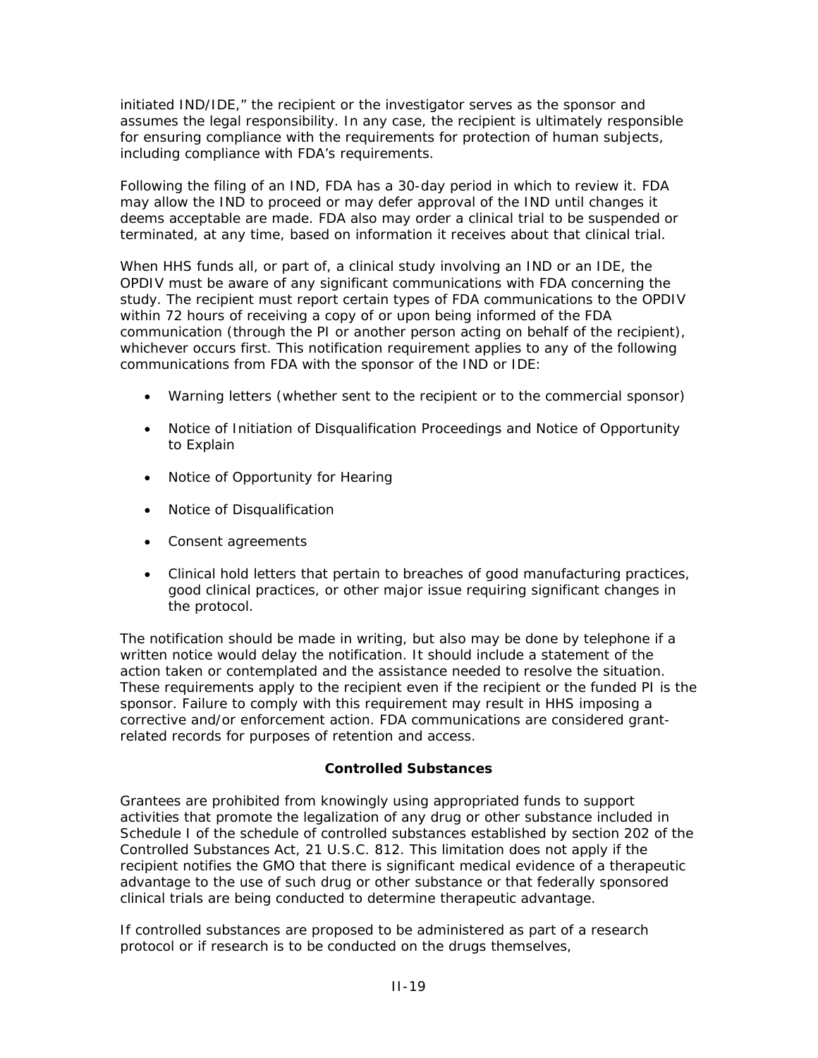initiated IND/IDE," the recipient or the investigator serves as the sponsor and assumes the legal responsibility. In any case, the recipient is ultimately responsible for ensuring compliance with the requirements for protection of human subjects, including compliance with FDA's requirements.

Following the filing of an IND, FDA has a 30-day period in which to review it. FDA may allow the IND to proceed or may defer approval of the IND until changes it deems acceptable are made. FDA also may order a clinical trial to be suspended or terminated, at any time, based on information it receives about that clinical trial.

When HHS funds all, or part of, a clinical study involving an IND or an IDE, the OPDIV must be aware of any significant communications with FDA concerning the study. The recipient must report certain types of FDA communications to the OPDIV within 72 hours of receiving a copy of or upon being informed of the FDA communication (through the PI or another person acting on behalf of the recipient), whichever occurs first. This notification requirement applies to any of the following communications from FDA with the sponsor of the IND or IDE:

- Warning letters (whether sent to the recipient or to the commercial sponsor)
- Notice of Initiation of Disqualification Proceedings and Notice of Opportunity to Explain
- Notice of Opportunity for Hearing
- Notice of Disqualification
- Consent agreements
- Clinical hold letters that pertain to breaches of good manufacturing practices, good clinical practices, or other major issue requiring significant changes in the protocol.

The notification should be made in writing, but also may be done by telephone if a written notice would delay the notification. It should include a statement of the action taken or contemplated and the assistance needed to resolve the situation. These requirements apply to the recipient even if the recipient or the funded PI is the sponsor. Failure to comply with this requirement may result in HHS imposing a corrective and/or enforcement action. FDA communications are considered grant-related records for purposes of retention and access.

**Controlled Substances**

Grantees are prohibited from knowingly using appropriated funds to support activities that promote the legalization of any drug or other substance included in Schedule I of the schedule of controlled substances established by section 202 of the Controlled Substances Act, 21 U.S.C. 812. This limitation does not apply if the recipient notifies the GMO that there is significant medical evidence of a therapeutic advantage to the use of such drug or other substance or that federally sponsored clinical trials are being conducted to determine therapeutic advantage.

If controlled substances are proposed to be administered as part of a research protocol or if research is to be conducted on the drugs themselves,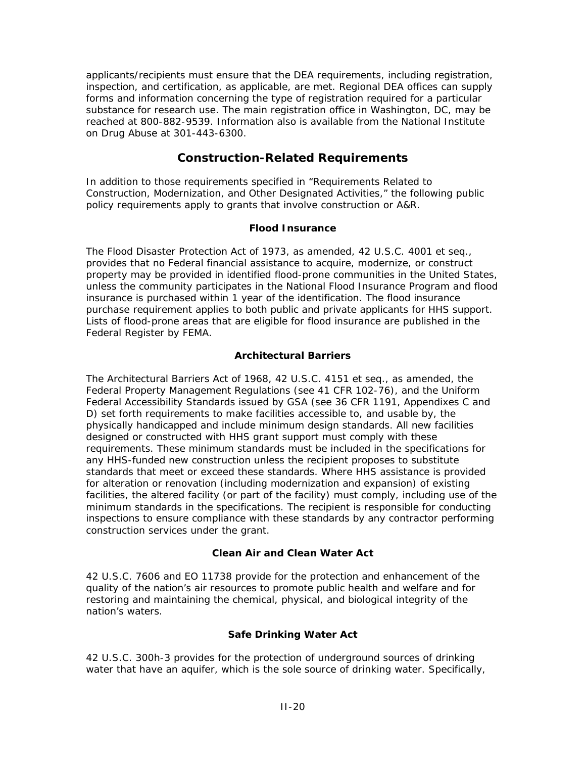applicants/recipients must ensure that the DEA requirements, including registration, inspection, and certification, as applicable, are met. Regional DEA offices can supply forms and information concerning the type of registration required for a particular substance for research use. The main registration office in Washington, DC, may be reached at 800-882-9539. Information also is available from the National Institute on Drug Abuse at 301-443-6300.

## Construction-Related Requirements

In addition to those requirements specified in "Requirements Related to Construction, Modernization, and Other Designated Activities," the following public policy requirements apply to grants that involve construction or A&R.

### Flood Insurance

The Flood Disaster Protection Act of 1973, as amended, 42 U.S.C. 4001 et seq., provides that no Federal financial assistance to acquire, modernize, or construct property may be provided in identified flood-prone communities in the United States, unless the community participates in the National Flood Insurance Program and flood insurance is purchased within 1 year of the identification. The flood insurance purchase requirement applies to both public and private applicants for HHS support. Lists of flood-prone areas that are eligible for flood insurance are published in the Federal Register by FEMA.

### Architectural Barriers

The Architectural Barriers Act of 1968, 42 U.S.C. 4151 et seq., as amended, the Federal Property Management Regulations (see 41 CFR 102-76), and the Uniform Federal Accessibility Standards issued by GSA (see 36 CFR 1191, Appendixes C and D) set forth requirements to make facilities accessible to, and usable by, the physically handicapped and include minimum design standards. All new facilities designed or constructed with HHS grant support must comply with these requirements. These minimum standards must be included in the specifications for any HHS-funded new construction unless the recipient proposes to substitute standards that meet or exceed these standards. Where HHS assistance is provided for alteration or renovation (including modernization and expansion) of existing facilities, the altered facility (or part of the facility) must comply, including use of the minimum standards in the specifications. The recipient is responsible for conducting inspections to ensure compliance with these standards by any contractor performing construction services under the grant.

### Clean Air and Clean Water Act

42 U.S.C. 7606 and EO 11738 provide for the protection and enhancement of the quality of the nation's air resources to promote public health and welfare and for restoring and maintaining the chemical, physical, and biological integrity of the nation's waters.

### Safe Drinking Water Act

42 U.S.C. 300h-3 provides for the protection of underground sources of drinking water that have an aquifer, which is the sole source of drinking water. Specifically,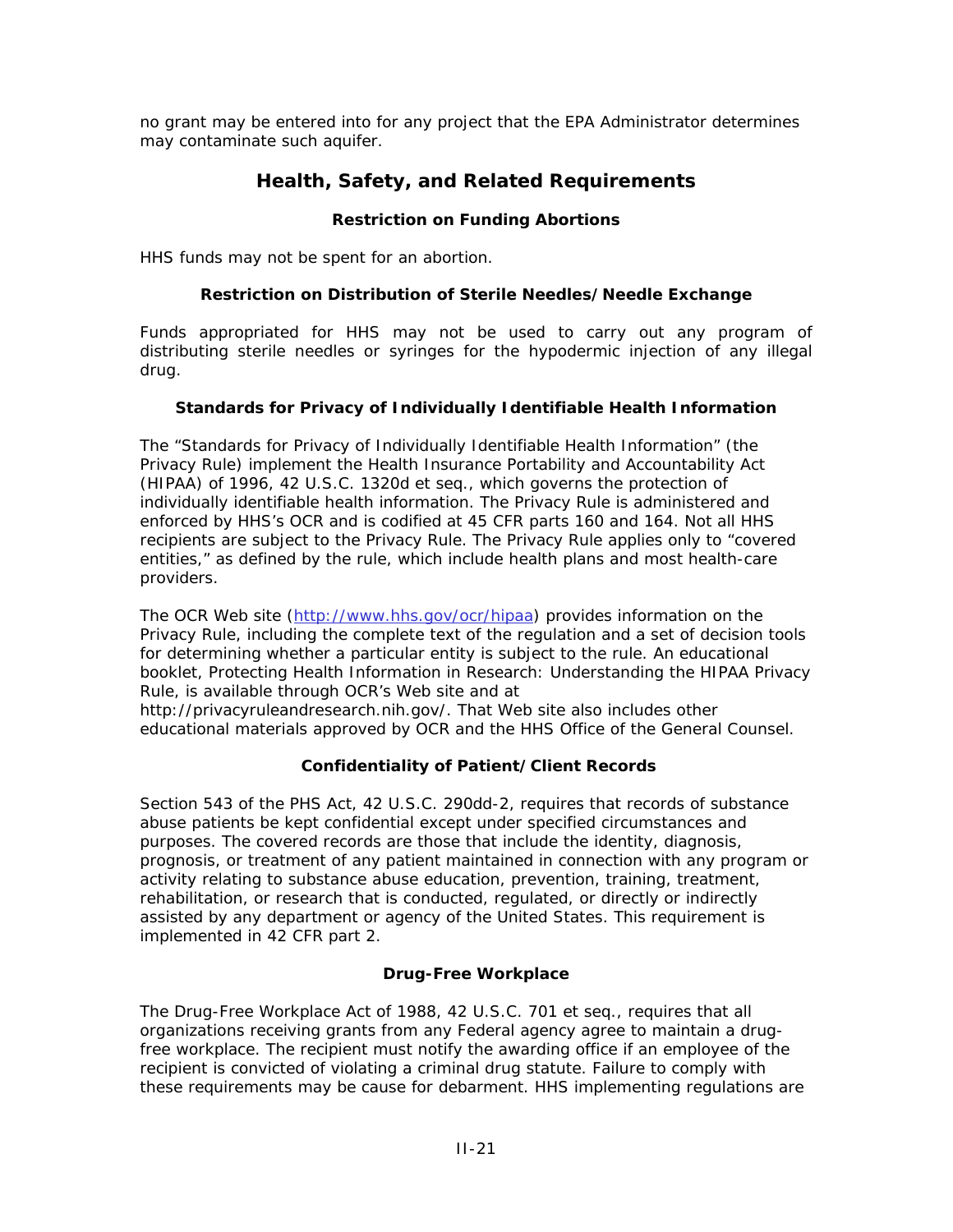no grant may be entered into for any project that the EPA Administrator determines may contaminate such aquifer.

## Health, Safety, and Related Requirements

### Restriction on Funding Abortions

HHS funds may not be spent for an abortion.

### Restriction on Distribution of Sterile Needles/Needle Exchange

Funds appropriated for HHS may not be used to carry out any program of distributing sterile needles or syringes for the hypodermic injection of any illegal drug.

### Standards for Privacy of Individually Identifiable Health Information

The "Standards for Privacy of Individually Identifiable Health Information" (the Privacy Rule) implement the Health Insurance Portability and Accountability Act (HIPAA) of 1996, 42 U.S.C. 1320d et seq., which governs the protection of individually identifiable health information. The Privacy Rule is administered and enforced by HHS's OCR and is codified at 45 CFR parts 160 and 164. Not all HHS recipients are subject to the Privacy Rule. The Privacy Rule applies only to "covered entities," as defined by the rule, which include health plans and most health-care providers.

The OCR Web site (http://www.hhs.gov/ocr/hipaa) provides information on the Privacy Rule, including the complete text of the regulation and a set of decision tools for determining whether a particular entity is subject to the rule. An educational booklet, Protecting Health Information in Research: Understanding the HIPAA Privacy Rule, is available through OCR's Web site and at http://privacyruleandresearch.nih.gov/. That Web site also includes other educational materials approved by OCR and the HHS Office of the General Counsel.

### Confidentiality of Patient/Client Records

Section 543 of the PHS Act, 42 U.S.C. 290dd-2, requires that records of substance abuse patients be kept confidential except under specified circumstances and purposes. The covered records are those that include the identity, diagnosis, prognosis, or treatment of any patient maintained in connection with any program or activity relating to substance abuse education, prevention, training, treatment, rehabilitation, or research that is conducted, regulated, or directly or indirectly assisted by any department or agency of the United States. This requirement is implemented in 42 CFR part 2.

### Drug-Free Workplace

The Drug-Free Workplace Act of 1988, 42 U.S.C. 701 et seq., requires that all organizations receiving grants from any Federal agency agree to maintain a drug-free workplace. The recipient must notify the awarding office if an employee of the recipient is convicted of violating a criminal drug statute. Failure to comply with these requirements may be cause for debarment. HHS implementing regulations are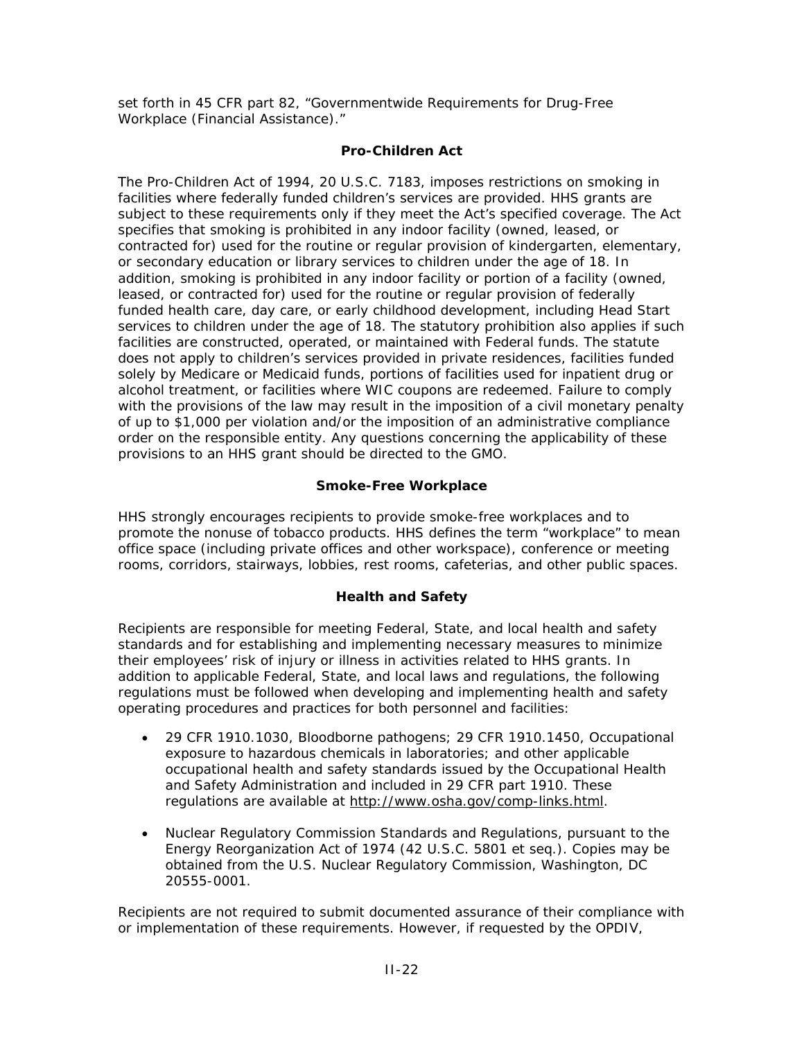set forth in 45 CFR part 82, "Governmentwide Requirements for Drug-Free Workplace (Financial Assistance)."

### Pro-Children Act

The Pro-Children Act of 1994, 20 U.S.C. 7183, imposes restrictions on smoking in facilities where federally funded children's services are provided. HHS grants are subject to these requirements only if they meet the Act's specified coverage. The Act specifies that smoking is prohibited in any indoor facility (owned, leased, or contracted for) used for the routine or regular provision of kindergarten, elementary, or secondary education or library services to children under the age of 18. In addition, smoking is prohibited in any indoor facility or portion of a facility (owned, leased, or contracted for) used for the routine or regular provision of federally funded health care, day care, or early childhood development, including Head Start services to children under the age of 18. The statutory prohibition also applies if such facilities are constructed, operated, or maintained with Federal funds. The statute does not apply to children's services provided in private residences, facilities funded solely by Medicare or Medicaid funds, portions of facilities used for inpatient drug or alcohol treatment, or facilities where WIC coupons are redeemed. Failure to comply with the provisions of the law may result in the imposition of a civil monetary penalty of up to $1,000 per violation and/or the imposition of an administrative compliance order on the responsible entity. Any questions concerning the applicability of these provisions to an HHS grant should be directed to the GMO.

### Smoke-Free Workplace

HHS strongly encourages recipients to provide smoke-free workplaces and to promote the nonuse of tobacco products. HHS defines the term "workplace" to mean office space (including private offices and other workspace), conference or meeting rooms, corridors, stairways, lobbies, rest rooms, cafeterias, and other public spaces.

### Health and Safety

Recipients are responsible for meeting Federal, State, and local health and safety standards and for establishing and implementing necessary measures to minimize their employees' risk of injury or illness in activities related to HHS grants. In addition to applicable Federal, State, and local laws and regulations, the following regulations must be followed when developing and implementing health and safety operating procedures and practices for both personnel and facilities:

- 29 CFR 1910.1030, Bloodborne pathogens; 29 CFR 1910.1450, Occupational exposure to hazardous chemicals in laboratories; and other applicable occupational health and safety standards issued by the Occupational Health and Safety Administration and included in 29 CFR part 1910. These regulations are available at http://www.osha.gov/comp-links.html.
- Nuclear Regulatory Commission Standards and Regulations, pursuant to the Energy Reorganization Act of 1974 (42 U.S.C. 5801 et seq.). Copies may be obtained from the U.S. Nuclear Regulatory Commission, Washington, DC 20555-0001.

Recipients are not required to submit documented assurance of their compliance with or implementation of these requirements. However, if requested by the OPDIV,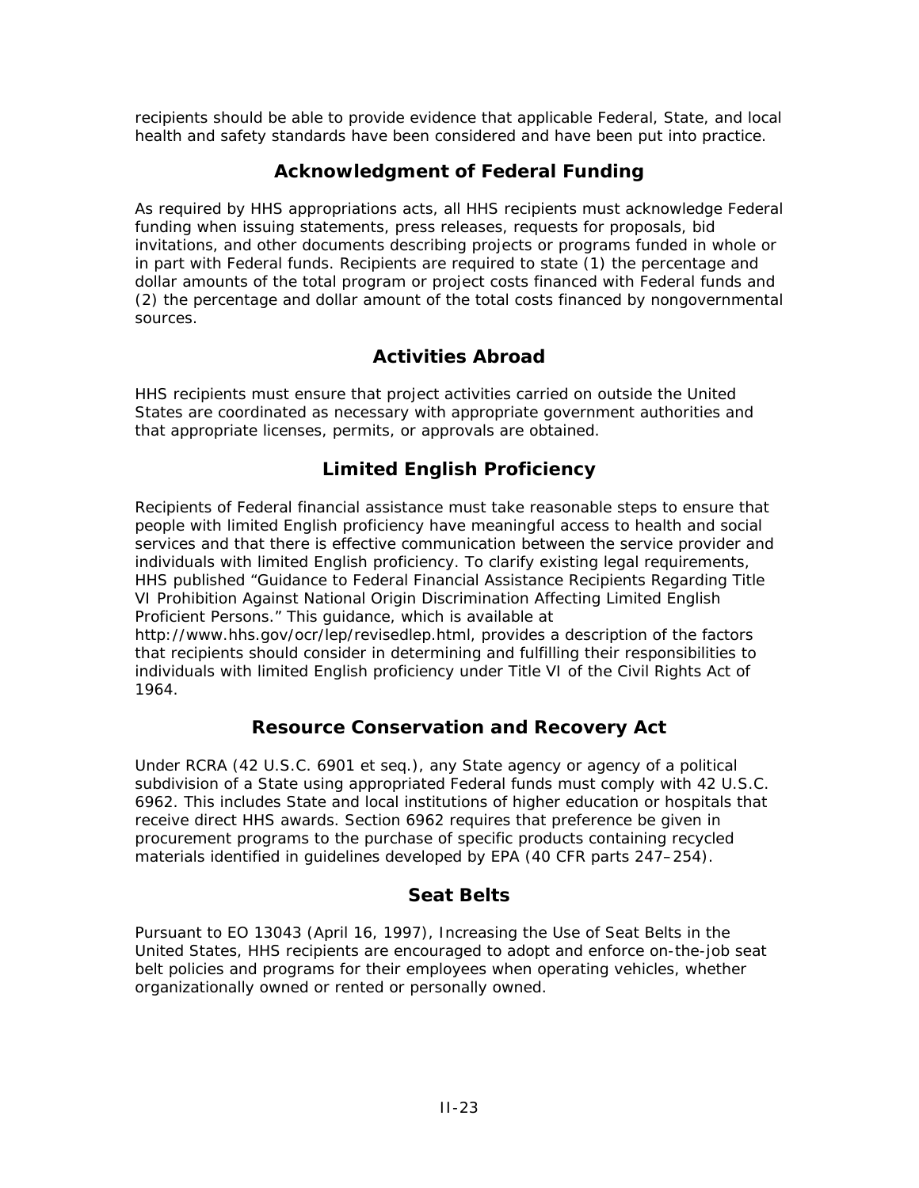recipients should be able to provide evidence that applicable Federal, State, and local health and safety standards have been considered and have been put into practice.

## Acknowledgment of Federal Funding

As required by HHS appropriations acts, all HHS recipients must acknowledge Federal funding when issuing statements, press releases, requests for proposals, bid invitations, and other documents describing projects or programs funded in whole or in part with Federal funds. Recipients are required to state (1) the percentage and dollar amounts of the total program or project costs financed with Federal funds and (2) the percentage and dollar amount of the total costs financed by nongovernmental sources.

## Activities Abroad

HHS recipients must ensure that project activities carried on outside the United States are coordinated as necessary with appropriate government authorities and that appropriate licenses, permits, or approvals are obtained.

## Limited English Proficiency

Recipients of Federal financial assistance must take reasonable steps to ensure that people with limited English proficiency have meaningful access to health and social services and that there is effective communication between the service provider and individuals with limited English proficiency. To clarify existing legal requirements, HHS published "Guidance to Federal Financial Assistance Recipients Regarding Title VI Prohibition Against National Origin Discrimination Affecting Limited English Proficient Persons." This guidance, which is available at http://www.hhs.gov/ocr/lep/revisedlep.html, provides a description of the factors that recipients should consider in determining and fulfilling their responsibilities to individuals with limited English proficiency under Title VI of the Civil Rights Act of 1964.

## Resource Conservation and Recovery Act

Under RCRA (42 U.S.C. 6901 et seq.), any State agency or agency of a political subdivision of a State using appropriated Federal funds must comply with 42 U.S.C. 6962. This includes State and local institutions of higher education or hospitals that receive direct HHS awards. Section 6962 requires that preference be given in procurement programs to the purchase of specific products containing recycled materials identified in guidelines developed by EPA (40 CFR parts 247–254).

## Seat Belts

Pursuant to EO 13043 (April 16, 1997), Increasing the Use of Seat Belts in the United States, HHS recipients are encouraged to adopt and enforce on-the-job seat belt policies and programs for their employees when operating vehicles, whether organizationally owned or rented or personally owned.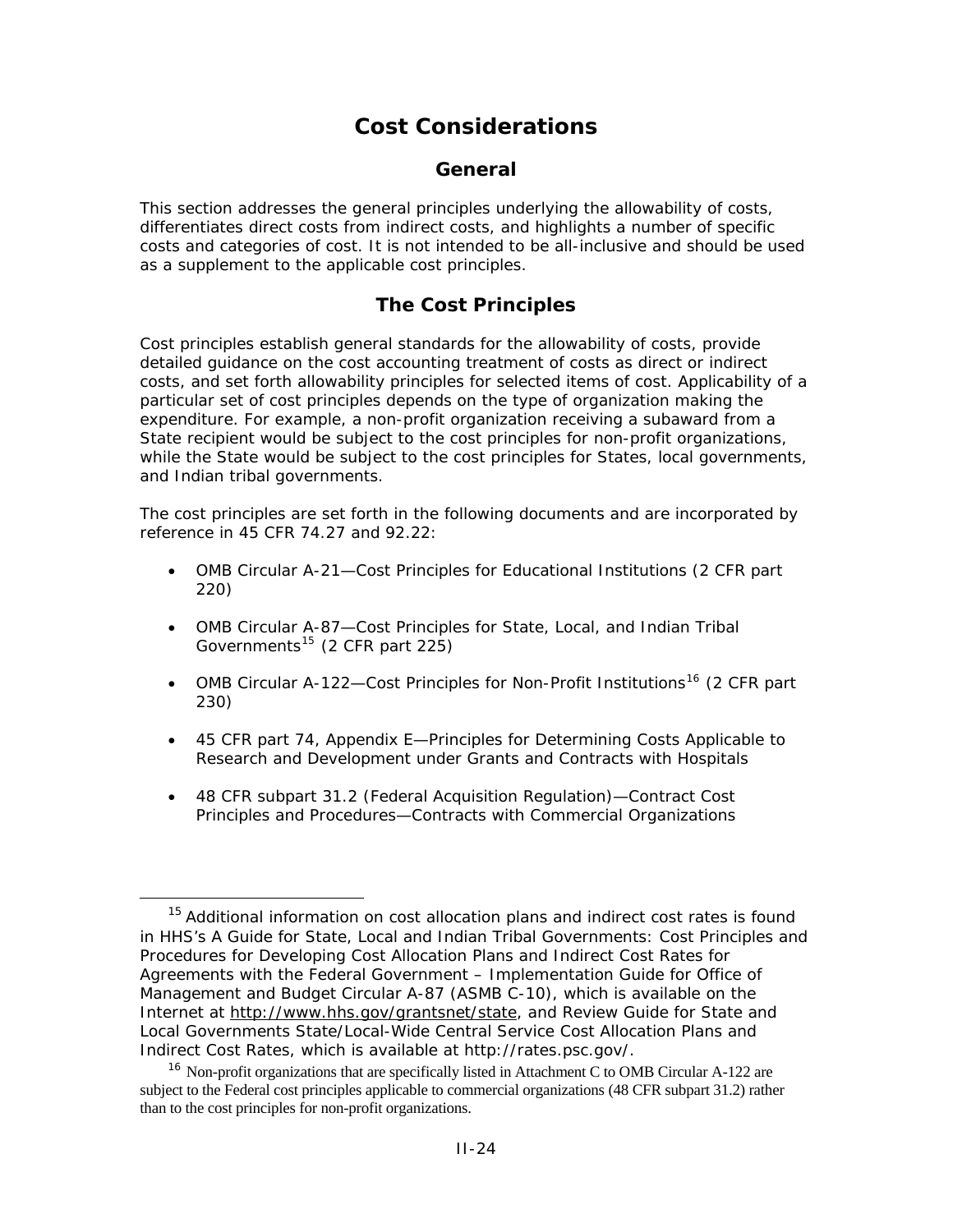# Cost Considerations

## General

This section addresses the general principles underlying the allowability of costs, differentiates direct costs from indirect costs, and highlights a number of specific costs and categories of cost. It is not intended to be all-inclusive and should be used as a supplement to the applicable cost principles.

## The Cost Principles

Cost principles establish general standards for the allowability of costs, provide detailed guidance on the cost accounting treatment of costs as direct or indirect costs, and set forth allowability principles for selected items of cost. Applicability of a particular set of cost principles depends on the type of organization making the expenditure. For example, a non-profit organization receiving a subaward from a State recipient would be subject to the cost principles for non-profit organizations, while the State would be subject to the cost principles for States, local governments, and Indian tribal governments.

The cost principles are set forth in the following documents and are incorporated by reference in 45 CFR 74.27 and 92.22:

- OMB Circular A-21—Cost Principles for Educational Institutions (2 CFR part 220)
- OMB Circular A-87—Cost Principles for State, Local, and Indian Tribal Governments[15] (2 CFR part 225)
- OMB Circular A-122—Cost Principles for Non-Profit Institutions[16] (2 CFR part 230)
- 45 CFR part 74, Appendix E—Principles for Determining Costs Applicable to Research and Development under Grants and Contracts with Hospitals
- 48 CFR subpart 31.2 (Federal Acquisition Regulation)—Contract Cost Principles and Procedures—Contracts with Commercial Organizations

---

[15] Additional information on cost allocation plans and indirect cost rates is found in HHS's A Guide for State, Local and Indian Tribal Governments: Cost Principles and Procedures for Developing Cost Allocation Plans and Indirect Cost Rates for Agreements with the Federal Government – Implementation Guide for Office of Management and Budget Circular A-87 (ASMB C-10), which is available on the Internet at http://www.hhs.gov/grantsnet/state, and Review Guide for State and Local Governments State/Local-Wide Central Service Cost Allocation Plans and Indirect Cost Rates, which is available at http://rates.psc.gov/.

[16] Non-profit organizations that are specifically listed in Attachment C to OMB Circular A-122 are subject to the Federal cost principles applicable to commercial organizations (48 CFR subpart 31.2) rather than to the cost principles for non-profit organizations.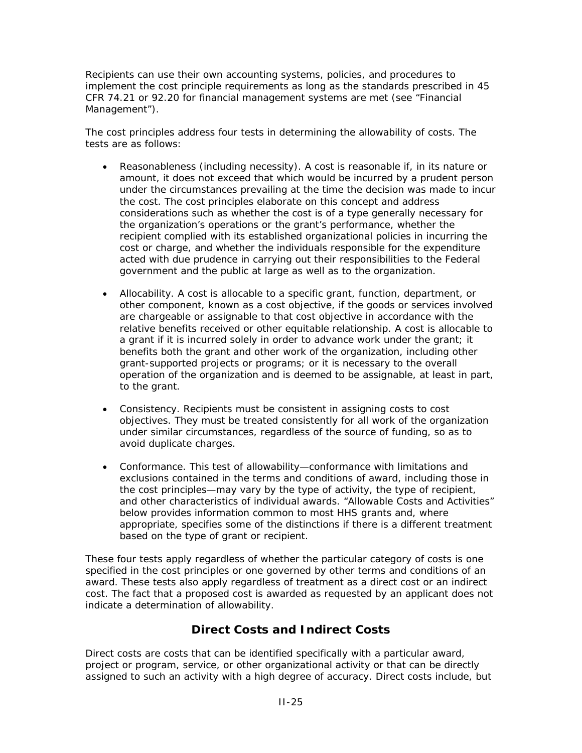Recipients can use their own accounting systems, policies, and procedures to implement the cost principle requirements as long as the standards prescribed in 45 CFR 74.21 or 92.20 for financial management systems are met (see "Financial Management").

The cost principles address four tests in determining the allowability of costs. The tests are as follows:

- Reasonableness (including necessity). A cost is reasonable if, in its nature or amount, it does not exceed that which would be incurred by a prudent person under the circumstances prevailing at the time the decision was made to incur the cost. The cost principles elaborate on this concept and address considerations such as whether the cost is of a type generally necessary for the organization's operations or the grant's performance, whether the recipient complied with its established organizational policies in incurring the cost or charge, and whether the individuals responsible for the expenditure acted with due prudence in carrying out their responsibilities to the Federal government and the public at large as well as to the organization.

- Allocability. A cost is allocable to a specific grant, function, department, or other component, known as a cost objective, if the goods or services involved are chargeable or assignable to that cost objective in accordance with the relative benefits received or other equitable relationship. A cost is allocable to a grant if it is incurred solely in order to advance work under the grant; it benefits both the grant and other work of the organization, including other grant-supported projects or programs; or it is necessary to the overall operation of the organization and is deemed to be assignable, at least in part, to the grant.

- Consistency. Recipients must be consistent in assigning costs to cost objectives. They must be treated consistently for all work of the organization under similar circumstances, regardless of the source of funding, so as to avoid duplicate charges.

- Conformance. This test of allowability—conformance with limitations and exclusions contained in the terms and conditions of award, including those in the cost principles—may vary by the type of activity, the type of recipient, and other characteristics of individual awards. "Allowable Costs and Activities" below provides information common to most HHS grants and, where appropriate, specifies some of the distinctions if there is a different treatment based on the type of grant or recipient.

These four tests apply regardless of whether the particular category of costs is one specified in the cost principles or one governed by other terms and conditions of an award. These tests also apply regardless of treatment as a direct cost or an indirect cost. The fact that a proposed cost is awarded as requested by an applicant does not indicate a determination of allowability.

## Direct Costs and Indirect Costs

Direct costs are costs that can be identified specifically with a particular award, project or program, service, or other organizational activity or that can be directly assigned to such an activity with a high degree of accuracy. Direct costs include, but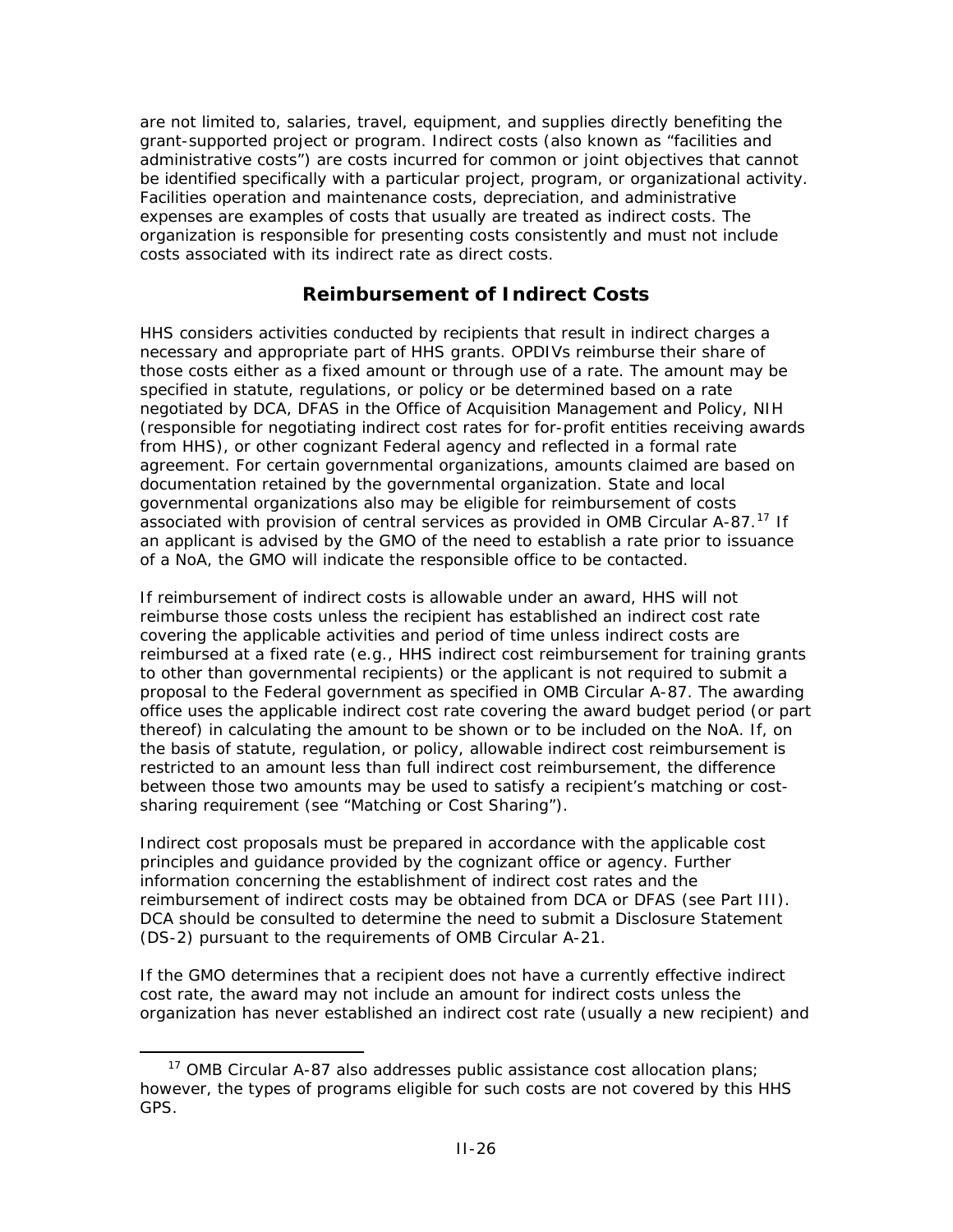are not limited to, salaries, travel, equipment, and supplies directly benefiting the grant-supported project or program. Indirect costs (also known as "facilities and administrative costs") are costs incurred for common or joint objectives that cannot be identified specifically with a particular project, program, or organizational activity. Facilities operation and maintenance costs, depreciation, and administrative expenses are examples of costs that usually are treated as indirect costs. The organization is responsible for presenting costs consistently and must not include costs associated with its indirect rate as direct costs.

## Reimbursement of Indirect Costs

HHS considers activities conducted by recipients that result in indirect charges a necessary and appropriate part of HHS grants. OPDIVs reimburse their share of those costs either as a fixed amount or through use of a rate. The amount may be specified in statute, regulations, or policy or be determined based on a rate negotiated by DCA, DFAS in the Office of Acquisition Management and Policy, NIH (responsible for negotiating indirect cost rates for for-profit entities receiving awards from HHS), or other cognizant Federal agency and reflected in a formal rate agreement. For certain governmental organizations, amounts claimed are based on documentation retained by the governmental organization. State and local governmental organizations also may be eligible for reimbursement of costs associated with provision of central services as provided in OMB Circular A-87.[17] If an applicant is advised by the GMO of the need to establish a rate prior to issuance of a NoA, the GMO will indicate the responsible office to be contacted.

If reimbursement of indirect costs is allowable under an award, HHS will not reimburse those costs unless the recipient has established an indirect cost rate covering the applicable activities and period of time unless indirect costs are reimbursed at a fixed rate (e.g., HHS indirect cost reimbursement for training grants to other than governmental recipients) or the applicant is not required to submit a proposal to the Federal government as specified in OMB Circular A-87. The awarding office uses the applicable indirect cost rate covering the award budget period (or part thereof) in calculating the amount to be shown or to be included on the NoA. If, on the basis of statute, regulation, or policy, allowable indirect cost reimbursement is restricted to an amount less than full indirect cost reimbursement, the difference between those two amounts may be used to satisfy a recipient's matching or cost-sharing requirement (see "Matching or Cost Sharing").

Indirect cost proposals must be prepared in accordance with the applicable cost principles and guidance provided by the cognizant office or agency. Further information concerning the establishment of indirect cost rates and the reimbursement of indirect costs may be obtained from DCA or DFAS (see Part III). DCA should be consulted to determine the need to submit a Disclosure Statement (DS-2) pursuant to the requirements of OMB Circular A-21.

If the GMO determines that a recipient does not have a currently effective indirect cost rate, the award may not include an amount for indirect costs unless the organization has never established an indirect cost rate (usually a new recipient) and

[17] OMB Circular A-87 also addresses public assistance cost allocation plans; however, the types of programs eligible for such costs are not covered by this HHS GPS.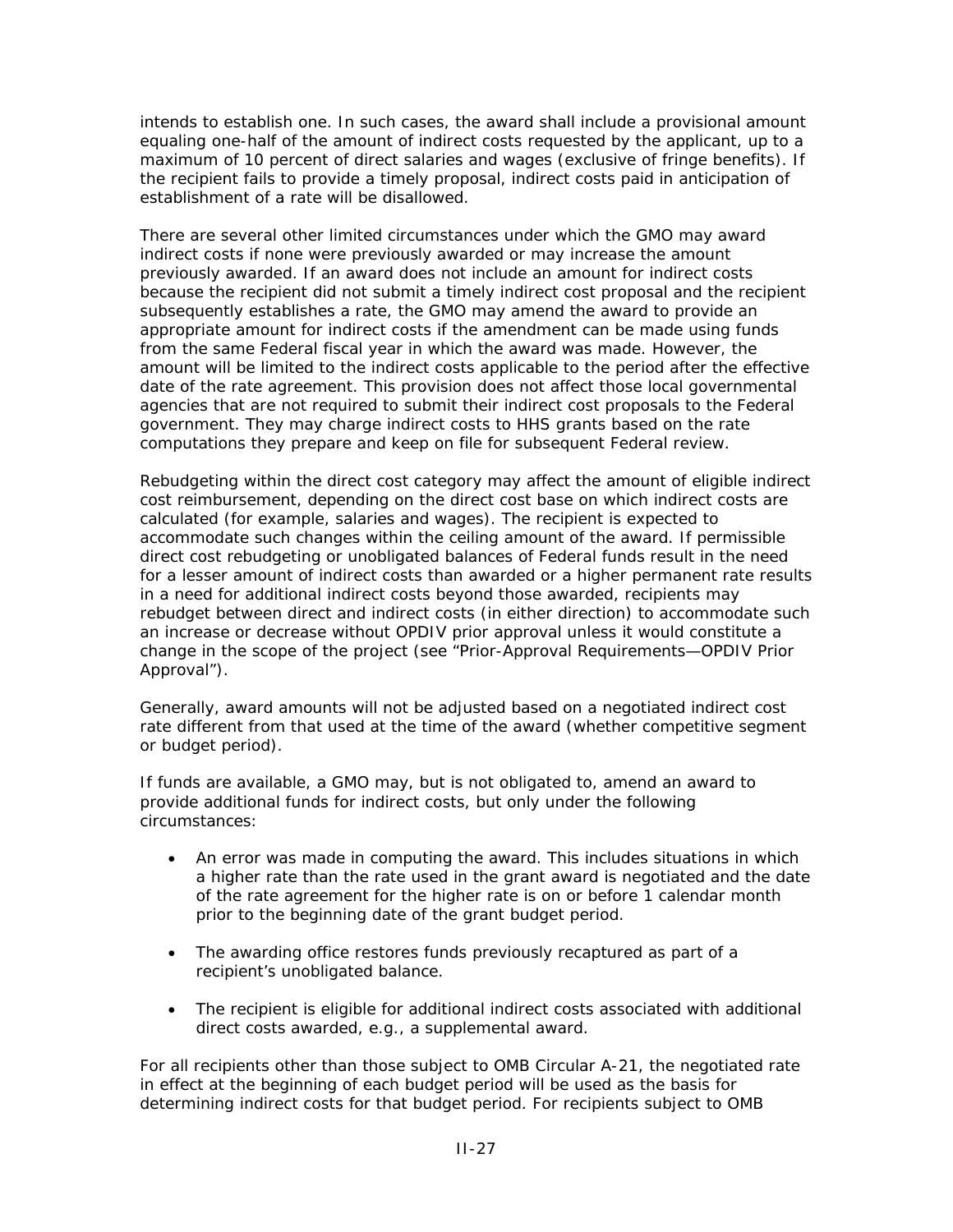intends to establish one. In such cases, the award shall include a provisional amount equaling one-half of the amount of indirect costs requested by the applicant, up to a maximum of 10 percent of direct salaries and wages (exclusive of fringe benefits). If the recipient fails to provide a timely proposal, indirect costs paid in anticipation of establishment of a rate will be disallowed.

There are several other limited circumstances under which the GMO may award indirect costs if none were previously awarded or may increase the amount previously awarded. If an award does not include an amount for indirect costs because the recipient did not submit a timely indirect cost proposal and the recipient subsequently establishes a rate, the GMO may amend the award to provide an appropriate amount for indirect costs if the amendment can be made using funds from the same Federal fiscal year in which the award was made. However, the amount will be limited to the indirect costs applicable to the period after the effective date of the rate agreement. This provision does not affect those local governmental agencies that are not required to submit their indirect cost proposals to the Federal government. They may charge indirect costs to HHS grants based on the rate computations they prepare and keep on file for subsequent Federal review.

Rebudgeting within the direct cost category may affect the amount of eligible indirect cost reimbursement, depending on the direct cost base on which indirect costs are calculated (for example, salaries and wages). The recipient is expected to accommodate such changes within the ceiling amount of the award. If permissible direct cost rebudgeting or unobligated balances of Federal funds result in the need for a lesser amount of indirect costs than awarded or a higher permanent rate results in a need for additional indirect costs beyond those awarded, recipients may rebudget between direct and indirect costs (in either direction) to accommodate such an increase or decrease without OPDIV prior approval unless it would constitute a change in the scope of the project (see "Prior-Approval Requirements—OPDIV Prior Approval").

Generally, award amounts will not be adjusted based on a negotiated indirect cost rate different from that used at the time of the award (whether competitive segment or budget period).

If funds are available, a GMO may, but is not obligated to, amend an award to provide additional funds for indirect costs, but only under the following circumstances:

- An error was made in computing the award. This includes situations in which a higher rate than the rate used in the grant award is negotiated and the date of the rate agreement for the higher rate is on or before 1 calendar month prior to the beginning date of the grant budget period.
- The awarding office restores funds previously recaptured as part of a recipient's unobligated balance.
- The recipient is eligible for additional indirect costs associated with additional direct costs awarded, e.g., a supplemental award.

For all recipients other than those subject to OMB Circular A-21, the negotiated rate in effect at the beginning of each budget period will be used as the basis for determining indirect costs for that budget period. For recipients subject to OMB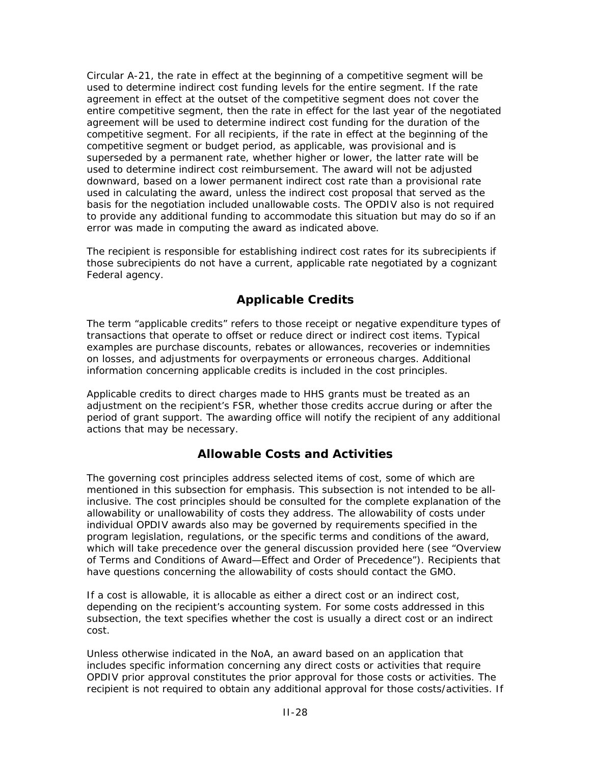Circular A-21, the rate in effect at the beginning of a competitive segment will be used to determine indirect cost funding levels for the entire segment. If the rate agreement in effect at the outset of the competitive segment does not cover the entire competitive segment, then the rate in effect for the last year of the negotiated agreement will be used to determine indirect cost funding for the duration of the competitive segment. For all recipients, if the rate in effect at the beginning of the competitive segment or budget period, as applicable, was provisional and is superseded by a permanent rate, whether higher or lower, the latter rate will be used to determine indirect cost reimbursement. The award will not be adjusted downward, based on a lower permanent indirect cost rate than a provisional rate used in calculating the award, unless the indirect cost proposal that served as the basis for the negotiation included unallowable costs. The OPDIV also is not required to provide any additional funding to accommodate this situation but may do so if an error was made in computing the award as indicated above.

The recipient is responsible for establishing indirect cost rates for its subrecipients if those subrecipients do not have a current, applicable rate negotiated by a cognizant Federal agency.

## Applicable Credits

The term "applicable credits" refers to those receipt or negative expenditure types of transactions that operate to offset or reduce direct or indirect cost items. Typical examples are purchase discounts, rebates or allowances, recoveries or indemnities on losses, and adjustments for overpayments or erroneous charges. Additional information concerning applicable credits is included in the cost principles.

Applicable credits to direct charges made to HHS grants must be treated as an adjustment on the recipient's FSR, whether those credits accrue during or after the period of grant support. The awarding office will notify the recipient of any additional actions that may be necessary.

## Allowable Costs and Activities

The governing cost principles address selected items of cost, some of which are mentioned in this subsection for emphasis. This subsection is not intended to be all-inclusive. The cost principles should be consulted for the complete explanation of the allowability or unallowability of costs they address. The allowability of costs under individual OPDIV awards also may be governed by requirements specified in the program legislation, regulations, or the specific terms and conditions of the award, which will take precedence over the general discussion provided here (see "Overview of Terms and Conditions of Award—Effect and Order of Precedence"). Recipients that have questions concerning the allowability of costs should contact the GMO.

If a cost is allowable, it is allocable as either a direct cost or an indirect cost, depending on the recipient's accounting system. For some costs addressed in this subsection, the text specifies whether the cost is usually a direct cost or an indirect cost.

Unless otherwise indicated in the NoA, an award based on an application that includes specific information concerning any direct costs or activities that require OPDIV prior approval constitutes the prior approval for those costs or activities. The recipient is not required to obtain any additional approval for those costs/activities. If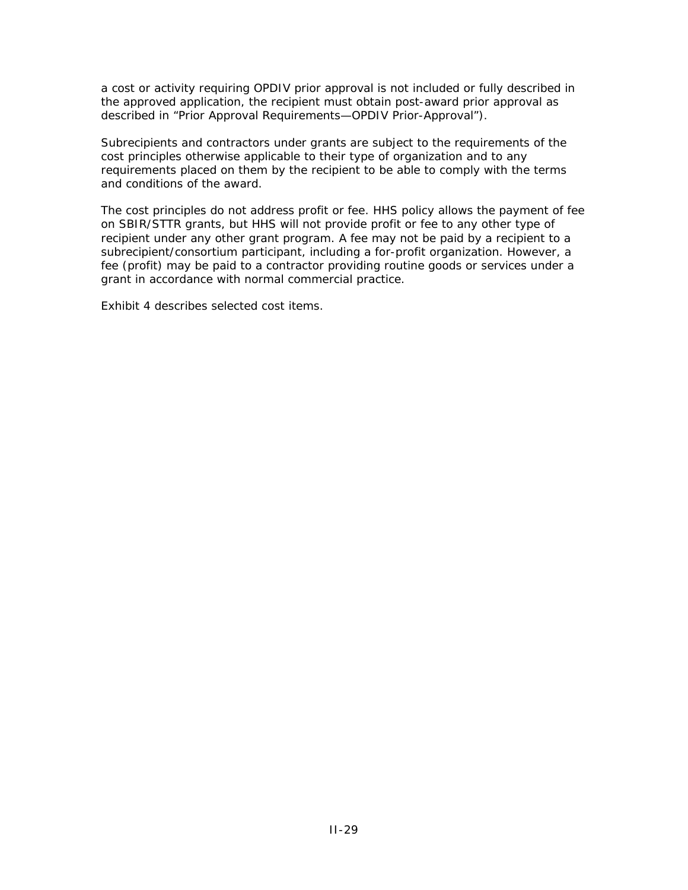a cost or activity requiring OPDIV prior approval is not included or fully described in the approved application, the recipient must obtain post-award prior approval as described in "Prior Approval Requirements—OPDIV Prior-Approval").

Subrecipients and contractors under grants are subject to the requirements of the cost principles otherwise applicable to their type of organization and to any requirements placed on them by the recipient to be able to comply with the terms and conditions of the award.

The cost principles do not address profit or fee. HHS policy allows the payment of fee on SBIR/STTR grants, but HHS will not provide profit or fee to any other type of recipient under any other grant program. A fee may not be paid by a recipient to a subrecipient/consortium participant, including a for-profit organization. However, a fee (profit) may be paid to a contractor providing routine goods or services under a grant in accordance with normal commercial practice.

Exhibit 4 describes selected cost items.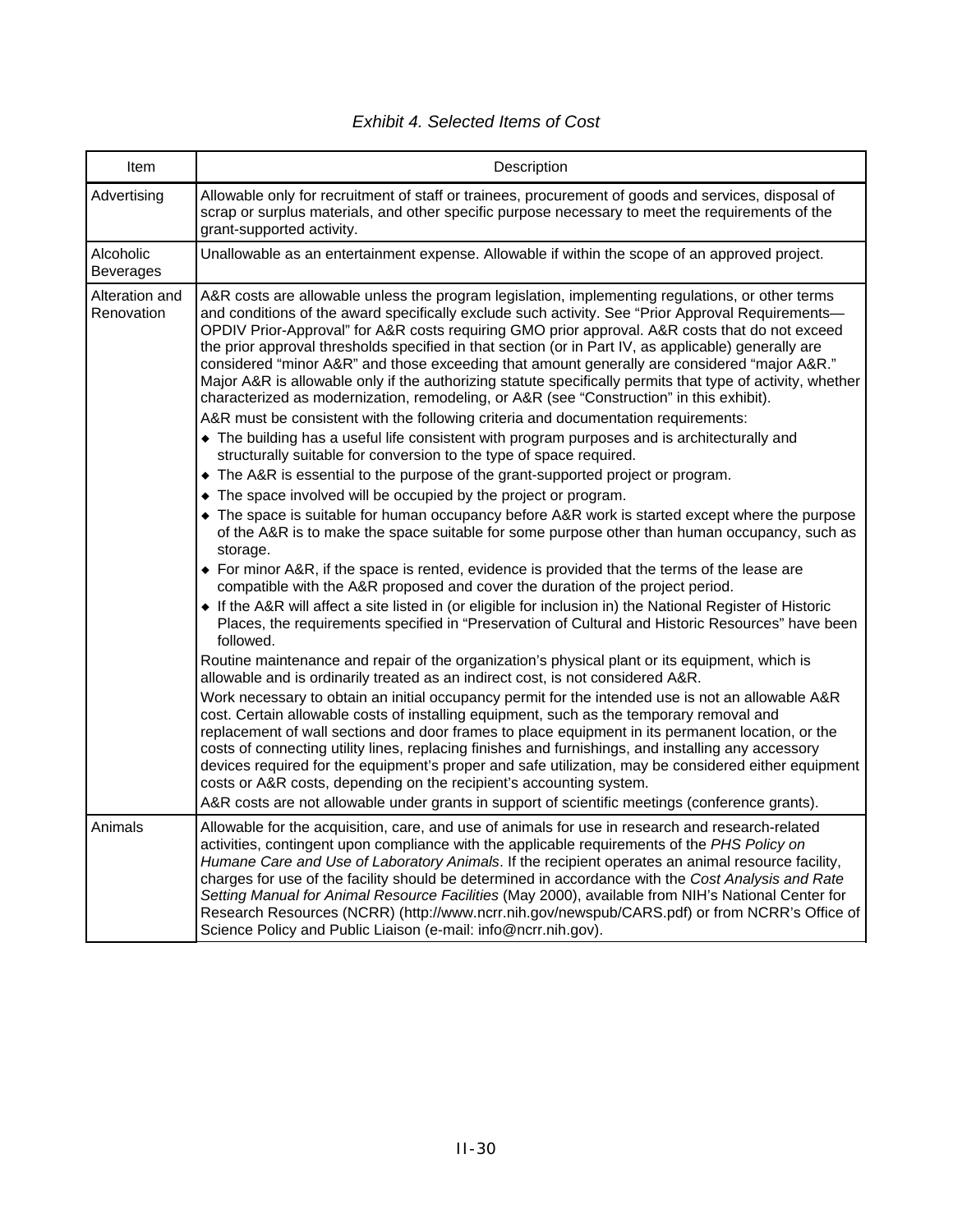*Exhibit 4. Selected Items of Cost*

| Item | Description |
|---|---|
| Advertising | Allowable only for recruitment of staff or trainees, procurement of goods and services, disposal of scrap or surplus materials, and other specific purpose necessary to meet the requirements of the grant-supported activity. |
| Alcoholic Beverages | Unallowable as an entertainment expense. Allowable if within the scope of an approved project. |
| Alteration and Renovation | A&R costs are allowable unless the program legislation, implementing regulations, or other terms and conditions of the award specifically exclude such activity. See "Prior Approval Requirements—OPDIV Prior-Approval" for A&R costs requiring GMO prior approval. A&R costs that do not exceed the prior approval thresholds specified in that section (or in Part IV, as applicable) generally are considered "minor A&R" and those exceeding that amount generally are considered "major A&R." Major A&R is allowable only if the authorizing statute specifically permits that type of activity, whether characterized as modernization, remodeling, or A&R (see "Construction" in this exhibit).<br>A&R must be consistent with the following criteria and documentation requirements:<br>◆ The building has a useful life consistent with program purposes and is architecturally and structurally suitable for conversion to the type of space required.<br>◆ The A&R is essential to the purpose of the grant-supported project or program.<br>◆ The space involved will be occupied by the project or program.<br>◆ The space is suitable for human occupancy before A&R work is started except where the purpose of the A&R is to make the space suitable for some purpose other than human occupancy, such as storage.<br>◆ For minor A&R, if the space is rented, evidence is provided that the terms of the lease are compatible with the A&R proposed and cover the duration of the project period.<br>◆ If the A&R will affect a site listed in (or eligible for inclusion in) the National Register of Historic Places, the requirements specified in "Preservation of Cultural and Historic Resources" have been followed.<br>Routine maintenance and repair of the organization's physical plant or its equipment, which is allowable and is ordinarily treated as an indirect cost, is not considered A&R.<br>Work necessary to obtain an initial occupancy permit for the intended use is not an allowable A&R cost. Certain allowable costs of installing equipment, such as the temporary removal and replacement of wall sections and door frames to place equipment in its permanent location, or the costs of connecting utility lines, replacing finishes and furnishings, and installing any accessory devices required for the equipment's proper and safe utilization, may be considered either equipment costs or A&R costs, depending on the recipient's accounting system.<br>A&R costs are not allowable under grants in support of scientific meetings (conference grants). |
| Animals | Allowable for the acquisition, care, and use of animals for use in research and research-related activities, contingent upon compliance with the applicable requirements of the *PHS Policy on Humane Care and Use of Laboratory Animals*. If the recipient operates an animal resource facility, charges for use of the facility should be determined in accordance with the *Cost Analysis and Rate Setting Manual for Animal Resource Facilities* (May 2000), available from NIH's National Center for Research Resources (NCRR) (http://www.ncrr.nih.gov/newspub/CARS.pdf) or from NCRR's Office of Science Policy and Public Liaison (e-mail: info@ncrr.nih.gov). |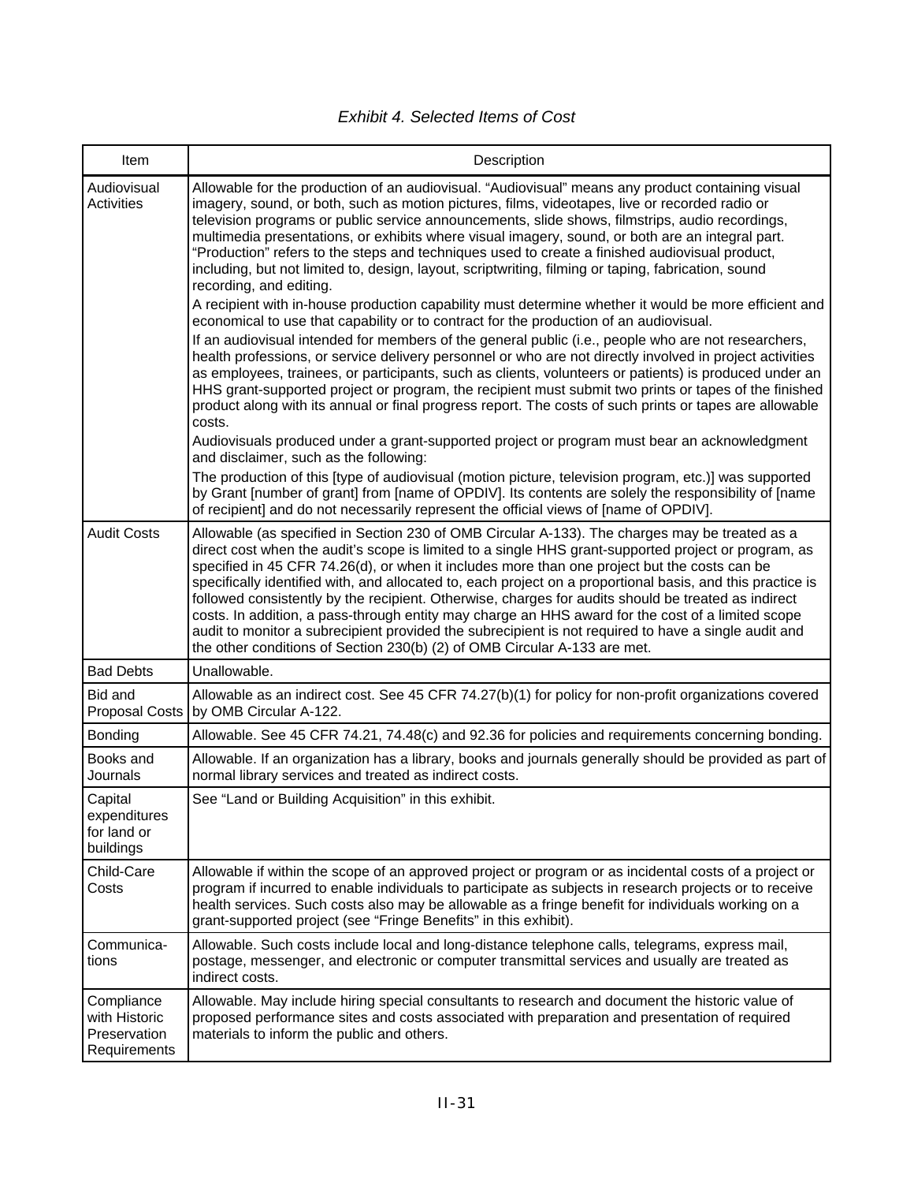*Exhibit 4. Selected Items of Cost*

| Item | Description |
|---|---|
| Audiovisual Activities | Allowable for the production of an audiovisual. "Audiovisual" means any product containing visual imagery, sound, or both, such as motion pictures, films, videotapes, live or recorded radio or television programs or public service announcements, slide shows, filmstrips, audio recordings, multimedia presentations, or exhibits where visual imagery, sound, or both are an integral part. "Production" refers to the steps and techniques used to create a finished audiovisual product, including, but not limited to, design, layout, scriptwriting, filming or taping, fabrication, sound recording, and editing.<br>A recipient with in-house production capability must determine whether it would be more efficient and economical to use that capability or to contract for the production of an audiovisual.<br>If an audiovisual intended for members of the general public (i.e., people who are not researchers, health professions, or service delivery personnel or who are not directly involved in project activities as employees, trainees, or participants, such as clients, volunteers or patients) is produced under an HHS grant-supported project or program, the recipient must submit two prints or tapes of the finished product along with its annual or final progress report. The costs of such prints or tapes are allowable costs.<br>Audiovisuals produced under a grant-supported project or program must bear an acknowledgment and disclaimer, such as the following:<br>The production of this [type of audiovisual (motion picture, television program, etc.)] was supported by Grant [number of grant] from [name of OPDIV]. Its contents are solely the responsibility of [name of recipient] and do not necessarily represent the official views of [name of OPDIV]. |
| Audit Costs | Allowable (as specified in Section 230 of OMB Circular A-133). The charges may be treated as a direct cost when the audit's scope is limited to a single HHS grant-supported project or program, as specified in 45 CFR 74.26(d), or when it includes more than one project but the costs can be specifically identified with, and allocated to, each project on a proportional basis, and this practice is followed consistently by the recipient. Otherwise, charges for audits should be treated as indirect costs. In addition, a pass-through entity may charge an HHS award for the cost of a limited scope audit to monitor a subrecipient provided the subrecipient is not required to have a single audit and the other conditions of Section 230(b) (2) of OMB Circular A-133 are met. |
| Bad Debts | Unallowable. |
| Bid and Proposal Costs | Allowable as an indirect cost. See 45 CFR 74.27(b)(1) for policy for non-profit organizations covered by OMB Circular A-122. |
| Bonding | Allowable. See 45 CFR 74.21, 74.48(c) and 92.36 for policies and requirements concerning bonding. |
| Books and Journals | Allowable. If an organization has a library, books and journals generally should be provided as part of normal library services and treated as indirect costs. |
| Capital expenditures for land or buildings | See "Land or Building Acquisition" in this exhibit. |
| Child-Care Costs | Allowable if within the scope of an approved project or program or as incidental costs of a project or program if incurred to enable individuals to participate as subjects in research projects or to receive health services. Such costs also may be allowable as a fringe benefit for individuals working on a grant-supported project (see "Fringe Benefits" in this exhibit). |
| Communica-tions | Allowable. Such costs include local and long-distance telephone calls, telegrams, express mail, postage, messenger, and electronic or computer transmittal services and usually are treated as indirect costs. |
| Compliance with Historic Preservation Requirements | Allowable. May include hiring special consultants to research and document the historic value of proposed performance sites and costs associated with preparation and presentation of required materials to inform the public and others. |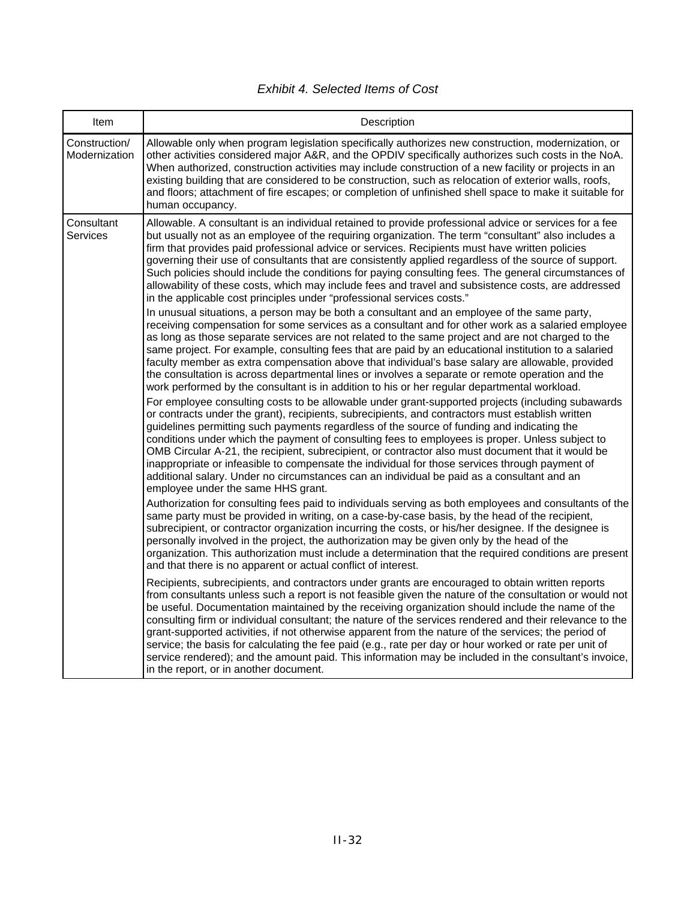*Exhibit 4. Selected Items of Cost*

| Item | Description |
| --- | --- |
| Construction/ Modernization | Allowable only when program legislation specifically authorizes new construction, modernization, or other activities considered major A&R, and the OPDIV specifically authorizes such costs in the NoA. When authorized, construction activities may include construction of a new facility or projects in an existing building that are considered to be construction, such as relocation of exterior walls, roofs, and floors; attachment of fire escapes; or completion of unfinished shell space to make it suitable for human occupancy. |
| Consultant Services | Allowable. A consultant is an individual retained to provide professional advice or services for a fee but usually not as an employee of the requiring organization. The term "consultant" also includes a firm that provides paid professional advice or services. Recipients must have written policies governing their use of consultants that are consistently applied regardless of the source of support. Such policies should include the conditions for paying consulting fees. The general circumstances of allowability of these costs, which may include fees and travel and subsistence costs, are addressed in the applicable cost principles under "professional services costs."<br><br>In unusual situations, a person may be both a consultant and an employee of the same party, receiving compensation for some services as a consultant and for other work as a salaried employee as long as those separate services are not related to the same project and are not charged to the same project. For example, consulting fees that are paid by an educational institution to a salaried faculty member as extra compensation above that individual's base salary are allowable, provided the consultation is across departmental lines or involves a separate or remote operation and the work performed by the consultant is in addition to his or her regular departmental workload.<br><br>For employee consulting costs to be allowable under grant-supported projects (including subawards or contracts under the grant), recipients, subrecipients, and contractors must establish written guidelines permitting such payments regardless of the source of funding and indicating the conditions under which the payment of consulting fees to employees is proper. Unless subject to OMB Circular A-21, the recipient, subrecipient, or contractor also must document that it would be inappropriate or infeasible to compensate the individual for those services through payment of additional salary. Under no circumstances can an individual be paid as a consultant and an employee under the same HHS grant.<br><br>Authorization for consulting fees paid to individuals serving as both employees and consultants of the same party must be provided in writing, on a case-by-case basis, by the head of the recipient, subrecipient, or contractor organization incurring the costs, or his/her designee. If the designee is personally involved in the project, the authorization may be given only by the head of the organization. This authorization must include a determination that the required conditions are present and that there is no apparent or actual conflict of interest.<br><br>Recipients, subrecipients, and contractors under grants are encouraged to obtain written reports from consultants unless such a report is not feasible given the nature of the consultation or would not be useful. Documentation maintained by the receiving organization should include the name of the consulting firm or individual consultant; the nature of the services rendered and their relevance to the grant-supported activities, if not otherwise apparent from the nature of the services; the period of service; the basis for calculating the fee paid (e.g., rate per day or hour worked or rate per unit of service rendered); and the amount paid. This information may be included in the consultant's invoice, in the report, or in another document. |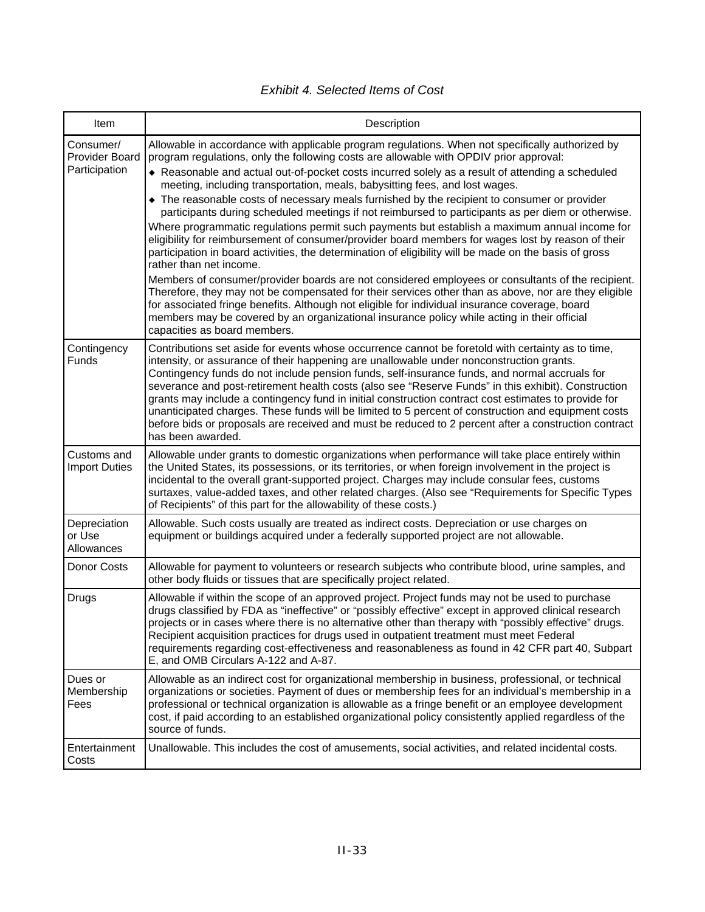*Exhibit 4. Selected Items of Cost*

| Item | Description |
|---|---|
| Consumer/ Provider Board Participation | Allowable in accordance with applicable program regulations. When not specifically authorized by program regulations, only the following costs are allowable with OPDIV prior approval: ◆ Reasonable and actual out-of-pocket costs incurred solely as a result of attending a scheduled meeting, including transportation, meals, babysitting fees, and lost wages. ◆ The reasonable costs of necessary meals furnished by the recipient to consumer or provider participants during scheduled meetings if not reimbursed to participants as per diem or otherwise. Where programmatic regulations permit such payments but establish a maximum annual income for eligibility for reimbursement of consumer/provider board members for wages lost by reason of their participation in board activities, the determination of eligibility will be made on the basis of gross rather than net income. Members of consumer/provider boards are not considered employees or consultants of the recipient. Therefore, they may not be compensated for their services other than as above, nor are they eligible for associated fringe benefits. Although not eligible for individual insurance coverage, board members may be covered by an organizational insurance policy while acting in their official capacities as board members. |
| Contingency Funds | Contributions set aside for events whose occurrence cannot be foretold with certainty as to time, intensity, or assurance of their happening are unallowable under nonconstruction grants. Contingency funds do not include pension funds, self-insurance funds, and normal accruals for severance and post-retirement health costs (also see "Reserve Funds" in this exhibit). Construction grants may include a contingency fund in initial construction contract cost estimates to provide for unanticipated charges. These funds will be limited to 5 percent of construction and equipment costs before bids or proposals are received and must be reduced to 2 percent after a construction contract has been awarded. |
| Customs and Import Duties | Allowable under grants to domestic organizations when performance will take place entirely within the United States, its possessions, or its territories, or when foreign involvement in the project is incidental to the overall grant-supported project. Charges may include consular fees, customs surtaxes, value-added taxes, and other related charges. (Also see "Requirements for Specific Types of Recipients" of this part for the allowability of these costs.) |
| Depreciation or Use Allowances | Allowable. Such costs usually are treated as indirect costs. Depreciation or use charges on equipment or buildings acquired under a federally supported project are not allowable. |
| Donor Costs | Allowable for payment to volunteers or research subjects who contribute blood, urine samples, and other body fluids or tissues that are specifically project related. |
| Drugs | Allowable if within the scope of an approved project. Project funds may not be used to purchase drugs classified by FDA as "ineffective" or "possibly effective" except in approved clinical research projects or in cases where there is no alternative other than therapy with "possibly effective" drugs. Recipient acquisition practices for drugs used in outpatient treatment must meet Federal requirements regarding cost-effectiveness and reasonableness as found in 42 CFR part 40, Subpart E, and OMB Circulars A-122 and A-87. |
| Dues or Membership Fees | Allowable as an indirect cost for organizational membership in business, professional, or technical organizations or societies. Payment of dues or membership fees for an individual's membership in a professional or technical organization is allowable as a fringe benefit or an employee development cost, if paid according to an established organizational policy consistently applied regardless of the source of funds. |
| Entertainment Costs | Unallowable. This includes the cost of amusements, social activities, and related incidental costs. |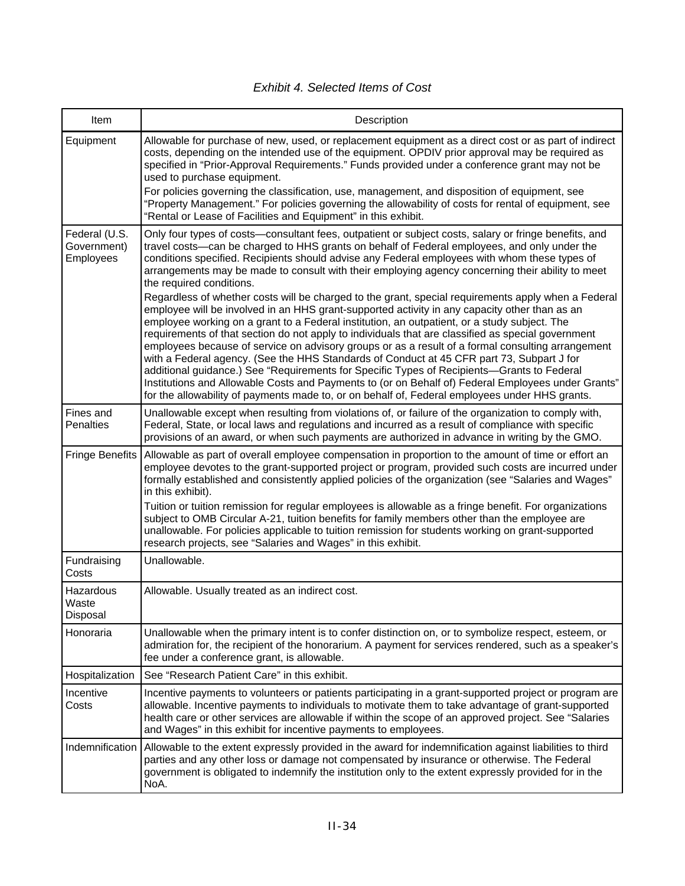*Exhibit 4. Selected Items of Cost*

| Item | Description |
|---|---|
| Equipment | Allowable for purchase of new, used, or replacement equipment as a direct cost or as part of indirect costs, depending on the intended use of the equipment. OPDIV prior approval may be required as specified in "Prior-Approval Requirements." Funds provided under a conference grant may not be used to purchase equipment.<br>For policies governing the classification, use, management, and disposition of equipment, see "Property Management." For policies governing the allowability of costs for rental of equipment, see "Rental or Lease of Facilities and Equipment" in this exhibit. |
| Federal (U.S. Government) Employees | Only four types of costs—consultant fees, outpatient or subject costs, salary or fringe benefits, and travel costs—can be charged to HHS grants on behalf of Federal employees, and only under the conditions specified. Recipients should advise any Federal employees with whom these types of arrangements may be made to consult with their employing agency concerning their ability to meet the required conditions.<br>Regardless of whether costs will be charged to the grant, special requirements apply when a Federal employee will be involved in an HHS grant-supported activity in any capacity other than as an employee working on a grant to a Federal institution, an outpatient, or a study subject. The requirements of that section do not apply to individuals that are classified as special government employees because of service on advisory groups or as a result of a formal consulting arrangement with a Federal agency. (See the HHS Standards of Conduct at 45 CFR part 73, Subpart J for additional guidance.) See "Requirements for Specific Types of Recipients—Grants to Federal Institutions and Allowable Costs and Payments to (or on Behalf of) Federal Employees under Grants" for the allowability of payments made to, or on behalf of, Federal employees under HHS grants. |
| Fines and Penalties | Unallowable except when resulting from violations of, or failure of the organization to comply with, Federal, State, or local laws and regulations and incurred as a result of compliance with specific provisions of an award, or when such payments are authorized in advance in writing by the GMO. |
| Fringe Benefits | Allowable as part of overall employee compensation in proportion to the amount of time or effort an employee devotes to the grant-supported project or program, provided such costs are incurred under formally established and consistently applied policies of the organization (see "Salaries and Wages" in this exhibit).<br>Tuition or tuition remission for regular employees is allowable as a fringe benefit. For organizations subject to OMB Circular A-21, tuition benefits for family members other than the employee are unallowable. For policies applicable to tuition remission for students working on grant-supported research projects, see "Salaries and Wages" in this exhibit. |
| Fundraising Costs | Unallowable. |
| Hazardous Waste Disposal | Allowable. Usually treated as an indirect cost. |
| Honoraria | Unallowable when the primary intent is to confer distinction on, or to symbolize respect, esteem, or admiration for, the recipient of the honorarium. A payment for services rendered, such as a speaker's fee under a conference grant, is allowable. |
| Hospitalization | See "Research Patient Care" in this exhibit. |
| Incentive Costs | Incentive payments to volunteers or patients participating in a grant-supported project or program are allowable. Incentive payments to individuals to motivate them to take advantage of grant-supported health care or other services are allowable if within the scope of an approved project. See "Salaries and Wages" in this exhibit for incentive payments to employees. |
| Indemnification | Allowable to the extent expressly provided in the award for indemnification against liabilities to third parties and any other loss or damage not compensated by insurance or otherwise. The Federal government is obligated to indemnify the institution only to the extent expressly provided for in the NoA. |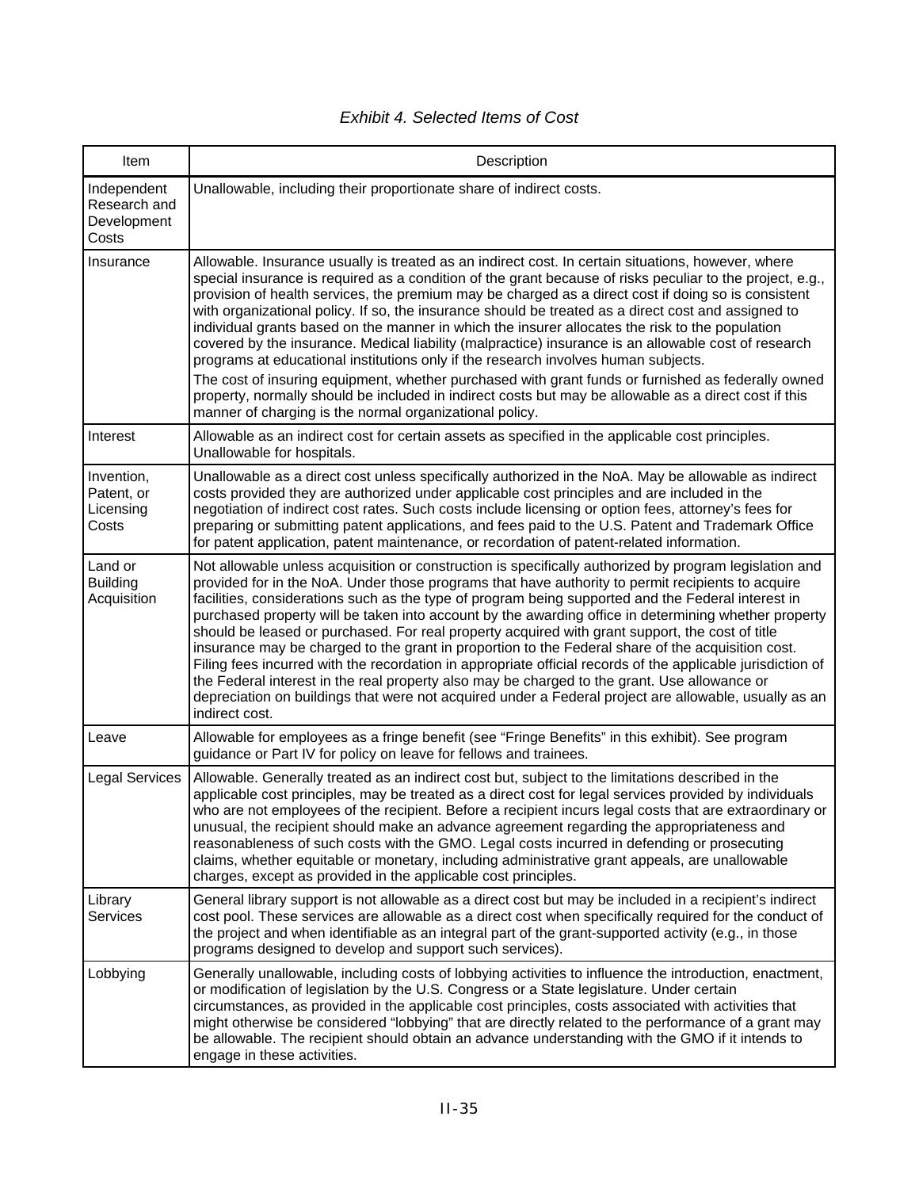*Exhibit 4. Selected Items of Cost*

| Item | Description |
|---|---|
| Independent Research and Development Costs | Unallowable, including their proportionate share of indirect costs. |
| Insurance | Allowable. Insurance usually is treated as an indirect cost. In certain situations, however, where special insurance is required as a condition of the grant because of risks peculiar to the project, e.g., provision of health services, the premium may be charged as a direct cost if doing so is consistent with organizational policy. If so, the insurance should be treated as a direct cost and assigned to individual grants based on the manner in which the insurer allocates the risk to the population covered by the insurance. Medical liability (malpractice) insurance is an allowable cost of research programs at educational institutions only if the research involves human subjects.<br>The cost of insuring equipment, whether purchased with grant funds or furnished as federally owned property, normally should be included in indirect costs but may be allowable as a direct cost if this manner of charging is the normal organizational policy. |
| Interest | Allowable as an indirect cost for certain assets as specified in the applicable cost principles. Unallowable for hospitals. |
| Invention, Patent, or Licensing Costs | Unallowable as a direct cost unless specifically authorized in the NoA. May be allowable as indirect costs provided they are authorized under applicable cost principles and are included in the negotiation of indirect cost rates. Such costs include licensing or option fees, attorney's fees for preparing or submitting patent applications, and fees paid to the U.S. Patent and Trademark Office for patent application, patent maintenance, or recordation of patent-related information. |
| Land or Building Acquisition | Not allowable unless acquisition or construction is specifically authorized by program legislation and provided for in the NoA. Under those programs that have authority to permit recipients to acquire facilities, considerations such as the type of program being supported and the Federal interest in purchased property will be taken into account by the awarding office in determining whether property should be leased or purchased. For real property acquired with grant support, the cost of title insurance may be charged to the grant in proportion to the Federal share of the acquisition cost. Filing fees incurred with the recordation in appropriate official records of the applicable jurisdiction of the Federal interest in the real property also may be charged to the grant. Use allowance or depreciation on buildings that were not acquired under a Federal project are allowable, usually as an indirect cost. |
| Leave | Allowable for employees as a fringe benefit (see "Fringe Benefits" in this exhibit). See program guidance or Part IV for policy on leave for fellows and trainees. |
| Legal Services | Allowable. Generally treated as an indirect cost but, subject to the limitations described in the applicable cost principles, may be treated as a direct cost for legal services provided by individuals who are not employees of the recipient. Before a recipient incurs legal costs that are extraordinary or unusual, the recipient should make an advance agreement regarding the appropriateness and reasonableness of such costs with the GMO. Legal costs incurred in defending or prosecuting claims, whether equitable or monetary, including administrative grant appeals, are unallowable charges, except as provided in the applicable cost principles. |
| Library Services | General library support is not allowable as a direct cost but may be included in a recipient's indirect cost pool. These services are allowable as a direct cost when specifically required for the conduct of the project and when identifiable as an integral part of the grant-supported activity (e.g., in those programs designed to develop and support such services). |
| Lobbying | Generally unallowable, including costs of lobbying activities to influence the introduction, enactment, or modification of legislation by the U.S. Congress or a State legislature. Under certain circumstances, as provided in the applicable cost principles, costs associated with activities that might otherwise be considered "lobbying" that are directly related to the performance of a grant may be allowable. The recipient should obtain an advance understanding with the GMO if it intends to engage in these activities. |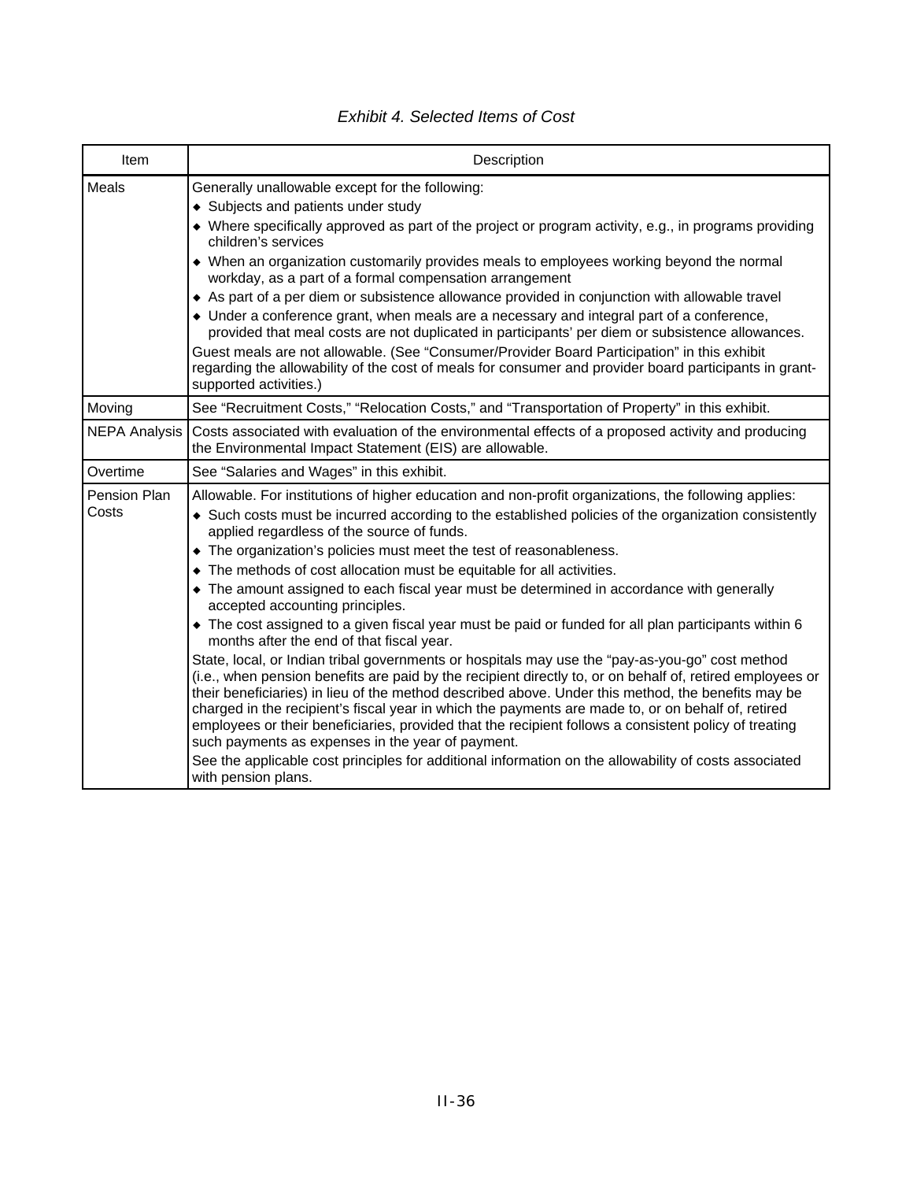*Exhibit 4. Selected Items of Cost*

| Item | Description |
|---|---|
| Meals | Generally unallowable except for the following:<br>◆ Subjects and patients under study<br>◆ Where specifically approved as part of the project or program activity, e.g., in programs providing children's services<br>◆ When an organization customarily provides meals to employees working beyond the normal workday, as a part of a formal compensation arrangement<br>◆ As part of a per diem or subsistence allowance provided in conjunction with allowable travel<br>◆ Under a conference grant, when meals are a necessary and integral part of a conference, provided that meal costs are not duplicated in participants' per diem or subsistence allowances.<br>Guest meals are not allowable. (See "Consumer/Provider Board Participation" in this exhibit regarding the allowability of the cost of meals for consumer and provider board participants in grant-supported activities.) |
| Moving | See "Recruitment Costs," "Relocation Costs," and "Transportation of Property" in this exhibit. |
| NEPA Analysis | Costs associated with evaluation of the environmental effects of a proposed activity and producing the Environmental Impact Statement (EIS) are allowable. |
| Overtime | See "Salaries and Wages" in this exhibit. |
| Pension Plan Costs | Allowable. For institutions of higher education and non-profit organizations, the following applies:<br>◆ Such costs must be incurred according to the established policies of the organization consistently applied regardless of the source of funds.<br>◆ The organization's policies must meet the test of reasonableness.<br>◆ The methods of cost allocation must be equitable for all activities.<br>◆ The amount assigned to each fiscal year must be determined in accordance with generally accepted accounting principles.<br>◆ The cost assigned to a given fiscal year must be paid or funded for all plan participants within 6 months after the end of that fiscal year.<br>State, local, or Indian tribal governments or hospitals may use the "pay-as-you-go" cost method (i.e., when pension benefits are paid by the recipient directly to, or on behalf of, retired employees or their beneficiaries) in lieu of the method described above. Under this method, the benefits may be charged in the recipient's fiscal year in which the payments are made to, or on behalf of, retired employees or their beneficiaries, provided that the recipient follows a consistent policy of treating such payments as expenses in the year of payment.<br>See the applicable cost principles for additional information on the allowability of costs associated with pension plans. |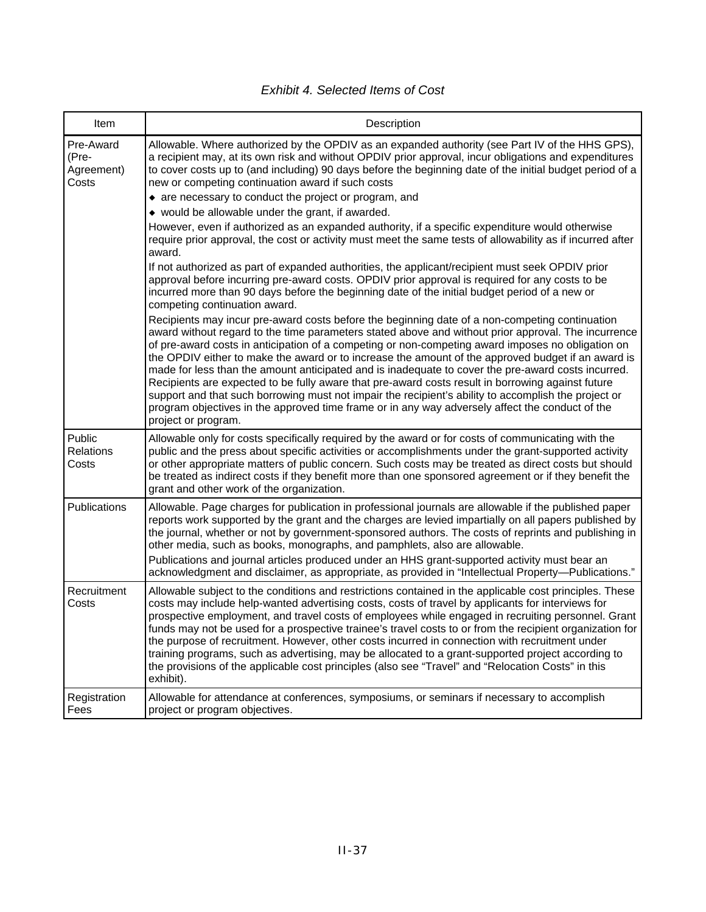*Exhibit 4. Selected Items of Cost*

| Item | Description |
|---|---|
| Pre-Award (Pre-Agreement) Costs | Allowable. Where authorized by the OPDIV as an expanded authority (see Part IV of the HHS GPS), a recipient may, at its own risk and without OPDIV prior approval, incur obligations and expenditures to cover costs up to (and including) 90 days before the beginning date of the initial budget period of a new or competing continuation award if such costs<br>◆ are necessary to conduct the project or program, and<br>◆ would be allowable under the grant, if awarded.<br>However, even if authorized as an expanded authority, if a specific expenditure would otherwise require prior approval, the cost or activity must meet the same tests of allowability as if incurred after award.<br>If not authorized as part of expanded authorities, the applicant/recipient must seek OPDIV prior approval before incurring pre-award costs. OPDIV prior approval is required for any costs to be incurred more than 90 days before the beginning date of the initial budget period of a new or competing continuation award.<br>Recipients may incur pre-award costs before the beginning date of a non-competing continuation award without regard to the time parameters stated above and without prior approval. The incurrence of pre-award costs in anticipation of a competing or non-competing award imposes no obligation on the OPDIV either to make the award or to increase the amount of the approved budget if an award is made for less than the amount anticipated and is inadequate to cover the pre-award costs incurred. Recipients are expected to be fully aware that pre-award costs result in borrowing against future support and that such borrowing must not impair the recipient's ability to accomplish the project or program objectives in the approved time frame or in any way adversely affect the conduct of the project or program. |
| Public Relations Costs | Allowable only for costs specifically required by the award or for costs of communicating with the public and the press about specific activities or accomplishments under the grant-supported activity or other appropriate matters of public concern. Such costs may be treated as direct costs but should be treated as indirect costs if they benefit more than one sponsored agreement or if they benefit the grant and other work of the organization. |
| Publications | Allowable. Page charges for publication in professional journals are allowable if the published paper reports work supported by the grant and the charges are levied impartially on all papers published by the journal, whether or not by government-sponsored authors. The costs of reprints and publishing in other media, such as books, monographs, and pamphlets, also are allowable.<br>Publications and journal articles produced under an HHS grant-supported activity must bear an acknowledgment and disclaimer, as appropriate, as provided in "Intellectual Property—Publications." |
| Recruitment Costs | Allowable subject to the conditions and restrictions contained in the applicable cost principles. These costs may include help-wanted advertising costs, costs of travel by applicants for interviews for prospective employment, and travel costs of employees while engaged in recruiting personnel. Grant funds may not be used for a prospective trainee's travel costs to or from the recipient organization for the purpose of recruitment. However, other costs incurred in connection with recruitment under training programs, such as advertising, may be allocated to a grant-supported project according to the provisions of the applicable cost principles (also see "Travel" and "Relocation Costs" in this exhibit). |
| Registration Fees | Allowable for attendance at conferences, symposiums, or seminars if necessary to accomplish project or program objectives. |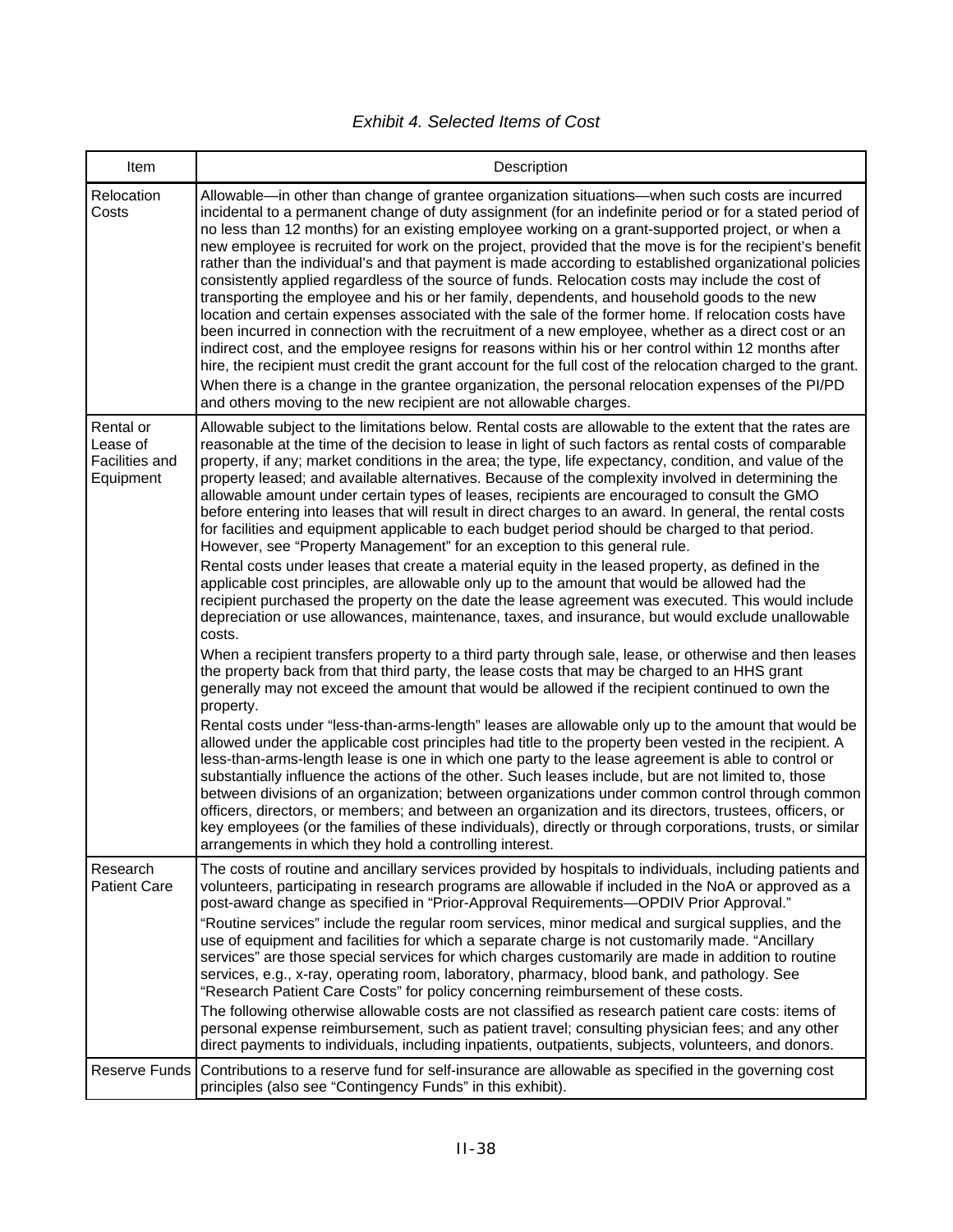*Exhibit 4. Selected Items of Cost*

| Item | Description |
|---|---|
| Relocation Costs | Allowable—in other than change of grantee organization situations—when such costs are incurred incidental to a permanent change of duty assignment (for an indefinite period or for a stated period of no less than 12 months) for an existing employee working on a grant-supported project, or when a new employee is recruited for work on the project, provided that the move is for the recipient's benefit rather than the individual's and that payment is made according to established organizational policies consistently applied regardless of the source of funds. Relocation costs may include the cost of transporting the employee and his or her family, dependents, and household goods to the new location and certain expenses associated with the sale of the former home. If relocation costs have been incurred in connection with the recruitment of a new employee, whether as a direct cost or an indirect cost, and the employee resigns for reasons within his or her control within 12 months after hire, the recipient must credit the grant account for the full cost of the relocation charged to the grant.<br>When there is a change in the grantee organization, the personal relocation expenses of the PI/PD and others moving to the new recipient are not allowable charges. |
| Rental or Lease of Facilities and Equipment | Allowable subject to the limitations below. Rental costs are allowable to the extent that the rates are reasonable at the time of the decision to lease in light of such factors as rental costs of comparable property, if any; market conditions in the area; the type, life expectancy, condition, and value of the property leased; and available alternatives. Because of the complexity involved in determining the allowable amount under certain types of leases, recipients are encouraged to consult the GMO before entering into leases that will result in direct charges to an award. In general, the rental costs for facilities and equipment applicable to each budget period should be charged to that period. However, see "Property Management" for an exception to this general rule.<br>Rental costs under leases that create a material equity in the leased property, as defined in the applicable cost principles, are allowable only up to the amount that would be allowed had the recipient purchased the property on the date the lease agreement was executed. This would include depreciation or use allowances, maintenance, taxes, and insurance, but would exclude unallowable costs.<br>When a recipient transfers property to a third party through sale, lease, or otherwise and then leases the property back from that third party, the lease costs that may be charged to an HHS grant generally may not exceed the amount that would be allowed if the recipient continued to own the property.<br>Rental costs under "less-than-arms-length" leases are allowable only up to the amount that would be allowed under the applicable cost principles had title to the property been vested in the recipient. A less-than-arms-length lease is one in which one party to the lease agreement is able to control or substantially influence the actions of the other. Such leases include, but are not limited to, those between divisions of an organization; between organizations under common control through common officers, directors, or members; and between an organization and its directors, trustees, officers, or key employees (or the families of these individuals), directly or through corporations, trusts, or similar arrangements in which they hold a controlling interest. |
| Research Patient Care | The costs of routine and ancillary services provided by hospitals to individuals, including patients and volunteers, participating in research programs are allowable if included in the NoA or approved as a post-award change as specified in "Prior-Approval Requirements—OPDIV Prior Approval."<br>"Routine services" include the regular room services, minor medical and surgical supplies, and the use of equipment and facilities for which a separate charge is not customarily made. "Ancillary services" are those special services for which charges customarily are made in addition to routine services, e.g., x-ray, operating room, laboratory, pharmacy, blood bank, and pathology. See "Research Patient Care Costs" for policy concerning reimbursement of these costs.<br>The following otherwise allowable costs are not classified as research patient care costs: items of personal expense reimbursement, such as patient travel; consulting physician fees; and any other direct payments to individuals, including inpatients, outpatients, subjects, volunteers, and donors. |
| Reserve Funds | Contributions to a reserve fund for self-insurance are allowable as specified in the governing cost principles (also see "Contingency Funds" in this exhibit). |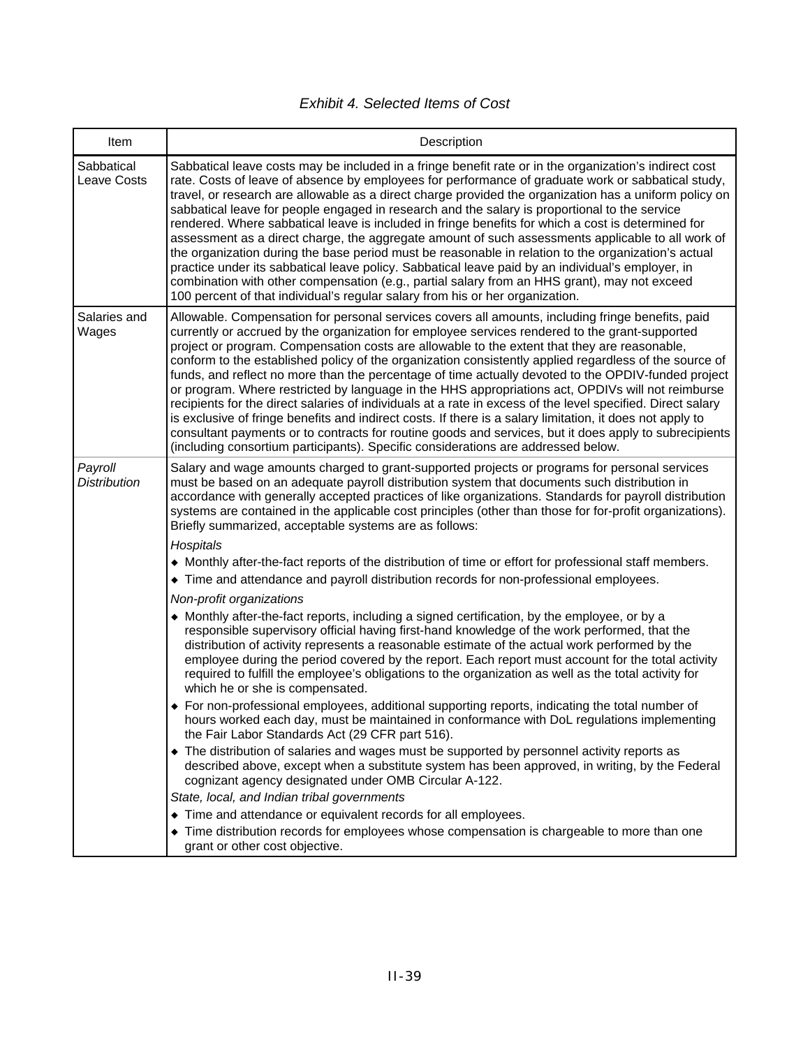*Exhibit 4. Selected Items of Cost*

| Item | Description |
| --- | --- |
| Sabbatical Leave Costs | Sabbatical leave costs may be included in a fringe benefit rate or in the organization's indirect cost rate. Costs of leave of absence by employees for performance of graduate work or sabbatical study, travel, or research are allowable as a direct charge provided the organization has a uniform policy on sabbatical leave for people engaged in research and the salary is proportional to the service rendered. Where sabbatical leave is included in fringe benefits for which a cost is determined for assessment as a direct charge, the aggregate amount of such assessments applicable to all work of the organization during the base period must be reasonable in relation to the organization's actual practice under its sabbatical leave policy. Sabbatical leave paid by an individual's employer, in combination with other compensation (e.g., partial salary from an HHS grant), may not exceed 100 percent of that individual's regular salary from his or her organization. |
| Salaries and Wages | Allowable. Compensation for personal services covers all amounts, including fringe benefits, paid currently or accrued by the organization for employee services rendered to the grant-supported project or program. Compensation costs are allowable to the extent that they are reasonable, conform to the established policy of the organization consistently applied regardless of the source of funds, and reflect no more than the percentage of time actually devoted to the OPDIV-funded project or program. Where restricted by language in the HHS appropriations act, OPDIVs will not reimburse recipients for the direct salaries of individuals at a rate in excess of the level specified. Direct salary is exclusive of fringe benefits and indirect costs. If there is a salary limitation, it does not apply to consultant payments or to contracts for routine goods and services, but it does apply to subrecipients (including consortium participants). Specific considerations are addressed below. |
| *Payroll Distribution* | Salary and wage amounts charged to grant-supported projects or programs for personal services must be based on an adequate payroll distribution system that documents such distribution in accordance with generally accepted practices of like organizations. Standards for payroll distribution systems are contained in the applicable cost principles (other than those for for-profit organizations). Briefly summarized, acceptable systems are as follows:<br><br>*Hospitals*<br>◆ Monthly after-the-fact reports of the distribution of time or effort for professional staff members.<br>◆ Time and attendance and payroll distribution records for non-professional employees.<br><br>*Non-profit organizations*<br>◆ Monthly after-the-fact reports, including a signed certification, by the employee, or by a responsible supervisory official having first-hand knowledge of the work performed, that the distribution of activity represents a reasonable estimate of the actual work performed by the employee during the period covered by the report. Each report must account for the total activity required to fulfill the employee's obligations to the organization as well as the total activity for which he or she is compensated.<br>◆ For non-professional employees, additional supporting reports, indicating the total number of hours worked each day, must be maintained in conformance with DoL regulations implementing the Fair Labor Standards Act (29 CFR part 516).<br>◆ The distribution of salaries and wages must be supported by personnel activity reports as described above, except when a substitute system has been approved, in writing, by the Federal cognizant agency designated under OMB Circular A-122.<br><br>*State, local, and Indian tribal governments*<br>◆ Time and attendance or equivalent records for all employees.<br>◆ Time distribution records for employees whose compensation is chargeable to more than one grant or other cost objective. |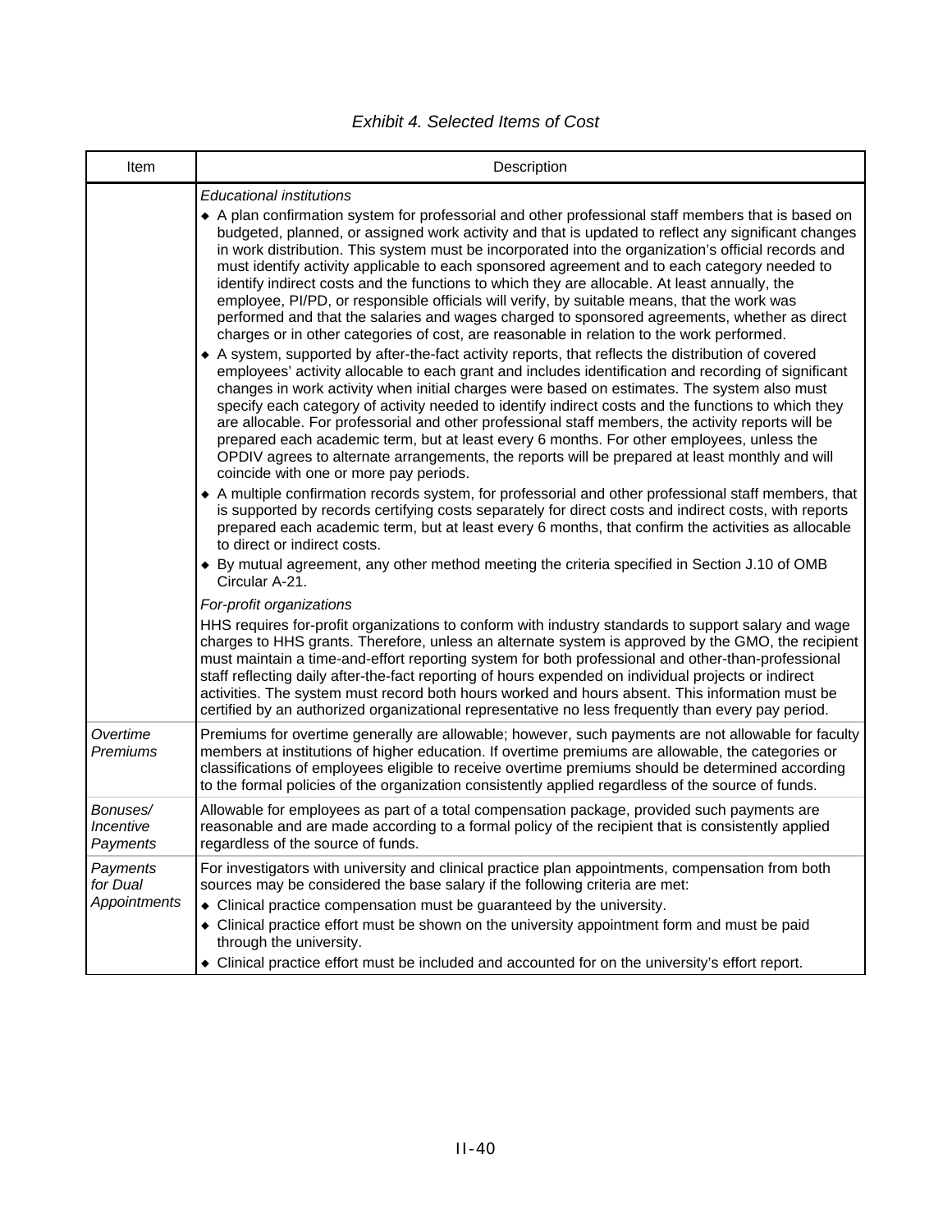*Exhibit 4. Selected Items of Cost*

| Item | Description |
|---|---|
| | *Educational institutions*<br>◆ A plan confirmation system for professorial and other professional staff members that is based on budgeted, planned, or assigned work activity and that is updated to reflect any significant changes in work distribution. This system must be incorporated into the organization's official records and must identify activity applicable to each sponsored agreement and to each category needed to identify indirect costs and the functions to which they are allocable. At least annually, the employee, PI/PD, or responsible officials will verify, by suitable means, that the work was performed and that the salaries and wages charged to sponsored agreements, whether as direct charges or in other categories of cost, are reasonable in relation to the work performed.<br>◆ A system, supported by after-the-fact activity reports, that reflects the distribution of covered employees' activity allocable to each grant and includes identification and recording of significant changes in work activity when initial charges were based on estimates. The system also must specify each category of activity needed to identify indirect costs and the functions to which they are allocable. For professorial and other professional staff members, the activity reports will be prepared each academic term, but at least every 6 months. For other employees, unless the OPDIV agrees to alternate arrangements, the reports will be prepared at least monthly and will coincide with one or more pay periods.<br>◆ A multiple confirmation records system, for professorial and other professional staff members, that is supported by records certifying costs separately for direct costs and indirect costs, with reports prepared each academic term, but at least every 6 months, that confirm the activities as allocable to direct or indirect costs.<br>◆ By mutual agreement, any other method meeting the criteria specified in Section J.10 of OMB Circular A-21.<br>*For-profit organizations*<br>HHS requires for-profit organizations to conform with industry standards to support salary and wage charges to HHS grants. Therefore, unless an alternate system is approved by the GMO, the recipient must maintain a time-and-effort reporting system for both professional and other-than-professional staff reflecting daily after-the-fact reporting of hours expended on individual projects or indirect activities. The system must record both hours worked and hours absent. This information must be certified by an authorized organizational representative no less frequently than every pay period. |
| *Overtime Premiums* | Premiums for overtime generally are allowable; however, such payments are not allowable for faculty members at institutions of higher education. If overtime premiums are allowable, the categories or classifications of employees eligible to receive overtime premiums should be determined according to the formal policies of the organization consistently applied regardless of the source of funds. |
| *Bonuses/ Incentive Payments* | Allowable for employees as part of a total compensation package, provided such payments are reasonable and are made according to a formal policy of the recipient that is consistently applied regardless of the source of funds. |
| *Payments for Dual Appointments* | For investigators with university and clinical practice plan appointments, compensation from both sources may be considered the base salary if the following criteria are met:<br>◆ Clinical practice compensation must be guaranteed by the university.<br>◆ Clinical practice effort must be shown on the university appointment form and must be paid through the university.<br>◆ Clinical practice effort must be included and accounted for on the university's effort report. |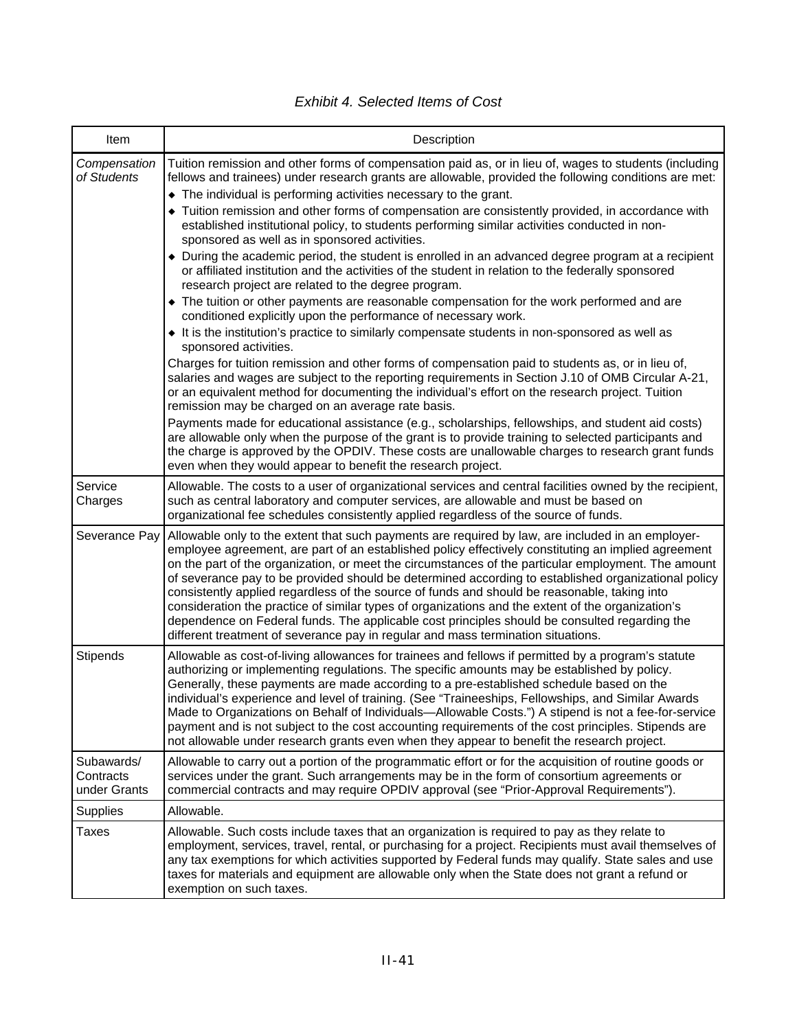*Exhibit 4. Selected Items of Cost*

| Item | Description |
|---|---|
| *Compensation of Students* | Tuition remission and other forms of compensation paid as, or in lieu of, wages to students (including fellows and trainees) under research grants are allowable, provided the following conditions are met: ◆ The individual is performing activities necessary to the grant. ◆ Tuition remission and other forms of compensation are consistently provided, in accordance with established institutional policy, to students performing similar activities conducted in non-sponsored as well as in sponsored activities. ◆ During the academic period, the student is enrolled in an advanced degree program at a recipient or affiliated institution and the activities of the student in relation to the federally sponsored research project are related to the degree program. ◆ The tuition or other payments are reasonable compensation for the work performed and are conditioned explicitly upon the performance of necessary work. ◆ It is the institution's practice to similarly compensate students in non-sponsored as well as sponsored activities. Charges for tuition remission and other forms of compensation paid to students as, or in lieu of, salaries and wages are subject to the reporting requirements in Section J.10 of OMB Circular A-21, or an equivalent method for documenting the individual's effort on the research project. Tuition remission may be charged on an average rate basis. Payments made for educational assistance (e.g., scholarships, fellowships, and student aid costs) are allowable only when the purpose of the grant is to provide training to selected participants and the charge is approved by the OPDIV. These costs are unallowable charges to research grant funds even when they would appear to benefit the research project. |
| Service Charges | Allowable. The costs to a user of organizational services and central facilities owned by the recipient, such as central laboratory and computer services, are allowable and must be based on organizational fee schedules consistently applied regardless of the source of funds. |
| Severance Pay | Allowable only to the extent that such payments are required by law, are included in an employer-employee agreement, are part of an established policy effectively constituting an implied agreement on the part of the organization, or meet the circumstances of the particular employment. The amount of severance pay to be provided should be determined according to established organizational policy consistently applied regardless of the source of funds and should be reasonable, taking into consideration the practice of similar types of organizations and the extent of the organization's dependence on Federal funds. The applicable cost principles should be consulted regarding the different treatment of severance pay in regular and mass termination situations. |
| Stipends | Allowable as cost-of-living allowances for trainees and fellows if permitted by a program's statute authorizing or implementing regulations. The specific amounts may be established by policy. Generally, these payments are made according to a pre-established schedule based on the individual's experience and level of training. (See "Traineeships, Fellowships, and Similar Awards Made to Organizations on Behalf of Individuals—Allowable Costs.") A stipend is not a fee-for-service payment and is not subject to the cost accounting requirements of the cost principles. Stipends are not allowable under research grants even when they appear to benefit the research project. |
| Subawards/ Contracts under Grants | Allowable to carry out a portion of the programmatic effort or for the acquisition of routine goods or services under the grant. Such arrangements may be in the form of consortium agreements or commercial contracts and may require OPDIV approval (see "Prior-Approval Requirements"). |
| Supplies | Allowable. |
| Taxes | Allowable. Such costs include taxes that an organization is required to pay as they relate to employment, services, travel, rental, or purchasing for a project. Recipients must avail themselves of any tax exemptions for which activities supported by Federal funds may qualify. State sales and use taxes for materials and equipment are allowable only when the State does not grant a refund or exemption on such taxes. |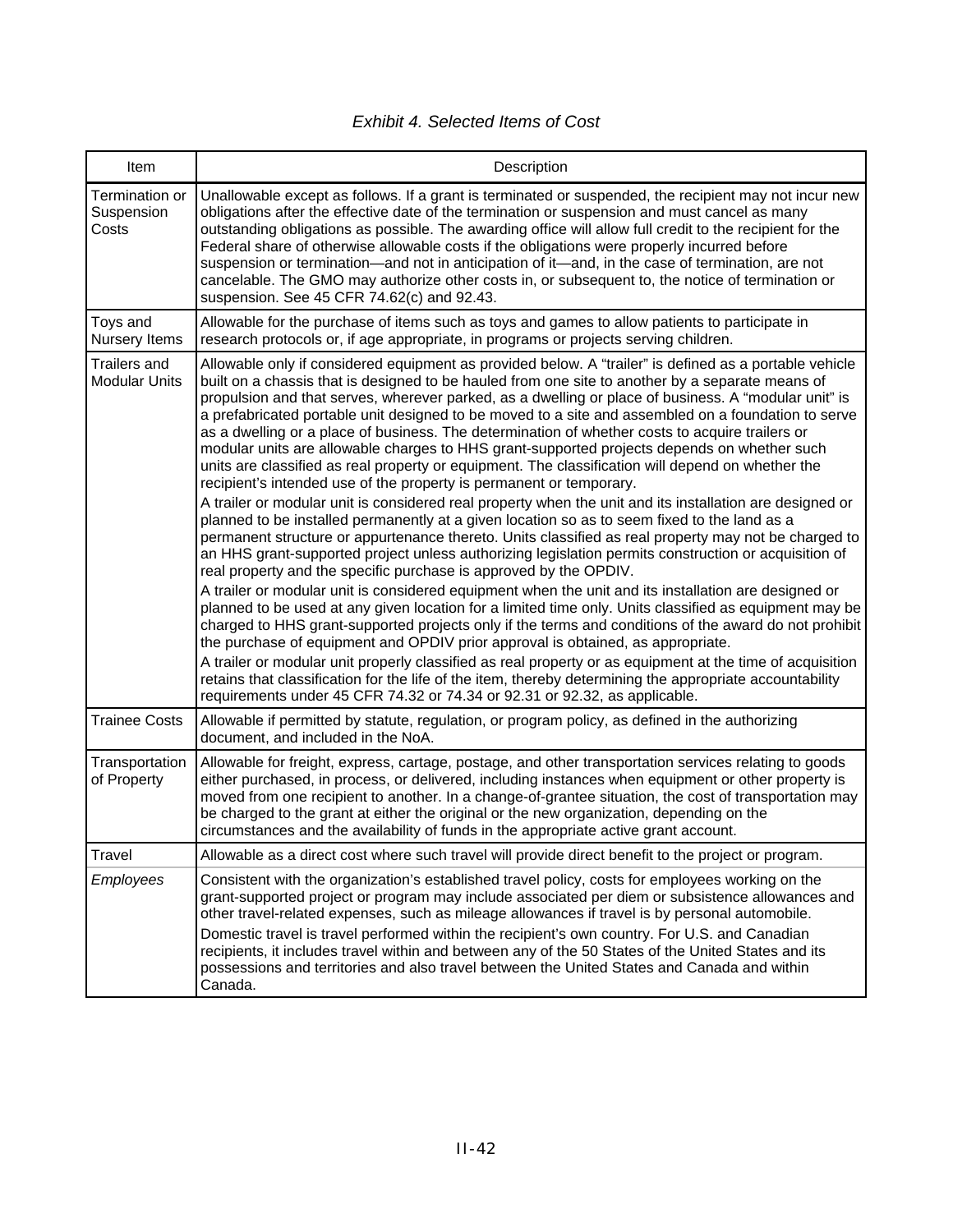*Exhibit 4. Selected Items of Cost*

| Item | Description |
| --- | --- |
| Termination or Suspension Costs | Unallowable except as follows. If a grant is terminated or suspended, the recipient may not incur new obligations after the effective date of the termination or suspension and must cancel as many outstanding obligations as possible. The awarding office will allow full credit to the recipient for the Federal share of otherwise allowable costs if the obligations were properly incurred before suspension or termination—and not in anticipation of it—and, in the case of termination, are not cancelable. The GMO may authorize other costs in, or subsequent to, the notice of termination or suspension. See 45 CFR 74.62(c) and 92.43. |
| Toys and Nursery Items | Allowable for the purchase of items such as toys and games to allow patients to participate in research protocols or, if age appropriate, in programs or projects serving children. |
| Trailers and Modular Units | Allowable only if considered equipment as provided below. A "trailer" is defined as a portable vehicle built on a chassis that is designed to be hauled from one site to another by a separate means of propulsion and that serves, wherever parked, as a dwelling or place of business. A "modular unit" is a prefabricated portable unit designed to be moved to a site and assembled on a foundation to serve as a dwelling or a place of business. The determination of whether costs to acquire trailers or modular units are allowable charges to HHS grant-supported projects depends on whether such units are classified as real property or equipment. The classification will depend on whether the recipient's intended use of the property is permanent or temporary.<br>A trailer or modular unit is considered real property when the unit and its installation are designed or planned to be installed permanently at a given location so as to seem fixed to the land as a permanent structure or appurtenance thereto. Units classified as real property may not be charged to an HHS grant-supported project unless authorizing legislation permits construction or acquisition of real property and the specific purchase is approved by the OPDIV.<br>A trailer or modular unit is considered equipment when the unit and its installation are designed or planned to be used at any given location for a limited time only. Units classified as equipment may be charged to HHS grant-supported projects only if the terms and conditions of the award do not prohibit the purchase of equipment and OPDIV prior approval is obtained, as appropriate.<br>A trailer or modular unit properly classified as real property or as equipment at the time of acquisition retains that classification for the life of the item, thereby determining the appropriate accountability requirements under 45 CFR 74.32 or 74.34 or 92.31 or 92.32, as applicable. |
| Trainee Costs | Allowable if permitted by statute, regulation, or program policy, as defined in the authorizing document, and included in the NoA. |
| Transportation of Property | Allowable for freight, express, cartage, postage, and other transportation services relating to goods either purchased, in process, or delivered, including instances when equipment or other property is moved from one recipient to another. In a change-of-grantee situation, the cost of transportation may be charged to the grant at either the original or the new organization, depending on the circumstances and the availability of funds in the appropriate active grant account. |
| Travel | Allowable as a direct cost where such travel will provide direct benefit to the project or program. |
| *Employees* | Consistent with the organization's established travel policy, costs for employees working on the grant-supported project or program may include associated per diem or subsistence allowances and other travel-related expenses, such as mileage allowances if travel is by personal automobile.<br>Domestic travel is travel performed within the recipient's own country. For U.S. and Canadian recipients, it includes travel within and between any of the 50 States of the United States and its possessions and territories and also travel between the United States and Canada and within Canada. |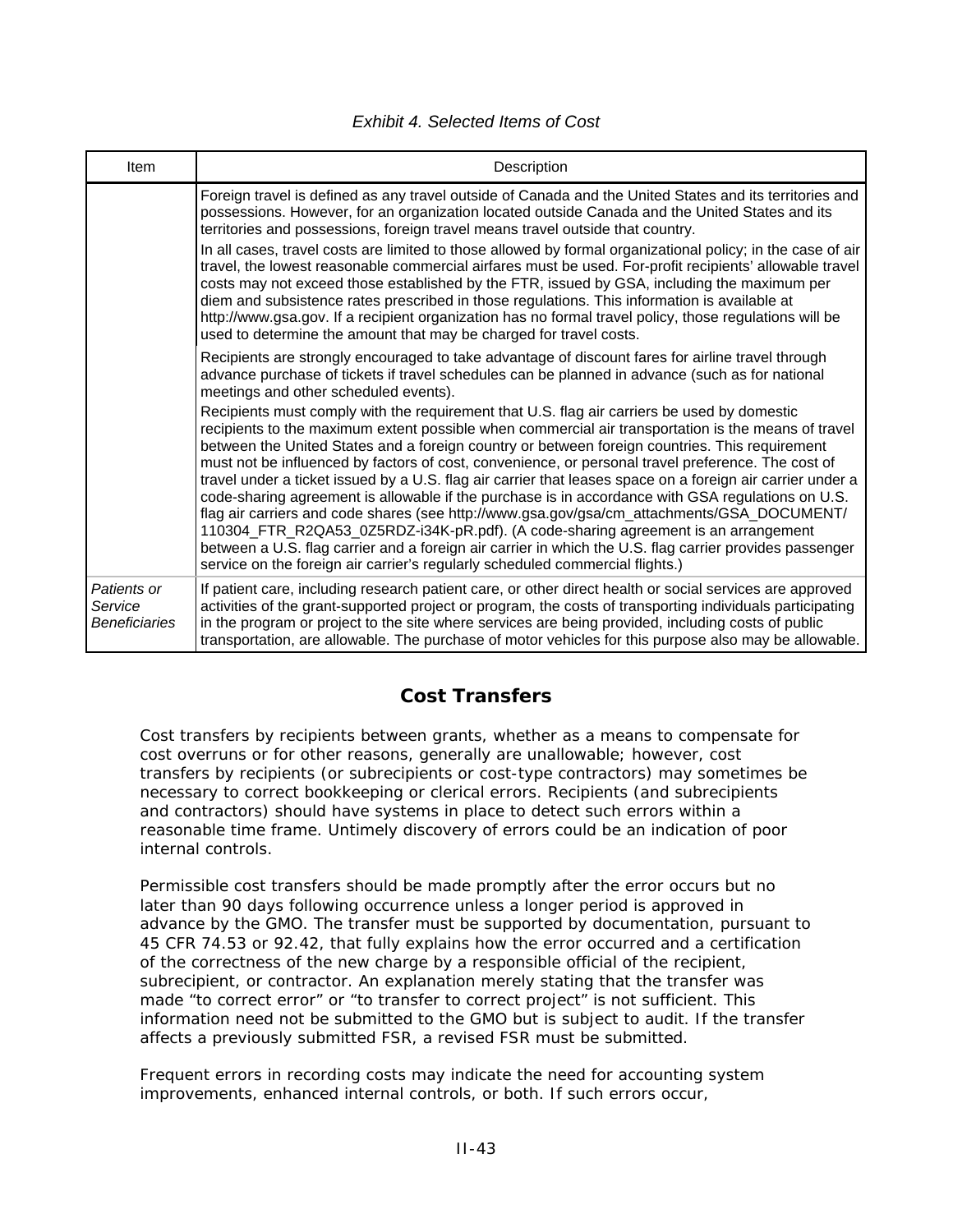*Exhibit 4. Selected Items of Cost*

| Item | Description |
|---|---|
| | Foreign travel is defined as any travel outside of Canada and the United States and its territories and possessions. However, for an organization located outside Canada and the United States and its territories and possessions, foreign travel means travel outside that country.<br><br>In all cases, travel costs are limited to those allowed by formal organizational policy; in the case of air travel, the lowest reasonable commercial airfares must be used. For-profit recipients' allowable travel costs may not exceed those established by the FTR, issued by GSA, including the maximum per diem and subsistence rates prescribed in those regulations. This information is available at http://www.gsa.gov. If a recipient organization has no formal travel policy, those regulations will be used to determine the amount that may be charged for travel costs.<br><br>Recipients are strongly encouraged to take advantage of discount fares for airline travel through advance purchase of tickets if travel schedules can be planned in advance (such as for national meetings and other scheduled events).<br><br>Recipients must comply with the requirement that U.S. flag air carriers be used by domestic recipients to the maximum extent possible when commercial air transportation is the means of travel between the United States and a foreign country or between foreign countries. This requirement must not be influenced by factors of cost, convenience, or personal travel preference. The cost of travel under a ticket issued by a U.S. flag air carrier that leases space on a foreign air carrier under a code-sharing agreement is allowable if the purchase is in accordance with GSA regulations on U.S. flag air carriers and code shares (see http://www.gsa.gov/gsa/cm_attachments/GSA_DOCUMENT/110304_FTR_R2QA53_0Z5RDZ-i34K-pR.pdf). (A code-sharing agreement is an arrangement between a U.S. flag carrier and a foreign air carrier in which the U.S. flag carrier provides passenger service on the foreign air carrier's regularly scheduled commercial flights.) |
| *Patients or Service Beneficiaries* | If patient care, including research patient care, or other direct health or social services are approved activities of the grant-supported project or program, the costs of transporting individuals participating in the program or project to the site where services are being provided, including costs of public transportation, are allowable. The purchase of motor vehicles for this purpose also may be allowable. |

## Cost Transfers

Cost transfers by recipients between grants, whether as a means to compensate for cost overruns or for other reasons, generally are unallowable; however, cost transfers by recipients (or subrecipients or cost-type contractors) may sometimes be necessary to correct bookkeeping or clerical errors. Recipients (and subrecipients and contractors) should have systems in place to detect such errors within a reasonable time frame. Untimely discovery of errors could be an indication of poor internal controls.

Permissible cost transfers should be made promptly after the error occurs but no later than 90 days following occurrence unless a longer period is approved in advance by the GMO. The transfer must be supported by documentation, pursuant to 45 CFR 74.53 or 92.42, that fully explains how the error occurred and a certification of the correctness of the new charge by a responsible official of the recipient, subrecipient, or contractor. An explanation merely stating that the transfer was made "to correct error" or "to transfer to correct project" is not sufficient. This information need not be submitted to the GMO but is subject to audit. If the transfer affects a previously submitted FSR, a revised FSR must be submitted.

Frequent errors in recording costs may indicate the need for accounting system improvements, enhanced internal controls, or both. If such errors occur,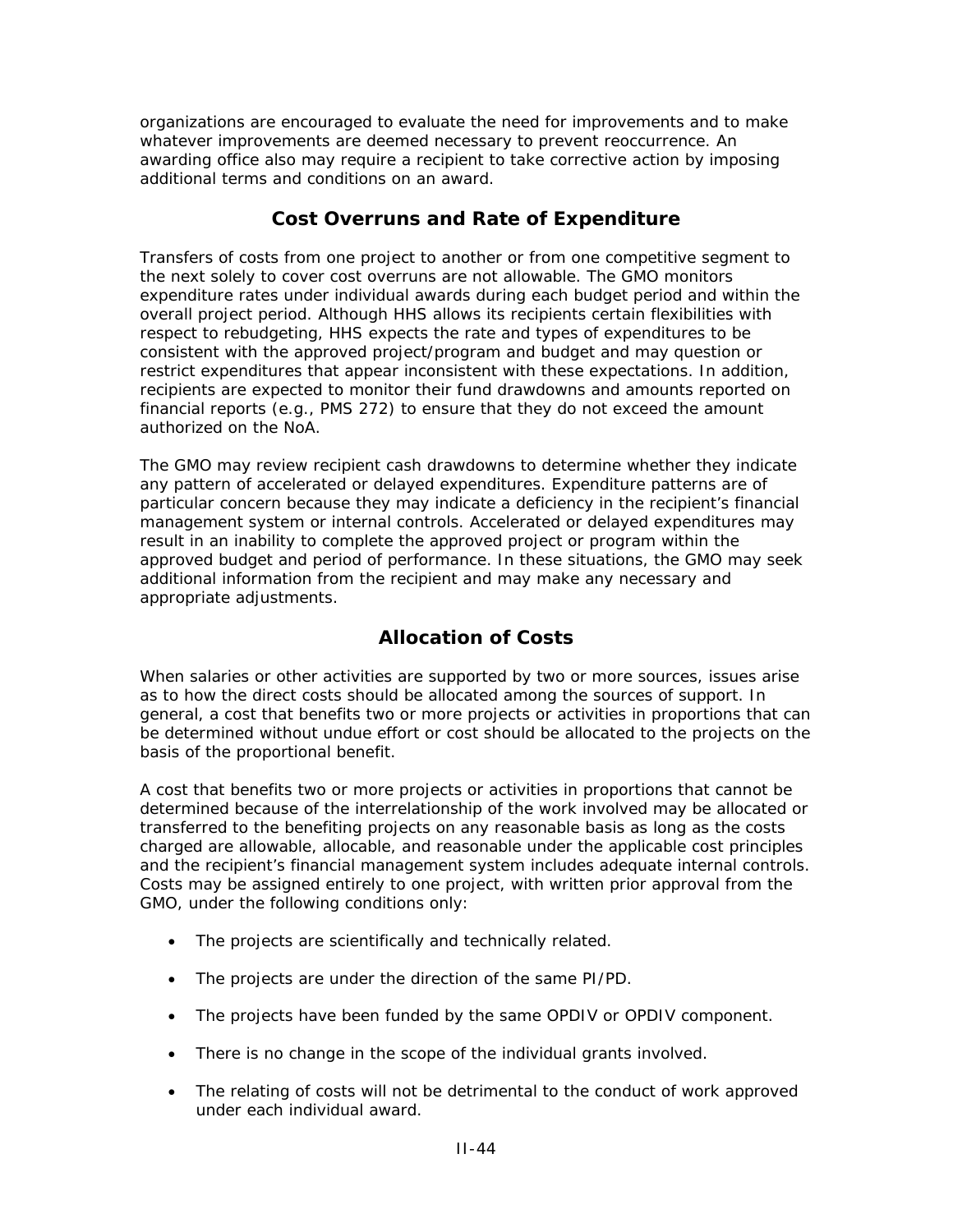organizations are encouraged to evaluate the need for improvements and to make whatever improvements are deemed necessary to prevent reoccurrence. An awarding office also may require a recipient to take corrective action by imposing additional terms and conditions on an award.

## Cost Overruns and Rate of Expenditure

Transfers of costs from one project to another or from one competitive segment to the next solely to cover cost overruns are not allowable. The GMO monitors expenditure rates under individual awards during each budget period and within the overall project period. Although HHS allows its recipients certain flexibilities with respect to rebudgeting, HHS expects the rate and types of expenditures to be consistent with the approved project/program and budget and may question or restrict expenditures that appear inconsistent with these expectations. In addition, recipients are expected to monitor their fund drawdowns and amounts reported on financial reports (e.g., PMS 272) to ensure that they do not exceed the amount authorized on the NoA.

The GMO may review recipient cash drawdowns to determine whether they indicate any pattern of accelerated or delayed expenditures. Expenditure patterns are of particular concern because they may indicate a deficiency in the recipient's financial management system or internal controls. Accelerated or delayed expenditures may result in an inability to complete the approved project or program within the approved budget and period of performance. In these situations, the GMO may seek additional information from the recipient and may make any necessary and appropriate adjustments.

## Allocation of Costs

When salaries or other activities are supported by two or more sources, issues arise as to how the direct costs should be allocated among the sources of support. In general, a cost that benefits two or more projects or activities in proportions that can be determined without undue effort or cost should be allocated to the projects on the basis of the proportional benefit.

A cost that benefits two or more projects or activities in proportions that cannot be determined because of the interrelationship of the work involved may be allocated or transferred to the benefiting projects on any reasonable basis as long as the costs charged are allowable, allocable, and reasonable under the applicable cost principles and the recipient's financial management system includes adequate internal controls. Costs may be assigned entirely to one project, with written prior approval from the GMO, under the following conditions only:

- The projects are scientifically and technically related.
- The projects are under the direction of the same PI/PD.
- The projects have been funded by the same OPDIV or OPDIV component.
- There is no change in the scope of the individual grants involved.
- The relating of costs will not be detrimental to the conduct of work approved under each individual award.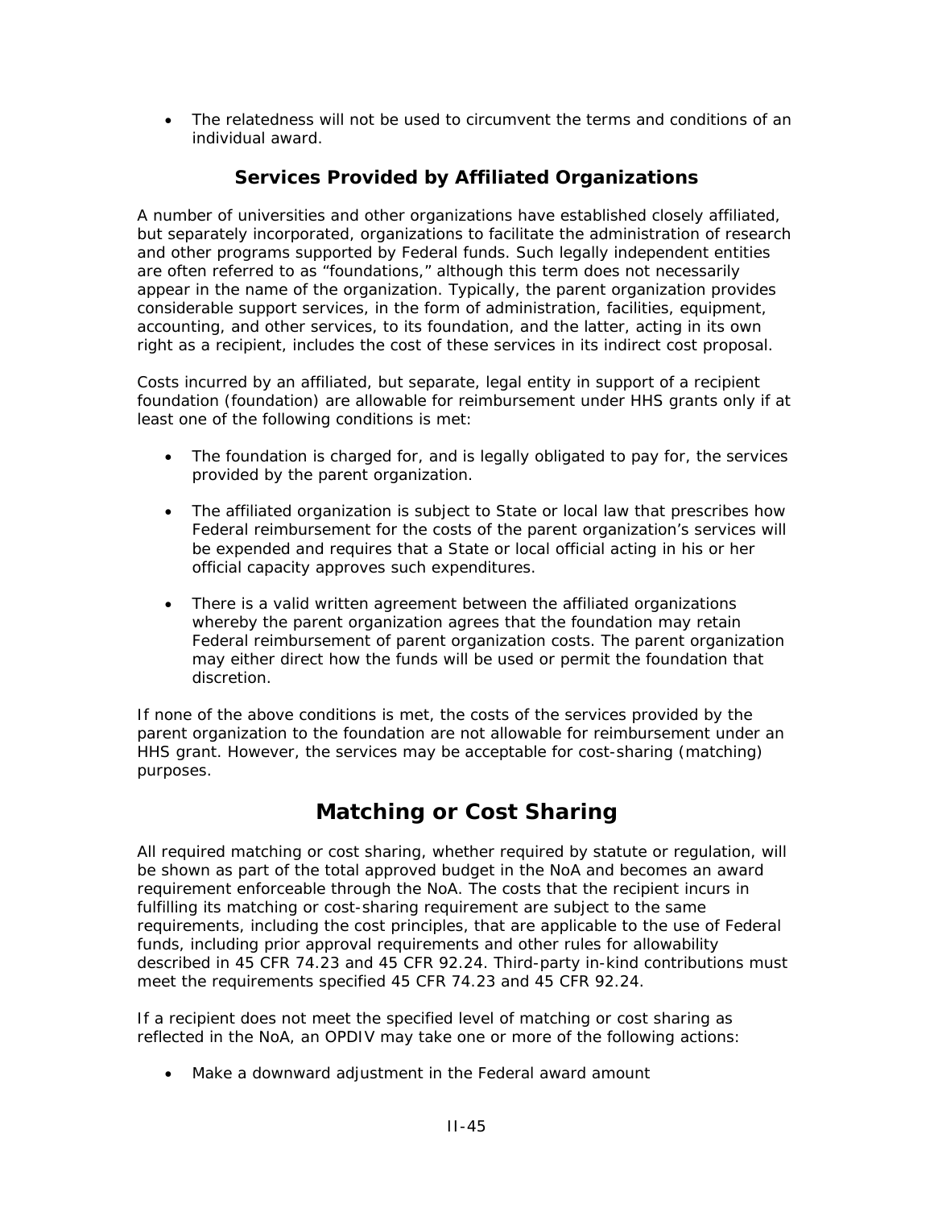- The relatedness will not be used to circumvent the terms and conditions of an individual award.

### Services Provided by Affiliated Organizations

A number of universities and other organizations have established closely affiliated, but separately incorporated, organizations to facilitate the administration of research and other programs supported by Federal funds. Such legally independent entities are often referred to as "foundations," although this term does not necessarily appear in the name of the organization. Typically, the parent organization provides considerable support services, in the form of administration, facilities, equipment, accounting, and other services, to its foundation, and the latter, acting in its own right as a recipient, includes the cost of these services in its indirect cost proposal.

Costs incurred by an affiliated, but separate, legal entity in support of a recipient foundation (foundation) are allowable for reimbursement under HHS grants only if at least one of the following conditions is met:

- The foundation is charged for, and is legally obligated to pay for, the services provided by the parent organization.
- The affiliated organization is subject to State or local law that prescribes how Federal reimbursement for the costs of the parent organization's services will be expended and requires that a State or local official acting in his or her official capacity approves such expenditures.
- There is a valid written agreement between the affiliated organizations whereby the parent organization agrees that the foundation may retain Federal reimbursement of parent organization costs. The parent organization may either direct how the funds will be used or permit the foundation that discretion.

If none of the above conditions is met, the costs of the services provided by the parent organization to the foundation are not allowable for reimbursement under an HHS grant. However, the services may be acceptable for cost-sharing (matching) purposes.

## Matching or Cost Sharing

All required matching or cost sharing, whether required by statute or regulation, will be shown as part of the total approved budget in the NoA and becomes an award requirement enforceable through the NoA. The costs that the recipient incurs in fulfilling its matching or cost-sharing requirement are subject to the same requirements, including the cost principles, that are applicable to the use of Federal funds, including prior approval requirements and other rules for allowability described in 45 CFR 74.23 and 45 CFR 92.24. Third-party in-kind contributions must meet the requirements specified 45 CFR 74.23 and 45 CFR 92.24.

If a recipient does not meet the specified level of matching or cost sharing as reflected in the NoA, an OPDIV may take one or more of the following actions:

- Make a downward adjustment in the Federal award amount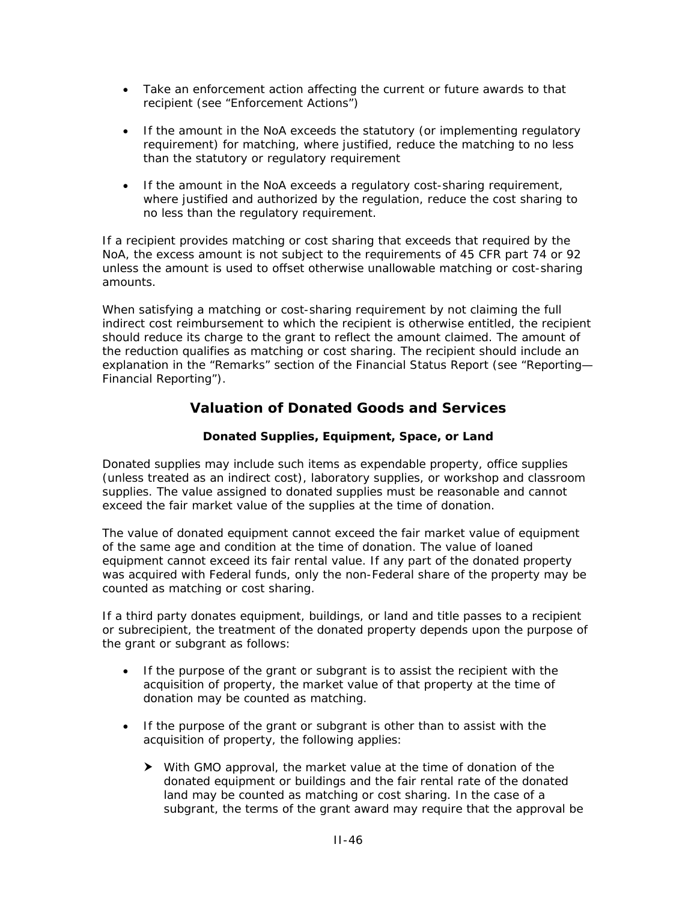- Take an enforcement action affecting the current or future awards to that recipient (see "Enforcement Actions")
- If the amount in the NoA exceeds the statutory (or implementing regulatory requirement) for matching, where justified, reduce the matching to no less than the statutory or regulatory requirement
- If the amount in the NoA exceeds a regulatory cost-sharing requirement, where justified and authorized by the regulation, reduce the cost sharing to no less than the regulatory requirement.

If a recipient provides matching or cost sharing that exceeds that required by the NoA, the excess amount is not subject to the requirements of 45 CFR part 74 or 92 unless the amount is used to offset otherwise unallowable matching or cost-sharing amounts.

When satisfying a matching or cost-sharing requirement by not claiming the full indirect cost reimbursement to which the recipient is otherwise entitled, the recipient should reduce its charge to the grant to reflect the amount claimed. The amount of the reduction qualifies as matching or cost sharing. The recipient should include an explanation in the "Remarks" section of the Financial Status Report (see "Reporting—Financial Reporting").

## Valuation of Donated Goods and Services

### Donated Supplies, Equipment, Space, or Land

Donated supplies may include such items as expendable property, office supplies (unless treated as an indirect cost), laboratory supplies, or workshop and classroom supplies. The value assigned to donated supplies must be reasonable and cannot exceed the fair market value of the supplies at the time of donation.

The value of donated equipment cannot exceed the fair market value of equipment of the same age and condition at the time of donation. The value of loaned equipment cannot exceed its fair rental value. If any part of the donated property was acquired with Federal funds, only the non-Federal share of the property may be counted as matching or cost sharing.

If a third party donates equipment, buildings, or land and title passes to a recipient or subrecipient, the treatment of the donated property depends upon the purpose of the grant or subgrant as follows:

- If the purpose of the grant or subgrant is to assist the recipient with the acquisition of property, the market value of that property at the time of donation may be counted as matching.
- If the purpose of the grant or subgrant is other than to assist with the acquisition of property, the following applies:
  - With GMO approval, the market value at the time of donation of the donated equipment or buildings and the fair rental rate of the donated land may be counted as matching or cost sharing. In the case of a subgrant, the terms of the grant award may require that the approval be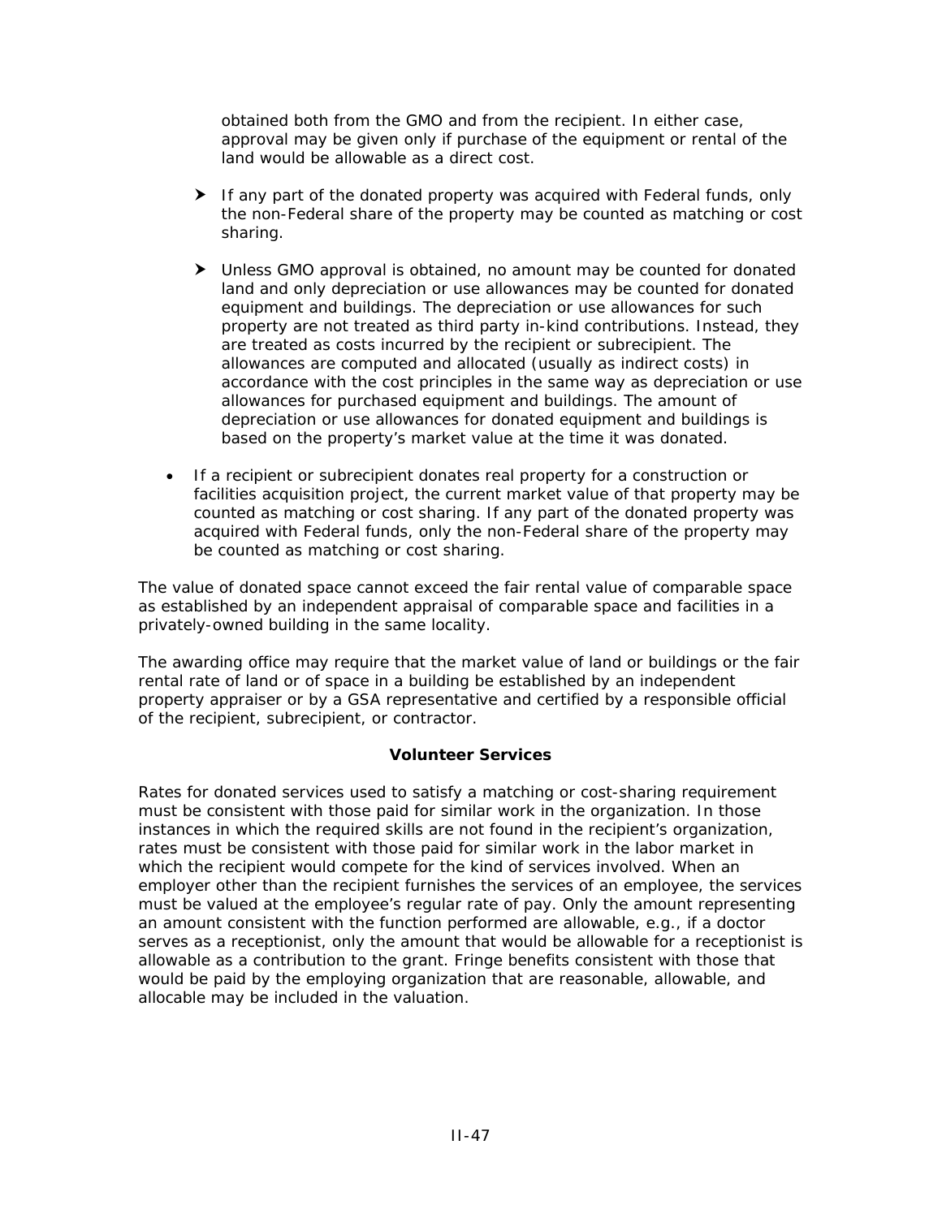obtained both from the GMO and from the recipient. In either case, approval may be given only if purchase of the equipment or rental of the land would be allowable as a direct cost.

- If any part of the donated property was acquired with Federal funds, only the non-Federal share of the property may be counted as matching or cost sharing.

- Unless GMO approval is obtained, no amount may be counted for donated land and only depreciation or use allowances may be counted for donated equipment and buildings. The depreciation or use allowances for such property are not treated as third party in-kind contributions. Instead, they are treated as costs incurred by the recipient or subrecipient. The allowances are computed and allocated (usually as indirect costs) in accordance with the cost principles in the same way as depreciation or use allowances for purchased equipment and buildings. The amount of depreciation or use allowances for donated equipment and buildings is based on the property's market value at the time it was donated.

- If a recipient or subrecipient donates real property for a construction or facilities acquisition project, the current market value of that property may be counted as matching or cost sharing. If any part of the donated property was acquired with Federal funds, only the non-Federal share of the property may be counted as matching or cost sharing.

The value of donated space cannot exceed the fair rental value of comparable space as established by an independent appraisal of comparable space and facilities in a privately-owned building in the same locality.

The awarding office may require that the market value of land or buildings or the fair rental rate of land or of space in a building be established by an independent property appraiser or by a GSA representative and certified by a responsible official of the recipient, subrecipient, or contractor.

**Volunteer Services**

Rates for donated services used to satisfy a matching or cost-sharing requirement must be consistent with those paid for similar work in the organization. In those instances in which the required skills are not found in the recipient's organization, rates must be consistent with those paid for similar work in the labor market in which the recipient would compete for the kind of services involved. When an employer other than the recipient furnishes the services of an employee, the services must be valued at the employee's regular rate of pay. Only the amount representing an amount consistent with the function performed are allowable, e.g., if a doctor serves as a receptionist, only the amount that would be allowable for a receptionist is allowable as a contribution to the grant. Fringe benefits consistent with those that would be paid by the employing organization that are reasonable, allowable, and allocable may be included in the valuation.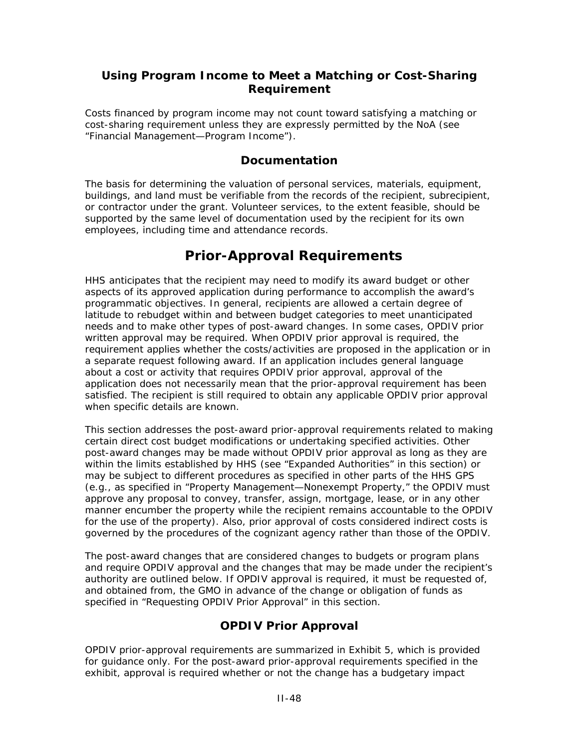### Using Program Income to Meet a Matching or Cost-Sharing Requirement

Costs financed by program income may not count toward satisfying a matching or cost-sharing requirement unless they are expressly permitted by the NoA (see "Financial Management—Program Income").

### Documentation

The basis for determining the valuation of personal services, materials, equipment, buildings, and land must be verifiable from the records of the recipient, subrecipient, or contractor under the grant. Volunteer services, to the extent feasible, should be supported by the same level of documentation used by the recipient for its own employees, including time and attendance records.

## Prior-Approval Requirements

HHS anticipates that the recipient may need to modify its award budget or other aspects of its approved application during performance to accomplish the award's programmatic objectives. In general, recipients are allowed a certain degree of latitude to rebudget within and between budget categories to meet unanticipated needs and to make other types of post-award changes. In some cases, OPDIV prior written approval may be required. When OPDIV prior approval is required, the requirement applies whether the costs/activities are proposed in the application or in a separate request following award. If an application includes general language about a cost or activity that requires OPDIV prior approval, approval of the application does not necessarily mean that the prior-approval requirement has been satisfied. The recipient is still required to obtain any applicable OPDIV prior approval when specific details are known.

This section addresses the post-award prior-approval requirements related to making certain direct cost budget modifications or undertaking specified activities. Other post-award changes may be made without OPDIV prior approval as long as they are within the limits established by HHS (see "Expanded Authorities" in this section) or may be subject to different procedures as specified in other parts of the HHS GPS (e.g., as specified in "Property Management—Nonexempt Property," the OPDIV must approve any proposal to convey, transfer, assign, mortgage, lease, or in any other manner encumber the property while the recipient remains accountable to the OPDIV for the use of the property). Also, prior approval of costs considered indirect costs is governed by the procedures of the cognizant agency rather than those of the OPDIV.

The post-award changes that are considered changes to budgets or program plans and require OPDIV approval and the changes that may be made under the recipient's authority are outlined below. If OPDIV approval is required, it must be requested of, and obtained from, the GMO in advance of the change or obligation of funds as specified in "Requesting OPDIV Prior Approval" in this section.

### OPDIV Prior Approval

OPDIV prior-approval requirements are summarized in Exhibit 5, which is provided for guidance only. For the post-award prior-approval requirements specified in the exhibit, approval is required whether or not the change has a budgetary impact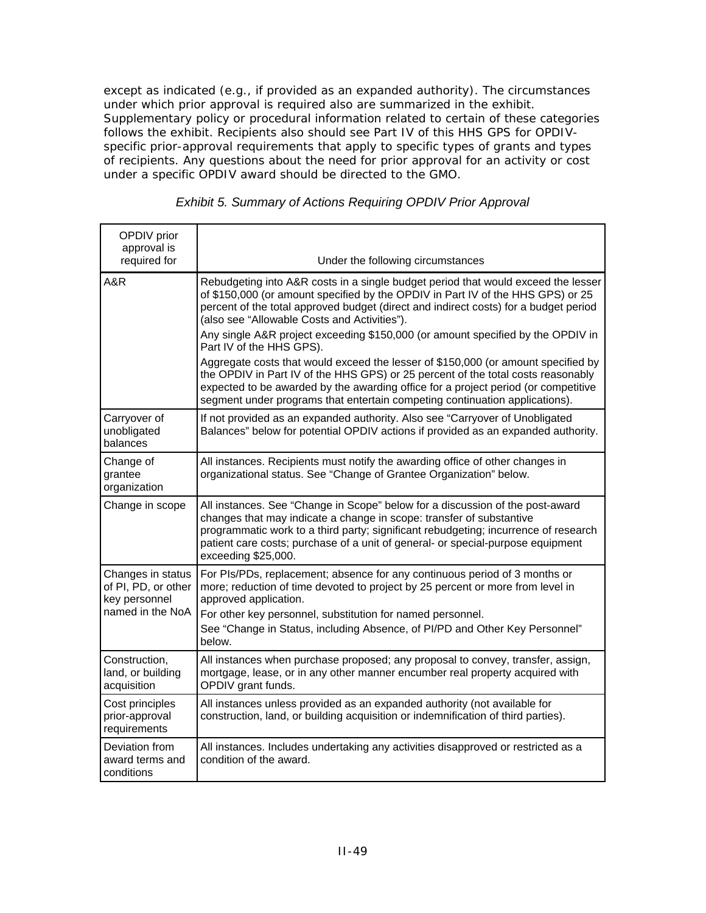except as indicated (e.g., if provided as an expanded authority). The circumstances under which prior approval is required also are summarized in the exhibit. Supplementary policy or procedural information related to certain of these categories follows the exhibit. Recipients also should see Part IV of this HHS GPS for OPDIV-specific prior-approval requirements that apply to specific types of grants and types of recipients. Any questions about the need for prior approval for an activity or cost under a specific OPDIV award should be directed to the GMO.

*Exhibit 5. Summary of Actions Requiring OPDIV Prior Approval*

| OPDIV prior approval is required for | Under the following circumstances |
|---|---|
| A&R | Rebudgeting into A&R costs in a single budget period that would exceed the lesser of $150,000 (or amount specified by the OPDIV in Part IV of the HHS GPS) or 25 percent of the total approved budget (direct and indirect costs) for a budget period (also see "Allowable Costs and Activities").<br>Any single A&R project exceeding $150,000 (or amount specified by the OPDIV in Part IV of the HHS GPS).<br>Aggregate costs that would exceed the lesser of $150,000 (or amount specified by the OPDIV in Part IV of the HHS GPS) or 25 percent of the total costs reasonably expected to be awarded by the awarding office for a project period (or competitive segment under programs that entertain competing continuation applications). |
| Carryover of unobligated balances | If not provided as an expanded authority. Also see "Carryover of Unobligated Balances" below for potential OPDIV actions if provided as an expanded authority. |
| Change of grantee organization | All instances. Recipients must notify the awarding office of other changes in organizational status. See "Change of Grantee Organization" below. |
| Change in scope | All instances. See "Change in Scope" below for a discussion of the post-award changes that may indicate a change in scope: transfer of substantive programmatic work to a third party; significant rebudgeting; incurrence of research patient care costs; purchase of a unit of general- or special-purpose equipment exceeding $25,000. |
| Changes in status of PI, PD, or other key personnel named in the NoA | For PIs/PDs, replacement; absence for any continuous period of 3 months or more; reduction of time devoted to project by 25 percent or more from level in approved application.<br>For other key personnel, substitution for named personnel.<br>See "Change in Status, including Absence, of PI/PD and Other Key Personnel" below. |
| Construction, land, or building acquisition | All instances when purchase proposed; any proposal to convey, transfer, assign, mortgage, lease, or in any other manner encumber real property acquired with OPDIV grant funds. |
| Cost principles prior-approval requirements | All instances unless provided as an expanded authority (not available for construction, land, or building acquisition or indemnification of third parties). |
| Deviation from award terms and conditions | All instances. Includes undertaking any activities disapproved or restricted as a condition of the award. |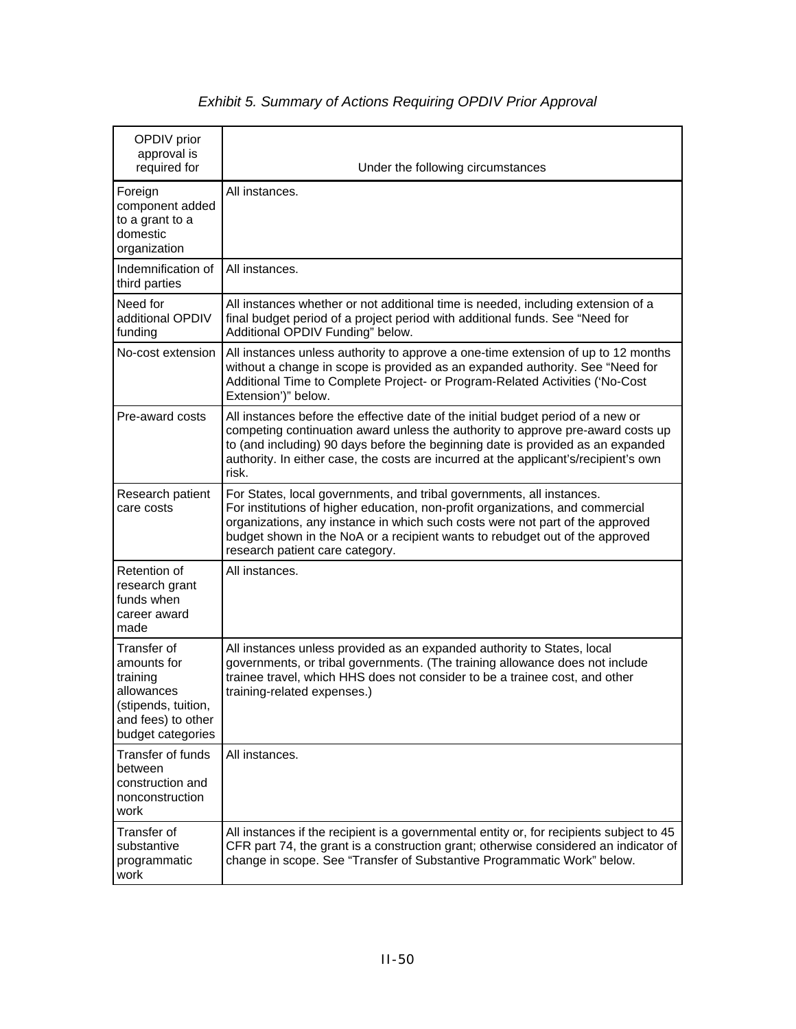*Exhibit 5. Summary of Actions Requiring OPDIV Prior Approval*

| OPDIV prior approval is required for | Under the following circumstances |
|---|---|
| Foreign component added to a grant to a domestic organization | All instances. |
| Indemnification of third parties | All instances. |
| Need for additional OPDIV funding | All instances whether or not additional time is needed, including extension of a final budget period of a project period with additional funds. See "Need for Additional OPDIV Funding" below. |
| No-cost extension | All instances unless authority to approve a one-time extension of up to 12 months without a change in scope is provided as an expanded authority. See "Need for Additional Time to Complete Project- or Program-Related Activities ('No-Cost Extension')" below. |
| Pre-award costs | All instances before the effective date of the initial budget period of a new or competing continuation award unless the authority to approve pre-award costs up to (and including) 90 days before the beginning date is provided as an expanded authority. In either case, the costs are incurred at the applicant's/recipient's own risk. |
| Research patient care costs | For States, local governments, and tribal governments, all instances. For institutions of higher education, non-profit organizations, and commercial organizations, any instance in which such costs were not part of the approved budget shown in the NoA or a recipient wants to rebudget out of the approved research patient care category. |
| Retention of research grant funds when career award made | All instances. |
| Transfer of amounts for training allowances (stipends, tuition, and fees) to other budget categories | All instances unless provided as an expanded authority to States, local governments, or tribal governments. (The training allowance does not include trainee travel, which HHS does not consider to be a trainee cost, and other training-related expenses.) |
| Transfer of funds between construction and nonconstruction work | All instances. |
| Transfer of substantive programmatic work | All instances if the recipient is a governmental entity or, for recipients subject to 45 CFR part 74, the grant is a construction grant; otherwise considered an indicator of change in scope. See "Transfer of Substantive Programmatic Work" below. |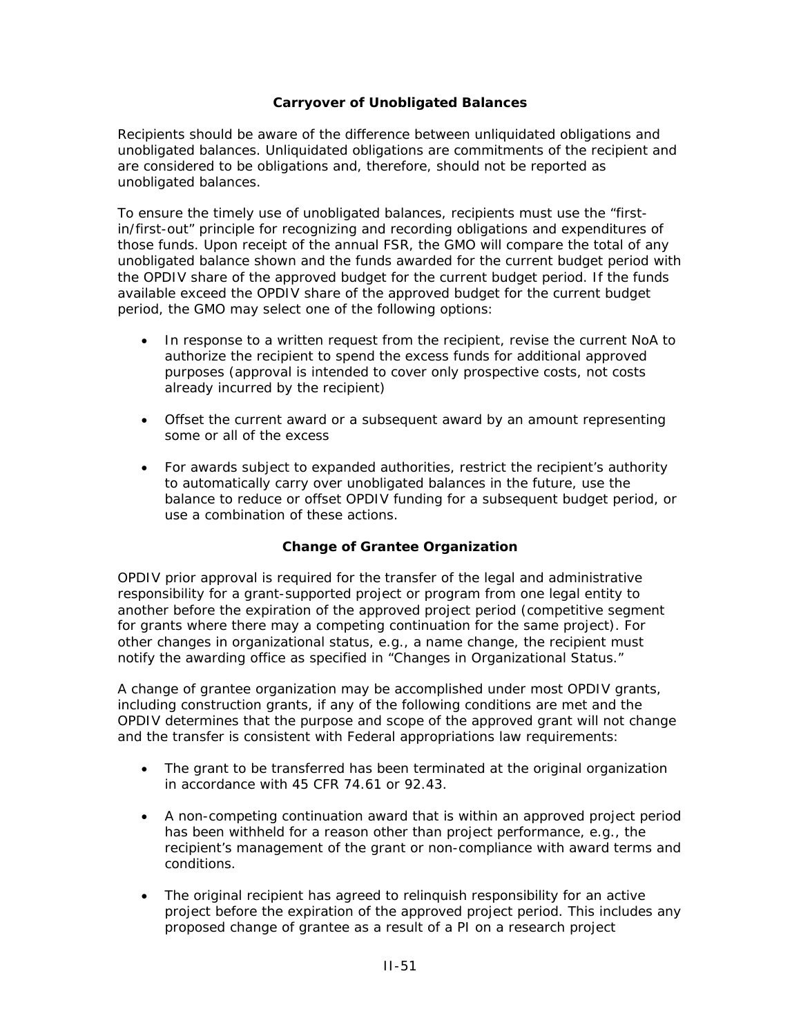## Carryover of Unobligated Balances

Recipients should be aware of the difference between unliquidated obligations and unobligated balances. Unliquidated obligations are commitments of the recipient and are considered to be obligations and, therefore, should not be reported as unobligated balances.

To ensure the timely use of unobligated balances, recipients must use the "first-in/first-out" principle for recognizing and recording obligations and expenditures of those funds. Upon receipt of the annual FSR, the GMO will compare the total of any unobligated balance shown and the funds awarded for the current budget period with the OPDIV share of the approved budget for the current budget period. If the funds available exceed the OPDIV share of the approved budget for the current budget period, the GMO may select one of the following options:

- In response to a written request from the recipient, revise the current NoA to authorize the recipient to spend the excess funds for additional approved purposes (approval is intended to cover only prospective costs, not costs already incurred by the recipient)
- Offset the current award or a subsequent award by an amount representing some or all of the excess
- For awards subject to expanded authorities, restrict the recipient's authority to automatically carry over unobligated balances in the future, use the balance to reduce or offset OPDIV funding for a subsequent budget period, or use a combination of these actions.

## Change of Grantee Organization

OPDIV prior approval is required for the transfer of the legal and administrative responsibility for a grant-supported project or program from one legal entity to another before the expiration of the approved project period (competitive segment for grants where there may a competing continuation for the same project). For other changes in organizational status, e.g., a name change, the recipient must notify the awarding office as specified in "Changes in Organizational Status."

A change of grantee organization may be accomplished under most OPDIV grants, including construction grants, if any of the following conditions are met and the OPDIV determines that the purpose and scope of the approved grant will not change and the transfer is consistent with Federal appropriations law requirements:

- The grant to be transferred has been terminated at the original organization in accordance with 45 CFR 74.61 or 92.43.
- A non-competing continuation award that is within an approved project period has been withheld for a reason other than project performance, e.g., the recipient's management of the grant or non-compliance with award terms and conditions.
- The original recipient has agreed to relinquish responsibility for an active project before the expiration of the approved project period. This includes any proposed change of grantee as a result of a PI on a research project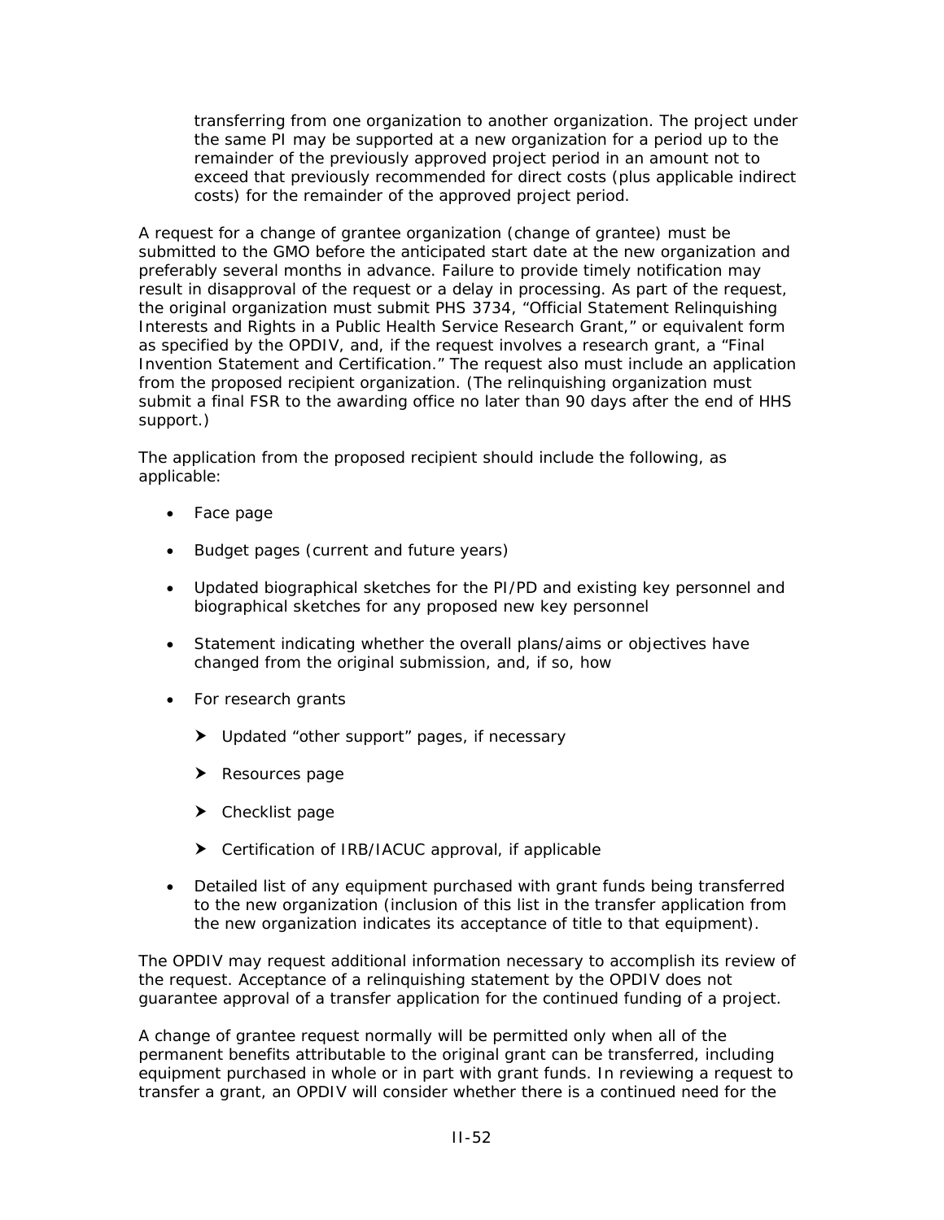transferring from one organization to another organization. The project under the same PI may be supported at a new organization for a period up to the remainder of the previously approved project period in an amount not to exceed that previously recommended for direct costs (plus applicable indirect costs) for the remainder of the approved project period.

A request for a change of grantee organization (change of grantee) must be submitted to the GMO before the anticipated start date at the new organization and preferably several months in advance. Failure to provide timely notification may result in disapproval of the request or a delay in processing. As part of the request, the original organization must submit PHS 3734, "Official Statement Relinquishing Interests and Rights in a Public Health Service Research Grant," or equivalent form as specified by the OPDIV, and, if the request involves a research grant, a "Final Invention Statement and Certification." The request also must include an application from the proposed recipient organization. (The relinquishing organization must submit a final FSR to the awarding office no later than 90 days after the end of HHS support.)

The application from the proposed recipient should include the following, as applicable:

- Face page
- Budget pages (current and future years)
- Updated biographical sketches for the PI/PD and existing key personnel and biographical sketches for any proposed new key personnel
- Statement indicating whether the overall plans/aims or objectives have changed from the original submission, and, if so, how
- For research grants
  - Updated "other support" pages, if necessary
  - Resources page
  - Checklist page
  - Certification of IRB/IACUC approval, if applicable
- Detailed list of any equipment purchased with grant funds being transferred to the new organization (inclusion of this list in the transfer application from the new organization indicates its acceptance of title to that equipment).

The OPDIV may request additional information necessary to accomplish its review of the request. Acceptance of a relinquishing statement by the OPDIV does not guarantee approval of a transfer application for the continued funding of a project.

A change of grantee request normally will be permitted only when all of the permanent benefits attributable to the original grant can be transferred, including equipment purchased in whole or in part with grant funds. In reviewing a request to transfer a grant, an OPDIV will consider whether there is a continued need for the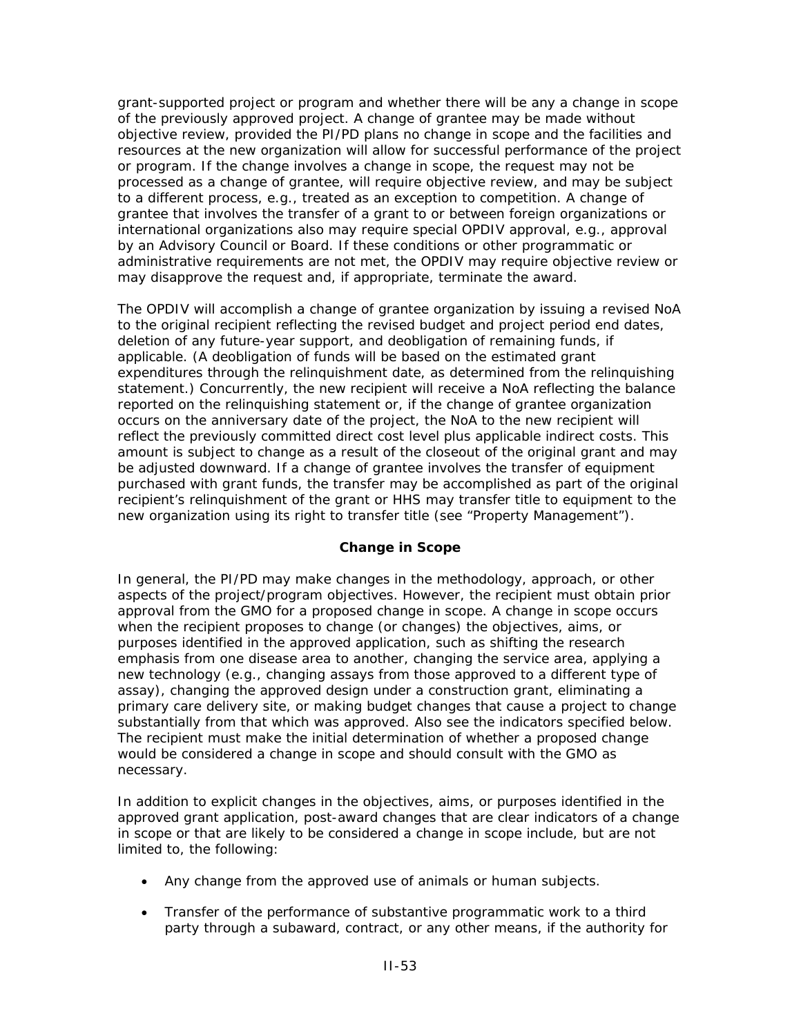grant-supported project or program and whether there will be any a change in scope of the previously approved project. A change of grantee may be made without objective review, provided the PI/PD plans no change in scope and the facilities and resources at the new organization will allow for successful performance of the project or program. If the change involves a change in scope, the request may not be processed as a change of grantee, will require objective review, and may be subject to a different process, e.g., treated as an exception to competition. A change of grantee that involves the transfer of a grant to or between foreign organizations or international organizations also may require special OPDIV approval, e.g., approval by an Advisory Council or Board. If these conditions or other programmatic or administrative requirements are not met, the OPDIV may require objective review or may disapprove the request and, if appropriate, terminate the award.

The OPDIV will accomplish a change of grantee organization by issuing a revised NoA to the original recipient reflecting the revised budget and project period end dates, deletion of any future-year support, and deobligation of remaining funds, if applicable. (A deobligation of funds will be based on the estimated grant expenditures through the relinquishment date, as determined from the relinquishing statement.) Concurrently, the new recipient will receive a NoA reflecting the balance reported on the relinquishing statement or, if the change of grantee organization occurs on the anniversary date of the project, the NoA to the new recipient will reflect the previously committed direct cost level plus applicable indirect costs. This amount is subject to change as a result of the closeout of the original grant and may be adjusted downward. If a change of grantee involves the transfer of equipment purchased with grant funds, the transfer may be accomplished as part of the original recipient's relinquishment of the grant or HHS may transfer title to equipment to the new organization using its right to transfer title (see "Property Management").

### Change in Scope

In general, the PI/PD may make changes in the methodology, approach, or other aspects of the project/program objectives. However, the recipient must obtain prior approval from the GMO for a proposed change in scope. A change in scope occurs when the recipient proposes to change (or changes) the objectives, aims, or purposes identified in the approved application, such as shifting the research emphasis from one disease area to another, changing the service area, applying a new technology (e.g., changing assays from those approved to a different type of assay), changing the approved design under a construction grant, eliminating a primary care delivery site, or making budget changes that cause a project to change substantially from that which was approved. Also see the indicators specified below. The recipient must make the initial determination of whether a proposed change would be considered a change in scope and should consult with the GMO as necessary.

In addition to explicit changes in the objectives, aims, or purposes identified in the approved grant application, post-award changes that are clear indicators of a change in scope or that are likely to be considered a change in scope include, but are not limited to, the following:

- Any change from the approved use of animals or human subjects.
- Transfer of the performance of substantive programmatic work to a third party through a subaward, contract, or any other means, if the authority for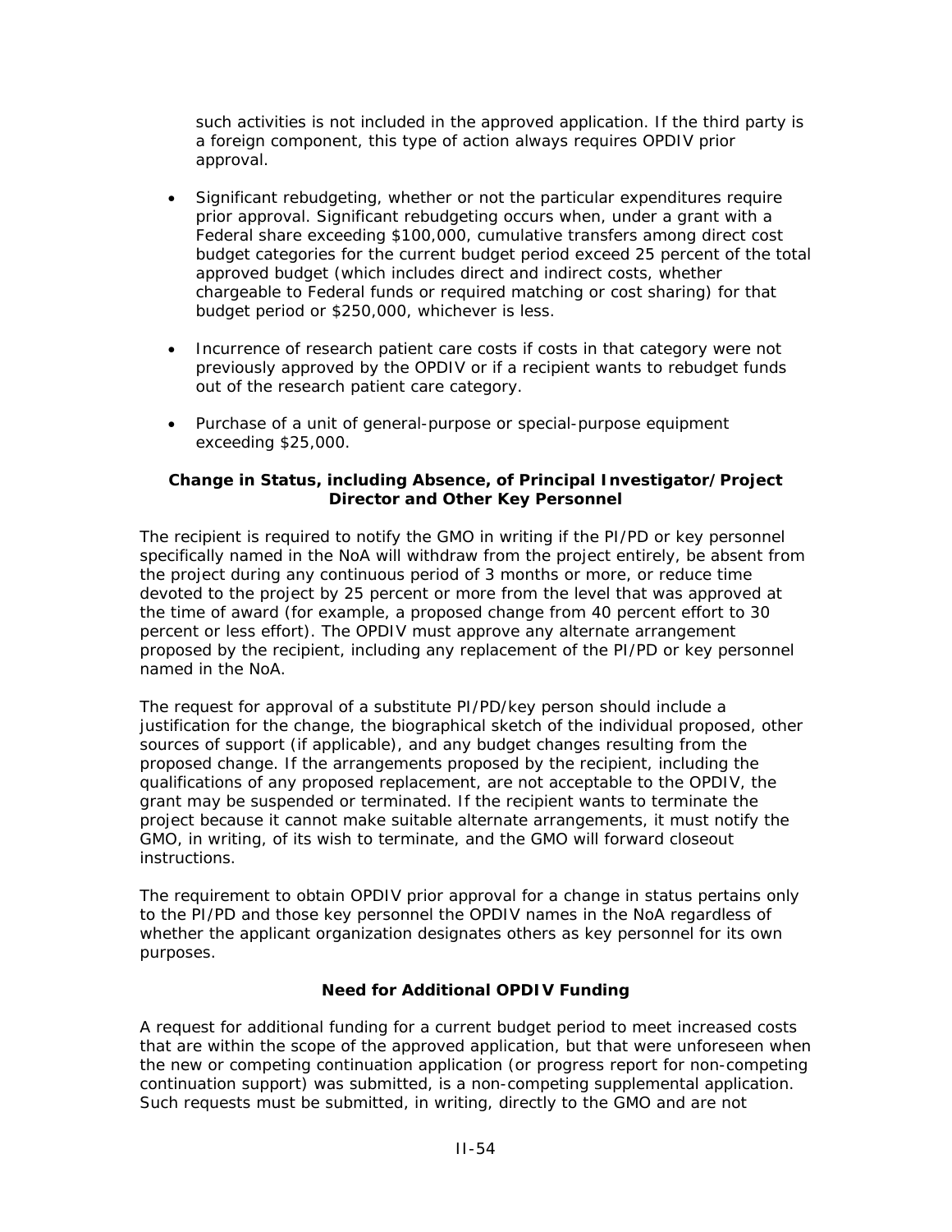such activities is not included in the approved application. If the third party is a foreign component, this type of action always requires OPDIV prior approval.

- Significant rebudgeting, whether or not the particular expenditures require prior approval. Significant rebudgeting occurs when, under a grant with a Federal share exceeding $100,000, cumulative transfers among direct cost budget categories for the current budget period exceed 25 percent of the total approved budget (which includes direct and indirect costs, whether chargeable to Federal funds or required matching or cost sharing) for that budget period or $250,000, whichever is less.

- Incurrence of research patient care costs if costs in that category were not previously approved by the OPDIV or if a recipient wants to rebudget funds out of the research patient care category.

- Purchase of a unit of general-purpose or special-purpose equipment exceeding $25,000.

**Change in Status, including Absence, of Principal Investigator/Project Director and Other Key Personnel**

The recipient is required to notify the GMO in writing if the PI/PD or key personnel specifically named in the NoA will withdraw from the project entirely, be absent from the project during any continuous period of 3 months or more, or reduce time devoted to the project by 25 percent or more from the level that was approved at the time of award (for example, a proposed change from 40 percent effort to 30 percent or less effort). The OPDIV must approve any alternate arrangement proposed by the recipient, including any replacement of the PI/PD or key personnel named in the NoA.

The request for approval of a substitute PI/PD/key person should include a justification for the change, the biographical sketch of the individual proposed, other sources of support (if applicable), and any budget changes resulting from the proposed change. If the arrangements proposed by the recipient, including the qualifications of any proposed replacement, are not acceptable to the OPDIV, the grant may be suspended or terminated. If the recipient wants to terminate the project because it cannot make suitable alternate arrangements, it must notify the GMO, in writing, of its wish to terminate, and the GMO will forward closeout instructions.

The requirement to obtain OPDIV prior approval for a change in status pertains only to the PI/PD and those key personnel the OPDIV names in the NoA regardless of whether the applicant organization designates others as key personnel for its own purposes.

**Need for Additional OPDIV Funding**

A request for additional funding for a current budget period to meet increased costs that are within the scope of the approved application, but that were unforeseen when the new or competing continuation application (or progress report for non-competing continuation support) was submitted, is a non-competing supplemental application. Such requests must be submitted, in writing, directly to the GMO and are not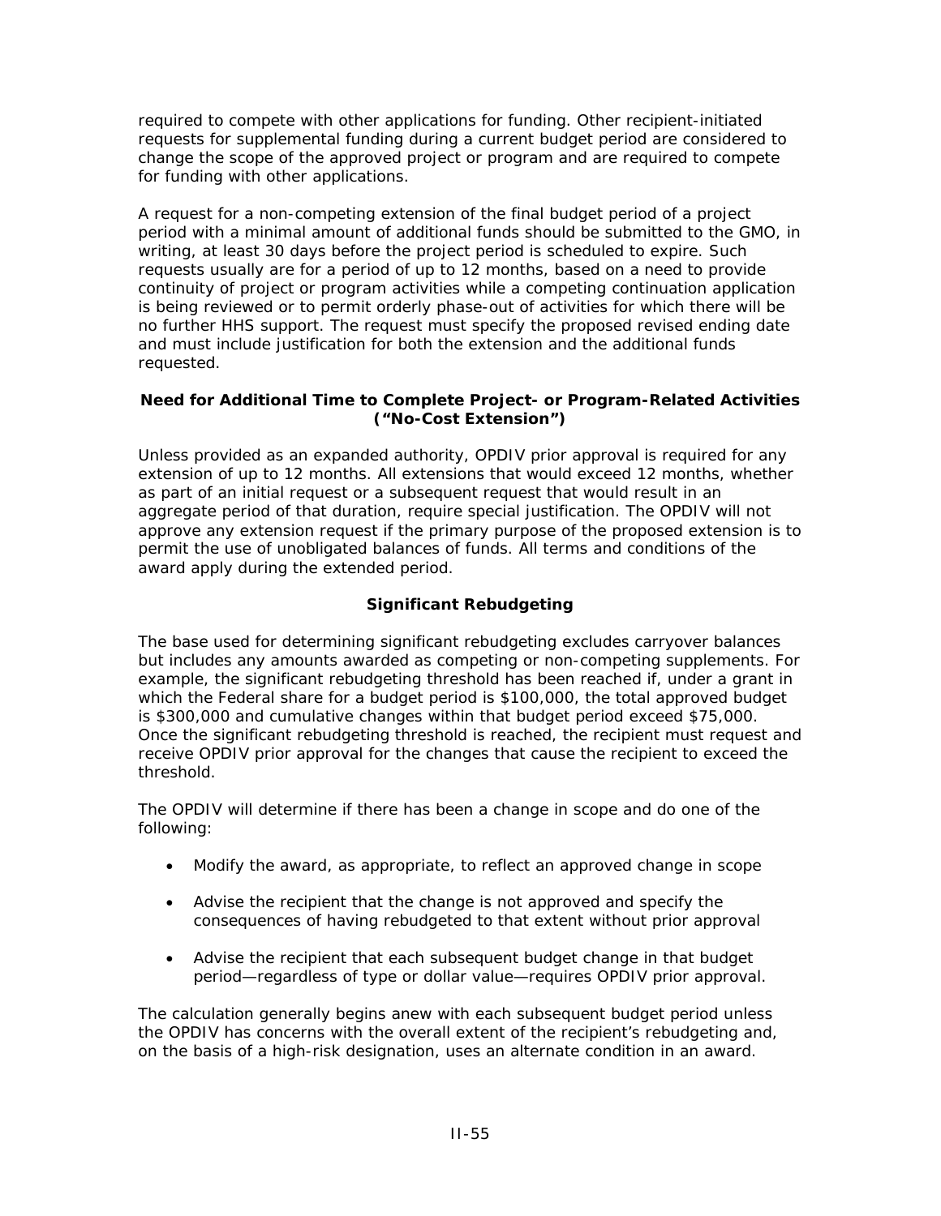required to compete with other applications for funding. Other recipient-initiated requests for supplemental funding during a current budget period are considered to change the scope of the approved project or program and are required to compete for funding with other applications.

A request for a non-competing extension of the final budget period of a project period with a minimal amount of additional funds should be submitted to the GMO, in writing, at least 30 days before the project period is scheduled to expire. Such requests usually are for a period of up to 12 months, based on a need to provide continuity of project or program activities while a competing continuation application is being reviewed or to permit orderly phase-out of activities for which there will be no further HHS support. The request must specify the proposed revised ending date and must include justification for both the extension and the additional funds requested.

### Need for Additional Time to Complete Project- or Program-Related Activities ("No-Cost Extension")

Unless provided as an expanded authority, OPDIV prior approval is required for any extension of up to 12 months. All extensions that would exceed 12 months, whether as part of an initial request or a subsequent request that would result in an aggregate period of that duration, require special justification. The OPDIV will not approve any extension request if the primary purpose of the proposed extension is to permit the use of unobligated balances of funds. All terms and conditions of the award apply during the extended period.

### Significant Rebudgeting

The base used for determining significant rebudgeting excludes carryover balances but includes any amounts awarded as competing or non-competing supplements. For example, the significant rebudgeting threshold has been reached if, under a grant in which the Federal share for a budget period is $100,000, the total approved budget is $300,000 and cumulative changes within that budget period exceed $75,000. Once the significant rebudgeting threshold is reached, the recipient must request and receive OPDIV prior approval for the changes that cause the recipient to exceed the threshold.

The OPDIV will determine if there has been a change in scope and do one of the following:

- Modify the award, as appropriate, to reflect an approved change in scope
- Advise the recipient that the change is not approved and specify the consequences of having rebudgeted to that extent without prior approval
- Advise the recipient that each subsequent budget change in that budget period—regardless of type or dollar value—requires OPDIV prior approval.

The calculation generally begins anew with each subsequent budget period unless the OPDIV has concerns with the overall extent of the recipient's rebudgeting and, on the basis of a high-risk designation, uses an alternate condition in an award.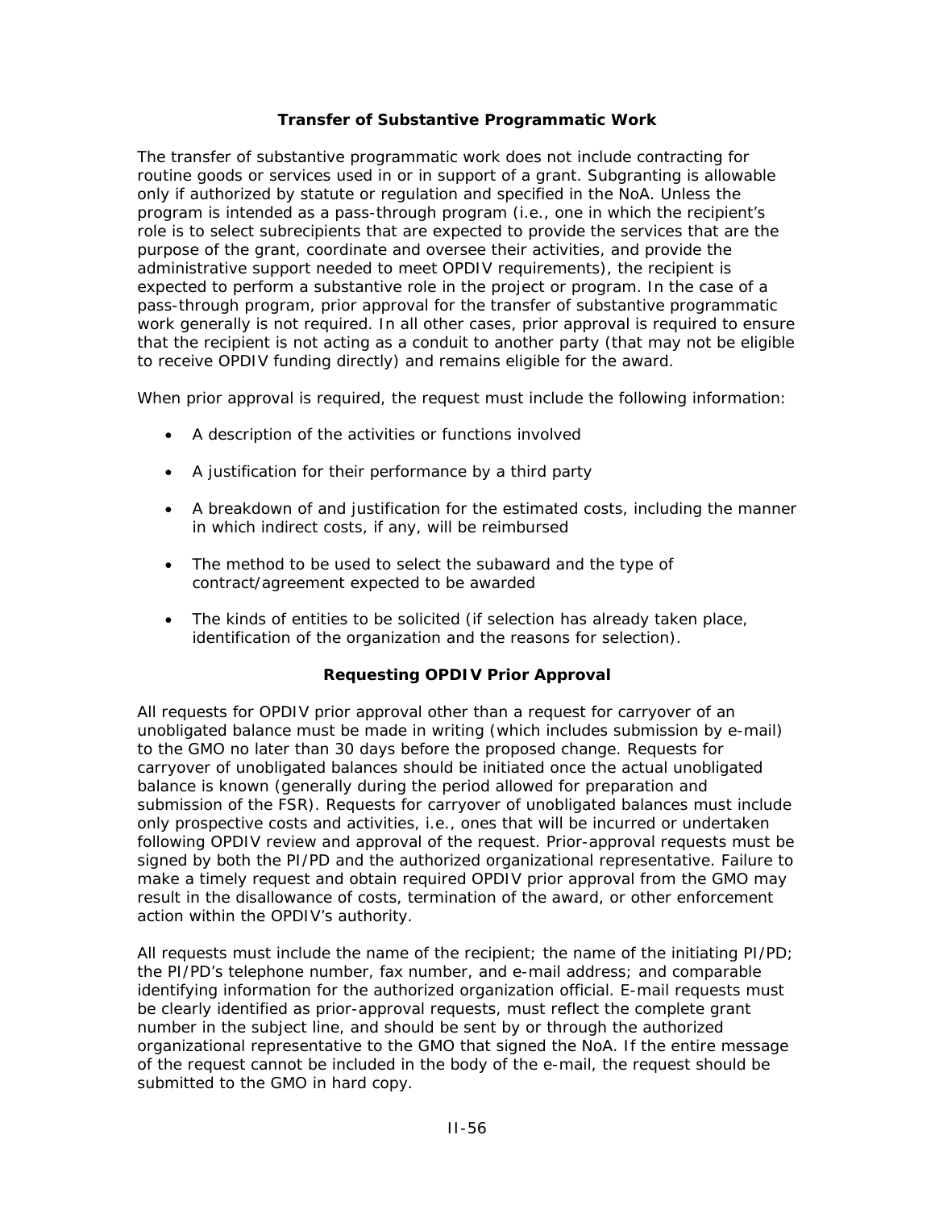### Transfer of Substantive Programmatic Work

The transfer of substantive programmatic work does not include contracting for routine goods or services used in or in support of a grant. Subgranting is allowable only if authorized by statute or regulation and specified in the NoA. Unless the program is intended as a pass-through program (i.e., one in which the recipient's role is to select subrecipients that are expected to provide the services that are the purpose of the grant, coordinate and oversee their activities, and provide the administrative support needed to meet OPDIV requirements), the recipient is expected to perform a substantive role in the project or program. In the case of a pass-through program, prior approval for the transfer of substantive programmatic work generally is not required. In all other cases, prior approval is required to ensure that the recipient is not acting as a conduit to another party (that may not be eligible to receive OPDIV funding directly) and remains eligible for the award.

When prior approval is required, the request must include the following information:

- A description of the activities or functions involved
- A justification for their performance by a third party
- A breakdown of and justification for the estimated costs, including the manner in which indirect costs, if any, will be reimbursed
- The method to be used to select the subaward and the type of contract/agreement expected to be awarded
- The kinds of entities to be solicited (if selection has already taken place, identification of the organization and the reasons for selection).

### Requesting OPDIV Prior Approval

All requests for OPDIV prior approval other than a request for carryover of an unobligated balance must be made in writing (which includes submission by e-mail) to the GMO no later than 30 days before the proposed change. Requests for carryover of unobligated balances should be initiated once the actual unobligated balance is known (generally during the period allowed for preparation and submission of the FSR). Requests for carryover of unobligated balances must include only prospective costs and activities, i.e., ones that will be incurred or undertaken following OPDIV review and approval of the request. Prior-approval requests must be signed by both the PI/PD and the authorized organizational representative. Failure to make a timely request and obtain required OPDIV prior approval from the GMO may result in the disallowance of costs, termination of the award, or other enforcement action within the OPDIV's authority.

All requests must include the name of the recipient; the name of the initiating PI/PD; the PI/PD's telephone number, fax number, and e-mail address; and comparable identifying information for the authorized organization official. E-mail requests must be clearly identified as prior-approval requests, must reflect the complete grant number in the subject line, and should be sent by or through the authorized organizational representative to the GMO that signed the NoA. If the entire message of the request cannot be included in the body of the e-mail, the request should be submitted to the GMO in hard copy.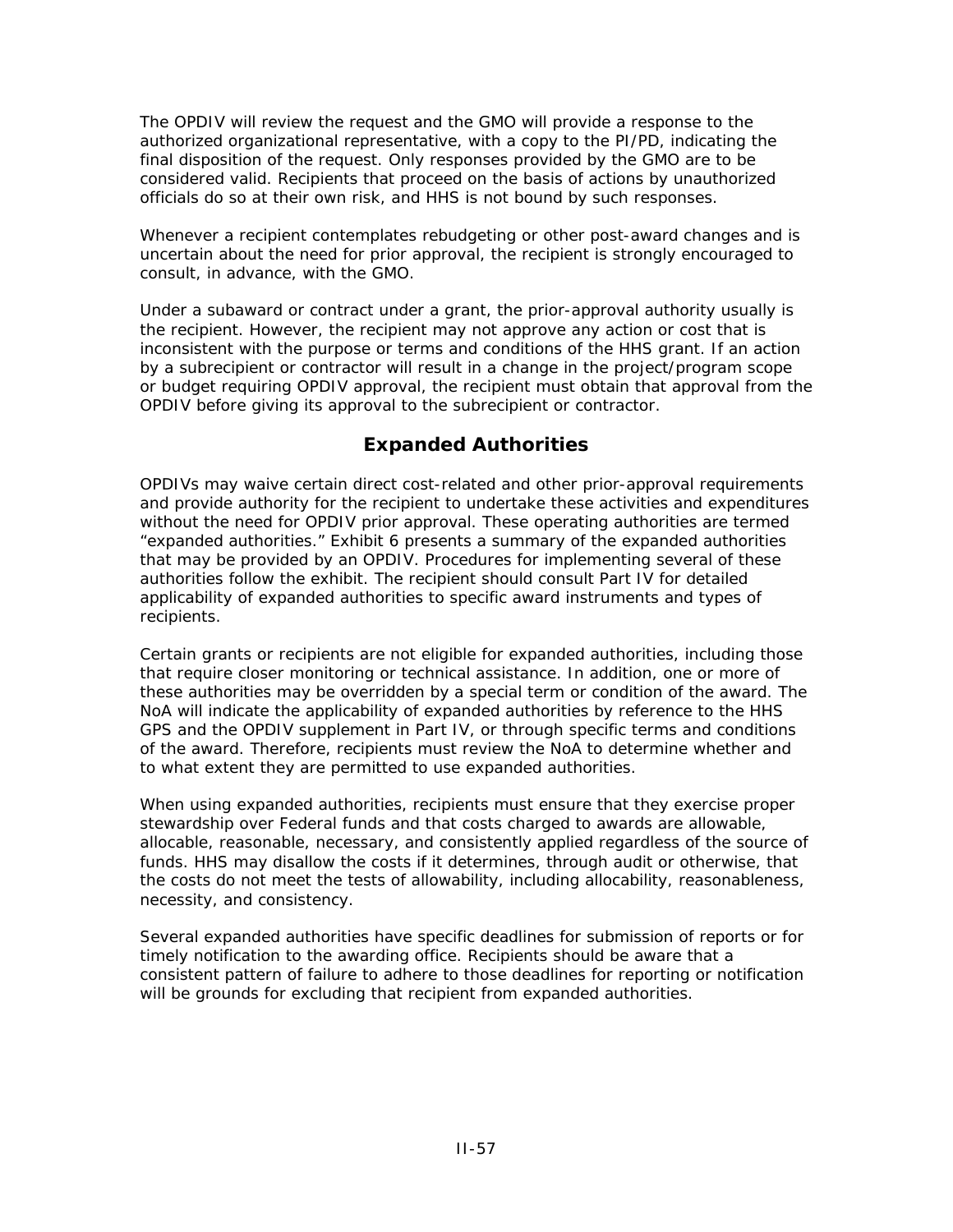The OPDIV will review the request and the GMO will provide a response to the authorized organizational representative, with a copy to the PI/PD, indicating the final disposition of the request. Only responses provided by the GMO are to be considered valid. Recipients that proceed on the basis of actions by unauthorized officials do so at their own risk, and HHS is not bound by such responses.

Whenever a recipient contemplates rebudgeting or other post-award changes and is uncertain about the need for prior approval, the recipient is strongly encouraged to consult, in advance, with the GMO.

Under a subaward or contract under a grant, the prior-approval authority usually is the recipient. However, the recipient may not approve any action or cost that is inconsistent with the purpose or terms and conditions of the HHS grant. If an action by a subrecipient or contractor will result in a change in the project/program scope or budget requiring OPDIV approval, the recipient must obtain that approval from the OPDIV before giving its approval to the subrecipient or contractor.

## Expanded Authorities

OPDIVs may waive certain direct cost-related and other prior-approval requirements and provide authority for the recipient to undertake these activities and expenditures without the need for OPDIV prior approval. These operating authorities are termed "expanded authorities." Exhibit 6 presents a summary of the expanded authorities that may be provided by an OPDIV. Procedures for implementing several of these authorities follow the exhibit. The recipient should consult Part IV for detailed applicability of expanded authorities to specific award instruments and types of recipients.

Certain grants or recipients are not eligible for expanded authorities, including those that require closer monitoring or technical assistance. In addition, one or more of these authorities may be overridden by a special term or condition of the award. The NoA will indicate the applicability of expanded authorities by reference to the HHS GPS and the OPDIV supplement in Part IV, or through specific terms and conditions of the award. Therefore, recipients must review the NoA to determine whether and to what extent they are permitted to use expanded authorities.

When using expanded authorities, recipients must ensure that they exercise proper stewardship over Federal funds and that costs charged to awards are allowable, allocable, reasonable, necessary, and consistently applied regardless of the source of funds. HHS may disallow the costs if it determines, through audit or otherwise, that the costs do not meet the tests of allowability, including allocability, reasonableness, necessity, and consistency.

Several expanded authorities have specific deadlines for submission of reports or for timely notification to the awarding office. Recipients should be aware that a consistent pattern of failure to adhere to those deadlines for reporting or notification will be grounds for excluding that recipient from expanded authorities.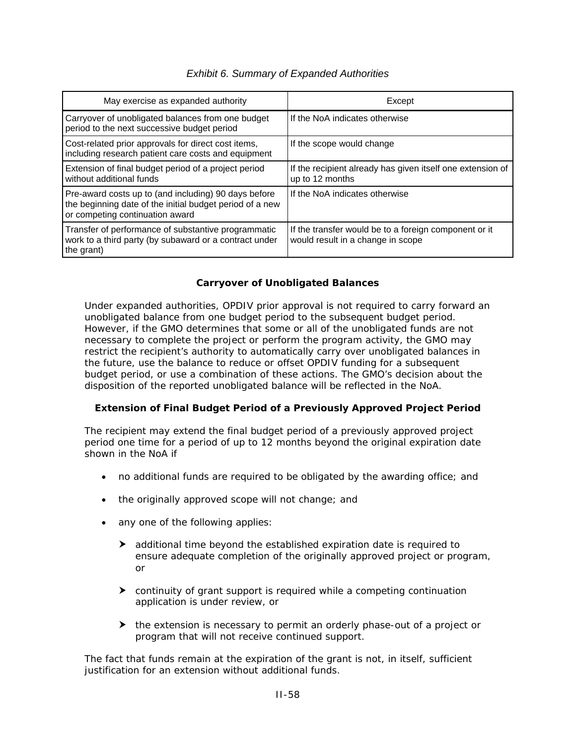*Exhibit 6. Summary of Expanded Authorities*

| May exercise as expanded authority | Except |
|---|---|
| Carryover of unobligated balances from one budget period to the next successive budget period | If the NoA indicates otherwise |
| Cost-related prior approvals for direct cost items, including research patient care costs and equipment | If the scope would change |
| Extension of final budget period of a project period without additional funds | If the recipient already has given itself one extension of up to 12 months |
| Pre-award costs up to (and including) 90 days before the beginning date of the initial budget period of a new or competing continuation award | If the NoA indicates otherwise |
| Transfer of performance of substantive programmatic work to a third party (by subaward or a contract under the grant) | If the transfer would be to a foreign component or it would result in a change in scope |

**Carryover of Unobligated Balances**

Under expanded authorities, OPDIV prior approval is not required to carry forward an unobligated balance from one budget period to the subsequent budget period. However, if the GMO determines that some or all of the unobligated funds are not necessary to complete the project or perform the program activity, the GMO may restrict the recipient's authority to automatically carry over unobligated balances in the future, use the balance to reduce or offset OPDIV funding for a subsequent budget period, or use a combination of these actions. The GMO's decision about the disposition of the reported unobligated balance will be reflected in the NoA.

**Extension of Final Budget Period of a Previously Approved Project Period**

The recipient may extend the final budget period of a previously approved project period one time for a period of up to 12 months beyond the original expiration date shown in the NoA if

- no additional funds are required to be obligated by the awarding office; and
- the originally approved scope will not change; and
- any one of the following applies:
  - additional time beyond the established expiration date is required to ensure adequate completion of the originally approved project or program, or
  - continuity of grant support is required while a competing continuation application is under review, or
  - the extension is necessary to permit an orderly phase-out of a project or program that will not receive continued support.

The fact that funds remain at the expiration of the grant is not, in itself, sufficient justification for an extension without additional funds.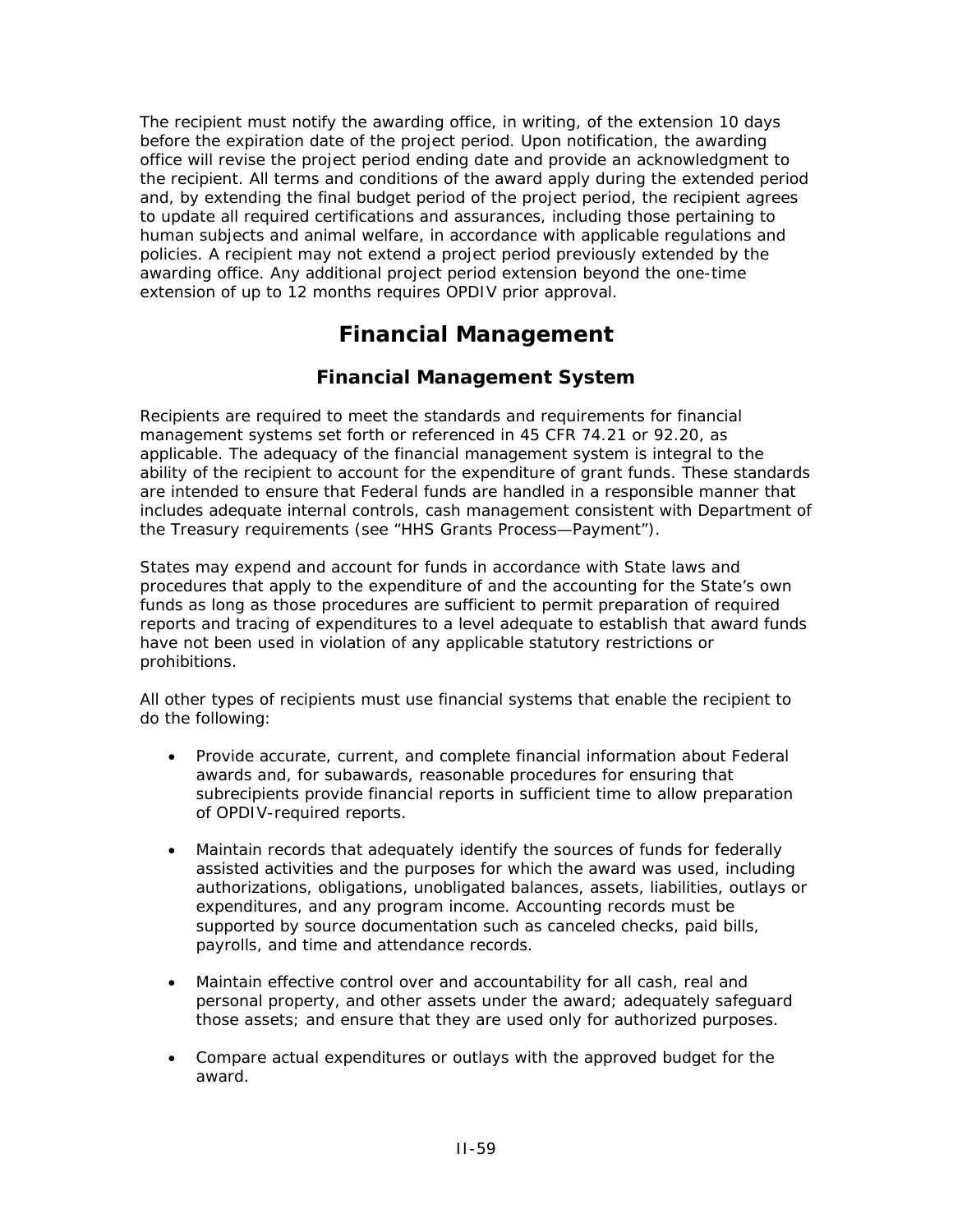The recipient must notify the awarding office, in writing, of the extension 10 days before the expiration date of the project period. Upon notification, the awarding office will revise the project period ending date and provide an acknowledgment to the recipient. All terms and conditions of the award apply during the extended period and, by extending the final budget period of the project period, the recipient agrees to update all required certifications and assurances, including those pertaining to human subjects and animal welfare, in accordance with applicable regulations and policies. A recipient may not extend a project period previously extended by the awarding office. Any additional project period extension beyond the one-time extension of up to 12 months requires OPDIV prior approval.

# Financial Management

## Financial Management System

Recipients are required to meet the standards and requirements for financial management systems set forth or referenced in 45 CFR 74.21 or 92.20, as applicable. The adequacy of the financial management system is integral to the ability of the recipient to account for the expenditure of grant funds. These standards are intended to ensure that Federal funds are handled in a responsible manner that includes adequate internal controls, cash management consistent with Department of the Treasury requirements (see "HHS Grants Process—Payment").

States may expend and account for funds in accordance with State laws and procedures that apply to the expenditure of and the accounting for the State's own funds as long as those procedures are sufficient to permit preparation of required reports and tracing of expenditures to a level adequate to establish that award funds have not been used in violation of any applicable statutory restrictions or prohibitions.

All other types of recipients must use financial systems that enable the recipient to do the following:

- Provide accurate, current, and complete financial information about Federal awards and, for subawards, reasonable procedures for ensuring that subrecipients provide financial reports in sufficient time to allow preparation of OPDIV-required reports.
- Maintain records that adequately identify the sources of funds for federally assisted activities and the purposes for which the award was used, including authorizations, obligations, unobligated balances, assets, liabilities, outlays or expenditures, and any program income. Accounting records must be supported by source documentation such as canceled checks, paid bills, payrolls, and time and attendance records.
- Maintain effective control over and accountability for all cash, real and personal property, and other assets under the award; adequately safeguard those assets; and ensure that they are used only for authorized purposes.
- Compare actual expenditures or outlays with the approved budget for the award.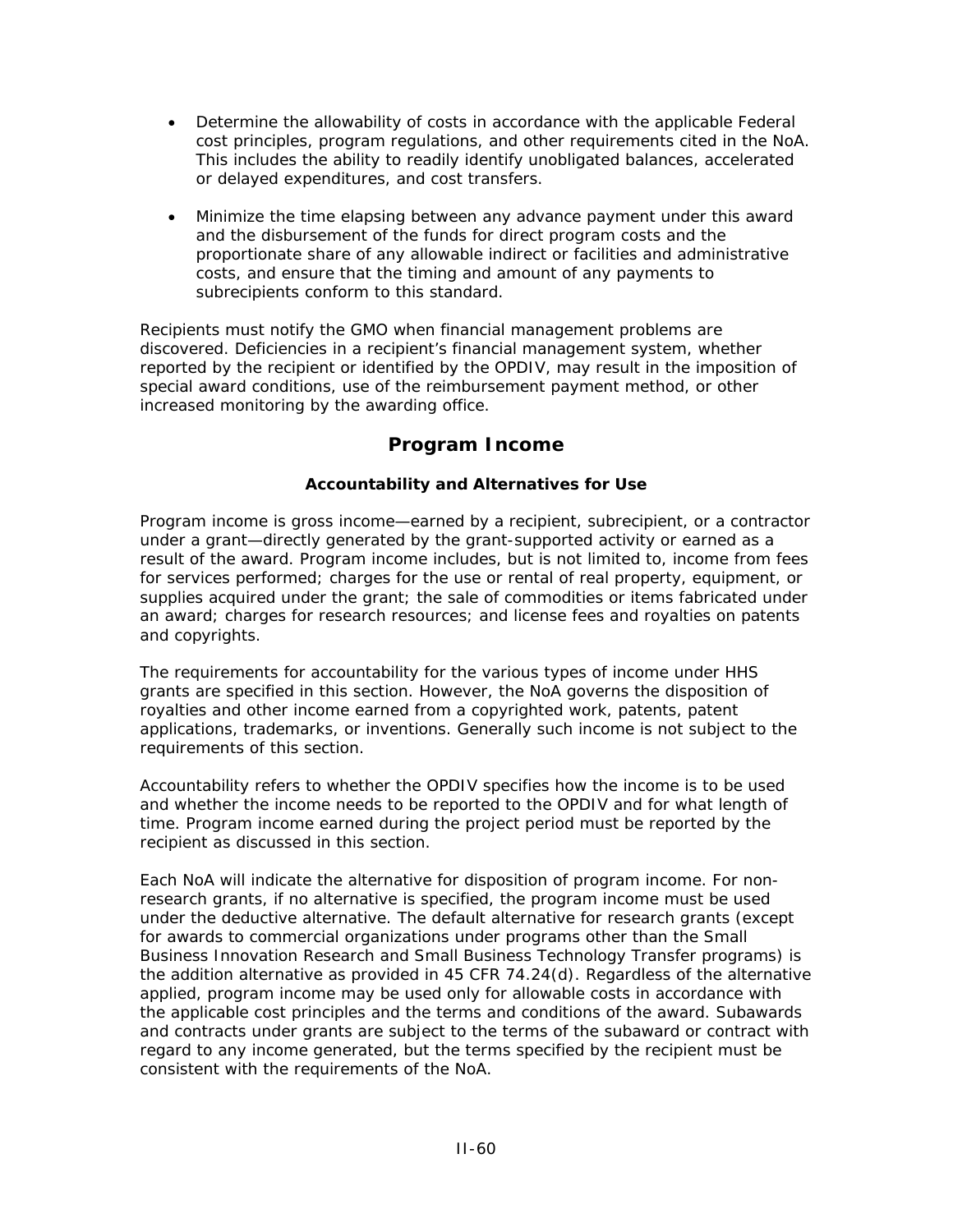- Determine the allowability of costs in accordance with the applicable Federal cost principles, program regulations, and other requirements cited in the NoA. This includes the ability to readily identify unobligated balances, accelerated or delayed expenditures, and cost transfers.

- Minimize the time elapsing between any advance payment under this award and the disbursement of the funds for direct program costs and the proportionate share of any allowable indirect or facilities and administrative costs, and ensure that the timing and amount of any payments to subrecipients conform to this standard.

Recipients must notify the GMO when financial management problems are discovered. Deficiencies in a recipient's financial management system, whether reported by the recipient or identified by the OPDIV, may result in the imposition of special award conditions, use of the reimbursement payment method, or other increased monitoring by the awarding office.

## Program Income

### Accountability and Alternatives for Use

Program income is gross income—earned by a recipient, subrecipient, or a contractor under a grant—directly generated by the grant-supported activity or earned as a result of the award. Program income includes, but is not limited to, income from fees for services performed; charges for the use or rental of real property, equipment, or supplies acquired under the grant; the sale of commodities or items fabricated under an award; charges for research resources; and license fees and royalties on patents and copyrights.

The requirements for accountability for the various types of income under HHS grants are specified in this section. However, the NoA governs the disposition of royalties and other income earned from a copyrighted work, patents, patent applications, trademarks, or inventions. Generally such income is not subject to the requirements of this section.

Accountability refers to whether the OPDIV specifies how the income is to be used and whether the income needs to be reported to the OPDIV and for what length of time. Program income earned during the project period must be reported by the recipient as discussed in this section.

Each NoA will indicate the alternative for disposition of program income. For non-research grants, if no alternative is specified, the program income must be used under the deductive alternative. The default alternative for research grants (except for awards to commercial organizations under programs other than the Small Business Innovation Research and Small Business Technology Transfer programs) is the addition alternative as provided in 45 CFR 74.24(d). Regardless of the alternative applied, program income may be used only for allowable costs in accordance with the applicable cost principles and the terms and conditions of the award. Subawards and contracts under grants are subject to the terms of the subaward or contract with regard to any income generated, but the terms specified by the recipient must be consistent with the requirements of the NoA.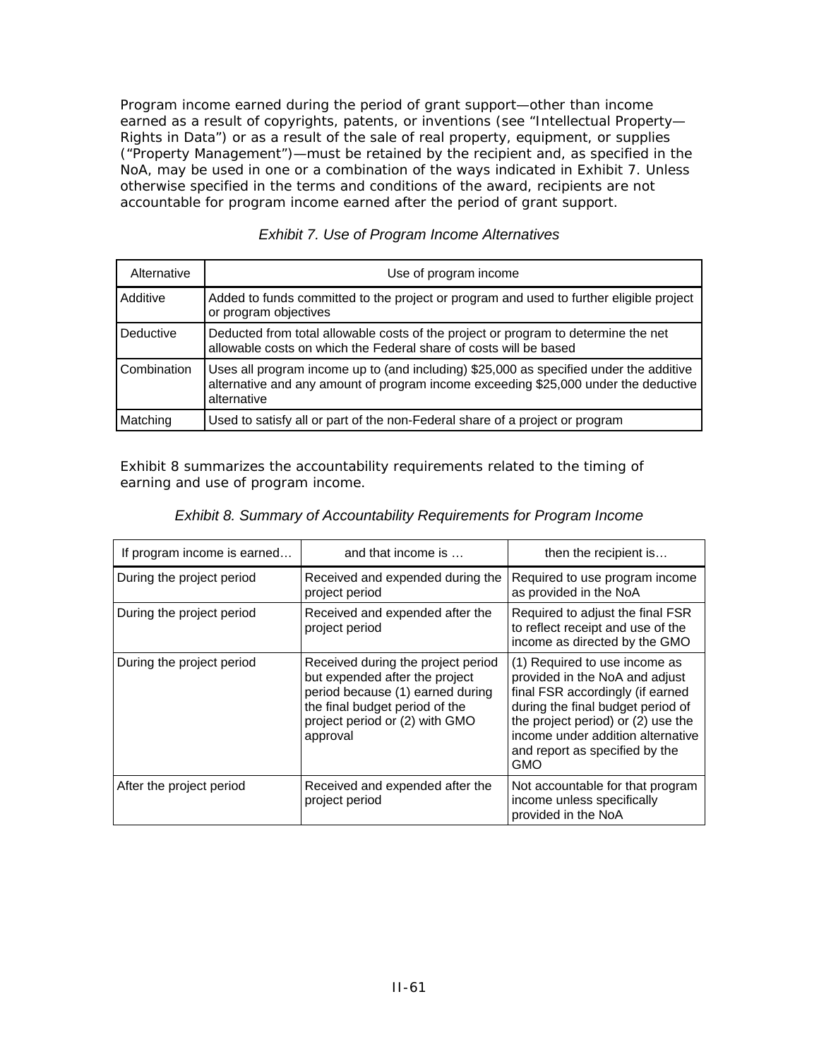Program income earned during the period of grant support—other than income earned as a result of copyrights, patents, or inventions (see "Intellectual Property—Rights in Data") or as a result of the sale of real property, equipment, or supplies ("Property Management")—must be retained by the recipient and, as specified in the NoA, may be used in one or a combination of the ways indicated in Exhibit 7. Unless otherwise specified in the terms and conditions of the award, recipients are not accountable for program income earned after the period of grant support.

*Exhibit 7. Use of Program Income Alternatives*

| Alternative | Use of program income |
|---|---|
| Additive | Added to funds committed to the project or program and used to further eligible project or program objectives |
| Deductive | Deducted from total allowable costs of the project or program to determine the net allowable costs on which the Federal share of costs will be based |
| Combination | Uses all program income up to (and including) $25,000 as specified under the additive alternative and any amount of program income exceeding $25,000 under the deductive alternative |
| Matching | Used to satisfy all or part of the non-Federal share of a project or program |

Exhibit 8 summarizes the accountability requirements related to the timing of earning and use of program income.

*Exhibit 8. Summary of Accountability Requirements for Program Income*

| If program income is earned… | and that income is … | then the recipient is… |
|---|---|---|
| During the project period | Received and expended during the project period | Required to use program income as provided in the NoA |
| During the project period | Received and expended after the project period | Required to adjust the final FSR to reflect receipt and use of the income as directed by the GMO |
| During the project period | Received during the project period but expended after the project period because (1) earned during the final budget period of the project period or (2) with GMO approval | (1) Required to use income as provided in the NoA and adjust final FSR accordingly (if earned during the final budget period of the project period) or (2) use the income under addition alternative and report as specified by the GMO |
| After the project period | Received and expended after the project period | Not accountable for that program income unless specifically provided in the NoA |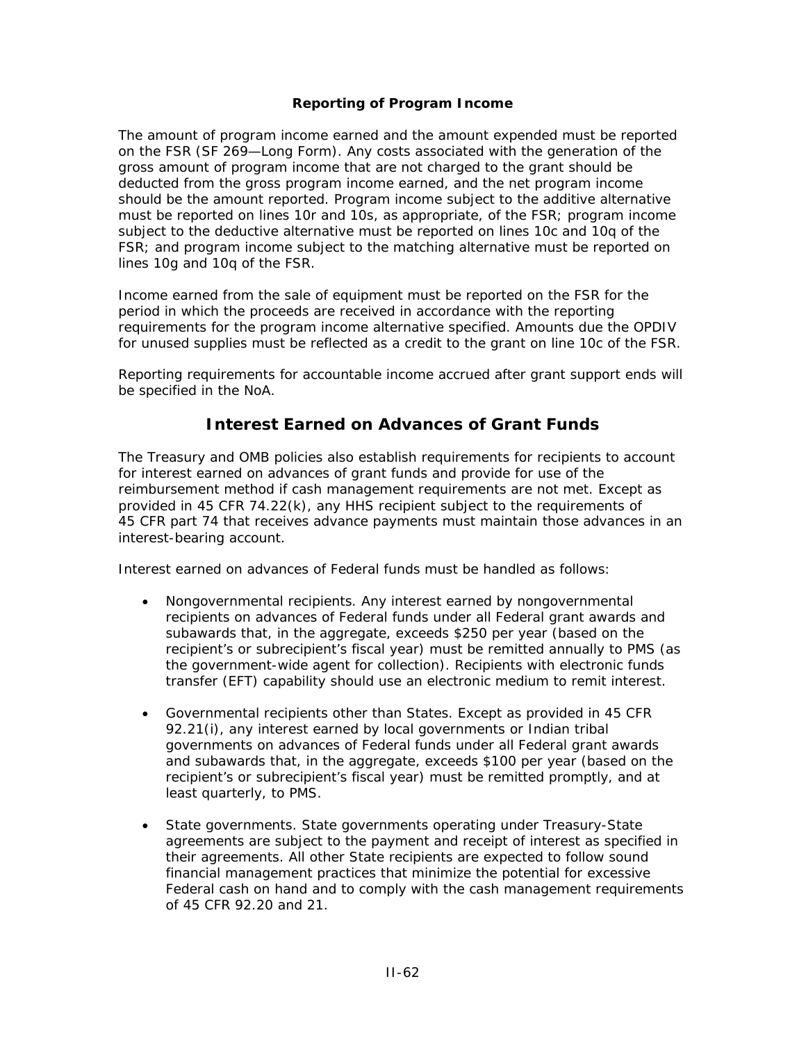### Reporting of Program Income

The amount of program income earned and the amount expended must be reported on the FSR (SF 269—Long Form). Any costs associated with the generation of the gross amount of program income that are not charged to the grant should be deducted from the gross program income earned, and the net program income should be the amount reported. Program income subject to the additive alternative must be reported on lines 10r and 10s, as appropriate, of the FSR; program income subject to the deductive alternative must be reported on lines 10c and 10q of the FSR; and program income subject to the matching alternative must be reported on lines 10g and 10q of the FSR.

Income earned from the sale of equipment must be reported on the FSR for the period in which the proceeds are received in accordance with the reporting requirements for the program income alternative specified. Amounts due the OPDIV for unused supplies must be reflected as a credit to the grant on line 10c of the FSR.

Reporting requirements for accountable income accrued after grant support ends will be specified in the NoA.

## Interest Earned on Advances of Grant Funds

The Treasury and OMB policies also establish requirements for recipients to account for interest earned on advances of grant funds and provide for use of the reimbursement method if cash management requirements are not met. Except as provided in 45 CFR 74.22(k), any HHS recipient subject to the requirements of 45 CFR part 74 that receives advance payments must maintain those advances in an interest-bearing account.

Interest earned on advances of Federal funds must be handled as follows:

- Nongovernmental recipients. Any interest earned by nongovernmental recipients on advances of Federal funds under all Federal grant awards and subawards that, in the aggregate, exceeds $250 per year (based on the recipient's or subrecipient's fiscal year) must be remitted annually to PMS (as the government-wide agent for collection). Recipients with electronic funds transfer (EFT) capability should use an electronic medium to remit interest.
- Governmental recipients other than States. Except as provided in 45 CFR 92.21(i), any interest earned by local governments or Indian tribal governments on advances of Federal funds under all Federal grant awards and subawards that, in the aggregate, exceeds $100 per year (based on the recipient's or subrecipient's fiscal year) must be remitted promptly, and at least quarterly, to PMS.
- State governments. State governments operating under Treasury-State agreements are subject to the payment and receipt of interest as specified in their agreements. All other State recipients are expected to follow sound financial management practices that minimize the potential for excessive Federal cash on hand and to comply with the cash management requirements of 45 CFR 92.20 and 21.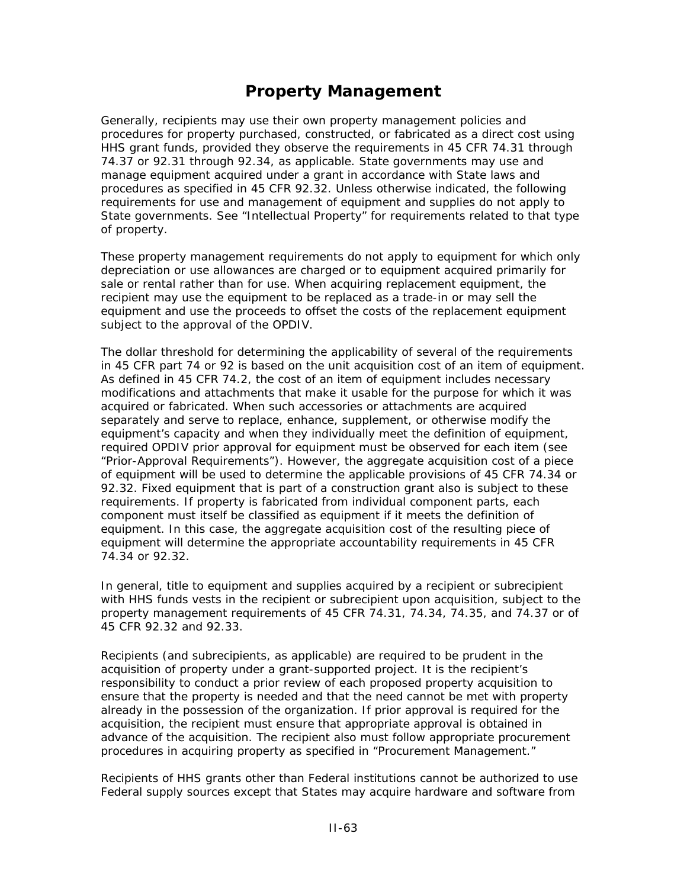# Property Management

Generally, recipients may use their own property management policies and procedures for property purchased, constructed, or fabricated as a direct cost using HHS grant funds, provided they observe the requirements in 45 CFR 74.31 through 74.37 or 92.31 through 92.34, as applicable. State governments may use and manage equipment acquired under a grant in accordance with State laws and procedures as specified in 45 CFR 92.32. Unless otherwise indicated, the following requirements for use and management of equipment and supplies do not apply to State governments. See “Intellectual Property” for requirements related to that type of property.

These property management requirements do not apply to equipment for which only depreciation or use allowances are charged or to equipment acquired primarily for sale or rental rather than for use. When acquiring replacement equipment, the recipient may use the equipment to be replaced as a trade-in or may sell the equipment and use the proceeds to offset the costs of the replacement equipment subject to the approval of the OPDIV.

The dollar threshold for determining the applicability of several of the requirements in 45 CFR part 74 or 92 is based on the unit acquisition cost of an item of equipment. As defined in 45 CFR 74.2, the cost of an item of equipment includes necessary modifications and attachments that make it usable for the purpose for which it was acquired or fabricated. When such accessories or attachments are acquired separately and serve to replace, enhance, supplement, or otherwise modify the equipment’s capacity and when they individually meet the definition of equipment, required OPDIV prior approval for equipment must be observed for each item (see “Prior-Approval Requirements”). However, the aggregate acquisition cost of a piece of equipment will be used to determine the applicable provisions of 45 CFR 74.34 or 92.32. Fixed equipment that is part of a construction grant also is subject to these requirements. If property is fabricated from individual component parts, each component must itself be classified as equipment if it meets the definition of equipment. In this case, the aggregate acquisition cost of the resulting piece of equipment will determine the appropriate accountability requirements in 45 CFR 74.34 or 92.32.

In general, title to equipment and supplies acquired by a recipient or subrecipient with HHS funds vests in the recipient or subrecipient upon acquisition, subject to the property management requirements of 45 CFR 74.31, 74.34, 74.35, and 74.37 or of 45 CFR 92.32 and 92.33.

Recipients (and subrecipients, as applicable) are required to be prudent in the acquisition of property under a grant-supported project. It is the recipient’s responsibility to conduct a prior review of each proposed property acquisition to ensure that the property is needed and that the need cannot be met with property already in the possession of the organization. If prior approval is required for the acquisition, the recipient must ensure that appropriate approval is obtained in advance of the acquisition. The recipient also must follow appropriate procurement procedures in acquiring property as specified in “Procurement Management.”

Recipients of HHS grants other than Federal institutions cannot be authorized to use Federal supply sources except that States may acquire hardware and software from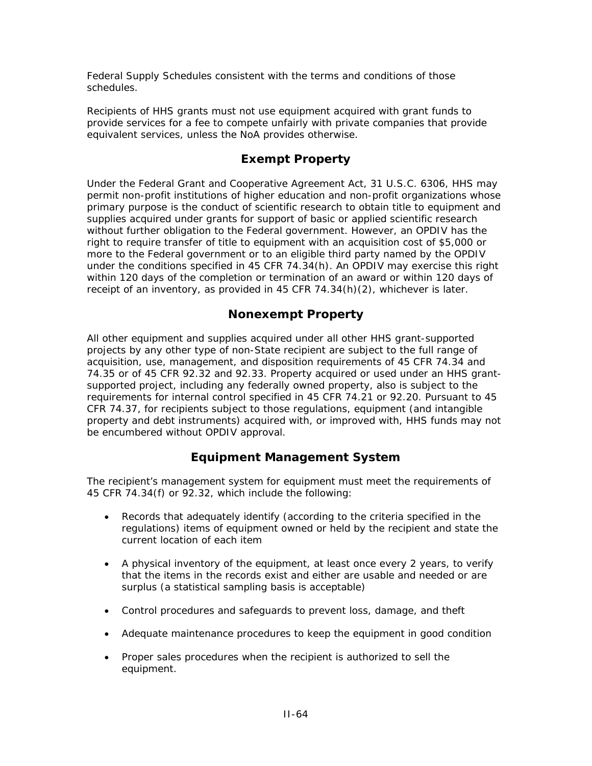Federal Supply Schedules consistent with the terms and conditions of those schedules.

Recipients of HHS grants must not use equipment acquired with grant funds to provide services for a fee to compete unfairly with private companies that provide equivalent services, unless the NoA provides otherwise.

## Exempt Property

Under the Federal Grant and Cooperative Agreement Act, 31 U.S.C. 6306, HHS may permit non-profit institutions of higher education and non-profit organizations whose primary purpose is the conduct of scientific research to obtain title to equipment and supplies acquired under grants for support of basic or applied scientific research without further obligation to the Federal government. However, an OPDIV has the right to require transfer of title to equipment with an acquisition cost of $5,000 or more to the Federal government or to an eligible third party named by the OPDIV under the conditions specified in 45 CFR 74.34(h). An OPDIV may exercise this right within 120 days of the completion or termination of an award or within 120 days of receipt of an inventory, as provided in 45 CFR 74.34(h)(2), whichever is later.

## Nonexempt Property

All other equipment and supplies acquired under all other HHS grant-supported projects by any other type of non-State recipient are subject to the full range of acquisition, use, management, and disposition requirements of 45 CFR 74.34 and 74.35 or of 45 CFR 92.32 and 92.33. Property acquired or used under an HHS grant-supported project, including any federally owned property, also is subject to the requirements for internal control specified in 45 CFR 74.21 or 92.20. Pursuant to 45 CFR 74.37, for recipients subject to those regulations, equipment (and intangible property and debt instruments) acquired with, or improved with, HHS funds may not be encumbered without OPDIV approval.

## Equipment Management System

The recipient's management system for equipment must meet the requirements of 45 CFR 74.34(f) or 92.32, which include the following:

- Records that adequately identify (according to the criteria specified in the regulations) items of equipment owned or held by the recipient and state the current location of each item
- A physical inventory of the equipment, at least once every 2 years, to verify that the items in the records exist and either are usable and needed or are surplus (a statistical sampling basis is acceptable)
- Control procedures and safeguards to prevent loss, damage, and theft
- Adequate maintenance procedures to keep the equipment in good condition
- Proper sales procedures when the recipient is authorized to sell the equipment.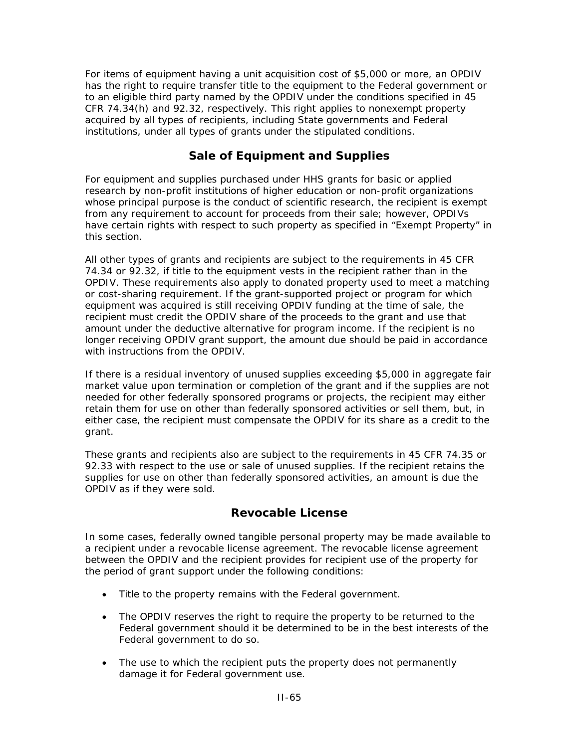For items of equipment having a unit acquisition cost of $5,000 or more, an OPDIV has the right to require transfer title to the equipment to the Federal government or to an eligible third party named by the OPDIV under the conditions specified in 45 CFR 74.34(h) and 92.32, respectively. This right applies to nonexempt property acquired by all types of recipients, including State governments and Federal institutions, under all types of grants under the stipulated conditions.

## Sale of Equipment and Supplies

For equipment and supplies purchased under HHS grants for basic or applied research by non-profit institutions of higher education or non-profit organizations whose principal purpose is the conduct of scientific research, the recipient is exempt from any requirement to account for proceeds from their sale; however, OPDIVs have certain rights with respect to such property as specified in "Exempt Property" in this section.

All other types of grants and recipients are subject to the requirements in 45 CFR 74.34 or 92.32, if title to the equipment vests in the recipient rather than in the OPDIV. These requirements also apply to donated property used to meet a matching or cost-sharing requirement. If the grant-supported project or program for which equipment was acquired is still receiving OPDIV funding at the time of sale, the recipient must credit the OPDIV share of the proceeds to the grant and use that amount under the deductive alternative for program income. If the recipient is no longer receiving OPDIV grant support, the amount due should be paid in accordance with instructions from the OPDIV.

If there is a residual inventory of unused supplies exceeding $5,000 in aggregate fair market value upon termination or completion of the grant and if the supplies are not needed for other federally sponsored programs or projects, the recipient may either retain them for use on other than federally sponsored activities or sell them, but, in either case, the recipient must compensate the OPDIV for its share as a credit to the grant.

These grants and recipients also are subject to the requirements in 45 CFR 74.35 or 92.33 with respect to the use or sale of unused supplies. If the recipient retains the supplies for use on other than federally sponsored activities, an amount is due the OPDIV as if they were sold.

## Revocable License

In some cases, federally owned tangible personal property may be made available to a recipient under a revocable license agreement. The revocable license agreement between the OPDIV and the recipient provides for recipient use of the property for the period of grant support under the following conditions:

- Title to the property remains with the Federal government.
- The OPDIV reserves the right to require the property to be returned to the Federal government should it be determined to be in the best interests of the Federal government to do so.
- The use to which the recipient puts the property does not permanently damage it for Federal government use.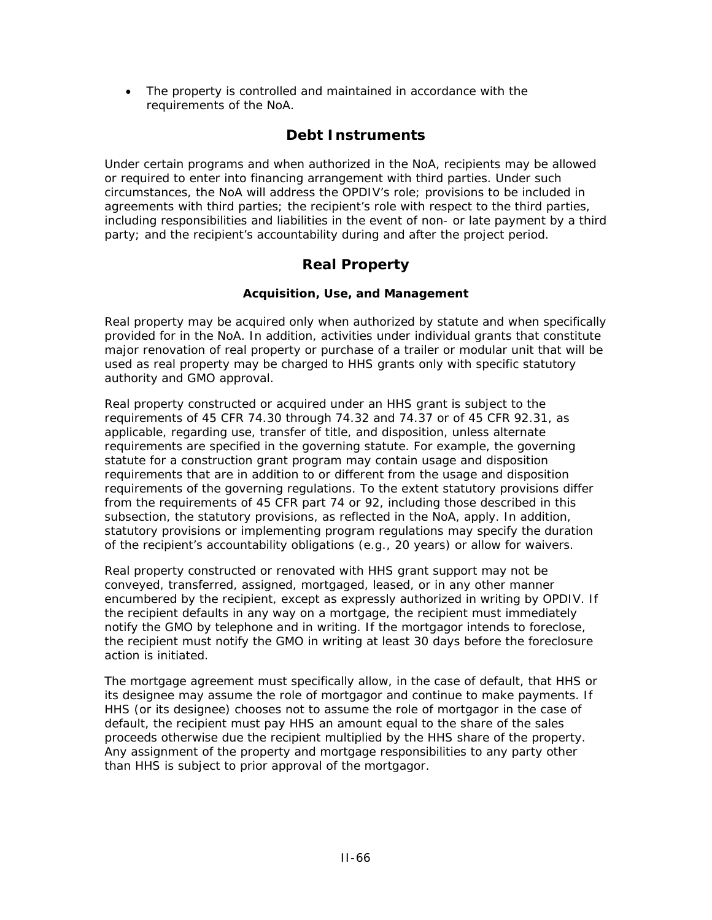- The property is controlled and maintained in accordance with the requirements of the NoA.

## Debt Instruments

Under certain programs and when authorized in the NoA, recipients may be allowed or required to enter into financing arrangement with third parties. Under such circumstances, the NoA will address the OPDIV's role; provisions to be included in agreements with third parties; the recipient's role with respect to the third parties, including responsibilities and liabilities in the event of non- or late payment by a third party; and the recipient's accountability during and after the project period.

## Real Property

### Acquisition, Use, and Management

Real property may be acquired only when authorized by statute and when specifically provided for in the NoA. In addition, activities under individual grants that constitute major renovation of real property or purchase of a trailer or modular unit that will be used as real property may be charged to HHS grants only with specific statutory authority and GMO approval.

Real property constructed or acquired under an HHS grant is subject to the requirements of 45 CFR 74.30 through 74.32 and 74.37 or of 45 CFR 92.31, as applicable, regarding use, transfer of title, and disposition, unless alternate requirements are specified in the governing statute. For example, the governing statute for a construction grant program may contain usage and disposition requirements that are in addition to or different from the usage and disposition requirements of the governing regulations. To the extent statutory provisions differ from the requirements of 45 CFR part 74 or 92, including those described in this subsection, the statutory provisions, as reflected in the NoA, apply. In addition, statutory provisions or implementing program regulations may specify the duration of the recipient's accountability obligations (e.g., 20 years) or allow for waivers.

Real property constructed or renovated with HHS grant support may not be conveyed, transferred, assigned, mortgaged, leased, or in any other manner encumbered by the recipient, except as expressly authorized in writing by OPDIV. If the recipient defaults in any way on a mortgage, the recipient must immediately notify the GMO by telephone and in writing. If the mortgagor intends to foreclose, the recipient must notify the GMO in writing at least 30 days before the foreclosure action is initiated.

The mortgage agreement must specifically allow, in the case of default, that HHS or its designee may assume the role of mortgagor and continue to make payments. If HHS (or its designee) chooses not to assume the role of mortgagor in the case of default, the recipient must pay HHS an amount equal to the share of the sales proceeds otherwise due the recipient multiplied by the HHS share of the property. Any assignment of the property and mortgage responsibilities to any party other than HHS is subject to prior approval of the mortgagor.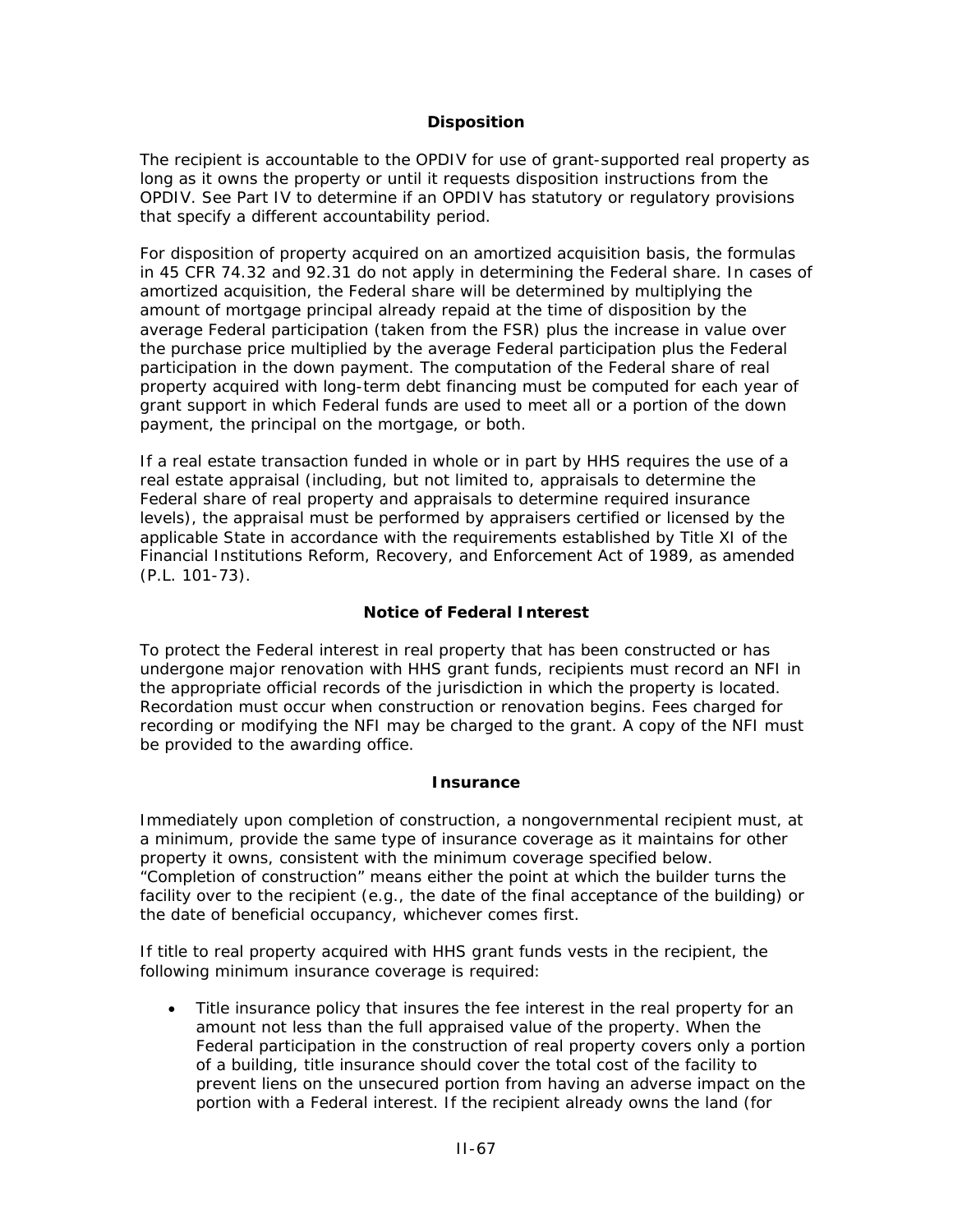### Disposition

The recipient is accountable to the OPDIV for use of grant-supported real property as long as it owns the property or until it requests disposition instructions from the OPDIV. See Part IV to determine if an OPDIV has statutory or regulatory provisions that specify a different accountability period.

For disposition of property acquired on an amortized acquisition basis, the formulas in 45 CFR 74.32 and 92.31 do not apply in determining the Federal share. In cases of amortized acquisition, the Federal share will be determined by multiplying the amount of mortgage principal already repaid at the time of disposition by the average Federal participation (taken from the FSR) plus the increase in value over the purchase price multiplied by the average Federal participation plus the Federal participation in the down payment. The computation of the Federal share of real property acquired with long-term debt financing must be computed for each year of grant support in which Federal funds are used to meet all or a portion of the down payment, the principal on the mortgage, or both.

If a real estate transaction funded in whole or in part by HHS requires the use of a real estate appraisal (including, but not limited to, appraisals to determine the Federal share of real property and appraisals to determine required insurance levels), the appraisal must be performed by appraisers certified or licensed by the applicable State in accordance with the requirements established by Title XI of the Financial Institutions Reform, Recovery, and Enforcement Act of 1989, as amended (P.L. 101-73).

### Notice of Federal Interest

To protect the Federal interest in real property that has been constructed or has undergone major renovation with HHS grant funds, recipients must record an NFI in the appropriate official records of the jurisdiction in which the property is located. Recordation must occur when construction or renovation begins. Fees charged for recording or modifying the NFI may be charged to the grant. A copy of the NFI must be provided to the awarding office.

### Insurance

Immediately upon completion of construction, a nongovernmental recipient must, at a minimum, provide the same type of insurance coverage as it maintains for other property it owns, consistent with the minimum coverage specified below. "Completion of construction" means either the point at which the builder turns the facility over to the recipient (e.g., the date of the final acceptance of the building) or the date of beneficial occupancy, whichever comes first.

If title to real property acquired with HHS grant funds vests in the recipient, the following minimum insurance coverage is required:

- Title insurance policy that insures the fee interest in the real property for an amount not less than the full appraised value of the property. When the Federal participation in the construction of real property covers only a portion of a building, title insurance should cover the total cost of the facility to prevent liens on the unsecured portion from having an adverse impact on the portion with a Federal interest. If the recipient already owns the land (for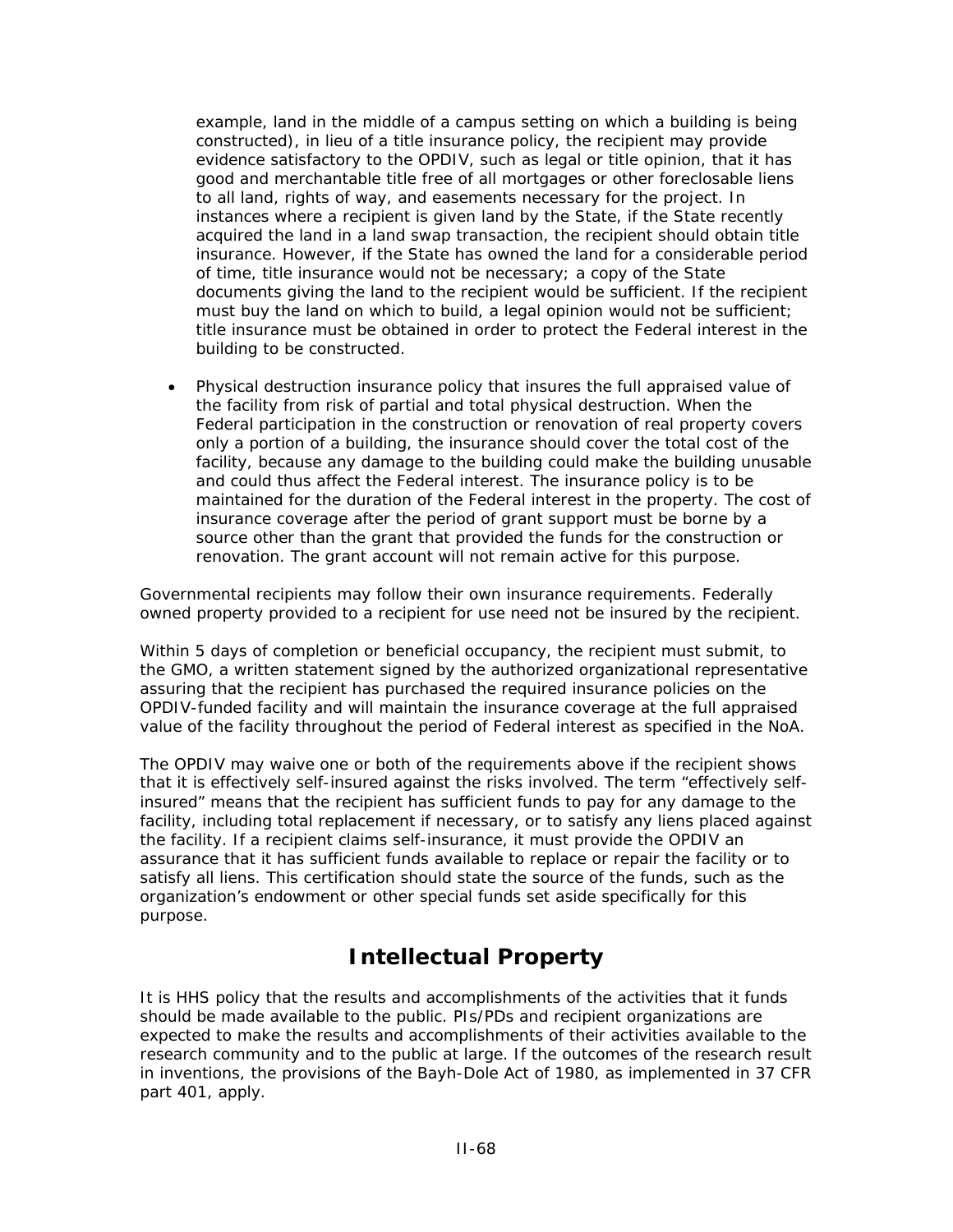example, land in the middle of a campus setting on which a building is being constructed), in lieu of a title insurance policy, the recipient may provide evidence satisfactory to the OPDIV, such as legal or title opinion, that it has good and merchantable title free of all mortgages or other foreclosable liens to all land, rights of way, and easements necessary for the project. In instances where a recipient is given land by the State, if the State recently acquired the land in a land swap transaction, the recipient should obtain title insurance. However, if the State has owned the land for a considerable period of time, title insurance would not be necessary; a copy of the State documents giving the land to the recipient would be sufficient. If the recipient must buy the land on which to build, a legal opinion would not be sufficient; title insurance must be obtained in order to protect the Federal interest in the building to be constructed.

- Physical destruction insurance policy that insures the full appraised value of the facility from risk of partial and total physical destruction. When the Federal participation in the construction or renovation of real property covers only a portion of a building, the insurance should cover the total cost of the facility, because any damage to the building could make the building unusable and could thus affect the Federal interest. The insurance policy is to be maintained for the duration of the Federal interest in the property. The cost of insurance coverage after the period of grant support must be borne by a source other than the grant that provided the funds for the construction or renovation. The grant account will not remain active for this purpose.

Governmental recipients may follow their own insurance requirements. Federally owned property provided to a recipient for use need not be insured by the recipient.

Within 5 days of completion or beneficial occupancy, the recipient must submit, to the GMO, a written statement signed by the authorized organizational representative assuring that the recipient has purchased the required insurance policies on the OPDIV-funded facility and will maintain the insurance coverage at the full appraised value of the facility throughout the period of Federal interest as specified in the NoA.

The OPDIV may waive one or both of the requirements above if the recipient shows that it is effectively self-insured against the risks involved. The term "effectively self-insured" means that the recipient has sufficient funds to pay for any damage to the facility, including total replacement if necessary, or to satisfy any liens placed against the facility. If a recipient claims self-insurance, it must provide the OPDIV an assurance that it has sufficient funds available to replace or repair the facility or to satisfy all liens. This certification should state the source of the funds, such as the organization's endowment or other special funds set aside specifically for this purpose.

## Intellectual Property

It is HHS policy that the results and accomplishments of the activities that it funds should be made available to the public. PIs/PDs and recipient organizations are expected to make the results and accomplishments of their activities available to the research community and to the public at large. If the outcomes of the research result in inventions, the provisions of the Bayh-Dole Act of 1980, as implemented in 37 CFR part 401, apply.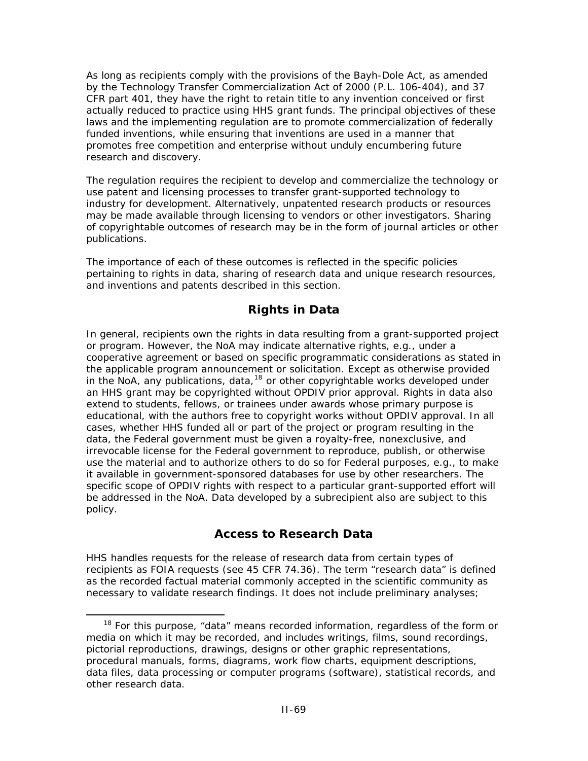As long as recipients comply with the provisions of the Bayh-Dole Act, as amended by the Technology Transfer Commercialization Act of 2000 (P.L. 106-404), and 37 CFR part 401, they have the right to retain title to any invention conceived or first actually reduced to practice using HHS grant funds. The principal objectives of these laws and the implementing regulation are to promote commercialization of federally funded inventions, while ensuring that inventions are used in a manner that promotes free competition and enterprise without unduly encumbering future research and discovery.

The regulation requires the recipient to develop and commercialize the technology or use patent and licensing processes to transfer grant-supported technology to industry for development. Alternatively, unpatented research products or resources may be made available through licensing to vendors or other investigators. Sharing of copyrightable outcomes of research may be in the form of journal articles or other publications.

The importance of each of these outcomes is reflected in the specific policies pertaining to rights in data, sharing of research data and unique research resources, and inventions and patents described in this section.

## Rights in Data

In general, recipients own the rights in data resulting from a grant-supported project or program. However, the NoA may indicate alternative rights, e.g., under a cooperative agreement or based on specific programmatic considerations as stated in the applicable program announcement or solicitation. Except as otherwise provided in the NoA, any publications, data,[18] or other copyrightable works developed under an HHS grant may be copyrighted without OPDIV prior approval. Rights in data also extend to students, fellows, or trainees under awards whose primary purpose is educational, with the authors free to copyright works without OPDIV approval. In all cases, whether HHS funded all or part of the project or program resulting in the data, the Federal government must be given a royalty-free, nonexclusive, and irrevocable license for the Federal government to reproduce, publish, or otherwise use the material and to authorize others to do so for Federal purposes, e.g., to make it available in government-sponsored databases for use by other researchers. The specific scope of OPDIV rights with respect to a particular grant-supported effort will be addressed in the NoA. Data developed by a subrecipient also are subject to this policy.

## Access to Research Data

HHS handles requests for the release of research data from certain types of recipients as FOIA requests (see 45 CFR 74.36). The term “research data” is defined as the recorded factual material commonly accepted in the scientific community as necessary to validate research findings. It does not include preliminary analyses;

---

[18] For this purpose, “data” means recorded information, regardless of the form or media on which it may be recorded, and includes writings, films, sound recordings, pictorial reproductions, drawings, designs or other graphic representations, procedural manuals, forms, diagrams, work flow charts, equipment descriptions, data files, data processing or computer programs (software), statistical records, and other research data.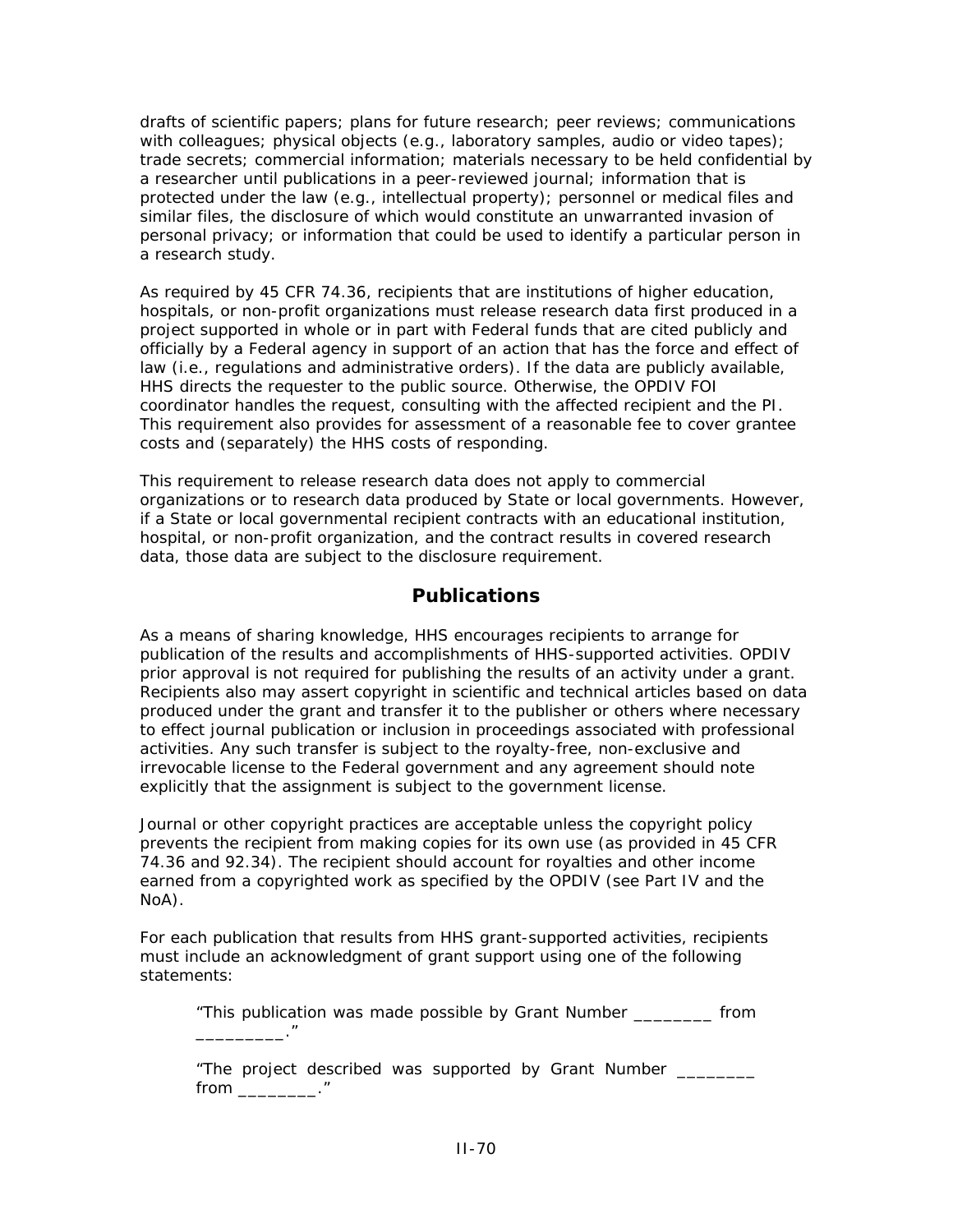drafts of scientific papers; plans for future research; peer reviews; communications with colleagues; physical objects (e.g., laboratory samples, audio or video tapes); trade secrets; commercial information; materials necessary to be held confidential by a researcher until publications in a peer-reviewed journal; information that is protected under the law (e.g., intellectual property); personnel or medical files and similar files, the disclosure of which would constitute an unwarranted invasion of personal privacy; or information that could be used to identify a particular person in a research study.

As required by 45 CFR 74.36, recipients that are institutions of higher education, hospitals, or non-profit organizations must release research data first produced in a project supported in whole or in part with Federal funds that are cited publicly and officially by a Federal agency in support of an action that has the force and effect of law (i.e., regulations and administrative orders). If the data are publicly available, HHS directs the requester to the public source. Otherwise, the OPDIV FOI coordinator handles the request, consulting with the affected recipient and the PI. This requirement also provides for assessment of a reasonable fee to cover grantee costs and (separately) the HHS costs of responding.

This requirement to release research data does not apply to commercial organizations or to research data produced by State or local governments. However, if a State or local governmental recipient contracts with an educational institution, hospital, or non-profit organization, and the contract results in covered research data, those data are subject to the disclosure requirement.

## Publications

As a means of sharing knowledge, HHS encourages recipients to arrange for publication of the results and accomplishments of HHS-supported activities. OPDIV prior approval is not required for publishing the results of an activity under a grant. Recipients also may assert copyright in scientific and technical articles based on data produced under the grant and transfer it to the publisher or others where necessary to effect journal publication or inclusion in proceedings associated with professional activities. Any such transfer is subject to the royalty-free, non-exclusive and irrevocable license to the Federal government and any agreement should note explicitly that the assignment is subject to the government license.

Journal or other copyright practices are acceptable unless the copyright policy prevents the recipient from making copies for its own use (as provided in 45 CFR 74.36 and 92.34). The recipient should account for royalties and other income earned from a copyrighted work as specified by the OPDIV (see Part IV and the NoA).

For each publication that results from HHS grant-supported activities, recipients must include an acknowledgment of grant support using one of the following statements:

> "This publication was made possible by Grant Number ________ from _________."
>
> "The project described was supported by Grant Number ________ from ________."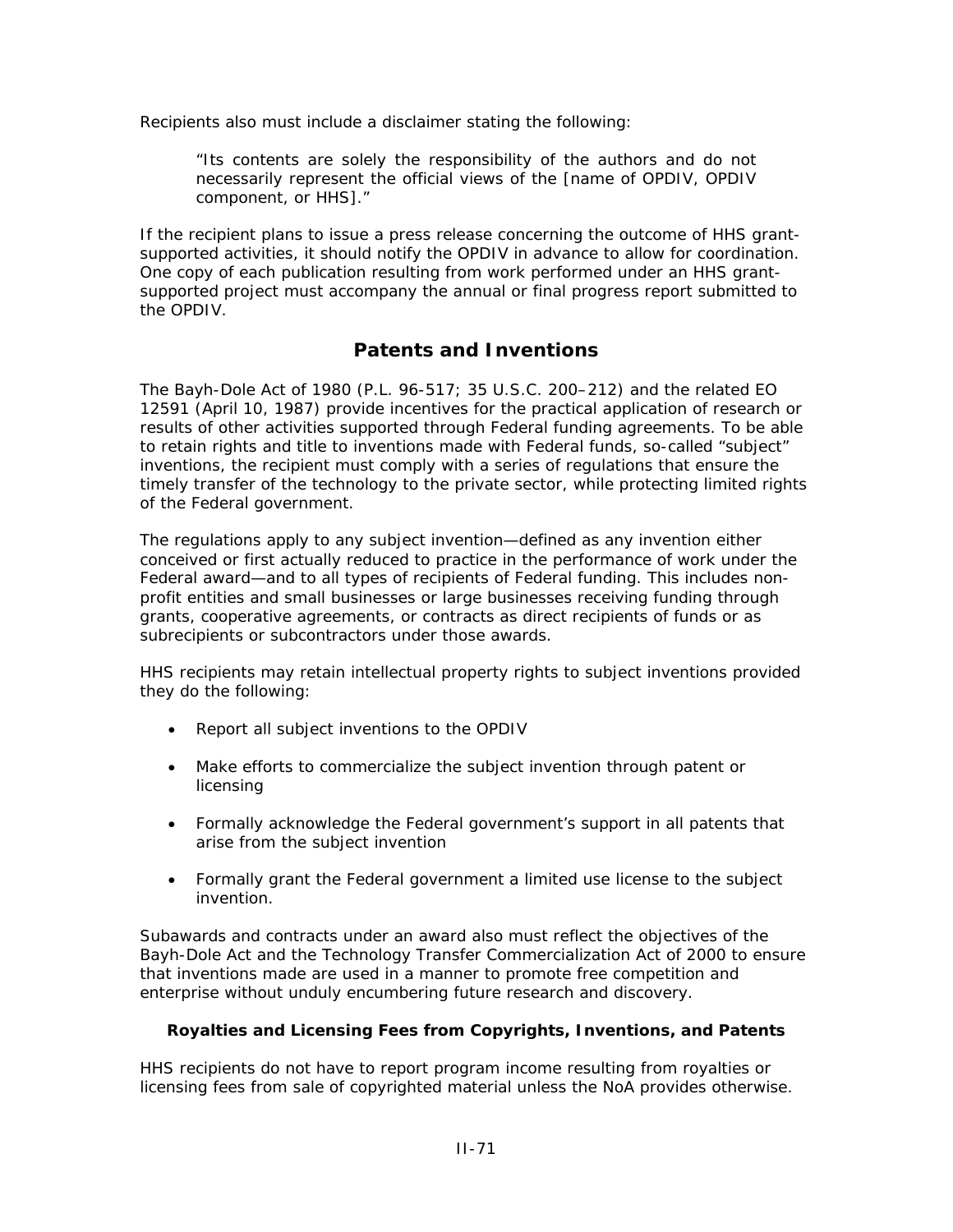Recipients also must include a disclaimer stating the following:

> "Its contents are solely the responsibility of the authors and do not necessarily represent the official views of the [name of OPDIV, OPDIV component, or HHS]."

If the recipient plans to issue a press release concerning the outcome of HHS grant-supported activities, it should notify the OPDIV in advance to allow for coordination. One copy of each publication resulting from work performed under an HHS grant-supported project must accompany the annual or final progress report submitted to the OPDIV.

## Patents and Inventions

The Bayh-Dole Act of 1980 (P.L. 96-517; 35 U.S.C. 200–212) and the related EO 12591 (April 10, 1987) provide incentives for the practical application of research or results of other activities supported through Federal funding agreements. To be able to retain rights and title to inventions made with Federal funds, so-called "subject" inventions, the recipient must comply with a series of regulations that ensure the timely transfer of the technology to the private sector, while protecting limited rights of the Federal government.

The regulations apply to any subject invention—defined as any invention either conceived or first actually reduced to practice in the performance of work under the Federal award—and to all types of recipients of Federal funding. This includes non-profit entities and small businesses or large businesses receiving funding through grants, cooperative agreements, or contracts as direct recipients of funds or as subrecipients or subcontractors under those awards.

HHS recipients may retain intellectual property rights to subject inventions provided they do the following:

- Report all subject inventions to the OPDIV
- Make efforts to commercialize the subject invention through patent or licensing
- Formally acknowledge the Federal government's support in all patents that arise from the subject invention
- Formally grant the Federal government a limited use license to the subject invention.

Subawards and contracts under an award also must reflect the objectives of the Bayh-Dole Act and the Technology Transfer Commercialization Act of 2000 to ensure that inventions made are used in a manner to promote free competition and enterprise without unduly encumbering future research and discovery.

### Royalties and Licensing Fees from Copyrights, Inventions, and Patents

HHS recipients do not have to report program income resulting from royalties or licensing fees from sale of copyrighted material unless the NoA provides otherwise.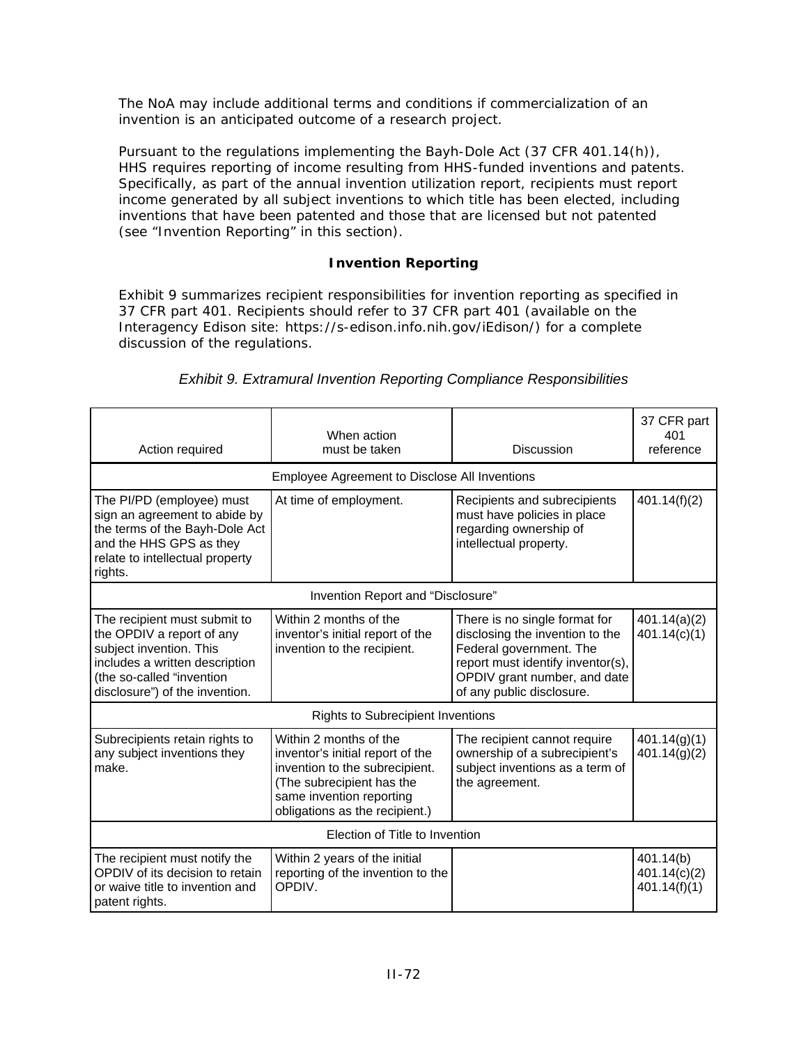The NoA may include additional terms and conditions if commercialization of an invention is an anticipated outcome of a research project.

Pursuant to the regulations implementing the Bayh-Dole Act (37 CFR 401.14(h)), HHS requires reporting of income resulting from HHS-funded inventions and patents. Specifically, as part of the annual invention utilization report, recipients must report income generated by all subject inventions to which title has been elected, including inventions that have been patented and those that are licensed but not patented (see “Invention Reporting” in this section).

### Invention Reporting

Exhibit 9 summarizes recipient responsibilities for invention reporting as specified in 37 CFR part 401. Recipients should refer to 37 CFR part 401 (available on the Interagency Edison site: https://s-edison.info.nih.gov/iEdison/) for a complete discussion of the regulations.

*Exhibit 9. Extramural Invention Reporting Compliance Responsibilities*

| Action required | When action must be taken | Discussion | 37 CFR part 401 reference |
| --- | --- | --- | --- |
| Employee Agreement to Disclose All Inventions | | | |
| The PI/PD (employee) must sign an agreement to abide by the terms of the Bayh-Dole Act and the HHS GPS as they relate to intellectual property rights. | At time of employment. | Recipients and subrecipients must have policies in place regarding ownership of intellectual property. | 401.14(f)(2) |
| Invention Report and “Disclosure” | | | |
| The recipient must submit to the OPDIV a report of any subject invention. This includes a written description (the so-called “invention disclosure”) of the invention. | Within 2 months of the inventor’s initial report of the invention to the recipient. | There is no single format for disclosing the invention to the Federal government. The report must identify inventor(s), OPDIV grant number, and date of any public disclosure. | 401.14(a)(2) 401.14(c)(1) |
| Rights to Subrecipient Inventions | | | |
| Subrecipients retain rights to any subject inventions they make. | Within 2 months of the inventor’s initial report of the invention to the subrecipient. (The subrecipient has the same invention reporting obligations as the recipient.) | The recipient cannot require ownership of a subrecipient’s subject inventions as a term of the agreement. | 401.14(g)(1) 401.14(g)(2) |
| Election of Title to Invention | | | |
| The recipient must notify the OPDIV of its decision to retain or waive title to invention and patent rights. | Within 2 years of the initial reporting of the invention to the OPDIV. | | 401.14(b) 401.14(c)(2) 401.14(f)(1) |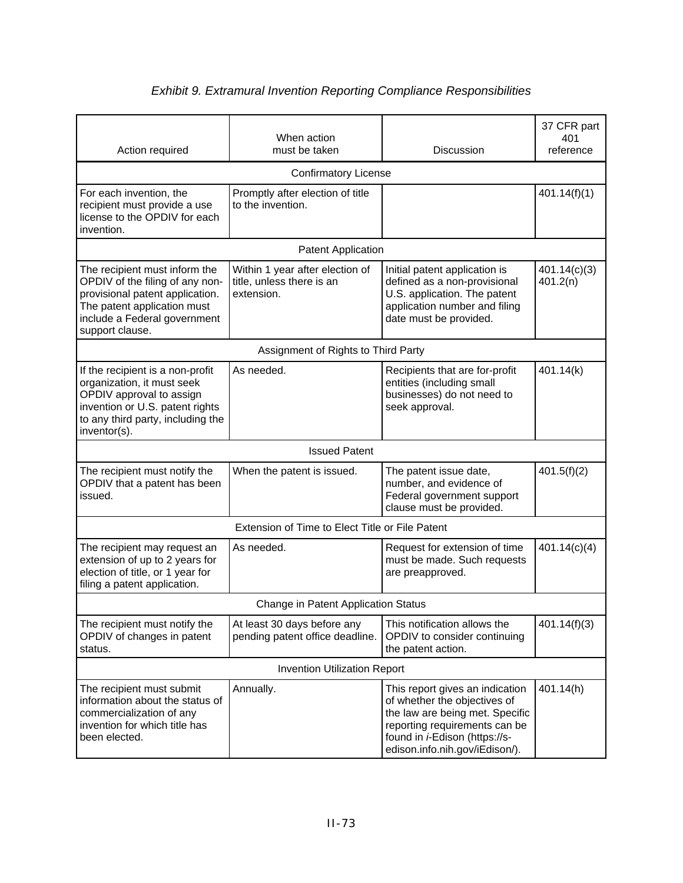*Exhibit 9. Extramural Invention Reporting Compliance Responsibilities*

| Action required | When action must be taken | Discussion | 37 CFR part 401 reference |
|---|---|---|---|
| Confirmatory License | | | |
| For each invention, the recipient must provide a use license to the OPDIV for each invention. | Promptly after election of title to the invention. | | 401.14(f)(1) |
| Patent Application | | | |
| The recipient must inform the OPDIV of the filing of any non-provisional patent application. The patent application must include a Federal government support clause. | Within 1 year after election of title, unless there is an extension. | Initial patent application is defined as a non-provisional U.S. application. The patent application number and filing date must be provided. | 401.14(c)(3) 401.2(n) |
| Assignment of Rights to Third Party | | | |
| If the recipient is a non-profit organization, it must seek OPDIV approval to assign invention or U.S. patent rights to any third party, including the inventor(s). | As needed. | Recipients that are for-profit entities (including small businesses) do not need to seek approval. | 401.14(k) |
| Issued Patent | | | |
| The recipient must notify the OPDIV that a patent has been issued. | When the patent is issued. | The patent issue date, number, and evidence of Federal government support clause must be provided. | 401.5(f)(2) |
| Extension of Time to Elect Title or File Patent | | | |
| The recipient may request an extension of up to 2 years for election of title, or 1 year for filing a patent application. | As needed. | Request for extension of time must be made. Such requests are preapproved. | 401.14(c)(4) |
| Change in Patent Application Status | | | |
| The recipient must notify the OPDIV of changes in patent status. | At least 30 days before any pending patent office deadline. | This notification allows the OPDIV to consider continuing the patent action. | 401.14(f)(3) |
| Invention Utilization Report | | | |
| The recipient must submit information about the status of commercialization of any invention for which title has been elected. | Annually. | This report gives an indication of whether the objectives of the law are being met. Specific reporting requirements can be found in *i*-Edison (https://s-edison.info.nih.gov/iEdison/). | 401.14(h) |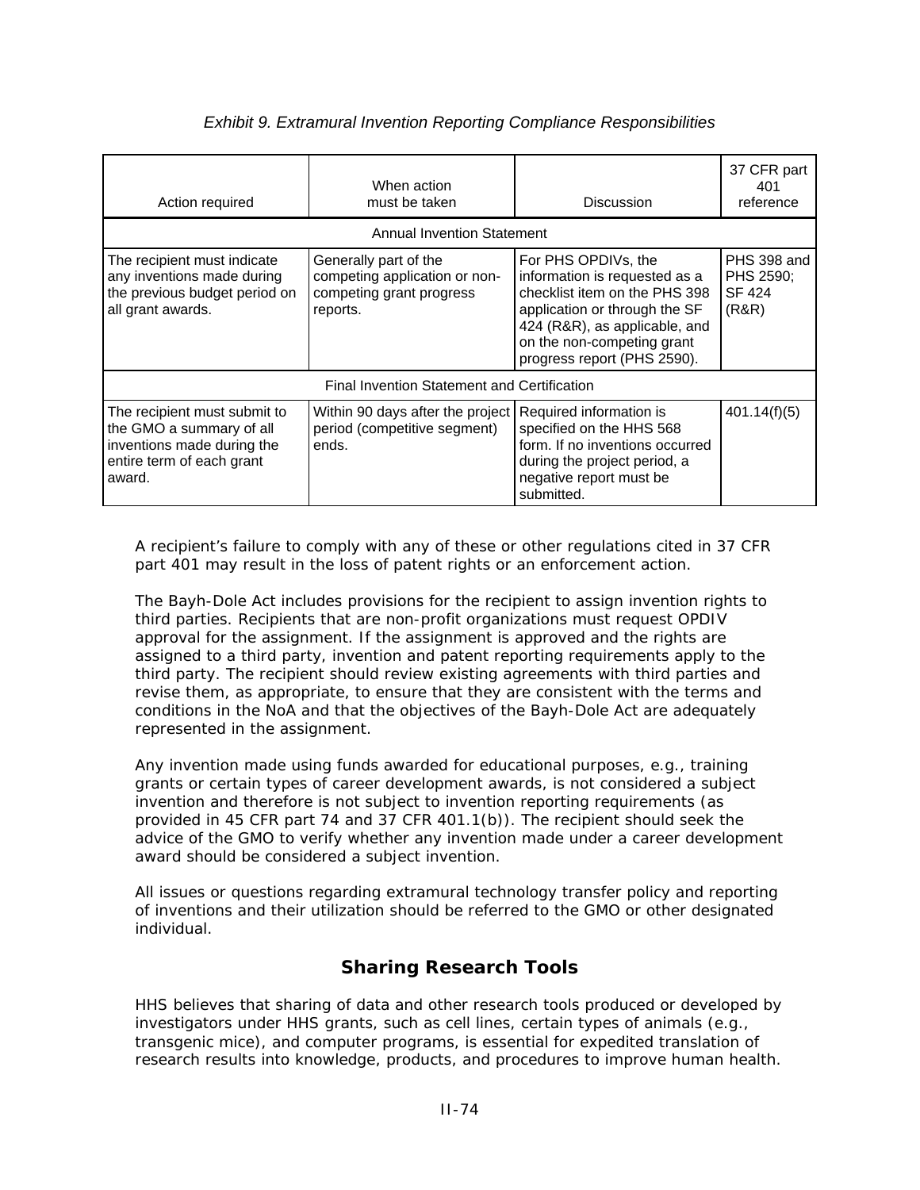*Exhibit 9. Extramural Invention Reporting Compliance Responsibilities*

| Action required | When action must be taken | Discussion | 37 CFR part 401 reference |
|---|---|---|---|
| Annual Invention Statement | | | |
| The recipient must indicate any inventions made during the previous budget period on all grant awards. | Generally part of the competing application or non-competing grant progress reports. | For PHS OPDIVs, the information is requested as a checklist item on the PHS 398 application or through the SF 424 (R&R), as applicable, and on the non-competing grant progress report (PHS 2590). | PHS 398 and PHS 2590; SF 424 (R&R) |
| Final Invention Statement and Certification | | | |
| The recipient must submit to the GMO a summary of all inventions made during the entire term of each grant award. | Within 90 days after the project period (competitive segment) ends. | Required information is specified on the HHS 568 form. If no inventions occurred during the project period, a negative report must be submitted. | 401.14(f)(5) |

A recipient's failure to comply with any of these or other regulations cited in 37 CFR part 401 may result in the loss of patent rights or an enforcement action.

The Bayh-Dole Act includes provisions for the recipient to assign invention rights to third parties. Recipients that are non-profit organizations must request OPDIV approval for the assignment. If the assignment is approved and the rights are assigned to a third party, invention and patent reporting requirements apply to the third party. The recipient should review existing agreements with third parties and revise them, as appropriate, to ensure that they are consistent with the terms and conditions in the NoA and that the objectives of the Bayh-Dole Act are adequately represented in the assignment.

Any invention made using funds awarded for educational purposes, e.g., training grants or certain types of career development awards, is not considered a subject invention and therefore is not subject to invention reporting requirements (as provided in 45 CFR part 74 and 37 CFR 401.1(b)). The recipient should seek the advice of the GMO to verify whether any invention made under a career development award should be considered a subject invention.

All issues or questions regarding extramural technology transfer policy and reporting of inventions and their utilization should be referred to the GMO or other designated individual.

## Sharing Research Tools

HHS believes that sharing of data and other research tools produced or developed by investigators under HHS grants, such as cell lines, certain types of animals (e.g., transgenic mice), and computer programs, is essential for expedited translation of research results into knowledge, products, and procedures to improve human health.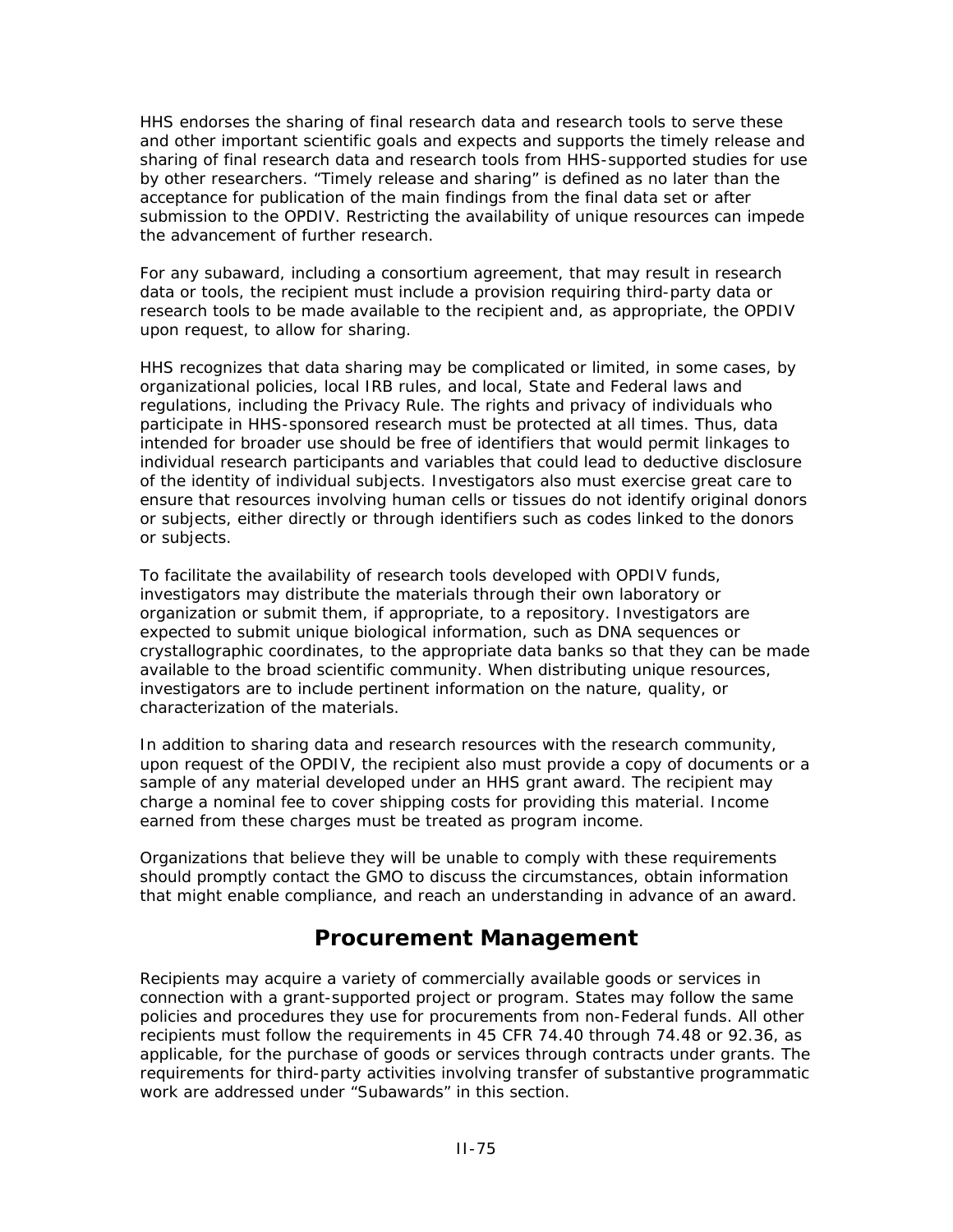HHS endorses the sharing of final research data and research tools to serve these and other important scientific goals and expects and supports the timely release and sharing of final research data and research tools from HHS-supported studies for use by other researchers. "Timely release and sharing" is defined as no later than the acceptance for publication of the main findings from the final data set or after submission to the OPDIV. Restricting the availability of unique resources can impede the advancement of further research.

For any subaward, including a consortium agreement, that may result in research data or tools, the recipient must include a provision requiring third-party data or research tools to be made available to the recipient and, as appropriate, the OPDIV upon request, to allow for sharing.

HHS recognizes that data sharing may be complicated or limited, in some cases, by organizational policies, local IRB rules, and local, State and Federal laws and regulations, including the Privacy Rule. The rights and privacy of individuals who participate in HHS-sponsored research must be protected at all times. Thus, data intended for broader use should be free of identifiers that would permit linkages to individual research participants and variables that could lead to deductive disclosure of the identity of individual subjects. Investigators also must exercise great care to ensure that resources involving human cells or tissues do not identify original donors or subjects, either directly or through identifiers such as codes linked to the donors or subjects.

To facilitate the availability of research tools developed with OPDIV funds, investigators may distribute the materials through their own laboratory or organization or submit them, if appropriate, to a repository. Investigators are expected to submit unique biological information, such as DNA sequences or crystallographic coordinates, to the appropriate data banks so that they can be made available to the broad scientific community. When distributing unique resources, investigators are to include pertinent information on the nature, quality, or characterization of the materials.

In addition to sharing data and research resources with the research community, upon request of the OPDIV, the recipient also must provide a copy of documents or a sample of any material developed under an HHS grant award. The recipient may charge a nominal fee to cover shipping costs for providing this material. Income earned from these charges must be treated as program income.

Organizations that believe they will be unable to comply with these requirements should promptly contact the GMO to discuss the circumstances, obtain information that might enable compliance, and reach an understanding in advance of an award.

## Procurement Management

Recipients may acquire a variety of commercially available goods or services in connection with a grant-supported project or program. States may follow the same policies and procedures they use for procurements from non-Federal funds. All other recipients must follow the requirements in 45 CFR 74.40 through 74.48 or 92.36, as applicable, for the purchase of goods or services through contracts under grants. The requirements for third-party activities involving transfer of substantive programmatic work are addressed under "Subawards" in this section.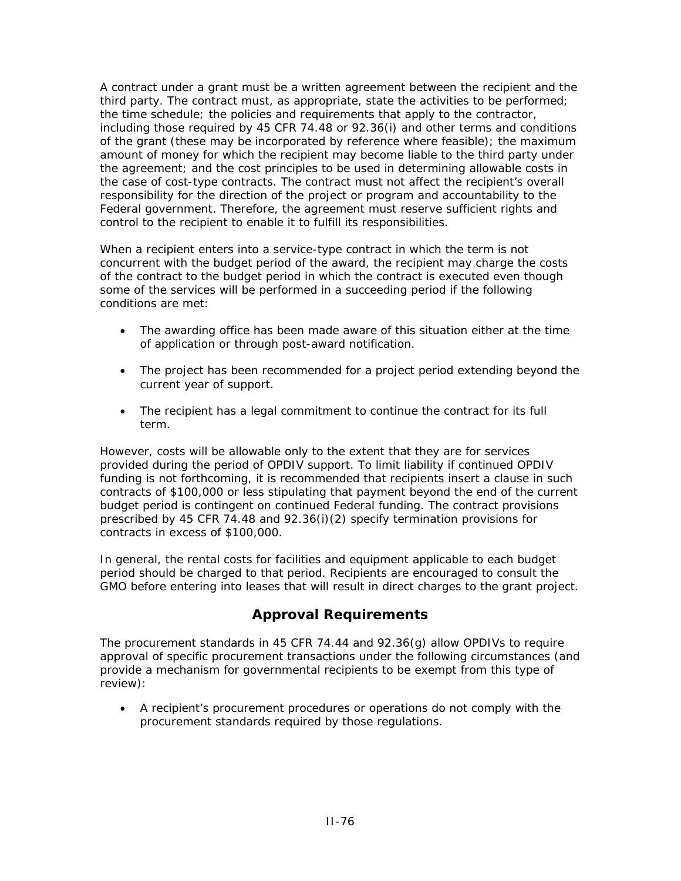A contract under a grant must be a written agreement between the recipient and the third party. The contract must, as appropriate, state the activities to be performed; the time schedule; the policies and requirements that apply to the contractor, including those required by 45 CFR 74.48 or 92.36(i) and other terms and conditions of the grant (these may be incorporated by reference where feasible); the maximum amount of money for which the recipient may become liable to the third party under the agreement; and the cost principles to be used in determining allowable costs in the case of cost-type contracts. The contract must not affect the recipient's overall responsibility for the direction of the project or program and accountability to the Federal government. Therefore, the agreement must reserve sufficient rights and control to the recipient to enable it to fulfill its responsibilities.

When a recipient enters into a service-type contract in which the term is not concurrent with the budget period of the award, the recipient may charge the costs of the contract to the budget period in which the contract is executed even though some of the services will be performed in a succeeding period if the following conditions are met:

- The awarding office has been made aware of this situation either at the time of application or through post-award notification.
- The project has been recommended for a project period extending beyond the current year of support.
- The recipient has a legal commitment to continue the contract for its full term.

However, costs will be allowable only to the extent that they are for services provided during the period of OPDIV support. To limit liability if continued OPDIV funding is not forthcoming, it is recommended that recipients insert a clause in such contracts of $100,000 or less stipulating that payment beyond the end of the current budget period is contingent on continued Federal funding. The contract provisions prescribed by 45 CFR 74.48 and 92.36(i)(2) specify termination provisions for contracts in excess of $100,000.

In general, the rental costs for facilities and equipment applicable to each budget period should be charged to that period. Recipients are encouraged to consult the GMO before entering into leases that will result in direct charges to the grant project.

## Approval Requirements

The procurement standards in 45 CFR 74.44 and 92.36(g) allow OPDIVs to require approval of specific procurement transactions under the following circumstances (and provide a mechanism for governmental recipients to be exempt from this type of review):

- A recipient's procurement procedures or operations do not comply with the procurement standards required by those regulations.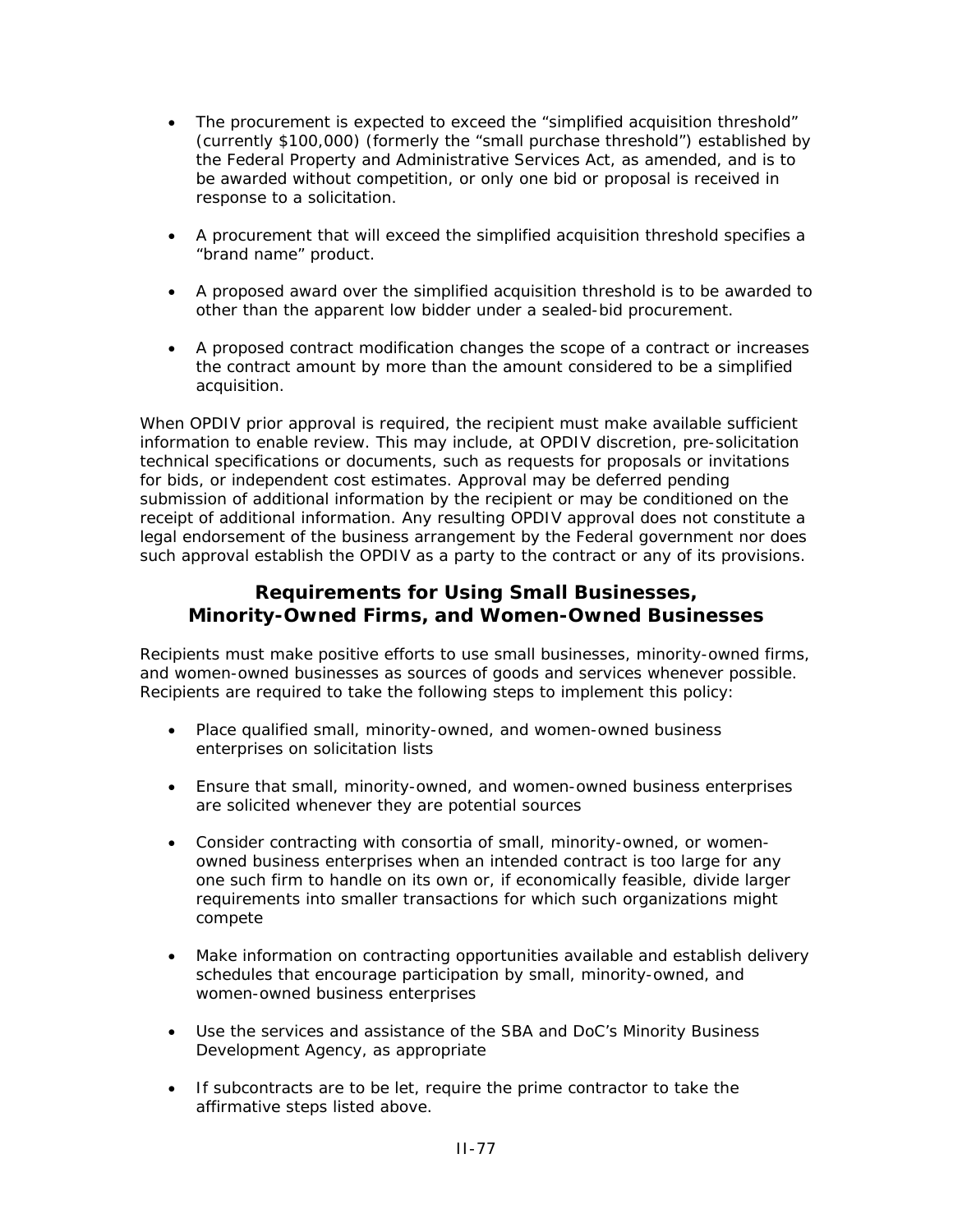- The procurement is expected to exceed the "simplified acquisition threshold" (currently $100,000) (formerly the "small purchase threshold") established by the Federal Property and Administrative Services Act, as amended, and is to be awarded without competition, or only one bid or proposal is received in response to a solicitation.

- A procurement that will exceed the simplified acquisition threshold specifies a "brand name" product.

- A proposed award over the simplified acquisition threshold is to be awarded to other than the apparent low bidder under a sealed-bid procurement.

- A proposed contract modification changes the scope of a contract or increases the contract amount by more than the amount considered to be a simplified acquisition.

When OPDIV prior approval is required, the recipient must make available sufficient information to enable review. This may include, at OPDIV discretion, pre-solicitation technical specifications or documents, such as requests for proposals or invitations for bids, or independent cost estimates. Approval may be deferred pending submission of additional information by the recipient or may be conditioned on the receipt of additional information. Any resulting OPDIV approval does not constitute a legal endorsement of the business arrangement by the Federal government nor does such approval establish the OPDIV as a party to the contract or any of its provisions.

## Requirements for Using Small Businesses, Minority-Owned Firms, and Women-Owned Businesses

Recipients must make positive efforts to use small businesses, minority-owned firms, and women-owned businesses as sources of goods and services whenever possible. Recipients are required to take the following steps to implement this policy:

- Place qualified small, minority-owned, and women-owned business enterprises on solicitation lists

- Ensure that small, minority-owned, and women-owned business enterprises are solicited whenever they are potential sources

- Consider contracting with consortia of small, minority-owned, or women-owned business enterprises when an intended contract is too large for any one such firm to handle on its own or, if economically feasible, divide larger requirements into smaller transactions for which such organizations might compete

- Make information on contracting opportunities available and establish delivery schedules that encourage participation by small, minority-owned, and women-owned business enterprises

- Use the services and assistance of the SBA and DoC's Minority Business Development Agency, as appropriate

- If subcontracts are to be let, require the prime contractor to take the affirmative steps listed above.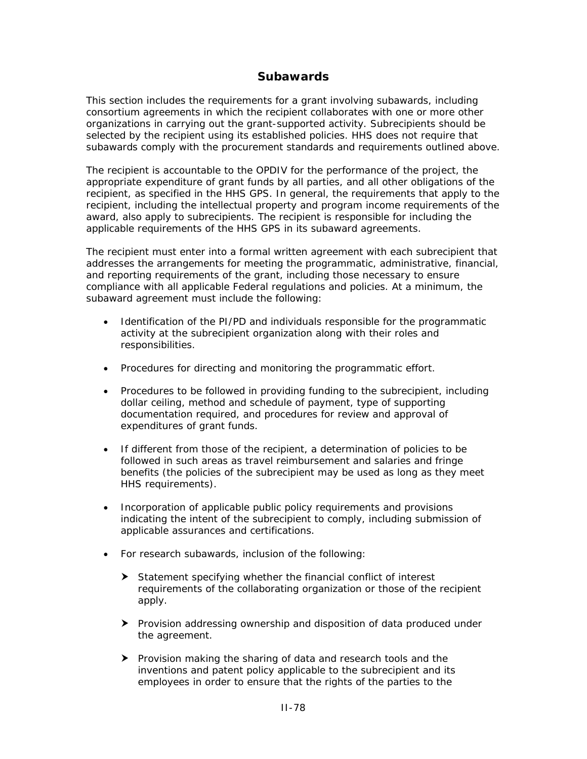## Subawards

This section includes the requirements for a grant involving subawards, including consortium agreements in which the recipient collaborates with one or more other organizations in carrying out the grant-supported activity. Subrecipients should be selected by the recipient using its established policies. HHS does not require that subawards comply with the procurement standards and requirements outlined above.

The recipient is accountable to the OPDIV for the performance of the project, the appropriate expenditure of grant funds by all parties, and all other obligations of the recipient, as specified in the HHS GPS. In general, the requirements that apply to the recipient, including the intellectual property and program income requirements of the award, also apply to subrecipients. The recipient is responsible for including the applicable requirements of the HHS GPS in its subaward agreements.

The recipient must enter into a formal written agreement with each subrecipient that addresses the arrangements for meeting the programmatic, administrative, financial, and reporting requirements of the grant, including those necessary to ensure compliance with all applicable Federal regulations and policies. At a minimum, the subaward agreement must include the following:

- Identification of the PI/PD and individuals responsible for the programmatic activity at the subrecipient organization along with their roles and responsibilities.
- Procedures for directing and monitoring the programmatic effort.
- Procedures to be followed in providing funding to the subrecipient, including dollar ceiling, method and schedule of payment, type of supporting documentation required, and procedures for review and approval of expenditures of grant funds.
- If different from those of the recipient, a determination of policies to be followed in such areas as travel reimbursement and salaries and fringe benefits (the policies of the subrecipient may be used as long as they meet HHS requirements).
- Incorporation of applicable public policy requirements and provisions indicating the intent of the subrecipient to comply, including submission of applicable assurances and certifications.
- For research subawards, inclusion of the following:
  - Statement specifying whether the financial conflict of interest requirements of the collaborating organization or those of the recipient apply.
  - Provision addressing ownership and disposition of data produced under the agreement.
  - Provision making the sharing of data and research tools and the inventions and patent policy applicable to the subrecipient and its employees in order to ensure that the rights of the parties to the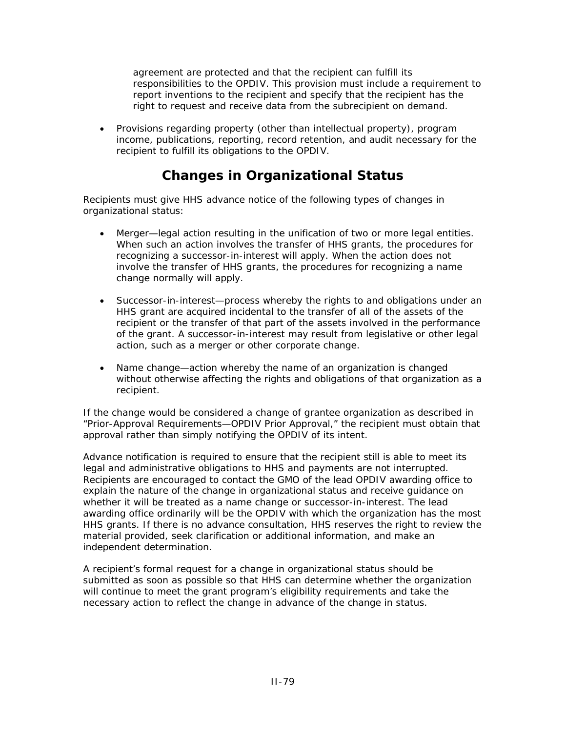agreement are protected and that the recipient can fulfill its responsibilities to the OPDIV. This provision must include a requirement to report inventions to the recipient and specify that the recipient has the right to request and receive data from the subrecipient on demand.

- Provisions regarding property (other than intellectual property), program income, publications, reporting, record retention, and audit necessary for the recipient to fulfill its obligations to the OPDIV.

## Changes in Organizational Status

Recipients must give HHS advance notice of the following types of changes in organizational status:

- Merger—legal action resulting in the unification of two or more legal entities. When such an action involves the transfer of HHS grants, the procedures for recognizing a successor-in-interest will apply. When the action does not involve the transfer of HHS grants, the procedures for recognizing a name change normally will apply.

- Successor-in-interest—process whereby the rights to and obligations under an HHS grant are acquired incidental to the transfer of all of the assets of the recipient or the transfer of that part of the assets involved in the performance of the grant. A successor-in-interest may result from legislative or other legal action, such as a merger or other corporate change.

- Name change—action whereby the name of an organization is changed without otherwise affecting the rights and obligations of that organization as a recipient.

If the change would be considered a change of grantee organization as described in "Prior-Approval Requirements—OPDIV Prior Approval," the recipient must obtain that approval rather than simply notifying the OPDIV of its intent.

Advance notification is required to ensure that the recipient still is able to meet its legal and administrative obligations to HHS and payments are not interrupted. Recipients are encouraged to contact the GMO of the lead OPDIV awarding office to explain the nature of the change in organizational status and receive guidance on whether it will be treated as a name change or successor-in-interest. The lead awarding office ordinarily will be the OPDIV with which the organization has the most HHS grants. If there is no advance consultation, HHS reserves the right to review the material provided, seek clarification or additional information, and make an independent determination.

A recipient's formal request for a change in organizational status should be submitted as soon as possible so that HHS can determine whether the organization will continue to meet the grant program's eligibility requirements and take the necessary action to reflect the change in advance of the change in status.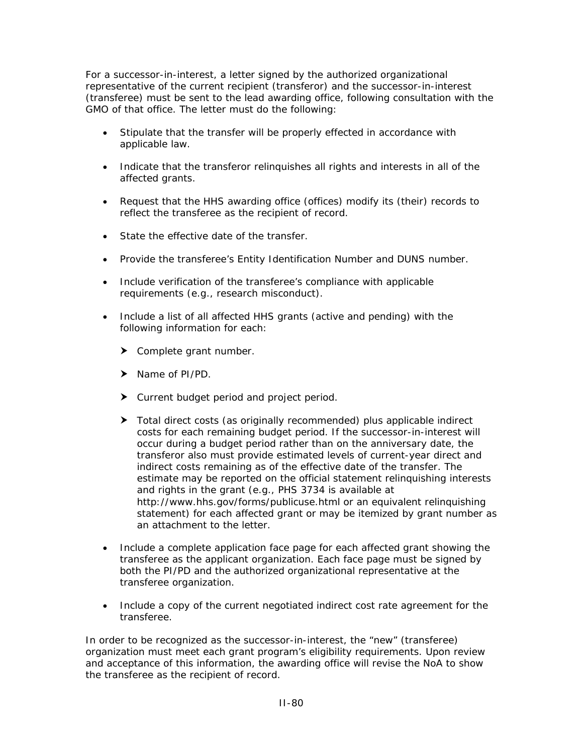For a successor-in-interest, a letter signed by the authorized organizational representative of the current recipient (transferor) and the successor-in-interest (transferee) must be sent to the lead awarding office, following consultation with the GMO of that office. The letter must do the following:

- Stipulate that the transfer will be properly effected in accordance with applicable law.
- Indicate that the transferor relinquishes all rights and interests in all of the affected grants.
- Request that the HHS awarding office (offices) modify its (their) records to reflect the transferee as the recipient of record.
- State the effective date of the transfer.
- Provide the transferee's Entity Identification Number and DUNS number.
- Include verification of the transferee's compliance with applicable requirements (e.g., research misconduct).
- Include a list of all affected HHS grants (active and pending) with the following information for each:
  - Complete grant number.
  - Name of PI/PD.
  - Current budget period and project period.
  - Total direct costs (as originally recommended) plus applicable indirect costs for each remaining budget period. If the successor-in-interest will occur during a budget period rather than on the anniversary date, the transferor also must provide estimated levels of current-year direct and indirect costs remaining as of the effective date of the transfer. The estimate may be reported on the official statement relinquishing interests and rights in the grant (e.g., PHS 3734 is available at http://www.hhs.gov/forms/publicuse.html or an equivalent relinquishing statement) for each affected grant or may be itemized by grant number as an attachment to the letter.
- Include a complete application face page for each affected grant showing the transferee as the applicant organization. Each face page must be signed by both the PI/PD and the authorized organizational representative at the transferee organization.
- Include a copy of the current negotiated indirect cost rate agreement for the transferee.

In order to be recognized as the successor-in-interest, the "new" (transferee) organization must meet each grant program's eligibility requirements. Upon review and acceptance of this information, the awarding office will revise the NoA to show the transferee as the recipient of record.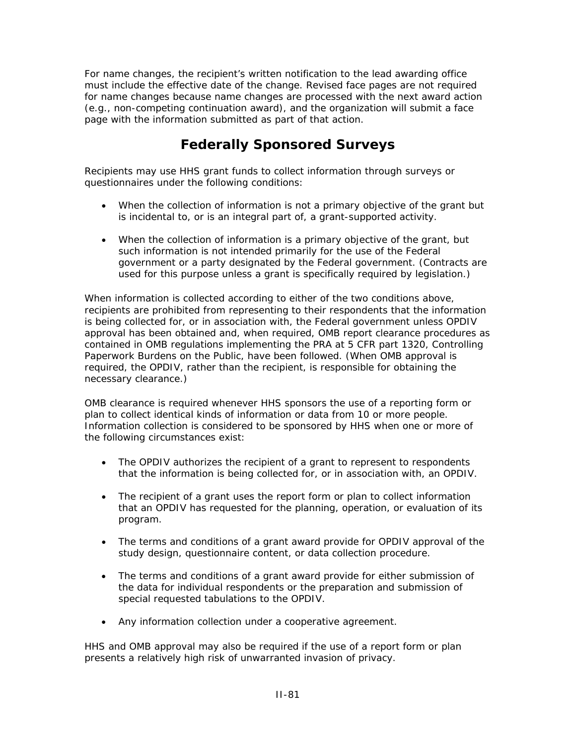For name changes, the recipient's written notification to the lead awarding office must include the effective date of the change. Revised face pages are not required for name changes because name changes are processed with the next award action (e.g., non-competing continuation award), and the organization will submit a face page with the information submitted as part of that action.

## Federally Sponsored Surveys

Recipients may use HHS grant funds to collect information through surveys or questionnaires under the following conditions:

- When the collection of information is not a primary objective of the grant but is incidental to, or is an integral part of, a grant-supported activity.
- When the collection of information is a primary objective of the grant, but such information is not intended primarily for the use of the Federal government or a party designated by the Federal government. (Contracts are used for this purpose unless a grant is specifically required by legislation.)

When information is collected according to either of the two conditions above, recipients are prohibited from representing to their respondents that the information is being collected for, or in association with, the Federal government unless OPDIV approval has been obtained and, when required, OMB report clearance procedures as contained in OMB regulations implementing the PRA at 5 CFR part 1320, Controlling Paperwork Burdens on the Public, have been followed. (When OMB approval is required, the OPDIV, rather than the recipient, is responsible for obtaining the necessary clearance.)

OMB clearance is required whenever HHS sponsors the use of a reporting form or plan to collect identical kinds of information or data from 10 or more people. Information collection is considered to be sponsored by HHS when one or more of the following circumstances exist:

- The OPDIV authorizes the recipient of a grant to represent to respondents that the information is being collected for, or in association with, an OPDIV.
- The recipient of a grant uses the report form or plan to collect information that an OPDIV has requested for the planning, operation, or evaluation of its program.
- The terms and conditions of a grant award provide for OPDIV approval of the study design, questionnaire content, or data collection procedure.
- The terms and conditions of a grant award provide for either submission of the data for individual respondents or the preparation and submission of special requested tabulations to the OPDIV.
- Any information collection under a cooperative agreement.

HHS and OMB approval may also be required if the use of a report form or plan presents a relatively high risk of unwarranted invasion of privacy.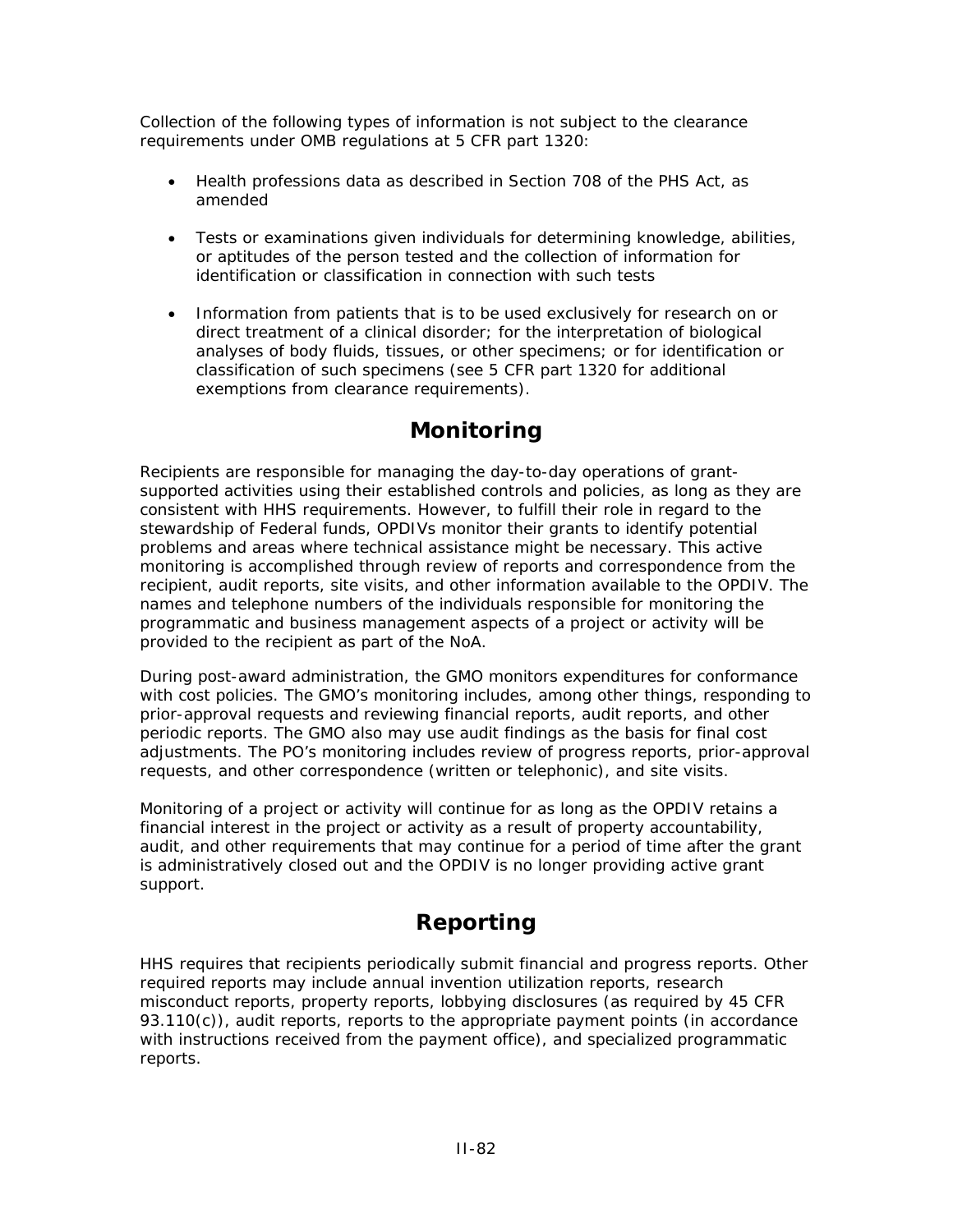Collection of the following types of information is not subject to the clearance requirements under OMB regulations at 5 CFR part 1320:

- Health professions data as described in Section 708 of the PHS Act, as amended
- Tests or examinations given individuals for determining knowledge, abilities, or aptitudes of the person tested and the collection of information for identification or classification in connection with such tests
- Information from patients that is to be used exclusively for research on or direct treatment of a clinical disorder; for the interpretation of biological analyses of body fluids, tissues, or other specimens; or for identification or classification of such specimens (see 5 CFR part 1320 for additional exemptions from clearance requirements).

## Monitoring

Recipients are responsible for managing the day-to-day operations of grant-supported activities using their established controls and policies, as long as they are consistent with HHS requirements. However, to fulfill their role in regard to the stewardship of Federal funds, OPDIVs monitor their grants to identify potential problems and areas where technical assistance might be necessary. This active monitoring is accomplished through review of reports and correspondence from the recipient, audit reports, site visits, and other information available to the OPDIV. The names and telephone numbers of the individuals responsible for monitoring the programmatic and business management aspects of a project or activity will be provided to the recipient as part of the NoA.

During post-award administration, the GMO monitors expenditures for conformance with cost policies. The GMO's monitoring includes, among other things, responding to prior-approval requests and reviewing financial reports, audit reports, and other periodic reports. The GMO also may use audit findings as the basis for final cost adjustments. The PO's monitoring includes review of progress reports, prior-approval requests, and other correspondence (written or telephonic), and site visits.

Monitoring of a project or activity will continue for as long as the OPDIV retains a financial interest in the project or activity as a result of property accountability, audit, and other requirements that may continue for a period of time after the grant is administratively closed out and the OPDIV is no longer providing active grant support.

## Reporting

HHS requires that recipients periodically submit financial and progress reports. Other required reports may include annual invention utilization reports, research misconduct reports, property reports, lobbying disclosures (as required by 45 CFR 93.110(c)), audit reports, reports to the appropriate payment points (in accordance with instructions received from the payment office), and specialized programmatic reports.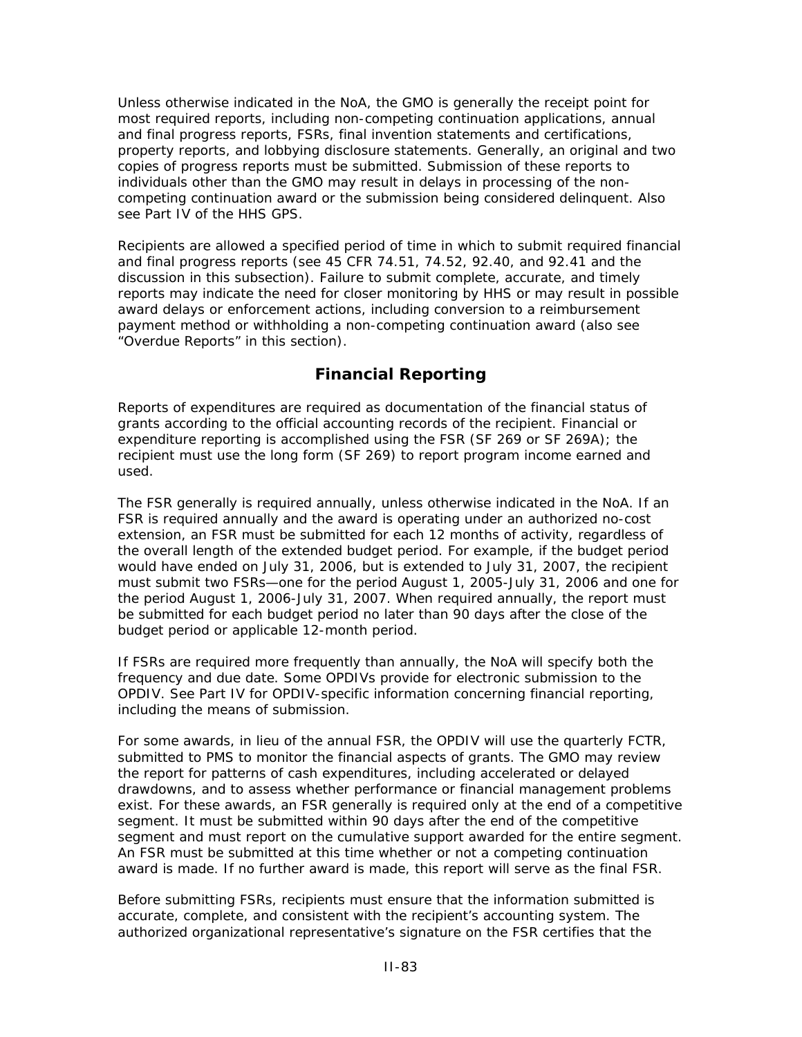Unless otherwise indicated in the NoA, the GMO is generally the receipt point for most required reports, including non-competing continuation applications, annual and final progress reports, FSRs, final invention statements and certifications, property reports, and lobbying disclosure statements. Generally, an original and two copies of progress reports must be submitted. Submission of these reports to individuals other than the GMO may result in delays in processing of the non-competing continuation award or the submission being considered delinquent. Also see Part IV of the HHS GPS.

Recipients are allowed a specified period of time in which to submit required financial and final progress reports (see 45 CFR 74.51, 74.52, 92.40, and 92.41 and the discussion in this subsection). Failure to submit complete, accurate, and timely reports may indicate the need for closer monitoring by HHS or may result in possible award delays or enforcement actions, including conversion to a reimbursement payment method or withholding a non-competing continuation award (also see "Overdue Reports" in this section).

## Financial Reporting

Reports of expenditures are required as documentation of the financial status of grants according to the official accounting records of the recipient. Financial or expenditure reporting is accomplished using the FSR (SF 269 or SF 269A); the recipient must use the long form (SF 269) to report program income earned and used.

The FSR generally is required annually, unless otherwise indicated in the NoA. If an FSR is required annually and the award is operating under an authorized no-cost extension, an FSR must be submitted for each 12 months of activity, regardless of the overall length of the extended budget period. For example, if the budget period would have ended on July 31, 2006, but is extended to July 31, 2007, the recipient must submit two FSRs—one for the period August 1, 2005-July 31, 2006 and one for the period August 1, 2006-July 31, 2007. When required annually, the report must be submitted for each budget period no later than 90 days after the close of the budget period or applicable 12-month period.

If FSRs are required more frequently than annually, the NoA will specify both the frequency and due date. Some OPDIVs provide for electronic submission to the OPDIV. See Part IV for OPDIV-specific information concerning financial reporting, including the means of submission.

For some awards, in lieu of the annual FSR, the OPDIV will use the quarterly FCTR, submitted to PMS to monitor the financial aspects of grants. The GMO may review the report for patterns of cash expenditures, including accelerated or delayed drawdowns, and to assess whether performance or financial management problems exist. For these awards, an FSR generally is required only at the end of a competitive segment. It must be submitted within 90 days after the end of the competitive segment and must report on the cumulative support awarded for the entire segment. An FSR must be submitted at this time whether or not a competing continuation award is made. If no further award is made, this report will serve as the final FSR.

Before submitting FSRs, recipients must ensure that the information submitted is accurate, complete, and consistent with the recipient's accounting system. The authorized organizational representative's signature on the FSR certifies that the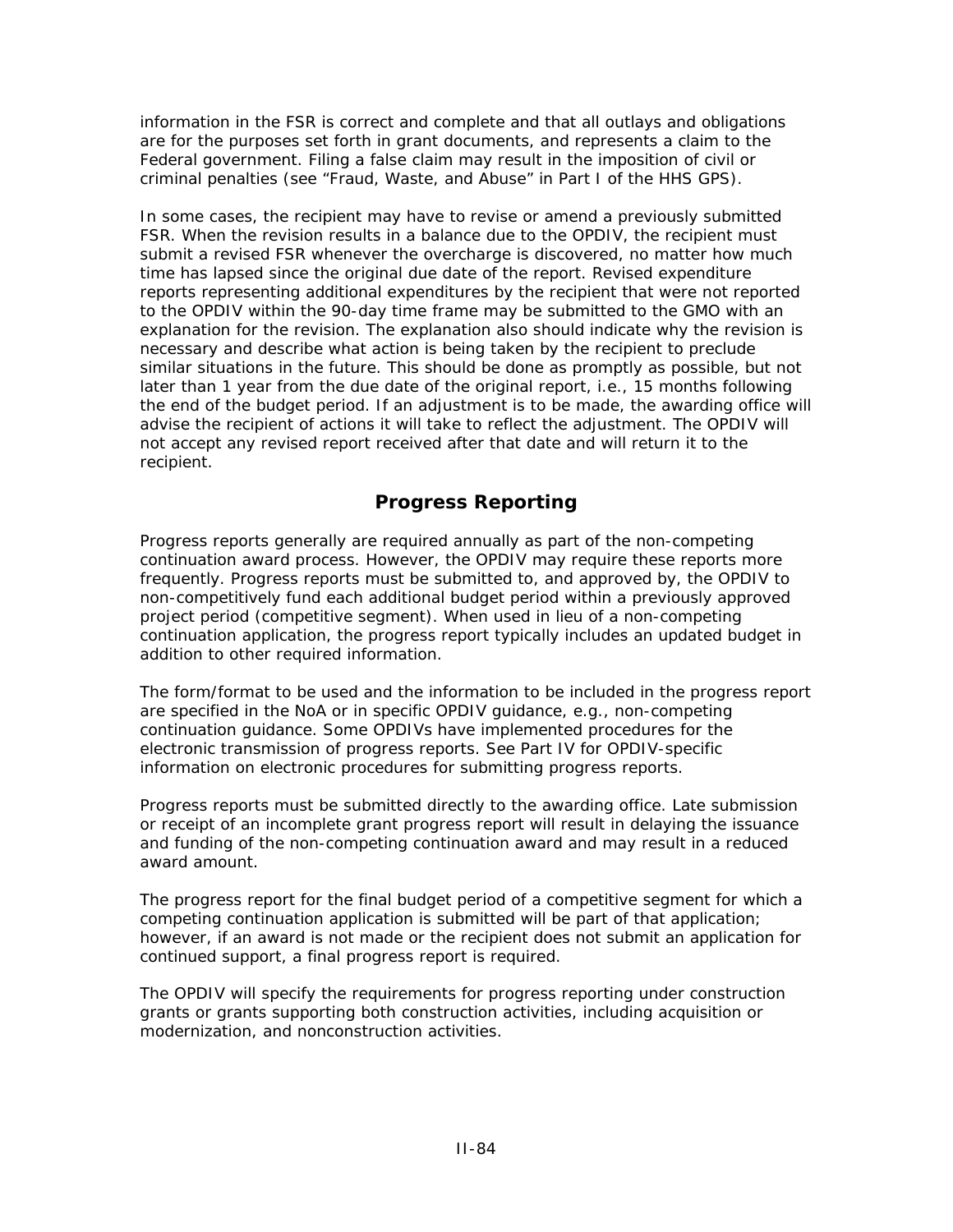information in the FSR is correct and complete and that all outlays and obligations are for the purposes set forth in grant documents, and represents a claim to the Federal government. Filing a false claim may result in the imposition of civil or criminal penalties (see "Fraud, Waste, and Abuse" in Part I of the HHS GPS).

In some cases, the recipient may have to revise or amend a previously submitted FSR. When the revision results in a balance due to the OPDIV, the recipient must submit a revised FSR whenever the overcharge is discovered, no matter how much time has lapsed since the original due date of the report. Revised expenditure reports representing additional expenditures by the recipient that were not reported to the OPDIV within the 90-day time frame may be submitted to the GMO with an explanation for the revision. The explanation also should indicate why the revision is necessary and describe what action is being taken by the recipient to preclude similar situations in the future. This should be done as promptly as possible, but not later than 1 year from the due date of the original report, i.e., 15 months following the end of the budget period. If an adjustment is to be made, the awarding office will advise the recipient of actions it will take to reflect the adjustment. The OPDIV will not accept any revised report received after that date and will return it to the recipient.

## Progress Reporting

Progress reports generally are required annually as part of the non-competing continuation award process. However, the OPDIV may require these reports more frequently. Progress reports must be submitted to, and approved by, the OPDIV to non-competitively fund each additional budget period within a previously approved project period (competitive segment). When used in lieu of a non-competing continuation application, the progress report typically includes an updated budget in addition to other required information.

The form/format to be used and the information to be included in the progress report are specified in the NoA or in specific OPDIV guidance, e.g., non-competing continuation guidance. Some OPDIVs have implemented procedures for the electronic transmission of progress reports. See Part IV for OPDIV-specific information on electronic procedures for submitting progress reports.

Progress reports must be submitted directly to the awarding office. Late submission or receipt of an incomplete grant progress report will result in delaying the issuance and funding of the non-competing continuation award and may result in a reduced award amount.

The progress report for the final budget period of a competitive segment for which a competing continuation application is submitted will be part of that application; however, if an award is not made or the recipient does not submit an application for continued support, a final progress report is required.

The OPDIV will specify the requirements for progress reporting under construction grants or grants supporting both construction activities, including acquisition or modernization, and nonconstruction activities.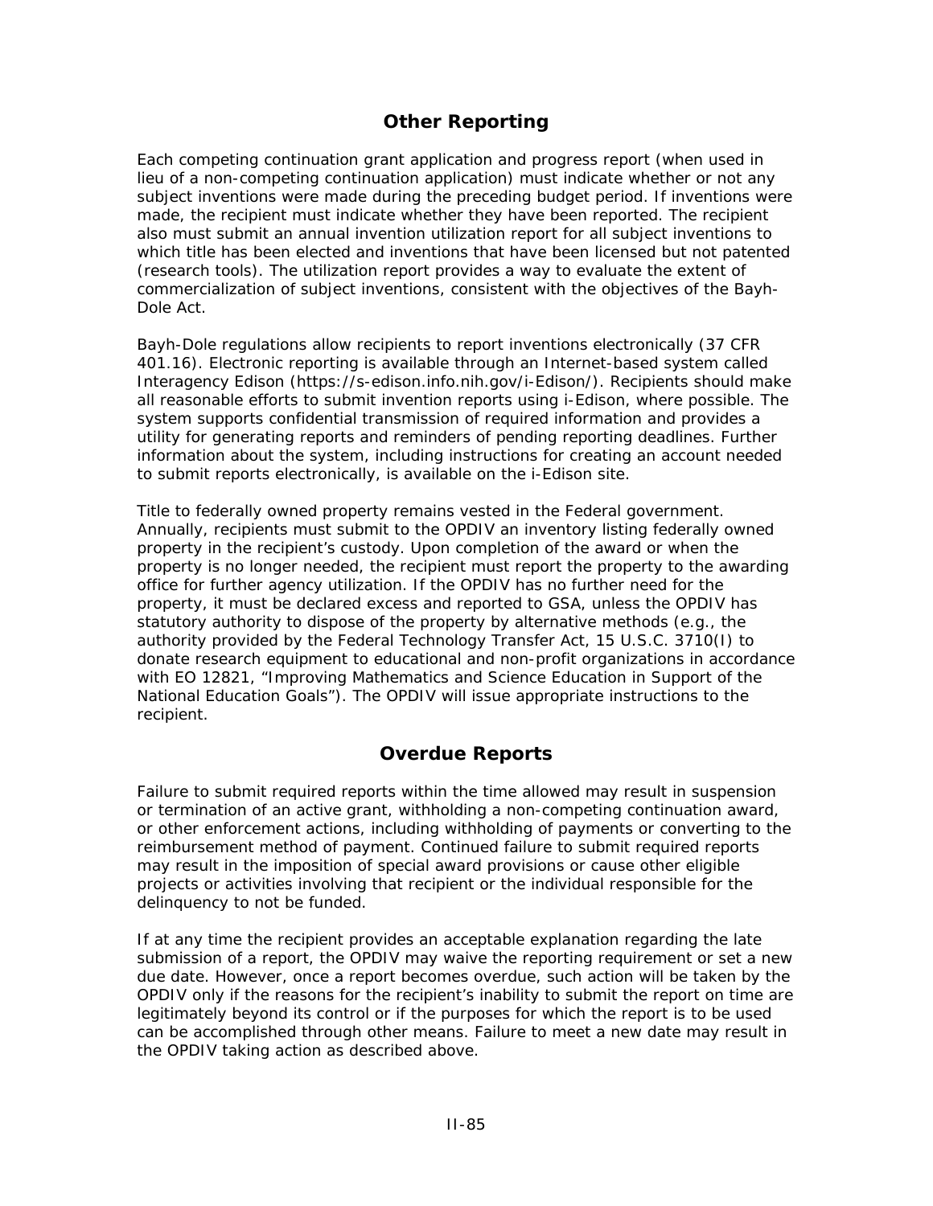## Other Reporting

Each competing continuation grant application and progress report (when used in lieu of a non-competing continuation application) must indicate whether or not any subject inventions were made during the preceding budget period. If inventions were made, the recipient must indicate whether they have been reported. The recipient also must submit an annual invention utilization report for all subject inventions to which title has been elected and inventions that have been licensed but not patented (research tools). The utilization report provides a way to evaluate the extent of commercialization of subject inventions, consistent with the objectives of the Bayh-Dole Act.

Bayh-Dole regulations allow recipients to report inventions electronically (37 CFR 401.16). Electronic reporting is available through an Internet-based system called Interagency Edison (https://s-edison.info.nih.gov/i-Edison/). Recipients should make all reasonable efforts to submit invention reports using i-Edison, where possible. The system supports confidential transmission of required information and provides a utility for generating reports and reminders of pending reporting deadlines. Further information about the system, including instructions for creating an account needed to submit reports electronically, is available on the i-Edison site.

Title to federally owned property remains vested in the Federal government. Annually, recipients must submit to the OPDIV an inventory listing federally owned property in the recipient's custody. Upon completion of the award or when the property is no longer needed, the recipient must report the property to the awarding office for further agency utilization. If the OPDIV has no further need for the property, it must be declared excess and reported to GSA, unless the OPDIV has statutory authority to dispose of the property by alternative methods (e.g., the authority provided by the Federal Technology Transfer Act, 15 U.S.C. 3710(I) to donate research equipment to educational and non-profit organizations in accordance with EO 12821, "Improving Mathematics and Science Education in Support of the National Education Goals"). The OPDIV will issue appropriate instructions to the recipient.

## Overdue Reports

Failure to submit required reports within the time allowed may result in suspension or termination of an active grant, withholding a non-competing continuation award, or other enforcement actions, including withholding of payments or converting to the reimbursement method of payment. Continued failure to submit required reports may result in the imposition of special award provisions or cause other eligible projects or activities involving that recipient or the individual responsible for the delinquency to not be funded.

If at any time the recipient provides an acceptable explanation regarding the late submission of a report, the OPDIV may waive the reporting requirement or set a new due date. However, once a report becomes overdue, such action will be taken by the OPDIV only if the reasons for the recipient's inability to submit the report on time are legitimately beyond its control or if the purposes for which the report is to be used can be accomplished through other means. Failure to meet a new date may result in the OPDIV taking action as described above.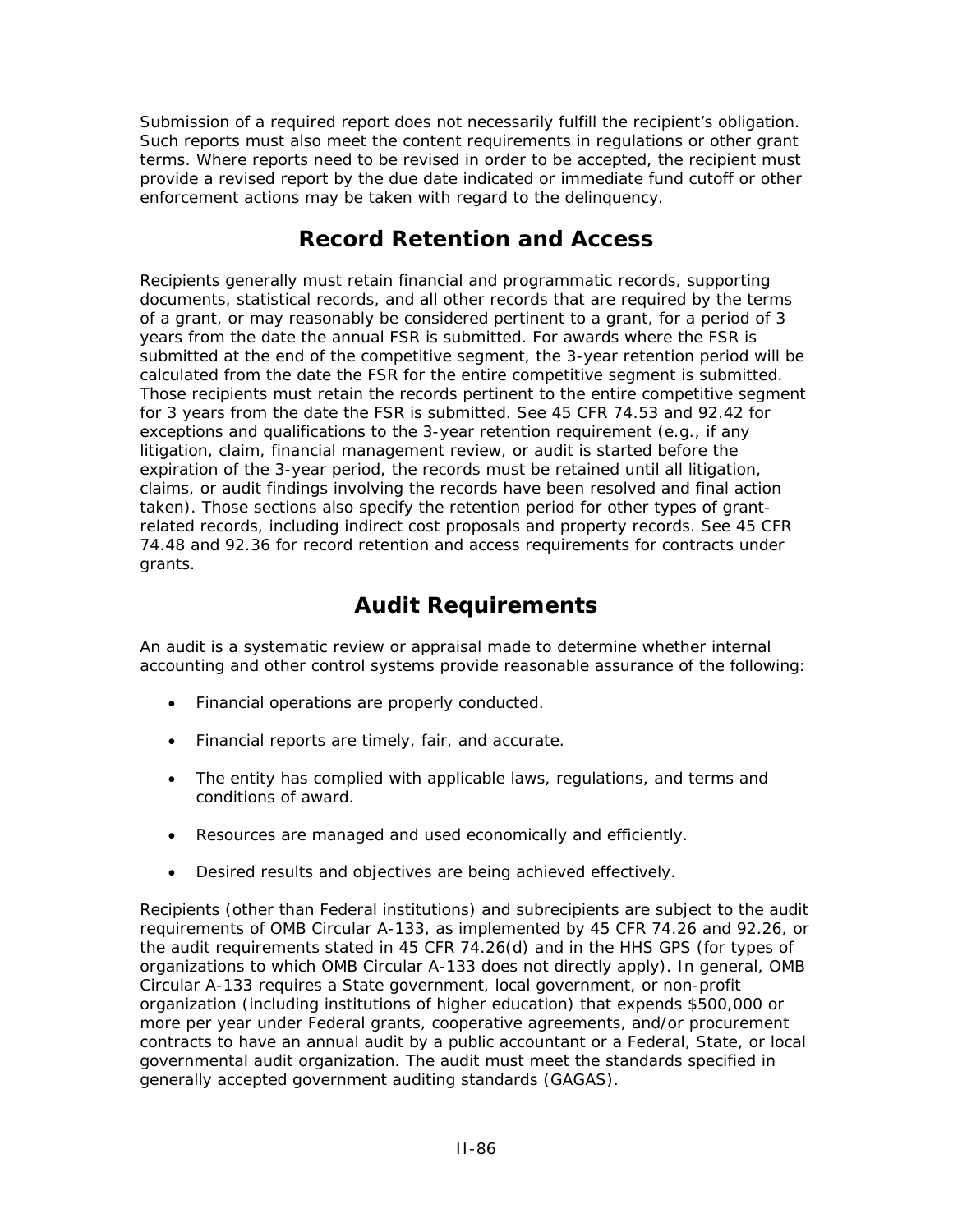Submission of a required report does not necessarily fulfill the recipient's obligation. Such reports must also meet the content requirements in regulations or other grant terms. Where reports need to be revised in order to be accepted, the recipient must provide a revised report by the due date indicated or immediate fund cutoff or other enforcement actions may be taken with regard to the delinquency.

## Record Retention and Access

Recipients generally must retain financial and programmatic records, supporting documents, statistical records, and all other records that are required by the terms of a grant, or may reasonably be considered pertinent to a grant, for a period of 3 years from the date the annual FSR is submitted. For awards where the FSR is submitted at the end of the competitive segment, the 3-year retention period will be calculated from the date the FSR for the entire competitive segment is submitted. Those recipients must retain the records pertinent to the entire competitive segment for 3 years from the date the FSR is submitted. See 45 CFR 74.53 and 92.42 for exceptions and qualifications to the 3-year retention requirement (e.g., if any litigation, claim, financial management review, or audit is started before the expiration of the 3-year period, the records must be retained until all litigation, claims, or audit findings involving the records have been resolved and final action taken). Those sections also specify the retention period for other types of grant-related records, including indirect cost proposals and property records. See 45 CFR 74.48 and 92.36 for record retention and access requirements for contracts under grants.

## Audit Requirements

An audit is a systematic review or appraisal made to determine whether internal accounting and other control systems provide reasonable assurance of the following:

- Financial operations are properly conducted.
- Financial reports are timely, fair, and accurate.
- The entity has complied with applicable laws, regulations, and terms and conditions of award.
- Resources are managed and used economically and efficiently.
- Desired results and objectives are being achieved effectively.

Recipients (other than Federal institutions) and subrecipients are subject to the audit requirements of OMB Circular A-133, as implemented by 45 CFR 74.26 and 92.26, or the audit requirements stated in 45 CFR 74.26(d) and in the HHS GPS (for types of organizations to which OMB Circular A-133 does not directly apply). In general, OMB Circular A-133 requires a State government, local government, or non-profit organization (including institutions of higher education) that expends $500,000 or more per year under Federal grants, cooperative agreements, and/or procurement contracts to have an annual audit by a public accountant or a Federal, State, or local governmental audit organization. The audit must meet the standards specified in generally accepted government auditing standards (GAGAS).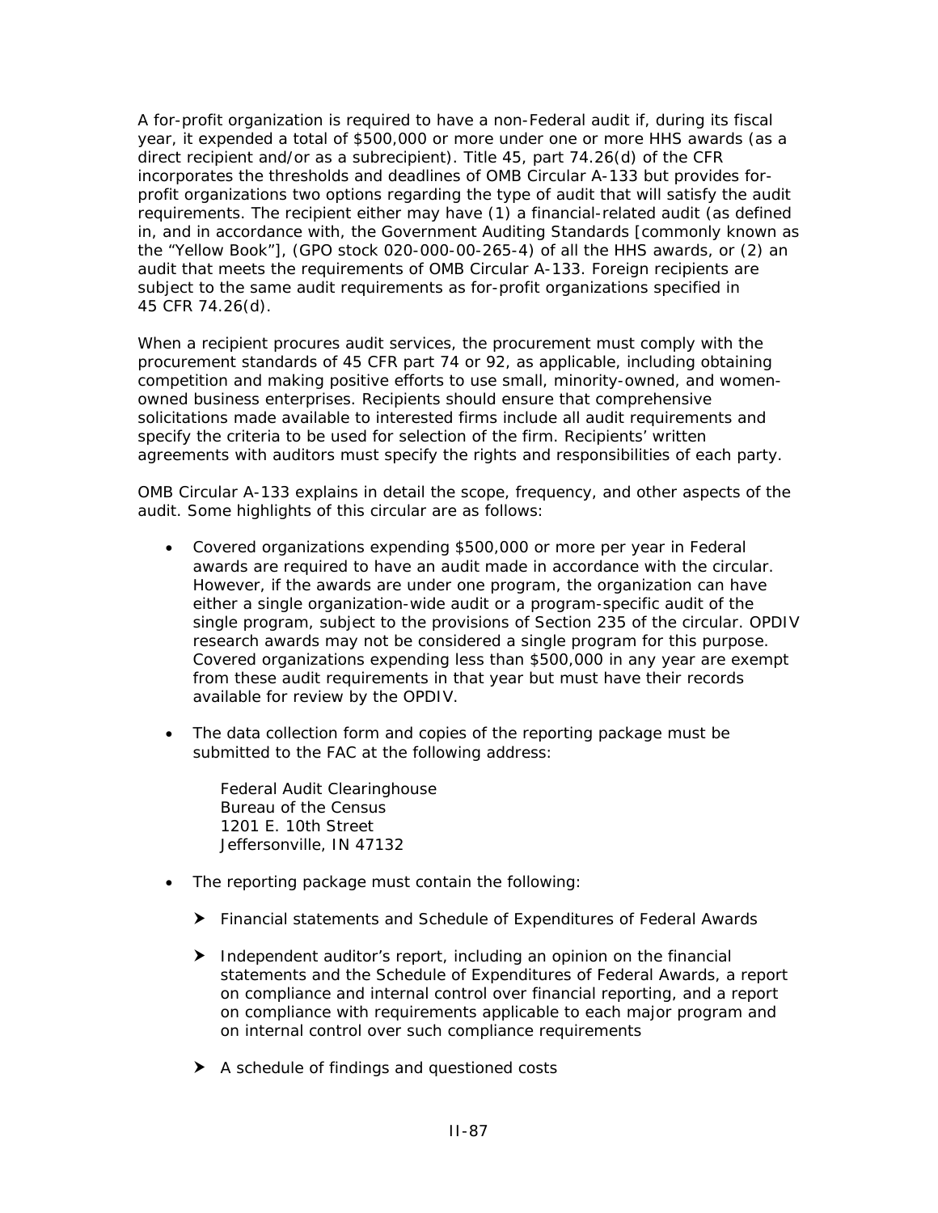A for-profit organization is required to have a non-Federal audit if, during its fiscal year, it expended a total of $500,000 or more under one or more HHS awards (as a direct recipient and/or as a subrecipient). Title 45, part 74.26(d) of the CFR incorporates the thresholds and deadlines of OMB Circular A-133 but provides for-profit organizations two options regarding the type of audit that will satisfy the audit requirements. The recipient either may have (1) a financial-related audit (as defined in, and in accordance with, the Government Auditing Standards [commonly known as the "Yellow Book"], (GPO stock 020-000-00-265-4) of all the HHS awards, or (2) an audit that meets the requirements of OMB Circular A-133. Foreign recipients are subject to the same audit requirements as for-profit organizations specified in 45 CFR 74.26(d).

When a recipient procures audit services, the procurement must comply with the procurement standards of 45 CFR part 74 or 92, as applicable, including obtaining competition and making positive efforts to use small, minority-owned, and women-owned business enterprises. Recipients should ensure that comprehensive solicitations made available to interested firms include all audit requirements and specify the criteria to be used for selection of the firm. Recipients' written agreements with auditors must specify the rights and responsibilities of each party.

OMB Circular A-133 explains in detail the scope, frequency, and other aspects of the audit. Some highlights of this circular are as follows:

- Covered organizations expending $500,000 or more per year in Federal awards are required to have an audit made in accordance with the circular. However, if the awards are under one program, the organization can have either a single organization-wide audit or a program-specific audit of the single program, subject to the provisions of Section 235 of the circular. OPDIV research awards may not be considered a single program for this purpose. Covered organizations expending less than $500,000 in any year are exempt from these audit requirements in that year but must have their records available for review by the OPDIV.

- The data collection form and copies of the reporting package must be submitted to the FAC at the following address:

  Federal Audit Clearinghouse
  Bureau of the Census
  1201 E. 10th Street
  Jeffersonville, IN 47132

- The reporting package must contain the following:

  - Financial statements and Schedule of Expenditures of Federal Awards

  - Independent auditor's report, including an opinion on the financial statements and the Schedule of Expenditures of Federal Awards, a report on compliance and internal control over financial reporting, and a report on compliance with requirements applicable to each major program and on internal control over such compliance requirements

  - A schedule of findings and questioned costs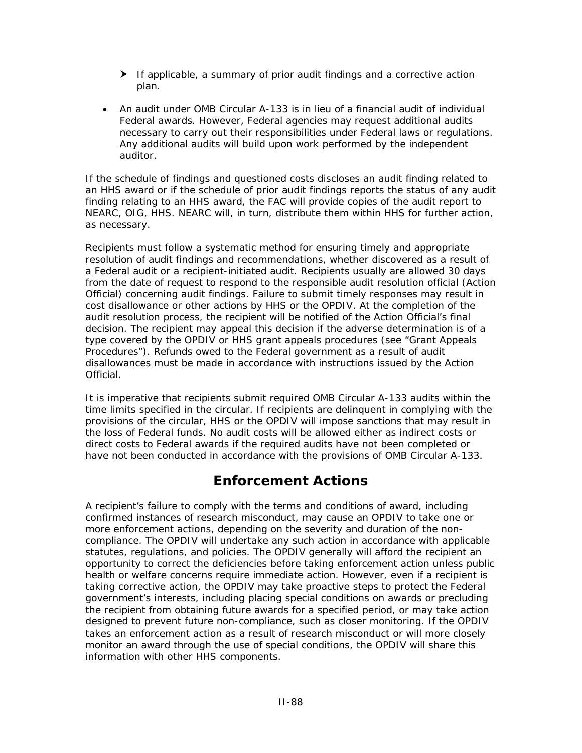- If applicable, a summary of prior audit findings and a corrective action plan.

- An audit under OMB Circular A-133 is in lieu of a financial audit of individual Federal awards. However, Federal agencies may request additional audits necessary to carry out their responsibilities under Federal laws or regulations. Any additional audits will build upon work performed by the independent auditor.

If the schedule of findings and questioned costs discloses an audit finding related to an HHS award or if the schedule of prior audit findings reports the status of any audit finding relating to an HHS award, the FAC will provide copies of the audit report to NEARC, OIG, HHS. NEARC will, in turn, distribute them within HHS for further action, as necessary.

Recipients must follow a systematic method for ensuring timely and appropriate resolution of audit findings and recommendations, whether discovered as a result of a Federal audit or a recipient-initiated audit. Recipients usually are allowed 30 days from the date of request to respond to the responsible audit resolution official (Action Official) concerning audit findings. Failure to submit timely responses may result in cost disallowance or other actions by HHS or the OPDIV. At the completion of the audit resolution process, the recipient will be notified of the Action Official's final decision. The recipient may appeal this decision if the adverse determination is of a type covered by the OPDIV or HHS grant appeals procedures (see "Grant Appeals Procedures"). Refunds owed to the Federal government as a result of audit disallowances must be made in accordance with instructions issued by the Action Official.

It is imperative that recipients submit required OMB Circular A-133 audits within the time limits specified in the circular. If recipients are delinquent in complying with the provisions of the circular, HHS or the OPDIV will impose sanctions that may result in the loss of Federal funds. No audit costs will be allowed either as indirect costs or direct costs to Federal awards if the required audits have not been completed or have not been conducted in accordance with the provisions of OMB Circular A-133.

## Enforcement Actions

A recipient's failure to comply with the terms and conditions of award, including confirmed instances of research misconduct, may cause an OPDIV to take one or more enforcement actions, depending on the severity and duration of the non-compliance. The OPDIV will undertake any such action in accordance with applicable statutes, regulations, and policies. The OPDIV generally will afford the recipient an opportunity to correct the deficiencies before taking enforcement action unless public health or welfare concerns require immediate action. However, even if a recipient is taking corrective action, the OPDIV may take proactive steps to protect the Federal government's interests, including placing special conditions on awards or precluding the recipient from obtaining future awards for a specified period, or may take action designed to prevent future non-compliance, such as closer monitoring. If the OPDIV takes an enforcement action as a result of research misconduct or will more closely monitor an award through the use of special conditions, the OPDIV will share this information with other HHS components.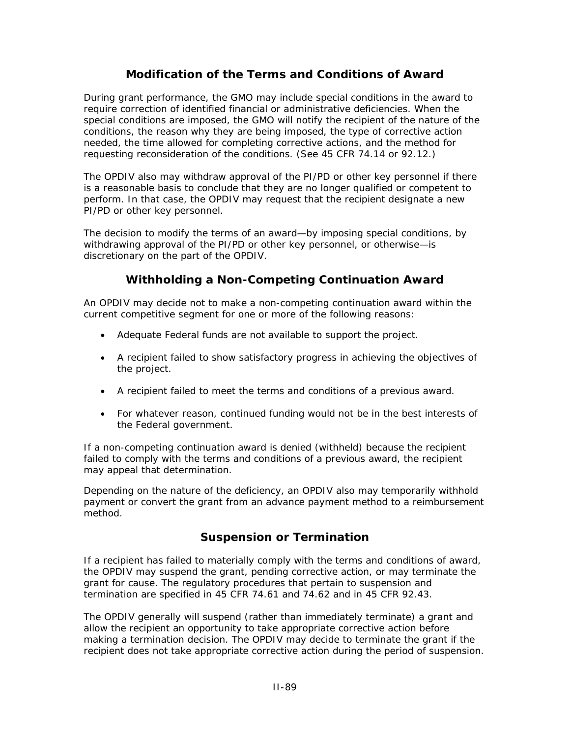## Modification of the Terms and Conditions of Award

During grant performance, the GMO may include special conditions in the award to require correction of identified financial or administrative deficiencies. When the special conditions are imposed, the GMO will notify the recipient of the nature of the conditions, the reason why they are being imposed, the type of corrective action needed, the time allowed for completing corrective actions, and the method for requesting reconsideration of the conditions. (See 45 CFR 74.14 or 92.12.)

The OPDIV also may withdraw approval of the PI/PD or other key personnel if there is a reasonable basis to conclude that they are no longer qualified or competent to perform. In that case, the OPDIV may request that the recipient designate a new PI/PD or other key personnel.

The decision to modify the terms of an award—by imposing special conditions, by withdrawing approval of the PI/PD or other key personnel, or otherwise—is discretionary on the part of the OPDIV.

## Withholding a Non-Competing Continuation Award

An OPDIV may decide not to make a non-competing continuation award within the current competitive segment for one or more of the following reasons:

- Adequate Federal funds are not available to support the project.
- A recipient failed to show satisfactory progress in achieving the objectives of the project.
- A recipient failed to meet the terms and conditions of a previous award.
- For whatever reason, continued funding would not be in the best interests of the Federal government.

If a non-competing continuation award is denied (withheld) because the recipient failed to comply with the terms and conditions of a previous award, the recipient may appeal that determination.

Depending on the nature of the deficiency, an OPDIV also may temporarily withhold payment or convert the grant from an advance payment method to a reimbursement method.

## Suspension or Termination

If a recipient has failed to materially comply with the terms and conditions of award, the OPDIV may suspend the grant, pending corrective action, or may terminate the grant for cause. The regulatory procedures that pertain to suspension and termination are specified in 45 CFR 74.61 and 74.62 and in 45 CFR 92.43.

The OPDIV generally will suspend (rather than immediately terminate) a grant and allow the recipient an opportunity to take appropriate corrective action before making a termination decision. The OPDIV may decide to terminate the grant if the recipient does not take appropriate corrective action during the period of suspension.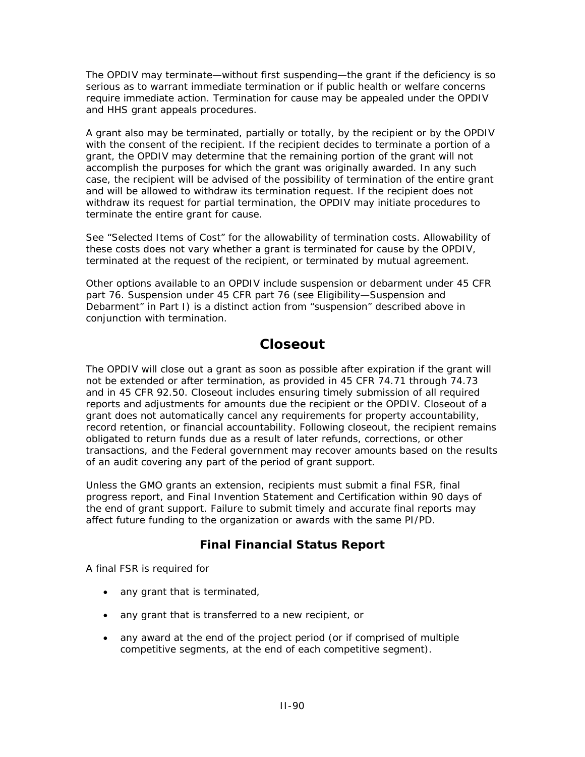The OPDIV may terminate—without first suspending—the grant if the deficiency is so serious as to warrant immediate termination or if public health or welfare concerns require immediate action. Termination for cause may be appealed under the OPDIV and HHS grant appeals procedures.

A grant also may be terminated, partially or totally, by the recipient or by the OPDIV with the consent of the recipient. If the recipient decides to terminate a portion of a grant, the OPDIV may determine that the remaining portion of the grant will not accomplish the purposes for which the grant was originally awarded. In any such case, the recipient will be advised of the possibility of termination of the entire grant and will be allowed to withdraw its termination request. If the recipient does not withdraw its request for partial termination, the OPDIV may initiate procedures to terminate the entire grant for cause.

See "Selected Items of Cost" for the allowability of termination costs. Allowability of these costs does not vary whether a grant is terminated for cause by the OPDIV, terminated at the request of the recipient, or terminated by mutual agreement.

Other options available to an OPDIV include suspension or debarment under 45 CFR part 76. Suspension under 45 CFR part 76 (see Eligibility—Suspension and Debarment" in Part I) is a distinct action from "suspension" described above in conjunction with termination.

## Closeout

The OPDIV will close out a grant as soon as possible after expiration if the grant will not be extended or after termination, as provided in 45 CFR 74.71 through 74.73 and in 45 CFR 92.50. Closeout includes ensuring timely submission of all required reports and adjustments for amounts due the recipient or the OPDIV. Closeout of a grant does not automatically cancel any requirements for property accountability, record retention, or financial accountability. Following closeout, the recipient remains obligated to return funds due as a result of later refunds, corrections, or other transactions, and the Federal government may recover amounts based on the results of an audit covering any part of the period of grant support.

Unless the GMO grants an extension, recipients must submit a final FSR, final progress report, and Final Invention Statement and Certification within 90 days of the end of grant support. Failure to submit timely and accurate final reports may affect future funding to the organization or awards with the same PI/PD.

### Final Financial Status Report

A final FSR is required for

- any grant that is terminated,
- any grant that is transferred to a new recipient, or
- any award at the end of the project period (or if comprised of multiple competitive segments, at the end of each competitive segment).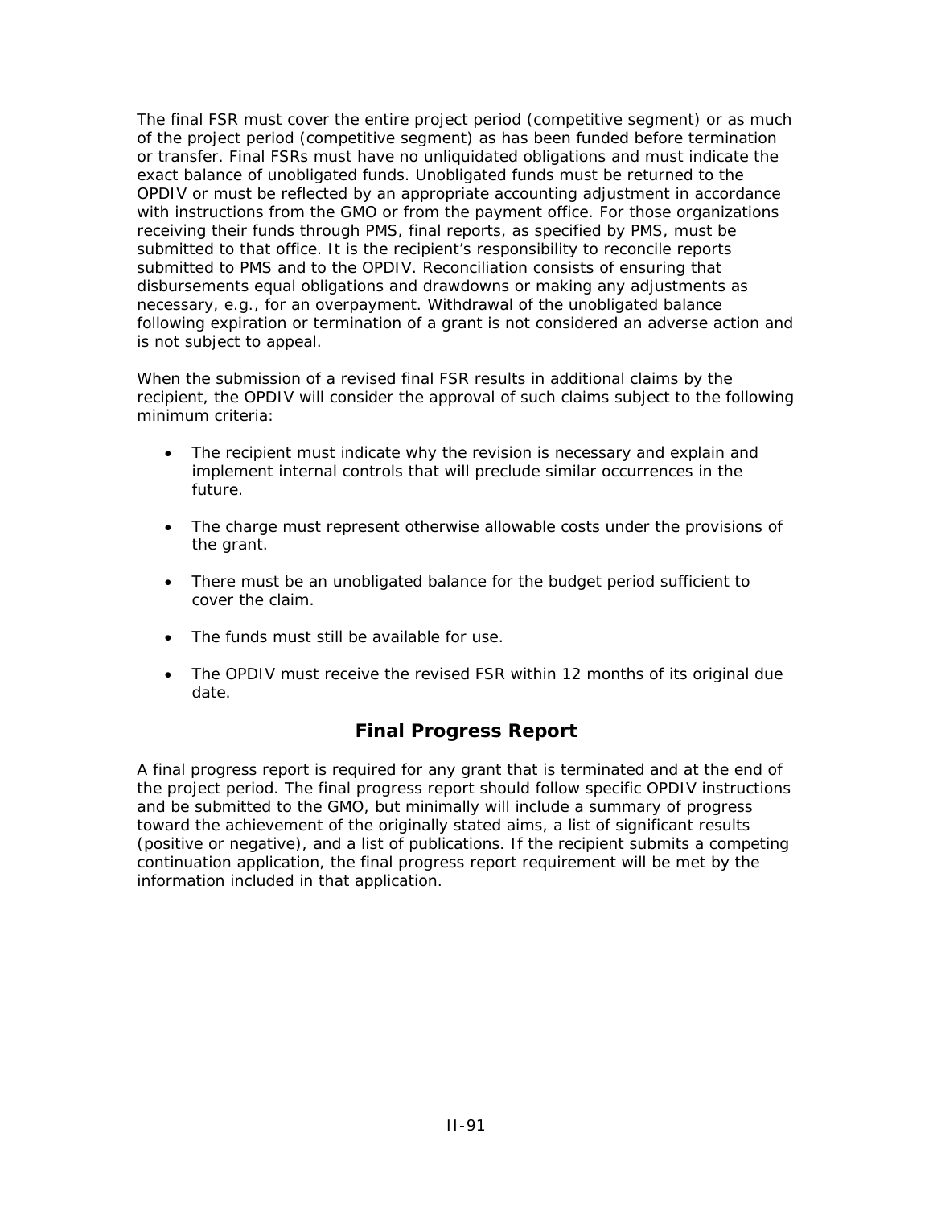The final FSR must cover the entire project period (competitive segment) or as much of the project period (competitive segment) as has been funded before termination or transfer. Final FSRs must have no unliquidated obligations and must indicate the exact balance of unobligated funds. Unobligated funds must be returned to the OPDIV or must be reflected by an appropriate accounting adjustment in accordance with instructions from the GMO or from the payment office. For those organizations receiving their funds through PMS, final reports, as specified by PMS, must be submitted to that office. It is the recipient's responsibility to reconcile reports submitted to PMS and to the OPDIV. Reconciliation consists of ensuring that disbursements equal obligations and drawdowns or making any adjustments as necessary, e.g., for an overpayment. Withdrawal of the unobligated balance following expiration or termination of a grant is not considered an adverse action and is not subject to appeal.

When the submission of a revised final FSR results in additional claims by the recipient, the OPDIV will consider the approval of such claims subject to the following minimum criteria:

- The recipient must indicate why the revision is necessary and explain and implement internal controls that will preclude similar occurrences in the future.
- The charge must represent otherwise allowable costs under the provisions of the grant.
- There must be an unobligated balance for the budget period sufficient to cover the claim.
- The funds must still be available for use.
- The OPDIV must receive the revised FSR within 12 months of its original due date.

## Final Progress Report

A final progress report is required for any grant that is terminated and at the end of the project period. The final progress report should follow specific OPDIV instructions and be submitted to the GMO, but minimally will include a summary of progress toward the achievement of the originally stated aims, a list of significant results (positive or negative), and a list of publications. If the recipient submits a competing continuation application, the final progress report requirement will be met by the information included in that application.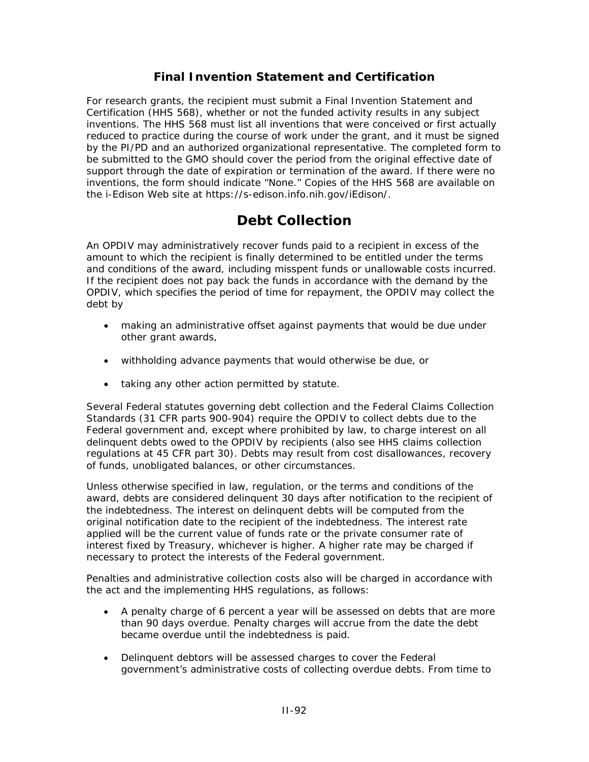### Final Invention Statement and Certification

For research grants, the recipient must submit a Final Invention Statement and Certification (HHS 568), whether or not the funded activity results in any subject inventions. The HHS 568 must list all inventions that were conceived or first actually reduced to practice during the course of work under the grant, and it must be signed by the PI/PD and an authorized organizational representative. The completed form to be submitted to the GMO should cover the period from the original effective date of support through the date of expiration or termination of the award. If there were no inventions, the form should indicate "None." Copies of the HHS 568 are available on the i-Edison Web site at https://s-edison.info.nih.gov/iEdison/.

## Debt Collection

An OPDIV may administratively recover funds paid to a recipient in excess of the amount to which the recipient is finally determined to be entitled under the terms and conditions of the award, including misspent funds or unallowable costs incurred. If the recipient does not pay back the funds in accordance with the demand by the OPDIV, which specifies the period of time for repayment, the OPDIV may collect the debt by

- making an administrative offset against payments that would be due under other grant awards,
- withholding advance payments that would otherwise be due, or
- taking any other action permitted by statute.

Several Federal statutes governing debt collection and the Federal Claims Collection Standards (31 CFR parts 900-904) require the OPDIV to collect debts due to the Federal government and, except where prohibited by law, to charge interest on all delinquent debts owed to the OPDIV by recipients (also see HHS claims collection regulations at 45 CFR part 30). Debts may result from cost disallowances, recovery of funds, unobligated balances, or other circumstances.

Unless otherwise specified in law, regulation, or the terms and conditions of the award, debts are considered delinquent 30 days after notification to the recipient of the indebtedness. The interest on delinquent debts will be computed from the original notification date to the recipient of the indebtedness. The interest rate applied will be the current value of funds rate or the private consumer rate of interest fixed by Treasury, whichever is higher. A higher rate may be charged if necessary to protect the interests of the Federal government.

Penalties and administrative collection costs also will be charged in accordance with the act and the implementing HHS regulations, as follows:

- A penalty charge of 6 percent a year will be assessed on debts that are more than 90 days overdue. Penalty charges will accrue from the date the debt became overdue until the indebtedness is paid.
- Delinquent debtors will be assessed charges to cover the Federal government's administrative costs of collecting overdue debts. From time to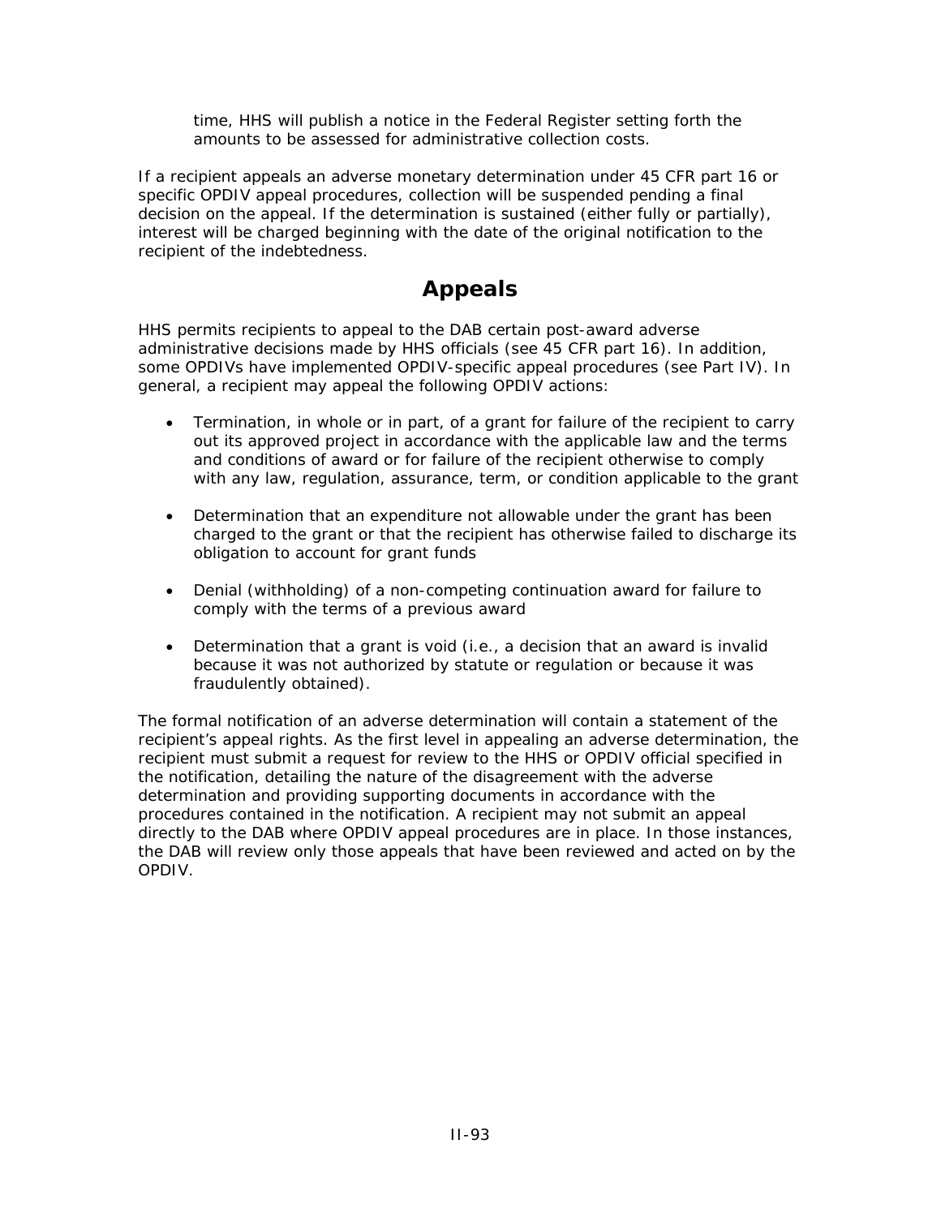time, HHS will publish a notice in the Federal Register setting forth the amounts to be assessed for administrative collection costs.

If a recipient appeals an adverse monetary determination under 45 CFR part 16 or specific OPDIV appeal procedures, collection will be suspended pending a final decision on the appeal. If the determination is sustained (either fully or partially), interest will be charged beginning with the date of the original notification to the recipient of the indebtedness.

## Appeals

HHS permits recipients to appeal to the DAB certain post-award adverse administrative decisions made by HHS officials (see 45 CFR part 16). In addition, some OPDIVs have implemented OPDIV-specific appeal procedures (see Part IV). In general, a recipient may appeal the following OPDIV actions:

- Termination, in whole or in part, of a grant for failure of the recipient to carry out its approved project in accordance with the applicable law and the terms and conditions of award or for failure of the recipient otherwise to comply with any law, regulation, assurance, term, or condition applicable to the grant
- Determination that an expenditure not allowable under the grant has been charged to the grant or that the recipient has otherwise failed to discharge its obligation to account for grant funds
- Denial (withholding) of a non-competing continuation award for failure to comply with the terms of a previous award
- Determination that a grant is void (i.e., a decision that an award is invalid because it was not authorized by statute or regulation or because it was fraudulently obtained).

The formal notification of an adverse determination will contain a statement of the recipient's appeal rights. As the first level in appealing an adverse determination, the recipient must submit a request for review to the HHS or OPDIV official specified in the notification, detailing the nature of the disagreement with the adverse determination and providing supporting documents in accordance with the procedures contained in the notification. A recipient may not submit an appeal directly to the DAB where OPDIV appeal procedures are in place. In those instances, the DAB will review only those appeals that have been reviewed and acted on by the OPDIV.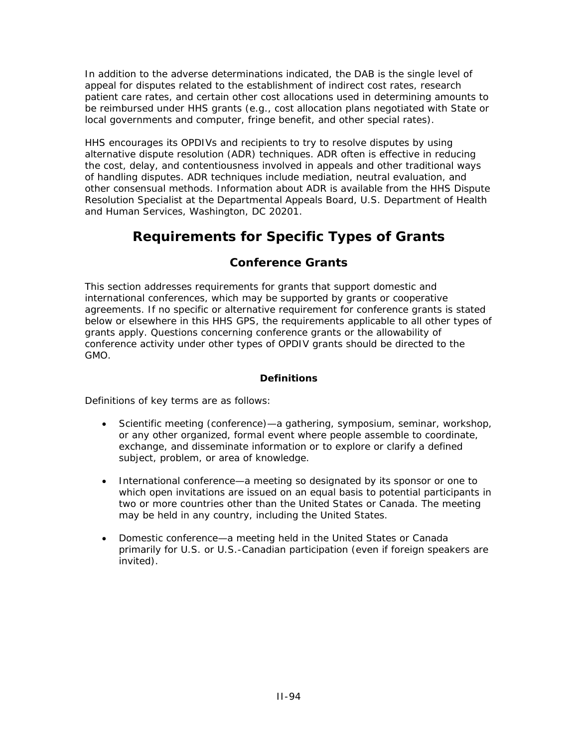In addition to the adverse determinations indicated, the DAB is the single level of appeal for disputes related to the establishment of indirect cost rates, research patient care rates, and certain other cost allocations used in determining amounts to be reimbursed under HHS grants (e.g., cost allocation plans negotiated with State or local governments and computer, fringe benefit, and other special rates).

HHS encourages its OPDIVs and recipients to try to resolve disputes by using alternative dispute resolution (ADR) techniques. ADR often is effective in reducing the cost, delay, and contentiousness involved in appeals and other traditional ways of handling disputes. ADR techniques include mediation, neutral evaluation, and other consensual methods. Information about ADR is available from the HHS Dispute Resolution Specialist at the Departmental Appeals Board, U.S. Department of Health and Human Services, Washington, DC 20201.

# Requirements for Specific Types of Grants

## Conference Grants

This section addresses requirements for grants that support domestic and international conferences, which may be supported by grants or cooperative agreements. If no specific or alternative requirement for conference grants is stated below or elsewhere in this HHS GPS, the requirements applicable to all other types of grants apply. Questions concerning conference grants or the allowability of conference activity under other types of OPDIV grants should be directed to the GMO.

### Definitions

Definitions of key terms are as follows:

- Scientific meeting (conference)—a gathering, symposium, seminar, workshop, or any other organized, formal event where people assemble to coordinate, exchange, and disseminate information or to explore or clarify a defined subject, problem, or area of knowledge.

- International conference—a meeting so designated by its sponsor or one to which open invitations are issued on an equal basis to potential participants in two or more countries other than the United States or Canada. The meeting may be held in any country, including the United States.

- Domestic conference—a meeting held in the United States or Canada primarily for U.S. or U.S.-Canadian participation (even if foreign speakers are invited).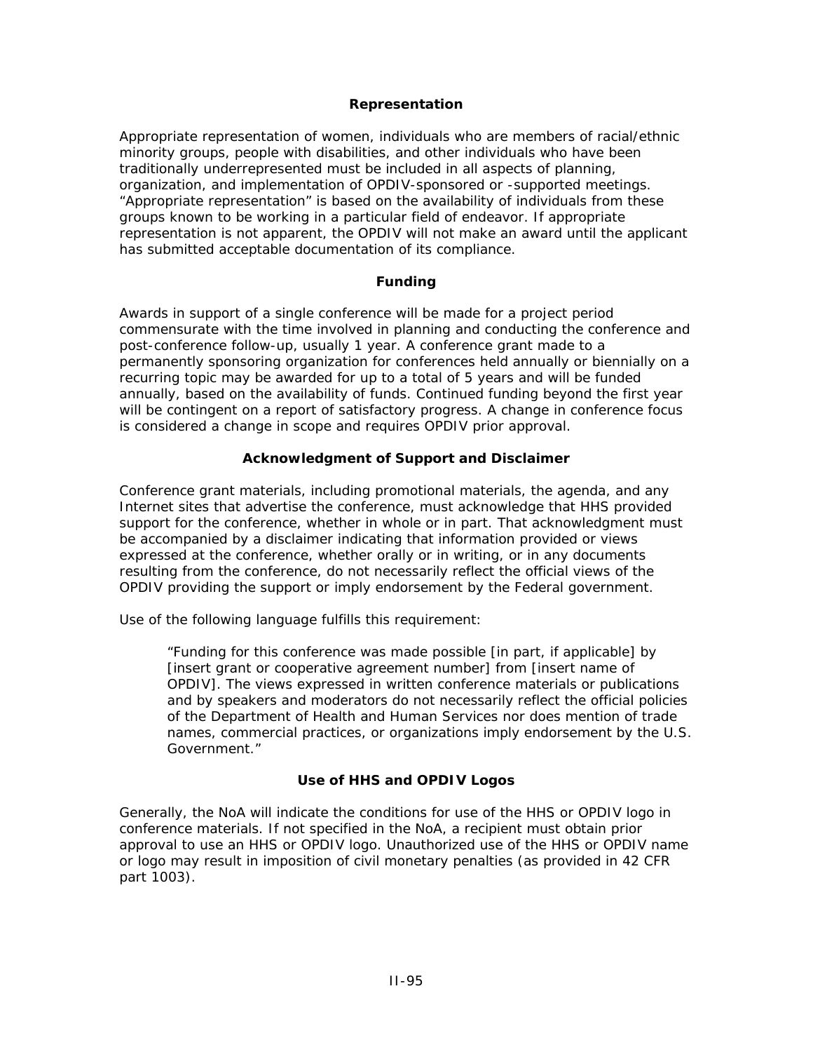### Representation

Appropriate representation of women, individuals who are members of racial/ethnic minority groups, people with disabilities, and other individuals who have been traditionally underrepresented must be included in all aspects of planning, organization, and implementation of OPDIV-sponsored or -supported meetings. "Appropriate representation" is based on the availability of individuals from these groups known to be working in a particular field of endeavor. If appropriate representation is not apparent, the OPDIV will not make an award until the applicant has submitted acceptable documentation of its compliance.

### Funding

Awards in support of a single conference will be made for a project period commensurate with the time involved in planning and conducting the conference and post-conference follow-up, usually 1 year. A conference grant made to a permanently sponsoring organization for conferences held annually or biennially on a recurring topic may be awarded for up to a total of 5 years and will be funded annually, based on the availability of funds. Continued funding beyond the first year will be contingent on a report of satisfactory progress. A change in conference focus is considered a change in scope and requires OPDIV prior approval.

### Acknowledgment of Support and Disclaimer

Conference grant materials, including promotional materials, the agenda, and any Internet sites that advertise the conference, must acknowledge that HHS provided support for the conference, whether in whole or in part. That acknowledgment must be accompanied by a disclaimer indicating that information provided or views expressed at the conference, whether orally or in writing, or in any documents resulting from the conference, do not necessarily reflect the official views of the OPDIV providing the support or imply endorsement by the Federal government.

Use of the following language fulfills this requirement:

> "Funding for this conference was made possible [in part, if applicable] by [insert grant or cooperative agreement number] from [insert name of OPDIV]. The views expressed in written conference materials or publications and by speakers and moderators do not necessarily reflect the official policies of the Department of Health and Human Services nor does mention of trade names, commercial practices, or organizations imply endorsement by the U.S. Government."

### Use of HHS and OPDIV Logos

Generally, the NoA will indicate the conditions for use of the HHS or OPDIV logo in conference materials. If not specified in the NoA, a recipient must obtain prior approval to use an HHS or OPDIV logo. Unauthorized use of the HHS or OPDIV name or logo may result in imposition of civil monetary penalties (as provided in 42 CFR part 1003).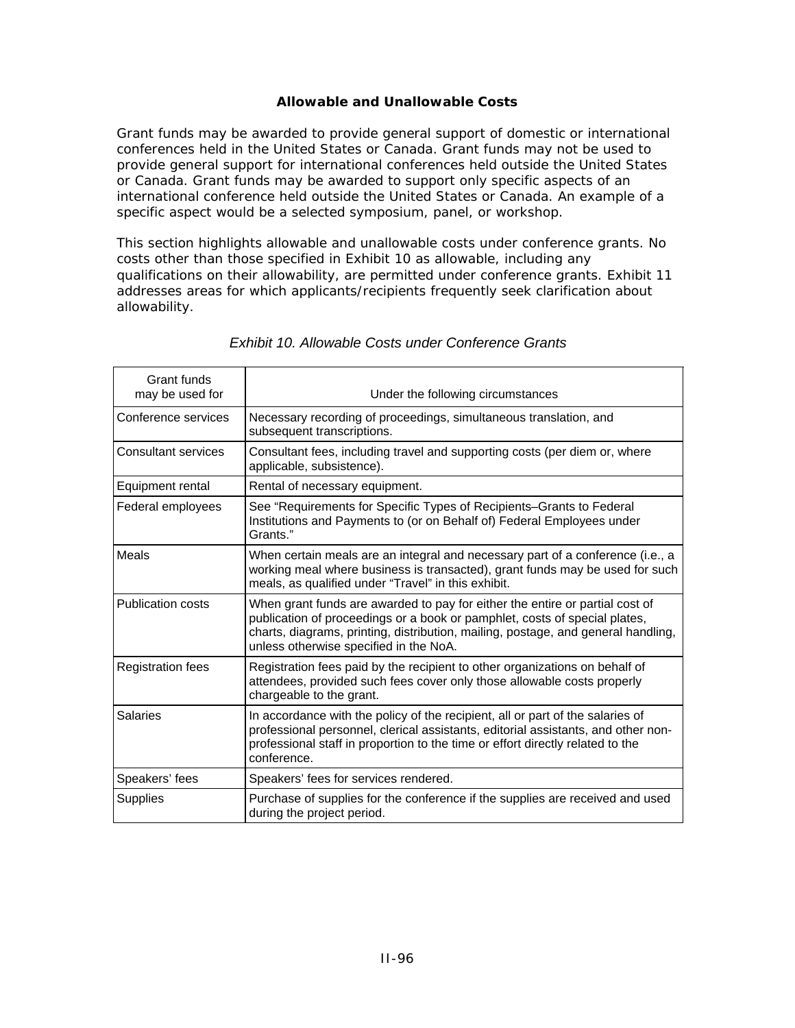### Allowable and Unallowable Costs

Grant funds may be awarded to provide general support of domestic or international conferences held in the United States or Canada. Grant funds may not be used to provide general support for international conferences held outside the United States or Canada. Grant funds may be awarded to support only specific aspects of an international conference held outside the United States or Canada. An example of a specific aspect would be a selected symposium, panel, or workshop.

This section highlights allowable and unallowable costs under conference grants. No costs other than those specified in Exhibit 10 as allowable, including any qualifications on their allowability, are permitted under conference grants. Exhibit 11 addresses areas for which applicants/recipients frequently seek clarification about allowability.

*Exhibit 10. Allowable Costs under Conference Grants*

| Grant funds may be used for | Under the following circumstances |
|---|---|
| Conference services | Necessary recording of proceedings, simultaneous translation, and subsequent transcriptions. |
| Consultant services | Consultant fees, including travel and supporting costs (per diem or, where applicable, subsistence). |
| Equipment rental | Rental of necessary equipment. |
| Federal employees | See "Requirements for Specific Types of Recipients–Grants to Federal Institutions and Payments to (or on Behalf of) Federal Employees under Grants." |
| Meals | When certain meals are an integral and necessary part of a conference (i.e., a working meal where business is transacted), grant funds may be used for such meals, as qualified under "Travel" in this exhibit. |
| Publication costs | When grant funds are awarded to pay for either the entire or partial cost of publication of proceedings or a book or pamphlet, costs of special plates, charts, diagrams, printing, distribution, mailing, postage, and general handling, unless otherwise specified in the NoA. |
| Registration fees | Registration fees paid by the recipient to other organizations on behalf of attendees, provided such fees cover only those allowable costs properly chargeable to the grant. |
| Salaries | In accordance with the policy of the recipient, all or part of the salaries of professional personnel, clerical assistants, editorial assistants, and other non-professional staff in proportion to the time or effort directly related to the conference. |
| Speakers' fees | Speakers' fees for services rendered. |
| Supplies | Purchase of supplies for the conference if the supplies are received and used during the project period. |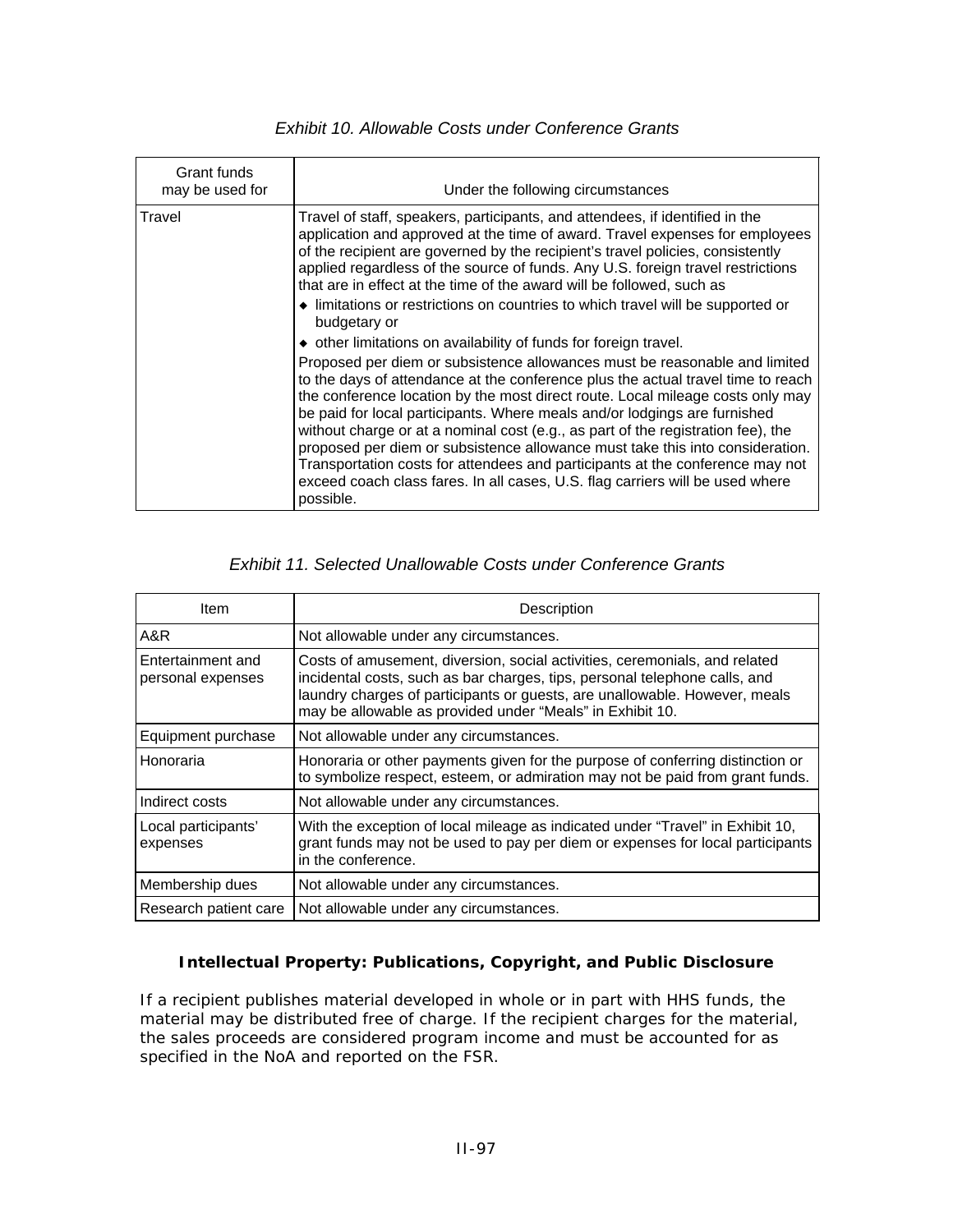*Exhibit 10. Allowable Costs under Conference Grants*

| Grant funds may be used for | Under the following circumstances |
|---|---|
| Travel | Travel of staff, speakers, participants, and attendees, if identified in the application and approved at the time of award. Travel expenses for employees of the recipient are governed by the recipient's travel policies, consistently applied regardless of the source of funds. Any U.S. foreign travel restrictions that are in effect at the time of the award will be followed, such as<br>◆ limitations or restrictions on countries to which travel will be supported or budgetary or<br>◆ other limitations on availability of funds for foreign travel.<br>Proposed per diem or subsistence allowances must be reasonable and limited to the days of attendance at the conference plus the actual travel time to reach the conference location by the most direct route. Local mileage costs only may be paid for local participants. Where meals and/or lodgings are furnished without charge or at a nominal cost (e.g., as part of the registration fee), the proposed per diem or subsistence allowance must take this into consideration. Transportation costs for attendees and participants at the conference may not exceed coach class fares. In all cases, U.S. flag carriers will be used where possible. |

*Exhibit 11. Selected Unallowable Costs under Conference Grants*

| Item | Description |
|---|---|
| A&R | Not allowable under any circumstances. |
| Entertainment and personal expenses | Costs of amusement, diversion, social activities, ceremonials, and related incidental costs, such as bar charges, tips, personal telephone calls, and laundry charges of participants or guests, are unallowable. However, meals may be allowable as provided under "Meals" in Exhibit 10. |
| Equipment purchase | Not allowable under any circumstances. |
| Honoraria | Honoraria or other payments given for the purpose of conferring distinction or to symbolize respect, esteem, or admiration may not be paid from grant funds. |
| Indirect costs | Not allowable under any circumstances. |
| Local participants' expenses | With the exception of local mileage as indicated under "Travel" in Exhibit 10, grant funds may not be used to pay per diem or expenses for local participants in the conference. |
| Membership dues | Not allowable under any circumstances. |
| Research patient care | Not allowable under any circumstances. |

### Intellectual Property: Publications, Copyright, and Public Disclosure

If a recipient publishes material developed in whole or in part with HHS funds, the material may be distributed free of charge. If the recipient charges for the material, the sales proceeds are considered program income and must be accounted for as specified in the NoA and reported on the FSR.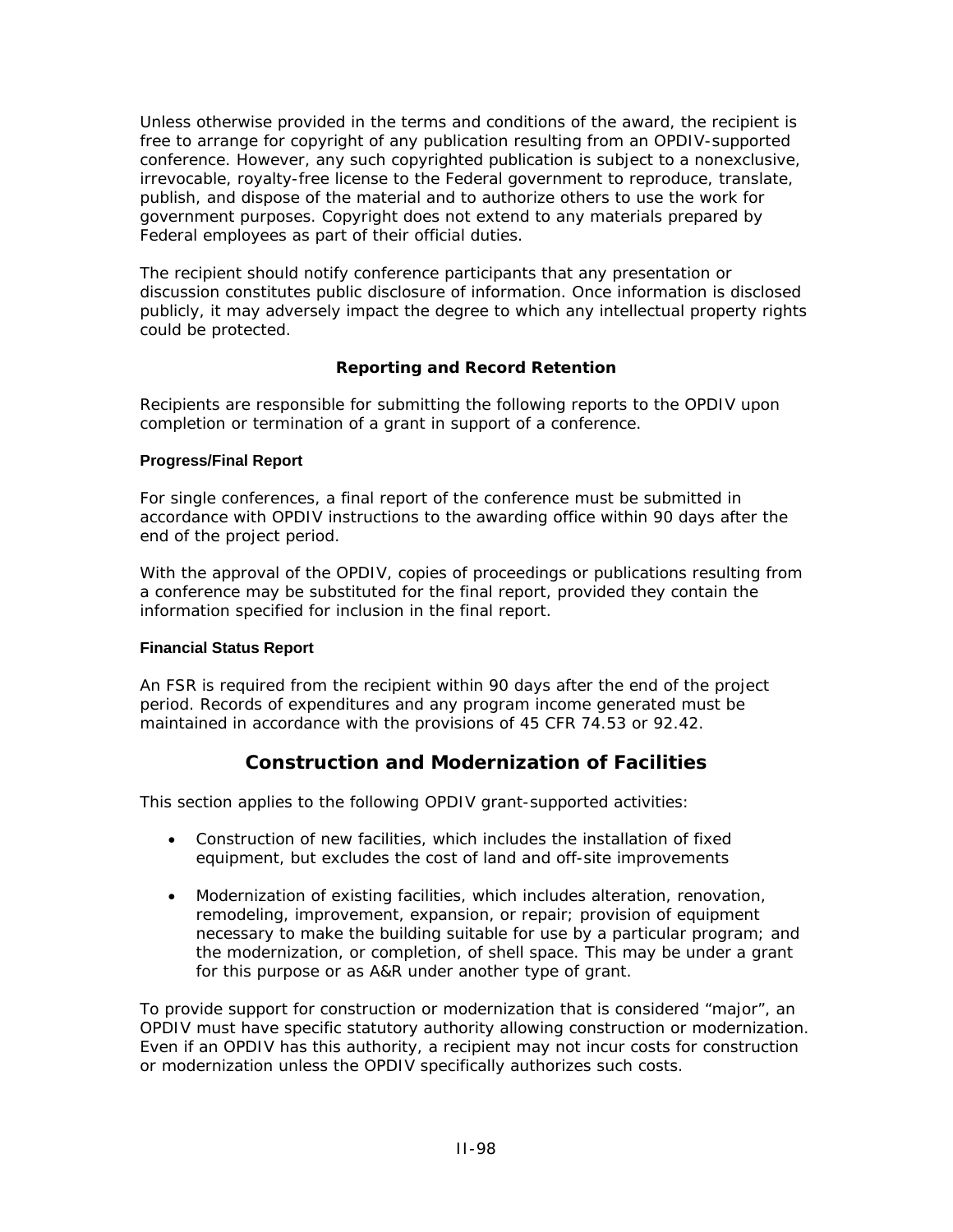Unless otherwise provided in the terms and conditions of the award, the recipient is free to arrange for copyright of any publication resulting from an OPDIV-supported conference. However, any such copyrighted publication is subject to a nonexclusive, irrevocable, royalty-free license to the Federal government to reproduce, translate, publish, and dispose of the material and to authorize others to use the work for government purposes. Copyright does not extend to any materials prepared by Federal employees as part of their official duties.

The recipient should notify conference participants that any presentation or discussion constitutes public disclosure of information. Once information is disclosed publicly, it may adversely impact the degree to which any intellectual property rights could be protected.

### Reporting and Record Retention

Recipients are responsible for submitting the following reports to the OPDIV upon completion or termination of a grant in support of a conference.

#### Progress/Final Report

For single conferences, a final report of the conference must be submitted in accordance with OPDIV instructions to the awarding office within 90 days after the end of the project period.

With the approval of the OPDIV, copies of proceedings or publications resulting from a conference may be substituted for the final report, provided they contain the information specified for inclusion in the final report.

#### Financial Status Report

An FSR is required from the recipient within 90 days after the end of the project period. Records of expenditures and any program income generated must be maintained in accordance with the provisions of 45 CFR 74.53 or 92.42.

## Construction and Modernization of Facilities

This section applies to the following OPDIV grant-supported activities:

- Construction of new facilities, which includes the installation of fixed equipment, but excludes the cost of land and off-site improvements
- Modernization of existing facilities, which includes alteration, renovation, remodeling, improvement, expansion, or repair; provision of equipment necessary to make the building suitable for use by a particular program; and the modernization, or completion, of shell space. This may be under a grant for this purpose or as A&R under another type of grant.

To provide support for construction or modernization that is considered "major", an OPDIV must have specific statutory authority allowing construction or modernization. Even if an OPDIV has this authority, a recipient may not incur costs for construction or modernization unless the OPDIV specifically authorizes such costs.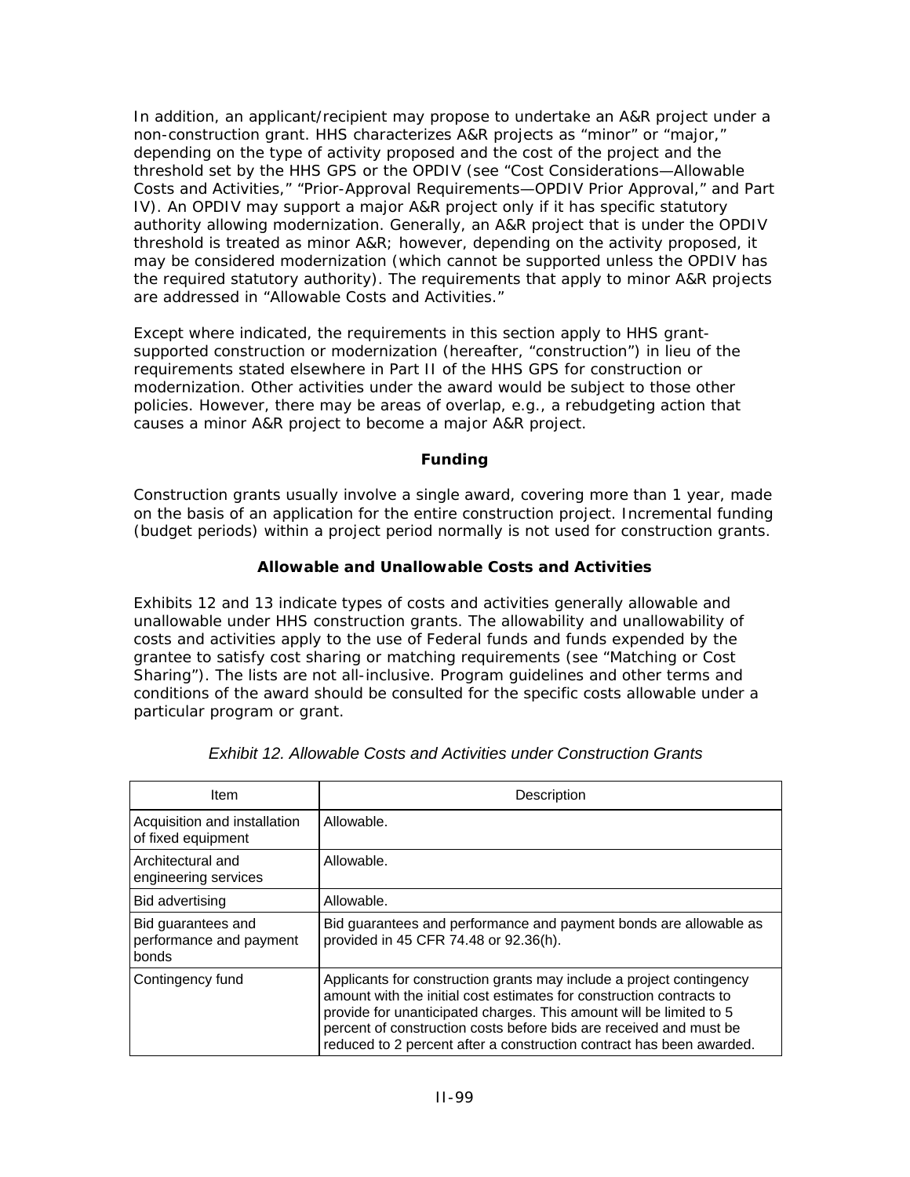In addition, an applicant/recipient may propose to undertake an A&R project under a non-construction grant. HHS characterizes A&R projects as "minor" or "major," depending on the type of activity proposed and the cost of the project and the threshold set by the HHS GPS or the OPDIV (see "Cost Considerations—Allowable Costs and Activities," "Prior-Approval Requirements—OPDIV Prior Approval," and Part IV). An OPDIV may support a major A&R project only if it has specific statutory authority allowing modernization. Generally, an A&R project that is under the OPDIV threshold is treated as minor A&R; however, depending on the activity proposed, it may be considered modernization (which cannot be supported unless the OPDIV has the required statutory authority). The requirements that apply to minor A&R projects are addressed in "Allowable Costs and Activities."

Except where indicated, the requirements in this section apply to HHS grant-supported construction or modernization (hereafter, "construction") in lieu of the requirements stated elsewhere in Part II of the HHS GPS for construction or modernization. Other activities under the award would be subject to those other policies. However, there may be areas of overlap, e.g., a rebudgeting action that causes a minor A&R project to become a major A&R project.

### Funding

Construction grants usually involve a single award, covering more than 1 year, made on the basis of an application for the entire construction project. Incremental funding (budget periods) within a project period normally is not used for construction grants.

### Allowable and Unallowable Costs and Activities

Exhibits 12 and 13 indicate types of costs and activities generally allowable and unallowable under HHS construction grants. The allowability and unallowability of costs and activities apply to the use of Federal funds and funds expended by the grantee to satisfy cost sharing or matching requirements (see "Matching or Cost Sharing"). The lists are not all-inclusive. Program guidelines and other terms and conditions of the award should be consulted for the specific costs allowable under a particular program or grant.

*Exhibit 12. Allowable Costs and Activities under Construction Grants*

| Item | Description |
|---|---|
| Acquisition and installation of fixed equipment | Allowable. |
| Architectural and engineering services | Allowable. |
| Bid advertising | Allowable. |
| Bid guarantees and performance and payment bonds | Bid guarantees and performance and payment bonds are allowable as provided in 45 CFR 74.48 or 92.36(h). |
| Contingency fund | Applicants for construction grants may include a project contingency amount with the initial cost estimates for construction contracts to provide for unanticipated charges. This amount will be limited to 5 percent of construction costs before bids are received and must be reduced to 2 percent after a construction contract has been awarded. |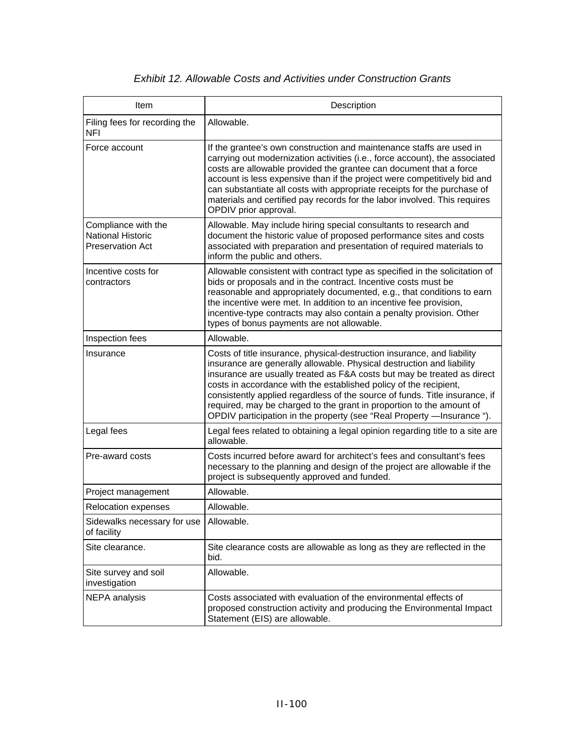*Exhibit 12. Allowable Costs and Activities under Construction Grants*

| Item | Description |
| --- | --- |
| Filing fees for recording the NFI | Allowable. |
| Force account | If the grantee's own construction and maintenance staffs are used in carrying out modernization activities (i.e., force account), the associated costs are allowable provided the grantee can document that a force account is less expensive than if the project were competitively bid and can substantiate all costs with appropriate receipts for the purchase of materials and certified pay records for the labor involved. This requires OPDIV prior approval. |
| Compliance with the National Historic Preservation Act | Allowable. May include hiring special consultants to research and document the historic value of proposed performance sites and costs associated with preparation and presentation of required materials to inform the public and others. |
| Incentive costs for contractors | Allowable consistent with contract type as specified in the solicitation of bids or proposals and in the contract. Incentive costs must be reasonable and appropriately documented, e.g., that conditions to earn the incentive were met. In addition to an incentive fee provision, incentive-type contracts may also contain a penalty provision. Other types of bonus payments are not allowable. |
| Inspection fees | Allowable. |
| Insurance | Costs of title insurance, physical-destruction insurance, and liability insurance are generally allowable. Physical destruction and liability insurance are usually treated as F&A costs but may be treated as direct costs in accordance with the established policy of the recipient, consistently applied regardless of the source of funds. Title insurance, if required, may be charged to the grant in proportion to the amount of OPDIV participation in the property (see "Real Property —Insurance "). |
| Legal fees | Legal fees related to obtaining a legal opinion regarding title to a site are allowable. |
| Pre-award costs | Costs incurred before award for architect's fees and consultant's fees necessary to the planning and design of the project are allowable if the project is subsequently approved and funded. |
| Project management | Allowable. |
| Relocation expenses | Allowable. |
| Sidewalks necessary for use of facility | Allowable. |
| Site clearance. | Site clearance costs are allowable as long as they are reflected in the bid. |
| Site survey and soil investigation | Allowable. |
| NEPA analysis | Costs associated with evaluation of the environmental effects of proposed construction activity and producing the Environmental Impact Statement (EIS) are allowable. |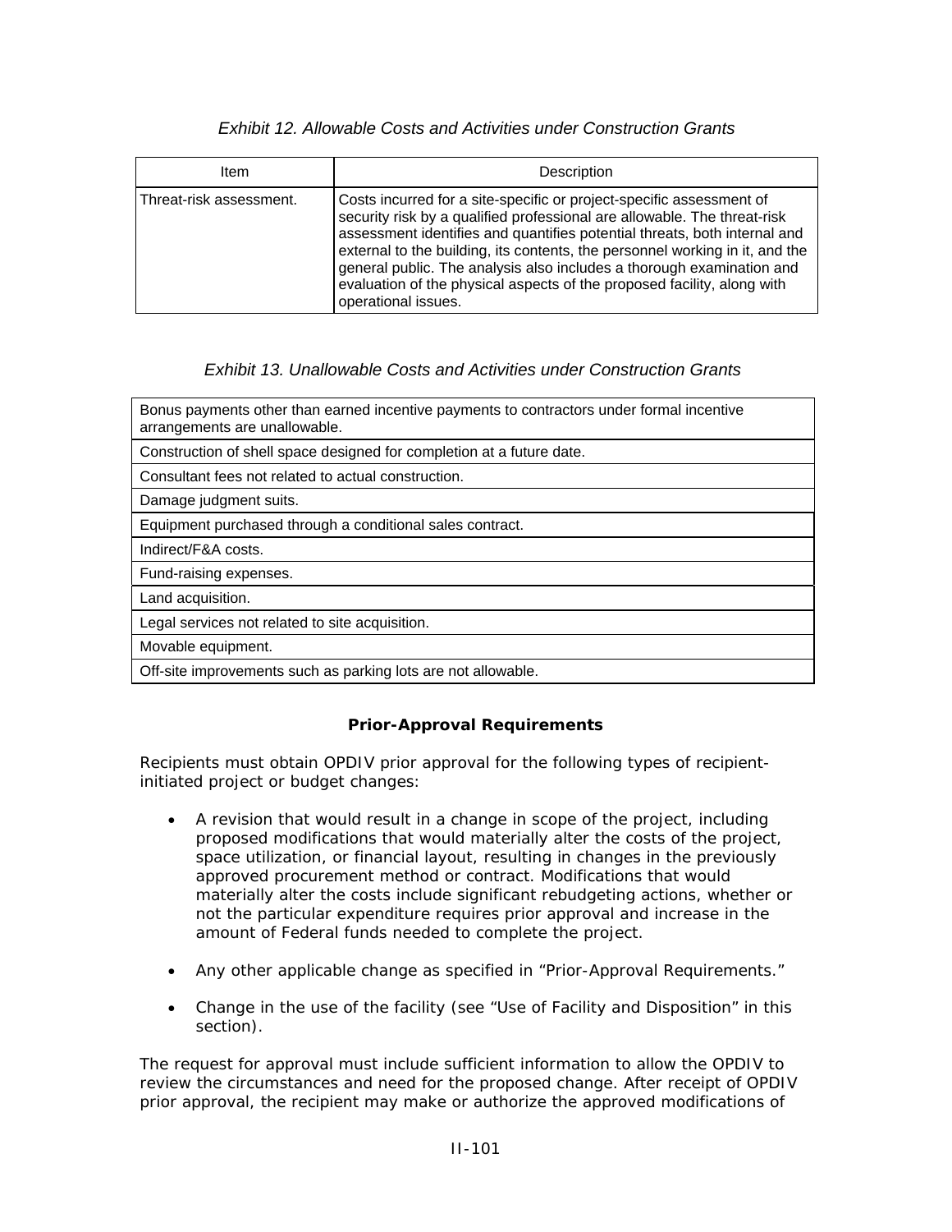*Exhibit 12. Allowable Costs and Activities under Construction Grants*

| Item | Description |
|---|---|
| Threat-risk assessment. | Costs incurred for a site-specific or project-specific assessment of security risk by a qualified professional are allowable. The threat-risk assessment identifies and quantifies potential threats, both internal and external to the building, its contents, the personnel working in it, and the general public. The analysis also includes a thorough examination and evaluation of the physical aspects of the proposed facility, along with operational issues. |

*Exhibit 13. Unallowable Costs and Activities under Construction Grants*

| |
|---|
| Bonus payments other than earned incentive payments to contractors under formal incentive arrangements are unallowable. |
| Construction of shell space designed for completion at a future date. |
| Consultant fees not related to actual construction. |
| Damage judgment suits. |
| Equipment purchased through a conditional sales contract. |
| Indirect/F&A costs. |
| Fund-raising expenses. |
| Land acquisition. |
| Legal services not related to site acquisition. |
| Movable equipment. |
| Off-site improvements such as parking lots are not allowable. |

**Prior-Approval Requirements**

Recipients must obtain OPDIV prior approval for the following types of recipient-initiated project or budget changes:

- A revision that would result in a change in scope of the project, including proposed modifications that would materially alter the costs of the project, space utilization, or financial layout, resulting in changes in the previously approved procurement method or contract. Modifications that would materially alter the costs include significant rebudgeting actions, whether or not the particular expenditure requires prior approval and increase in the amount of Federal funds needed to complete the project.
- Any other applicable change as specified in "Prior-Approval Requirements."
- Change in the use of the facility (see "Use of Facility and Disposition" in this section).

The request for approval must include sufficient information to allow the OPDIV to review the circumstances and need for the proposed change. After receipt of OPDIV prior approval, the recipient may make or authorize the approved modifications of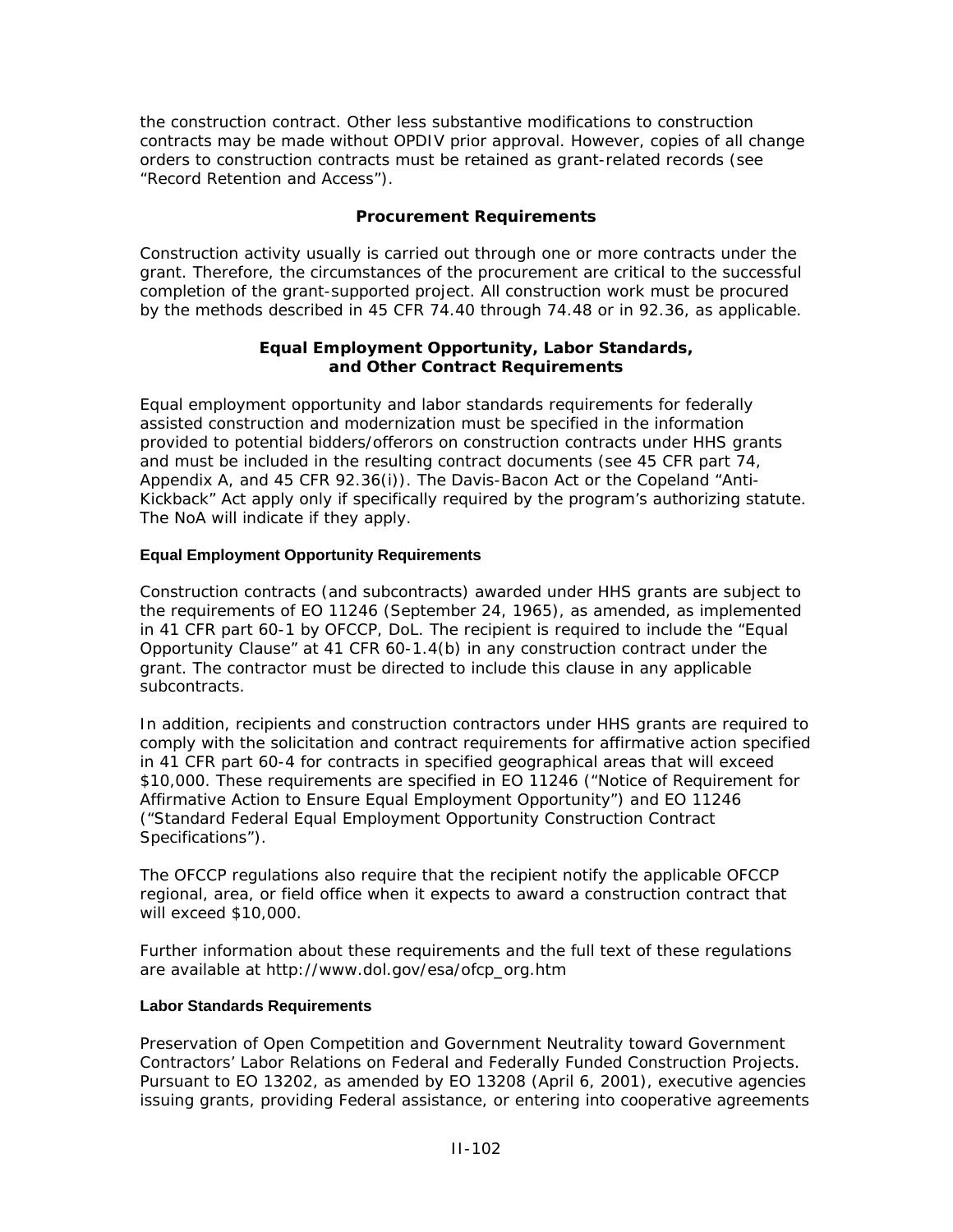the construction contract. Other less substantive modifications to construction contracts may be made without OPDIV prior approval. However, copies of all change orders to construction contracts must be retained as grant-related records (see "Record Retention and Access").

## Procurement Requirements

Construction activity usually is carried out through one or more contracts under the grant. Therefore, the circumstances of the procurement are critical to the successful completion of the grant-supported project. All construction work must be procured by the methods described in 45 CFR 74.40 through 74.48 or in 92.36, as applicable.

## Equal Employment Opportunity, Labor Standards, and Other Contract Requirements

Equal employment opportunity and labor standards requirements for federally assisted construction and modernization must be specified in the information provided to potential bidders/offerors on construction contracts under HHS grants and must be included in the resulting contract documents (see 45 CFR part 74, Appendix A, and 45 CFR 92.36(i)). The Davis-Bacon Act or the Copeland "Anti-Kickback" Act apply only if specifically required by the program's authorizing statute. The NoA will indicate if they apply.

### Equal Employment Opportunity Requirements

Construction contracts (and subcontracts) awarded under HHS grants are subject to the requirements of EO 11246 (September 24, 1965), as amended, as implemented in 41 CFR part 60-1 by OFCCP, DoL. The recipient is required to include the "Equal Opportunity Clause" at 41 CFR 60-1.4(b) in any construction contract under the grant. The contractor must be directed to include this clause in any applicable subcontracts.

In addition, recipients and construction contractors under HHS grants are required to comply with the solicitation and contract requirements for affirmative action specified in 41 CFR part 60-4 for contracts in specified geographical areas that will exceed $10,000. These requirements are specified in EO 11246 ("Notice of Requirement for Affirmative Action to Ensure Equal Employment Opportunity") and EO 11246 ("Standard Federal Equal Employment Opportunity Construction Contract Specifications").

The OFCCP regulations also require that the recipient notify the applicable OFCCP regional, area, or field office when it expects to award a construction contract that will exceed $10,000.

Further information about these requirements and the full text of these regulations are available at http://www.dol.gov/esa/ofcp_org.htm

### Labor Standards Requirements

Preservation of Open Competition and Government Neutrality toward Government Contractors' Labor Relations on Federal and Federally Funded Construction Projects. Pursuant to EO 13202, as amended by EO 13208 (April 6, 2001), executive agencies issuing grants, providing Federal assistance, or entering into cooperative agreements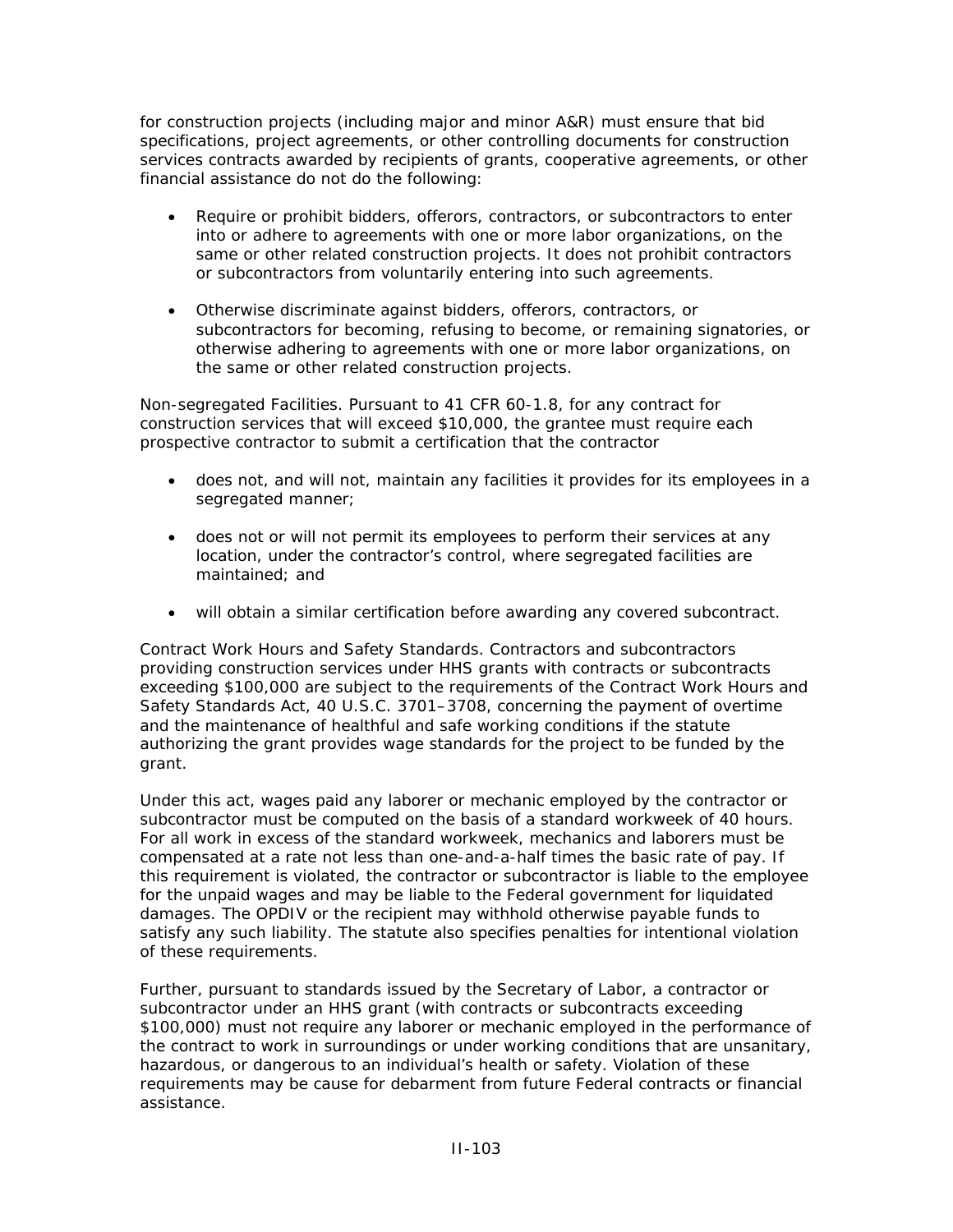for construction projects (including major and minor A&R) must ensure that bid specifications, project agreements, or other controlling documents for construction services contracts awarded by recipients of grants, cooperative agreements, or other financial assistance do not do the following:

- Require or prohibit bidders, offerors, contractors, or subcontractors to enter into or adhere to agreements with one or more labor organizations, on the same or other related construction projects. It does not prohibit contractors or subcontractors from voluntarily entering into such agreements.
- Otherwise discriminate against bidders, offerors, contractors, or subcontractors for becoming, refusing to become, or remaining signatories, or otherwise adhering to agreements with one or more labor organizations, on the same or other related construction projects.

Non-segregated Facilities. Pursuant to 41 CFR 60-1.8, for any contract for construction services that will exceed $10,000, the grantee must require each prospective contractor to submit a certification that the contractor

- does not, and will not, maintain any facilities it provides for its employees in a segregated manner;
- does not or will not permit its employees to perform their services at any location, under the contractor's control, where segregated facilities are maintained; and
- will obtain a similar certification before awarding any covered subcontract.

Contract Work Hours and Safety Standards. Contractors and subcontractors providing construction services under HHS grants with contracts or subcontracts exceeding $100,000 are subject to the requirements of the Contract Work Hours and Safety Standards Act, 40 U.S.C. 3701–3708, concerning the payment of overtime and the maintenance of healthful and safe working conditions if the statute authorizing the grant provides wage standards for the project to be funded by the grant.

Under this act, wages paid any laborer or mechanic employed by the contractor or subcontractor must be computed on the basis of a standard workweek of 40 hours. For all work in excess of the standard workweek, mechanics and laborers must be compensated at a rate not less than one-and-a-half times the basic rate of pay. If this requirement is violated, the contractor or subcontractor is liable to the employee for the unpaid wages and may be liable to the Federal government for liquidated damages. The OPDIV or the recipient may withhold otherwise payable funds to satisfy any such liability. The statute also specifies penalties for intentional violation of these requirements.

Further, pursuant to standards issued by the Secretary of Labor, a contractor or subcontractor under an HHS grant (with contracts or subcontracts exceeding $100,000) must not require any laborer or mechanic employed in the performance of the contract to work in surroundings or under working conditions that are unsanitary, hazardous, or dangerous to an individual's health or safety. Violation of these requirements may be cause for debarment from future Federal contracts or financial assistance.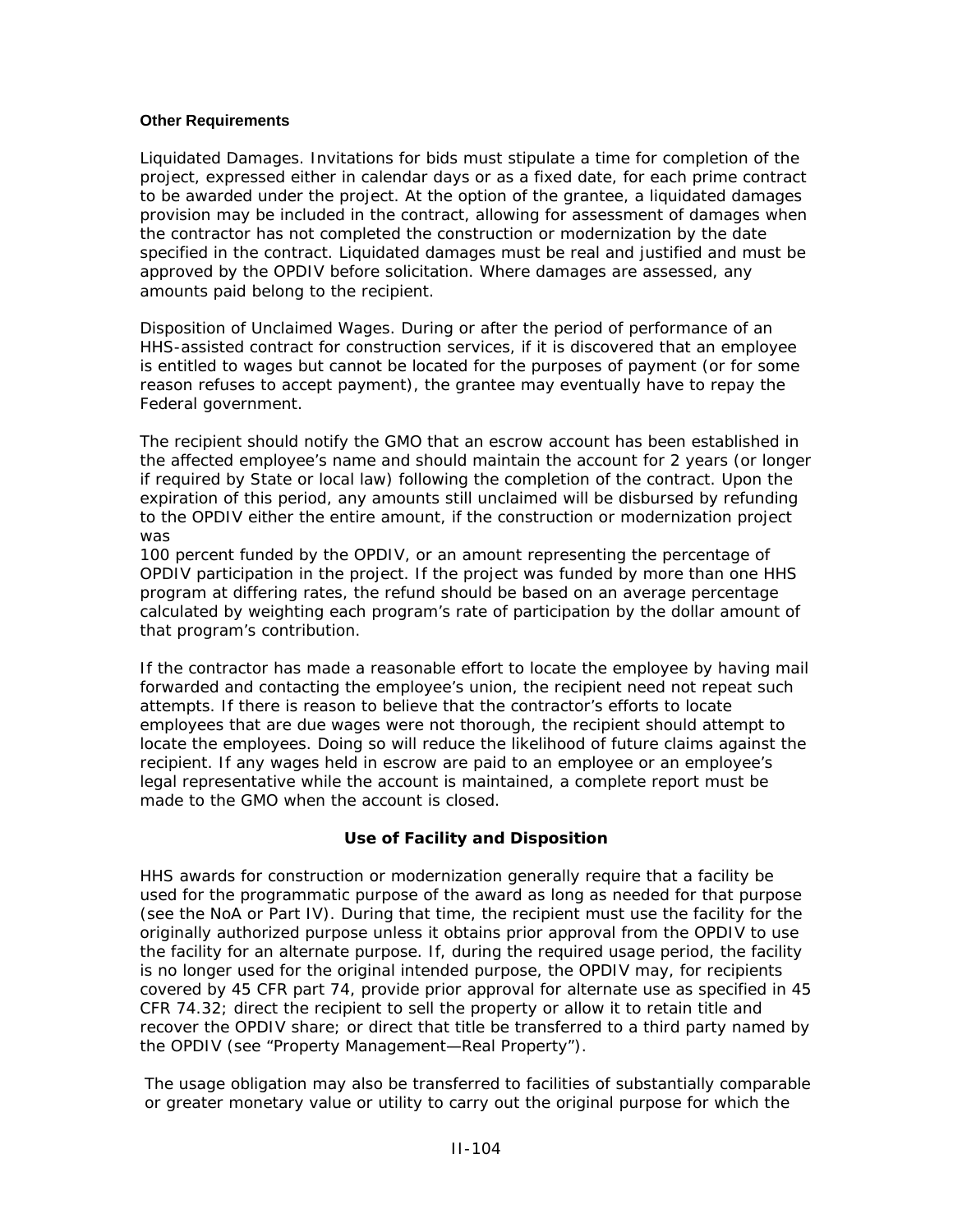### Other Requirements

Liquidated Damages. Invitations for bids must stipulate a time for completion of the project, expressed either in calendar days or as a fixed date, for each prime contract to be awarded under the project. At the option of the grantee, a liquidated damages provision may be included in the contract, allowing for assessment of damages when the contractor has not completed the construction or modernization by the date specified in the contract. Liquidated damages must be real and justified and must be approved by the OPDIV before solicitation. Where damages are assessed, any amounts paid belong to the recipient.

Disposition of Unclaimed Wages. During or after the period of performance of an HHS-assisted contract for construction services, if it is discovered that an employee is entitled to wages but cannot be located for the purposes of payment (or for some reason refuses to accept payment), the grantee may eventually have to repay the Federal government.

The recipient should notify the GMO that an escrow account has been established in the affected employee's name and should maintain the account for 2 years (or longer if required by State or local law) following the completion of the contract. Upon the expiration of this period, any amounts still unclaimed will be disbursed by refunding to the OPDIV either the entire amount, if the construction or modernization project was 100 percent funded by the OPDIV, or an amount representing the percentage of OPDIV participation in the project. If the project was funded by more than one HHS program at differing rates, the refund should be based on an average percentage calculated by weighting each program's rate of participation by the dollar amount of that program's contribution.

If the contractor has made a reasonable effort to locate the employee by having mail forwarded and contacting the employee's union, the recipient need not repeat such attempts. If there is reason to believe that the contractor's efforts to locate employees that are due wages were not thorough, the recipient should attempt to locate the employees. Doing so will reduce the likelihood of future claims against the recipient. If any wages held in escrow are paid to an employee or an employee's legal representative while the account is maintained, a complete report must be made to the GMO when the account is closed.

## Use of Facility and Disposition

HHS awards for construction or modernization generally require that a facility be used for the programmatic purpose of the award as long as needed for that purpose (see the NoA or Part IV). During that time, the recipient must use the facility for the originally authorized purpose unless it obtains prior approval from the OPDIV to use the facility for an alternate purpose. If, during the required usage period, the facility is no longer used for the original intended purpose, the OPDIV may, for recipients covered by 45 CFR part 74, provide prior approval for alternate use as specified in 45 CFR 74.32; direct the recipient to sell the property or allow it to retain title and recover the OPDIV share; or direct that title be transferred to a third party named by the OPDIV (see "Property Management—Real Property").

The usage obligation may also be transferred to facilities of substantially comparable or greater monetary value or utility to carry out the original purpose for which the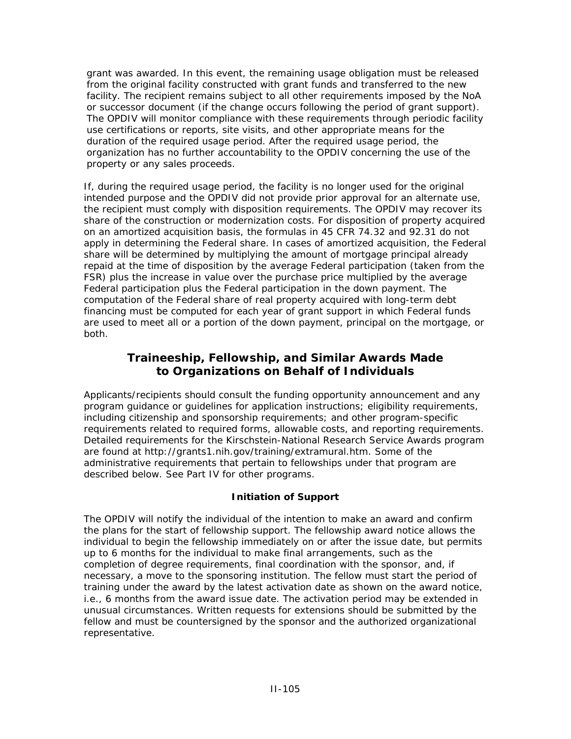grant was awarded. In this event, the remaining usage obligation must be released from the original facility constructed with grant funds and transferred to the new facility. The recipient remains subject to all other requirements imposed by the NoA or successor document (if the change occurs following the period of grant support). The OPDIV will monitor compliance with these requirements through periodic facility use certifications or reports, site visits, and other appropriate means for the duration of the required usage period. After the required usage period, the organization has no further accountability to the OPDIV concerning the use of the property or any sales proceeds.

If, during the required usage period, the facility is no longer used for the original intended purpose and the OPDIV did not provide prior approval for an alternate use, the recipient must comply with disposition requirements. The OPDIV may recover its share of the construction or modernization costs. For disposition of property acquired on an amortized acquisition basis, the formulas in 45 CFR 74.32 and 92.31 do not apply in determining the Federal share. In cases of amortized acquisition, the Federal share will be determined by multiplying the amount of mortgage principal already repaid at the time of disposition by the average Federal participation (taken from the FSR) plus the increase in value over the purchase price multiplied by the average Federal participation plus the Federal participation in the down payment. The computation of the Federal share of real property acquired with long-term debt financing must be computed for each year of grant support in which Federal funds are used to meet all or a portion of the down payment, principal on the mortgage, or both.

## Traineeship, Fellowship, and Similar Awards Made to Organizations on Behalf of Individuals

Applicants/recipients should consult the funding opportunity announcement and any program guidance or guidelines for application instructions; eligibility requirements, including citizenship and sponsorship requirements; and other program-specific requirements related to required forms, allowable costs, and reporting requirements. Detailed requirements for the Kirschstein-National Research Service Awards program are found at http://grants1.nih.gov/training/extramural.htm. Some of the administrative requirements that pertain to fellowships under that program are described below. See Part IV for other programs.

### Initiation of Support

The OPDIV will notify the individual of the intention to make an award and confirm the plans for the start of fellowship support. The fellowship award notice allows the individual to begin the fellowship immediately on or after the issue date, but permits up to 6 months for the individual to make final arrangements, such as the completion of degree requirements, final coordination with the sponsor, and, if necessary, a move to the sponsoring institution. The fellow must start the period of training under the award by the latest activation date as shown on the award notice, i.e., 6 months from the award issue date. The activation period may be extended in unusual circumstances. Written requests for extensions should be submitted by the fellow and must be countersigned by the sponsor and the authorized organizational representative.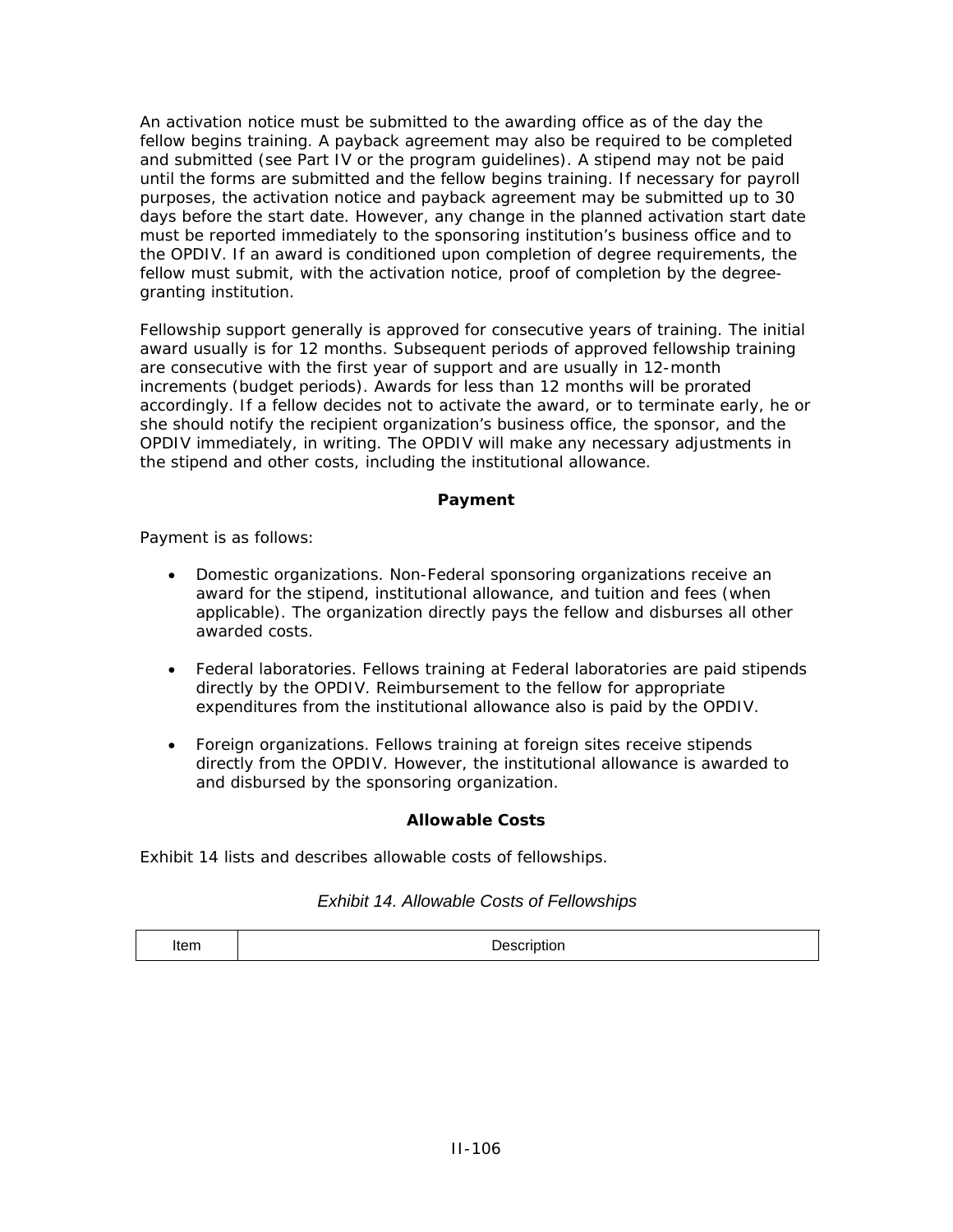An activation notice must be submitted to the awarding office as of the day the fellow begins training. A payback agreement may also be required to be completed and submitted (see Part IV or the program guidelines). A stipend may not be paid until the forms are submitted and the fellow begins training. If necessary for payroll purposes, the activation notice and payback agreement may be submitted up to 30 days before the start date. However, any change in the planned activation start date must be reported immediately to the sponsoring institution's business office and to the OPDIV. If an award is conditioned upon completion of degree requirements, the fellow must submit, with the activation notice, proof of completion by the degree-granting institution.

Fellowship support generally is approved for consecutive years of training. The initial award usually is for 12 months. Subsequent periods of approved fellowship training are consecutive with the first year of support and are usually in 12-month increments (budget periods). Awards for less than 12 months will be prorated accordingly. If a fellow decides not to activate the award, or to terminate early, he or she should notify the recipient organization's business office, the sponsor, and the OPDIV immediately, in writing. The OPDIV will make any necessary adjustments in the stipend and other costs, including the institutional allowance.

**Payment**

Payment is as follows:

- Domestic organizations. Non-Federal sponsoring organizations receive an award for the stipend, institutional allowance, and tuition and fees (when applicable). The organization directly pays the fellow and disburses all other awarded costs.
- Federal laboratories. Fellows training at Federal laboratories are paid stipends directly by the OPDIV. Reimbursement to the fellow for appropriate expenditures from the institutional allowance also is paid by the OPDIV.
- Foreign organizations. Fellows training at foreign sites receive stipends directly from the OPDIV. However, the institutional allowance is awarded to and disbursed by the sponsoring organization.

**Allowable Costs**

Exhibit 14 lists and describes allowable costs of fellowships.

*Exhibit 14. Allowable Costs of Fellowships*

| Item | Description |
|---|---|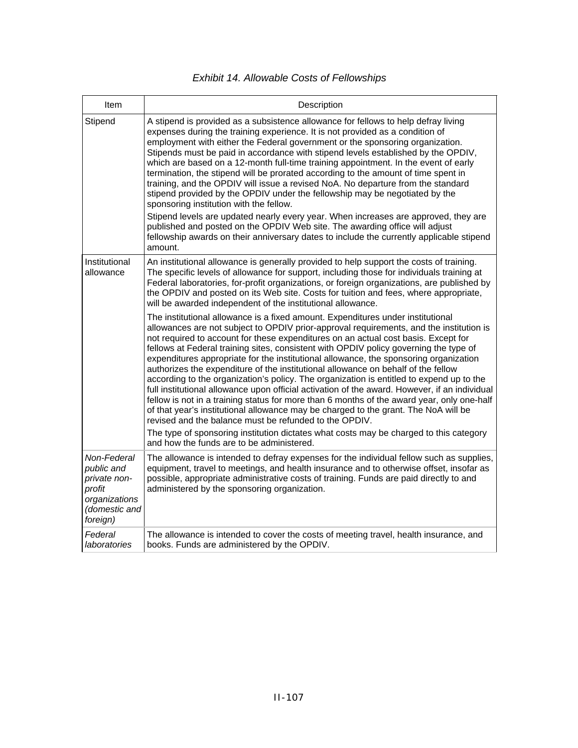*Exhibit 14. Allowable Costs of Fellowships*

| Item | Description |
|---|---|
| Stipend | A stipend is provided as a subsistence allowance for fellows to help defray living expenses during the training experience. It is not provided as a condition of employment with either the Federal government or the sponsoring organization. Stipends must be paid in accordance with stipend levels established by the OPDIV, which are based on a 12-month full-time training appointment. In the event of early termination, the stipend will be prorated according to the amount of time spent in training, and the OPDIV will issue a revised NoA. No departure from the standard stipend provided by the OPDIV under the fellowship may be negotiated by the sponsoring institution with the fellow.<br><br>Stipend levels are updated nearly every year. When increases are approved, they are published and posted on the OPDIV Web site. The awarding office will adjust fellowship awards on their anniversary dates to include the currently applicable stipend amount. |
| Institutional allowance | An institutional allowance is generally provided to help support the costs of training. The specific levels of allowance for support, including those for individuals training at Federal laboratories, for-profit organizations, or foreign organizations, are published by the OPDIV and posted on its Web site. Costs for tuition and fees, where appropriate, will be awarded independent of the institutional allowance.<br><br>The institutional allowance is a fixed amount. Expenditures under institutional allowances are not subject to OPDIV prior-approval requirements, and the institution is not required to account for these expenditures on an actual cost basis. Except for fellows at Federal training sites, consistent with OPDIV policy governing the type of expenditures appropriate for the institutional allowance, the sponsoring organization authorizes the expenditure of the institutional allowance on behalf of the fellow according to the organization's policy. The organization is entitled to expend up to the full institutional allowance upon official activation of the award. However, if an individual fellow is not in a training status for more than 6 months of the award year, only one-half of that year's institutional allowance may be charged to the grant. The NoA will be revised and the balance must be refunded to the OPDIV.<br><br>The type of sponsoring institution dictates what costs may be charged to this category and how the funds are to be administered. |
| *Non-Federal public and private non-profit organizations (domestic and foreign)* | The allowance is intended to defray expenses for the individual fellow such as supplies, equipment, travel to meetings, and health insurance and to otherwise offset, insofar as possible, appropriate administrative costs of training. Funds are paid directly to and administered by the sponsoring organization. |
| *Federal laboratories* | The allowance is intended to cover the costs of meeting travel, health insurance, and books. Funds are administered by the OPDIV. |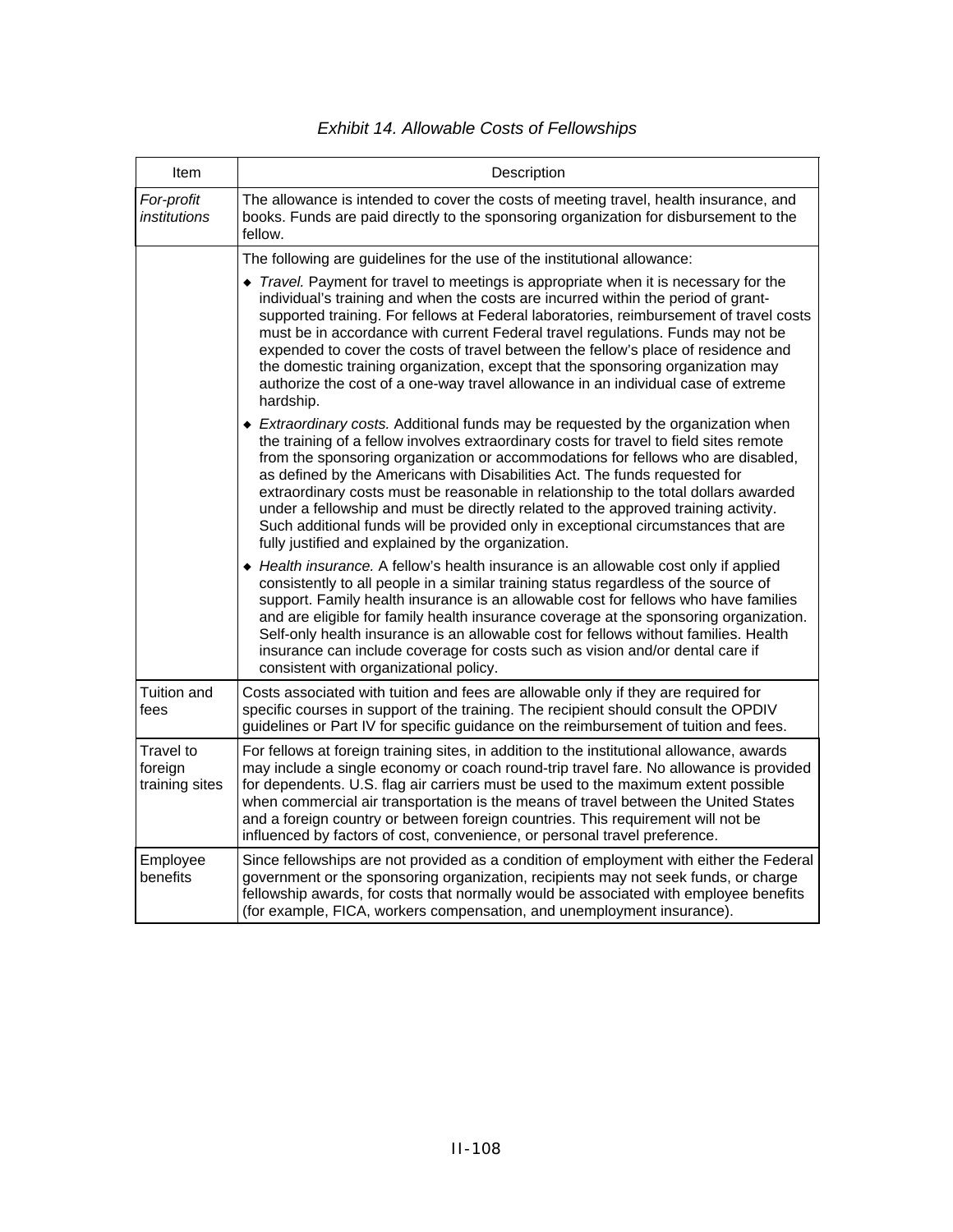*Exhibit 14. Allowable Costs of Fellowships*

| Item | Description |
| --- | --- |
| *For-profit institutions* | The allowance is intended to cover the costs of meeting travel, health insurance, and books. Funds are paid directly to the sponsoring organization for disbursement to the fellow. |
| | The following are guidelines for the use of the institutional allowance:<br>◆ *Travel.* Payment for travel to meetings is appropriate when it is necessary for the individual's training and when the costs are incurred within the period of grant-supported training. For fellows at Federal laboratories, reimbursement of travel costs must be in accordance with current Federal travel regulations. Funds may not be expended to cover the costs of travel between the fellow's place of residence and the domestic training organization, except that the sponsoring organization may authorize the cost of a one-way travel allowance in an individual case of extreme hardship.<br>◆ *Extraordinary costs.* Additional funds may be requested by the organization when the training of a fellow involves extraordinary costs for travel to field sites remote from the sponsoring organization or accommodations for fellows who are disabled, as defined by the Americans with Disabilities Act. The funds requested for extraordinary costs must be reasonable in relationship to the total dollars awarded under a fellowship and must be directly related to the approved training activity. Such additional funds will be provided only in exceptional circumstances that are fully justified and explained by the organization.<br>◆ *Health insurance.* A fellow's health insurance is an allowable cost only if applied consistently to all people in a similar training status regardless of the source of support. Family health insurance is an allowable cost for fellows who have families and are eligible for family health insurance coverage at the sponsoring organization. Self-only health insurance is an allowable cost for fellows without families. Health insurance can include coverage for costs such as vision and/or dental care if consistent with organizational policy. |
| Tuition and fees | Costs associated with tuition and fees are allowable only if they are required for specific courses in support of the training. The recipient should consult the OPDIV guidelines or Part IV for specific guidance on the reimbursement of tuition and fees. |
| Travel to foreign training sites | For fellows at foreign training sites, in addition to the institutional allowance, awards may include a single economy or coach round-trip travel fare. No allowance is provided for dependents. U.S. flag air carriers must be used to the maximum extent possible when commercial air transportation is the means of travel between the United States and a foreign country or between foreign countries. This requirement will not be influenced by factors of cost, convenience, or personal travel preference. |
| Employee benefits | Since fellowships are not provided as a condition of employment with either the Federal government or the sponsoring organization, recipients may not seek funds, or charge fellowship awards, for costs that normally would be associated with employee benefits (for example, FICA, workers compensation, and unemployment insurance). |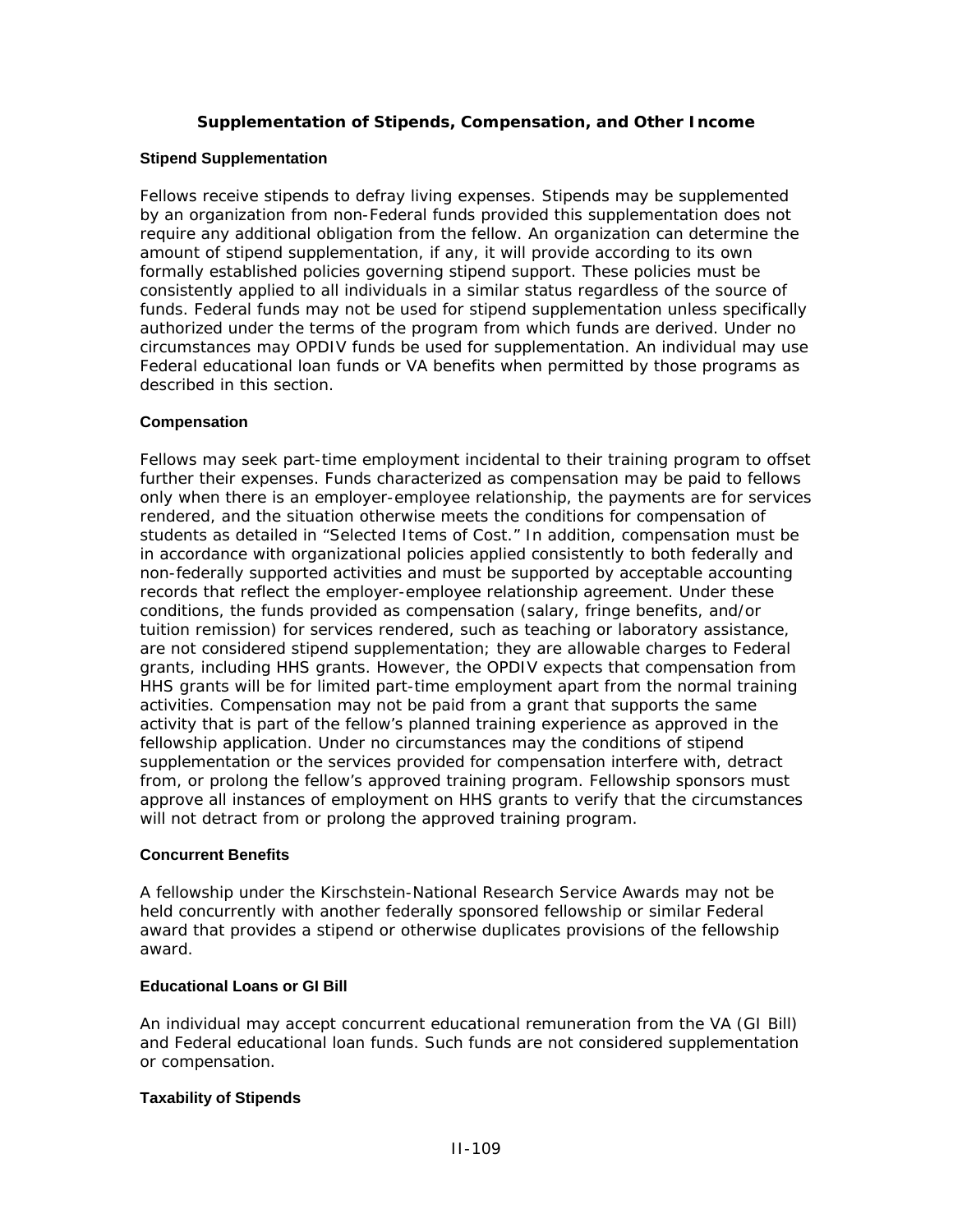## Supplementation of Stipends, Compensation, and Other Income

### Stipend Supplementation

Fellows receive stipends to defray living expenses. Stipends may be supplemented by an organization from non-Federal funds provided this supplementation does not require any additional obligation from the fellow. An organization can determine the amount of stipend supplementation, if any, it will provide according to its own formally established policies governing stipend support. These policies must be consistently applied to all individuals in a similar status regardless of the source of funds. Federal funds may not be used for stipend supplementation unless specifically authorized under the terms of the program from which funds are derived. Under no circumstances may OPDIV funds be used for supplementation. An individual may use Federal educational loan funds or VA benefits when permitted by those programs as described in this section.

### Compensation

Fellows may seek part-time employment incidental to their training program to offset further their expenses. Funds characterized as compensation may be paid to fellows only when there is an employer-employee relationship, the payments are for services rendered, and the situation otherwise meets the conditions for compensation of students as detailed in "Selected Items of Cost." In addition, compensation must be in accordance with organizational policies applied consistently to both federally and non-federally supported activities and must be supported by acceptable accounting records that reflect the employer-employee relationship agreement. Under these conditions, the funds provided as compensation (salary, fringe benefits, and/or tuition remission) for services rendered, such as teaching or laboratory assistance, are not considered stipend supplementation; they are allowable charges to Federal grants, including HHS grants. However, the OPDIV expects that compensation from HHS grants will be for limited part-time employment apart from the normal training activities. Compensation may not be paid from a grant that supports the same activity that is part of the fellow's planned training experience as approved in the fellowship application. Under no circumstances may the conditions of stipend supplementation or the services provided for compensation interfere with, detract from, or prolong the fellow's approved training program. Fellowship sponsors must approve all instances of employment on HHS grants to verify that the circumstances will not detract from or prolong the approved training program.

### Concurrent Benefits

A fellowship under the Kirschstein-National Research Service Awards may not be held concurrently with another federally sponsored fellowship or similar Federal award that provides a stipend or otherwise duplicates provisions of the fellowship award.

### Educational Loans or GI Bill

An individual may accept concurrent educational remuneration from the VA (GI Bill) and Federal educational loan funds. Such funds are not considered supplementation or compensation.

### Taxability of Stipends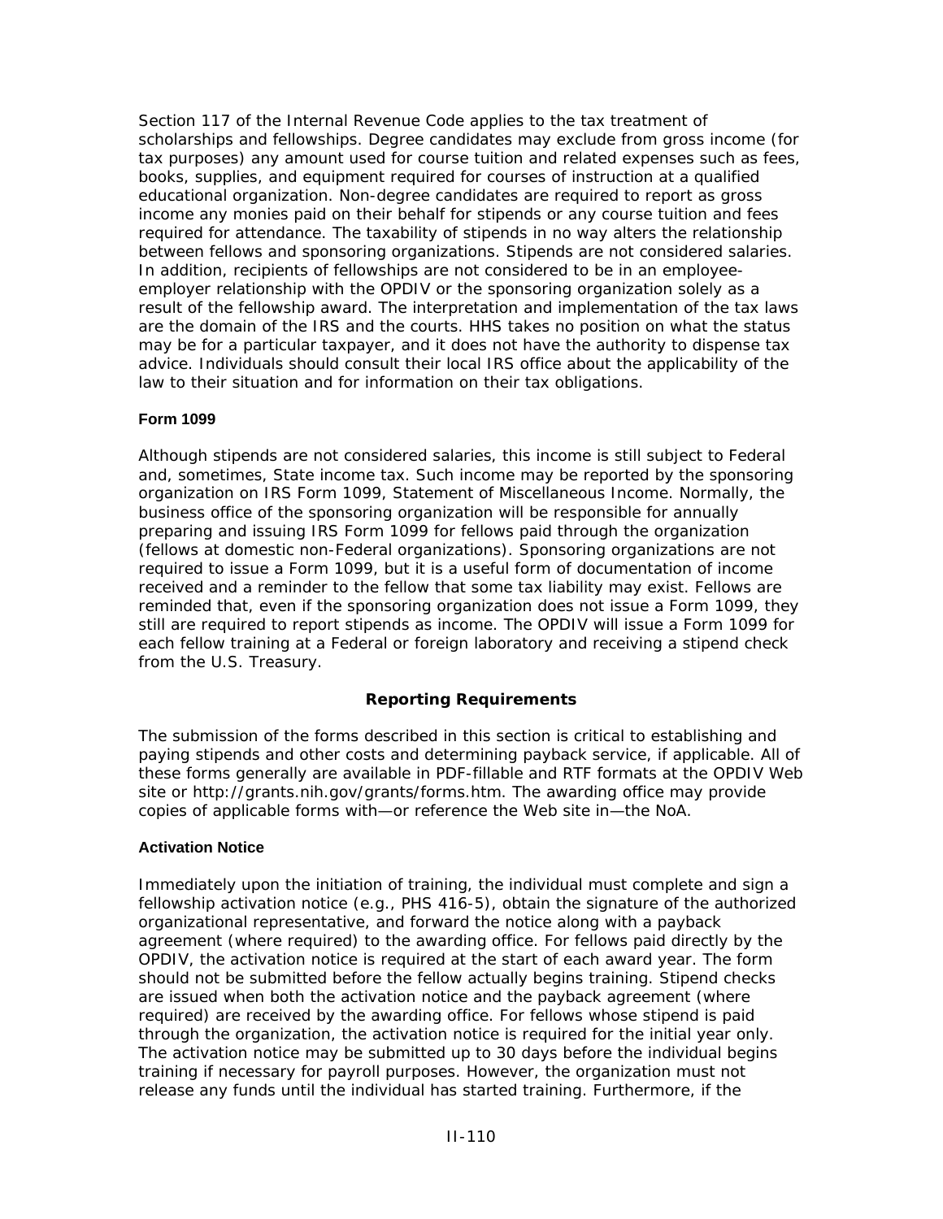Section 117 of the Internal Revenue Code applies to the tax treatment of scholarships and fellowships. Degree candidates may exclude from gross income (for tax purposes) any amount used for course tuition and related expenses such as fees, books, supplies, and equipment required for courses of instruction at a qualified educational organization. Non-degree candidates are required to report as gross income any monies paid on their behalf for stipends or any course tuition and fees required for attendance. The taxability of stipends in no way alters the relationship between fellows and sponsoring organizations. Stipends are not considered salaries. In addition, recipients of fellowships are not considered to be in an employee-employer relationship with the OPDIV or the sponsoring organization solely as a result of the fellowship award. The interpretation and implementation of the tax laws are the domain of the IRS and the courts. HHS takes no position on what the status may be for a particular taxpayer, and it does not have the authority to dispense tax advice. Individuals should consult their local IRS office about the applicability of the law to their situation and for information on their tax obligations.

#### Form 1099

Although stipends are not considered salaries, this income is still subject to Federal and, sometimes, State income tax. Such income may be reported by the sponsoring organization on IRS Form 1099, Statement of Miscellaneous Income. Normally, the business office of the sponsoring organization will be responsible for annually preparing and issuing IRS Form 1099 for fellows paid through the organization (fellows at domestic non-Federal organizations). Sponsoring organizations are not required to issue a Form 1099, but it is a useful form of documentation of income received and a reminder to the fellow that some tax liability may exist. Fellows are reminded that, even if the sponsoring organization does not issue a Form 1099, they still are required to report stipends as income. The OPDIV will issue a Form 1099 for each fellow training at a Federal or foreign laboratory and receiving a stipend check from the U.S. Treasury.

### Reporting Requirements

The submission of the forms described in this section is critical to establishing and paying stipends and other costs and determining payback service, if applicable. All of these forms generally are available in PDF-fillable and RTF formats at the OPDIV Web site or http://grants.nih.gov/grants/forms.htm. The awarding office may provide copies of applicable forms with—or reference the Web site in—the NoA.

#### Activation Notice

Immediately upon the initiation of training, the individual must complete and sign a fellowship activation notice (e.g., PHS 416-5), obtain the signature of the authorized organizational representative, and forward the notice along with a payback agreement (where required) to the awarding office. For fellows paid directly by the OPDIV, the activation notice is required at the start of each award year. The form should not be submitted before the fellow actually begins training. Stipend checks are issued when both the activation notice and the payback agreement (where required) are received by the awarding office. For fellows whose stipend is paid through the organization, the activation notice is required for the initial year only. The activation notice may be submitted up to 30 days before the individual begins training if necessary for payroll purposes. However, the organization must not release any funds until the individual has started training. Furthermore, if the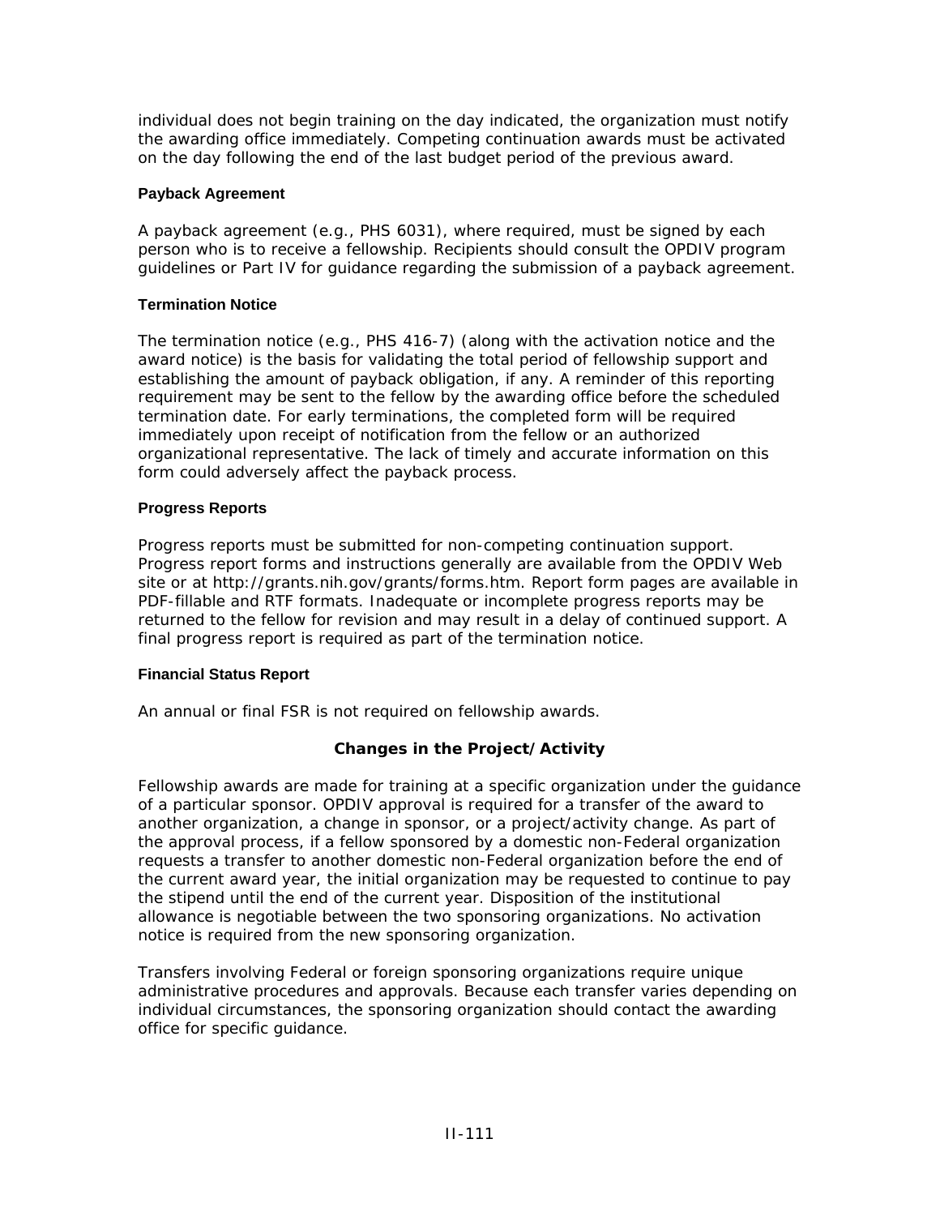individual does not begin training on the day indicated, the organization must notify the awarding office immediately. Competing continuation awards must be activated on the day following the end of the last budget period of the previous award.

#### Payback Agreement

A payback agreement (e.g., PHS 6031), where required, must be signed by each person who is to receive a fellowship. Recipients should consult the OPDIV program guidelines or Part IV for guidance regarding the submission of a payback agreement.

#### Termination Notice

The termination notice (e.g., PHS 416-7) (along with the activation notice and the award notice) is the basis for validating the total period of fellowship support and establishing the amount of payback obligation, if any. A reminder of this reporting requirement may be sent to the fellow by the awarding office before the scheduled termination date. For early terminations, the completed form will be required immediately upon receipt of notification from the fellow or an authorized organizational representative. The lack of timely and accurate information on this form could adversely affect the payback process.

#### Progress Reports

Progress reports must be submitted for non-competing continuation support. Progress report forms and instructions generally are available from the OPDIV Web site or at http://grants.nih.gov/grants/forms.htm. Report form pages are available in PDF-fillable and RTF formats. Inadequate or incomplete progress reports may be returned to the fellow for revision and may result in a delay of continued support. A final progress report is required as part of the termination notice.

#### Financial Status Report

An annual or final FSR is not required on fellowship awards.

### Changes in the Project/Activity

Fellowship awards are made for training at a specific organization under the guidance of a particular sponsor. OPDIV approval is required for a transfer of the award to another organization, a change in sponsor, or a project/activity change. As part of the approval process, if a fellow sponsored by a domestic non-Federal organization requests a transfer to another domestic non-Federal organization before the end of the current award year, the initial organization may be requested to continue to pay the stipend until the end of the current year. Disposition of the institutional allowance is negotiable between the two sponsoring organizations. No activation notice is required from the new sponsoring organization.

Transfers involving Federal or foreign sponsoring organizations require unique administrative procedures and approvals. Because each transfer varies depending on individual circumstances, the sponsoring organization should contact the awarding office for specific guidance.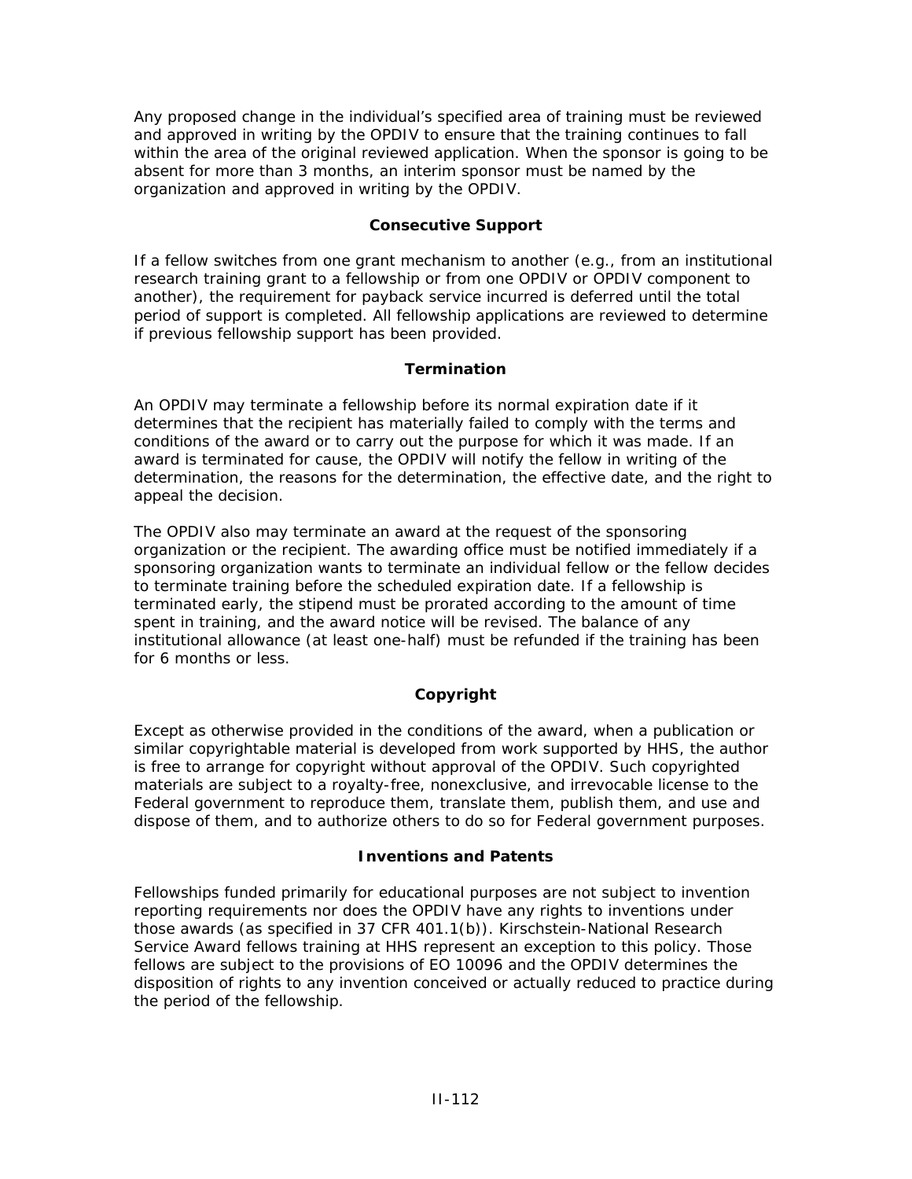Any proposed change in the individual's specified area of training must be reviewed and approved in writing by the OPDIV to ensure that the training continues to fall within the area of the original reviewed application. When the sponsor is going to be absent for more than 3 months, an interim sponsor must be named by the organization and approved in writing by the OPDIV.

### Consecutive Support

If a fellow switches from one grant mechanism to another (e.g., from an institutional research training grant to a fellowship or from one OPDIV or OPDIV component to another), the requirement for payback service incurred is deferred until the total period of support is completed. All fellowship applications are reviewed to determine if previous fellowship support has been provided.

### Termination

An OPDIV may terminate a fellowship before its normal expiration date if it determines that the recipient has materially failed to comply with the terms and conditions of the award or to carry out the purpose for which it was made. If an award is terminated for cause, the OPDIV will notify the fellow in writing of the determination, the reasons for the determination, the effective date, and the right to appeal the decision.

The OPDIV also may terminate an award at the request of the sponsoring organization or the recipient. The awarding office must be notified immediately if a sponsoring organization wants to terminate an individual fellow or the fellow decides to terminate training before the scheduled expiration date. If a fellowship is terminated early, the stipend must be prorated according to the amount of time spent in training, and the award notice will be revised. The balance of any institutional allowance (at least one-half) must be refunded if the training has been for 6 months or less.

### Copyright

Except as otherwise provided in the conditions of the award, when a publication or similar copyrightable material is developed from work supported by HHS, the author is free to arrange for copyright without approval of the OPDIV. Such copyrighted materials are subject to a royalty-free, nonexclusive, and irrevocable license to the Federal government to reproduce them, translate them, publish them, and use and dispose of them, and to authorize others to do so for Federal government purposes.

### Inventions and Patents

Fellowships funded primarily for educational purposes are not subject to invention reporting requirements nor does the OPDIV have any rights to inventions under those awards (as specified in 37 CFR 401.1(b)). Kirschstein-National Research Service Award fellows training at HHS represent an exception to this policy. Those fellows are subject to the provisions of EO 10096 and the OPDIV determines the disposition of rights to any invention conceived or actually reduced to practice during the period of the fellowship.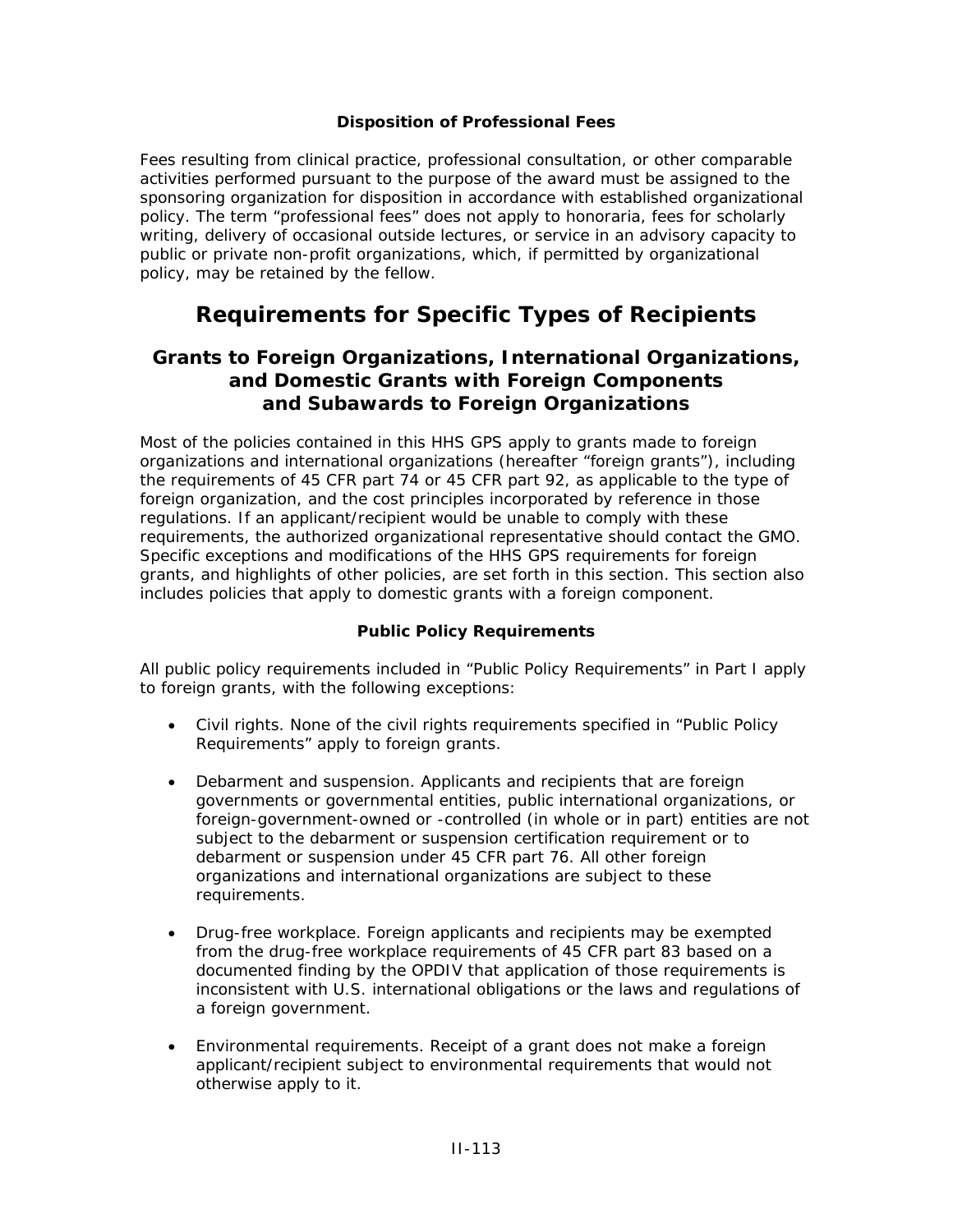### Disposition of Professional Fees

Fees resulting from clinical practice, professional consultation, or other comparable activities performed pursuant to the purpose of the award must be assigned to the sponsoring organization for disposition in accordance with established organizational policy. The term "professional fees" does not apply to honoraria, fees for scholarly writing, delivery of occasional outside lectures, or service in an advisory capacity to public or private non-profit organizations, which, if permitted by organizational policy, may be retained by the fellow.

# Requirements for Specific Types of Recipients

## Grants to Foreign Organizations, International Organizations, and Domestic Grants with Foreign Components and Subawards to Foreign Organizations

Most of the policies contained in this HHS GPS apply to grants made to foreign organizations and international organizations (hereafter "foreign grants"), including the requirements of 45 CFR part 74 or 45 CFR part 92, as applicable to the type of foreign organization, and the cost principles incorporated by reference in those regulations. If an applicant/recipient would be unable to comply with these requirements, the authorized organizational representative should contact the GMO. Specific exceptions and modifications of the HHS GPS requirements for foreign grants, and highlights of other policies, are set forth in this section. This section also includes policies that apply to domestic grants with a foreign component.

### Public Policy Requirements

All public policy requirements included in "Public Policy Requirements" in Part I apply to foreign grants, with the following exceptions:

- Civil rights. None of the civil rights requirements specified in "Public Policy Requirements" apply to foreign grants.
- Debarment and suspension. Applicants and recipients that are foreign governments or governmental entities, public international organizations, or foreign-government-owned or -controlled (in whole or in part) entities are not subject to the debarment or suspension certification requirement or to debarment or suspension under 45 CFR part 76. All other foreign organizations and international organizations are subject to these requirements.
- Drug-free workplace. Foreign applicants and recipients may be exempted from the drug-free workplace requirements of 45 CFR part 83 based on a documented finding by the OPDIV that application of those requirements is inconsistent with U.S. international obligations or the laws and regulations of a foreign government.
- Environmental requirements. Receipt of a grant does not make a foreign applicant/recipient subject to environmental requirements that would not otherwise apply to it.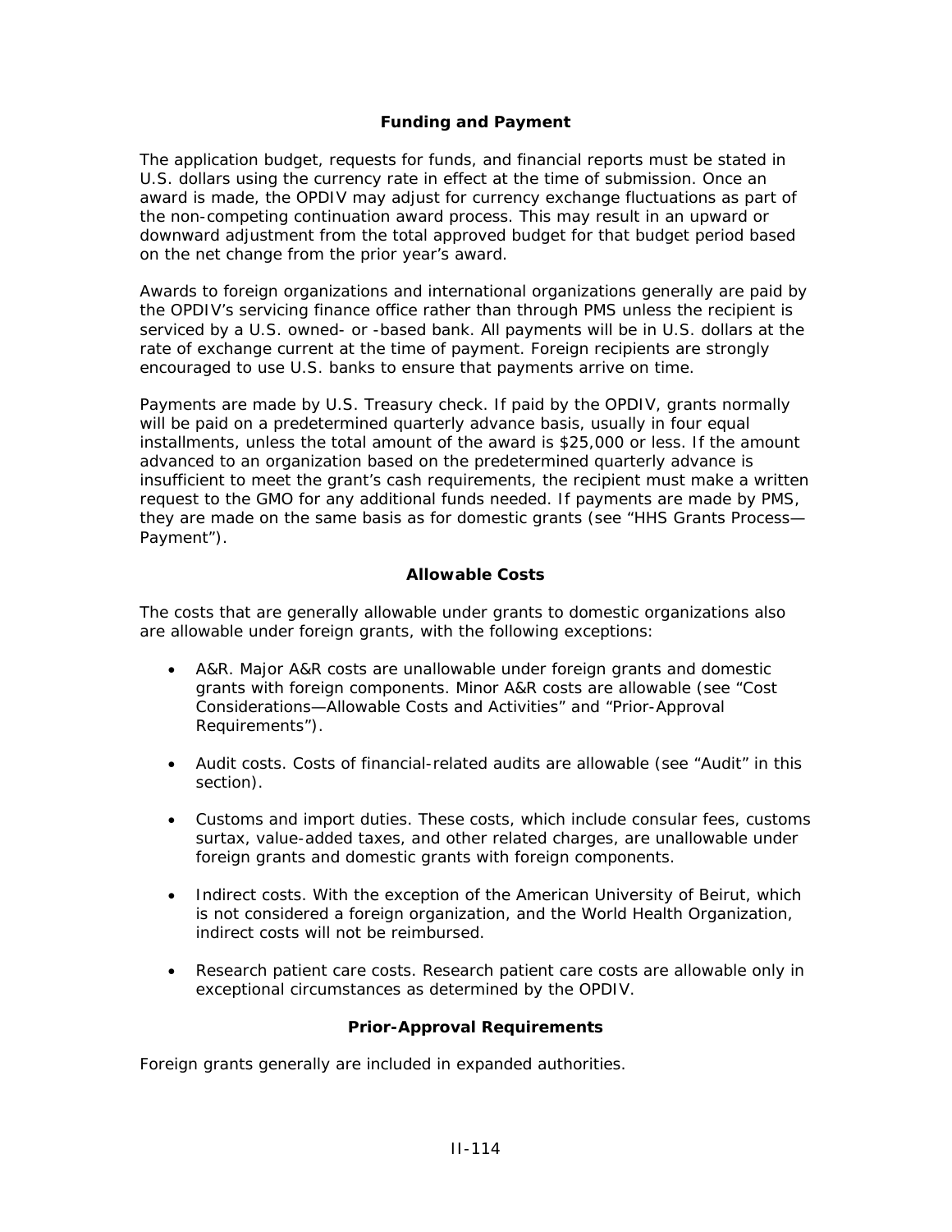### Funding and Payment

The application budget, requests for funds, and financial reports must be stated in U.S. dollars using the currency rate in effect at the time of submission. Once an award is made, the OPDIV may adjust for currency exchange fluctuations as part of the non-competing continuation award process. This may result in an upward or downward adjustment from the total approved budget for that budget period based on the net change from the prior year's award.

Awards to foreign organizations and international organizations generally are paid by the OPDIV's servicing finance office rather than through PMS unless the recipient is serviced by a U.S. owned- or -based bank. All payments will be in U.S. dollars at the rate of exchange current at the time of payment. Foreign recipients are strongly encouraged to use U.S. banks to ensure that payments arrive on time.

Payments are made by U.S. Treasury check. If paid by the OPDIV, grants normally will be paid on a predetermined quarterly advance basis, usually in four equal installments, unless the total amount of the award is $25,000 or less. If the amount advanced to an organization based on the predetermined quarterly advance is insufficient to meet the grant's cash requirements, the recipient must make a written request to the GMO for any additional funds needed. If payments are made by PMS, they are made on the same basis as for domestic grants (see "HHS Grants Process—Payment").

### Allowable Costs

The costs that are generally allowable under grants to domestic organizations also are allowable under foreign grants, with the following exceptions:

- A&R. Major A&R costs are unallowable under foreign grants and domestic grants with foreign components. Minor A&R costs are allowable (see "Cost Considerations—Allowable Costs and Activities" and "Prior-Approval Requirements").
- Audit costs. Costs of financial-related audits are allowable (see "Audit" in this section).
- Customs and import duties. These costs, which include consular fees, customs surtax, value-added taxes, and other related charges, are unallowable under foreign grants and domestic grants with foreign components.
- Indirect costs. With the exception of the American University of Beirut, which is not considered a foreign organization, and the World Health Organization, indirect costs will not be reimbursed.
- Research patient care costs. Research patient care costs are allowable only in exceptional circumstances as determined by the OPDIV.

### Prior-Approval Requirements

Foreign grants generally are included in expanded authorities.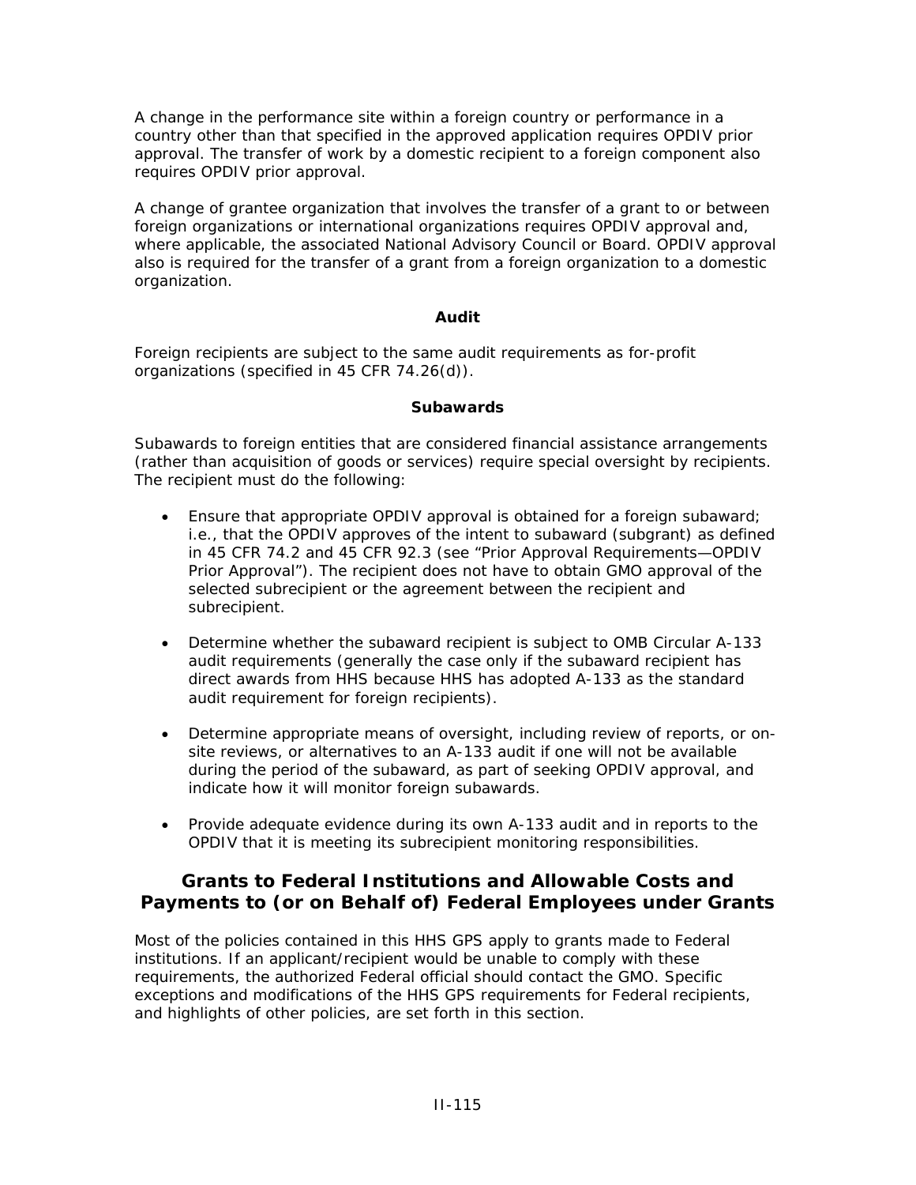A change in the performance site within a foreign country or performance in a country other than that specified in the approved application requires OPDIV prior approval. The transfer of work by a domestic recipient to a foreign component also requires OPDIV prior approval.

A change of grantee organization that involves the transfer of a grant to or between foreign organizations or international organizations requires OPDIV approval and, where applicable, the associated National Advisory Council or Board. OPDIV approval also is required for the transfer of a grant from a foreign organization to a domestic organization.

### Audit

Foreign recipients are subject to the same audit requirements as for-profit organizations (specified in 45 CFR 74.26(d)).

### Subawards

Subawards to foreign entities that are considered financial assistance arrangements (rather than acquisition of goods or services) require special oversight by recipients. The recipient must do the following:

- Ensure that appropriate OPDIV approval is obtained for a foreign subaward; i.e., that the OPDIV approves of the intent to subaward (subgrant) as defined in 45 CFR 74.2 and 45 CFR 92.3 (see "Prior Approval Requirements—OPDIV Prior Approval"). The recipient does not have to obtain GMO approval of the selected subrecipient or the agreement between the recipient and subrecipient.

- Determine whether the subaward recipient is subject to OMB Circular A-133 audit requirements (generally the case only if the subaward recipient has direct awards from HHS because HHS has adopted A-133 as the standard audit requirement for foreign recipients).

- Determine appropriate means of oversight, including review of reports, or on-site reviews, or alternatives to an A-133 audit if one will not be available during the period of the subaward, as part of seeking OPDIV approval, and indicate how it will monitor foreign subawards.

- Provide adequate evidence during its own A-133 audit and in reports to the OPDIV that it is meeting its subrecipient monitoring responsibilities.

## Grants to Federal Institutions and Allowable Costs and Payments to (or on Behalf of) Federal Employees under Grants

Most of the policies contained in this HHS GPS apply to grants made to Federal institutions. If an applicant/recipient would be unable to comply with these requirements, the authorized Federal official should contact the GMO. Specific exceptions and modifications of the HHS GPS requirements for Federal recipients, and highlights of other policies, are set forth in this section.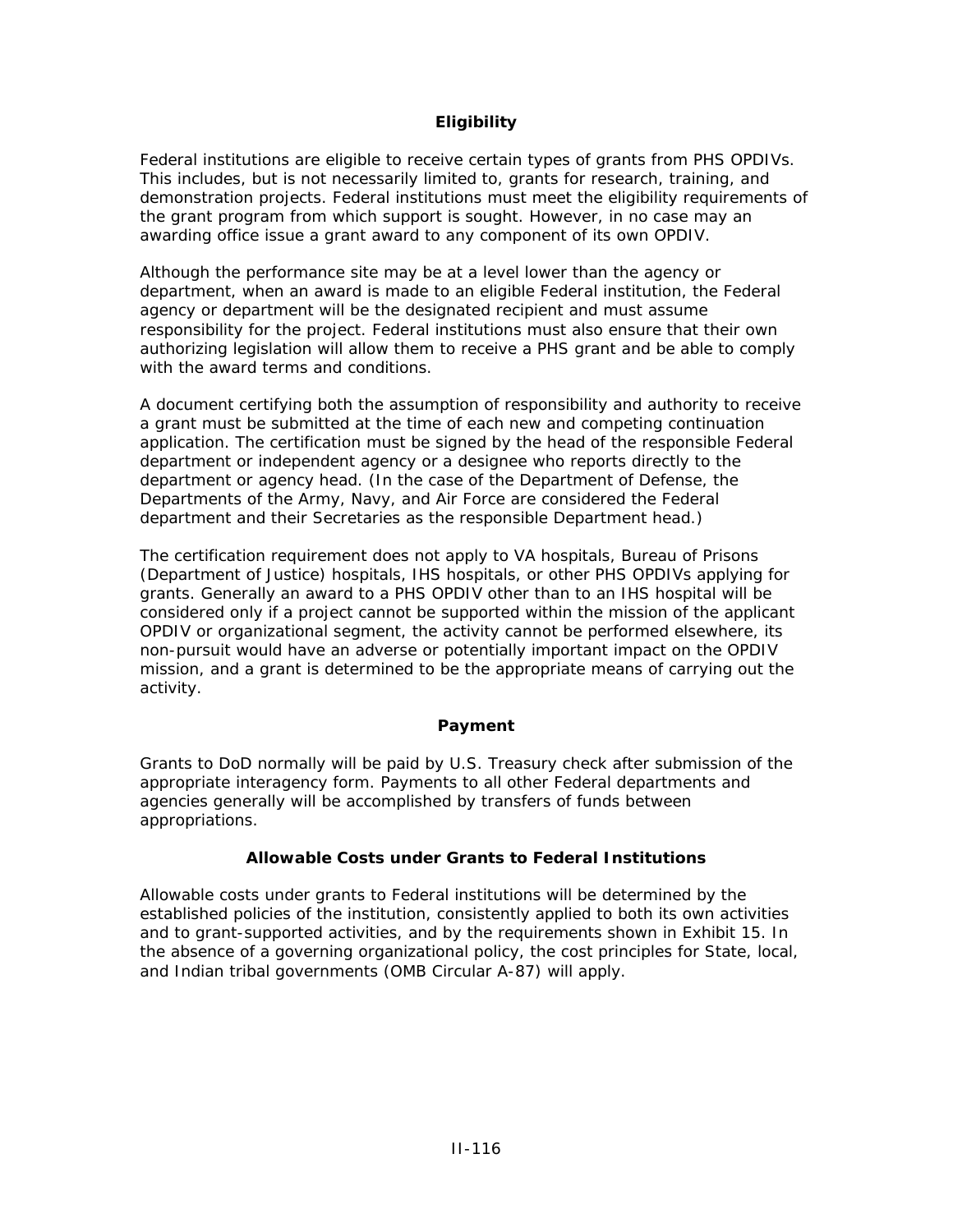## Eligibility

Federal institutions are eligible to receive certain types of grants from PHS OPDIVs. This includes, but is not necessarily limited to, grants for research, training, and demonstration projects. Federal institutions must meet the eligibility requirements of the grant program from which support is sought. However, in no case may an awarding office issue a grant award to any component of its own OPDIV.

Although the performance site may be at a level lower than the agency or department, when an award is made to an eligible Federal institution, the Federal agency or department will be the designated recipient and must assume responsibility for the project. Federal institutions must also ensure that their own authorizing legislation will allow them to receive a PHS grant and be able to comply with the award terms and conditions.

A document certifying both the assumption of responsibility and authority to receive a grant must be submitted at the time of each new and competing continuation application. The certification must be signed by the head of the responsible Federal department or independent agency or a designee who reports directly to the department or agency head. (In the case of the Department of Defense, the Departments of the Army, Navy, and Air Force are considered the Federal department and their Secretaries as the responsible Department head.)

The certification requirement does not apply to VA hospitals, Bureau of Prisons (Department of Justice) hospitals, IHS hospitals, or other PHS OPDIVs applying for grants. Generally an award to a PHS OPDIV other than to an IHS hospital will be considered only if a project cannot be supported within the mission of the applicant OPDIV or organizational segment, the activity cannot be performed elsewhere, its non-pursuit would have an adverse or potentially important impact on the OPDIV mission, and a grant is determined to be the appropriate means of carrying out the activity.

## Payment

Grants to DoD normally will be paid by U.S. Treasury check after submission of the appropriate interagency form. Payments to all other Federal departments and agencies generally will be accomplished by transfers of funds between appropriations.

## Allowable Costs under Grants to Federal Institutions

Allowable costs under grants to Federal institutions will be determined by the established policies of the institution, consistently applied to both its own activities and to grant-supported activities, and by the requirements shown in Exhibit 15. In the absence of a governing organizational policy, the cost principles for State, local, and Indian tribal governments (OMB Circular A-87) will apply.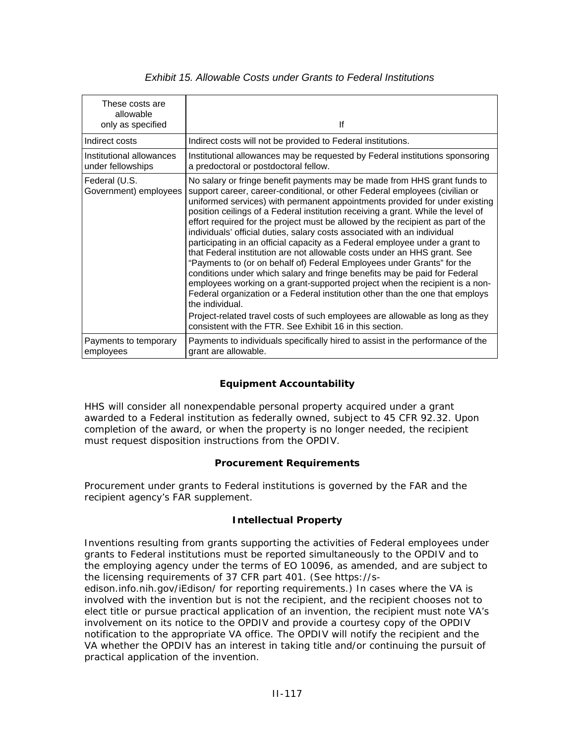*Exhibit 15. Allowable Costs under Grants to Federal Institutions*

| These costs are allowable only as specified | If |
|---|---|
| Indirect costs | Indirect costs will not be provided to Federal institutions. |
| Institutional allowances under fellowships | Institutional allowances may be requested by Federal institutions sponsoring a predoctoral or postdoctoral fellow. |
| Federal (U.S. Government) employees | No salary or fringe benefit payments may be made from HHS grant funds to support career, career-conditional, or other Federal employees (civilian or uniformed services) with permanent appointments provided for under existing position ceilings of a Federal institution receiving a grant. While the level of effort required for the project must be allowed by the recipient as part of the individuals' official duties, salary costs associated with an individual participating in an official capacity as a Federal employee under a grant to that Federal institution are not allowable costs under an HHS grant. See "Payments to (or on behalf of) Federal Employees under Grants" for the conditions under which salary and fringe benefits may be paid for Federal employees working on a grant-supported project when the recipient is a non-Federal organization or a Federal institution other than the one that employs the individual. Project-related travel costs of such employees are allowable as long as they consistent with the FTR. See Exhibit 16 in this section. |
| Payments to temporary employees | Payments to individuals specifically hired to assist in the performance of the grant are allowable. |

### Equipment Accountability

HHS will consider all nonexpendable personal property acquired under a grant awarded to a Federal institution as federally owned, subject to 45 CFR 92.32. Upon completion of the award, or when the property is no longer needed, the recipient must request disposition instructions from the OPDIV.

### Procurement Requirements

Procurement under grants to Federal institutions is governed by the FAR and the recipient agency's FAR supplement.

### Intellectual Property

Inventions resulting from grants supporting the activities of Federal employees under grants to Federal institutions must be reported simultaneously to the OPDIV and to the employing agency under the terms of EO 10096, as amended, and are subject to the licensing requirements of 37 CFR part 401. (See https://s-edison.info.nih.gov/iEdison/ for reporting requirements.) In cases where the VA is involved with the invention but is not the recipient, and the recipient chooses not to elect title or pursue practical application of an invention, the recipient must note VA's involvement on its notice to the OPDIV and provide a courtesy copy of the OPDIV notification to the appropriate VA office. The OPDIV will notify the recipient and the VA whether the OPDIV has an interest in taking title and/or continuing the pursuit of practical application of the invention.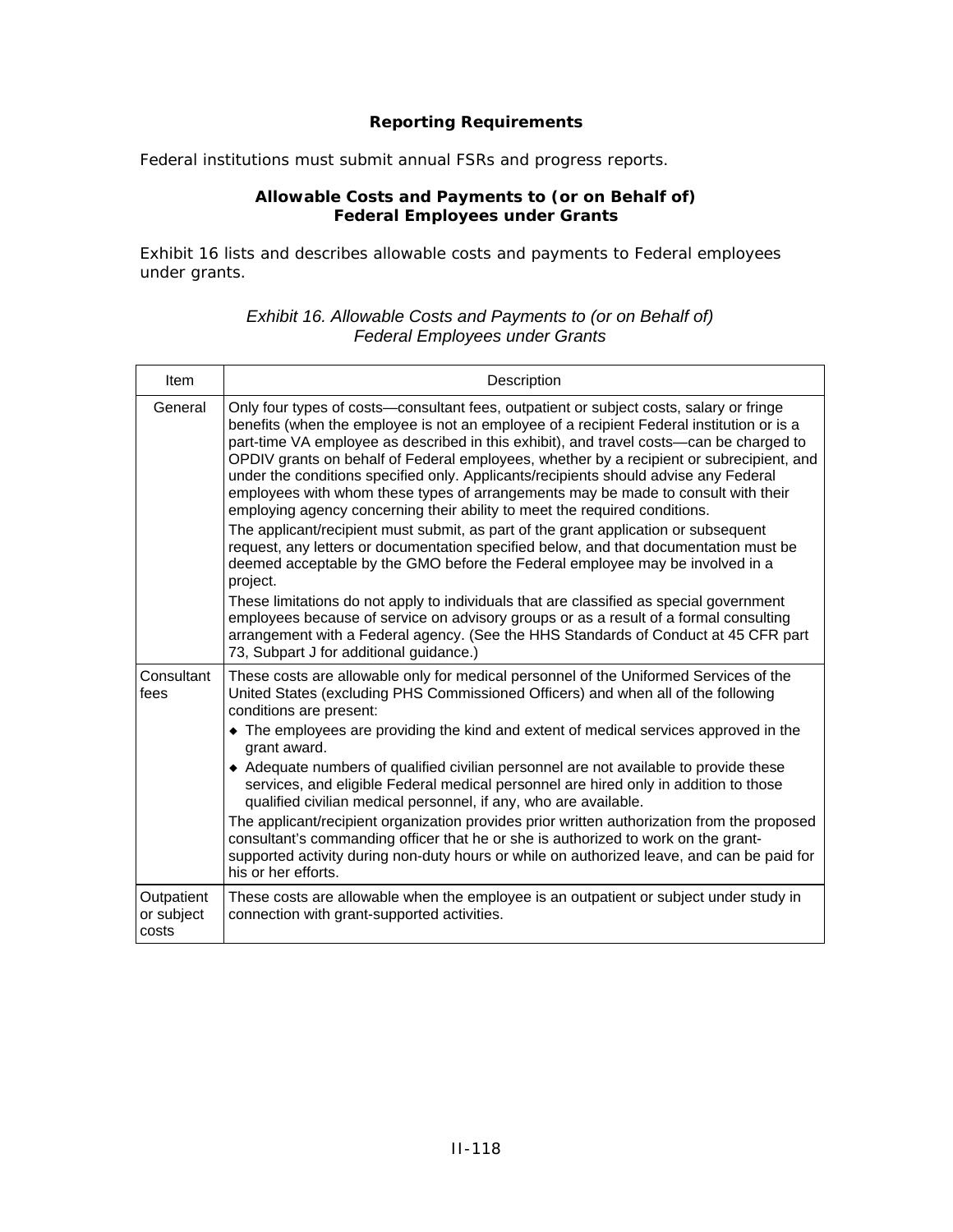### Reporting Requirements

Federal institutions must submit annual FSRs and progress reports.

### Allowable Costs and Payments to (or on Behalf of) Federal Employees under Grants

Exhibit 16 lists and describes allowable costs and payments to Federal employees under grants.

*Exhibit 16. Allowable Costs and Payments to (or on Behalf of) Federal Employees under Grants*

| Item | Description |
| --- | --- |
| General | Only four types of costs—consultant fees, outpatient or subject costs, salary or fringe benefits (when the employee is not an employee of a recipient Federal institution or is a part-time VA employee as described in this exhibit), and travel costs—can be charged to OPDIV grants on behalf of Federal employees, whether by a recipient or subrecipient, and under the conditions specified only. Applicants/recipients should advise any Federal employees with whom these types of arrangements may be made to consult with their employing agency concerning their ability to meet the required conditions.<br>The applicant/recipient must submit, as part of the grant application or subsequent request, any letters or documentation specified below, and that documentation must be deemed acceptable by the GMO before the Federal employee may be involved in a project.<br>These limitations do not apply to individuals that are classified as special government employees because of service on advisory groups or as a result of a formal consulting arrangement with a Federal agency. (See the HHS Standards of Conduct at 45 CFR part 73, Subpart J for additional guidance.) |
| Consultant fees | These costs are allowable only for medical personnel of the Uniformed Services of the United States (excluding PHS Commissioned Officers) and when all of the following conditions are present:<br>◆ The employees are providing the kind and extent of medical services approved in the grant award.<br>◆ Adequate numbers of qualified civilian personnel are not available to provide these services, and eligible Federal medical personnel are hired only in addition to those qualified civilian medical personnel, if any, who are available.<br>The applicant/recipient organization provides prior written authorization from the proposed consultant's commanding officer that he or she is authorized to work on the grant-supported activity during non-duty hours or while on authorized leave, and can be paid for his or her efforts. |
| Outpatient or subject costs | These costs are allowable when the employee is an outpatient or subject under study in connection with grant-supported activities. |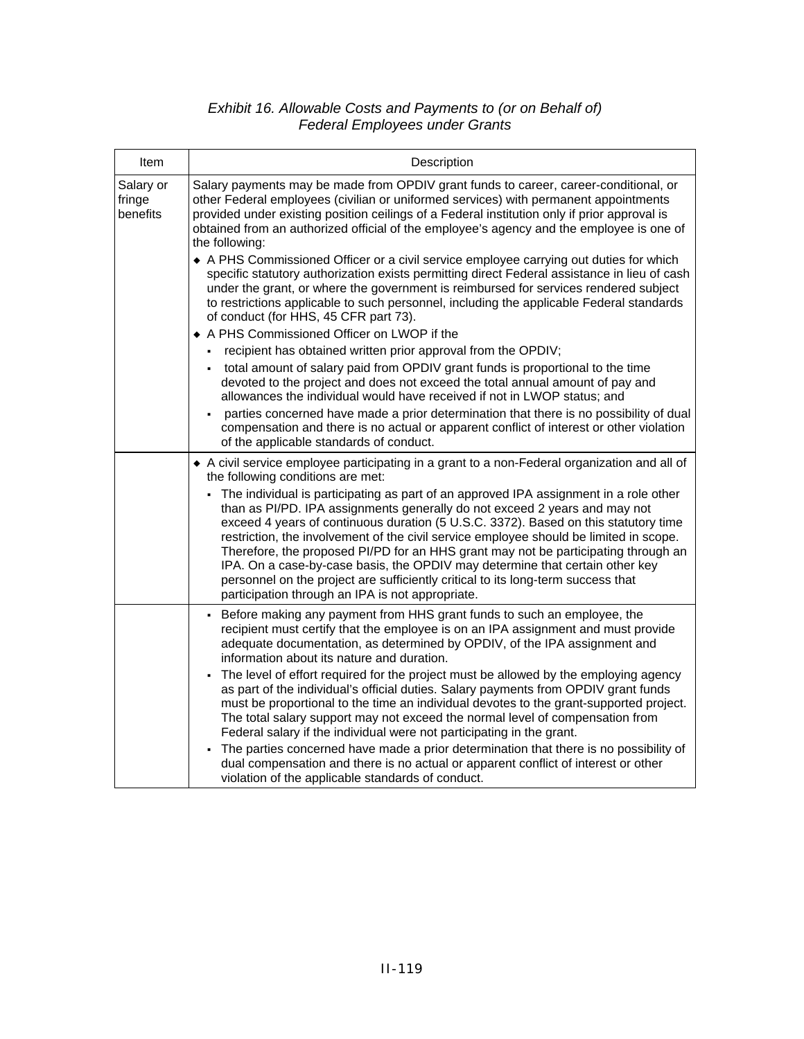*Exhibit 16. Allowable Costs and Payments to (or on Behalf of) Federal Employees under Grants*

| Item | Description |
|---|---|
| Salary or fringe benefits | Salary payments may be made from OPDIV grant funds to career, career-conditional, or other Federal employees (civilian or uniformed services) with permanent appointments provided under existing position ceilings of a Federal institution only if prior approval is obtained from an authorized official of the employee's agency and the employee is one of the following:<br>◆ A PHS Commissioned Officer or a civil service employee carrying out duties for which specific statutory authorization exists permitting direct Federal assistance in lieu of cash under the grant, or where the government is reimbursed for services rendered subject to restrictions applicable to such personnel, including the applicable Federal standards of conduct (for HHS, 45 CFR part 73).<br>◆ A PHS Commissioned Officer on LWOP if the<br>▪ recipient has obtained written prior approval from the OPDIV;<br>▪ total amount of salary paid from OPDIV grant funds is proportional to the time devoted to the project and does not exceed the total annual amount of pay and allowances the individual would have received if not in LWOP status; and<br>▪ parties concerned have made a prior determination that there is no possibility of dual compensation and there is no actual or apparent conflict of interest or other violation of the applicable standards of conduct. |
| | ◆ A civil service employee participating in a grant to a non-Federal organization and all of the following conditions are met:<br>▪ The individual is participating as part of an approved IPA assignment in a role other than as PI/PD. IPA assignments generally do not exceed 2 years and may not exceed 4 years of continuous duration (5 U.S.C. 3372). Based on this statutory time restriction, the involvement of the civil service employee should be limited in scope. Therefore, the proposed PI/PD for an HHS grant may not be participating through an IPA. On a case-by-case basis, the OPDIV may determine that certain other key personnel on the project are sufficiently critical to its long-term success that participation through an IPA is not appropriate. |
| | ▪ Before making any payment from HHS grant funds to such an employee, the recipient must certify that the employee is on an IPA assignment and must provide adequate documentation, as determined by OPDIV, of the IPA assignment and information about its nature and duration.<br>▪ The level of effort required for the project must be allowed by the employing agency as part of the individual's official duties. Salary payments from OPDIV grant funds must be proportional to the time an individual devotes to the grant-supported project. The total salary support may not exceed the normal level of compensation from Federal salary if the individual were not participating in the grant.<br>▪ The parties concerned have made a prior determination that there is no possibility of dual compensation and there is no actual or apparent conflict of interest or other violation of the applicable standards of conduct. |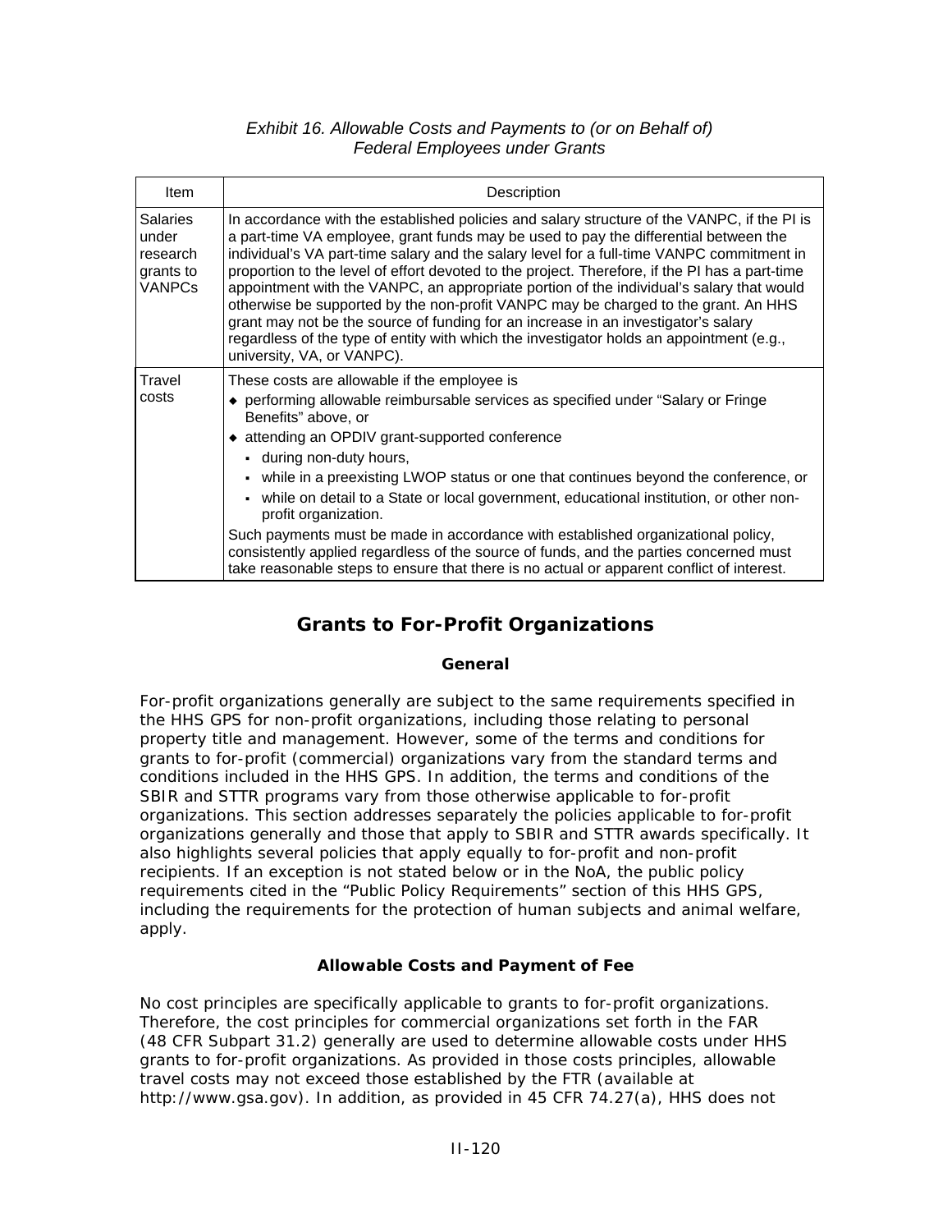*Exhibit 16. Allowable Costs and Payments to (or on Behalf of) Federal Employees under Grants*

| Item | Description |
|---|---|
| Salaries under research grants to VANPCs | In accordance with the established policies and salary structure of the VANPC, if the PI is a part-time VA employee, grant funds may be used to pay the differential between the individual's VA part-time salary and the salary level for a full-time VANPC commitment in proportion to the level of effort devoted to the project. Therefore, if the PI has a part-time appointment with the VANPC, an appropriate portion of the individual's salary that would otherwise be supported by the non-profit VANPC may be charged to the grant. An HHS grant may not be the source of funding for an increase in an investigator's salary regardless of the type of entity with which the investigator holds an appointment (e.g., university, VA, or VANPC). |
| Travel costs | These costs are allowable if the employee is<br>◆ performing allowable reimbursable services as specified under "Salary or Fringe Benefits" above, or<br>◆ attending an OPDIV grant-supported conference<br>▪ during non-duty hours,<br>▪ while in a preexisting LWOP status or one that continues beyond the conference, or<br>▪ while on detail to a State or local government, educational institution, or other non-profit organization.<br>Such payments must be made in accordance with established organizational policy, consistently applied regardless of the source of funds, and the parties concerned must take reasonable steps to ensure that there is no actual or apparent conflict of interest. |

## Grants to For-Profit Organizations

### General

For-profit organizations generally are subject to the same requirements specified in the HHS GPS for non-profit organizations, including those relating to personal property title and management. However, some of the terms and conditions for grants to for-profit (commercial) organizations vary from the standard terms and conditions included in the HHS GPS. In addition, the terms and conditions of the SBIR and STTR programs vary from those otherwise applicable to for-profit organizations. This section addresses separately the policies applicable to for-profit organizations generally and those that apply to SBIR and STTR awards specifically. It also highlights several policies that apply equally to for-profit and non-profit recipients. If an exception is not stated below or in the NoA, the public policy requirements cited in the "Public Policy Requirements" section of this HHS GPS, including the requirements for the protection of human subjects and animal welfare, apply.

### Allowable Costs and Payment of Fee

No cost principles are specifically applicable to grants to for-profit organizations. Therefore, the cost principles for commercial organizations set forth in the FAR (48 CFR Subpart 31.2) generally are used to determine allowable costs under HHS grants to for-profit organizations. As provided in those costs principles, allowable travel costs may not exceed those established by the FTR (available at http://www.gsa.gov). In addition, as provided in 45 CFR 74.27(a), HHS does not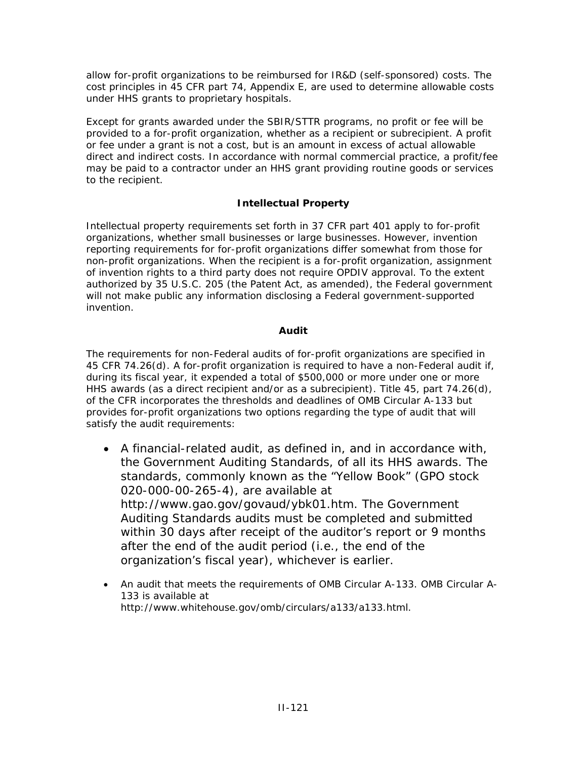allow for-profit organizations to be reimbursed for IR&D (self-sponsored) costs. The cost principles in 45 CFR part 74, Appendix E, are used to determine allowable costs under HHS grants to proprietary hospitals.

Except for grants awarded under the SBIR/STTR programs, no profit or fee will be provided to a for-profit organization, whether as a recipient or subrecipient. A profit or fee under a grant is not a cost, but is an amount in excess of actual allowable direct and indirect costs. In accordance with normal commercial practice, a profit/fee may be paid to a contractor under an HHS grant providing routine goods or services to the recipient.

### Intellectual Property

Intellectual property requirements set forth in 37 CFR part 401 apply to for-profit organizations, whether small businesses or large businesses. However, invention reporting requirements for for-profit organizations differ somewhat from those for non-profit organizations. When the recipient is a for-profit organization, assignment of invention rights to a third party does not require OPDIV approval. To the extent authorized by 35 U.S.C. 205 (the Patent Act, as amended), the Federal government will not make public any information disclosing a Federal government-supported invention.

### Audit

The requirements for non-Federal audits of for-profit organizations are specified in 45 CFR 74.26(d). A for-profit organization is required to have a non-Federal audit if, during its fiscal year, it expended a total of $500,000 or more under one or more HHS awards (as a direct recipient and/or as a subrecipient). Title 45, part 74.26(d), of the CFR incorporates the thresholds and deadlines of OMB Circular A-133 but provides for-profit organizations two options regarding the type of audit that will satisfy the audit requirements:

- A financial-related audit, as defined in, and in accordance with, the Government Auditing Standards, of all its HHS awards. The standards, commonly known as the “Yellow Book” (GPO stock 020-000-00-265-4), are available at http://www.gao.gov/govaud/ybk01.htm. The Government Auditing Standards audits must be completed and submitted within 30 days after receipt of the auditor’s report or 9 months after the end of the audit period (i.e., the end of the organization’s fiscal year), whichever is earlier.
- An audit that meets the requirements of OMB Circular A-133. OMB Circular A-133 is available at http://www.whitehouse.gov/omb/circulars/a133/a133.html.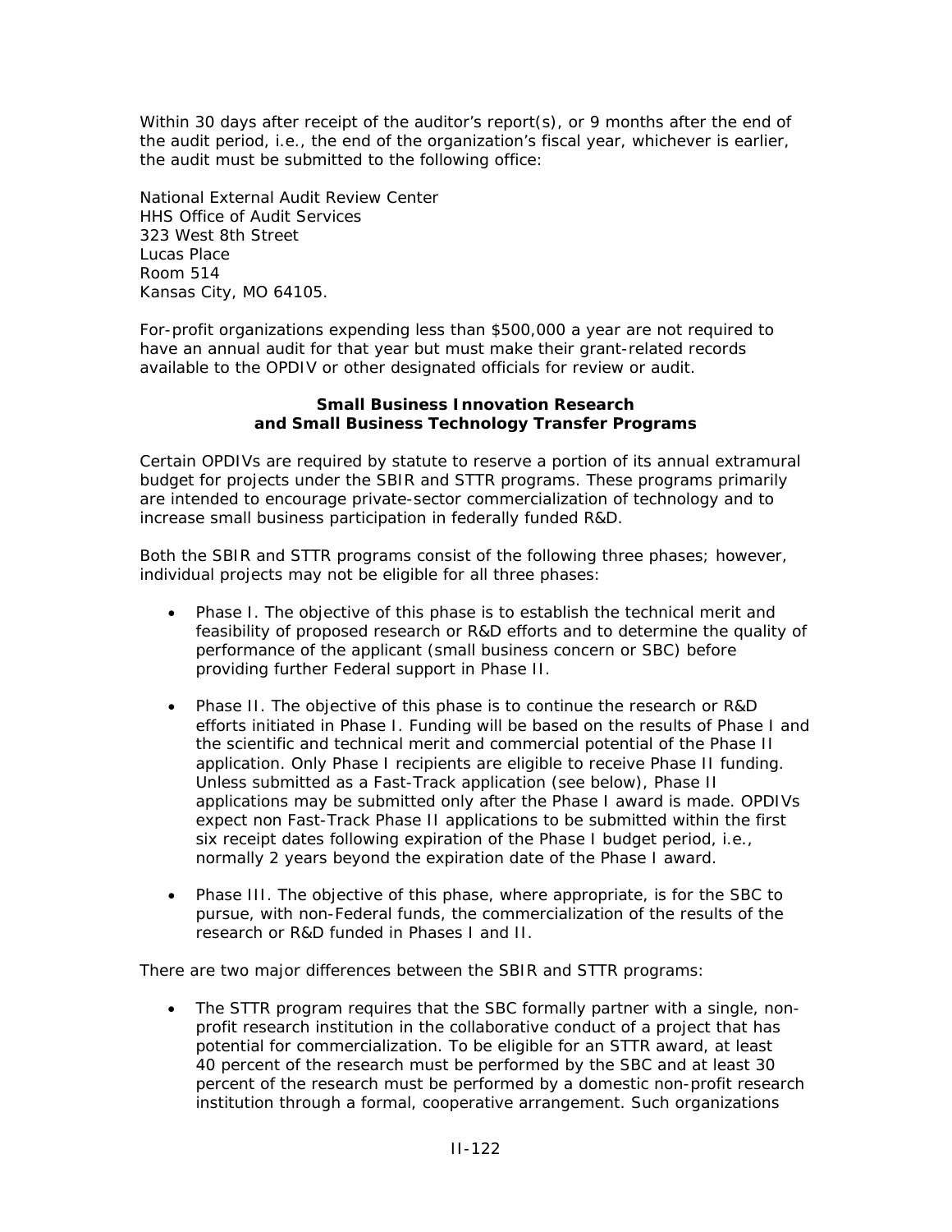Within 30 days after receipt of the auditor's report(s), or 9 months after the end of the audit period, i.e., the end of the organization's fiscal year, whichever is earlier, the audit must be submitted to the following office:

National External Audit Review Center
HHS Office of Audit Services
323 West 8th Street
Lucas Place
Room 514
Kansas City, MO 64105.

For-profit organizations expending less than $500,000 a year are not required to have an annual audit for that year but must make their grant-related records available to the OPDIV or other designated officials for review or audit.

### Small Business Innovation Research and Small Business Technology Transfer Programs

Certain OPDIVs are required by statute to reserve a portion of its annual extramural budget for projects under the SBIR and STTR programs. These programs primarily are intended to encourage private-sector commercialization of technology and to increase small business participation in federally funded R&D.

Both the SBIR and STTR programs consist of the following three phases; however, individual projects may not be eligible for all three phases:

- Phase I. The objective of this phase is to establish the technical merit and feasibility of proposed research or R&D efforts and to determine the quality of performance of the applicant (small business concern or SBC) before providing further Federal support in Phase II.
- Phase II. The objective of this phase is to continue the research or R&D efforts initiated in Phase I. Funding will be based on the results of Phase I and the scientific and technical merit and commercial potential of the Phase II application. Only Phase I recipients are eligible to receive Phase II funding. Unless submitted as a Fast-Track application (see below), Phase II applications may be submitted only after the Phase I award is made. OPDIVs expect non Fast-Track Phase II applications to be submitted within the first six receipt dates following expiration of the Phase I budget period, i.e., normally 2 years beyond the expiration date of the Phase I award.
- Phase III. The objective of this phase, where appropriate, is for the SBC to pursue, with non-Federal funds, the commercialization of the results of the research or R&D funded in Phases I and II.

There are two major differences between the SBIR and STTR programs:

- The STTR program requires that the SBC formally partner with a single, non-profit research institution in the collaborative conduct of a project that has potential for commercialization. To be eligible for an STTR award, at least 40 percent of the research must be performed by the SBC and at least 30 percent of the research must be performed by a domestic non-profit research institution through a formal, cooperative arrangement. Such organizations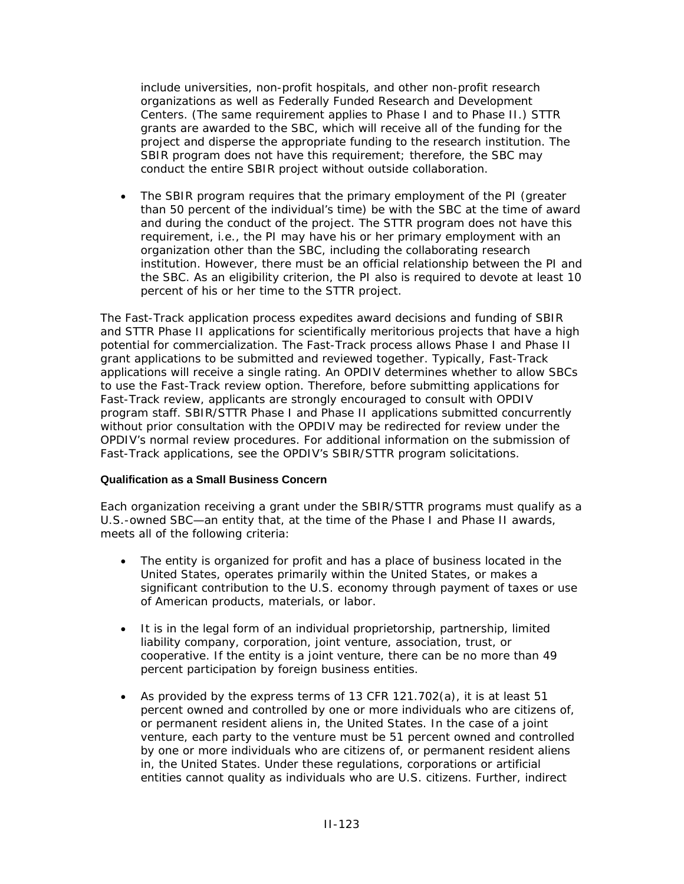include universities, non-profit hospitals, and other non-profit research organizations as well as Federally Funded Research and Development Centers. (The same requirement applies to Phase I and to Phase II.) STTR grants are awarded to the SBC, which will receive all of the funding for the project and disperse the appropriate funding to the research institution. The SBIR program does not have this requirement; therefore, the SBC may conduct the entire SBIR project without outside collaboration.

- The SBIR program requires that the primary employment of the PI (greater than 50 percent of the individual's time) be with the SBC at the time of award and during the conduct of the project. The STTR program does not have this requirement, i.e., the PI may have his or her primary employment with an organization other than the SBC, including the collaborating research institution. However, there must be an official relationship between the PI and the SBC. As an eligibility criterion, the PI also is required to devote at least 10 percent of his or her time to the STTR project.

The Fast-Track application process expedites award decisions and funding of SBIR and STTR Phase II applications for scientifically meritorious projects that have a high potential for commercialization. The Fast-Track process allows Phase I and Phase II grant applications to be submitted and reviewed together. Typically, Fast-Track applications will receive a single rating. An OPDIV determines whether to allow SBCs to use the Fast-Track review option. Therefore, before submitting applications for Fast-Track review, applicants are strongly encouraged to consult with OPDIV program staff. SBIR/STTR Phase I and Phase II applications submitted concurrently without prior consultation with the OPDIV may be redirected for review under the OPDIV's normal review procedures. For additional information on the submission of Fast-Track applications, see the OPDIV's SBIR/STTR program solicitations.

#### Qualification as a Small Business Concern

Each organization receiving a grant under the SBIR/STTR programs must qualify as a U.S.-owned SBC—an entity that, at the time of the Phase I and Phase II awards, meets all of the following criteria:

- The entity is organized for profit and has a place of business located in the United States, operates primarily within the United States, or makes a significant contribution to the U.S. economy through payment of taxes or use of American products, materials, or labor.

- It is in the legal form of an individual proprietorship, partnership, limited liability company, corporation, joint venture, association, trust, or cooperative. If the entity is a joint venture, there can be no more than 49 percent participation by foreign business entities.

- As provided by the express terms of 13 CFR 121.702(a), it is at least 51 percent owned and controlled by one or more individuals who are citizens of, or permanent resident aliens in, the United States. In the case of a joint venture, each party to the venture must be 51 percent owned and controlled by one or more individuals who are citizens of, or permanent resident aliens in, the United States. Under these regulations, corporations or artificial entities cannot quality as individuals who are U.S. citizens. Further, indirect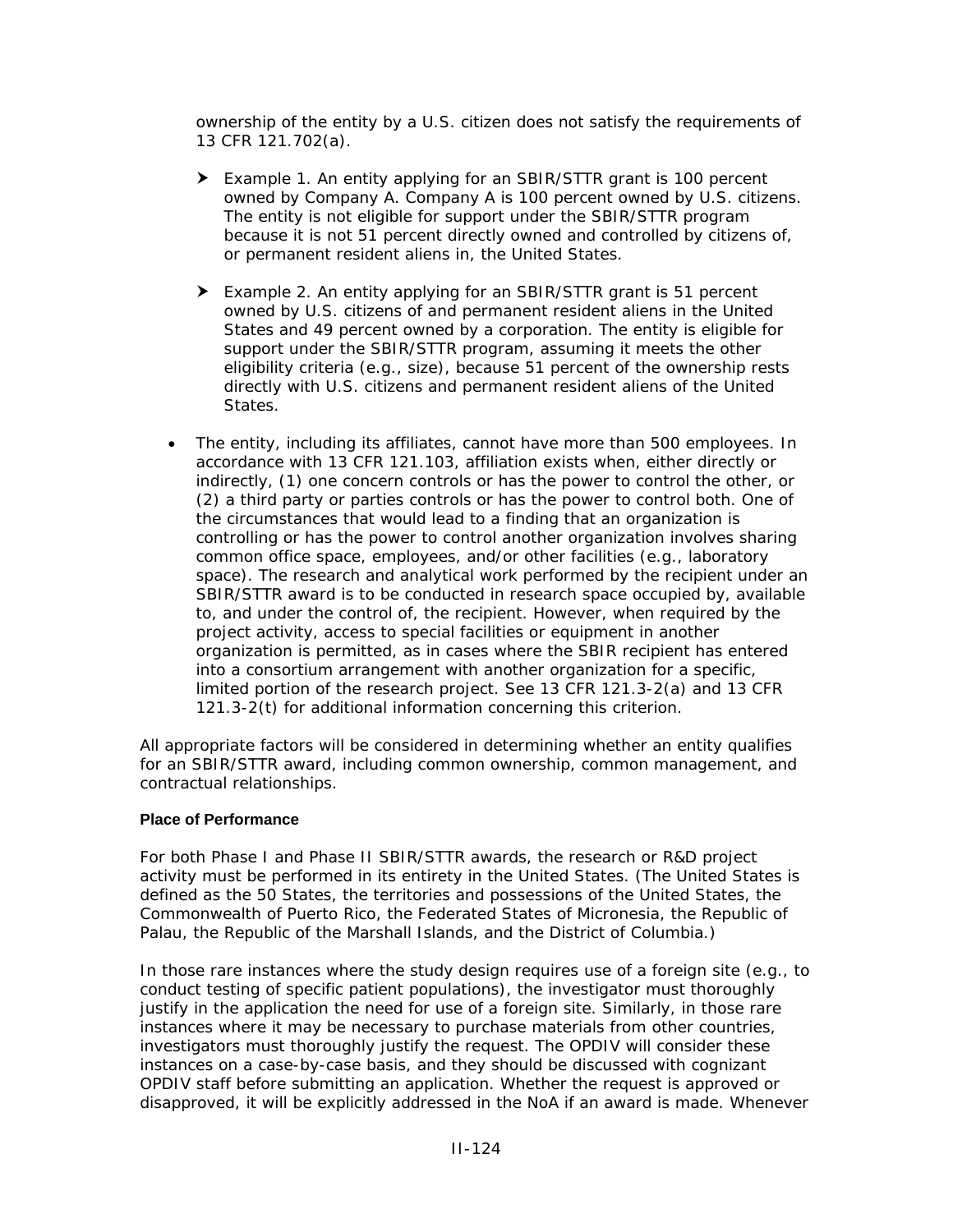ownership of the entity by a U.S. citizen does not satisfy the requirements of 13 CFR 121.702(a).

- Example 1. An entity applying for an SBIR/STTR grant is 100 percent owned by Company A. Company A is 100 percent owned by U.S. citizens. The entity is not eligible for support under the SBIR/STTR program because it is not 51 percent directly owned and controlled by citizens of, or permanent resident aliens in, the United States.
- Example 2. An entity applying for an SBIR/STTR grant is 51 percent owned by U.S. citizens of and permanent resident aliens in the United States and 49 percent owned by a corporation. The entity is eligible for support under the SBIR/STTR program, assuming it meets the other eligibility criteria (e.g., size), because 51 percent of the ownership rests directly with U.S. citizens and permanent resident aliens of the United States.

- The entity, including its affiliates, cannot have more than 500 employees. In accordance with 13 CFR 121.103, affiliation exists when, either directly or indirectly, (1) one concern controls or has the power to control the other, or (2) a third party or parties controls or has the power to control both. One of the circumstances that would lead to a finding that an organization is controlling or has the power to control another organization involves sharing common office space, employees, and/or other facilities (e.g., laboratory space). The research and analytical work performed by the recipient under an SBIR/STTR award is to be conducted in research space occupied by, available to, and under the control of, the recipient. However, when required by the project activity, access to special facilities or equipment in another organization is permitted, as in cases where the SBIR recipient has entered into a consortium arrangement with another organization for a specific, limited portion of the research project. See 13 CFR 121.3-2(a) and 13 CFR 121.3-2(t) for additional information concerning this criterion.

All appropriate factors will be considered in determining whether an entity qualifies for an SBIR/STTR award, including common ownership, common management, and contractual relationships.

#### Place of Performance

For both Phase I and Phase II SBIR/STTR awards, the research or R&D project activity must be performed in its entirety in the United States. (The United States is defined as the 50 States, the territories and possessions of the United States, the Commonwealth of Puerto Rico, the Federated States of Micronesia, the Republic of Palau, the Republic of the Marshall Islands, and the District of Columbia.)

In those rare instances where the study design requires use of a foreign site (e.g., to conduct testing of specific patient populations), the investigator must thoroughly justify in the application the need for use of a foreign site. Similarly, in those rare instances where it may be necessary to purchase materials from other countries, investigators must thoroughly justify the request. The OPDIV will consider these instances on a case-by-case basis, and they should be discussed with cognizant OPDIV staff before submitting an application. Whether the request is approved or disapproved, it will be explicitly addressed in the NoA if an award is made. Whenever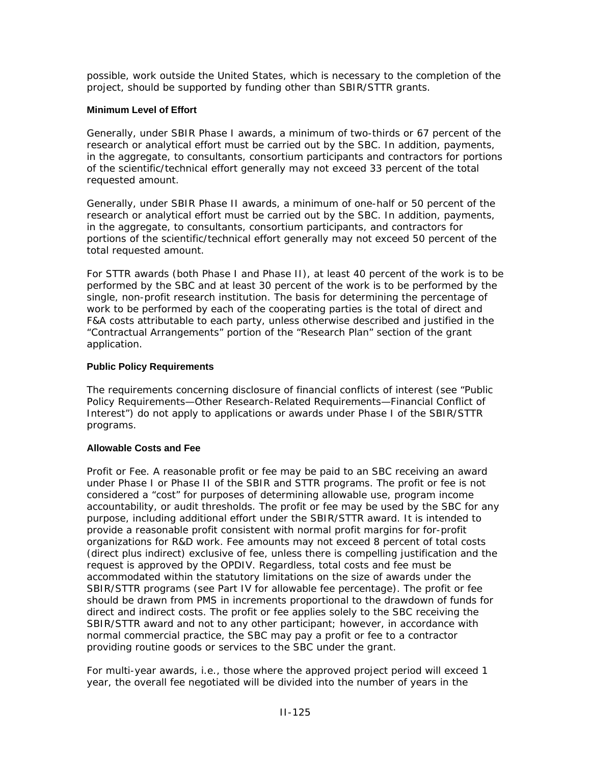possible, work outside the United States, which is necessary to the completion of the project, should be supported by funding other than SBIR/STTR grants.

#### Minimum Level of Effort

Generally, under SBIR Phase I awards, a minimum of two-thirds or 67 percent of the research or analytical effort must be carried out by the SBC. In addition, payments, in the aggregate, to consultants, consortium participants and contractors for portions of the scientific/technical effort generally may not exceed 33 percent of the total requested amount.

Generally, under SBIR Phase II awards, a minimum of one-half or 50 percent of the research or analytical effort must be carried out by the SBC. In addition, payments, in the aggregate, to consultants, consortium participants, and contractors for portions of the scientific/technical effort generally may not exceed 50 percent of the total requested amount.

For STTR awards (both Phase I and Phase II), at least 40 percent of the work is to be performed by the SBC and at least 30 percent of the work is to be performed by the single, non-profit research institution. The basis for determining the percentage of work to be performed by each of the cooperating parties is the total of direct and F&A costs attributable to each party, unless otherwise described and justified in the "Contractual Arrangements" portion of the "Research Plan" section of the grant application.

#### Public Policy Requirements

The requirements concerning disclosure of financial conflicts of interest (see "Public Policy Requirements—Other Research-Related Requirements—Financial Conflict of Interest") do not apply to applications or awards under Phase I of the SBIR/STTR programs.

#### Allowable Costs and Fee

Profit or Fee. A reasonable profit or fee may be paid to an SBC receiving an award under Phase I or Phase II of the SBIR and STTR programs. The profit or fee is not considered a "cost" for purposes of determining allowable use, program income accountability, or audit thresholds. The profit or fee may be used by the SBC for any purpose, including additional effort under the SBIR/STTR award. It is intended to provide a reasonable profit consistent with normal profit margins for for-profit organizations for R&D work. Fee amounts may not exceed 8 percent of total costs (direct plus indirect) exclusive of fee, unless there is compelling justification and the request is approved by the OPDIV. Regardless, total costs and fee must be accommodated within the statutory limitations on the size of awards under the SBIR/STTR programs (see Part IV for allowable fee percentage). The profit or fee should be drawn from PMS in increments proportional to the drawdown of funds for direct and indirect costs. The profit or fee applies solely to the SBC receiving the SBIR/STTR award and not to any other participant; however, in accordance with normal commercial practice, the SBC may pay a profit or fee to a contractor providing routine goods or services to the SBC under the grant.

For multi-year awards, i.e., those where the approved project period will exceed 1 year, the overall fee negotiated will be divided into the number of years in the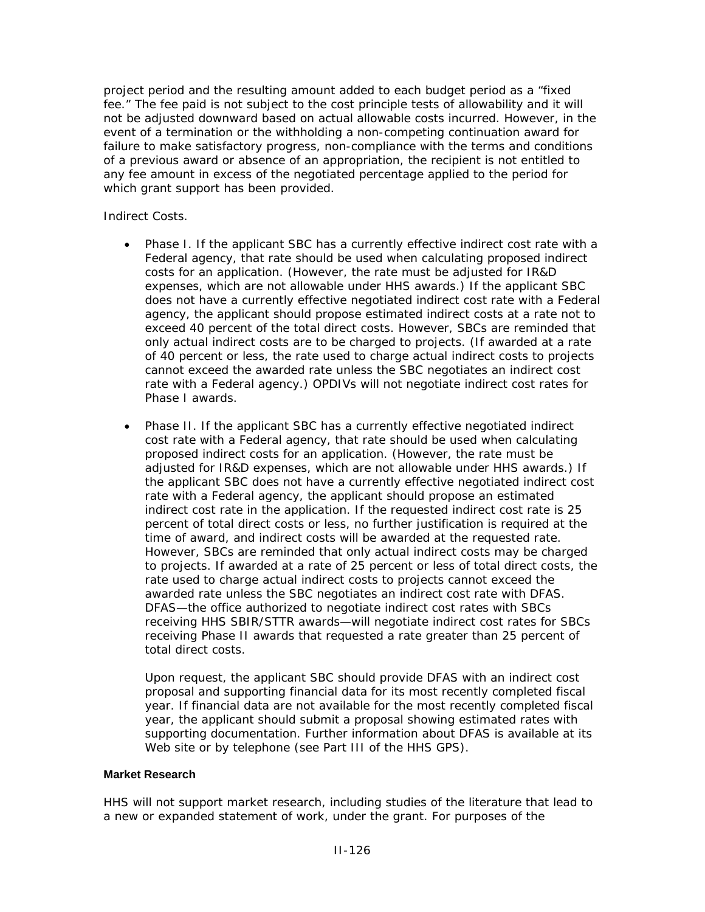project period and the resulting amount added to each budget period as a "fixed fee." The fee paid is not subject to the cost principle tests of allowability and it will not be adjusted downward based on actual allowable costs incurred. However, in the event of a termination or the withholding a non-competing continuation award for failure to make satisfactory progress, non-compliance with the terms and conditions of a previous award or absence of an appropriation, the recipient is not entitled to any fee amount in excess of the negotiated percentage applied to the period for which grant support has been provided.

Indirect Costs.

- Phase I. If the applicant SBC has a currently effective indirect cost rate with a Federal agency, that rate should be used when calculating proposed indirect costs for an application. (However, the rate must be adjusted for IR&D expenses, which are not allowable under HHS awards.) If the applicant SBC does not have a currently effective negotiated indirect cost rate with a Federal agency, the applicant should propose estimated indirect costs at a rate not to exceed 40 percent of the total direct costs. However, SBCs are reminded that only actual indirect costs are to be charged to projects. (If awarded at a rate of 40 percent or less, the rate used to charge actual indirect costs to projects cannot exceed the awarded rate unless the SBC negotiates an indirect cost rate with a Federal agency.) OPDIVs will not negotiate indirect cost rates for Phase I awards.

- Phase II. If the applicant SBC has a currently effective negotiated indirect cost rate with a Federal agency, that rate should be used when calculating proposed indirect costs for an application. (However, the rate must be adjusted for IR&D expenses, which are not allowable under HHS awards.) If the applicant SBC does not have a currently effective negotiated indirect cost rate with a Federal agency, the applicant should propose an estimated indirect cost rate in the application. If the requested indirect cost rate is 25 percent of total direct costs or less, no further justification is required at the time of award, and indirect costs will be awarded at the requested rate. However, SBCs are reminded that only actual indirect costs may be charged to projects. If awarded at a rate of 25 percent or less of total direct costs, the rate used to charge actual indirect costs to projects cannot exceed the awarded rate unless the SBC negotiates an indirect cost rate with DFAS. DFAS—the office authorized to negotiate indirect cost rates with SBCs receiving HHS SBIR/STTR awards—will negotiate indirect cost rates for SBCs receiving Phase II awards that requested a rate greater than 25 percent of total direct costs.

  Upon request, the applicant SBC should provide DFAS with an indirect cost proposal and supporting financial data for its most recently completed fiscal year. If financial data are not available for the most recently completed fiscal year, the applicant should submit a proposal showing estimated rates with supporting documentation. Further information about DFAS is available at its Web site or by telephone (see Part III of the HHS GPS).

#### Market Research

HHS will not support market research, including studies of the literature that lead to a new or expanded statement of work, under the grant. For purposes of the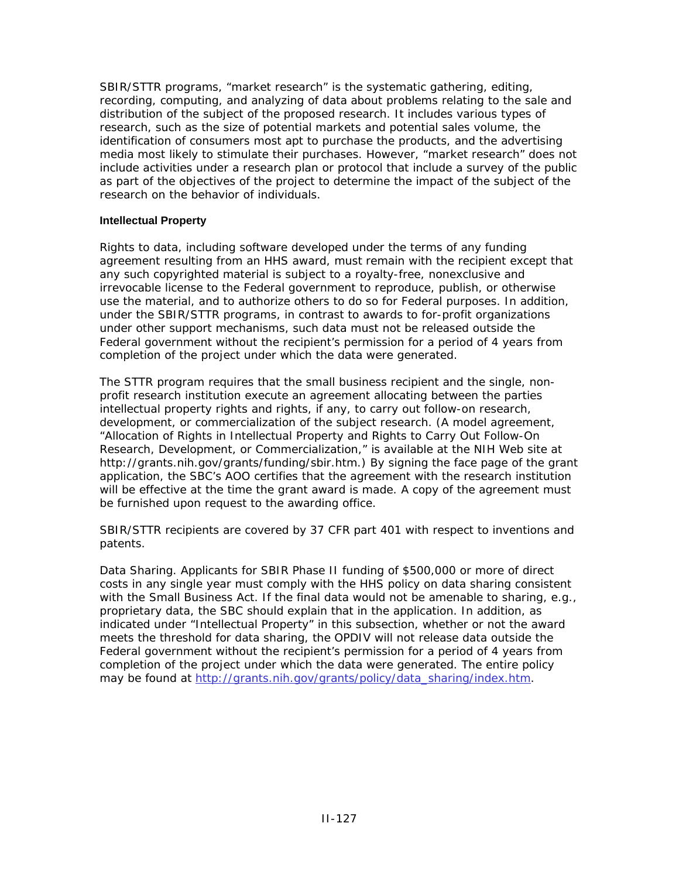SBIR/STTR programs, "market research" is the systematic gathering, editing, recording, computing, and analyzing of data about problems relating to the sale and distribution of the subject of the proposed research. It includes various types of research, such as the size of potential markets and potential sales volume, the identification of consumers most apt to purchase the products, and the advertising media most likely to stimulate their purchases. However, "market research" does not include activities under a research plan or protocol that include a survey of the public as part of the objectives of the project to determine the impact of the subject of the research on the behavior of individuals.

#### Intellectual Property

Rights to data, including software developed under the terms of any funding agreement resulting from an HHS award, must remain with the recipient except that any such copyrighted material is subject to a royalty-free, nonexclusive and irrevocable license to the Federal government to reproduce, publish, or otherwise use the material, and to authorize others to do so for Federal purposes. In addition, under the SBIR/STTR programs, in contrast to awards to for-profit organizations under other support mechanisms, such data must not be released outside the Federal government without the recipient's permission for a period of 4 years from completion of the project under which the data were generated.

The STTR program requires that the small business recipient and the single, non-profit research institution execute an agreement allocating between the parties intellectual property rights and rights, if any, to carry out follow-on research, development, or commercialization of the subject research. (A model agreement, "Allocation of Rights in Intellectual Property and Rights to Carry Out Follow-On Research, Development, or Commercialization," is available at the NIH Web site at http://grants.nih.gov/grants/funding/sbir.htm.) By signing the face page of the grant application, the SBC's AOO certifies that the agreement with the research institution will be effective at the time the grant award is made. A copy of the agreement must be furnished upon request to the awarding office.

SBIR/STTR recipients are covered by 37 CFR part 401 with respect to inventions and patents.

Data Sharing. Applicants for SBIR Phase II funding of $500,000 or more of direct costs in any single year must comply with the HHS policy on data sharing consistent with the Small Business Act. If the final data would not be amenable to sharing, e.g., proprietary data, the SBC should explain that in the application. In addition, as indicated under "Intellectual Property" in this subsection, whether or not the award meets the threshold for data sharing, the OPDIV will not release data outside the Federal government without the recipient's permission for a period of 4 years from completion of the project under which the data were generated. The entire policy may be found at [http://grants.nih.gov/grants/policy/data_sharing/index.htm](http://grants.nih.gov/grants/policy/data_sharing/index.htm).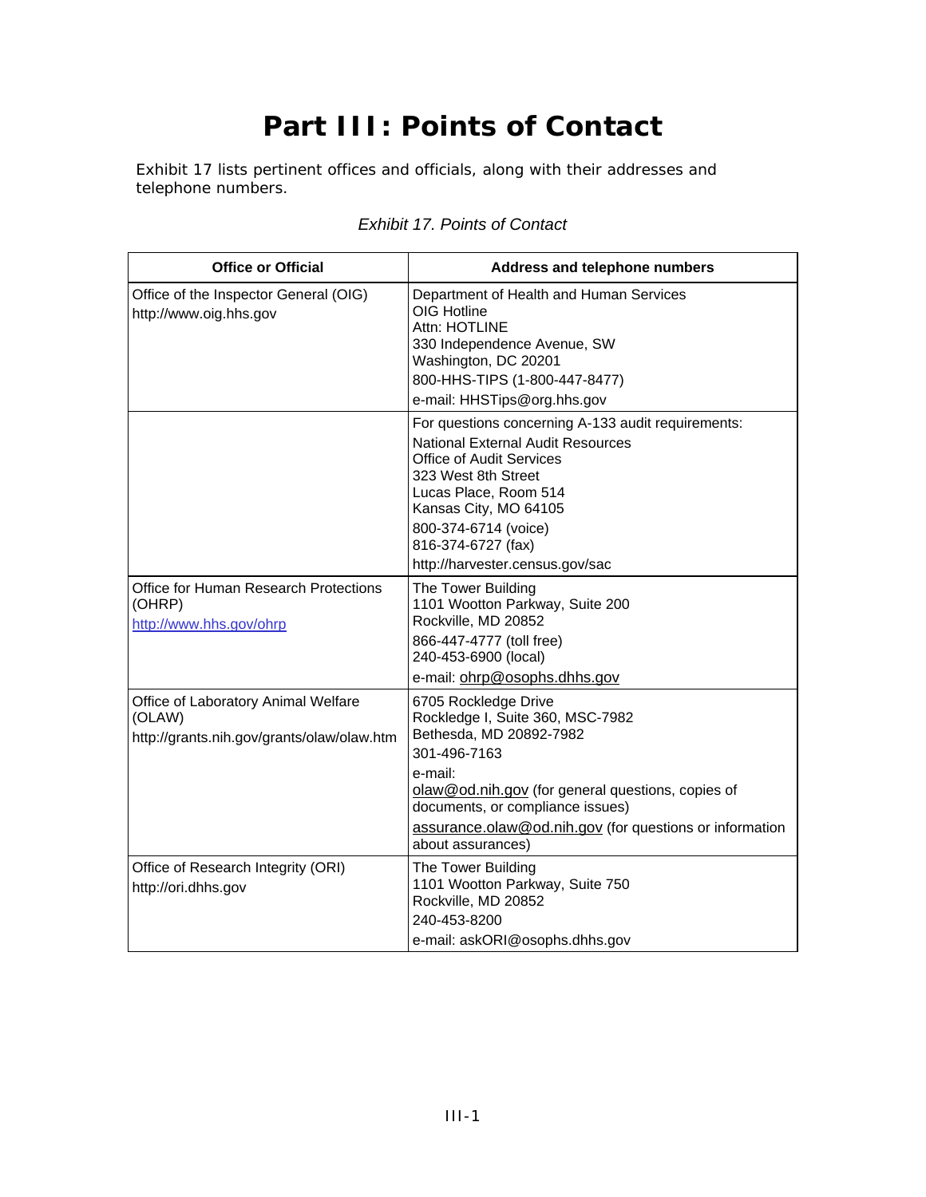# Part III: Points of Contact

Exhibit 17 lists pertinent offices and officials, along with their addresses and telephone numbers.

*Exhibit 17. Points of Contact*

| Office or Official | Address and telephone numbers |
|---|---|
| Office of the Inspector General (OIG)<br>http://www.oig.hhs.gov | Department of Health and Human Services<br>OIG Hotline<br>Attn: HOTLINE<br>330 Independence Avenue, SW<br>Washington, DC 20201<br>800-HHS-TIPS (1-800-447-8477)<br>e-mail: HHSTips@org.hhs.gov |
| | For questions concerning A-133 audit requirements:<br>National External Audit Resources<br>Office of Audit Services<br>323 West 8th Street<br>Lucas Place, Room 514<br>Kansas City, MO 64105<br>800-374-6714 (voice)<br>816-374-6727 (fax)<br>http://harvester.census.gov/sac |
| Office for Human Research Protections (OHRP)<br>http://www.hhs.gov/ohrp | The Tower Building<br>1101 Wootton Parkway, Suite 200<br>Rockville, MD 20852<br>866-447-4777 (toll free)<br>240-453-6900 (local)<br>e-mail: ohrp@osophs.dhhs.gov |
| Office of Laboratory Animal Welfare (OLAW)<br>http://grants.nih.gov/grants/olaw/olaw.htm | 6705 Rockledge Drive<br>Rockledge I, Suite 360, MSC-7982<br>Bethesda, MD 20892-7982<br>301-496-7163<br>e-mail:<br>olaw@od.nih.gov (for general questions, copies of documents, or compliance issues)<br>assurance.olaw@od.nih.gov (for questions or information about assurances) |
| Office of Research Integrity (ORI)<br>http://ori.dhhs.gov | The Tower Building<br>1101 Wootton Parkway, Suite 750<br>Rockville, MD 20852<br>240-453-8200<br>e-mail: askORI@osophs.dhhs.gov |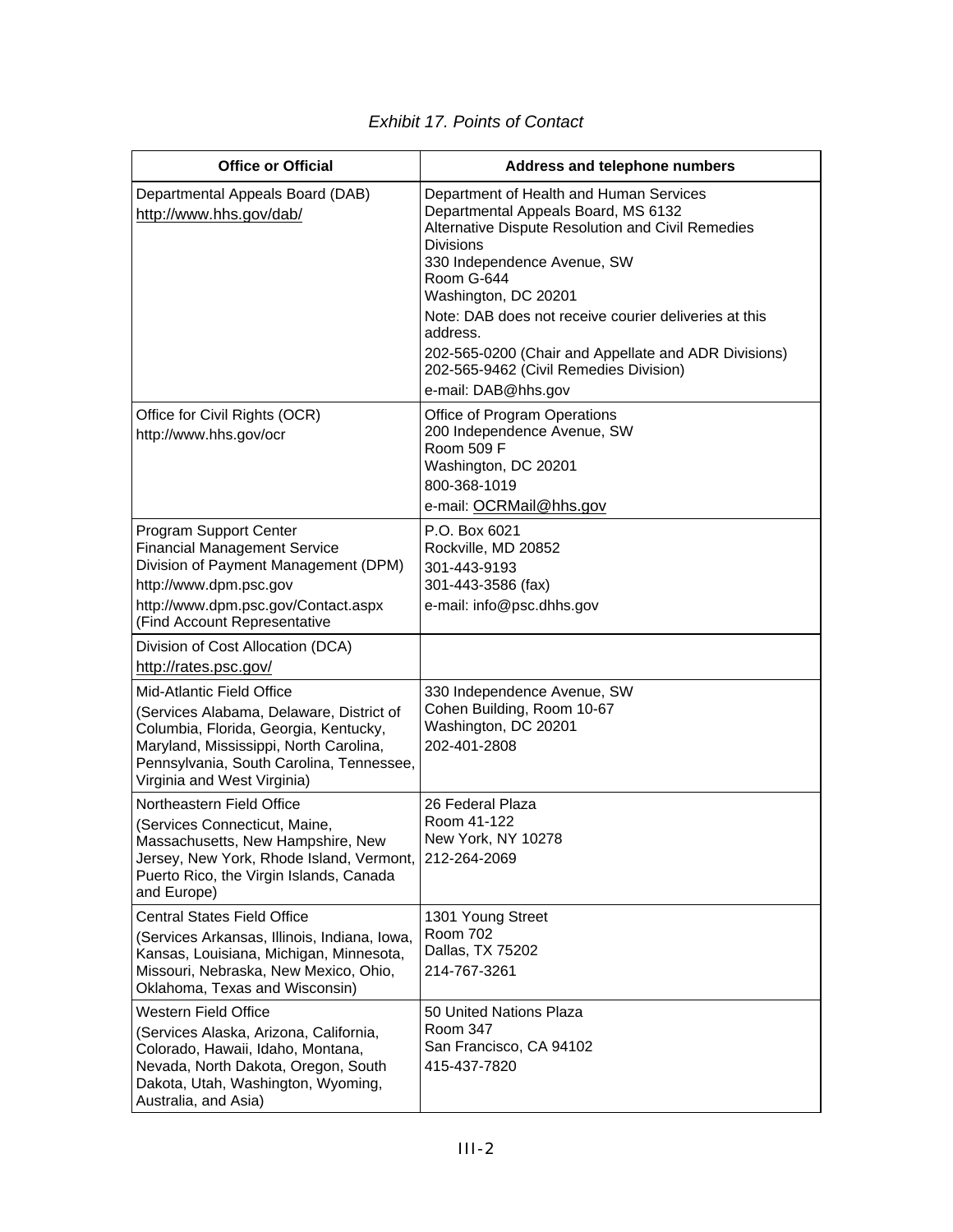*Exhibit 17. Points of Contact*

| Office or Official | Address and telephone numbers |
|---|---|
| Departmental Appeals Board (DAB)<br>http://www.hhs.gov/dab/ | Department of Health and Human Services<br>Departmental Appeals Board, MS 6132<br>Alternative Dispute Resolution and Civil Remedies Divisions<br>330 Independence Avenue, SW<br>Room G-644<br>Washington, DC 20201<br>Note: DAB does not receive courier deliveries at this address.<br>202-565-0200 (Chair and Appellate and ADR Divisions)<br>202-565-9462 (Civil Remedies Division)<br>e-mail: DAB@hhs.gov |
| Office for Civil Rights (OCR)<br>http://www.hhs.gov/ocr | Office of Program Operations<br>200 Independence Avenue, SW<br>Room 509 F<br>Washington, DC 20201<br>800-368-1019<br>e-mail: OCRMail@hhs.gov |
| Program Support Center<br>Financial Management Service<br>Division of Payment Management (DPM)<br>http://www.dpm.psc.gov<br>http://www.dpm.psc.gov/Contact.aspx<br>(Find Account Representative | P.O. Box 6021<br>Rockville, MD 20852<br>301-443-9193<br>301-443-3586 (fax)<br>e-mail: info@psc.dhhs.gov |
| Division of Cost Allocation (DCA)<br>http://rates.psc.gov/ | |
| Mid-Atlantic Field Office<br>(Services Alabama, Delaware, District of Columbia, Florida, Georgia, Kentucky, Maryland, Mississippi, North Carolina, Pennsylvania, South Carolina, Tennessee, Virginia and West Virginia) | 330 Independence Avenue, SW<br>Cohen Building, Room 10-67<br>Washington, DC 20201<br>202-401-2808 |
| Northeastern Field Office<br>(Services Connecticut, Maine, Massachusetts, New Hampshire, New Jersey, New York, Rhode Island, Vermont, Puerto Rico, the Virgin Islands, Canada and Europe) | 26 Federal Plaza<br>Room 41-122<br>New York, NY 10278<br>212-264-2069 |
| Central States Field Office<br>(Services Arkansas, Illinois, Indiana, Iowa, Kansas, Louisiana, Michigan, Minnesota, Missouri, Nebraska, New Mexico, Ohio, Oklahoma, Texas and Wisconsin) | 1301 Young Street<br>Room 702<br>Dallas, TX 75202<br>214-767-3261 |
| Western Field Office<br>(Services Alaska, Arizona, California, Colorado, Hawaii, Idaho, Montana, Nevada, North Dakota, Oregon, South Dakota, Utah, Washington, Wyoming, Australia, and Asia) | 50 United Nations Plaza<br>Room 347<br>San Francisco, CA 94102<br>415-437-7820 |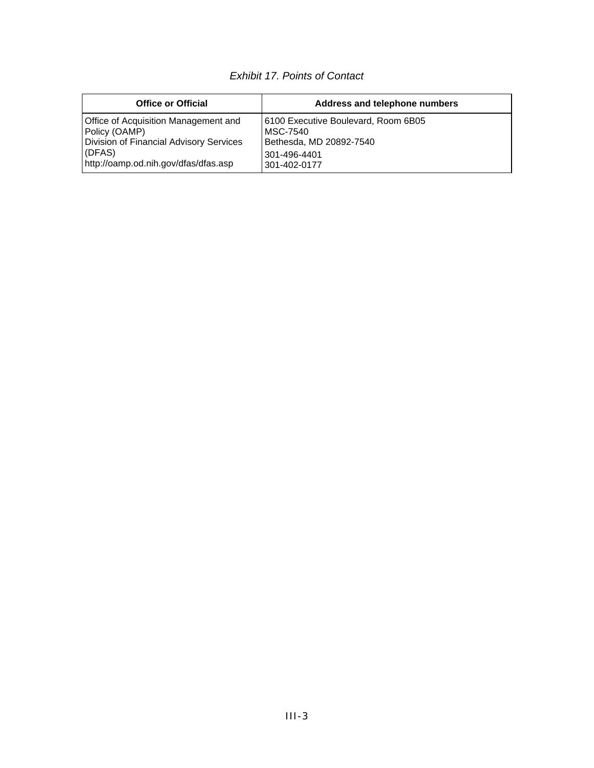*Exhibit 17. Points of Contact*

| Office or Official | Address and telephone numbers |
| --- | --- |
| Office of Acquisition Management and Policy (OAMP)<br>Division of Financial Advisory Services (DFAS)<br>http://oamp.od.nih.gov/dfas/dfas.asp | 6100 Executive Boulevard, Room 6B05<br>MSC-7540<br>Bethesda, MD 20892-7540<br>301-496-4401<br>301-402-0177 |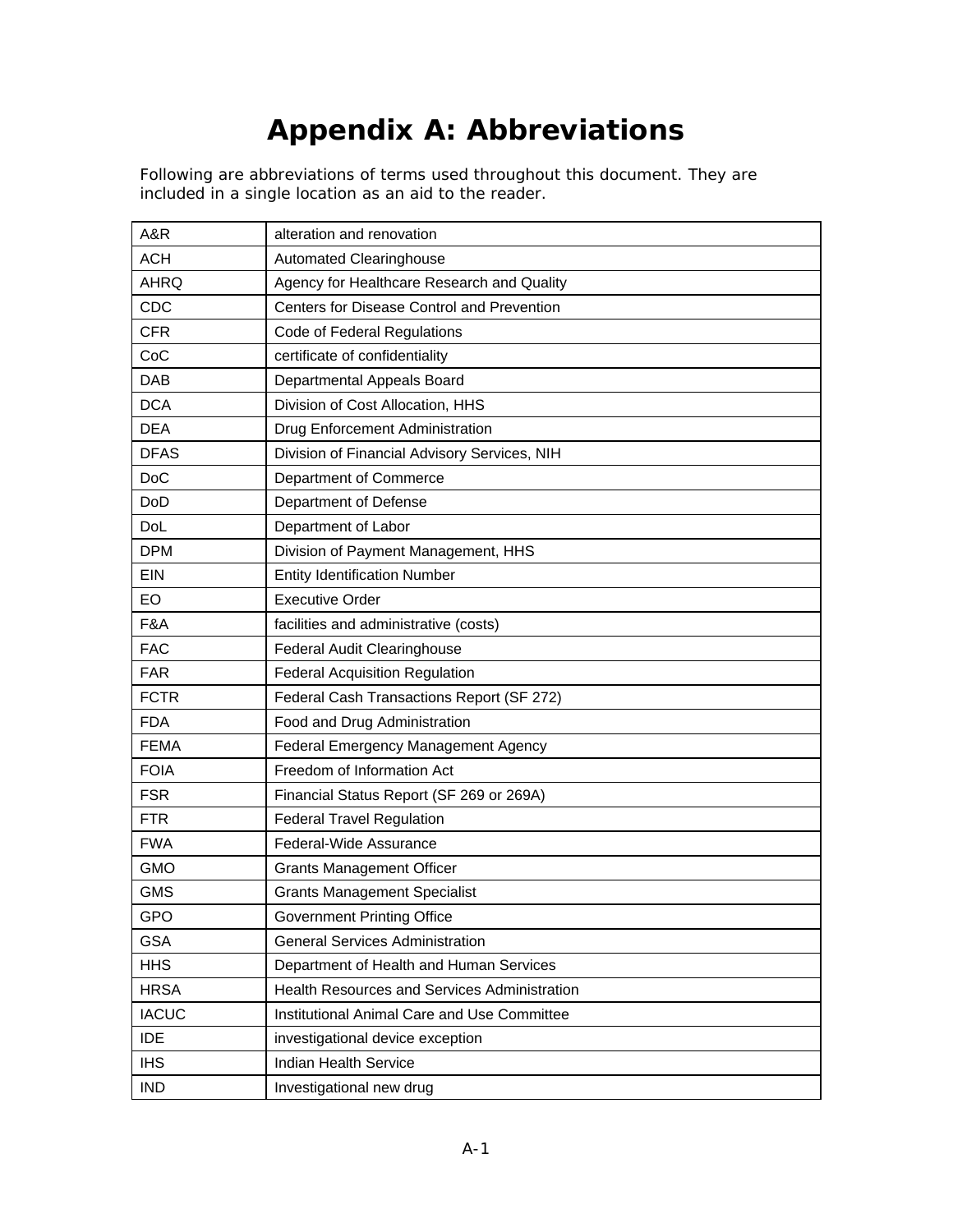# Appendix A: Abbreviations

Following are abbreviations of terms used throughout this document. They are included in a single location as an aid to the reader.

| | |
|---|---|
| A&R | alteration and renovation |
| ACH | Automated Clearinghouse |
| AHRQ | Agency for Healthcare Research and Quality |
| CDC | Centers for Disease Control and Prevention |
| CFR | Code of Federal Regulations |
| CoC | certificate of confidentiality |
| DAB | Departmental Appeals Board |
| DCA | Division of Cost Allocation, HHS |
| DEA | Drug Enforcement Administration |
| DFAS | Division of Financial Advisory Services, NIH |
| DoC | Department of Commerce |
| DoD | Department of Defense |
| DoL | Department of Labor |
| DPM | Division of Payment Management, HHS |
| EIN | Entity Identification Number |
| EO | Executive Order |
| F&A | facilities and administrative (costs) |
| FAC | Federal Audit Clearinghouse |
| FAR | Federal Acquisition Regulation |
| FCTR | Federal Cash Transactions Report (SF 272) |
| FDA | Food and Drug Administration |
| FEMA | Federal Emergency Management Agency |
| FOIA | Freedom of Information Act |
| FSR | Financial Status Report (SF 269 or 269A) |
| FTR | Federal Travel Regulation |
| FWA | Federal-Wide Assurance |
| GMO | Grants Management Officer |
| GMS | Grants Management Specialist |
| GPO | Government Printing Office |
| GSA | General Services Administration |
| HHS | Department of Health and Human Services |
| HRSA | Health Resources and Services Administration |
| IACUC | Institutional Animal Care and Use Committee |
| IDE | investigational device exception |
| IHS | Indian Health Service |
| IND | Investigational new drug |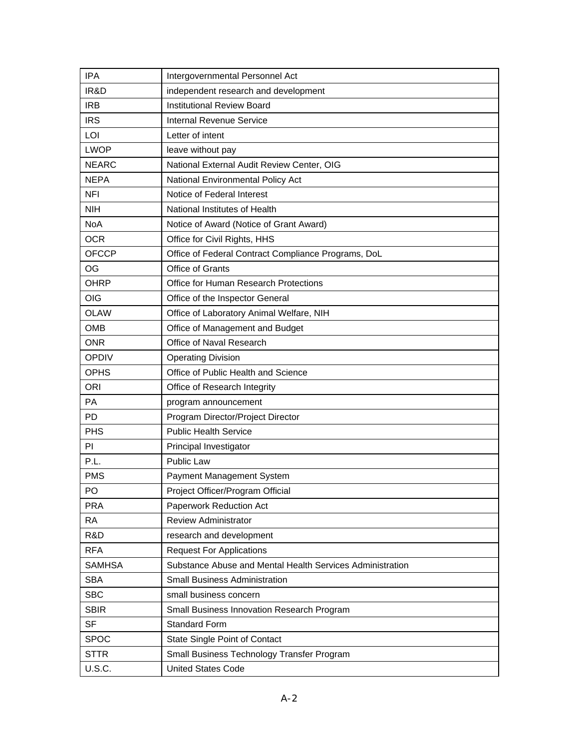| IPA | Intergovernmental Personnel Act |
|---|---|
| IR&D | independent research and development |
| IRB | Institutional Review Board |
| IRS | Internal Revenue Service |
| LOI | Letter of intent |
| LWOP | leave without pay |
| NEARC | National External Audit Review Center, OIG |
| NEPA | National Environmental Policy Act |
| NFI | Notice of Federal Interest |
| NIH | National Institutes of Health |
| NoA | Notice of Award (Notice of Grant Award) |
| OCR | Office for Civil Rights, HHS |
| OFCCP | Office of Federal Contract Compliance Programs, DoL |
| OG | Office of Grants |
| OHRP | Office for Human Research Protections |
| OIG | Office of the Inspector General |
| OLAW | Office of Laboratory Animal Welfare, NIH |
| OMB | Office of Management and Budget |
| ONR | Office of Naval Research |
| OPDIV | Operating Division |
| OPHS | Office of Public Health and Science |
| ORI | Office of Research Integrity |
| PA | program announcement |
| PD | Program Director/Project Director |
| PHS | Public Health Service |
| PI | Principal Investigator |
| P.L. | Public Law |
| PMS | Payment Management System |
| PO | Project Officer/Program Official |
| PRA | Paperwork Reduction Act |
| RA | Review Administrator |
| R&D | research and development |
| RFA | Request For Applications |
| SAMHSA | Substance Abuse and Mental Health Services Administration |
| SBA | Small Business Administration |
| SBC | small business concern |
| SBIR | Small Business Innovation Research Program |
| SF | Standard Form |
| SPOC | State Single Point of Contact |
| STTR | Small Business Technology Transfer Program |
| U.S.C. | United States Code |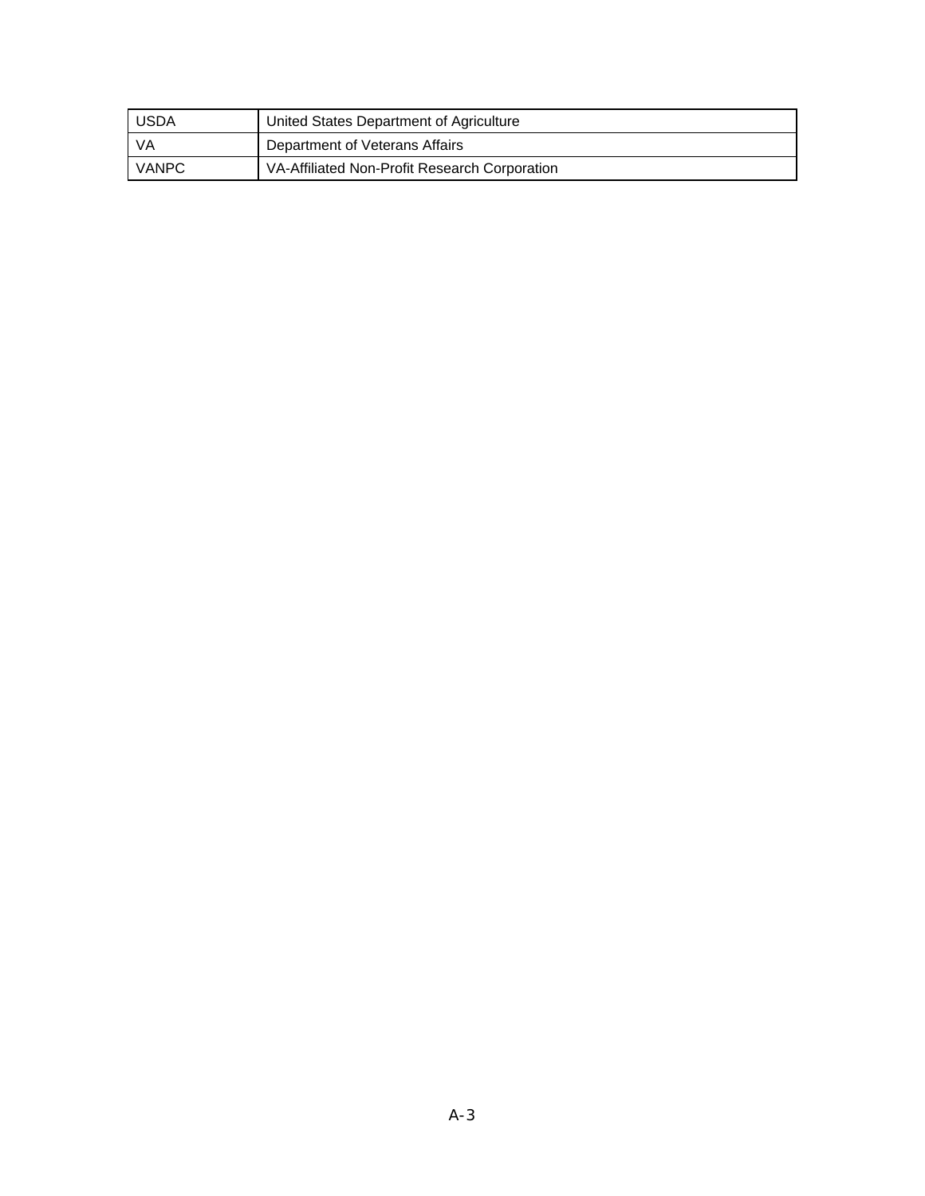| | |
|---|---|
| USDA | United States Department of Agriculture |
| VA | Department of Veterans Affairs |
| VANPC | VA-Affiliated Non-Profit Research Corporation |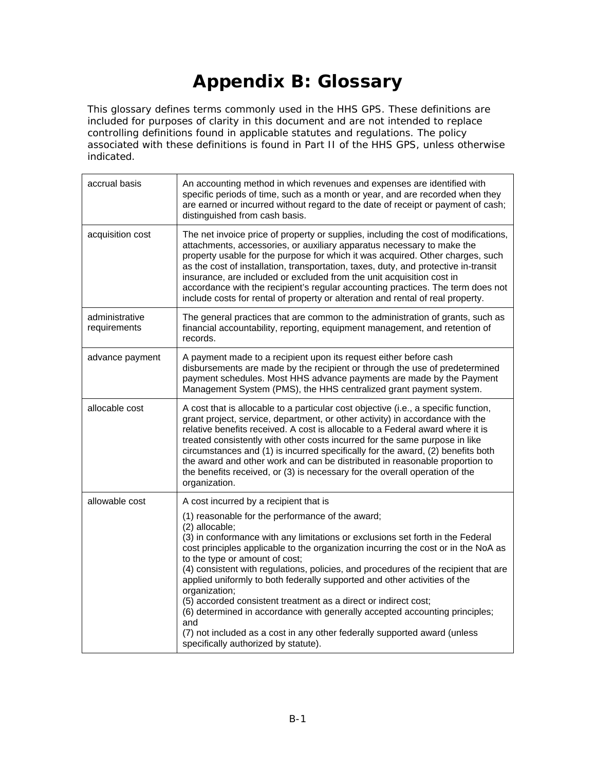# Appendix B: Glossary

This glossary defines terms commonly used in the HHS GPS. These definitions are included for purposes of clarity in this document and are not intended to replace controlling definitions found in applicable statutes and regulations. The policy associated with these definitions is found in Part II of the HHS GPS, unless otherwise indicated.

| | |
|---|---|
| accrual basis | An accounting method in which revenues and expenses are identified with specific periods of time, such as a month or year, and are recorded when they are earned or incurred without regard to the date of receipt or payment of cash; distinguished from cash basis. |
| acquisition cost | The net invoice price of property or supplies, including the cost of modifications, attachments, accessories, or auxiliary apparatus necessary to make the property usable for the purpose for which it was acquired. Other charges, such as the cost of installation, transportation, taxes, duty, and protective in-transit insurance, are included or excluded from the unit acquisition cost in accordance with the recipient's regular accounting practices. The term does not include costs for rental of property or alteration and rental of real property. |
| administrative requirements | The general practices that are common to the administration of grants, such as financial accountability, reporting, equipment management, and retention of records. |
| advance payment | A payment made to a recipient upon its request either before cash disbursements are made by the recipient or through the use of predetermined payment schedules. Most HHS advance payments are made by the Payment Management System (PMS), the HHS centralized grant payment system. |
| allocable cost | A cost that is allocable to a particular cost objective (i.e., a specific function, grant project, service, department, or other activity) in accordance with the relative benefits received. A cost is allocable to a Federal award where it is treated consistently with other costs incurred for the same purpose in like circumstances and (1) is incurred specifically for the award, (2) benefits both the award and other work and can be distributed in reasonable proportion to the benefits received, or (3) is necessary for the overall operation of the organization. |
| allowable cost | A cost incurred by a recipient that is<br><br>(1) reasonable for the performance of the award;<br>(2) allocable;<br>(3) in conformance with any limitations or exclusions set forth in the Federal cost principles applicable to the organization incurring the cost or in the NoA as to the type or amount of cost;<br>(4) consistent with regulations, policies, and procedures of the recipient that are applied uniformly to both federally supported and other activities of the organization;<br>(5) accorded consistent treatment as a direct or indirect cost;<br>(6) determined in accordance with generally accepted accounting principles; and<br>(7) not included as a cost in any other federally supported award (unless specifically authorized by statute). |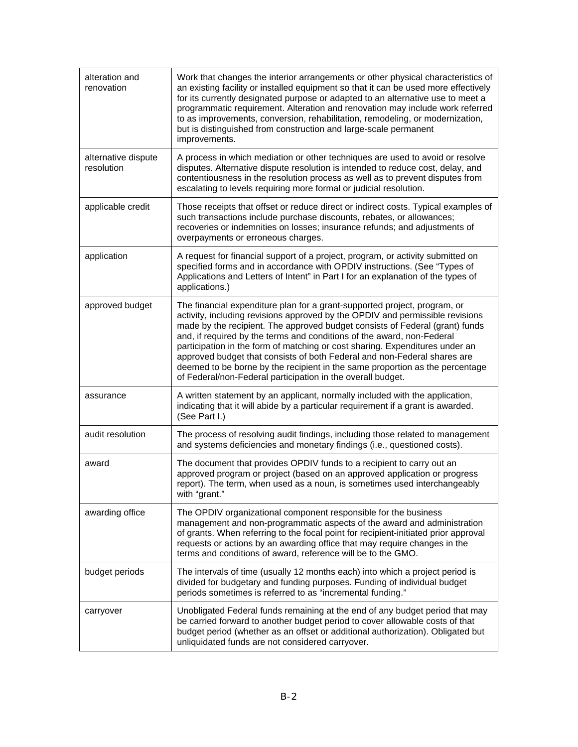| | |
|---|---|
| alteration and renovation | Work that changes the interior arrangements or other physical characteristics of an existing facility or installed equipment so that it can be used more effectively for its currently designated purpose or adapted to an alternative use to meet a programmatic requirement. Alteration and renovation may include work referred to as improvements, conversion, rehabilitation, remodeling, or modernization, but is distinguished from construction and large-scale permanent improvements. |
| alternative dispute resolution | A process in which mediation or other techniques are used to avoid or resolve disputes. Alternative dispute resolution is intended to reduce cost, delay, and contentiousness in the resolution process as well as to prevent disputes from escalating to levels requiring more formal or judicial resolution. |
| applicable credit | Those receipts that offset or reduce direct or indirect costs. Typical examples of such transactions include purchase discounts, rebates, or allowances; recoveries or indemnities on losses; insurance refunds; and adjustments of overpayments or erroneous charges. |
| application | A request for financial support of a project, program, or activity submitted on specified forms and in accordance with OPDIV instructions. (See "Types of Applications and Letters of Intent" in Part I for an explanation of the types of applications.) |
| approved budget | The financial expenditure plan for a grant-supported project, program, or activity, including revisions approved by the OPDIV and permissible revisions made by the recipient. The approved budget consists of Federal (grant) funds and, if required by the terms and conditions of the award, non-Federal participation in the form of matching or cost sharing. Expenditures under an approved budget that consists of both Federal and non-Federal shares are deemed to be borne by the recipient in the same proportion as the percentage of Federal/non-Federal participation in the overall budget. |
| assurance | A written statement by an applicant, normally included with the application, indicating that it will abide by a particular requirement if a grant is awarded. (See Part I.) |
| audit resolution | The process of resolving audit findings, including those related to management and systems deficiencies and monetary findings (i.e., questioned costs). |
| award | The document that provides OPDIV funds to a recipient to carry out an approved program or project (based on an approved application or progress report). The term, when used as a noun, is sometimes used interchangeably with "grant." |
| awarding office | The OPDIV organizational component responsible for the business management and non-programmatic aspects of the award and administration of grants. When referring to the focal point for recipient-initiated prior approval requests or actions by an awarding office that may require changes in the terms and conditions of award, reference will be to the GMO. |
| budget periods | The intervals of time (usually 12 months each) into which a project period is divided for budgetary and funding purposes. Funding of individual budget periods sometimes is referred to as "incremental funding." |
| carryover | Unobligated Federal funds remaining at the end of any budget period that may be carried forward to another budget period to cover allowable costs of that budget period (whether as an offset or additional authorization). Obligated but unliquidated funds are not considered carryover. |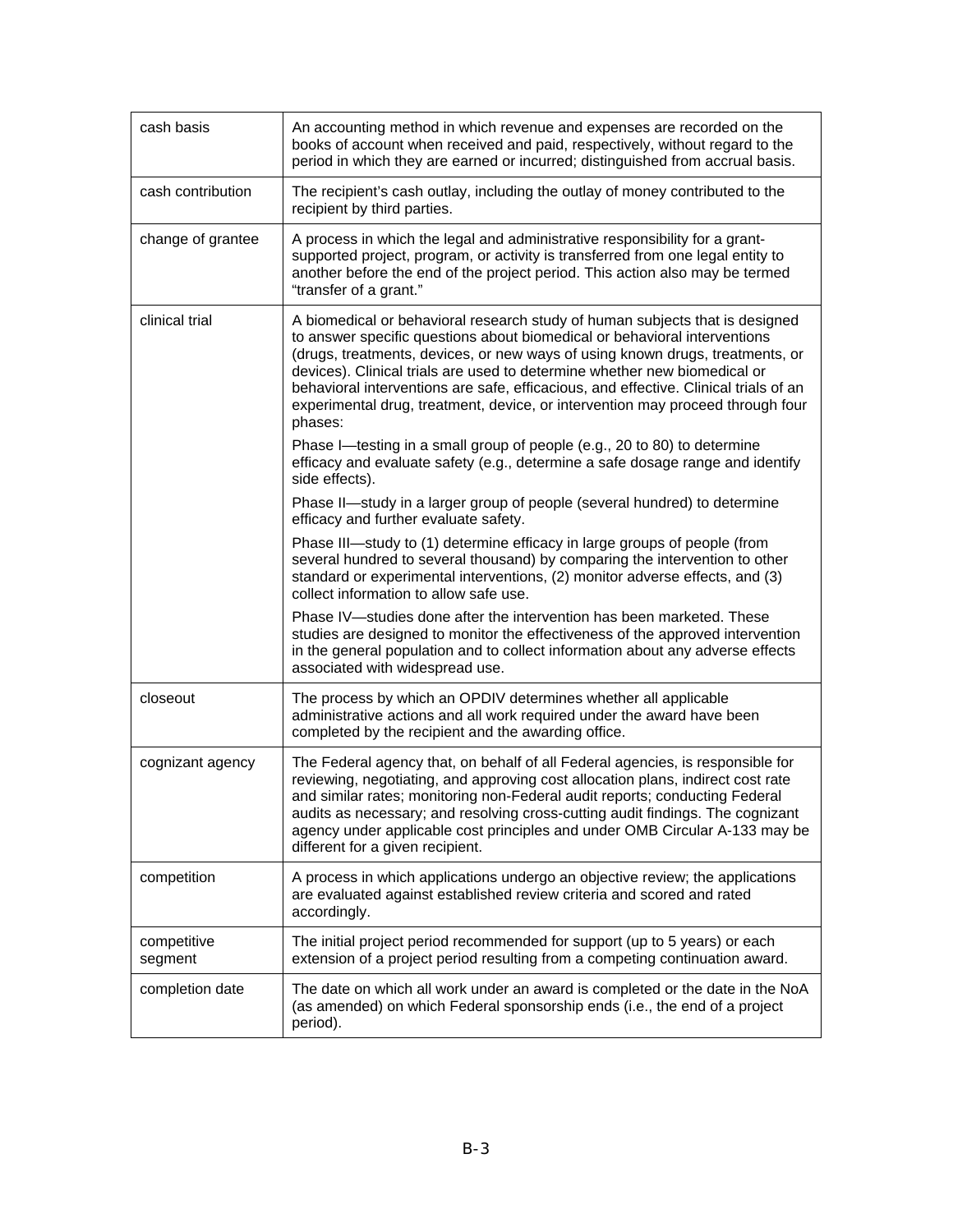| | |
|---|---|
| cash basis | An accounting method in which revenue and expenses are recorded on the books of account when received and paid, respectively, without regard to the period in which they are earned or incurred; distinguished from accrual basis. |
| cash contribution | The recipient's cash outlay, including the outlay of money contributed to the recipient by third parties. |
| change of grantee | A process in which the legal and administrative responsibility for a grant-supported project, program, or activity is transferred from one legal entity to another before the end of the project period. This action also may be termed "transfer of a grant." |
| clinical trial | A biomedical or behavioral research study of human subjects that is designed to answer specific questions about biomedical or behavioral interventions (drugs, treatments, devices, or new ways of using known drugs, treatments, or devices). Clinical trials are used to determine whether new biomedical or behavioral interventions are safe, efficacious, and effective. Clinical trials of an experimental drug, treatment, device, or intervention may proceed through four phases:<br><br>Phase I—testing in a small group of people (e.g., 20 to 80) to determine efficacy and evaluate safety (e.g., determine a safe dosage range and identify side effects).<br><br>Phase II—study in a larger group of people (several hundred) to determine efficacy and further evaluate safety.<br><br>Phase III—study to (1) determine efficacy in large groups of people (from several hundred to several thousand) by comparing the intervention to other standard or experimental interventions, (2) monitor adverse effects, and (3) collect information to allow safe use.<br><br>Phase IV—studies done after the intervention has been marketed. These studies are designed to monitor the effectiveness of the approved intervention in the general population and to collect information about any adverse effects associated with widespread use. |
| closeout | The process by which an OPDIV determines whether all applicable administrative actions and all work required under the award have been completed by the recipient and the awarding office. |
| cognizant agency | The Federal agency that, on behalf of all Federal agencies, is responsible for reviewing, negotiating, and approving cost allocation plans, indirect cost rate and similar rates; monitoring non-Federal audit reports; conducting Federal audits as necessary; and resolving cross-cutting audit findings. The cognizant agency under applicable cost principles and under OMB Circular A-133 may be different for a given recipient. |
| competition | A process in which applications undergo an objective review; the applications are evaluated against established review criteria and scored and rated accordingly. |
| competitive segment | The initial project period recommended for support (up to 5 years) or each extension of a project period resulting from a competing continuation award. |
| completion date | The date on which all work under an award is completed or the date in the NoA (as amended) on which Federal sponsorship ends (i.e., the end of a project period). |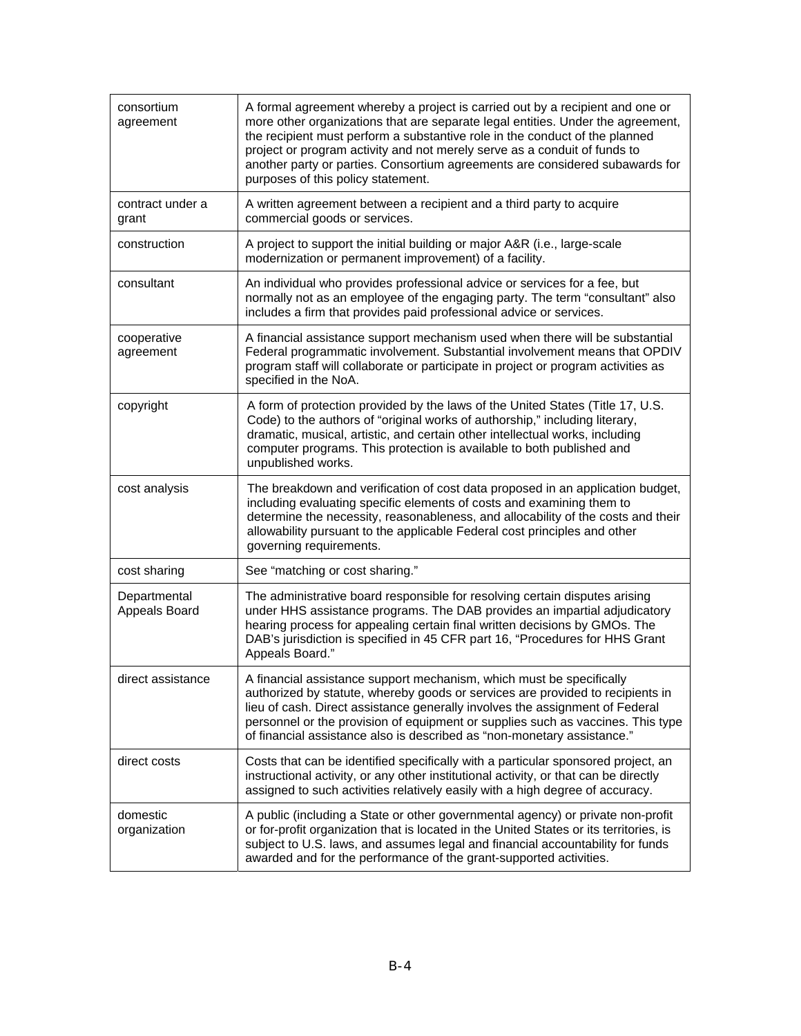| | |
|---|---|
| consortium agreement | A formal agreement whereby a project is carried out by a recipient and one or more other organizations that are separate legal entities. Under the agreement, the recipient must perform a substantive role in the conduct of the planned project or program activity and not merely serve as a conduit of funds to another party or parties. Consortium agreements are considered subawards for purposes of this policy statement. |
| contract under a grant | A written agreement between a recipient and a third party to acquire commercial goods or services. |
| construction | A project to support the initial building or major A&R (i.e., large-scale modernization or permanent improvement) of a facility. |
| consultant | An individual who provides professional advice or services for a fee, but normally not as an employee of the engaging party. The term "consultant" also includes a firm that provides paid professional advice or services. |
| cooperative agreement | A financial assistance support mechanism used when there will be substantial Federal programmatic involvement. Substantial involvement means that OPDIV program staff will collaborate or participate in project or program activities as specified in the NoA. |
| copyright | A form of protection provided by the laws of the United States (Title 17, U.S. Code) to the authors of "original works of authorship," including literary, dramatic, musical, artistic, and certain other intellectual works, including computer programs. This protection is available to both published and unpublished works. |
| cost analysis | The breakdown and verification of cost data proposed in an application budget, including evaluating specific elements of costs and examining them to determine the necessity, reasonableness, and allocability of the costs and their allowability pursuant to the applicable Federal cost principles and other governing requirements. |
| cost sharing | See "matching or cost sharing." |
| Departmental Appeals Board | The administrative board responsible for resolving certain disputes arising under HHS assistance programs. The DAB provides an impartial adjudicatory hearing process for appealing certain final written decisions by GMOs. The DAB's jurisdiction is specified in 45 CFR part 16, "Procedures for HHS Grant Appeals Board." |
| direct assistance | A financial assistance support mechanism, which must be specifically authorized by statute, whereby goods or services are provided to recipients in lieu of cash. Direct assistance generally involves the assignment of Federal personnel or the provision of equipment or supplies such as vaccines. This type of financial assistance also is described as "non-monetary assistance." |
| direct costs | Costs that can be identified specifically with a particular sponsored project, an instructional activity, or any other institutional activity, or that can be directly assigned to such activities relatively easily with a high degree of accuracy. |
| domestic organization | A public (including a State or other governmental agency) or private non-profit or for-profit organization that is located in the United States or its territories, is subject to U.S. laws, and assumes legal and financial accountability for funds awarded and for the performance of the grant-supported activities. |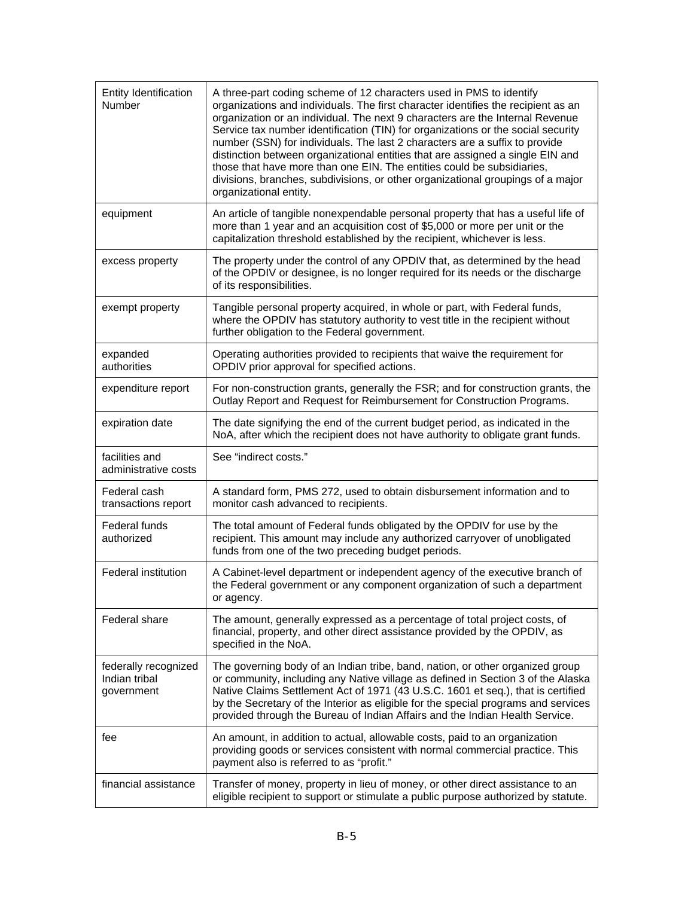| | |
|---|---|
| Entity Identification Number | A three-part coding scheme of 12 characters used in PMS to identify organizations and individuals. The first character identifies the recipient as an organization or an individual. The next 9 characters are the Internal Revenue Service tax number identification (TIN) for organizations or the social security number (SSN) for individuals. The last 2 characters are a suffix to provide distinction between organizational entities that are assigned a single EIN and those that have more than one EIN. The entities could be subsidiaries, divisions, branches, subdivisions, or other organizational groupings of a major organizational entity. |
| equipment | An article of tangible nonexpendable personal property that has a useful life of more than 1 year and an acquisition cost of $5,000 or more per unit or the capitalization threshold established by the recipient, whichever is less. |
| excess property | The property under the control of any OPDIV that, as determined by the head of the OPDIV or designee, is no longer required for its needs or the discharge of its responsibilities. |
| exempt property | Tangible personal property acquired, in whole or part, with Federal funds, where the OPDIV has statutory authority to vest title in the recipient without further obligation to the Federal government. |
| expanded authorities | Operating authorities provided to recipients that waive the requirement for OPDIV prior approval for specified actions. |
| expenditure report | For non-construction grants, generally the FSR; and for construction grants, the Outlay Report and Request for Reimbursement for Construction Programs. |
| expiration date | The date signifying the end of the current budget period, as indicated in the NoA, after which the recipient does not have authority to obligate grant funds. |
| facilities and administrative costs | See "indirect costs." |
| Federal cash transactions report | A standard form, PMS 272, used to obtain disbursement information and to monitor cash advanced to recipients. |
| Federal funds authorized | The total amount of Federal funds obligated by the OPDIV for use by the recipient. This amount may include any authorized carryover of unobligated funds from one of the two preceding budget periods. |
| Federal institution | A Cabinet-level department or independent agency of the executive branch of the Federal government or any component organization of such a department or agency. |
| Federal share | The amount, generally expressed as a percentage of total project costs, of financial, property, and other direct assistance provided by the OPDIV, as specified in the NoA. |
| federally recognized Indian tribal government | The governing body of an Indian tribe, band, nation, or other organized group or community, including any Native village as defined in Section 3 of the Alaska Native Claims Settlement Act of 1971 (43 U.S.C. 1601 et seq.), that is certified by the Secretary of the Interior as eligible for the special programs and services provided through the Bureau of Indian Affairs and the Indian Health Service. |
| fee | An amount, in addition to actual, allowable costs, paid to an organization providing goods or services consistent with normal commercial practice. This payment also is referred to as "profit." |
| financial assistance | Transfer of money, property in lieu of money, or other direct assistance to an eligible recipient to support or stimulate a public purpose authorized by statute. |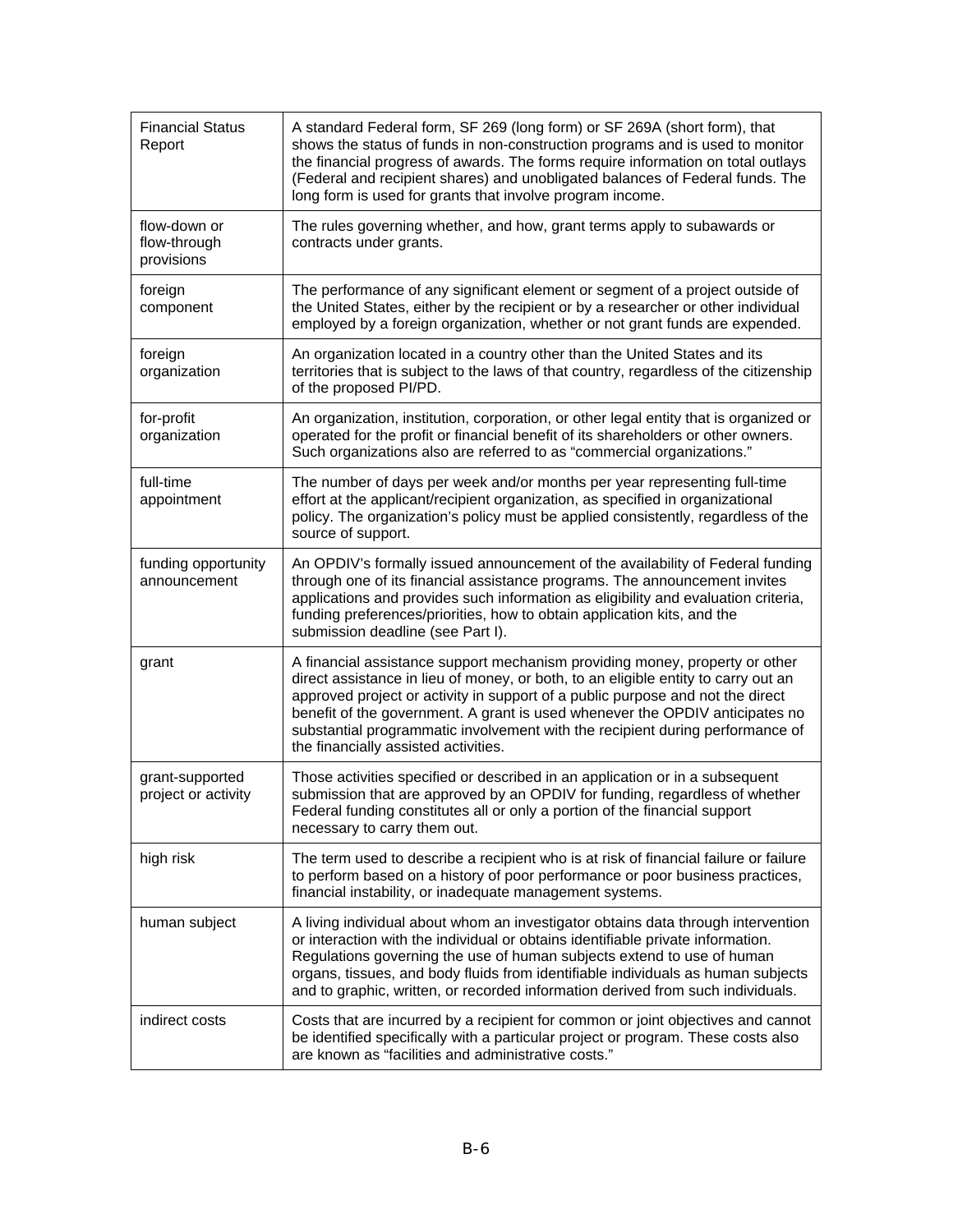| | |
|---|---|
| Financial Status Report | A standard Federal form, SF 269 (long form) or SF 269A (short form), that shows the status of funds in non-construction programs and is used to monitor the financial progress of awards. The forms require information on total outlays (Federal and recipient shares) and unobligated balances of Federal funds. The long form is used for grants that involve program income. |
| flow-down or flow-through provisions | The rules governing whether, and how, grant terms apply to subawards or contracts under grants. |
| foreign component | The performance of any significant element or segment of a project outside of the United States, either by the recipient or by a researcher or other individual employed by a foreign organization, whether or not grant funds are expended. |
| foreign organization | An organization located in a country other than the United States and its territories that is subject to the laws of that country, regardless of the citizenship of the proposed PI/PD. |
| for-profit organization | An organization, institution, corporation, or other legal entity that is organized or operated for the profit or financial benefit of its shareholders or other owners. Such organizations also are referred to as "commercial organizations." |
| full-time appointment | The number of days per week and/or months per year representing full-time effort at the applicant/recipient organization, as specified in organizational policy. The organization's policy must be applied consistently, regardless of the source of support. |
| funding opportunity announcement | An OPDIV's formally issued announcement of the availability of Federal funding through one of its financial assistance programs. The announcement invites applications and provides such information as eligibility and evaluation criteria, funding preferences/priorities, how to obtain application kits, and the submission deadline (see Part I). |
| grant | A financial assistance support mechanism providing money, property or other direct assistance in lieu of money, or both, to an eligible entity to carry out an approved project or activity in support of a public purpose and not the direct benefit of the government. A grant is used whenever the OPDIV anticipates no substantial programmatic involvement with the recipient during performance of the financially assisted activities. |
| grant-supported project or activity | Those activities specified or described in an application or in a subsequent submission that are approved by an OPDIV for funding, regardless of whether Federal funding constitutes all or only a portion of the financial support necessary to carry them out. |
| high risk | The term used to describe a recipient who is at risk of financial failure or failure to perform based on a history of poor performance or poor business practices, financial instability, or inadequate management systems. |
| human subject | A living individual about whom an investigator obtains data through intervention or interaction with the individual or obtains identifiable private information. Regulations governing the use of human subjects extend to use of human organs, tissues, and body fluids from identifiable individuals as human subjects and to graphic, written, or recorded information derived from such individuals. |
| indirect costs | Costs that are incurred by a recipient for common or joint objectives and cannot be identified specifically with a particular project or program. These costs also are known as "facilities and administrative costs." |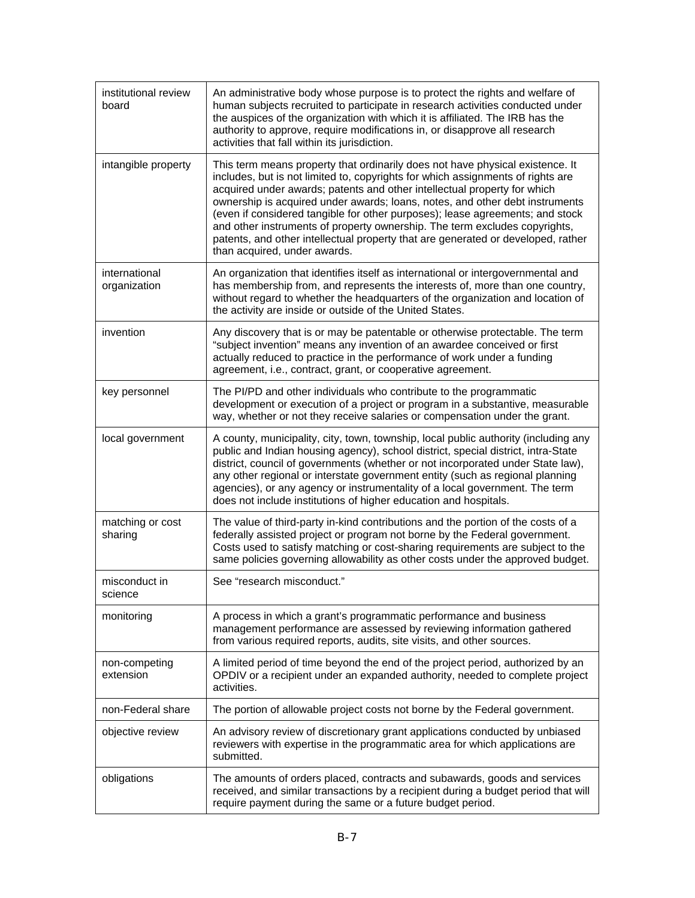| | |
|---|---|
| institutional review board | An administrative body whose purpose is to protect the rights and welfare of human subjects recruited to participate in research activities conducted under the auspices of the organization with which it is affiliated. The IRB has the authority to approve, require modifications in, or disapprove all research activities that fall within its jurisdiction. |
| intangible property | This term means property that ordinarily does not have physical existence. It includes, but is not limited to, copyrights for which assignments of rights are acquired under awards; patents and other intellectual property for which ownership is acquired under awards; loans, notes, and other debt instruments (even if considered tangible for other purposes); lease agreements; and stock and other instruments of property ownership. The term excludes copyrights, patents, and other intellectual property that are generated or developed, rather than acquired, under awards. |
| international organization | An organization that identifies itself as international or intergovernmental and has membership from, and represents the interests of, more than one country, without regard to whether the headquarters of the organization and location of the activity are inside or outside of the United States. |
| invention | Any discovery that is or may be patentable or otherwise protectable. The term "subject invention" means any invention of an awardee conceived or first actually reduced to practice in the performance of work under a funding agreement, i.e., contract, grant, or cooperative agreement. |
| key personnel | The PI/PD and other individuals who contribute to the programmatic development or execution of a project or program in a substantive, measurable way, whether or not they receive salaries or compensation under the grant. |
| local government | A county, municipality, city, town, township, local public authority (including any public and Indian housing agency), school district, special district, intra-State district, council of governments (whether or not incorporated under State law), any other regional or interstate government entity (such as regional planning agencies), or any agency or instrumentality of a local government. The term does not include institutions of higher education and hospitals. |
| matching or cost sharing | The value of third-party in-kind contributions and the portion of the costs of a federally assisted project or program not borne by the Federal government. Costs used to satisfy matching or cost-sharing requirements are subject to the same policies governing allowability as other costs under the approved budget. |
| misconduct in science | See "research misconduct." |
| monitoring | A process in which a grant's programmatic performance and business management performance are assessed by reviewing information gathered from various required reports, audits, site visits, and other sources. |
| non-competing extension | A limited period of time beyond the end of the project period, authorized by an OPDIV or a recipient under an expanded authority, needed to complete project activities. |
| non-Federal share | The portion of allowable project costs not borne by the Federal government. |
| objective review | An advisory review of discretionary grant applications conducted by unbiased reviewers with expertise in the programmatic area for which applications are submitted. |
| obligations | The amounts of orders placed, contracts and subawards, goods and services received, and similar transactions by a recipient during a budget period that will require payment during the same or a future budget period. |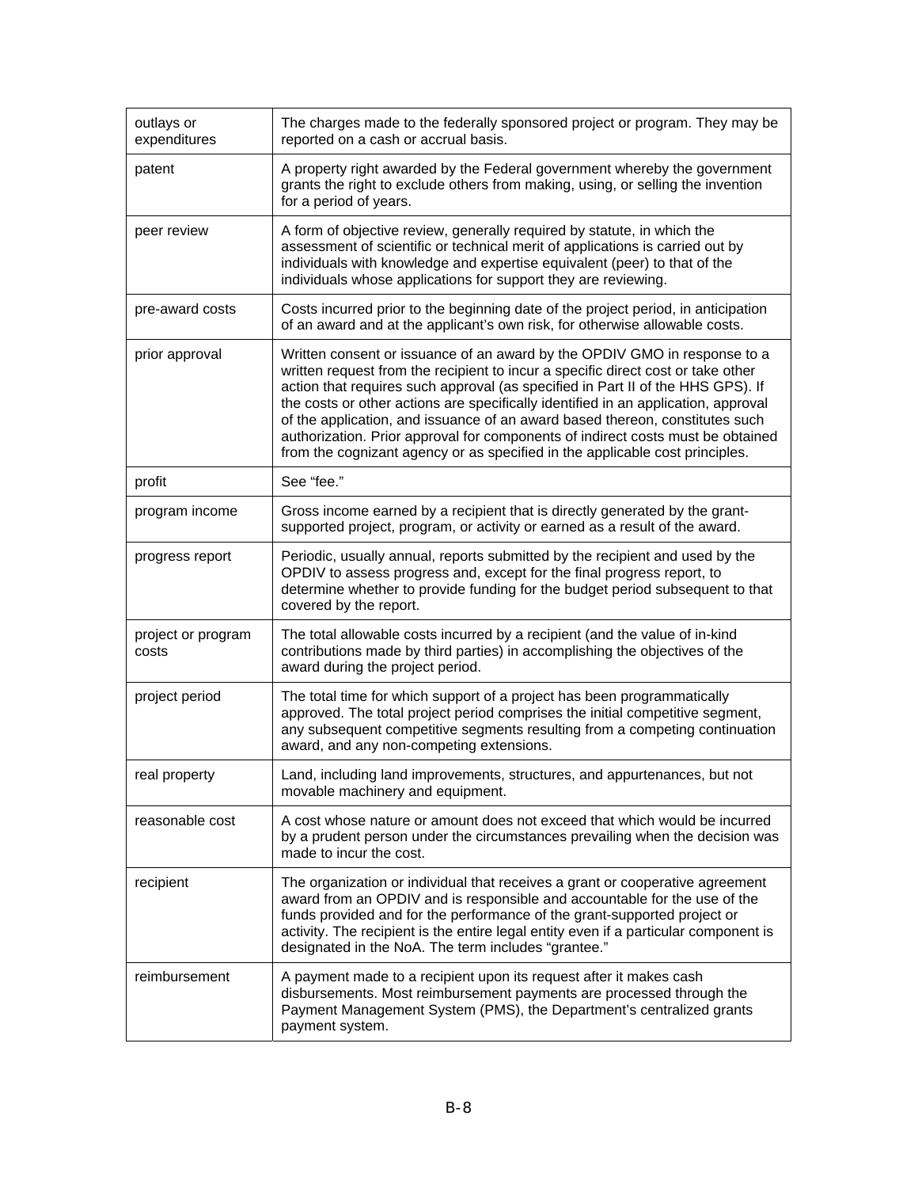| | |
|---|---|
| outlays or expenditures | The charges made to the federally sponsored project or program. They may be reported on a cash or accrual basis. |
| patent | A property right awarded by the Federal government whereby the government grants the right to exclude others from making, using, or selling the invention for a period of years. |
| peer review | A form of objective review, generally required by statute, in which the assessment of scientific or technical merit of applications is carried out by individuals with knowledge and expertise equivalent (peer) to that of the individuals whose applications for support they are reviewing. |
| pre-award costs | Costs incurred prior to the beginning date of the project period, in anticipation of an award and at the applicant's own risk, for otherwise allowable costs. |
| prior approval | Written consent or issuance of an award by the OPDIV GMO in response to a written request from the recipient to incur a specific direct cost or take other action that requires such approval (as specified in Part II of the HHS GPS). If the costs or other actions are specifically identified in an application, approval of the application, and issuance of an award based thereon, constitutes such authorization. Prior approval for components of indirect costs must be obtained from the cognizant agency or as specified in the applicable cost principles. |
| profit | See "fee." |
| program income | Gross income earned by a recipient that is directly generated by the grant-supported project, program, or activity or earned as a result of the award. |
| progress report | Periodic, usually annual, reports submitted by the recipient and used by the OPDIV to assess progress and, except for the final progress report, to determine whether to provide funding for the budget period subsequent to that covered by the report. |
| project or program costs | The total allowable costs incurred by a recipient (and the value of in-kind contributions made by third parties) in accomplishing the objectives of the award during the project period. |
| project period | The total time for which support of a project has been programmatically approved. The total project period comprises the initial competitive segment, any subsequent competitive segments resulting from a competing continuation award, and any non-competing extensions. |
| real property | Land, including land improvements, structures, and appurtenances, but not movable machinery and equipment. |
| reasonable cost | A cost whose nature or amount does not exceed that which would be incurred by a prudent person under the circumstances prevailing when the decision was made to incur the cost. |
| recipient | The organization or individual that receives a grant or cooperative agreement award from an OPDIV and is responsible and accountable for the use of the funds provided and for the performance of the grant-supported project or activity. The recipient is the entire legal entity even if a particular component is designated in the NoA. The term includes "grantee." |
| reimbursement | A payment made to a recipient upon its request after it makes cash disbursements. Most reimbursement payments are processed through the Payment Management System (PMS), the Department's centralized grants payment system. |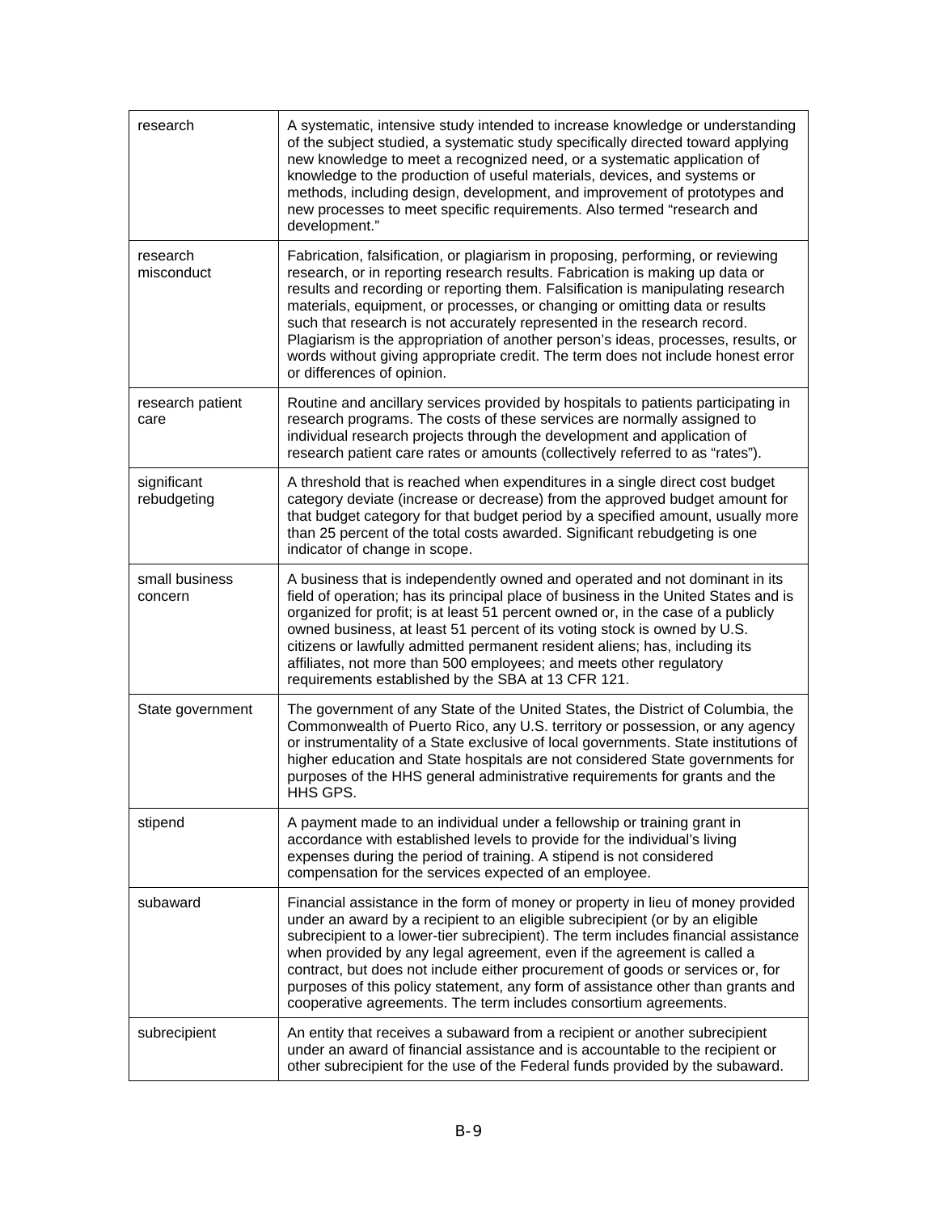| | |
|---|---|
| research | A systematic, intensive study intended to increase knowledge or understanding of the subject studied, a systematic study specifically directed toward applying new knowledge to meet a recognized need, or a systematic application of knowledge to the production of useful materials, devices, and systems or methods, including design, development, and improvement of prototypes and new processes to meet specific requirements. Also termed "research and development." |
| research misconduct | Fabrication, falsification, or plagiarism in proposing, performing, or reviewing research, or in reporting research results. Fabrication is making up data or results and recording or reporting them. Falsification is manipulating research materials, equipment, or processes, or changing or omitting data or results such that research is not accurately represented in the research record. Plagiarism is the appropriation of another person's ideas, processes, results, or words without giving appropriate credit. The term does not include honest error or differences of opinion. |
| research patient care | Routine and ancillary services provided by hospitals to patients participating in research programs. The costs of these services are normally assigned to individual research projects through the development and application of research patient care rates or amounts (collectively referred to as "rates"). |
| significant rebudgeting | A threshold that is reached when expenditures in a single direct cost budget category deviate (increase or decrease) from the approved budget amount for that budget category for that budget period by a specified amount, usually more than 25 percent of the total costs awarded. Significant rebudgeting is one indicator of change in scope. |
| small business concern | A business that is independently owned and operated and not dominant in its field of operation; has its principal place of business in the United States and is organized for profit; is at least 51 percent owned or, in the case of a publicly owned business, at least 51 percent of its voting stock is owned by U.S. citizens or lawfully admitted permanent resident aliens; has, including its affiliates, not more than 500 employees; and meets other regulatory requirements established by the SBA at 13 CFR 121. |
| State government | The government of any State of the United States, the District of Columbia, the Commonwealth of Puerto Rico, any U.S. territory or possession, or any agency or instrumentality of a State exclusive of local governments. State institutions of higher education and State hospitals are not considered State governments for purposes of the HHS general administrative requirements for grants and the HHS GPS. |
| stipend | A payment made to an individual under a fellowship or training grant in accordance with established levels to provide for the individual's living expenses during the period of training. A stipend is not considered compensation for the services expected of an employee. |
| subaward | Financial assistance in the form of money or property in lieu of money provided under an award by a recipient to an eligible subrecipient (or by an eligible subrecipient to a lower-tier subrecipient). The term includes financial assistance when provided by any legal agreement, even if the agreement is called a contract, but does not include either procurement of goods or services or, for purposes of this policy statement, any form of assistance other than grants and cooperative agreements. The term includes consortium agreements. |
| subrecipient | An entity that receives a subaward from a recipient or another subrecipient under an award of financial assistance and is accountable to the recipient or other subrecipient for the use of the Federal funds provided by the subaward. |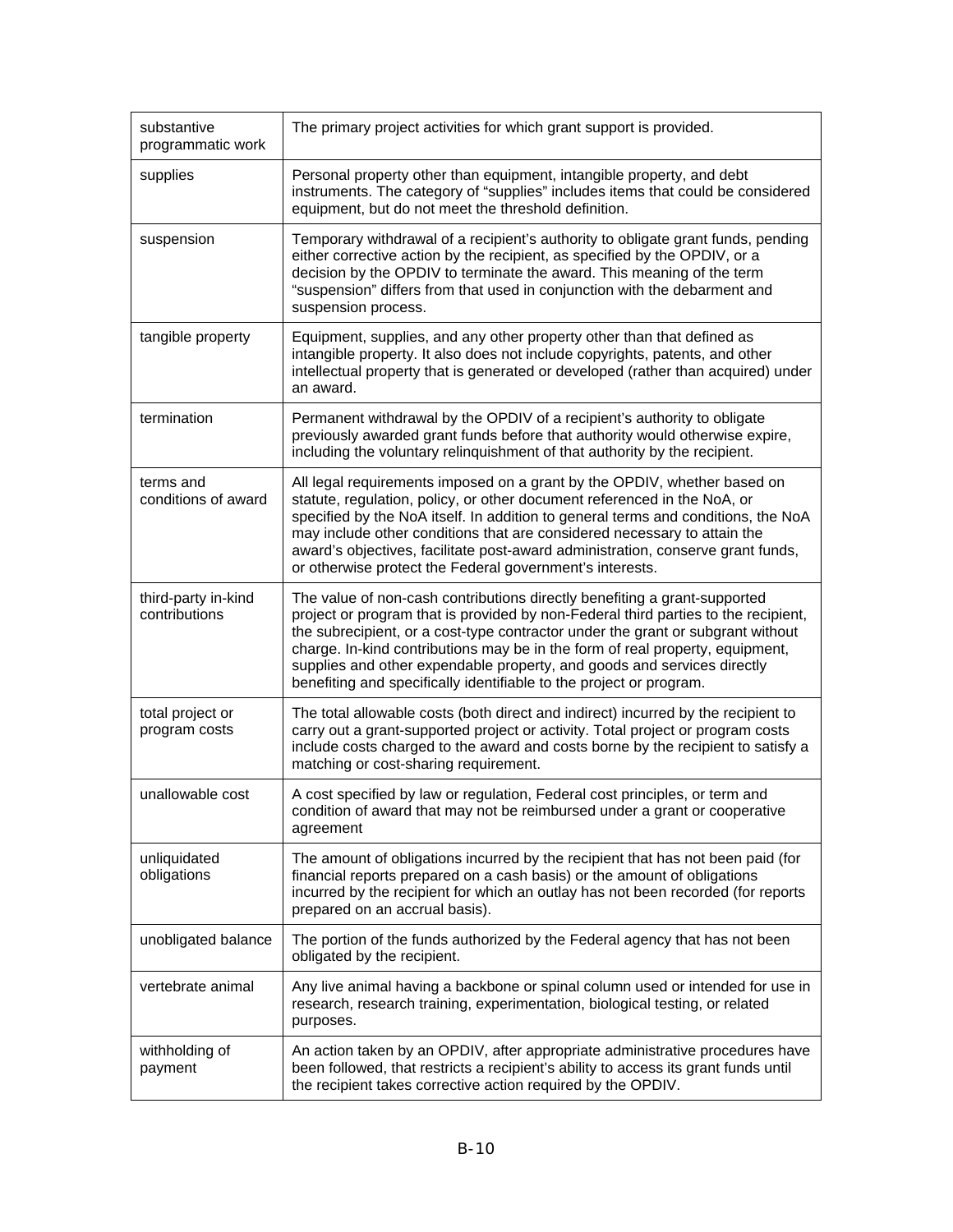| | |
|---|---|
| substantive programmatic work | The primary project activities for which grant support is provided. |
| supplies | Personal property other than equipment, intangible property, and debt instruments. The category of "supplies" includes items that could be considered equipment, but do not meet the threshold definition. |
| suspension | Temporary withdrawal of a recipient's authority to obligate grant funds, pending either corrective action by the recipient, as specified by the OPDIV, or a decision by the OPDIV to terminate the award. This meaning of the term "suspension" differs from that used in conjunction with the debarment and suspension process. |
| tangible property | Equipment, supplies, and any other property other than that defined as intangible property. It also does not include copyrights, patents, and other intellectual property that is generated or developed (rather than acquired) under an award. |
| termination | Permanent withdrawal by the OPDIV of a recipient's authority to obligate previously awarded grant funds before that authority would otherwise expire, including the voluntary relinquishment of that authority by the recipient. |
| terms and conditions of award | All legal requirements imposed on a grant by the OPDIV, whether based on statute, regulation, policy, or other document referenced in the NoA, or specified by the NoA itself. In addition to general terms and conditions, the NoA may include other conditions that are considered necessary to attain the award's objectives, facilitate post-award administration, conserve grant funds, or otherwise protect the Federal government's interests. |
| third-party in-kind contributions | The value of non-cash contributions directly benefiting a grant-supported project or program that is provided by non-Federal third parties to the recipient, the subrecipient, or a cost-type contractor under the grant or subgrant without charge. In-kind contributions may be in the form of real property, equipment, supplies and other expendable property, and goods and services directly benefiting and specifically identifiable to the project or program. |
| total project or program costs | The total allowable costs (both direct and indirect) incurred by the recipient to carry out a grant-supported project or activity. Total project or program costs include costs charged to the award and costs borne by the recipient to satisfy a matching or cost-sharing requirement. |
| unallowable cost | A cost specified by law or regulation, Federal cost principles, or term and condition of award that may not be reimbursed under a grant or cooperative agreement |
| unliquidated obligations | The amount of obligations incurred by the recipient that has not been paid (for financial reports prepared on a cash basis) or the amount of obligations incurred by the recipient for which an outlay has not been recorded (for reports prepared on an accrual basis). |
| unobligated balance | The portion of the funds authorized by the Federal agency that has not been obligated by the recipient. |
| vertebrate animal | Any live animal having a backbone or spinal column used or intended for use in research, research training, experimentation, biological testing, or related purposes. |
| withholding of payment | An action taken by an OPDIV, after appropriate administrative procedures have been followed, that restricts a recipient's ability to access its grant funds until the recipient takes corrective action required by the OPDIV. |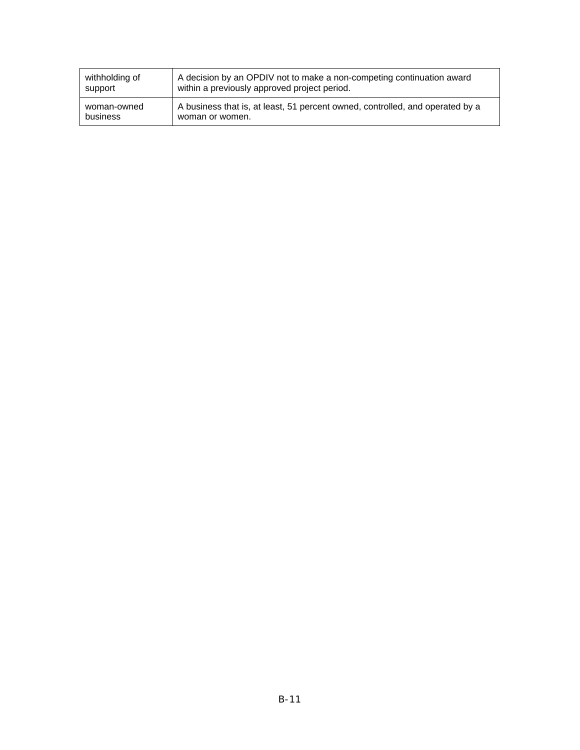| | |
|---|---|
| withholding of support | A decision by an OPDIV not to make a non-competing continuation award within a previously approved project period. |
| woman-owned business | A business that is, at least, 51 percent owned, controlled, and operated by a woman or women. |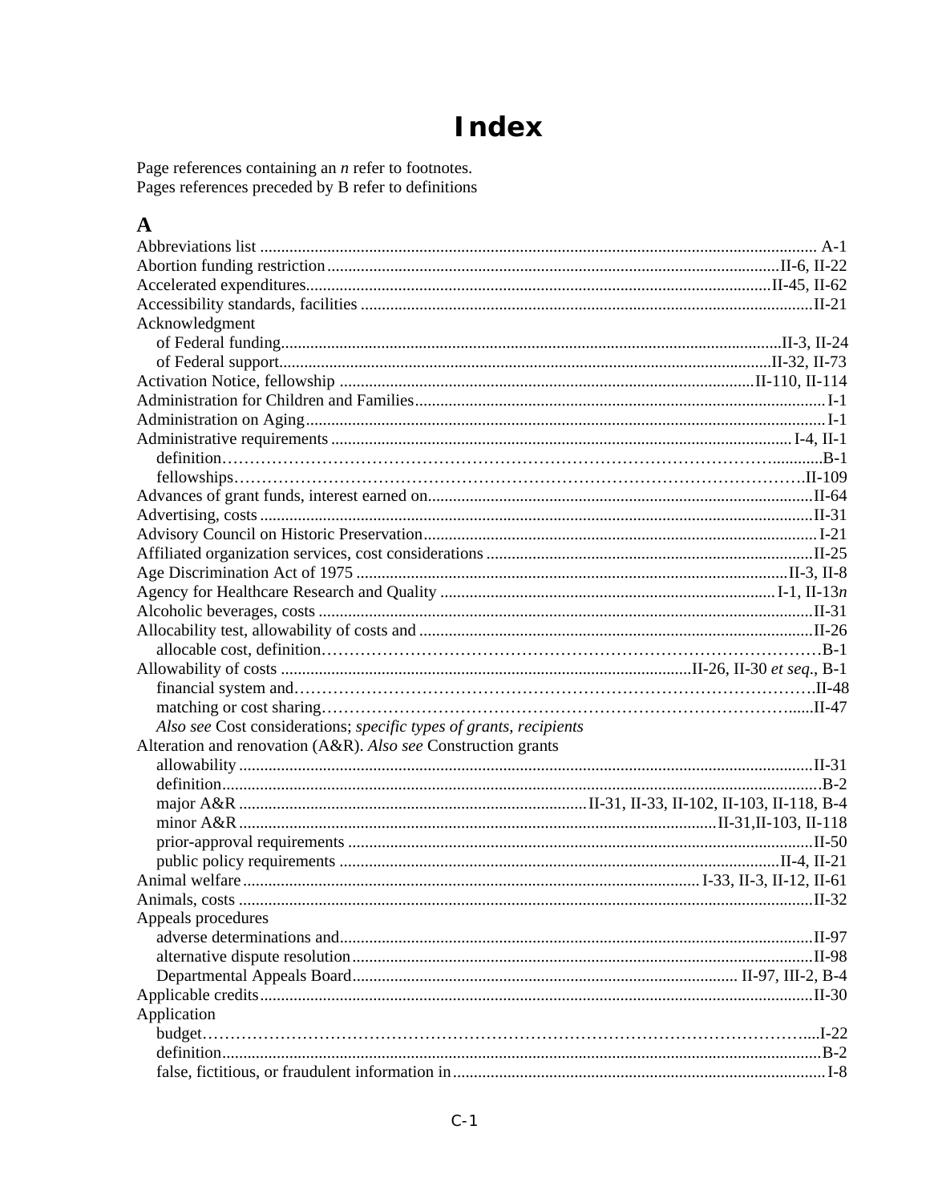# Index

Page references containing an *n* refer to footnotes.
Pages references preceded by B refer to definitions

## A

Abbreviations list ... A-1
Abortion funding restriction ... II-6, II-22
Accelerated expenditures ... II-45, II-62
Accessibility standards, facilities ... II-21
Acknowledgment
- of Federal funding ... II-3, II-24
- of Federal support ... II-32, II-73

Activation Notice, fellowship ... II-110, II-114
Administration for Children and Families ... I-1
Administration on Aging ... I-1
Administrative requirements ... I-4, II-1
- definition ... B-1
- fellowships ... II-109

Advances of grant funds, interest earned on ... II-64
Advertising, costs ... II-31
Advisory Council on Historic Preservation ... I-21
Affiliated organization services, cost considerations ... II-25
Age Discrimination Act of 1975 ... II-3, II-8
Agency for Healthcare Research and Quality ... I-1, II-13*n*
Alcoholic beverages, costs ... II-31
Allocability test, allowability of costs and ... II-26
- allocable cost, definition ... B-1

Allowability of costs ... II-26, II-30 *et seq.*, B-1
- financial system and ... II-48
- matching or cost sharing ... II-47
- *Also see* Cost considerations; *specific types of grants, recipients*

Alteration and renovation (A&R). *Also see* Construction grants
- allowability ... II-31
- definition ... B-2
- major A&R ... II-31, II-33, II-102, II-103, II-118, B-4
- minor A&R ... II-31,II-103, II-118
- prior-approval requirements ... II-50
- public policy requirements ... II-4, II-21

Animal welfare ... I-33, II-3, II-12, II-61
Animals, costs ... II-32
Appeals procedures
- adverse determinations and ... II-97
- alternative dispute resolution ... II-98
- Departmental Appeals Board ... II-97, III-2, B-4

Applicable credits ... II-30
Application
- budget ... I-22
- definition ... B-2
- false, fictitious, or fraudulent information in ... I-8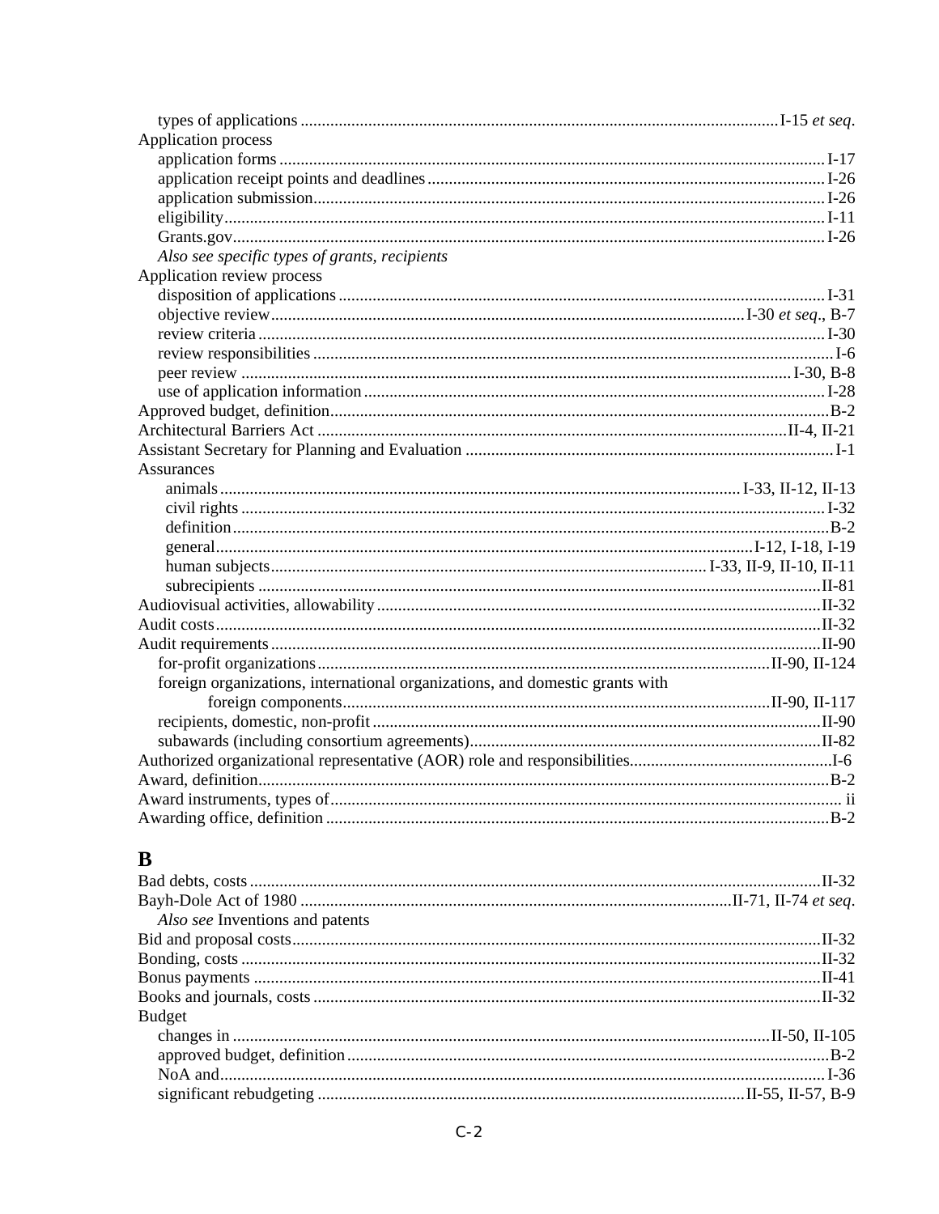types of applications ............ I-15 *et seq*.

Application process

application forms ............ I-17

application receipt points and deadlines ............ I-26

application submission ............ I-26

eligibility ............ I-11

Grants.gov ............ I-26

*Also see specific types of grants, recipients*

Application review process

disposition of applications ............ I-31

objective review ............ I-30 *et seq*., B-7

review criteria ............ I-30

review responsibilities ............ I-6

peer review ............ I-30, B-8

use of application information ............ I-28

Approved budget, definition ............ B-2

Architectural Barriers Act ............ II-4, II-21

Assistant Secretary for Planning and Evaluation ............ I-1

Assurances

animals ............ I-33, II-12, II-13

civil rights ............ I-32

definition ............ B-2

general ............ I-12, I-18, I-19

human subjects ............ I-33, II-9, II-10, II-11

subrecipients ............ II-81

Audiovisual activities, allowability ............ II-32

Audit costs ............ II-32

Audit requirements ............ II-90

for-profit organizations ............ II-90, II-124

foreign organizations, international organizations, and domestic grants with foreign components ............ II-90, II-117

recipients, domestic, non-profit ............ II-90

subawards (including consortium agreements) ............ II-82

Authorized organizational representative (AOR) role and responsibilities ............ I-6

Award, definition ............ B-2

Award instruments, types of ............ ii

Awarding office, definition ............ B-2

## B

Bad debts, costs ............ II-32

Bayh-Dole Act of 1980 ............ II-71, II-74 *et seq*.

*Also see* Inventions and patents

Bid and proposal costs ............ II-32

Bonding, costs ............ II-32

Bonus payments ............ II-41

Books and journals, costs ............ II-32

Budget

changes in ............ II-50, II-105

approved budget, definition ............ B-2

NoA and ............ I-36

significant rebudgeting ............ II-55, II-57, B-9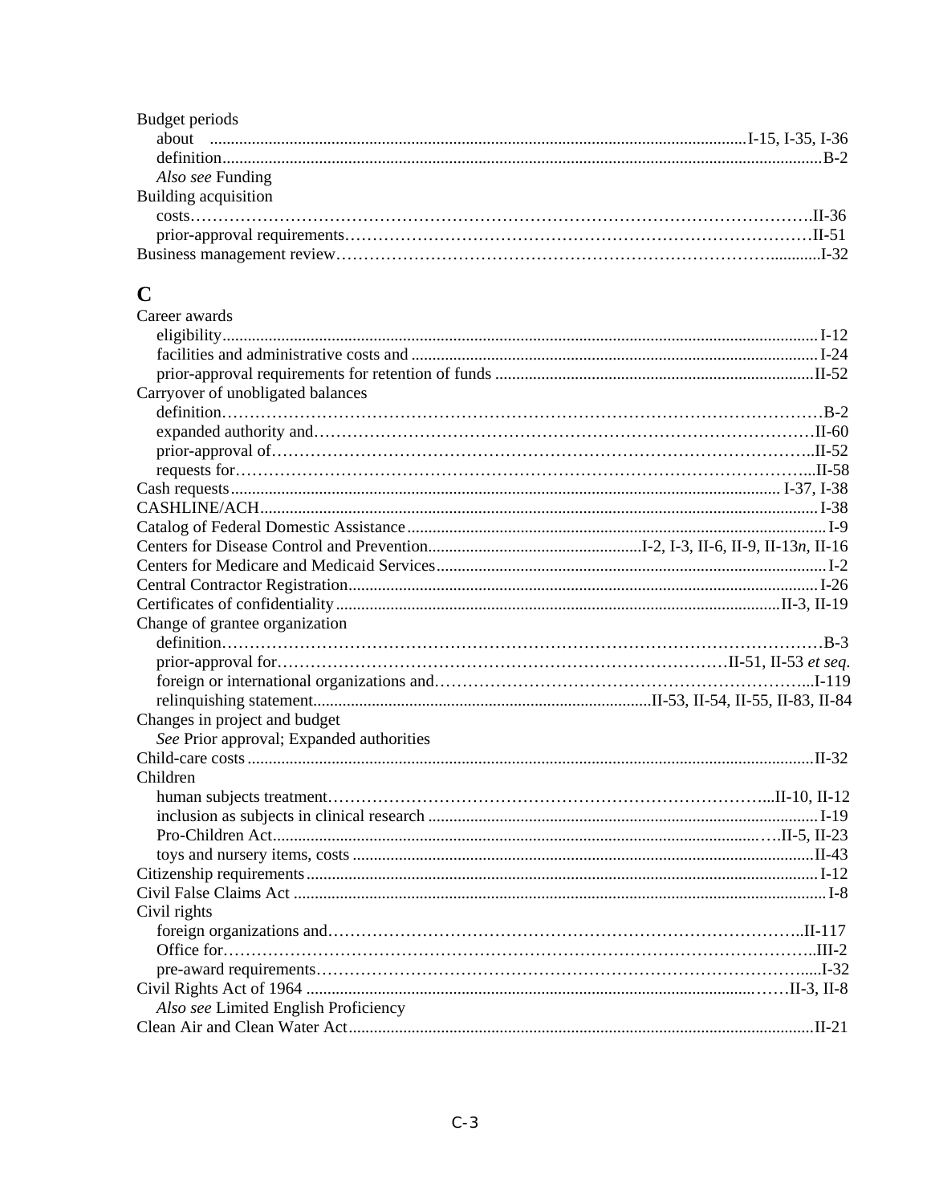Budget periods
- about ........ I-15, I-35, I-36
- definition ........ B-2
- *Also see* Funding

Building acquisition
- costs ........ II-36
- prior-approval requirements ........ II-51

Business management review ........ I-32

## C

Career awards
- eligibility ........ I-12
- facilities and administrative costs and ........ I-24
- prior-approval requirements for retention of funds ........ II-52

Carryover of unobligated balances
- definition ........ B-2
- expanded authority and ........ II-60
- prior-approval of ........ II-52
- requests for ........ II-58

Cash requests ........ I-37, I-38

CASHLINE/ACH ........ I-38

Catalog of Federal Domestic Assistance ........ I-9

Centers for Disease Control and Prevention ........ I-2, I-3, II-6, II-9, II-13*n*, II-16

Centers for Medicare and Medicaid Services ........ I-2

Central Contractor Registration ........ I-26

Certificates of confidentiality ........ II-3, II-19

Change of grantee organization
- definition ........ B-3
- prior-approval for ........ II-51, II-53 *et seq.*
- foreign or international organizations and ........ I-119
- relinquishing statement ........ II-53, II-54, II-55, II-83, II-84

Changes in project and budget
- *See* Prior approval; Expanded authorities

Child-care costs ........ II-32

Children
- human subjects treatment ........ II-10, II-12
- inclusion as subjects in clinical research ........ I-19
- Pro-Children Act ........ II-5, II-23
- toys and nursery items, costs ........ II-43

Citizenship requirements ........ I-12

Civil False Claims Act ........ I-8

Civil rights
- foreign organizations and ........ II-117
- Office for ........ III-2
- pre-award requirements ........ I-32

Civil Rights Act of 1964 ........ II-3, II-8
- *Also see* Limited English Proficiency

Clean Air and Clean Water Act ........ II-21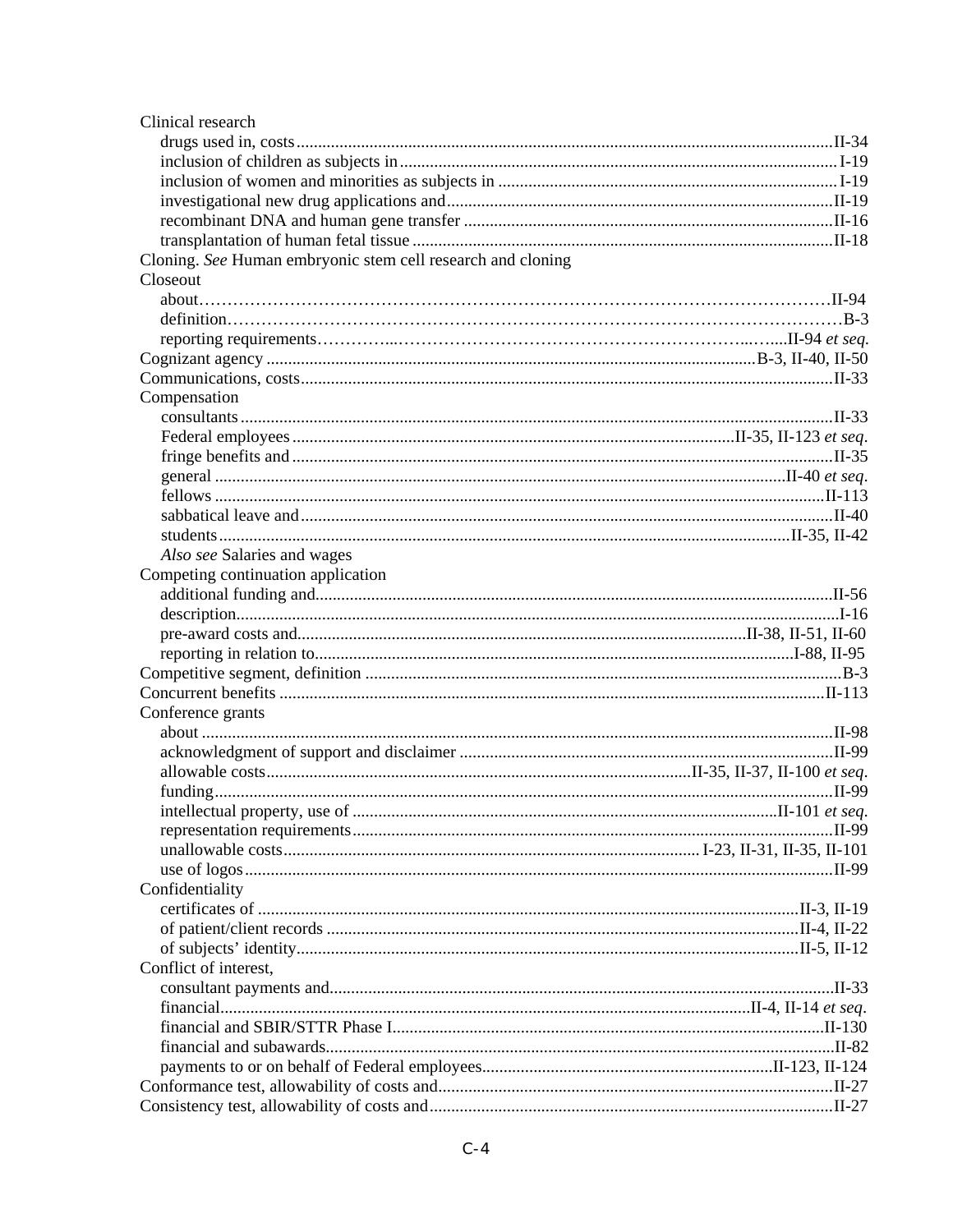Clinical research

- drugs used in, costs ... II-34
- inclusion of children as subjects in ... I-19
- inclusion of women and minorities as subjects in ... I-19
- investigational new drug applications and ... II-19
- recombinant DNA and human gene transfer ... II-16
- transplantation of human fetal tissue ... II-18

Cloning. *See* Human embryonic stem cell research and cloning

Closeout

- about ... II-94
- definition ... B-3
- reporting requirements ... II-94 *et seq.*

Cognizant agency ... B-3, II-40, II-50

Communications, costs ... II-33

Compensation

- consultants ... II-33
- Federal employees ... II-35, II-123 *et seq.*
- fringe benefits and ... II-35
- general ... II-40 *et seq.*
- fellows ... II-113
- sabbatical leave and ... II-40
- students ... II-35, II-42
- *Also see* Salaries and wages

Competing continuation application

- additional funding and ... II-56
- description ... I-16
- pre-award costs and ... II-38, II-51, II-60
- reporting in relation to ... I-88, II-95

Competitive segment, definition ... B-3

Concurrent benefits ... II-113

Conference grants

- about ... II-98
- acknowledgment of support and disclaimer ... II-99
- allowable costs ... II-35, II-37, II-100 *et seq.*
- funding ... II-99
- intellectual property, use of ... II-101 *et seq.*
- representation requirements ... II-99
- unallowable costs ... I-23, II-31, II-35, II-101
- use of logos ... II-99

Confidentiality

- certificates of ... II-3, II-19
- of patient/client records ... II-4, II-22
- of subjects' identity ... II-5, II-12

Conflict of interest,

- consultant payments and ... II-33
- financial ... II-4, II-14 *et seq.*
- financial and SBIR/STTR Phase I ... II-130
- financial and subawards ... II-82
- payments to or on behalf of Federal employees ... II-123, II-124

Conformance test, allowability of costs and ... II-27

Consistency test, allowability of costs and ... II-27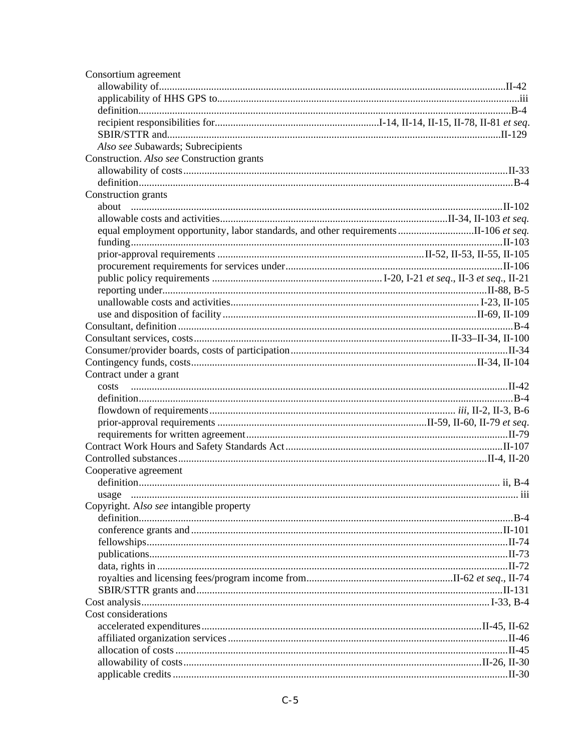Consortium agreement
- allowability of ... II-42
- applicability of HHS GPS to ... iii
- definition ... B-4
- recipient responsibilities for ... I-14, II-14, II-15, II-78, II-81 *et seq*.
- SBIR/STTR and ... II-129
- *Also see S*ubawards; Subrecipients

Construction. *Also see* Construction grants
- allowability of costs ... II-33
- definition ... B-4

Construction grants
- about ... II-102
- allowable costs and activities ... II-34, II-103 *et seq.*
- equal employment opportunity, labor standards, and other requirements ... II-106 *et seq.*
- funding ... II-103
- prior-approval requirements ... II-52, II-53, II-55, II-105
- procurement requirements for services under ... II-106
- public policy requirements ... I-20, I-21 *et seq*., II-3 *et seq*., II-21
- reporting under ... II-88, B-5
- unallowable costs and activities ... I-23, II-105
- use and disposition of facility ... II-69, II-109

Consultant, definition ... B-4

Consultant services, costs ... II-33–II-34, II-100

Consumer/provider boards, costs of participation ... II-34

Contingency funds, costs ... II-34, II-104

Contract under a grant
- costs ... II-42
- definition ... B-4
- flowdown of requirements ... *iii*, II-2, II-3, B-6
- prior-approval requirements ... II-59, II-60, II-79 *et seq*.
- requirements for written agreement ... II-79

Contract Work Hours and Safety Standards Act ... II-107

Controlled substances ... II-4, II-20

Cooperative agreement
- definition ... ii, B-4
- usage ... iii

Copyright. A*lso see* intangible property
- definition ... B-4
- conference grants and ... II-101
- fellowships ... II-74
- publications ... II-73
- data, rights in ... II-72
- royalties and licensing fees/program income from ... II-62 *et seq*., II-74
- SBIR/STTR grants and ... II-131

Cost analysis ... I-33, B-4

Cost considerations
- accelerated expenditures ... II-45, II-62
- affiliated organization services ... II-46
- allocation of costs ... II-45
- allowability of costs ... II-26, II-30
- applicable credits ... II-30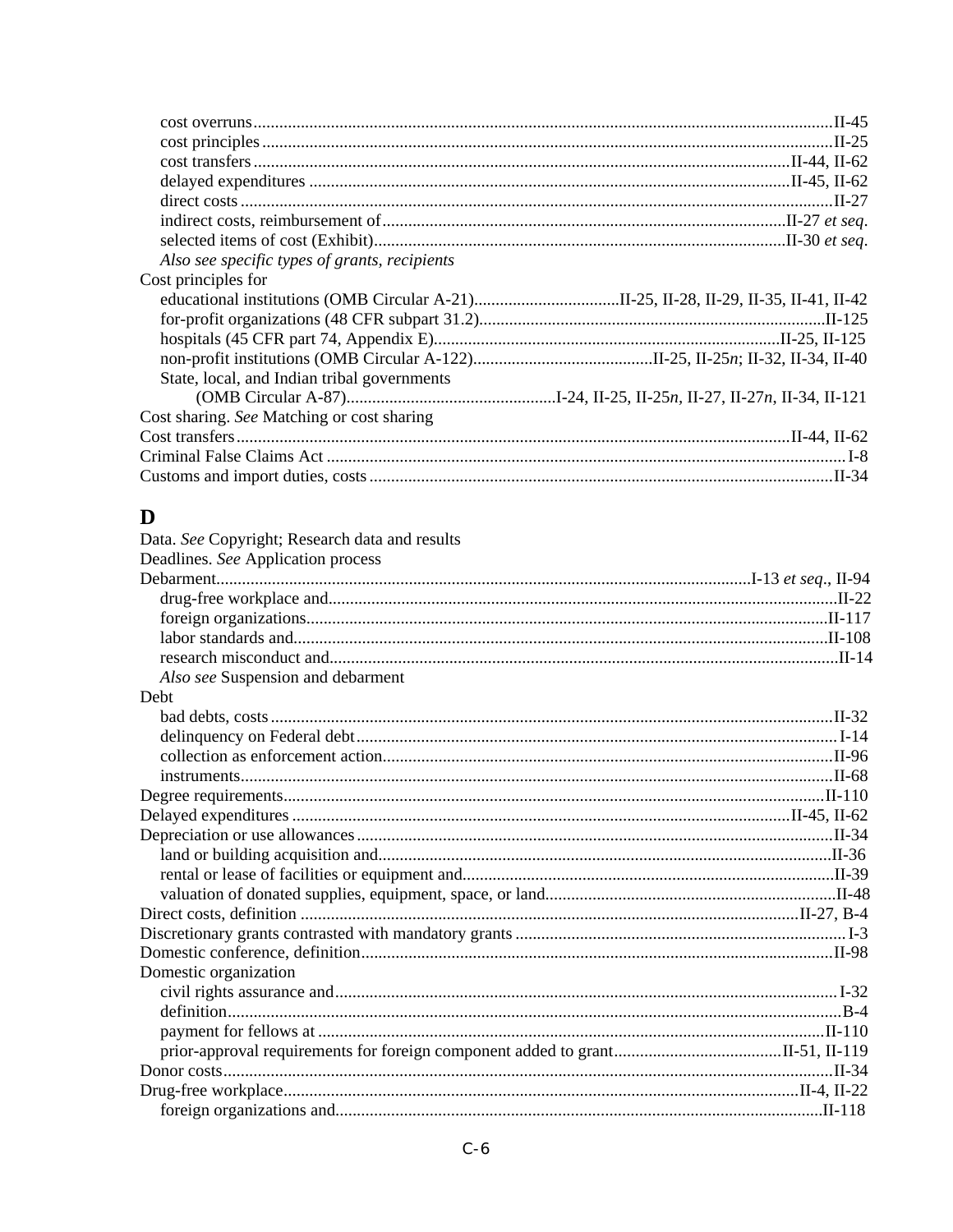cost overruns...II-45
cost principles...II-25
cost transfers...II-44, II-62
delayed expenditures...II-45, II-62
direct costs...II-27
indirect costs, reimbursement of...II-27 *et seq*.
selected items of cost (Exhibit)...II-30 *et seq*.
*Also see specific types of grants, recipients*

Cost principles for
educational institutions (OMB Circular A-21)...II-25, II-28, II-29, II-35, II-41, II-42
for-profit organizations (48 CFR subpart 31.2)...II-125
hospitals (45 CFR part 74, Appendix E)...II-25, II-125
non-profit institutions (OMB Circular A-122)...II-25, II-25*n*; II-32, II-34, II-40
State, local, and Indian tribal governments
(OMB Circular A-87)...I-24, II-25, II-25*n*, II-27, II-27*n*, II-34, II-121

Cost sharing. *See* Matching or cost sharing
Cost transfers...II-44, II-62
Criminal False Claims Act...I-8
Customs and import duties, costs...II-34

# D

Data. *See* Copyright; Research data and results
Deadlines. *See* Application process
Debarment...I-13 *et seq*., II-94
drug-free workplace and...II-22
foreign organizations...II-117
labor standards and...II-108
research misconduct and...II-14
*Also see* Suspension and debarment

Debt
bad debts, costs...II-32
delinquency on Federal debt...I-14
collection as enforcement action...II-96
instruments...II-68

Degree requirements...II-110
Delayed expenditures...II-45, II-62
Depreciation or use allowances...II-34
land or building acquisition and...II-36
rental or lease of facilities or equipment and...II-39
valuation of donated supplies, equipment, space, or land...II-48

Direct costs, definition...II-27, B-4
Discretionary grants contrasted with mandatory grants...I-3
Domestic conference, definition...II-98
Domestic organization
civil rights assurance and...I-32
definition...B-4
payment for fellows at...II-110
prior-approval requirements for foreign component added to grant...II-51, II-119

Donor costs...II-34
Drug-free workplace...II-4, II-22
foreign organizations and...II-118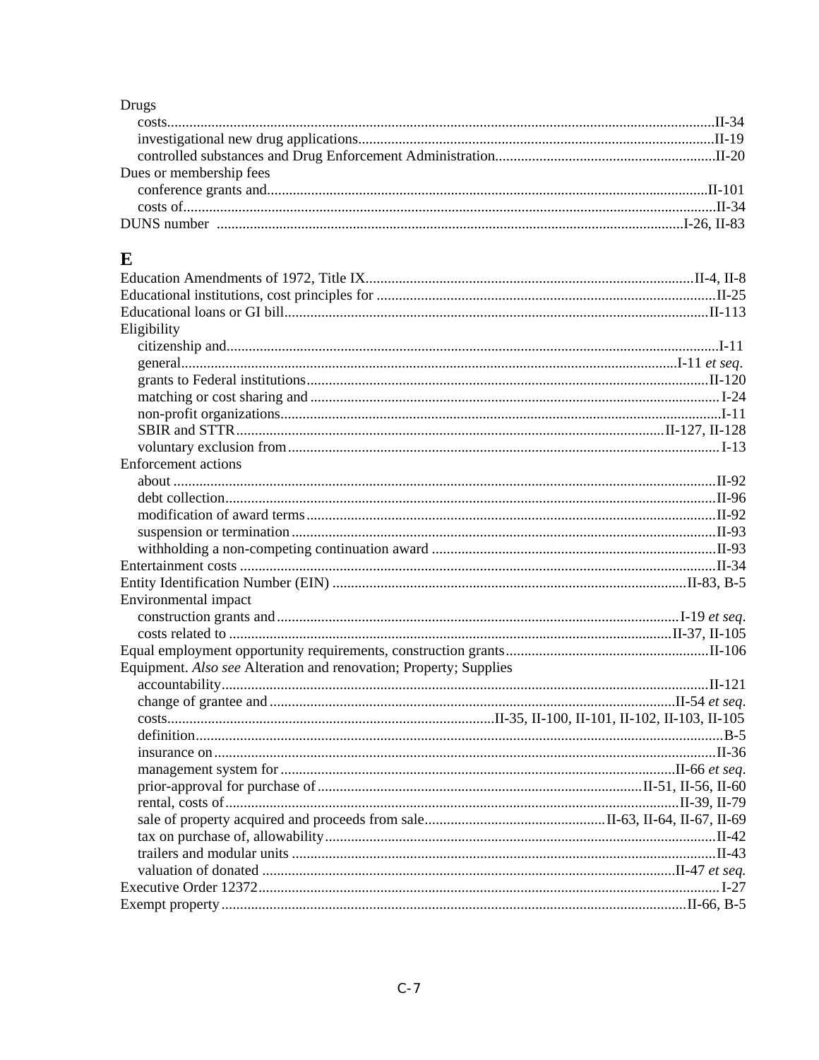Drugs
- costs....II-34
- investigational new drug applications....II-19
- controlled substances and Drug Enforcement Administration....II-20

Dues or membership fees
- conference grants and....II-101
- costs of....II-34

DUNS number ....I-26, II-83

## E

Education Amendments of 1972, Title IX....II-4, II-8

Educational institutions, cost principles for ....II-25

Educational loans or GI bill....II-113

Eligibility
- citizenship and....I-11
- general....I-11 *et seq*.
- grants to Federal institutions....II-120
- matching or cost sharing and ....I-24
- non-profit organizations....I-11
- SBIR and STTR....II-127, II-128
- voluntary exclusion from....I-13

Enforcement actions
- about ....II-92
- debt collection....II-96
- modification of award terms....II-92
- suspension or termination....II-93
- withholding a non-competing continuation award ....II-93

Entertainment costs ....II-34

Entity Identification Number (EIN) ....II-83, B-5

Environmental impact
- construction grants and....I-19 *et seq*.
- costs related to ....II-37, II-105

Equal employment opportunity requirements, construction grants....II-106

Equipment. *Also see* Alteration and renovation; Property; Supplies
- accountability....II-121
- change of grantee and....II-54 *et seq*.
- costs....II-35, II-100, II-101, II-102, II-103, II-105
- definition....B-5
- insurance on....II-36
- management system for....II-66 *et seq*.
- prior-approval for purchase of....II-51, II-56, II-60
- rental, costs of....II-39, II-79
- sale of property acquired and proceeds from sale....II-63, II-64, II-67, II-69
- tax on purchase of, allowability....II-42
- trailers and modular units ....II-43
- valuation of donated ....II-47 *et seq.*

Executive Order 12372....I-27

Exempt property....II-66, B-5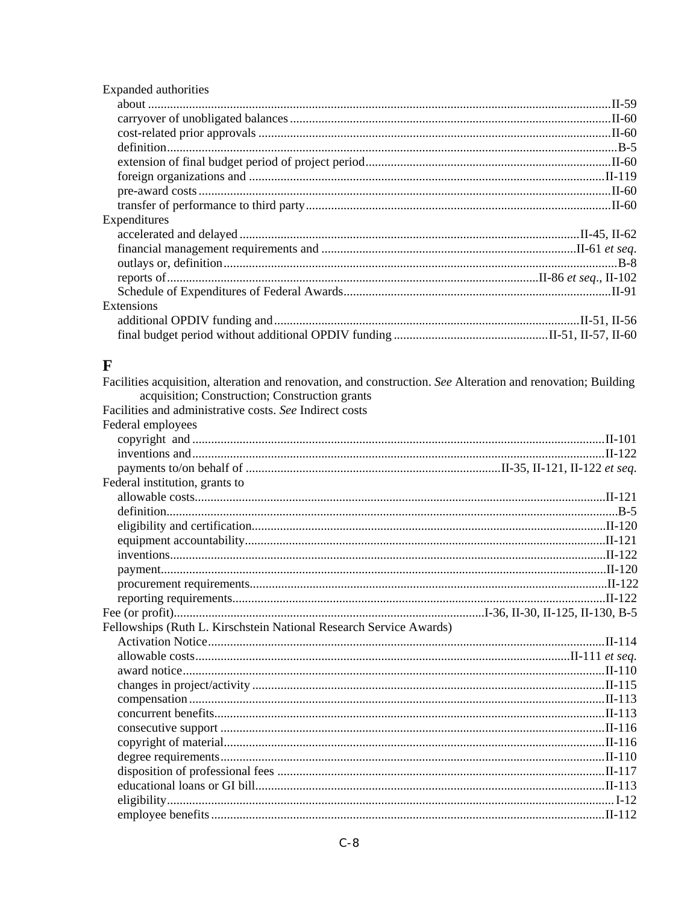Expanded authorities
- about ..... II-59
- carryover of unobligated balances ..... II-60
- cost-related prior approvals ..... II-60
- definition ..... B-5
- extension of final budget period of project period ..... II-60
- foreign organizations and ..... II-119
- pre-award costs ..... II-60
- transfer of performance to third party ..... II-60

Expenditures
- accelerated and delayed ..... II-45, II-62
- financial management requirements and ..... II-61 *et seq.*
- outlays or, definition ..... B-8
- reports of ..... II-86 *et seq.*, II-102
- Schedule of Expenditures of Federal Awards ..... II-91

Extensions
- additional OPDIV funding and ..... II-51, II-56
- final budget period without additional OPDIV funding ..... II-51, II-57, II-60

## F

Facilities acquisition, alteration and renovation, and construction. *See* Alteration and renovation; Building acquisition; Construction; Construction grants

Facilities and administrative costs. *See* Indirect costs

Federal employees
- copyright and ..... II-101
- inventions and ..... II-122
- payments to/on behalf of ..... II-35, II-121, II-122 *et seq.*

Federal institution, grants to
- allowable costs ..... II-121
- definition ..... B-5
- eligibility and certification ..... II-120
- equipment accountability ..... II-121
- inventions ..... II-122
- payment ..... II-120
- procurement requirements ..... II-122
- reporting requirements ..... II-122

Fee (or profit) ..... I-36, II-30, II-125, II-130, B-5

Fellowships (Ruth L. Kirschstein National Research Service Awards)
- Activation Notice ..... II-114
- allowable costs ..... II-111 *et seq.*
- award notice ..... II-110
- changes in project/activity ..... II-115
- compensation ..... II-113
- concurrent benefits ..... II-113
- consecutive support ..... II-116
- copyright of material ..... II-116
- degree requirements ..... II-110
- disposition of professional fees ..... II-117
- educational loans or GI bill ..... II-113
- eligibility ..... I-12
- employee benefits ..... II-112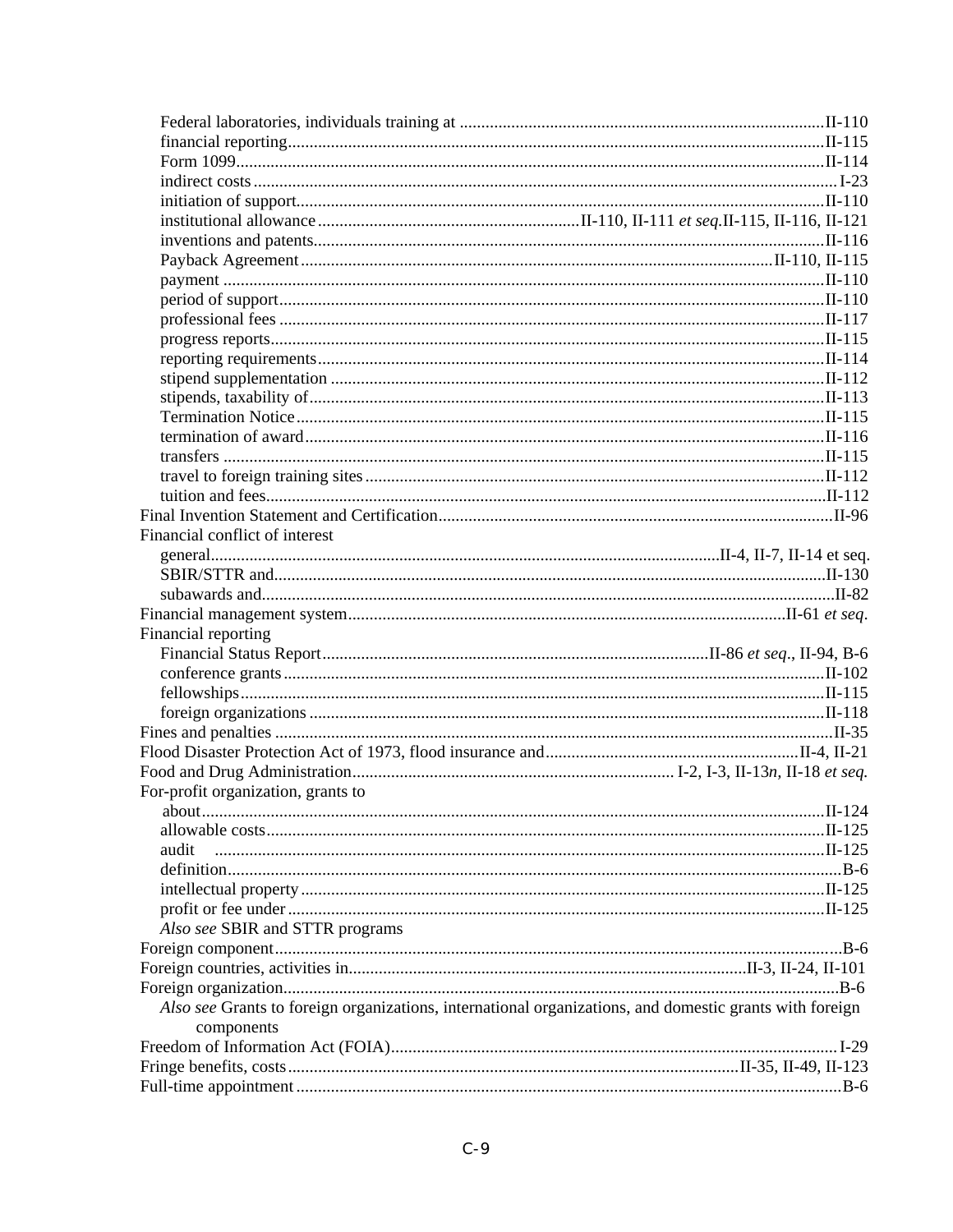Federal laboratories, individuals training at ....................................................................................II-110
financial reporting............................................................................................................................II-115
Form 1099.........................................................................................................................................II-114
indirect costs ...................................................................................................................................... I-23
initiation of support...........................................................................................................................II-110
institutional allowance ............................................................II-110, II-111 *et seq.*II-115, II-116, II-121
inventions and patents.......................................................................................................................II-116
Payback Agreement ...........................................................................................................II-110, II-115
payment ............................................................................................................................................II-110
period of support...............................................................................................................................II-110
professional fees ...............................................................................................................................II-117
progress reports.................................................................................................................................II-115
reporting requirements......................................................................................................................II-114
stipend supplementation ...................................................................................................................II-112
stipends, taxability of........................................................................................................................II-113
Termination Notice ...........................................................................................................................II-115
termination of award.........................................................................................................................II-116
transfers ............................................................................................................................................II-115
travel to foreign training sites ...........................................................................................................II-112
tuition and fees..................................................................................................................................II-112

Final Invention Statement and Certification...........................................................................................II-96

Financial conflict of interest
general......................................................................................................................II-4, II-7, II-14 et seq.
SBIR/STTR and.................................................................................................................................II-130
subawards and.....................................................................................................................................II-82

Financial management system.....................................................................................................II-61 *et seq.*

Financial reporting
Financial Status Report.........................................................................................II-86 *et seq.*, II-94, B-6
conference grants ..............................................................................................................................II-102
fellowships........................................................................................................................................II-115
foreign organizations ........................................................................................................................II-118

Fines and penalties ..................................................................................................................................II-35

Flood Disaster Protection Act of 1973, flood insurance and...........................................................II-4, II-21

Food and Drug Administration........................................................................... I-2, I-3, II-13*n*, II-18 *et seq.*

For-profit organization, grants to
about.................................................................................................................................................II-124
allowable costs..................................................................................................................................II-125
audit .............................................................................................................................................II-125
definition...............................................................................................................................................B-6
intellectual property ..........................................................................................................................II-125
profit or fee under .............................................................................................................................II-125
*Also see* SBIR and STTR programs

Foreign component.....................................................................................................................................B-6

Foreign countries, activities in.............................................................................................II-3, II-24, II-101

Foreign organization.................................................................................................................................B-6
*Also see* Grants to foreign organizations, international organizations, and domestic grants with foreign components

Freedom of Information Act (FOIA)...................................................................................................... I-29

Fringe benefits, costs.........................................................................................................II-35, II-49, II-123

Full-time appointment ...............................................................................................................................B-6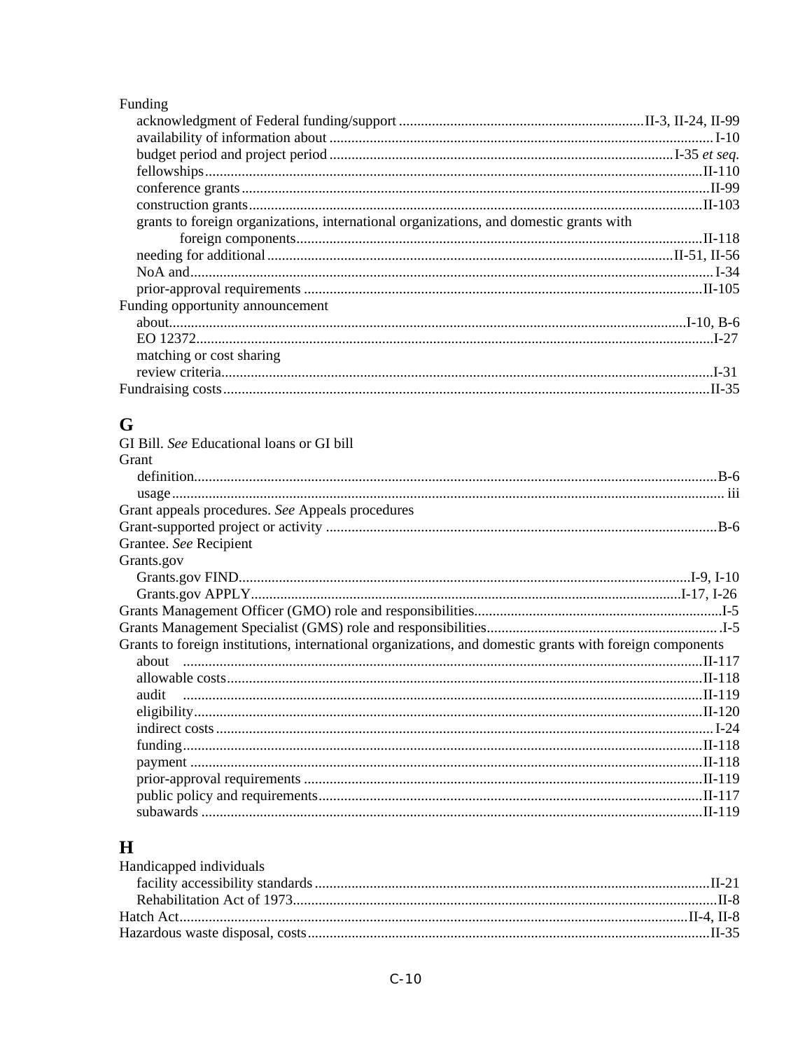Funding
- acknowledgment of Federal funding/support .................................................................II-3, II-24, II-99
- availability of information about ........................................................................................................I-10
- budget period and project period ............................................................................................I-35 *et seq.*
- fellowships.......................................................................................................................................II-110
- conference grants..............................................................................................................................II-99
- construction grants..........................................................................................................................II-103
- grants to foreign organizations, international organizations, and domestic grants with foreign components..............................................................................................................II-118
- needing for additional..........................................................................................................II-51, II-56
- NoA and.............................................................................................................................................I-34
- prior-approval requirements ............................................................................................................II-105

Funding opportunity announcement
- about...........................................................................................................................................I-10, B-6
- EO 12372............................................................................................................................................I-27
- matching or cost sharing
- review criteria.....................................................................................................................................I-31

Fundraising costs...................................................................................................................................II-35

## G

GI Bill. *See* Educational loans or GI bill

Grant
- definition............................................................................................................................................B-6
- usage ................................................................................................................................................... iii

Grant appeals procedures. *See* Appeals procedures

Grant-supported project or activity ..........................................................................................................B-6

Grantee. *See* Recipient

Grants.gov
- Grants.gov FIND..........................................................................................................................I-9, I-10
- Grants.gov APPLY.....................................................................................................................I-17, I-26

Grants Management Officer (GMO) role and responsibilities...................................................................I-5

Grants Management Specialist (GMS) role and responsibilities.............................................................. .I-5

Grants to foreign institutions, international organizations, and domestic grants with foreign components
- about ............................................................................................................................................II-117
- allowable costs.................................................................................................................................II-118
- audit ............................................................................................................................................II-119
- eligibility..........................................................................................................................................II-120
- indirect costs.......................................................................................................................................I-24
- funding............................................................................................................................................II-118
- payment ..........................................................................................................................................II-118
- prior-approval requirements ............................................................................................................II-119
- public policy and requirements........................................................................................................II-117
- subawards .......................................................................................................................................II-119

## H

Handicapped individuals
- facility accessibility standards..........................................................................................................II-21
- Rehabilitation Act of 1973.................................................................................................................II-8

Hatch Act..........................................................................................................................................II-4, II-8

Hazardous waste disposal, costs............................................................................................................II-35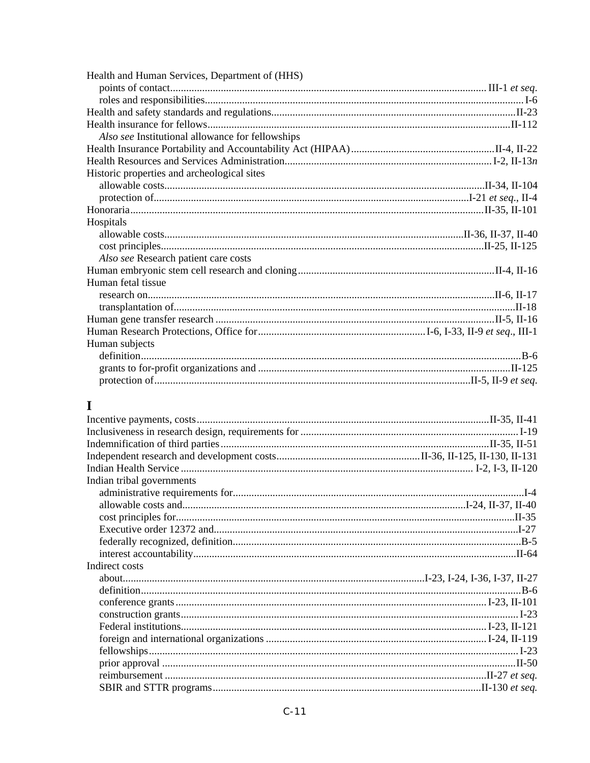Health and Human Services, Department of (HHS)
- points of contact....... III-1 *et seq.*
- roles and responsibilities....... I-6

Health and safety standards and regulations....... II-23

Health insurance for fellows....... II-112
- *Also see* Institutional allowance for fellowships

Health Insurance Portability and Accountability Act (HIPAA)....... II-4, II-22

Health Resources and Services Administration....... I-2, II-13*n*

Historic properties and archeological sites
- allowable costs....... II-34, II-104
- protection of....... I-21 *et seq.*, II-4

Honoraria....... II-35, II-101

Hospitals
- allowable costs....... II-36, II-37, II-40
- cost principles....... II-25, II-125
- *Also see* Research patient care costs

Human embryonic stem cell research and cloning....... II-4, II-16

Human fetal tissue
- research on....... II-6, II-17
- transplantation of....... II-18

Human gene transfer research....... II-5, II-16

Human Research Protections, Office for....... I-6, I-33, II-9 *et seq.*, III-1

Human subjects
- definition....... B-6
- grants to for-profit organizations and....... II-125
- protection of....... II-5, II-9 *et seq.*

# I

Incentive payments, costs....... II-35, II-41

Inclusiveness in research design, requirements for....... I-19

Indemnification of third parties....... II-35, II-51

Independent research and development costs....... II-36, II-125, II-130, II-131

Indian Health Service....... I-2, I-3, II-120

Indian tribal governments
- administrative requirements for....... I-4
- allowable costs and....... I-24, II-37, II-40
- cost principles for....... II-35
- Executive order 12372 and....... I-27
- federally recognized, definition....... B-5
- interest accountability....... II-64

Indirect costs
- about....... I-23, I-24, I-36, I-37, II-27
- definition....... B-6
- conference grants....... I-23, II-101
- construction grants....... I-23
- Federal institutions....... I-23, II-121
- foreign and international organizations....... I-24, II-119
- fellowships....... I-23
- prior approval....... II-50
- reimbursement....... II-27 *et seq.*
- SBIR and STTR programs....... II-130 *et seq.*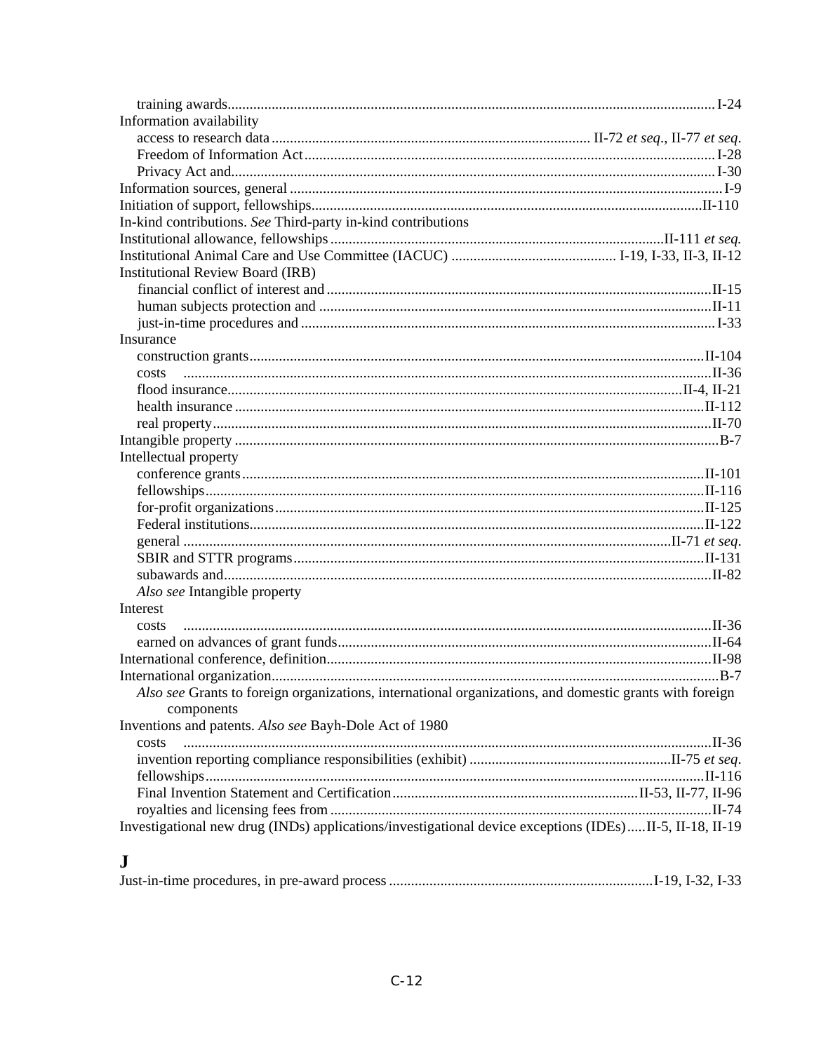training awards ... I-24

Information availability

- access to research data ... II-72 *et seq.*, II-77 *et seq.*
- Freedom of Information Act ... I-28
- Privacy Act and ... I-30

Information sources, general ... I-9

Initiation of support, fellowships ... II-110

In-kind contributions. *See* Third-party in-kind contributions

Institutional allowance, fellowships ... II-111 *et seq.*

Institutional Animal Care and Use Committee (IACUC) ... I-19, I-33, II-3, II-12

Institutional Review Board (IRB)

- financial conflict of interest and ... II-15
- human subjects protection and ... II-11
- just-in-time procedures and ... I-33

Insurance

- construction grants ... II-104
- costs ... II-36
- flood insurance ... II-4, II-21
- health insurance ... II-112
- real property ... II-70

Intangible property ... B-7

Intellectual property

- conference grants ... II-101
- fellowships ... II-116
- for-profit organizations ... II-125
- Federal institutions ... II-122
- general ... II-71 *et seq.*
- SBIR and STTR programs ... II-131
- subawards and ... II-82
- *Also see* Intangible property

Interest

- costs ... II-36
- earned on advances of grant funds ... II-64

International conference, definition ... II-98

International organization ... B-7

- *Also see* Grants to foreign organizations, international organizations, and domestic grants with foreign components

Inventions and patents. *Also see* Bayh-Dole Act of 1980

- costs ... II-36
- invention reporting compliance responsibilities (exhibit) ... II-75 *et seq.*
- fellowships ... II-116
- Final Invention Statement and Certification ... II-53, II-77, II-96
- royalties and licensing fees from ... II-74

Investigational new drug (INDs) applications/investigational device exceptions (IDEs) ... II-5, II-18, II-19

## J

Just-in-time procedures, in pre-award process ... I-19, I-32, I-33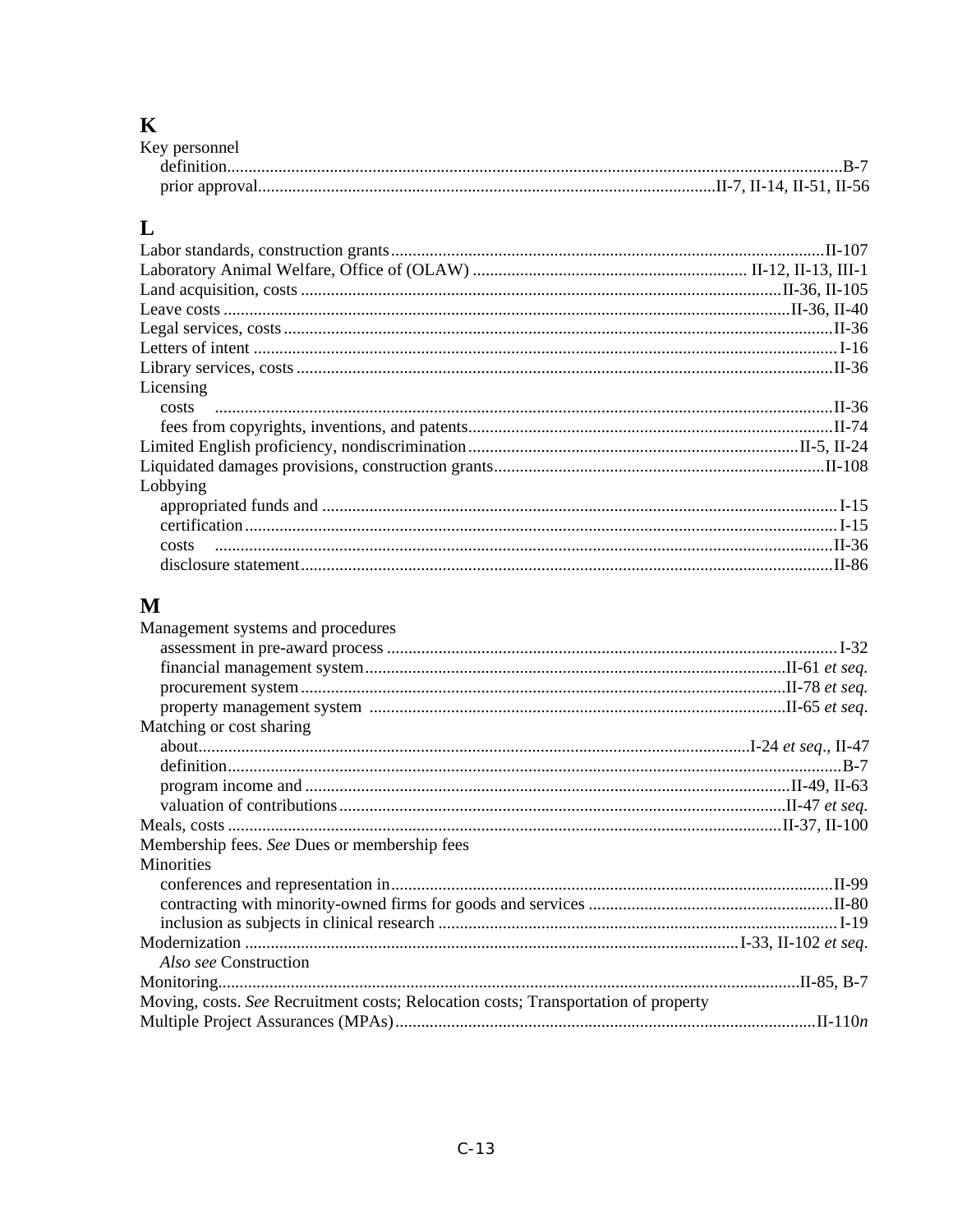## K

Key personnel
- definition ........ B-7
- prior approval ........ II-7, II-14, II-51, II-56

## L

Labor standards, construction grants ........ II-107
Laboratory Animal Welfare, Office of (OLAW) ........ II-12, II-13, III-1
Land acquisition, costs ........ II-36, II-105
Leave costs ........ II-36, II-40
Legal services, costs ........ II-36
Letters of intent ........ I-16
Library services, costs ........ II-36
Licensing
- costs ........ II-36
- fees from copyrights, inventions, and patents ........ II-74

Limited English proficiency, nondiscrimination ........ II-5, II-24
Liquidated damages provisions, construction grants ........ II-108
Lobbying
- appropriated funds and ........ I-15
- certification ........ I-15
- costs ........ II-36
- disclosure statement ........ II-86

## M

Management systems and procedures
- assessment in pre-award process ........ I-32
- financial management system ........ II-61 *et seq.*
- procurement system ........ II-78 *et seq.*
- property management system ........ II-65 *et seq.*

Matching or cost sharing
- about ........ I-24 *et seq*., II-47
- definition ........ B-7
- program income and ........ II-49, II-63
- valuation of contributions ........ II-47 *et seq.*

Meals, costs ........ II-37, II-100
Membership fees. *See* Dues or membership fees
Minorities
- conferences and representation in ........ II-99
- contracting with minority-owned firms for goods and services ........ II-80
- inclusion as subjects in clinical research ........ I-19

Modernization ........ I-33, II-102 *et seq*.
- *Also see* Construction

Monitoring ........ II-85, B-7
Moving, costs. *See* Recruitment costs; Relocation costs; Transportation of property
Multiple Project Assurances (MPAs) ........ II-110*n*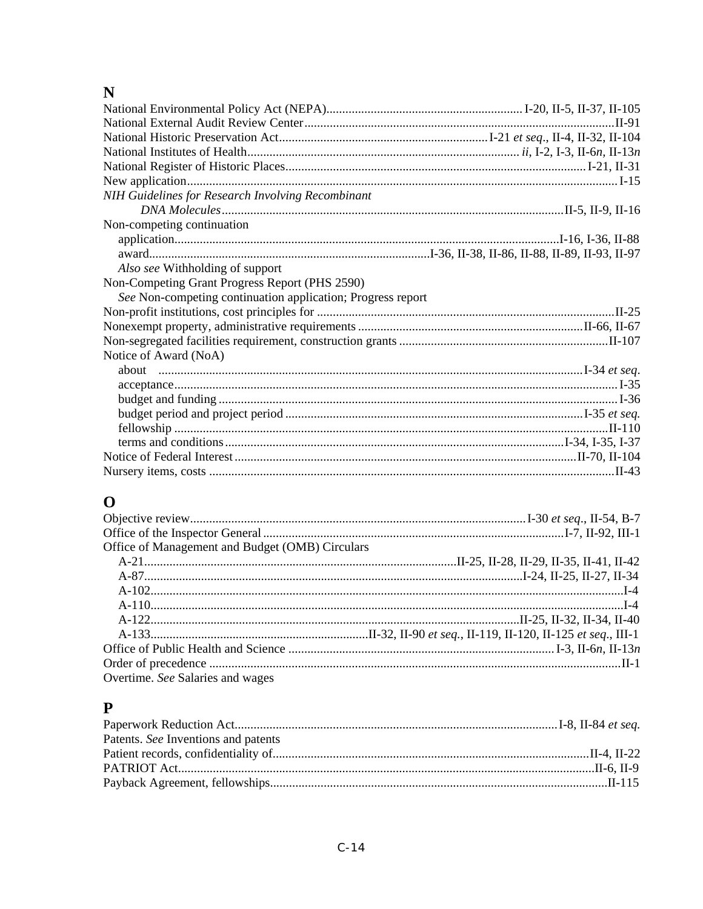## N

National Environmental Policy Act (NEPA).............................................................I-20, II-5, II-37, II-105
National External Audit Review Center.................................................................................................II-91
National Historic Preservation Act..................................................................I-21 *et seq*., II-4, II-32, II-104
National Institutes of Health..................................................................................... *ii*, I-2, I-3, II-6*n*, II-13*n*
National Register of Historic Places.............................................................................................I-21, II-31
New application.......................................................................................................................................I-15
*NIH Guidelines for Research Involving Recombinant*
    *DNA Molecules*...........................................................................................................II-5, II-9, II-16
Non-competing continuation
  application........................................................................................................................I-16, I-36, II-88
  award........................................................................................I-36, II-38, II-86, II-88, II-89, II-93, II-97
  *Also see* Withholding of support
Non-Competing Grant Progress Report (PHS 2590)
  *See* Non-competing continuation application; Progress report
Non-profit institutions, cost principles for ...........................................................................................II-25
Nonexempt property, administrative requirements.....................................................................II-66, II-67
Non-segregated facilities requirement, construction grants ...............................................................II-107
Notice of Award (NoA)
  about ..................................................................................................................................I-34 *et seq*.
  acceptance...........................................................................................................................................I-35
  budget and funding .............................................................................................................................I-36
  budget period and project period ............................................................................................I-35 *et seq.*
  fellowship .........................................................................................................................................II-110
  terms and conditions..........................................................................................................I-34, I-35, I-37
Notice of Federal Interest ...........................................................................................................II-70, II-104
Nursery items, costs ................................................................................................................................II-43

## O

Objective review.........................................................................................................I-30 *et seq*., II-54, B-7
Office of the Inspector General.............................................................................................I-7, II-92, III-1
Office of Management and Budget (OMB) Circulars
  A-21..................................................................................................II-25, II-28, II-29, II-35, II-41, II-42
  A-87.......................................................................................................................I-24, II-25, II-27, II-34
  A-102.....................................................................................................................................................I-4
  A-110.....................................................................................................................................................I-4
  A-122..........................................................................................................................II-25, II-32, II-34, II-40
  A-133....................................................................II-32, II-90 *et seq.*, II-119, II-120, II-125 *et seq*., III-1
Office of Public Health and Science ..................................................................................I-3, II-6*n*, II-13*n*
Order of precedence .................................................................................................................................II-1
Overtime. *See* Salaries and wages

## P

Paperwork Reduction Act.............................................................................................I-8, II-84 *et seq.*
Patents. *See* Inventions and patents
Patient records, confidentiality of...........................................................................................II-4, II-22
PATRIOT Act.................................................................................................................................II-6, II-9
Payback Agreement, fellowships.........................................................................................................II-115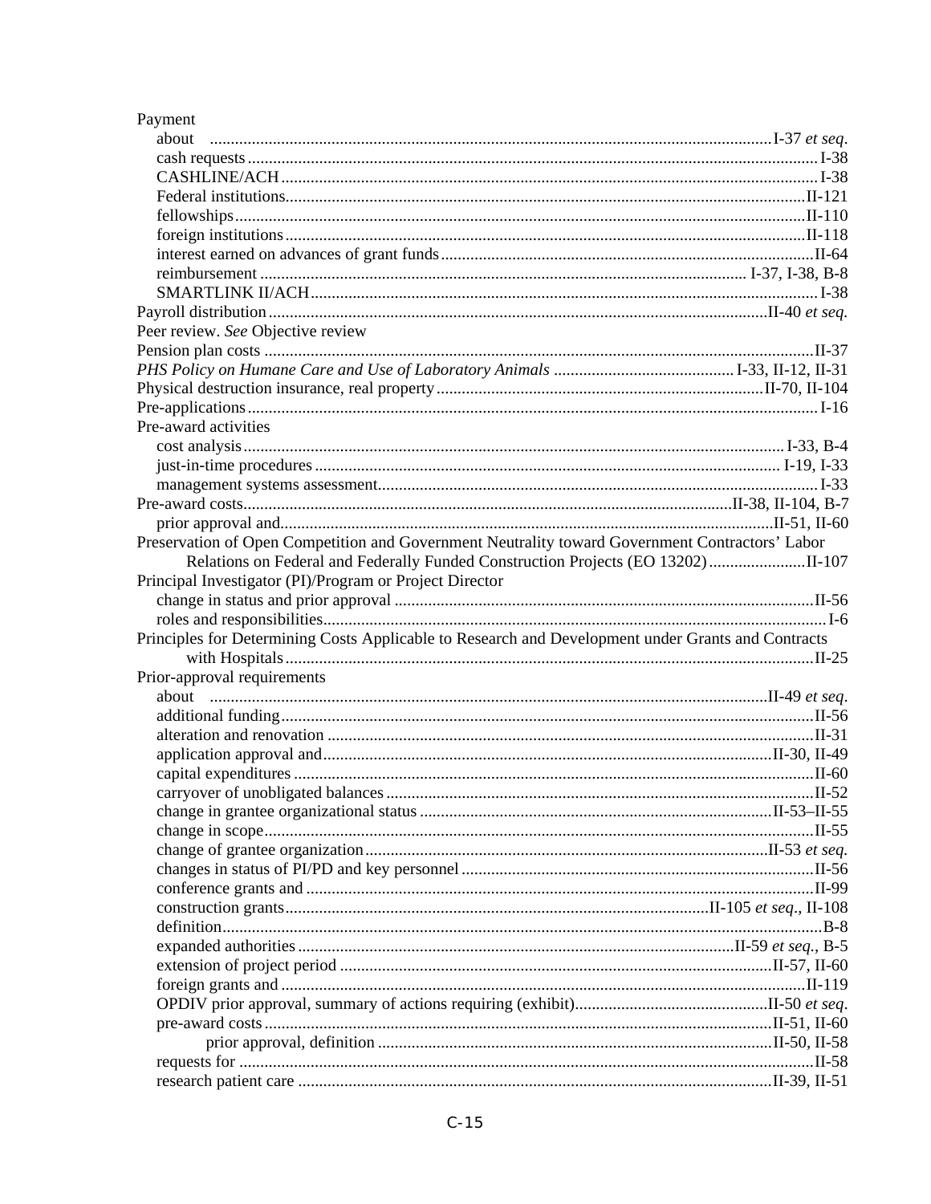Payment

- about ... I-37 *et seq.*
- cash requests ... I-38
- CASHLINE/ACH ... I-38
- Federal institutions ... II-121
- fellowships ... II-110
- foreign institutions ... II-118
- interest earned on advances of grant funds ... II-64
- reimbursement ... I-37, I-38, B-8
- SMARTLINK II/ACH ... I-38

Payroll distribution ... II-40 *et seq.*

Peer review. *See* Objective review

Pension plan costs ... II-37

*PHS Policy on Humane Care and Use of Laboratory Animals* ... I-33, II-12, II-31

Physical destruction insurance, real property ... II-70, II-104

Pre-applications ... I-16

Pre-award activities

- cost analysis ... I-33, B-4
- just-in-time procedures ... I-19, I-33
- management systems assessment ... I-33

Pre-award costs ... II-38, II-104, B-7

- prior approval and ... II-51, II-60

Preservation of Open Competition and Government Neutrality toward Government Contractors' Labor Relations on Federal and Federally Funded Construction Projects (EO 13202) ... II-107

Principal Investigator (PI)/Program or Project Director

- change in status and prior approval ... II-56
- roles and responsibilities ... I-6

Principles for Determining Costs Applicable to Research and Development under Grants and Contracts with Hospitals ... II-25

Prior-approval requirements

- about ... II-49 *et seq.*
- additional funding ... II-56
- alteration and renovation ... II-31
- application approval and ... II-30, II-49
- capital expenditures ... II-60
- carryover of unobligated balances ... II-52
- change in grantee organizational status ... II-53–II-55
- change in scope ... II-55
- change of grantee organization ... II-53 *et seq.*
- changes in status of PI/PD and key personnel ... II-56
- conference grants and ... II-99
- construction grants ... II-105 *et seq.*, II-108
- definition ... B-8
- expanded authorities ... II-59 *et seq.*, B-5
- extension of project period ... II-57, II-60
- foreign grants and ... II-119
- OPDIV prior approval, summary of actions requiring (exhibit) ... II-50 *et seq.*
- pre-award costs ... II-51, II-60
  - prior approval, definition ... II-50, II-58
- requests for ... II-58
- research patient care ... II-39, II-51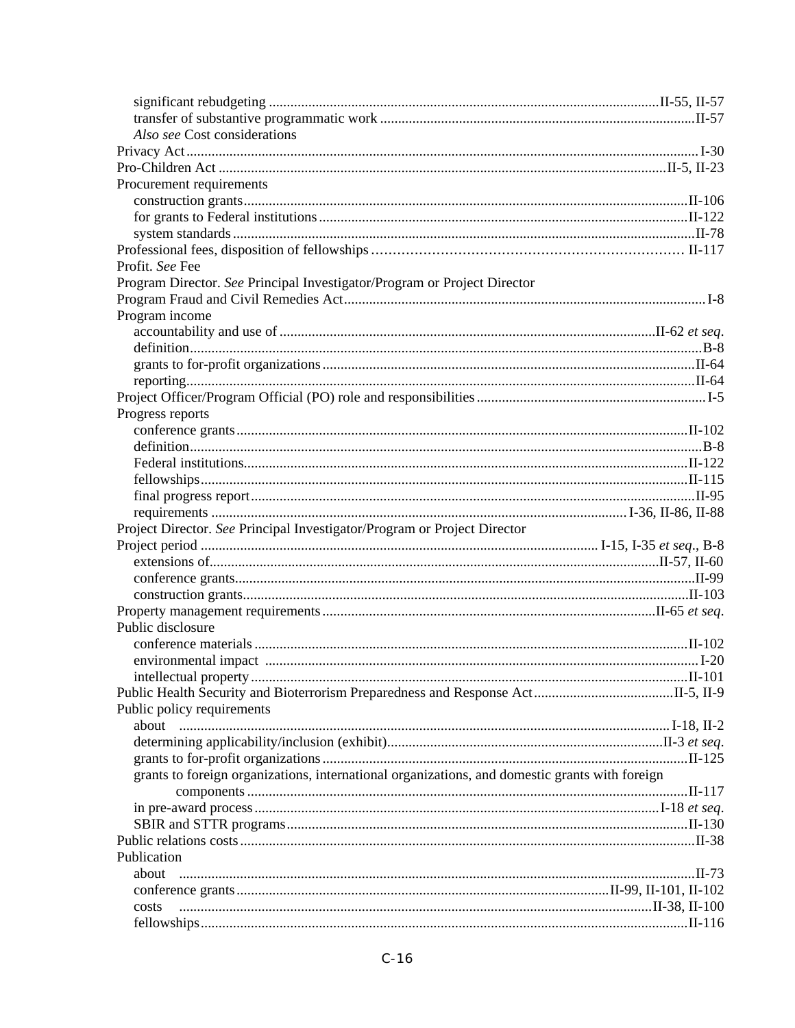- significant rebudgeting ........................................ II-55, II-57
- transfer of substantive programmatic work ........................................ II-57
- *Also see* Cost considerations

Privacy Act ........................................ I-30

Pro-Children Act ........................................ II-5, II-23

Procurement requirements

- construction grants ........................................ II-106
- for grants to Federal institutions ........................................ II-122
- system standards ........................................ II-78

Professional fees, disposition of fellowships ........................................ II-117

Profit. *See* Fee

Program Director. *See* Principal Investigator/Program or Project Director

Program Fraud and Civil Remedies Act ........................................ I-8

Program income

- accountability and use of ........................................ II-62 *et seq.*
- definition ........................................ B-8
- grants to for-profit organizations ........................................ II-64
- reporting ........................................ II-64

Project Officer/Program Official (PO) role and responsibilities ........................................ I-5

Progress reports

- conference grants ........................................ II-102
- definition ........................................ B-8
- Federal institutions ........................................ II-122
- fellowships ........................................ II-115
- final progress report ........................................ II-95
- requirements ........................................ I-36, II-86, II-88

Project Director. *See* Principal Investigator/Program or Project Director

Project period ........................................ I-15, I-35 *et seq.*, B-8

- extensions of ........................................ II-57, II-60
- conference grants ........................................ II-99
- construction grants ........................................ II-103

Property management requirements ........................................ II-65 *et seq.*

Public disclosure

- conference materials ........................................ II-102
- environmental impact ........................................ I-20
- intellectual property ........................................ II-101

Public Health Security and Bioterrorism Preparedness and Response Act ........................................ II-5, II-9

Public policy requirements

- about ........................................ I-18, II-2
- determining applicability/inclusion (exhibit) ........................................ II-3 *et seq.*
- grants to for-profit organizations ........................................ II-125
- grants to foreign organizations, international organizations, and domestic grants with foreign components ........................................ II-117
- in pre-award process ........................................ I-18 *et seq.*
- SBIR and STTR programs ........................................ II-130

Public relations costs ........................................ II-38

Publication

- about ........................................ II-73
- conference grants ........................................ II-99, II-101, II-102
- costs ........................................ II-38, II-100
- fellowships ........................................ II-116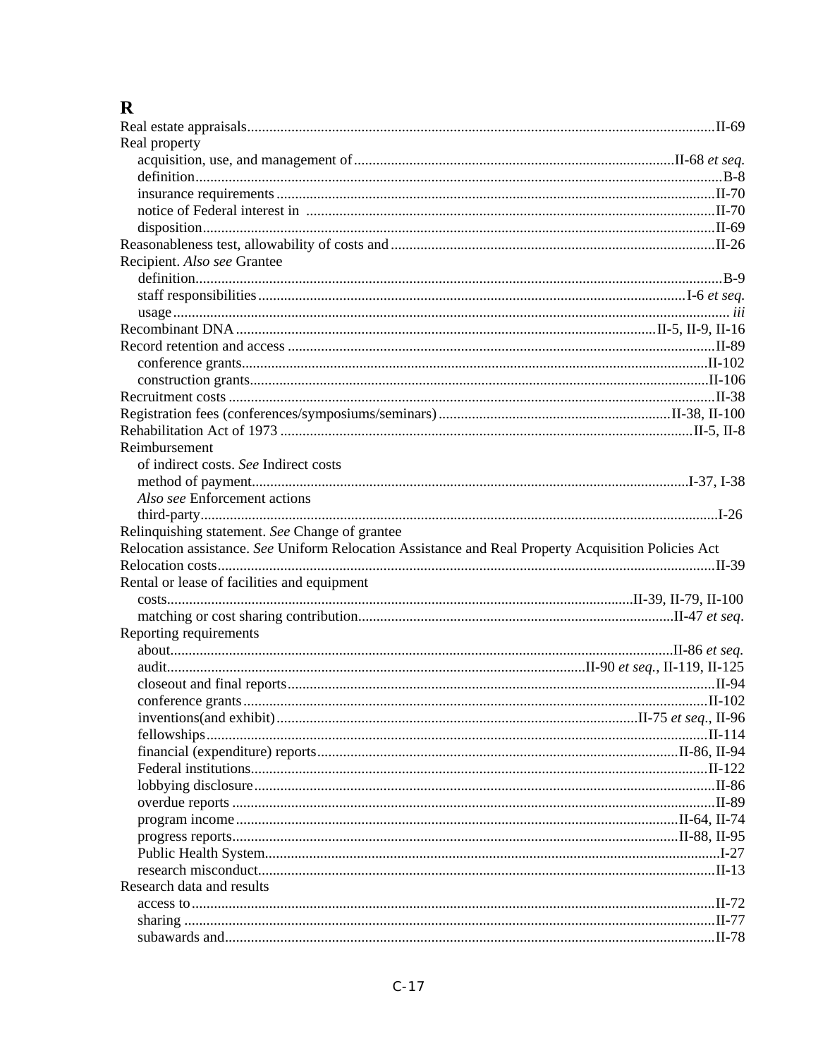# R

Real estate appraisals.............................................................................................................II-69
Real property
  acquisition, use, and management of....................................................................................II-68 *et seq.*
  definition...........................................................................................................................B-8
  insurance requirements......................................................................................................II-70
  notice of Federal interest in ..............................................................................................II-70
  disposition.........................................................................................................................II-69
Reasonableness test, allowability of costs and......................................................................II-26
Recipient. *Also see* Grantee
  definition............................................................................................................................B-9
  staff responsibilities...........................................................................................................I-6 *et seq.*
  usage.................................................................................................................................*iii*
Recombinant DNA...............................................................................................II-5, II-9, II-16
Record retention and access...................................................................................................II-89
  conference grants...............................................................................................................II-102
  construction grants.............................................................................................................II-106
Recruitment costs...................................................................................................................II-38
Registration fees (conferences/symposiums/seminars)..........................................................II-38, II-100
Rehabilitation Act of 1973.....................................................................................................II-5, II-8
Reimbursement
  of indirect costs. *See* Indirect costs
  method of payment.............................................................................................................I-37, I-38
  *Also see* Enforcement actions
  third-party..........................................................................................................................I-26
Relinquishing statement. *See* Change of grantee
Relocation assistance. *See* Uniform Relocation Assistance and Real Property Acquisition Policies Act
Relocation costs.....................................................................................................................II-39
Rental or lease of facilities and equipment
  costs..................................................................................................................II-39, II-79, II-100
  matching or cost sharing contribution.................................................................................II-47 *et seq.*
Reporting requirements
  about...................................................................................................................II-86 *et seq.*
  audit.......................................................................................II-90 *et seq.*, II-119, II-125
  closeout and final reports....................................................................................................II-94
  conference grants...............................................................................................................II-102
  inventions(and exhibit)..................................................................................II-75 *et seq.*, II-96
  fellowships.........................................................................................................................II-114
  financial (expenditure) reports.............................................................................................II-86, II-94
  Federal institutions.............................................................................................................II-122
  lobbying disclosure.............................................................................................................II-86
  overdue reports..................................................................................................................II-89
  program income..................................................................................................................II-64, II-74
  progress reports..................................................................................................................II-88, II-95
  Public Health System...........................................................................................................I-27
  research misconduct............................................................................................................II-13
Research data and results
  access to............................................................................................................................II-72
  sharing..............................................................................................................................II-77
  subawards and...................................................................................................................II-78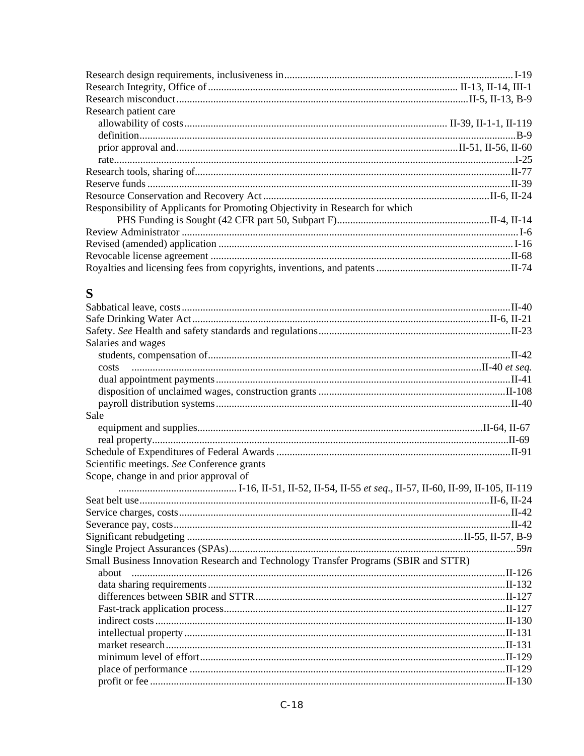Research design requirements, inclusiveness in ........ I-19
Research Integrity, Office of ........ II-13, II-14, III-1
Research misconduct ........ II-5, II-13, B-9
Research patient care
- allowability of costs ........ II-39, II-1-1, II-119
- definition ........ B-9
- prior approval and ........ II-51, II-56, II-60
- rate ........ I-25

Research tools, sharing of ........ II-77
Reserve funds ........ II-39
Resource Conservation and Recovery Act ........ II-6, II-24
Responsibility of Applicants for Promoting Objectivity in Research for which PHS Funding is Sought (42 CFR part 50, Subpart F) ........ II-4, II-14
Review Administrator ........ I-6
Revised (amended) application ........ I-16
Revocable license agreement ........ II-68
Royalties and licensing fees from copyrights, inventions, and patents ........ II-74

## S

Sabbatical leave, costs ........ II-40
Safe Drinking Water Act ........ II-6, II-21
Safety. *See* Health and safety standards and regulations ........ II-23
Salaries and wages
- students, compensation of ........ II-42
- costs ........ II-40 *et seq.*
- dual appointment payments ........ II-41
- disposition of unclaimed wages, construction grants ........ II-108
- payroll distribution systems ........ II-40

Sale
- equipment and supplies ........ II-64, II-67
- real property ........ II-69

Schedule of Expenditures of Federal Awards ........ II-91
Scientific meetings. *See* Conference grants
Scope, change in and prior approval of ........ I-16, II-51, II-52, II-54, II-55 *et seq.*, II-57, II-60, II-99, II-105, II-119
Seat belt use ........ II-6, II-24
Service charges, costs ........ II-42
Severance pay, costs ........ II-42
Significant rebudgeting ........ II-55, II-57, B-9
Single Project Assurances (SPAs) ........ 59*n*
Small Business Innovation Research and Technology Transfer Programs (SBIR and STTR)
- about ........ II-126
- data sharing requirements ........ II-132
- differences between SBIR and STTR ........ II-127
- Fast-track application process ........ II-127
- indirect costs ........ II-130
- intellectual property ........ II-131
- market research ........ II-131
- minimum level of effort ........ II-129
- place of performance ........ II-129
- profit or fee ........ II-130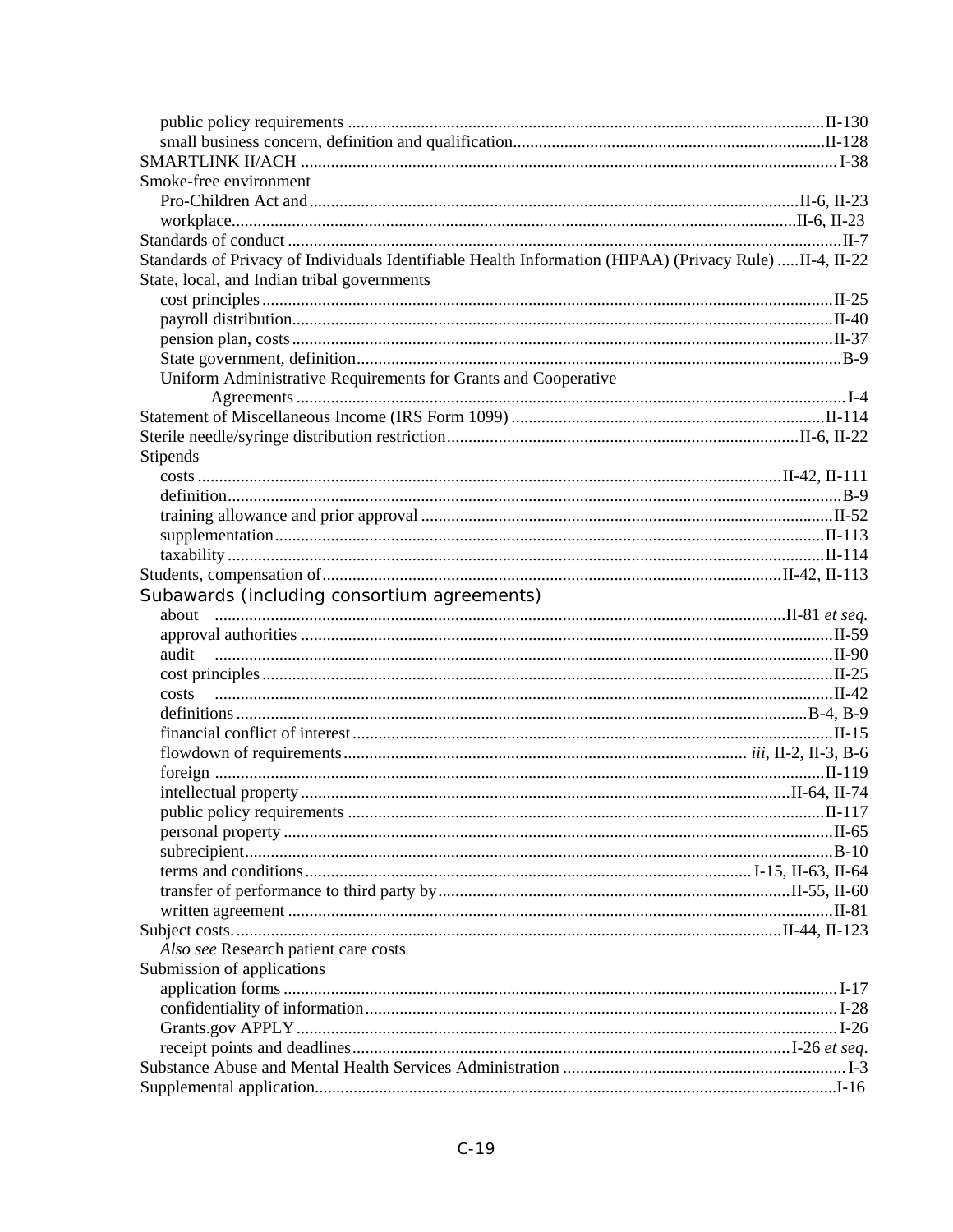public policy requirements ........II-130
small business concern, definition and qualification........II-128

SMARTLINK II/ACH ........I-38

Smoke-free environment
- Pro-Children Act and........II-6, II-23
- workplace........II-6, II-23

Standards of conduct ........II-7

Standards of Privacy of Individuals Identifiable Health Information (HIPAA) (Privacy Rule) .....II-4, II-22

State, local, and Indian tribal governments
- cost principles........II-25
- payroll distribution........II-40
- pension plan, costs........II-37
- State government, definition........B-9
- Uniform Administrative Requirements for Grants and Cooperative Agreements ........I-4

Statement of Miscellaneous Income (IRS Form 1099) ........II-114

Sterile needle/syringe distribution restriction........II-6, II-22

Stipends
- costs ........II-42, II-111
- definition........B-9
- training allowance and prior approval ........II-52
- supplementation........II-113
- taxability ........II-114

Students, compensation of........II-42, II-113

Subawards (including consortium agreements)
- about ........II-81 *et seq.*
- approval authorities ........II-59
- audit ........II-90
- cost principles........II-25
- costs ........II-42
- definitions ........B-4, B-9
- financial conflict of interest........II-15
- flowdown of requirements........ *iii*, II-2, II-3, B-6
- foreign ........II-119
- intellectual property........II-64, II-74
- public policy requirements ........II-117
- personal property ........II-65
- subrecipient........B-10
- terms and conditions........I-15, II-63, II-64
- transfer of performance to third party by........II-55, II-60
- written agreement ........II-81

Subject costs. ........II-44, II-123
- *Also see* Research patient care costs

Submission of applications
- application forms ........I-17
- confidentiality of information........I-28
- Grants.gov APPLY........I-26
- receipt points and deadlines........I-26 *et seq.*

Substance Abuse and Mental Health Services Administration ........I-3

Supplemental application........I-16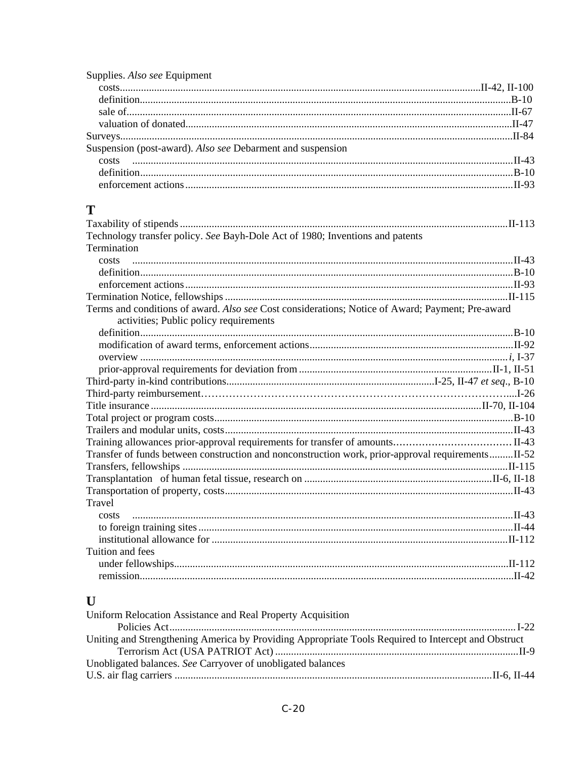Supplies. *Also see* Equipment
- costs....II-42, II-100
- definition....B-10
- sale of....II-67
- valuation of donated....II-47

Surveys....II-84

Suspension (post-award). *Also see* Debarment and suspension
- costs ....II-43
- definition....B-10
- enforcement actions....II-93

## T

Taxability of stipends....II-113

Technology transfer policy. *See* Bayh-Dole Act of 1980; Inventions and patents

Termination
- costs ....II-43
- definition....B-10
- enforcement actions....II-93

Termination Notice, fellowships....II-115

Terms and conditions of award. *Also see* Cost considerations; Notice of Award; Payment; Pre-award activities; Public policy requirements
- definition....B-10
- modification of award terms, enforcement actions....II-92
- overview ....*i*, I-37
- prior-approval requirements for deviation from....II-1, II-51

Third-party in-kind contributions....I-25, II-47 *et seq.*, B-10

Third-party reimbursement....I-26

Title insurance....II-70, II-104

Total project or program costs....B-10

Trailers and modular units, costs....II-43

Training allowances prior-approval requirements for transfer of amounts....II-43

Transfer of funds between construction and nonconstruction work, prior-approval requirements....II-52

Transfers, fellowships....II-115

Transplantation of human fetal tissue, research on....II-6, II-18

Transportation of property, costs....II-43

Travel
- costs ....II-43
- to foreign training sites....II-44
- institutional allowance for....II-112

Tuition and fees
- under fellowships....II-112
- remission....II-42

## U

Uniform Relocation Assistance and Real Property Acquisition Policies Act....I-22

Uniting and Strengthening America by Providing Appropriate Tools Required to Intercept and Obstruct Terrorism Act (USA PATRIOT Act)....II-9

Unobligated balances. *See* Carryover of unobligated balances

U.S. air flag carriers....II-6, II-44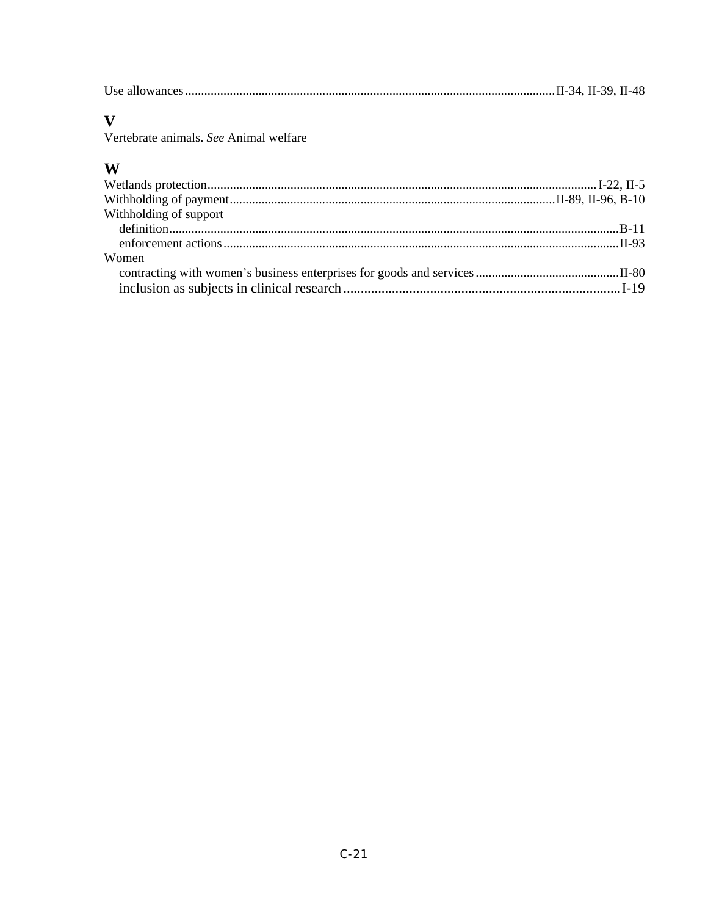Use allowances....II-34, II-39, II-48

## V

Vertebrate animals. *See* Animal welfare

## W

Wetlands protection....I-22, II-5

Withholding of payment....II-89, II-96, B-10

Withholding of support

- definition....B-11
- enforcement actions....II-93

Women

- contracting with women's business enterprises for goods and services....II-80
- inclusion as subjects in clinical research....I-19